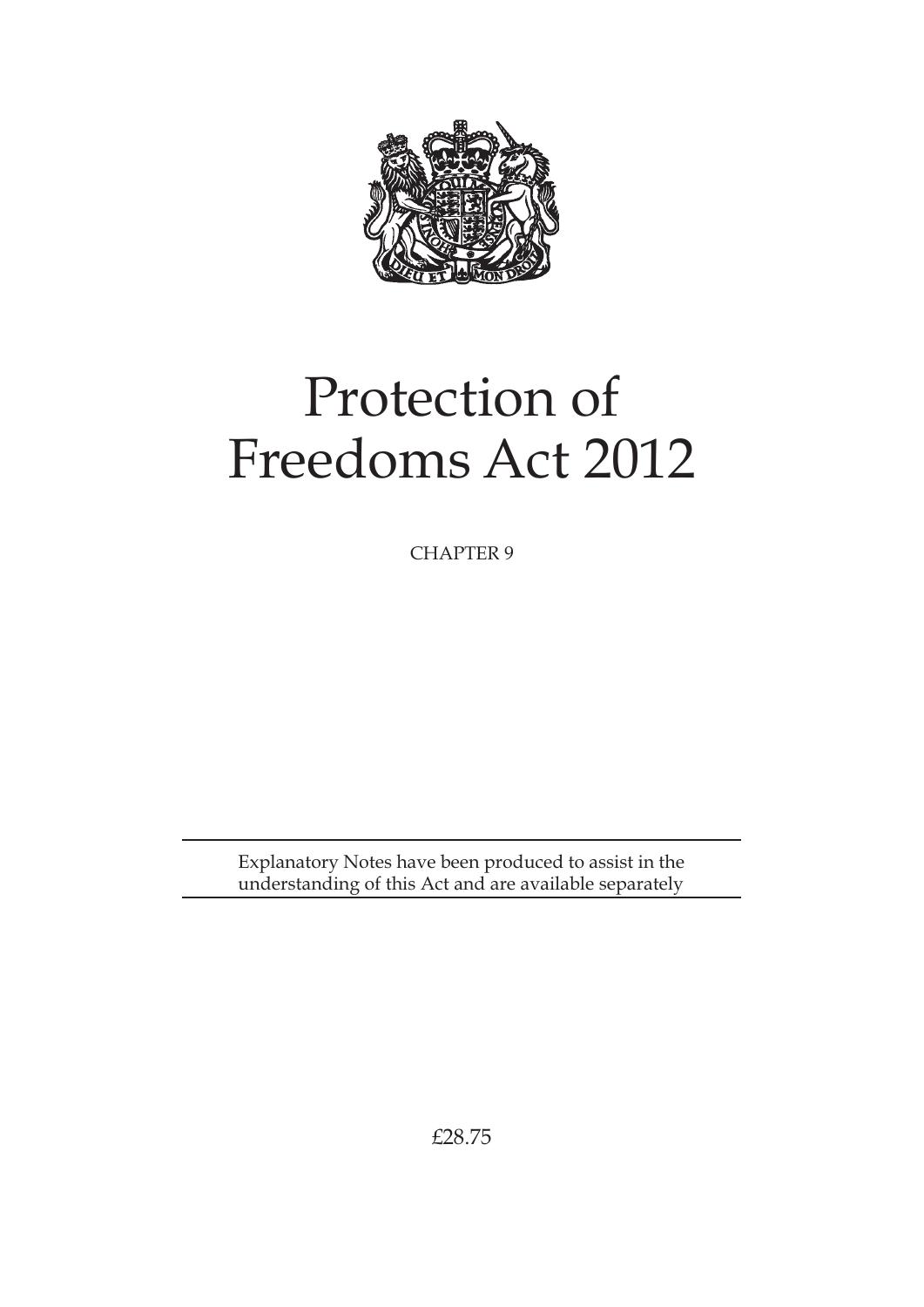# Protection of Freedoms Act 2012

CHAPTER 9

Explanatory Notes have been produced to assist in the understanding of this Act and are available separately

£28.75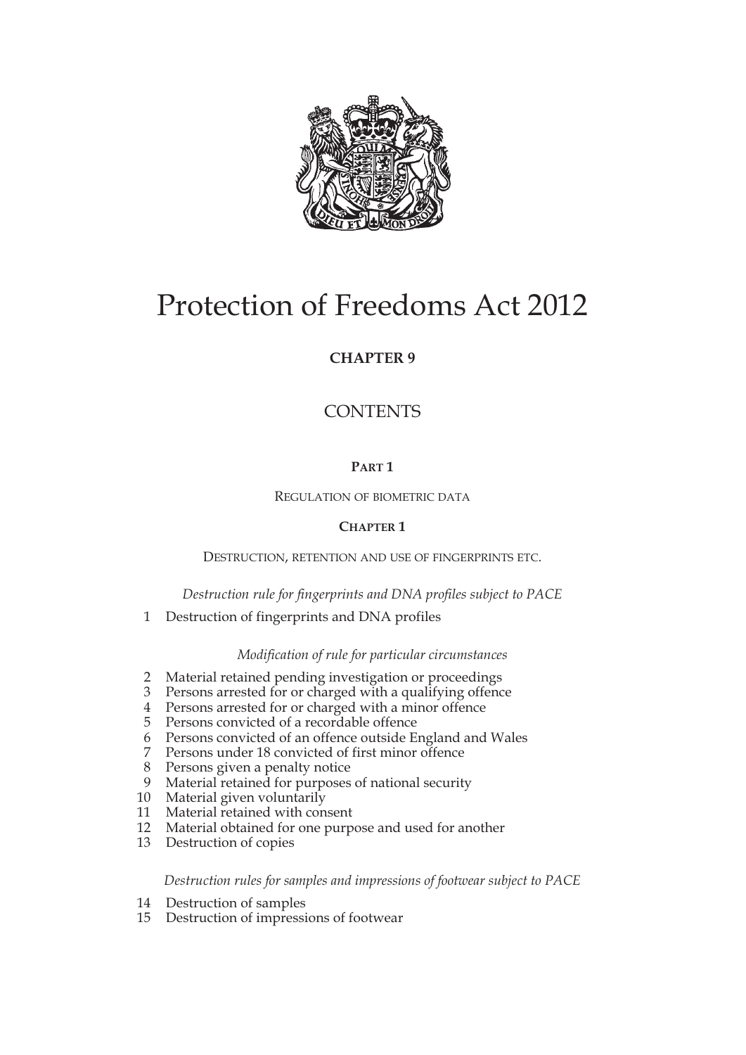# Protection of Freedoms Act 2012

## CHAPTER 9

## CONTENTS

### PART 1

REGULATION OF BIOMETRIC DATA

### CHAPTER 1

DESTRUCTION, RETENTION AND USE OF FINGERPRINTS ETC.

*Destruction rule for fingerprints and DNA profiles subject to PACE*

1 Destruction of fingerprints and DNA profiles

*Modification of rule for particular circumstances*

2 Material retained pending investigation or proceedings
3 Persons arrested for or charged with a qualifying offence
4 Persons arrested for or charged with a minor offence
5 Persons convicted of a recordable offence
6 Persons convicted of an offence outside England and Wales
7 Persons under 18 convicted of first minor offence
8 Persons given a penalty notice
9 Material retained for purposes of national security
10 Material given voluntarily
11 Material retained with consent
12 Material obtained for one purpose and used for another
13 Destruction of copies

*Destruction rules for samples and impressions of footwear subject to PACE*

14 Destruction of samples
15 Destruction of impressions of footwear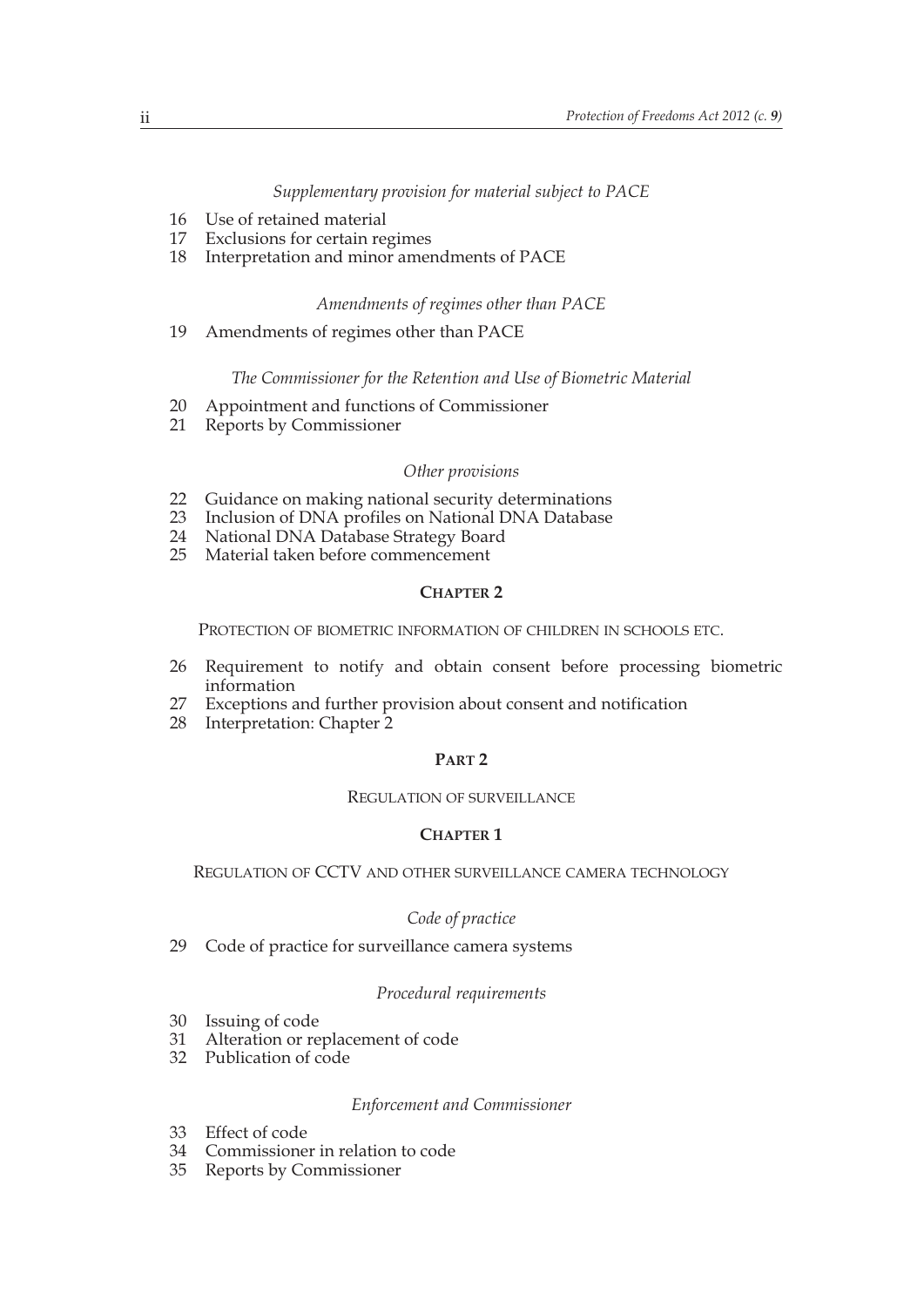*Supplementary provision for material subject to PACE*

16 Use of retained material
17 Exclusions for certain regimes
18 Interpretation and minor amendments of PACE

*Amendments of regimes other than PACE*

19 Amendments of regimes other than PACE

*The Commissioner for the Retention and Use of Biometric Material*

20 Appointment and functions of Commissioner
21 Reports by Commissioner

*Other provisions*

22 Guidance on making national security determinations
23 Inclusion of DNA profiles on National DNA Database
24 National DNA Database Strategy Board
25 Material taken before commencement

## CHAPTER 2

PROTECTION OF BIOMETRIC INFORMATION OF CHILDREN IN SCHOOLS ETC.

26 Requirement to notify and obtain consent before processing biometric information
27 Exceptions and further provision about consent and notification
28 Interpretation: Chapter 2

# PART 2

REGULATION OF SURVEILLANCE

## CHAPTER 1

REGULATION OF CCTV AND OTHER SURVEILLANCE CAMERA TECHNOLOGY

*Code of practice*

29 Code of practice for surveillance camera systems

*Procedural requirements*

30 Issuing of code
31 Alteration or replacement of code
32 Publication of code

*Enforcement and Commissioner*

33 Effect of code
34 Commissioner in relation to code
35 Reports by Commissioner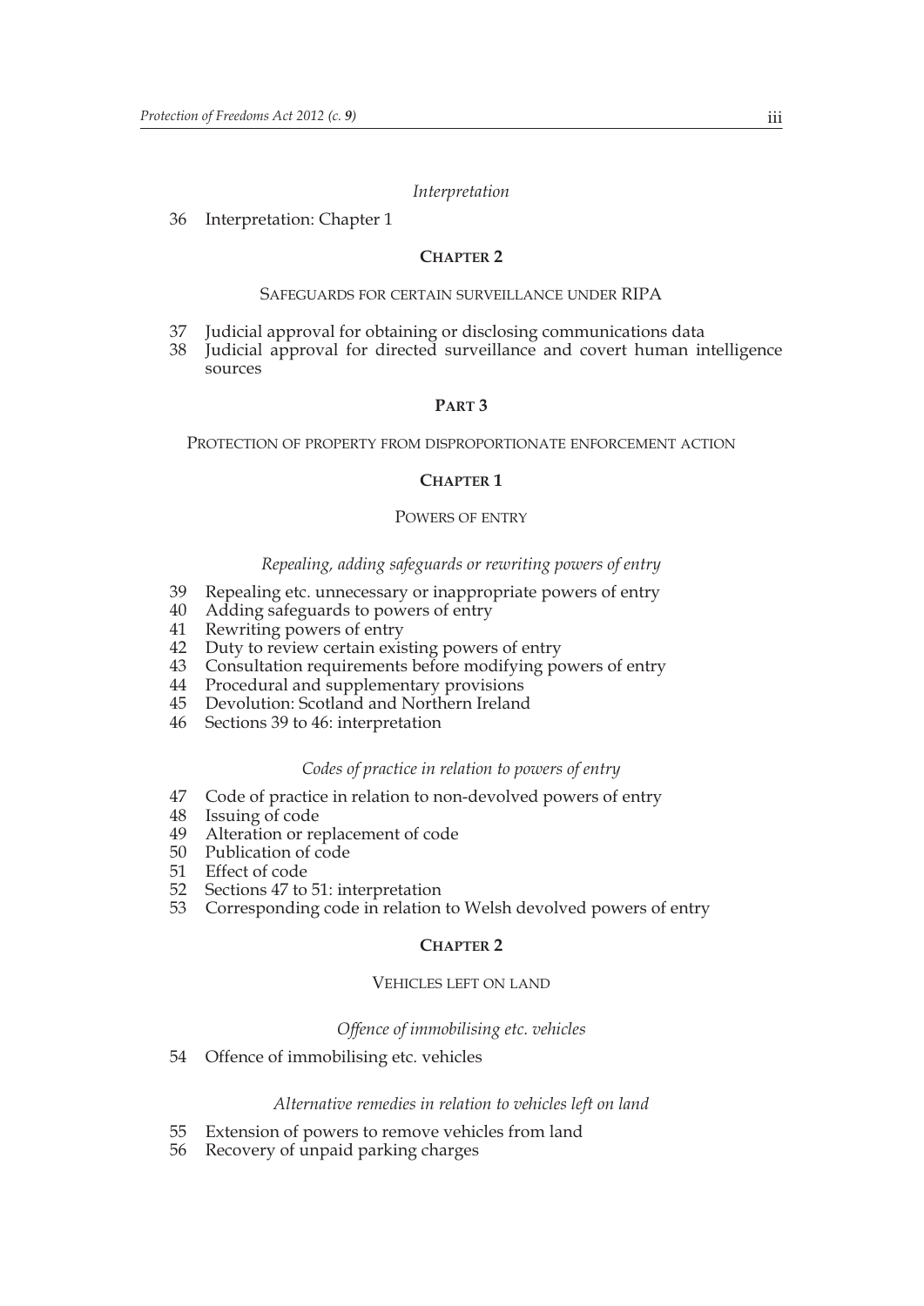*Interpretation*

36 Interpretation: Chapter 1

### CHAPTER 2

#### SAFEGUARDS FOR CERTAIN SURVEILLANCE UNDER RIPA

37 Judicial approval for obtaining or disclosing communications data
38 Judicial approval for directed surveillance and covert human intelligence sources

## PART 3

### PROTECTION OF PROPERTY FROM DISPROPORTIONATE ENFORCEMENT ACTION

### CHAPTER 1

#### POWERS OF ENTRY

*Repealing, adding safeguards or rewriting powers of entry*

39 Repealing etc. unnecessary or inappropriate powers of entry
40 Adding safeguards to powers of entry
41 Rewriting powers of entry
42 Duty to review certain existing powers of entry
43 Consultation requirements before modifying powers of entry
44 Procedural and supplementary provisions
45 Devolution: Scotland and Northern Ireland
46 Sections 39 to 46: interpretation

*Codes of practice in relation to powers of entry*

47 Code of practice in relation to non-devolved powers of entry
48 Issuing of code
49 Alteration or replacement of code
50 Publication of code
51 Effect of code
52 Sections 47 to 51: interpretation
53 Corresponding code in relation to Welsh devolved powers of entry

### CHAPTER 2

#### VEHICLES LEFT ON LAND

*Offence of immobilising etc. vehicles*

54 Offence of immobilising etc. vehicles

*Alternative remedies in relation to vehicles left on land*

55 Extension of powers to remove vehicles from land
56 Recovery of unpaid parking charges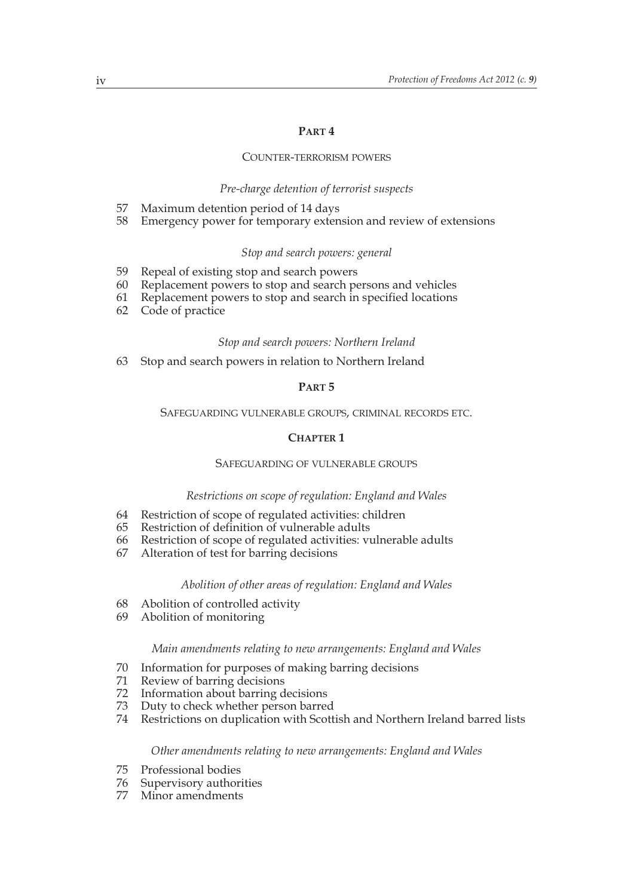## PART 4

### COUNTER-TERRORISM POWERS

*Pre-charge detention of terrorist suspects*

57 Maximum detention period of 14 days
58 Emergency power for temporary extension and review of extensions

*Stop and search powers: general*

59 Repeal of existing stop and search powers
60 Replacement powers to stop and search persons and vehicles
61 Replacement powers to stop and search in specified locations
62 Code of practice

*Stop and search powers: Northern Ireland*

63 Stop and search powers in relation to Northern Ireland

## PART 5

### SAFEGUARDING VULNERABLE GROUPS, CRIMINAL RECORDS ETC.

### CHAPTER 1

#### SAFEGUARDING OF VULNERABLE GROUPS

*Restrictions on scope of regulation: England and Wales*

64 Restriction of scope of regulated activities: children
65 Restriction of definition of vulnerable adults
66 Restriction of scope of regulated activities: vulnerable adults
67 Alteration of test for barring decisions

*Abolition of other areas of regulation: England and Wales*

68 Abolition of controlled activity
69 Abolition of monitoring

*Main amendments relating to new arrangements: England and Wales*

70 Information for purposes of making barring decisions
71 Review of barring decisions
72 Information about barring decisions
73 Duty to check whether person barred
74 Restrictions on duplication with Scottish and Northern Ireland barred lists

*Other amendments relating to new arrangements: England and Wales*

75 Professional bodies
76 Supervisory authorities
77 Minor amendments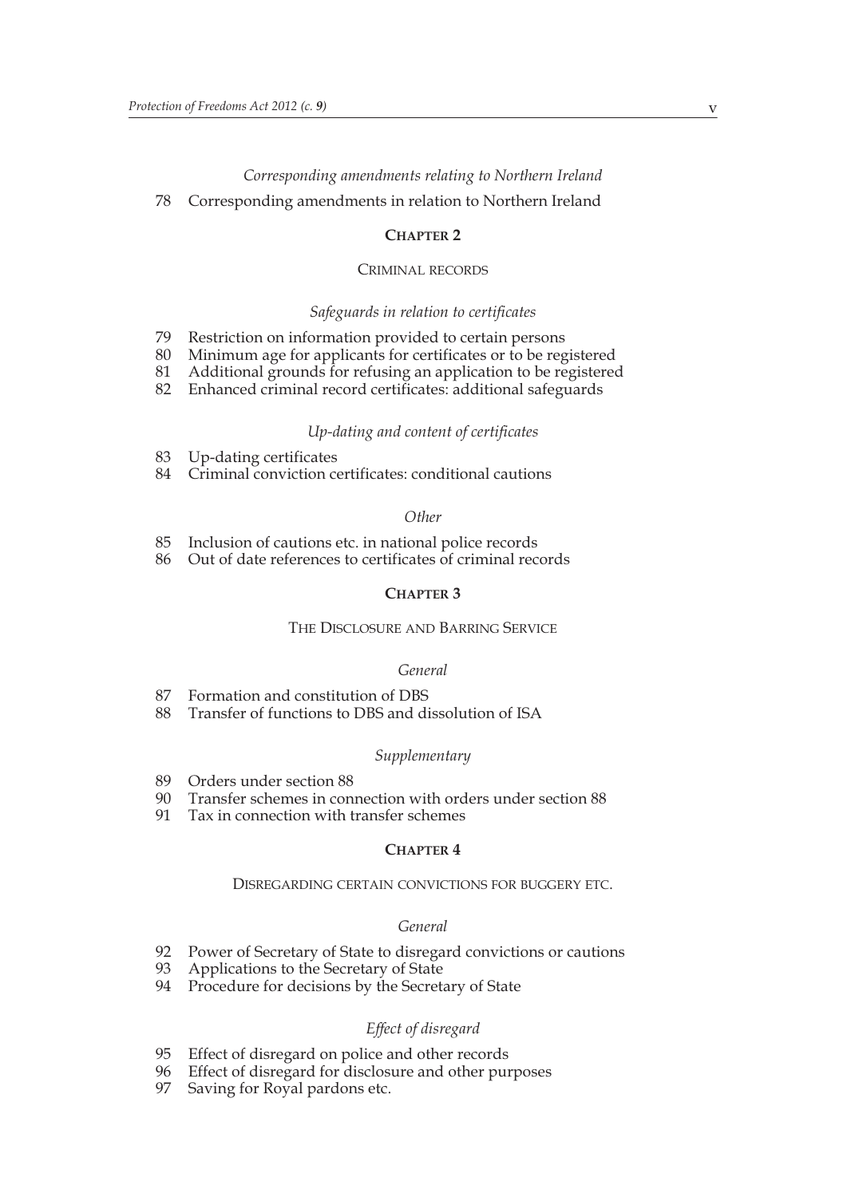*Corresponding amendments relating to Northern Ireland*

78 Corresponding amendments in relation to Northern Ireland

## CHAPTER 2

### CRIMINAL RECORDS

*Safeguards in relation to certificates*

79 Restriction on information provided to certain persons
80 Minimum age for applicants for certificates or to be registered
81 Additional grounds for refusing an application to be registered
82 Enhanced criminal record certificates: additional safeguards

*Up-dating and content of certificates*

83 Up-dating certificates
84 Criminal conviction certificates: conditional cautions

*Other*

85 Inclusion of cautions etc. in national police records
86 Out of date references to certificates of criminal records

## CHAPTER 3

### THE DISCLOSURE AND BARRING SERVICE

*General*

87 Formation and constitution of DBS
88 Transfer of functions to DBS and dissolution of ISA

*Supplementary*

89 Orders under section 88
90 Transfer schemes in connection with orders under section 88
91 Tax in connection with transfer schemes

## CHAPTER 4

### DISREGARDING CERTAIN CONVICTIONS FOR BUGGERY ETC.

*General*

92 Power of Secretary of State to disregard convictions or cautions
93 Applications to the Secretary of State
94 Procedure for decisions by the Secretary of State

*Effect of disregard*

95 Effect of disregard on police and other records
96 Effect of disregard for disclosure and other purposes
97 Saving for Royal pardons etc.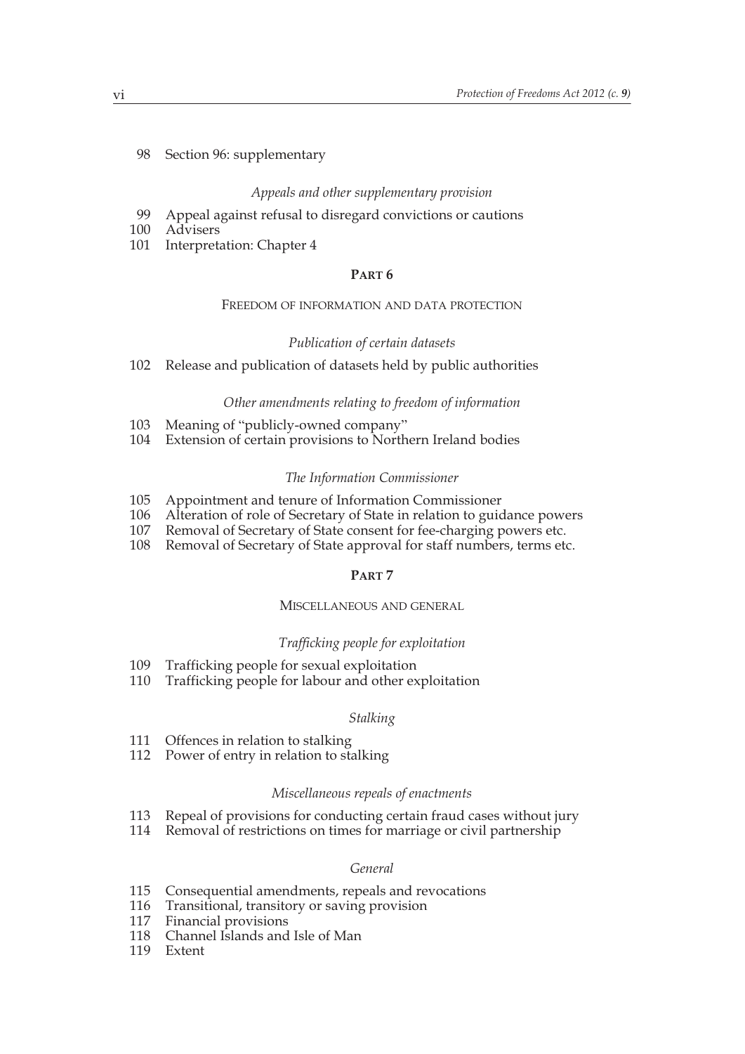98 Section 96: supplementary

*Appeals and other supplementary provision*

99 Appeal against refusal to disregard convictions or cautions
100 Advisers
101 Interpretation: Chapter 4

## PART 6

### FREEDOM OF INFORMATION AND DATA PROTECTION

*Publication of certain datasets*

102 Release and publication of datasets held by public authorities

*Other amendments relating to freedom of information*

103 Meaning of "publicly-owned company"
104 Extension of certain provisions to Northern Ireland bodies

*The Information Commissioner*

105 Appointment and tenure of Information Commissioner
106 Alteration of role of Secretary of State in relation to guidance powers
107 Removal of Secretary of State consent for fee-charging powers etc.
108 Removal of Secretary of State approval for staff numbers, terms etc.

## PART 7

### MISCELLANEOUS AND GENERAL

*Trafficking people for exploitation*

109 Trafficking people for sexual exploitation
110 Trafficking people for labour and other exploitation

*Stalking*

111 Offences in relation to stalking
112 Power of entry in relation to stalking

*Miscellaneous repeals of enactments*

113 Repeal of provisions for conducting certain fraud cases without jury
114 Removal of restrictions on times for marriage or civil partnership

*General*

115 Consequential amendments, repeals and revocations
116 Transitional, transitory or saving provision
117 Financial provisions
118 Channel Islands and Isle of Man
119 Extent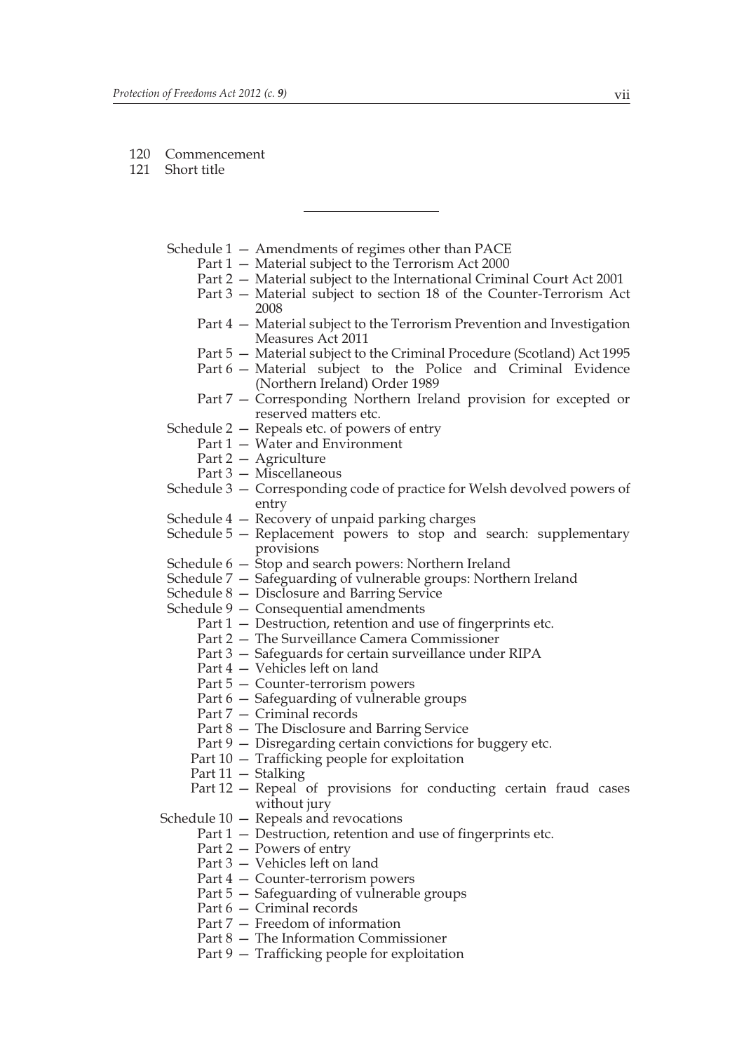120 Commencement
121 Short title

---

Schedule 1 — Amendments of regimes other than PACE
- Part 1 — Material subject to the Terrorism Act 2000
- Part 2 — Material subject to the International Criminal Court Act 2001
- Part 3 — Material subject to section 18 of the Counter-Terrorism Act 2008
- Part 4 — Material subject to the Terrorism Prevention and Investigation Measures Act 2011
- Part 5 — Material subject to the Criminal Procedure (Scotland) Act 1995
- Part 6 — Material subject to the Police and Criminal Evidence (Northern Ireland) Order 1989
- Part 7 — Corresponding Northern Ireland provision for excepted or reserved matters etc.

Schedule 2 — Repeals etc. of powers of entry
- Part 1 — Water and Environment
- Part 2 — Agriculture
- Part 3 — Miscellaneous

Schedule 3 — Corresponding code of practice for Welsh devolved powers of entry

Schedule 4 — Recovery of unpaid parking charges

Schedule 5 — Replacement powers to stop and search: supplementary provisions

Schedule 6 — Stop and search powers: Northern Ireland

Schedule 7 — Safeguarding of vulnerable groups: Northern Ireland

Schedule 8 — Disclosure and Barring Service

Schedule 9 — Consequential amendments
- Part 1 — Destruction, retention and use of fingerprints etc.
- Part 2 — The Surveillance Camera Commissioner
- Part 3 — Safeguards for certain surveillance under RIPA
- Part 4 — Vehicles left on land
- Part 5 — Counter-terrorism powers
- Part 6 — Safeguarding of vulnerable groups
- Part 7 — Criminal records
- Part 8 — The Disclosure and Barring Service
- Part 9 — Disregarding certain convictions for buggery etc.
- Part 10 — Trafficking people for exploitation
- Part 11 — Stalking
- Part 12 — Repeal of provisions for conducting certain fraud cases without jury

Schedule 10 — Repeals and revocations
- Part 1 — Destruction, retention and use of fingerprints etc.
- Part 2 — Powers of entry
- Part 3 — Vehicles left on land
- Part 4 — Counter-terrorism powers
- Part 5 — Safeguarding of vulnerable groups
- Part 6 — Criminal records
- Part 7 — Freedom of information
- Part 8 — The Information Commissioner
- Part 9 — Trafficking people for exploitation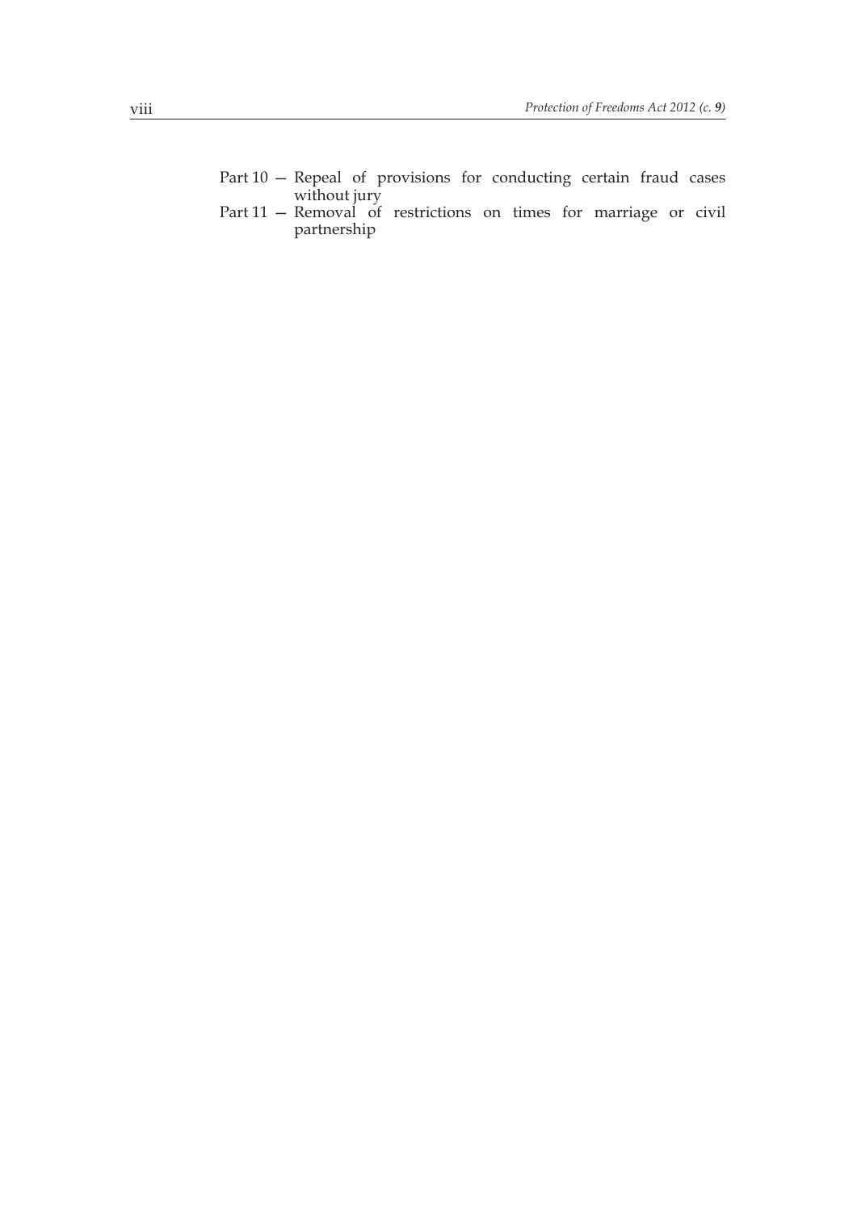Part 10 — Repeal of provisions for conducting certain fraud cases without jury

Part 11 — Removal of restrictions on times for marriage or civil partnership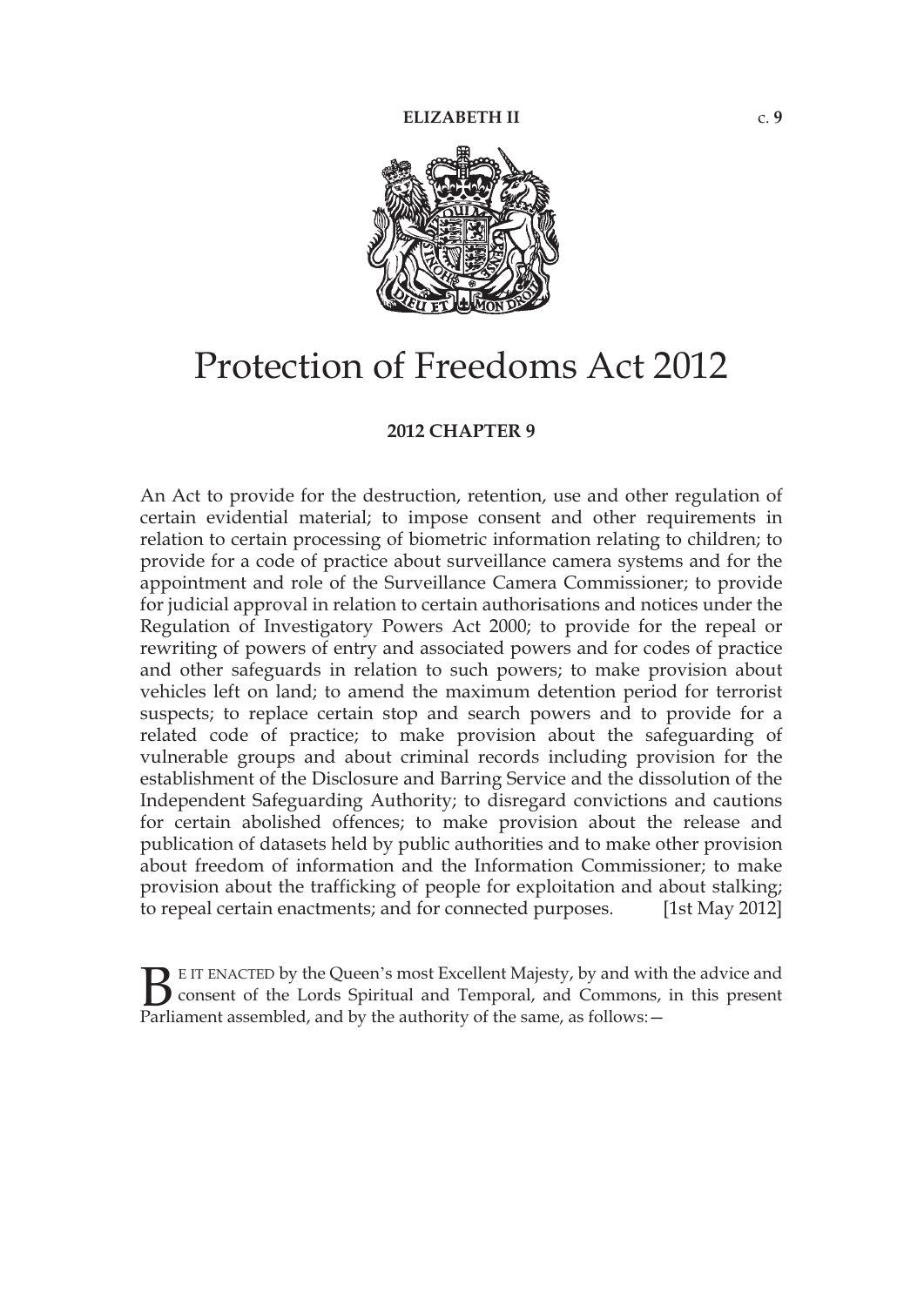**ELIZABETH II** c. **9**

# Protection of Freedoms Act 2012

**2012 CHAPTER 9**

An Act to provide for the destruction, retention, use and other regulation of certain evidential material; to impose consent and other requirements in relation to certain processing of biometric information relating to children; to provide for a code of practice about surveillance camera systems and for the appointment and role of the Surveillance Camera Commissioner; to provide for judicial approval in relation to certain authorisations and notices under the Regulation of Investigatory Powers Act 2000; to provide for the repeal or rewriting of powers of entry and associated powers and for codes of practice and other safeguards in relation to such powers; to make provision about vehicles left on land; to amend the maximum detention period for terrorist suspects; to replace certain stop and search powers and to provide for a related code of practice; to make provision about the safeguarding of vulnerable groups and about criminal records including provision for the establishment of the Disclosure and Barring Service and the dissolution of the Independent Safeguarding Authority; to disregard convictions and cautions for certain abolished offences; to make provision about the release and publication of datasets held by public authorities and to make other provision about freedom of information and the Information Commissioner; to make provision about the trafficking of people for exploitation and about stalking; to repeal certain enactments; and for connected purposes. [1st May 2012]

BE IT ENACTED by the Queen's most Excellent Majesty, by and with the advice and consent of the Lords Spiritual and Temporal, and Commons, in this present Parliament assembled, and by the authority of the same, as follows:—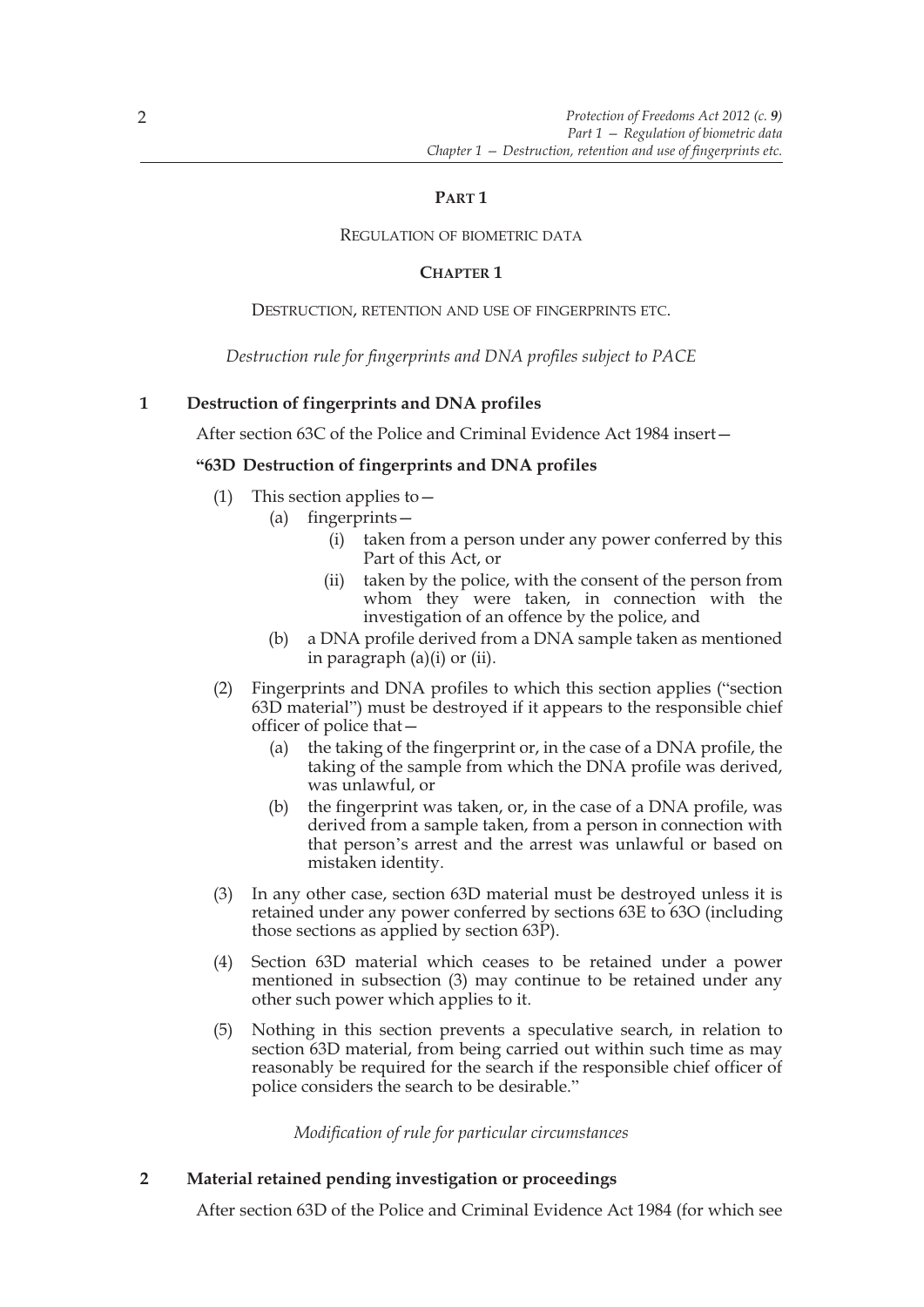# PART 1

## REGULATION OF BIOMETRIC DATA

### CHAPTER 1

### DESTRUCTION, RETENTION AND USE OF FINGERPRINTS ETC.

*Destruction rule for fingerprints and DNA profiles subject to PACE*

**1 Destruction of fingerprints and DNA profiles**

After section 63C of the Police and Criminal Evidence Act 1984 insert—

**"63D Destruction of fingerprints and DNA profiles**

(1) This section applies to—

(a) fingerprints—

(i) taken from a person under any power conferred by this Part of this Act, or

(ii) taken by the police, with the consent of the person from whom they were taken, in connection with the investigation of an offence by the police, and

(b) a DNA profile derived from a DNA sample taken as mentioned in paragraph (a)(i) or (ii).

(2) Fingerprints and DNA profiles to which this section applies ("section 63D material") must be destroyed if it appears to the responsible chief officer of police that—

(a) the taking of the fingerprint or, in the case of a DNA profile, the taking of the sample from which the DNA profile was derived, was unlawful, or

(b) the fingerprint was taken, or, in the case of a DNA profile, was derived from a sample taken, from a person in connection with that person's arrest and the arrest was unlawful or based on mistaken identity.

(3) In any other case, section 63D material must be destroyed unless it is retained under any power conferred by sections 63E to 63O (including those sections as applied by section 63P).

(4) Section 63D material which ceases to be retained under a power mentioned in subsection (3) may continue to be retained under any other such power which applies to it.

(5) Nothing in this section prevents a speculative search, in relation to section 63D material, from being carried out within such time as may reasonably be required for the search if the responsible chief officer of police considers the search to be desirable."

*Modification of rule for particular circumstances*

**2 Material retained pending investigation or proceedings**

After section 63D of the Police and Criminal Evidence Act 1984 (for which see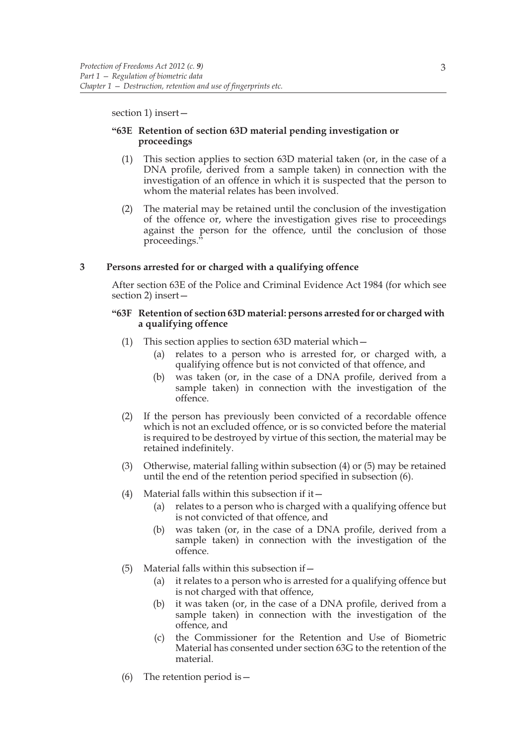section 1) insert—

**"63E Retention of section 63D material pending investigation or proceedings**

(1) This section applies to section 63D material taken (or, in the case of a DNA profile, derived from a sample taken) in connection with the investigation of an offence in which it is suspected that the person to whom the material relates has been involved.

(2) The material may be retained until the conclusion of the investigation of the offence or, where the investigation gives rise to proceedings against the person for the offence, until the conclusion of those proceedings."

### 3 Persons arrested for or charged with a qualifying offence

After section 63E of the Police and Criminal Evidence Act 1984 (for which see section 2) insert—

**"63F Retention of section 63D material: persons arrested for or charged with a qualifying offence**

(1) This section applies to section 63D material which—

(a) relates to a person who is arrested for, or charged with, a qualifying offence but is not convicted of that offence, and

(b) was taken (or, in the case of a DNA profile, derived from a sample taken) in connection with the investigation of the offence.

(2) If the person has previously been convicted of a recordable offence which is not an excluded offence, or is so convicted before the material is required to be destroyed by virtue of this section, the material may be retained indefinitely.

(3) Otherwise, material falling within subsection (4) or (5) may be retained until the end of the retention period specified in subsection (6).

(4) Material falls within this subsection if it—

(a) relates to a person who is charged with a qualifying offence but is not convicted of that offence, and

(b) was taken (or, in the case of a DNA profile, derived from a sample taken) in connection with the investigation of the offence.

(5) Material falls within this subsection if—

(a) it relates to a person who is arrested for a qualifying offence but is not charged with that offence,

(b) it was taken (or, in the case of a DNA profile, derived from a sample taken) in connection with the investigation of the offence, and

(c) the Commissioner for the Retention and Use of Biometric Material has consented under section 63G to the retention of the material.

(6) The retention period is—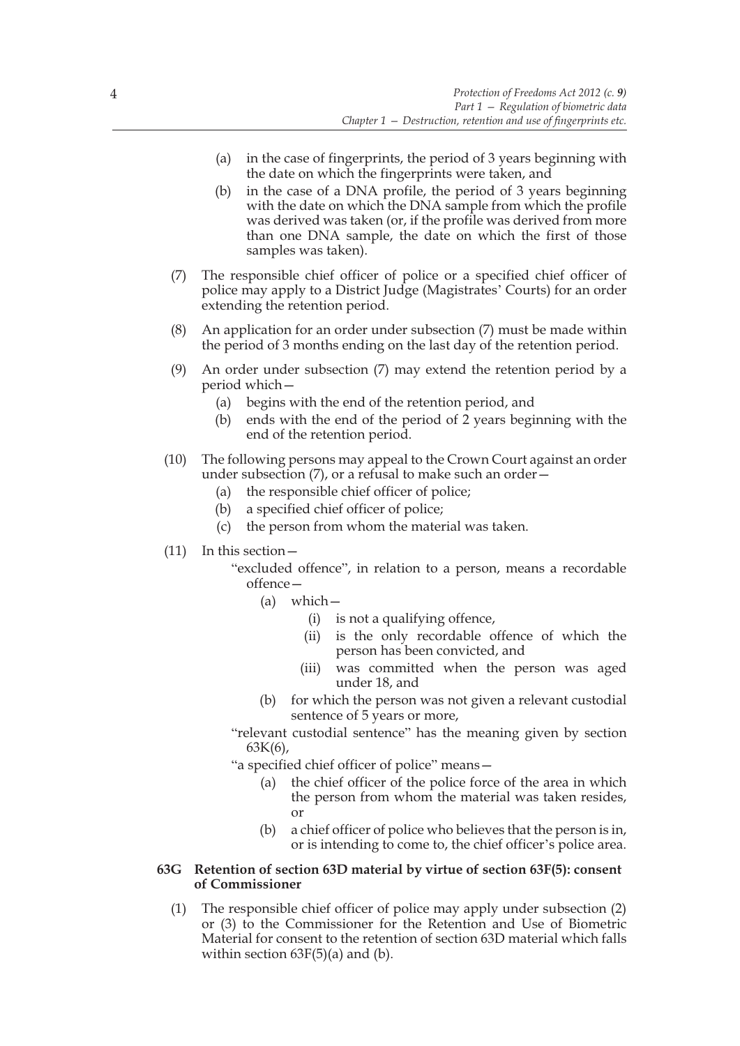(a) in the case of fingerprints, the period of 3 years beginning with the date on which the fingerprints were taken, and

(b) in the case of a DNA profile, the period of 3 years beginning with the date on which the DNA sample from which the profile was derived was taken (or, if the profile was derived from more than one DNA sample, the date on which the first of those samples was taken).

(7) The responsible chief officer of police or a specified chief officer of police may apply to a District Judge (Magistrates' Courts) for an order extending the retention period.

(8) An application for an order under subsection (7) must be made within the period of 3 months ending on the last day of the retention period.

(9) An order under subsection (7) may extend the retention period by a period which—

(a) begins with the end of the retention period, and

(b) ends with the end of the period of 2 years beginning with the end of the retention period.

(10) The following persons may appeal to the Crown Court against an order under subsection (7), or a refusal to make such an order—

(a) the responsible chief officer of police;

(b) a specified chief officer of police;

(c) the person from whom the material was taken.

(11) In this section—

"excluded offence", in relation to a person, means a recordable offence—

(a) which—

(i) is not a qualifying offence,

(ii) is the only recordable offence of which the person has been convicted, and

(iii) was committed when the person was aged under 18, and

(b) for which the person was not given a relevant custodial sentence of 5 years or more,

"relevant custodial sentence" has the meaning given by section 63K(6),

"a specified chief officer of police" means—

(a) the chief officer of the police force of the area in which the person from whom the material was taken resides, or

(b) a chief officer of police who believes that the person is in, or is intending to come to, the chief officer's police area.

**63G Retention of section 63D material by virtue of section 63F(5): consent of Commissioner**

(1) The responsible chief officer of police may apply under subsection (2) or (3) to the Commissioner for the Retention and Use of Biometric Material for consent to the retention of section 63D material which falls within section 63F(5)(a) and (b).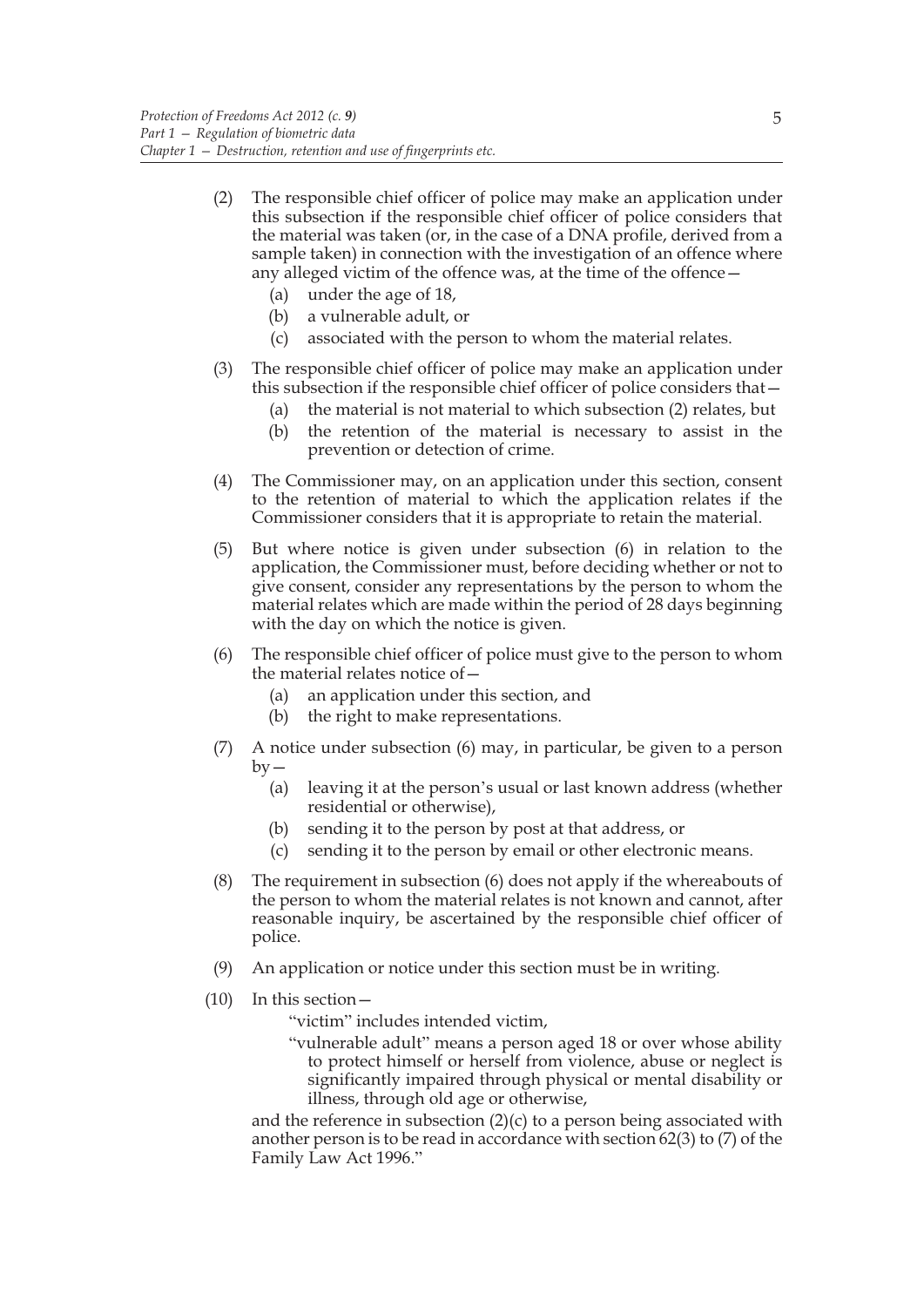(2) The responsible chief officer of police may make an application under this subsection if the responsible chief officer of police considers that the material was taken (or, in the case of a DNA profile, derived from a sample taken) in connection with the investigation of an offence where any alleged victim of the offence was, at the time of the offence—

   (a) under the age of 18,

   (b) a vulnerable adult, or

   (c) associated with the person to whom the material relates.

(3) The responsible chief officer of police may make an application under this subsection if the responsible chief officer of police considers that—

   (a) the material is not material to which subsection (2) relates, but

   (b) the retention of the material is necessary to assist in the prevention or detection of crime.

(4) The Commissioner may, on an application under this section, consent to the retention of material to which the application relates if the Commissioner considers that it is appropriate to retain the material.

(5) But where notice is given under subsection (6) in relation to the application, the Commissioner must, before deciding whether or not to give consent, consider any representations by the person to whom the material relates which are made within the period of 28 days beginning with the day on which the notice is given.

(6) The responsible chief officer of police must give to the person to whom the material relates notice of—

   (a) an application under this section, and

   (b) the right to make representations.

(7) A notice under subsection (6) may, in particular, be given to a person by—

   (a) leaving it at the person's usual or last known address (whether residential or otherwise),

   (b) sending it to the person by post at that address, or

   (c) sending it to the person by email or other electronic means.

(8) The requirement in subsection (6) does not apply if the whereabouts of the person to whom the material relates is not known and cannot, after reasonable inquiry, be ascertained by the responsible chief officer of police.

(9) An application or notice under this section must be in writing.

(10) In this section—

   "victim" includes intended victim,

   "vulnerable adult" means a person aged 18 or over whose ability to protect himself or herself from violence, abuse or neglect is significantly impaired through physical or mental disability or illness, through old age or otherwise,

   and the reference in subsection (2)(c) to a person being associated with another person is to be read in accordance with section 62(3) to (7) of the Family Law Act 1996."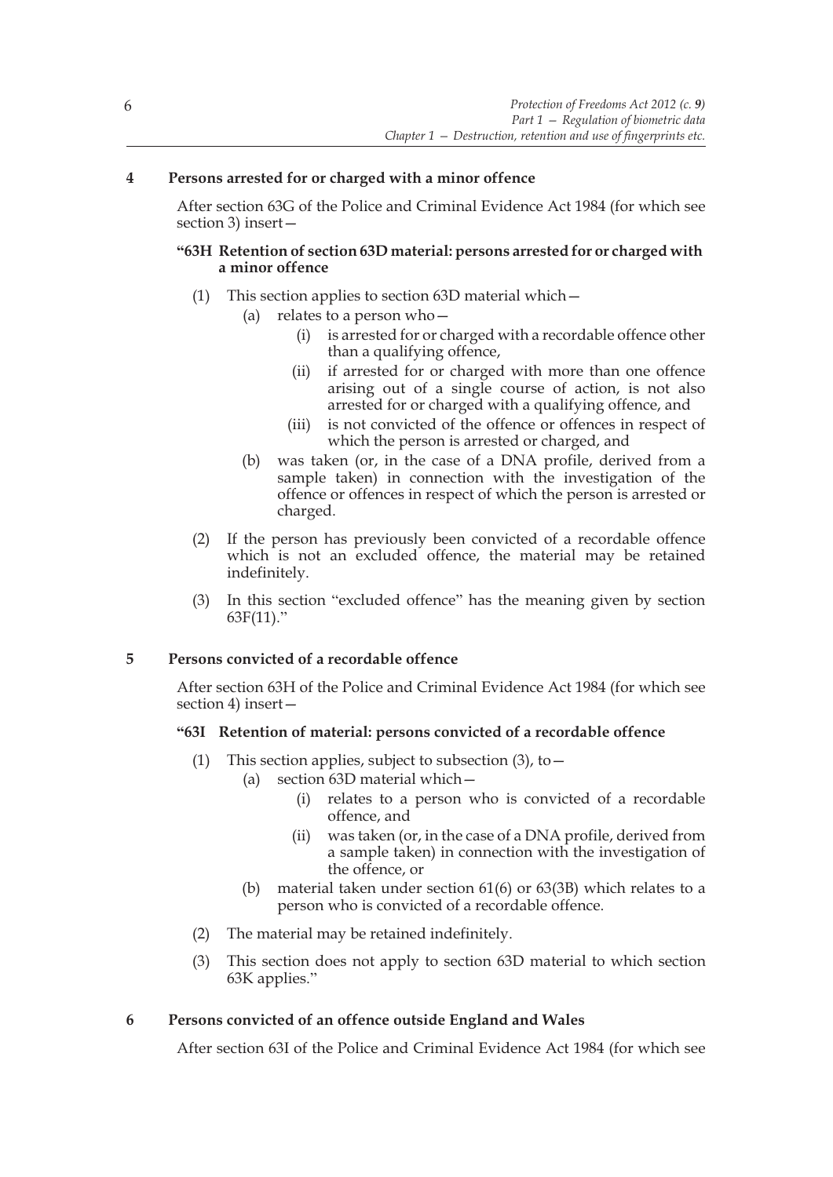## 4 Persons arrested for or charged with a minor offence

After section 63G of the Police and Criminal Evidence Act 1984 (for which see section 3) insert—

### "63H Retention of section 63D material: persons arrested for or charged with a minor offence

(1) This section applies to section 63D material which—

(a) relates to a person who—

(i) is arrested for or charged with a recordable offence other than a qualifying offence,

(ii) if arrested for or charged with more than one offence arising out of a single course of action, is not also arrested for or charged with a qualifying offence, and

(iii) is not convicted of the offence or offences in respect of which the person is arrested or charged, and

(b) was taken (or, in the case of a DNA profile, derived from a sample taken) in connection with the investigation of the offence or offences in respect of which the person is arrested or charged.

(2) If the person has previously been convicted of a recordable offence which is not an excluded offence, the material may be retained indefinitely.

(3) In this section "excluded offence" has the meaning given by section 63F(11)."

## 5 Persons convicted of a recordable offence

After section 63H of the Police and Criminal Evidence Act 1984 (for which see section 4) insert—

### "63I Retention of material: persons convicted of a recordable offence

(1) This section applies, subject to subsection (3), to—

(a) section 63D material which—

(i) relates to a person who is convicted of a recordable offence, and

(ii) was taken (or, in the case of a DNA profile, derived from a sample taken) in connection with the investigation of the offence, or

(b) material taken under section 61(6) or 63(3B) which relates to a person who is convicted of a recordable offence.

(2) The material may be retained indefinitely.

(3) This section does not apply to section 63D material to which section 63K applies."

## 6 Persons convicted of an offence outside England and Wales

After section 63I of the Police and Criminal Evidence Act 1984 (for which see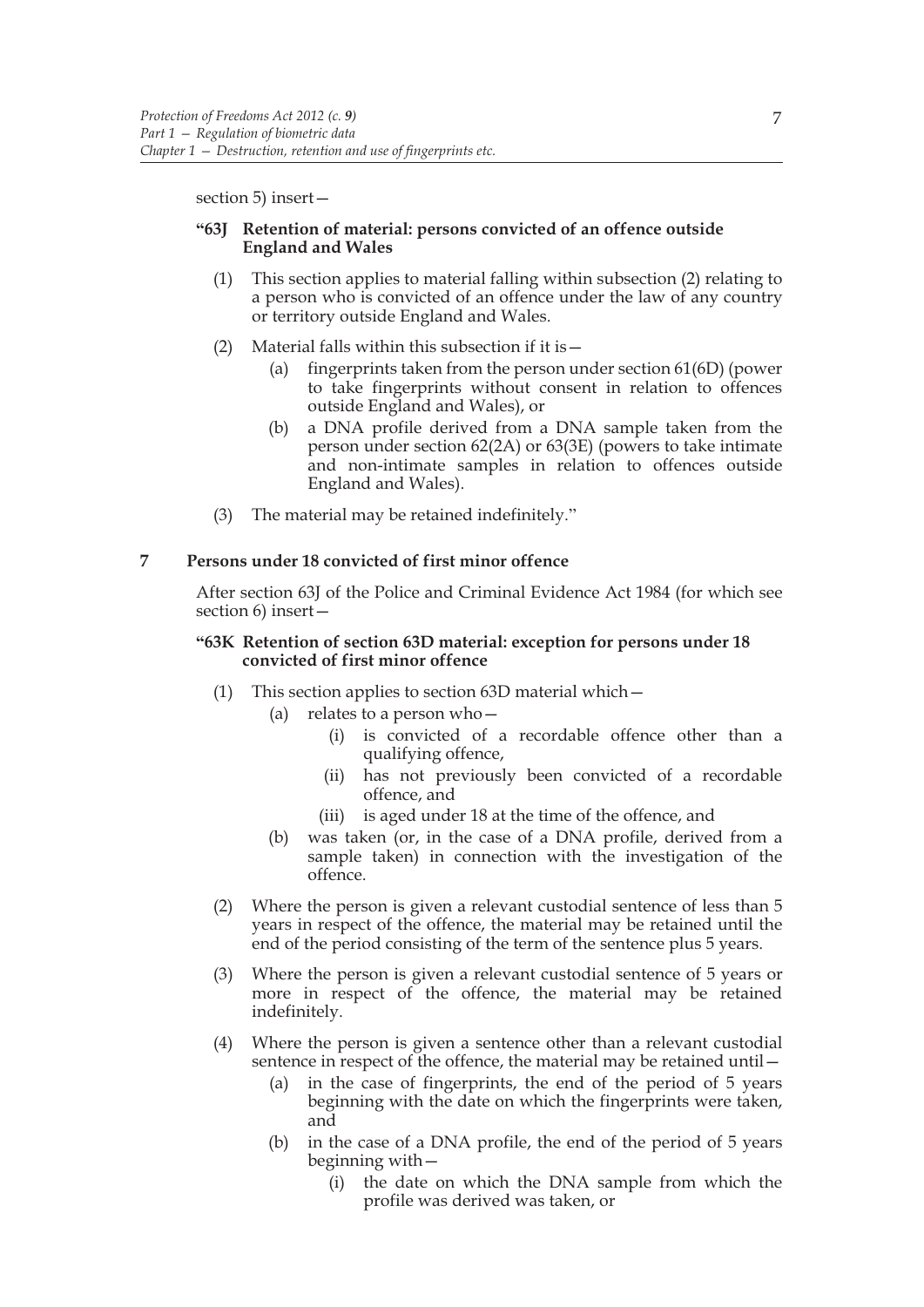section 5) insert—

**"63J Retention of material: persons convicted of an offence outside England and Wales**

(1) This section applies to material falling within subsection (2) relating to a person who is convicted of an offence under the law of any country or territory outside England and Wales.

(2) Material falls within this subsection if it is—

(a) fingerprints taken from the person under section 61(6D) (power to take fingerprints without consent in relation to offences outside England and Wales), or

(b) a DNA profile derived from a DNA sample taken from the person under section 62(2A) or 63(3E) (powers to take intimate and non-intimate samples in relation to offences outside England and Wales).

(3) The material may be retained indefinitely."

### 7 Persons under 18 convicted of first minor offence

After section 63J of the Police and Criminal Evidence Act 1984 (for which see section 6) insert—

**"63K Retention of section 63D material: exception for persons under 18 convicted of first minor offence**

(1) This section applies to section 63D material which—

(a) relates to a person who—

(i) is convicted of a recordable offence other than a qualifying offence,

(ii) has not previously been convicted of a recordable offence, and

(iii) is aged under 18 at the time of the offence, and

(b) was taken (or, in the case of a DNA profile, derived from a sample taken) in connection with the investigation of the offence.

(2) Where the person is given a relevant custodial sentence of less than 5 years in respect of the offence, the material may be retained until the end of the period consisting of the term of the sentence plus 5 years.

(3) Where the person is given a relevant custodial sentence of 5 years or more in respect of the offence, the material may be retained indefinitely.

(4) Where the person is given a sentence other than a relevant custodial sentence in respect of the offence, the material may be retained until—

(a) in the case of fingerprints, the end of the period of 5 years beginning with the date on which the fingerprints were taken, and

(b) in the case of a DNA profile, the end of the period of 5 years beginning with—

(i) the date on which the DNA sample from which the profile was derived was taken, or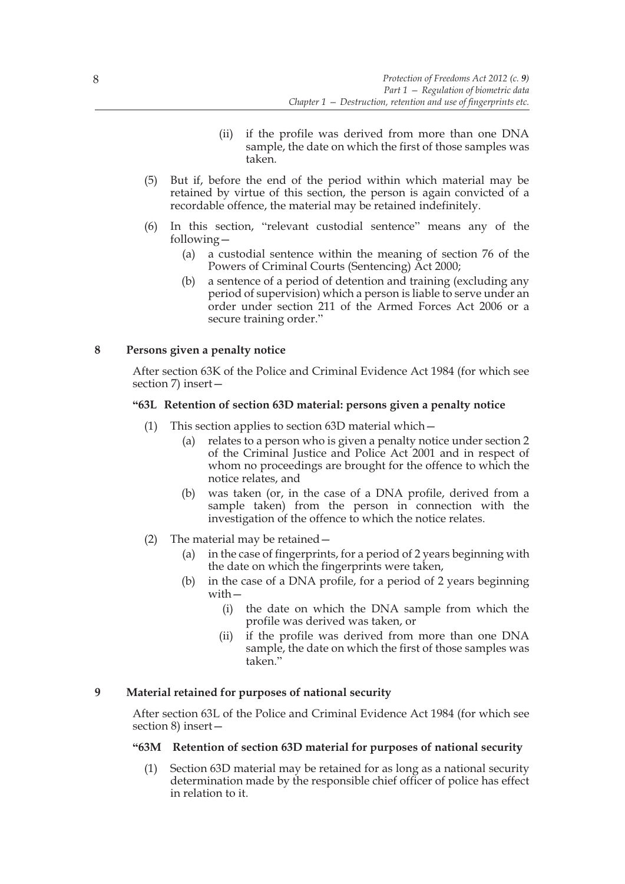(ii) if the profile was derived from more than one DNA sample, the date on which the first of those samples was taken.

(5) But if, before the end of the period within which material may be retained by virtue of this section, the person is again convicted of a recordable offence, the material may be retained indefinitely.

(6) In this section, "relevant custodial sentence" means any of the following—

(a) a custodial sentence within the meaning of section 76 of the Powers of Criminal Courts (Sentencing) Act 2000;

(b) a sentence of a period of detention and training (excluding any period of supervision) which a person is liable to serve under an order under section 211 of the Armed Forces Act 2006 or a secure training order."

## 8 Persons given a penalty notice

After section 63K of the Police and Criminal Evidence Act 1984 (for which see section 7) insert—

### "63L Retention of section 63D material: persons given a penalty notice

(1) This section applies to section 63D material which—

(a) relates to a person who is given a penalty notice under section 2 of the Criminal Justice and Police Act 2001 and in respect of whom no proceedings are brought for the offence to which the notice relates, and

(b) was taken (or, in the case of a DNA profile, derived from a sample taken) from the person in connection with the investigation of the offence to which the notice relates.

(2) The material may be retained—

(a) in the case of fingerprints, for a period of 2 years beginning with the date on which the fingerprints were taken,

(b) in the case of a DNA profile, for a period of 2 years beginning with—

(i) the date on which the DNA sample from which the profile was derived was taken, or

(ii) if the profile was derived from more than one DNA sample, the date on which the first of those samples was taken."

## 9 Material retained for purposes of national security

After section 63L of the Police and Criminal Evidence Act 1984 (for which see section 8) insert—

### "63M Retention of section 63D material for purposes of national security

(1) Section 63D material may be retained for as long as a national security determination made by the responsible chief officer of police has effect in relation to it.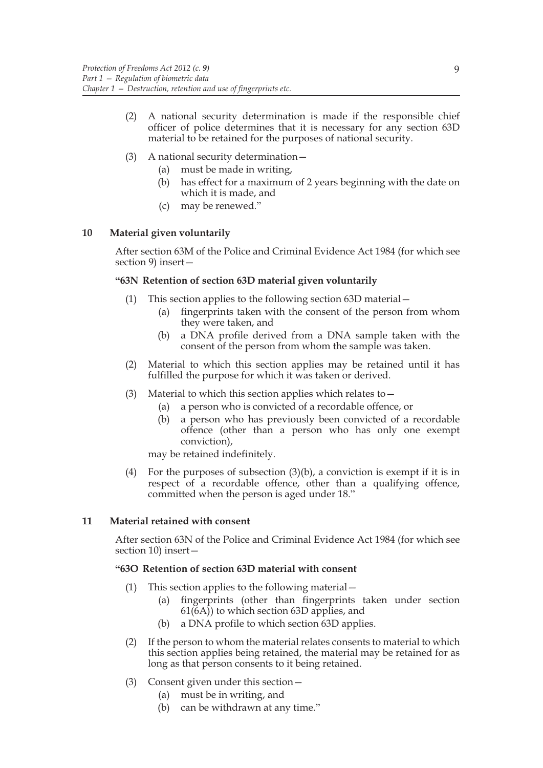(2) A national security determination is made if the responsible chief officer of police determines that it is necessary for any section 63D material to be retained for the purposes of national security.

(3) A national security determination—

(a) must be made in writing,

(b) has effect for a maximum of 2 years beginning with the date on which it is made, and

(c) may be renewed."

## 10 Material given voluntarily

After section 63M of the Police and Criminal Evidence Act 1984 (for which see section 9) insert—

### "63N Retention of section 63D material given voluntarily

(1) This section applies to the following section 63D material—

(a) fingerprints taken with the consent of the person from whom they were taken, and

(b) a DNA profile derived from a DNA sample taken with the consent of the person from whom the sample was taken.

(2) Material to which this section applies may be retained until it has fulfilled the purpose for which it was taken or derived.

(3) Material to which this section applies which relates to—

(a) a person who is convicted of a recordable offence, or

(b) a person who has previously been convicted of a recordable offence (other than a person who has only one exempt conviction),

may be retained indefinitely.

(4) For the purposes of subsection (3)(b), a conviction is exempt if it is in respect of a recordable offence, other than a qualifying offence, committed when the person is aged under 18."

## 11 Material retained with consent

After section 63N of the Police and Criminal Evidence Act 1984 (for which see section 10) insert—

### "63O Retention of section 63D material with consent

(1) This section applies to the following material—

(a) fingerprints (other than fingerprints taken under section 61(6A)) to which section 63D applies, and

(b) a DNA profile to which section 63D applies.

(2) If the person to whom the material relates consents to material to which this section applies being retained, the material may be retained for as long as that person consents to it being retained.

(3) Consent given under this section—

(a) must be in writing, and

(b) can be withdrawn at any time."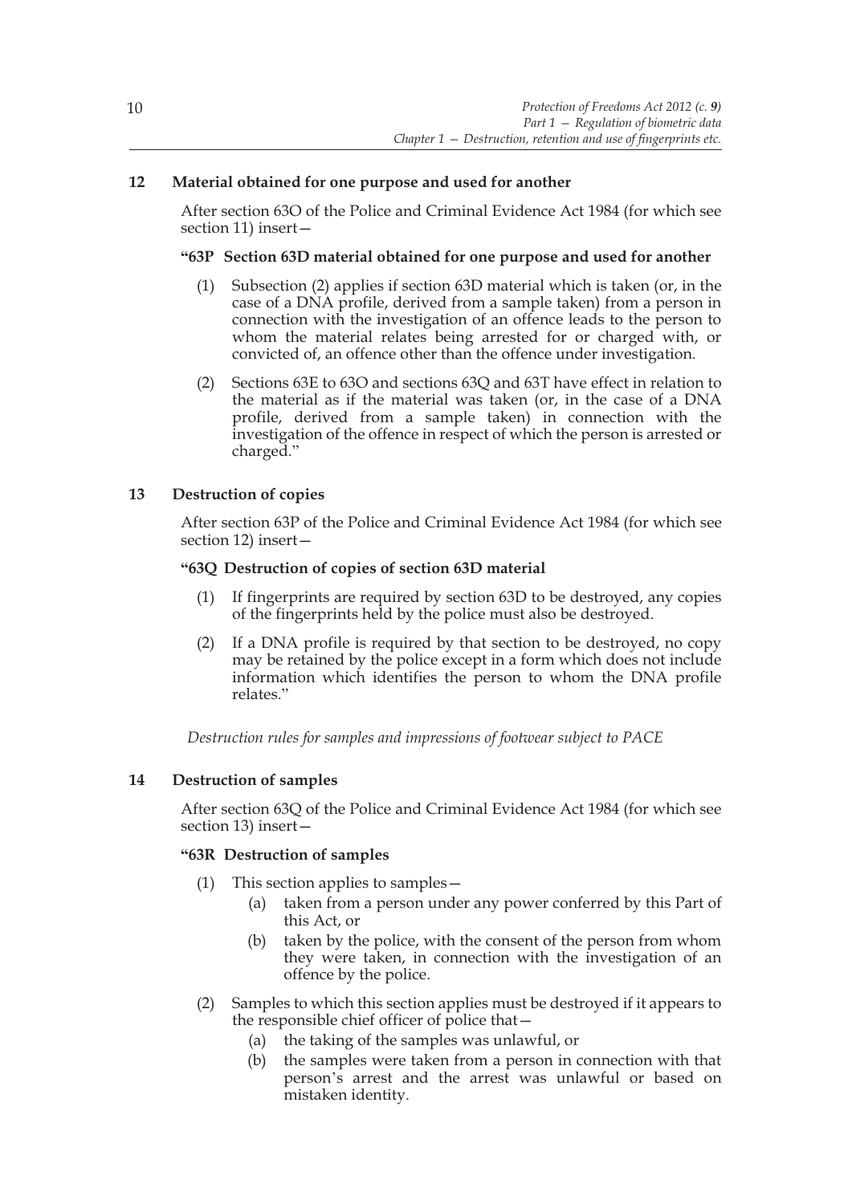## 12 Material obtained for one purpose and used for another

After section 63O of the Police and Criminal Evidence Act 1984 (for which see section 11) insert—

### "63P Section 63D material obtained for one purpose and used for another

(1) Subsection (2) applies if section 63D material which is taken (or, in the case of a DNA profile, derived from a sample taken) from a person in connection with the investigation of an offence leads to the person to whom the material relates being arrested for or charged with, or convicted of, an offence other than the offence under investigation.

(2) Sections 63E to 63O and sections 63Q and 63T have effect in relation to the material as if the material was taken (or, in the case of a DNA profile, derived from a sample taken) in connection with the investigation of the offence in respect of which the person is arrested or charged."

## 13 Destruction of copies

After section 63P of the Police and Criminal Evidence Act 1984 (for which see section 12) insert—

### "63Q Destruction of copies of section 63D material

(1) If fingerprints are required by section 63D to be destroyed, any copies of the fingerprints held by the police must also be destroyed.

(2) If a DNA profile is required by that section to be destroyed, no copy may be retained by the police except in a form which does not include information which identifies the person to whom the DNA profile relates."

*Destruction rules for samples and impressions of footwear subject to PACE*

## 14 Destruction of samples

After section 63Q of the Police and Criminal Evidence Act 1984 (for which see section 13) insert—

### "63R Destruction of samples

(1) This section applies to samples—

- (a) taken from a person under any power conferred by this Part of this Act, or
- (b) taken by the police, with the consent of the person from whom they were taken, in connection with the investigation of an offence by the police.

(2) Samples to which this section applies must be destroyed if it appears to the responsible chief officer of police that—

- (a) the taking of the samples was unlawful, or
- (b) the samples were taken from a person in connection with that person's arrest and the arrest was unlawful or based on mistaken identity.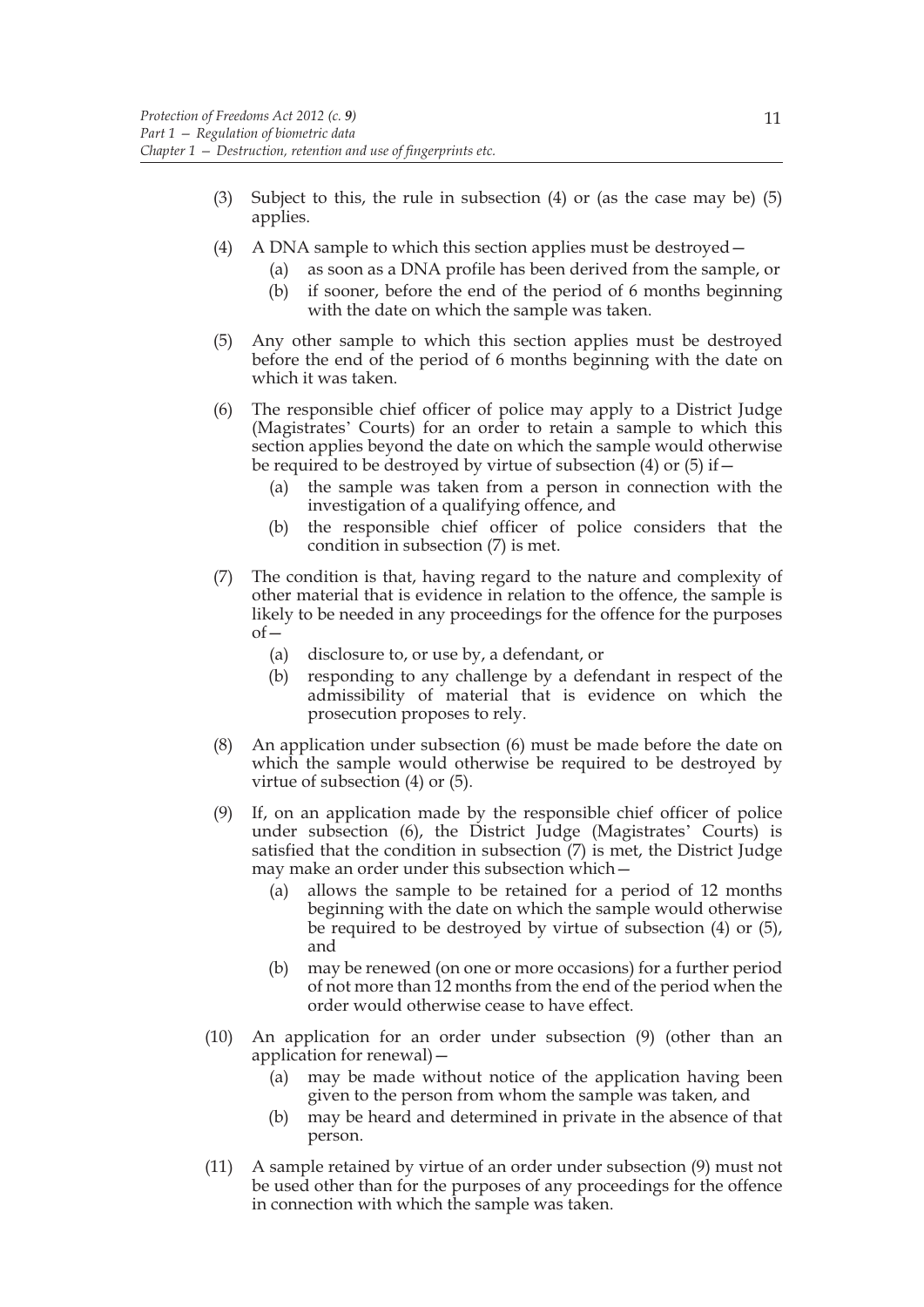(3) Subject to this, the rule in subsection (4) or (as the case may be) (5) applies.

(4) A DNA sample to which this section applies must be destroyed—

(a) as soon as a DNA profile has been derived from the sample, or

(b) if sooner, before the end of the period of 6 months beginning with the date on which the sample was taken.

(5) Any other sample to which this section applies must be destroyed before the end of the period of 6 months beginning with the date on which it was taken.

(6) The responsible chief officer of police may apply to a District Judge (Magistrates' Courts) for an order to retain a sample to which this section applies beyond the date on which the sample would otherwise be required to be destroyed by virtue of subsection (4) or (5) if—

(a) the sample was taken from a person in connection with the investigation of a qualifying offence, and

(b) the responsible chief officer of police considers that the condition in subsection (7) is met.

(7) The condition is that, having regard to the nature and complexity of other material that is evidence in relation to the offence, the sample is likely to be needed in any proceedings for the offence for the purposes of—

(a) disclosure to, or use by, a defendant, or

(b) responding to any challenge by a defendant in respect of the admissibility of material that is evidence on which the prosecution proposes to rely.

(8) An application under subsection (6) must be made before the date on which the sample would otherwise be required to be destroyed by virtue of subsection (4) or (5).

(9) If, on an application made by the responsible chief officer of police under subsection (6), the District Judge (Magistrates' Courts) is satisfied that the condition in subsection (7) is met, the District Judge may make an order under this subsection which—

(a) allows the sample to be retained for a period of 12 months beginning with the date on which the sample would otherwise be required to be destroyed by virtue of subsection (4) or (5), and

(b) may be renewed (on one or more occasions) for a further period of not more than 12 months from the end of the period when the order would otherwise cease to have effect.

(10) An application for an order under subsection (9) (other than an application for renewal)—

(a) may be made without notice of the application having been given to the person from whom the sample was taken, and

(b) may be heard and determined in private in the absence of that person.

(11) A sample retained by virtue of an order under subsection (9) must not be used other than for the purposes of any proceedings for the offence in connection with which the sample was taken.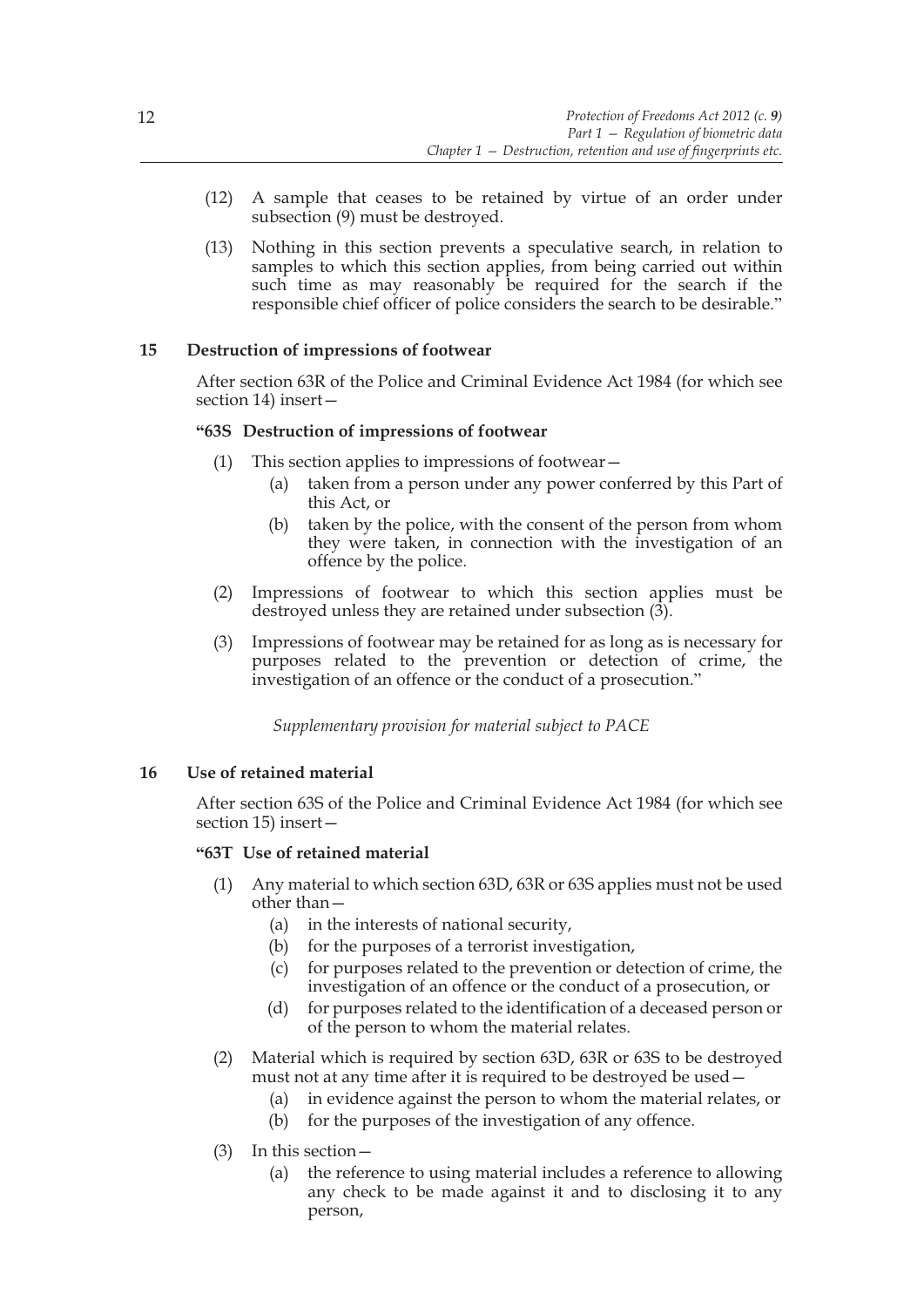(12) A sample that ceases to be retained by virtue of an order under subsection (9) must be destroyed.

(13) Nothing in this section prevents a speculative search, in relation to samples to which this section applies, from being carried out within such time as may reasonably be required for the search if the responsible chief officer of police considers the search to be desirable."

## 15 Destruction of impressions of footwear

After section 63R of the Police and Criminal Evidence Act 1984 (for which see section 14) insert—

### "63S Destruction of impressions of footwear

(1) This section applies to impressions of footwear—

(a) taken from a person under any power conferred by this Part of this Act, or

(b) taken by the police, with the consent of the person from whom they were taken, in connection with the investigation of an offence by the police.

(2) Impressions of footwear to which this section applies must be destroyed unless they are retained under subsection (3).

(3) Impressions of footwear may be retained for as long as is necessary for purposes related to the prevention or detection of crime, the investigation of an offence or the conduct of a prosecution."

*Supplementary provision for material subject to PACE*

## 16 Use of retained material

After section 63S of the Police and Criminal Evidence Act 1984 (for which see section 15) insert—

### "63T Use of retained material

(1) Any material to which section 63D, 63R or 63S applies must not be used other than—

(a) in the interests of national security,

(b) for the purposes of a terrorist investigation,

(c) for purposes related to the prevention or detection of crime, the investigation of an offence or the conduct of a prosecution, or

(d) for purposes related to the identification of a deceased person or of the person to whom the material relates.

(2) Material which is required by section 63D, 63R or 63S to be destroyed must not at any time after it is required to be destroyed be used—

(a) in evidence against the person to whom the material relates, or

(b) for the purposes of the investigation of any offence.

(3) In this section—

(a) the reference to using material includes a reference to allowing any check to be made against it and to disclosing it to any person,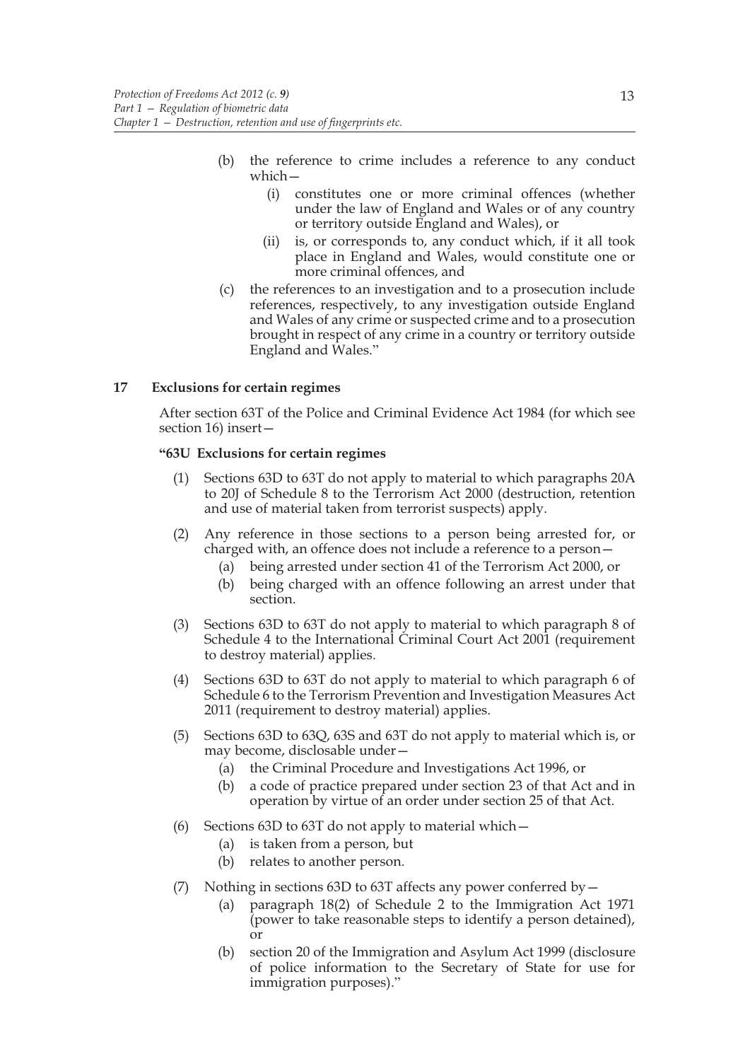(b) the reference to crime includes a reference to any conduct which—

  (i) constitutes one or more criminal offences (whether under the law of England and Wales or of any country or territory outside England and Wales), or

  (ii) is, or corresponds to, any conduct which, if it all took place in England and Wales, would constitute one or more criminal offences, and

(c) the references to an investigation and to a prosecution include references, respectively, to any investigation outside England and Wales of any crime or suspected crime and to a prosecution brought in respect of any crime in a country or territory outside England and Wales."

### 17 Exclusions for certain regimes

After section 63T of the Police and Criminal Evidence Act 1984 (for which see section 16) insert—

**"63U Exclusions for certain regimes**

(1) Sections 63D to 63T do not apply to material to which paragraphs 20A to 20J of Schedule 8 to the Terrorism Act 2000 (destruction, retention and use of material taken from terrorist suspects) apply.

(2) Any reference in those sections to a person being arrested for, or charged with, an offence does not include a reference to a person—

  (a) being arrested under section 41 of the Terrorism Act 2000, or

  (b) being charged with an offence following an arrest under that section.

(3) Sections 63D to 63T do not apply to material to which paragraph 8 of Schedule 4 to the International Criminal Court Act 2001 (requirement to destroy material) applies.

(4) Sections 63D to 63T do not apply to material to which paragraph 6 of Schedule 6 to the Terrorism Prevention and Investigation Measures Act 2011 (requirement to destroy material) applies.

(5) Sections 63D to 63Q, 63S and 63T do not apply to material which is, or may become, disclosable under—

  (a) the Criminal Procedure and Investigations Act 1996, or

  (b) a code of practice prepared under section 23 of that Act and in operation by virtue of an order under section 25 of that Act.

(6) Sections 63D to 63T do not apply to material which—

  (a) is taken from a person, but

  (b) relates to another person.

(7) Nothing in sections 63D to 63T affects any power conferred by—

  (a) paragraph 18(2) of Schedule 2 to the Immigration Act 1971 (power to take reasonable steps to identify a person detained), or

  (b) section 20 of the Immigration and Asylum Act 1999 (disclosure of police information to the Secretary of State for use for immigration purposes)."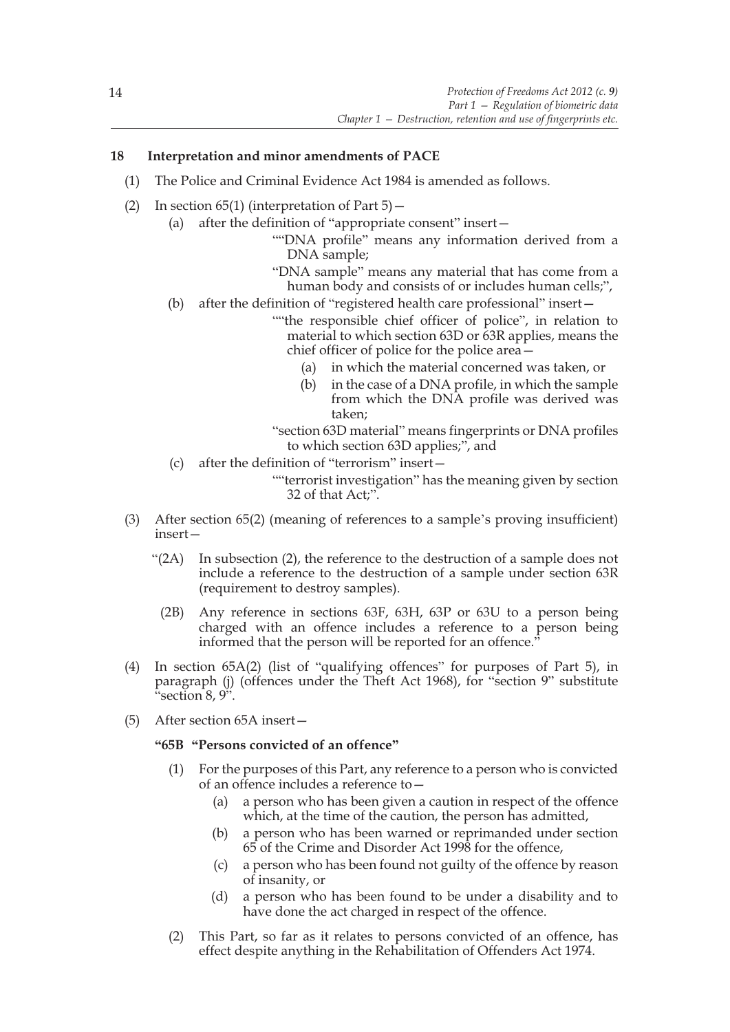## 18 Interpretation and minor amendments of PACE

(1) The Police and Criminal Evidence Act 1984 is amended as follows.

(2) In section 65(1) (interpretation of Part 5)—

(a) after the definition of "appropriate consent" insert—

""DNA profile" means any information derived from a DNA sample;

"DNA sample" means any material that has come from a human body and consists of or includes human cells;",

(b) after the definition of "registered health care professional" insert—

""the responsible chief officer of police", in relation to material to which section 63D or 63R applies, means the chief officer of police for the police area—

(a) in which the material concerned was taken, or

(b) in the case of a DNA profile, in which the sample from which the DNA profile was derived was taken;

"section 63D material" means fingerprints or DNA profiles to which section 63D applies;", and

(c) after the definition of "terrorism" insert—

""terrorist investigation" has the meaning given by section 32 of that Act;".

(3) After section 65(2) (meaning of references to a sample's proving insufficient) insert—

"(2A) In subsection (2), the reference to the destruction of a sample does not include a reference to the destruction of a sample under section 63R (requirement to destroy samples).

(2B) Any reference in sections 63F, 63H, 63P or 63U to a person being charged with an offence includes a reference to a person being informed that the person will be reported for an offence."

(4) In section 65A(2) (list of "qualifying offences" for purposes of Part 5), in paragraph (j) (offences under the Theft Act 1968), for "section 9" substitute "section 8, 9".

(5) After section 65A insert—

**"65B "Persons convicted of an offence"**

(1) For the purposes of this Part, any reference to a person who is convicted of an offence includes a reference to—

(a) a person who has been given a caution in respect of the offence which, at the time of the caution, the person has admitted,

(b) a person who has been warned or reprimanded under section 65 of the Crime and Disorder Act 1998 for the offence,

(c) a person who has been found not guilty of the offence by reason of insanity, or

(d) a person who has been found to be under a disability and to have done the act charged in respect of the offence.

(2) This Part, so far as it relates to persons convicted of an offence, has effect despite anything in the Rehabilitation of Offenders Act 1974.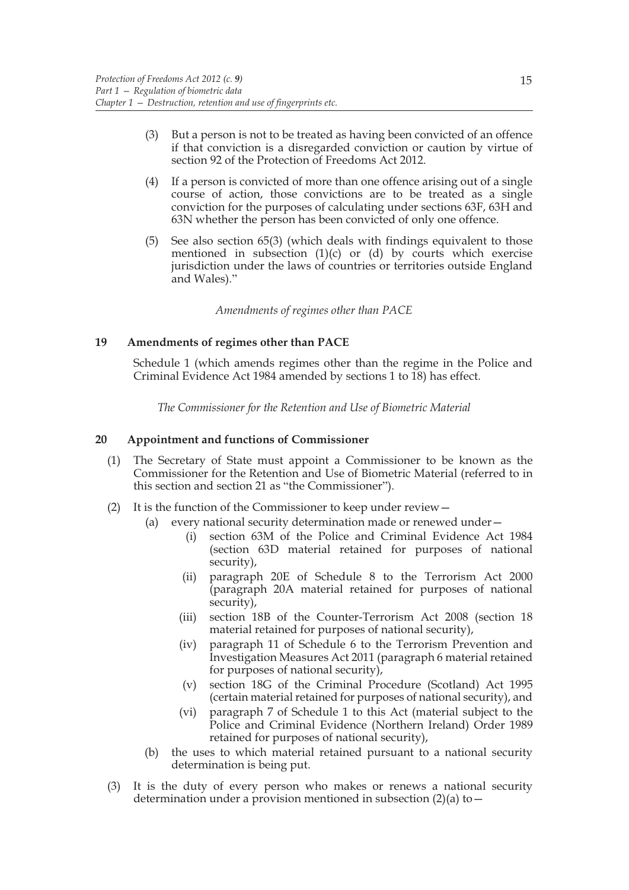(3) But a person is not to be treated as having been convicted of an offence if that conviction is a disregarded conviction or caution by virtue of section 92 of the Protection of Freedoms Act 2012.

(4) If a person is convicted of more than one offence arising out of a single course of action, those convictions are to be treated as a single conviction for the purposes of calculating under sections 63F, 63H and 63N whether the person has been convicted of only one offence.

(5) See also section 65(3) (which deals with findings equivalent to those mentioned in subsection (1)(c) or (d) by courts which exercise jurisdiction under the laws of countries or territories outside England and Wales)."

*Amendments of regimes other than PACE*

**19 Amendments of regimes other than PACE**

Schedule 1 (which amends regimes other than the regime in the Police and Criminal Evidence Act 1984 amended by sections 1 to 18) has effect.

*The Commissioner for the Retention and Use of Biometric Material*

**20 Appointment and functions of Commissioner**

(1) The Secretary of State must appoint a Commissioner to be known as the Commissioner for the Retention and Use of Biometric Material (referred to in this section and section 21 as "the Commissioner").

(2) It is the function of the Commissioner to keep under review—

(a) every national security determination made or renewed under—

(i) section 63M of the Police and Criminal Evidence Act 1984 (section 63D material retained for purposes of national security),

(ii) paragraph 20E of Schedule 8 to the Terrorism Act 2000 (paragraph 20A material retained for purposes of national security),

(iii) section 18B of the Counter-Terrorism Act 2008 (section 18 material retained for purposes of national security),

(iv) paragraph 11 of Schedule 6 to the Terrorism Prevention and Investigation Measures Act 2011 (paragraph 6 material retained for purposes of national security),

(v) section 18G of the Criminal Procedure (Scotland) Act 1995 (certain material retained for purposes of national security), and

(vi) paragraph 7 of Schedule 1 to this Act (material subject to the Police and Criminal Evidence (Northern Ireland) Order 1989 retained for purposes of national security),

(b) the uses to which material retained pursuant to a national security determination is being put.

(3) It is the duty of every person who makes or renews a national security determination under a provision mentioned in subsection (2)(a) to—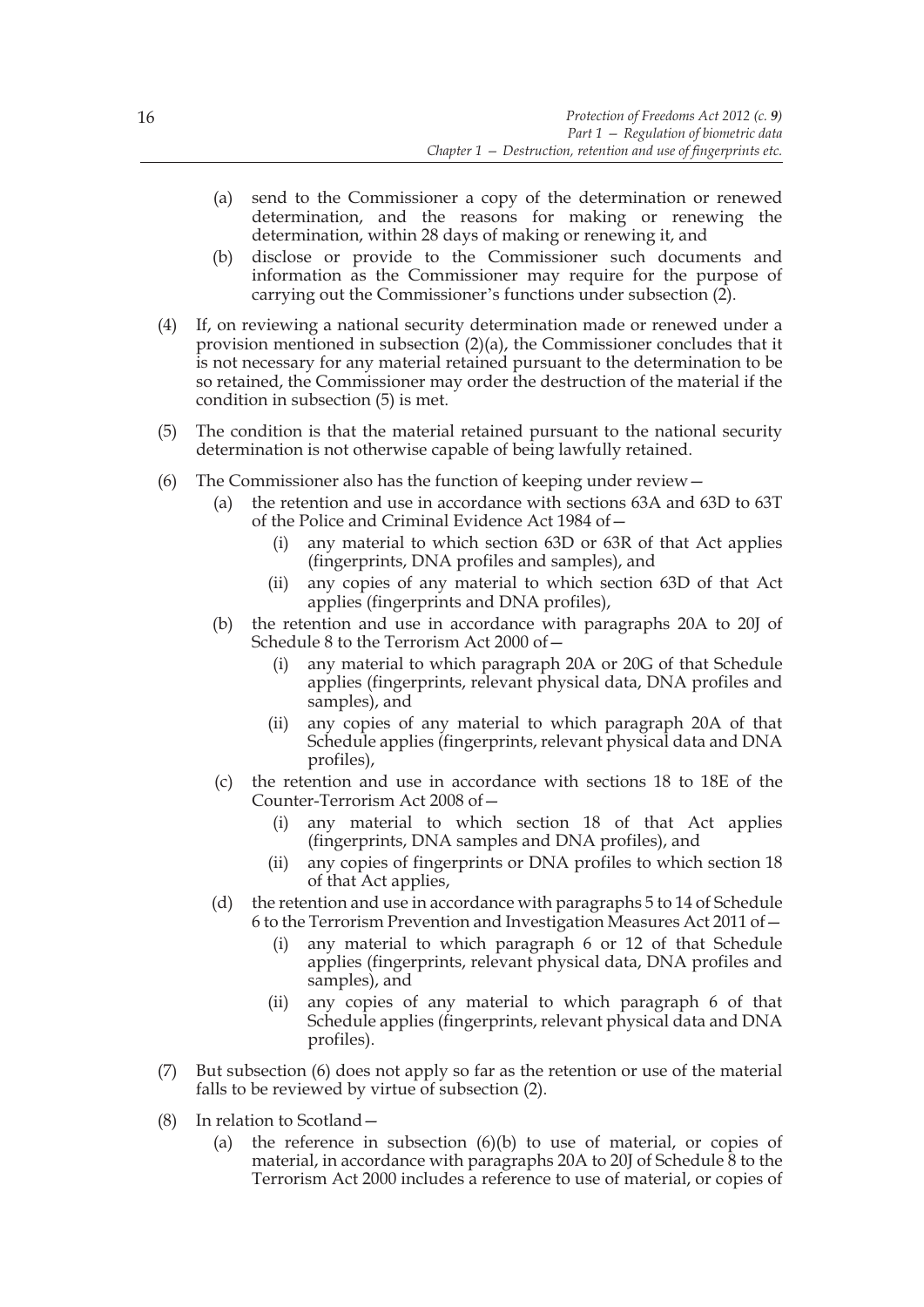(a) send to the Commissioner a copy of the determination or renewed determination, and the reasons for making or renewing the determination, within 28 days of making or renewing it, and

(b) disclose or provide to the Commissioner such documents and information as the Commissioner may require for the purpose of carrying out the Commissioner's functions under subsection (2).

(4) If, on reviewing a national security determination made or renewed under a provision mentioned in subsection (2)(a), the Commissioner concludes that it is not necessary for any material retained pursuant to the determination to be so retained, the Commissioner may order the destruction of the material if the condition in subsection (5) is met.

(5) The condition is that the material retained pursuant to the national security determination is not otherwise capable of being lawfully retained.

(6) The Commissioner also has the function of keeping under review—

(a) the retention and use in accordance with sections 63A and 63D to 63T of the Police and Criminal Evidence Act 1984 of—

(i) any material to which section 63D or 63R of that Act applies (fingerprints, DNA profiles and samples), and

(ii) any copies of any material to which section 63D of that Act applies (fingerprints and DNA profiles),

(b) the retention and use in accordance with paragraphs 20A to 20J of Schedule 8 to the Terrorism Act 2000 of—

(i) any material to which paragraph 20A or 20G of that Schedule applies (fingerprints, relevant physical data, DNA profiles and samples), and

(ii) any copies of any material to which paragraph 20A of that Schedule applies (fingerprints, relevant physical data and DNA profiles),

(c) the retention and use in accordance with sections 18 to 18E of the Counter-Terrorism Act 2008 of—

(i) any material to which section 18 of that Act applies (fingerprints, DNA samples and DNA profiles), and

(ii) any copies of fingerprints or DNA profiles to which section 18 of that Act applies,

(d) the retention and use in accordance with paragraphs 5 to 14 of Schedule 6 to the Terrorism Prevention and Investigation Measures Act 2011 of—

(i) any material to which paragraph 6 or 12 of that Schedule applies (fingerprints, relevant physical data, DNA profiles and samples), and

(ii) any copies of any material to which paragraph 6 of that Schedule applies (fingerprints, relevant physical data and DNA profiles).

(7) But subsection (6) does not apply so far as the retention or use of the material falls to be reviewed by virtue of subsection (2).

(8) In relation to Scotland—

(a) the reference in subsection (6)(b) to use of material, or copies of material, in accordance with paragraphs 20A to 20J of Schedule 8 to the Terrorism Act 2000 includes a reference to use of material, or copies of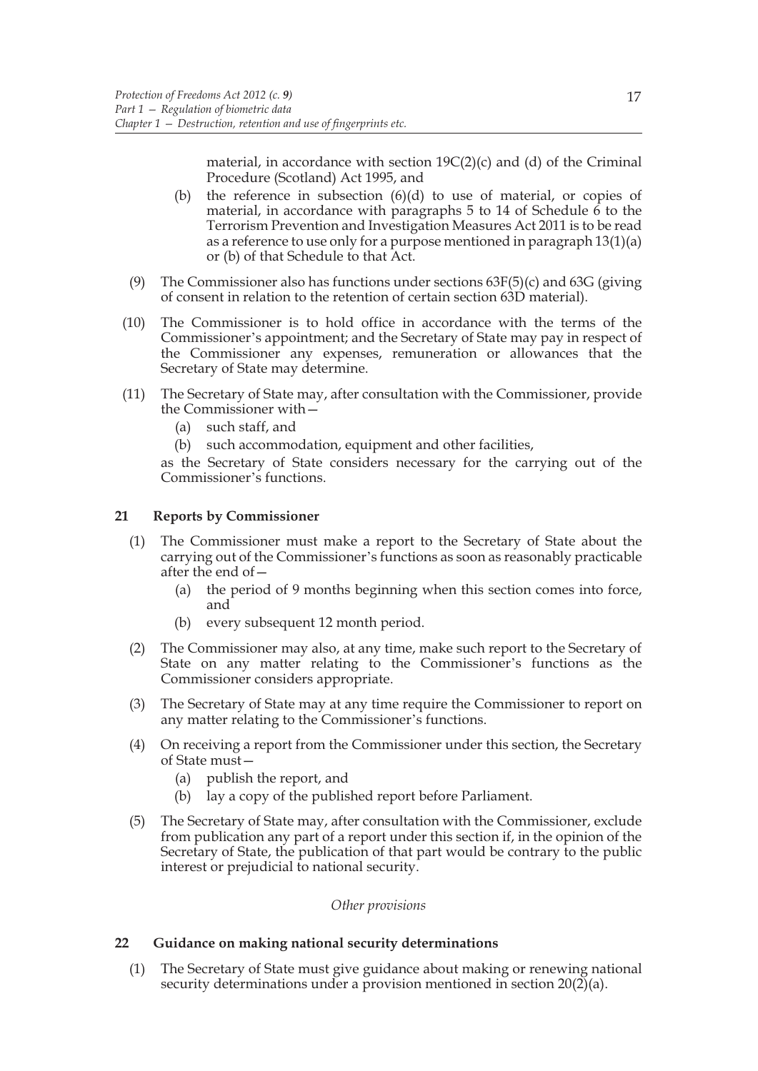material, in accordance with section 19C(2)(c) and (d) of the Criminal Procedure (Scotland) Act 1995, and

(b) the reference in subsection (6)(d) to use of material, or copies of material, in accordance with paragraphs 5 to 14 of Schedule 6 to the Terrorism Prevention and Investigation Measures Act 2011 is to be read as a reference to use only for a purpose mentioned in paragraph 13(1)(a) or (b) of that Schedule to that Act.

(9) The Commissioner also has functions under sections 63F(5)(c) and 63G (giving of consent in relation to the retention of certain section 63D material).

(10) The Commissioner is to hold office in accordance with the terms of the Commissioner's appointment; and the Secretary of State may pay in respect of the Commissioner any expenses, remuneration or allowances that the Secretary of State may determine.

(11) The Secretary of State may, after consultation with the Commissioner, provide the Commissioner with—

(a) such staff, and

(b) such accommodation, equipment and other facilities,

as the Secretary of State considers necessary for the carrying out of the Commissioner's functions.

## 21 Reports by Commissioner

(1) The Commissioner must make a report to the Secretary of State about the carrying out of the Commissioner's functions as soon as reasonably practicable after the end of—

(a) the period of 9 months beginning when this section comes into force, and

(b) every subsequent 12 month period.

(2) The Commissioner may also, at any time, make such report to the Secretary of State on any matter relating to the Commissioner's functions as the Commissioner considers appropriate.

(3) The Secretary of State may at any time require the Commissioner to report on any matter relating to the Commissioner's functions.

(4) On receiving a report from the Commissioner under this section, the Secretary of State must—

(a) publish the report, and

(b) lay a copy of the published report before Parliament.

(5) The Secretary of State may, after consultation with the Commissioner, exclude from publication any part of a report under this section if, in the opinion of the Secretary of State, the publication of that part would be contrary to the public interest or prejudicial to national security.

*Other provisions*

## 22 Guidance on making national security determinations

(1) The Secretary of State must give guidance about making or renewing national security determinations under a provision mentioned in section 20(2)(a).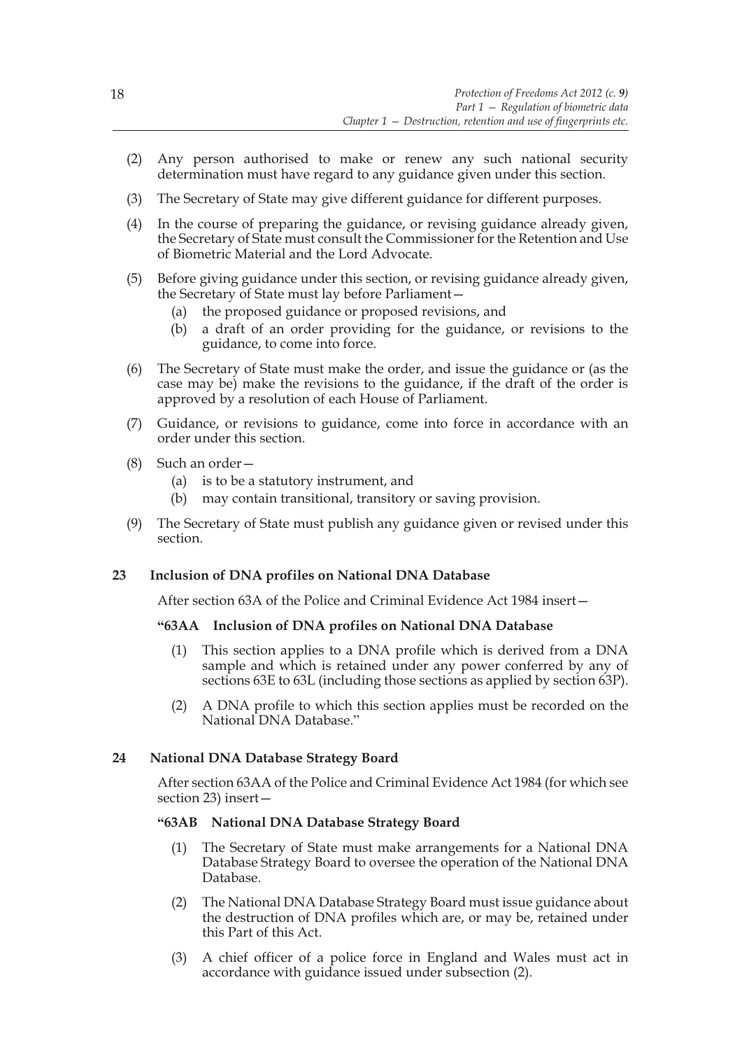(2) Any person authorised to make or renew any such national security determination must have regard to any guidance given under this section.

(3) The Secretary of State may give different guidance for different purposes.

(4) In the course of preparing the guidance, or revising guidance already given, the Secretary of State must consult the Commissioner for the Retention and Use of Biometric Material and the Lord Advocate.

(5) Before giving guidance under this section, or revising guidance already given, the Secretary of State must lay before Parliament—

   (a) the proposed guidance or proposed revisions, and

   (b) a draft of an order providing for the guidance, or revisions to the guidance, to come into force.

(6) The Secretary of State must make the order, and issue the guidance or (as the case may be) make the revisions to the guidance, if the draft of the order is approved by a resolution of each House of Parliament.

(7) Guidance, or revisions to guidance, come into force in accordance with an order under this section.

(8) Such an order—

   (a) is to be a statutory instrument, and

   (b) may contain transitional, transitory or saving provision.

(9) The Secretary of State must publish any guidance given or revised under this section.

**23 Inclusion of DNA profiles on National DNA Database**

After section 63A of the Police and Criminal Evidence Act 1984 insert—

**"63AA Inclusion of DNA profiles on National DNA Database**

(1) This section applies to a DNA profile which is derived from a DNA sample and which is retained under any power conferred by any of sections 63E to 63L (including those sections as applied by section 63P).

(2) A DNA profile to which this section applies must be recorded on the National DNA Database."

**24 National DNA Database Strategy Board**

After section 63AA of the Police and Criminal Evidence Act 1984 (for which see section 23) insert—

**"63AB National DNA Database Strategy Board**

(1) The Secretary of State must make arrangements for a National DNA Database Strategy Board to oversee the operation of the National DNA Database.

(2) The National DNA Database Strategy Board must issue guidance about the destruction of DNA profiles which are, or may be, retained under this Part of this Act.

(3) A chief officer of a police force in England and Wales must act in accordance with guidance issued under subsection (2).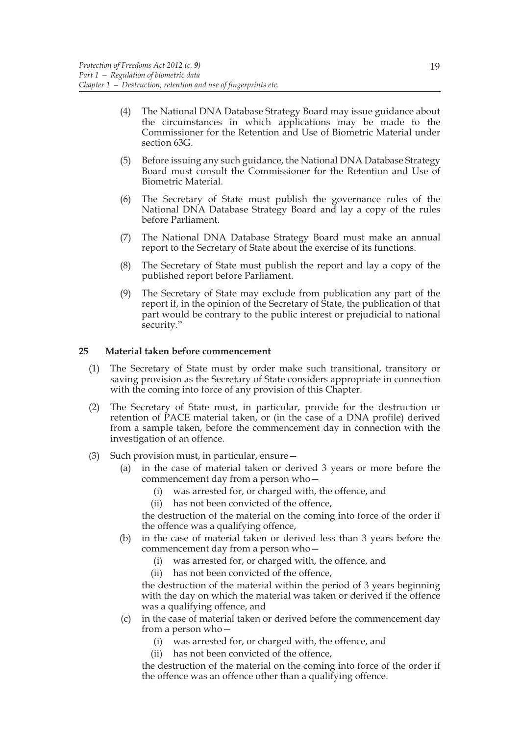(4) The National DNA Database Strategy Board may issue guidance about the circumstances in which applications may be made to the Commissioner for the Retention and Use of Biometric Material under section 63G.

(5) Before issuing any such guidance, the National DNA Database Strategy Board must consult the Commissioner for the Retention and Use of Biometric Material.

(6) The Secretary of State must publish the governance rules of the National DNA Database Strategy Board and lay a copy of the rules before Parliament.

(7) The National DNA Database Strategy Board must make an annual report to the Secretary of State about the exercise of its functions.

(8) The Secretary of State must publish the report and lay a copy of the published report before Parliament.

(9) The Secretary of State may exclude from publication any part of the report if, in the opinion of the Secretary of State, the publication of that part would be contrary to the public interest or prejudicial to national security."

**25 Material taken before commencement**

(1) The Secretary of State must by order make such transitional, transitory or saving provision as the Secretary of State considers appropriate in connection with the coming into force of any provision of this Chapter.

(2) The Secretary of State must, in particular, provide for the destruction or retention of PACE material taken, or (in the case of a DNA profile) derived from a sample taken, before the commencement day in connection with the investigation of an offence.

(3) Such provision must, in particular, ensure—

(a) in the case of material taken or derived 3 years or more before the commencement day from a person who—

(i) was arrested for, or charged with, the offence, and

(ii) has not been convicted of the offence,

the destruction of the material on the coming into force of the order if the offence was a qualifying offence,

(b) in the case of material taken or derived less than 3 years before the commencement day from a person who—

(i) was arrested for, or charged with, the offence, and

(ii) has not been convicted of the offence,

the destruction of the material within the period of 3 years beginning with the day on which the material was taken or derived if the offence was a qualifying offence, and

(c) in the case of material taken or derived before the commencement day from a person who—

(i) was arrested for, or charged with, the offence, and

(ii) has not been convicted of the offence,

the destruction of the material on the coming into force of the order if the offence was an offence other than a qualifying offence.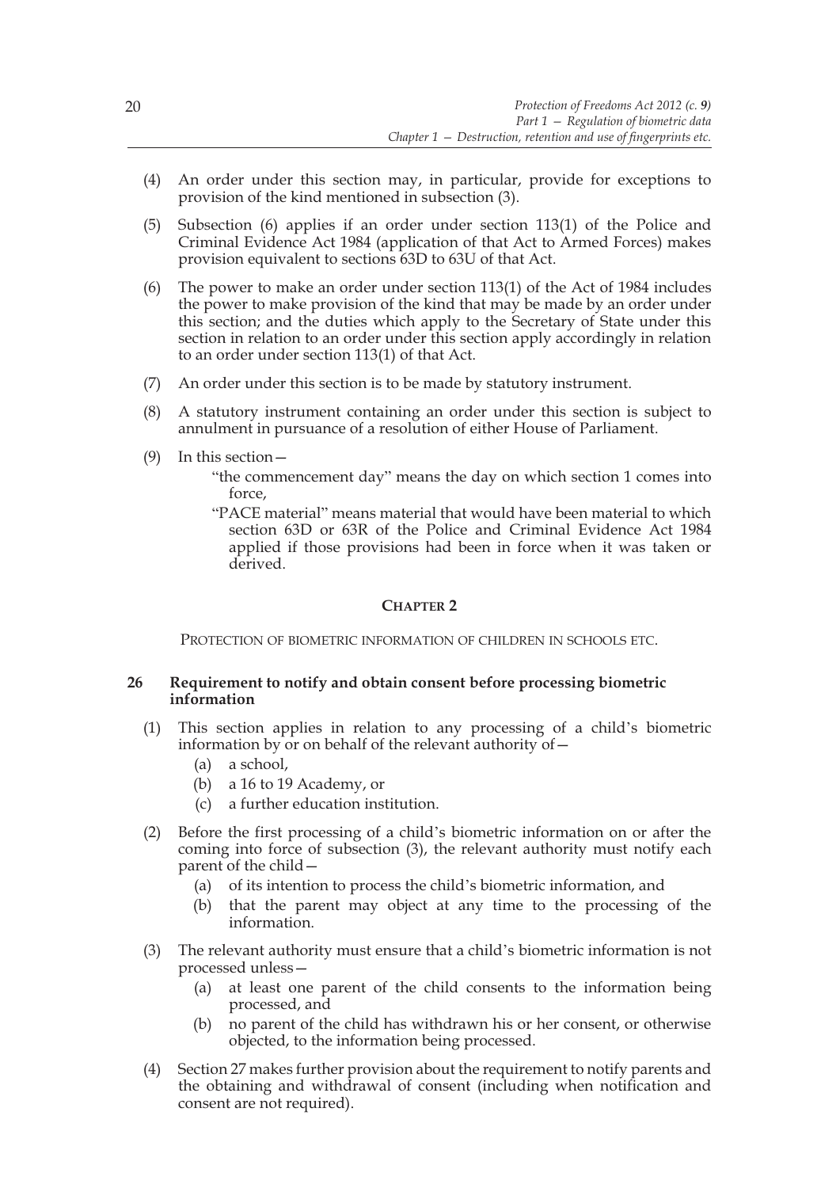(4) An order under this section may, in particular, provide for exceptions to provision of the kind mentioned in subsection (3).

(5) Subsection (6) applies if an order under section 113(1) of the Police and Criminal Evidence Act 1984 (application of that Act to Armed Forces) makes provision equivalent to sections 63D to 63U of that Act.

(6) The power to make an order under section 113(1) of the Act of 1984 includes the power to make provision of the kind that may be made by an order under this section; and the duties which apply to the Secretary of State under this section in relation to an order under this section apply accordingly in relation to an order under section 113(1) of that Act.

(7) An order under this section is to be made by statutory instrument.

(8) A statutory instrument containing an order under this section is subject to annulment in pursuance of a resolution of either House of Parliament.

(9) In this section—

"the commencement day" means the day on which section 1 comes into force,

"PACE material" means material that would have been material to which section 63D or 63R of the Police and Criminal Evidence Act 1984 applied if those provisions had been in force when it was taken or derived.

## CHAPTER 2

PROTECTION OF BIOMETRIC INFORMATION OF CHILDREN IN SCHOOLS ETC.

### 26 Requirement to notify and obtain consent before processing biometric information

(1) This section applies in relation to any processing of a child's biometric information by or on behalf of the relevant authority of—

(a) a school,

(b) a 16 to 19 Academy, or

(c) a further education institution.

(2) Before the first processing of a child's biometric information on or after the coming into force of subsection (3), the relevant authority must notify each parent of the child—

(a) of its intention to process the child's biometric information, and

(b) that the parent may object at any time to the processing of the information.

(3) The relevant authority must ensure that a child's biometric information is not processed unless—

(a) at least one parent of the child consents to the information being processed, and

(b) no parent of the child has withdrawn his or her consent, or otherwise objected, to the information being processed.

(4) Section 27 makes further provision about the requirement to notify parents and the obtaining and withdrawal of consent (including when notification and consent are not required).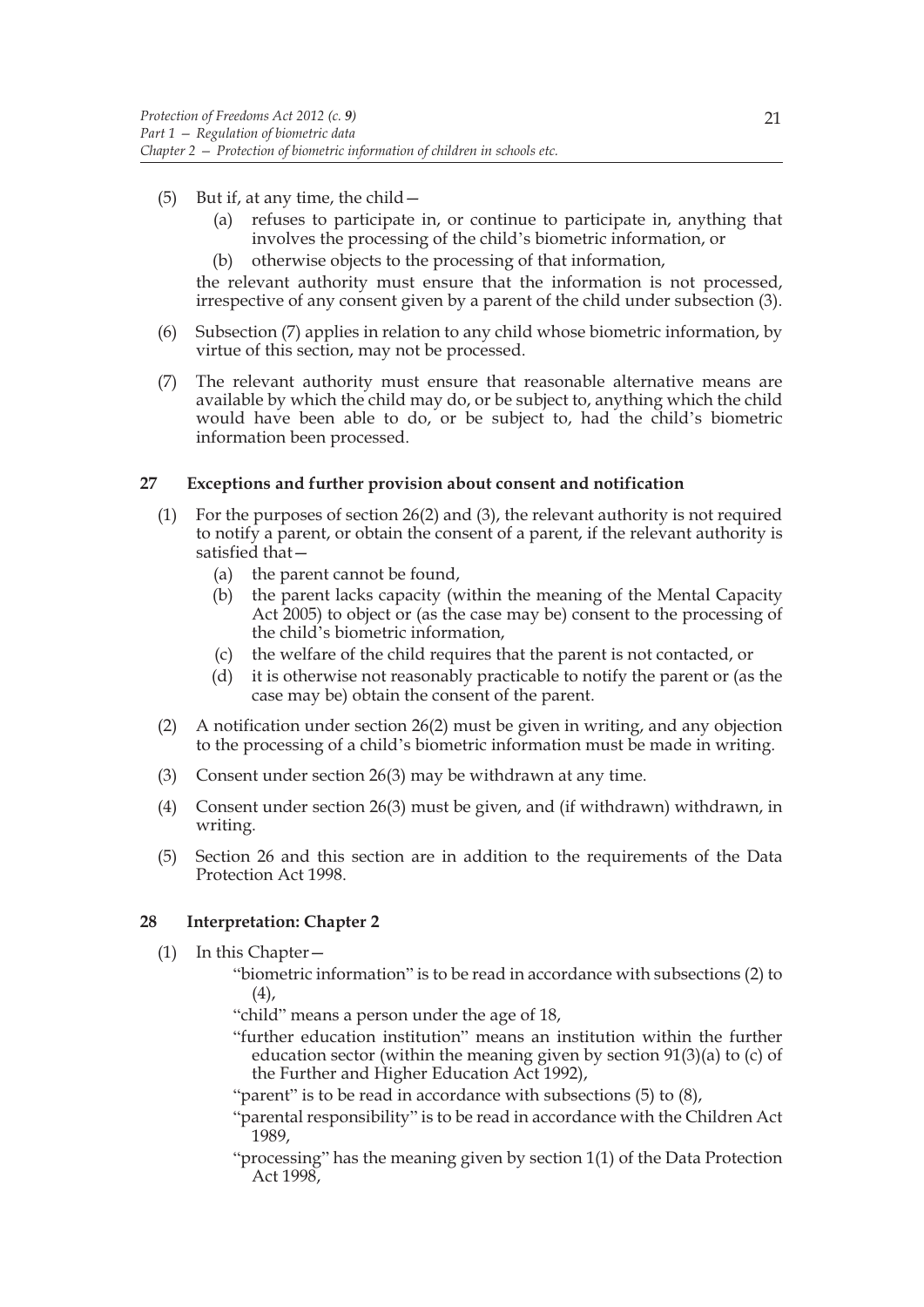(5) But if, at any time, the child—

   (a) refuses to participate in, or continue to participate in, anything that involves the processing of the child's biometric information, or

   (b) otherwise objects to the processing of that information,

the relevant authority must ensure that the information is not processed, irrespective of any consent given by a parent of the child under subsection (3).

(6) Subsection (7) applies in relation to any child whose biometric information, by virtue of this section, may not be processed.

(7) The relevant authority must ensure that reasonable alternative means are available by which the child may do, or be subject to, anything which the child would have been able to do, or be subject to, had the child's biometric information been processed.

### 27 Exceptions and further provision about consent and notification

(1) For the purposes of section 26(2) and (3), the relevant authority is not required to notify a parent, or obtain the consent of a parent, if the relevant authority is satisfied that—

   (a) the parent cannot be found,

   (b) the parent lacks capacity (within the meaning of the Mental Capacity Act 2005) to object or (as the case may be) consent to the processing of the child's biometric information,

   (c) the welfare of the child requires that the parent is not contacted, or

   (d) it is otherwise not reasonably practicable to notify the parent or (as the case may be) obtain the consent of the parent.

(2) A notification under section 26(2) must be given in writing, and any objection to the processing of a child's biometric information must be made in writing.

(3) Consent under section 26(3) may be withdrawn at any time.

(4) Consent under section 26(3) must be given, and (if withdrawn) withdrawn, in writing.

(5) Section 26 and this section are in addition to the requirements of the Data Protection Act 1998.

### 28 Interpretation: Chapter 2

(1) In this Chapter—

   "biometric information" is to be read in accordance with subsections (2) to (4),

   "child" means a person under the age of 18,

   "further education institution" means an institution within the further education sector (within the meaning given by section 91(3)(a) to (c) of the Further and Higher Education Act 1992),

   "parent" is to be read in accordance with subsections (5) to (8),

   "parental responsibility" is to be read in accordance with the Children Act 1989,

   "processing" has the meaning given by section 1(1) of the Data Protection Act 1998,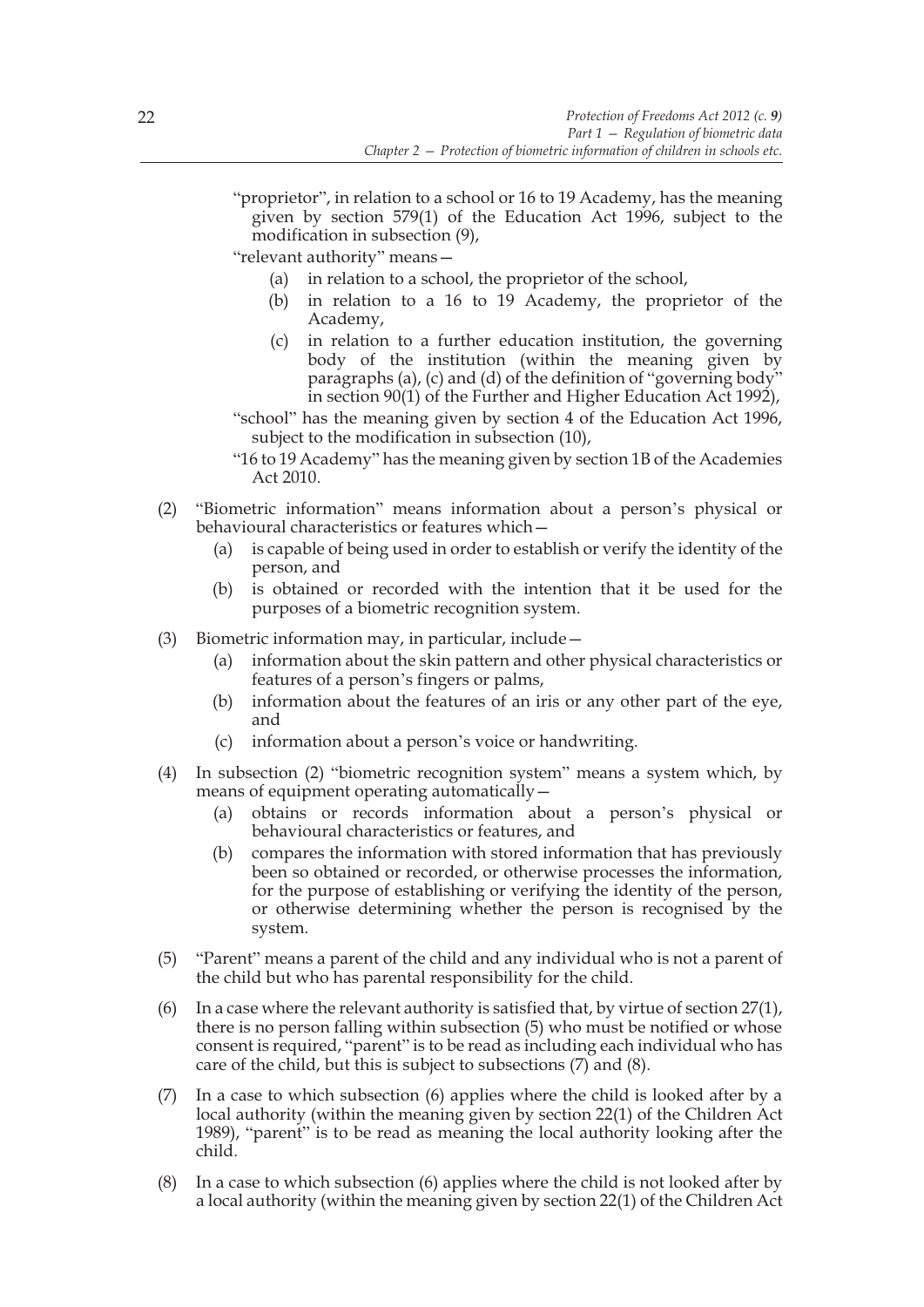"proprietor", in relation to a school or 16 to 19 Academy, has the meaning given by section 579(1) of the Education Act 1996, subject to the modification in subsection (9),

"relevant authority" means—

(a) in relation to a school, the proprietor of the school,

(b) in relation to a 16 to 19 Academy, the proprietor of the Academy,

(c) in relation to a further education institution, the governing body of the institution (within the meaning given by paragraphs (a), (c) and (d) of the definition of "governing body" in section 90(1) of the Further and Higher Education Act 1992),

"school" has the meaning given by section 4 of the Education Act 1996, subject to the modification in subsection (10),

"16 to 19 Academy" has the meaning given by section 1B of the Academies Act 2010.

(2) "Biometric information" means information about a person's physical or behavioural characteristics or features which—

(a) is capable of being used in order to establish or verify the identity of the person, and

(b) is obtained or recorded with the intention that it be used for the purposes of a biometric recognition system.

(3) Biometric information may, in particular, include—

(a) information about the skin pattern and other physical characteristics or features of a person's fingers or palms,

(b) information about the features of an iris or any other part of the eye, and

(c) information about a person's voice or handwriting.

(4) In subsection (2) "biometric recognition system" means a system which, by means of equipment operating automatically—

(a) obtains or records information about a person's physical or behavioural characteristics or features, and

(b) compares the information with stored information that has previously been so obtained or recorded, or otherwise processes the information, for the purpose of establishing or verifying the identity of the person, or otherwise determining whether the person is recognised by the system.

(5) "Parent" means a parent of the child and any individual who is not a parent of the child but who has parental responsibility for the child.

(6) In a case where the relevant authority is satisfied that, by virtue of section 27(1), there is no person falling within subsection (5) who must be notified or whose consent is required, "parent" is to be read as including each individual who has care of the child, but this is subject to subsections (7) and (8).

(7) In a case to which subsection (6) applies where the child is looked after by a local authority (within the meaning given by section 22(1) of the Children Act 1989), "parent" is to be read as meaning the local authority looking after the child.

(8) In a case to which subsection (6) applies where the child is not looked after by a local authority (within the meaning given by section 22(1) of the Children Act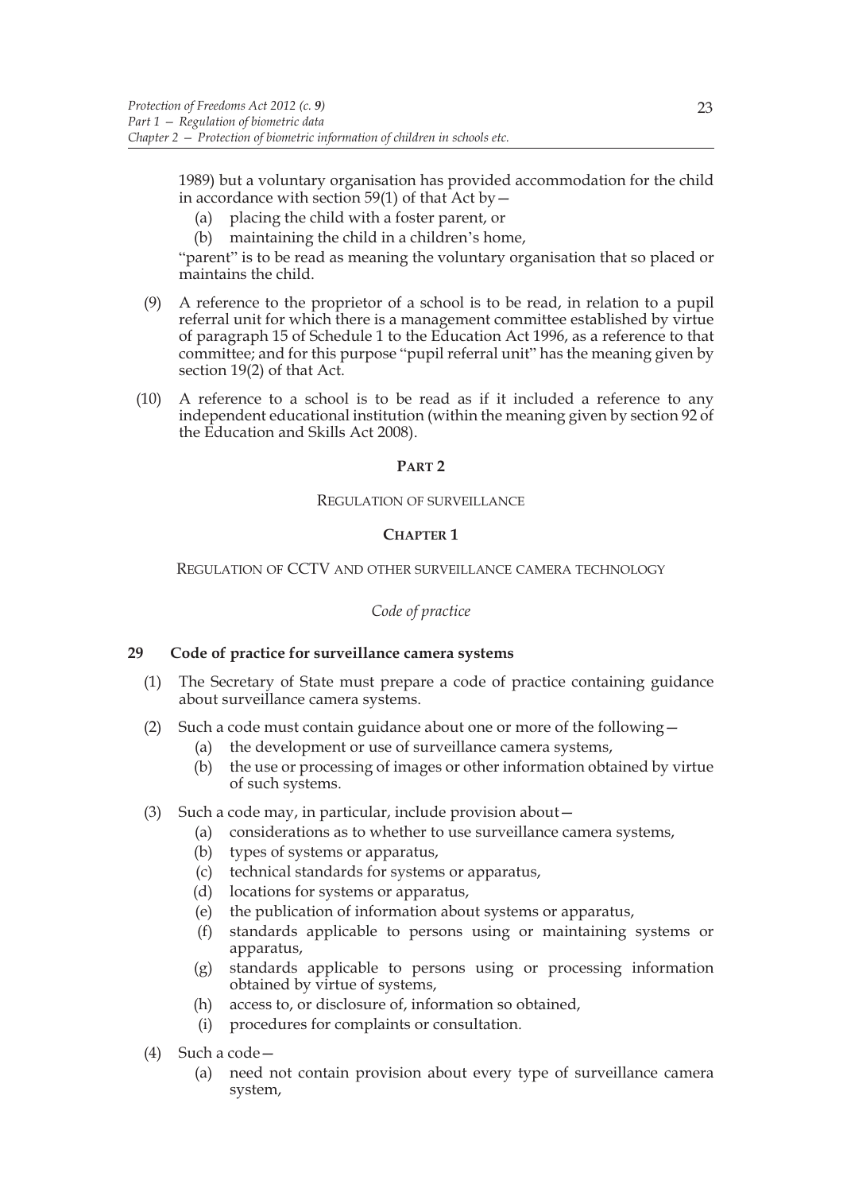1989) but a voluntary organisation has provided accommodation for the child in accordance with section 59(1) of that Act by—

   (a) placing the child with a foster parent, or

   (b) maintaining the child in a children's home,

   "parent" is to be read as meaning the voluntary organisation that so placed or maintains the child.

(9) A reference to the proprietor of a school is to be read, in relation to a pupil referral unit for which there is a management committee established by virtue of paragraph 15 of Schedule 1 to the Education Act 1996, as a reference to that committee; and for this purpose "pupil referral unit" has the meaning given by section 19(2) of that Act.

(10) A reference to a school is to be read as if it included a reference to any independent educational institution (within the meaning given by section 92 of the Education and Skills Act 2008).

## PART 2

### REGULATION OF SURVEILLANCE

### CHAPTER 1

#### REGULATION OF CCTV AND OTHER SURVEILLANCE CAMERA TECHNOLOGY

*Code of practice*

**29 Code of practice for surveillance camera systems**

(1) The Secretary of State must prepare a code of practice containing guidance about surveillance camera systems.

(2) Such a code must contain guidance about one or more of the following—

   (a) the development or use of surveillance camera systems,

   (b) the use or processing of images or other information obtained by virtue of such systems.

(3) Such a code may, in particular, include provision about—

   (a) considerations as to whether to use surveillance camera systems,

   (b) types of systems or apparatus,

   (c) technical standards for systems or apparatus,

   (d) locations for systems or apparatus,

   (e) the publication of information about systems or apparatus,

   (f) standards applicable to persons using or maintaining systems or apparatus,

   (g) standards applicable to persons using or processing information obtained by virtue of systems,

   (h) access to, or disclosure of, information so obtained,

   (i) procedures for complaints or consultation.

(4) Such a code—

   (a) need not contain provision about every type of surveillance camera system,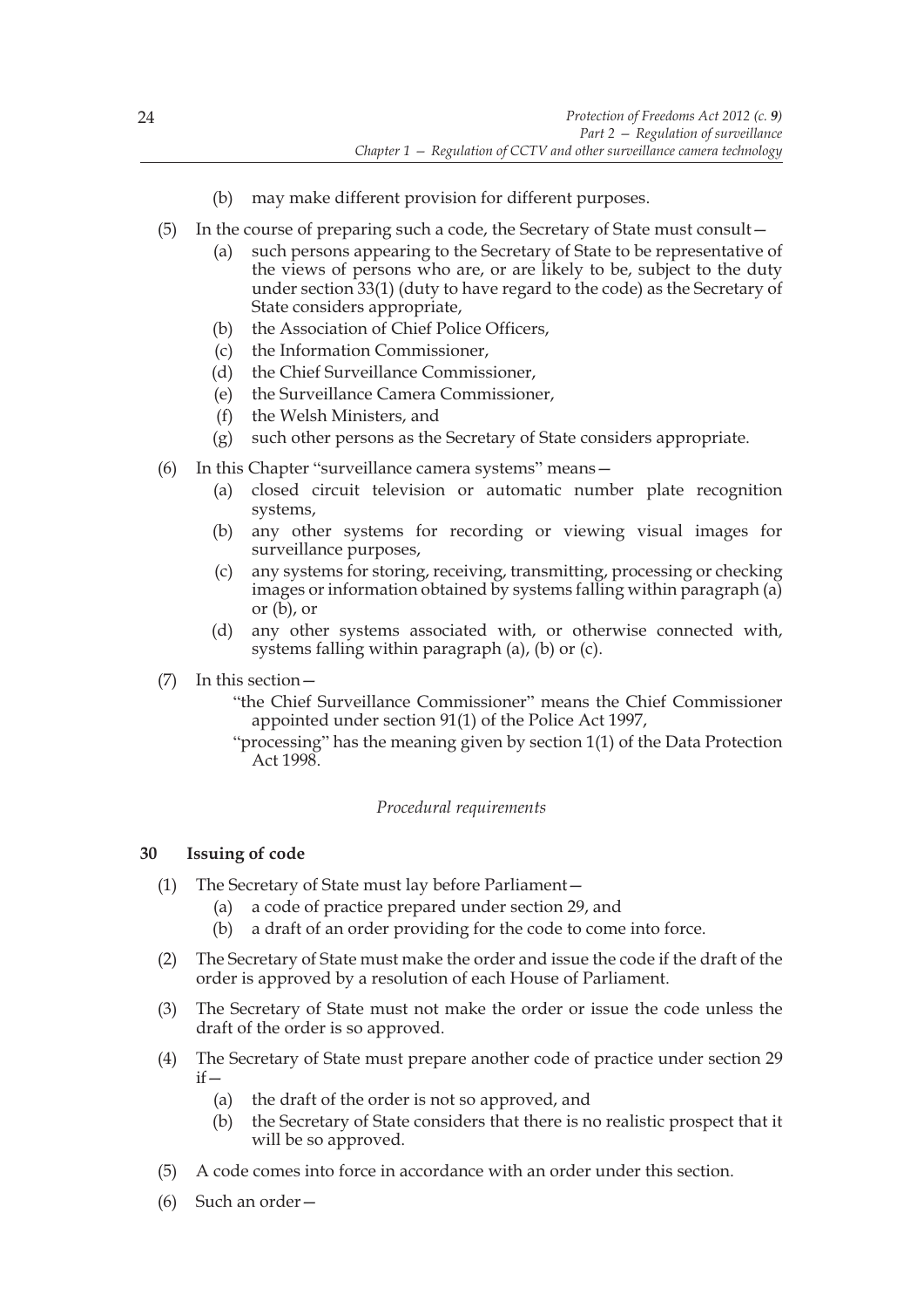(b) may make different provision for different purposes.

(5) In the course of preparing such a code, the Secretary of State must consult—

  (a) such persons appearing to the Secretary of State to be representative of the views of persons who are, or are likely to be, subject to the duty under section 33(1) (duty to have regard to the code) as the Secretary of State considers appropriate,

  (b) the Association of Chief Police Officers,

  (c) the Information Commissioner,

  (d) the Chief Surveillance Commissioner,

  (e) the Surveillance Camera Commissioner,

  (f) the Welsh Ministers, and

  (g) such other persons as the Secretary of State considers appropriate.

(6) In this Chapter "surveillance camera systems" means—

  (a) closed circuit television or automatic number plate recognition systems,

  (b) any other systems for recording or viewing visual images for surveillance purposes,

  (c) any systems for storing, receiving, transmitting, processing or checking images or information obtained by systems falling within paragraph (a) or (b), or

  (d) any other systems associated with, or otherwise connected with, systems falling within paragraph (a), (b) or (c).

(7) In this section—

"the Chief Surveillance Commissioner" means the Chief Commissioner appointed under section 91(1) of the Police Act 1997,

"processing" has the meaning given by section 1(1) of the Data Protection Act 1998.

*Procedural requirements*

**30 Issuing of code**

(1) The Secretary of State must lay before Parliament—

  (a) a code of practice prepared under section 29, and

  (b) a draft of an order providing for the code to come into force.

(2) The Secretary of State must make the order and issue the code if the draft of the order is approved by a resolution of each House of Parliament.

(3) The Secretary of State must not make the order or issue the code unless the draft of the order is so approved.

(4) The Secretary of State must prepare another code of practice under section 29 if—

  (a) the draft of the order is not so approved, and

  (b) the Secretary of State considers that there is no realistic prospect that it will be so approved.

(5) A code comes into force in accordance with an order under this section.

(6) Such an order—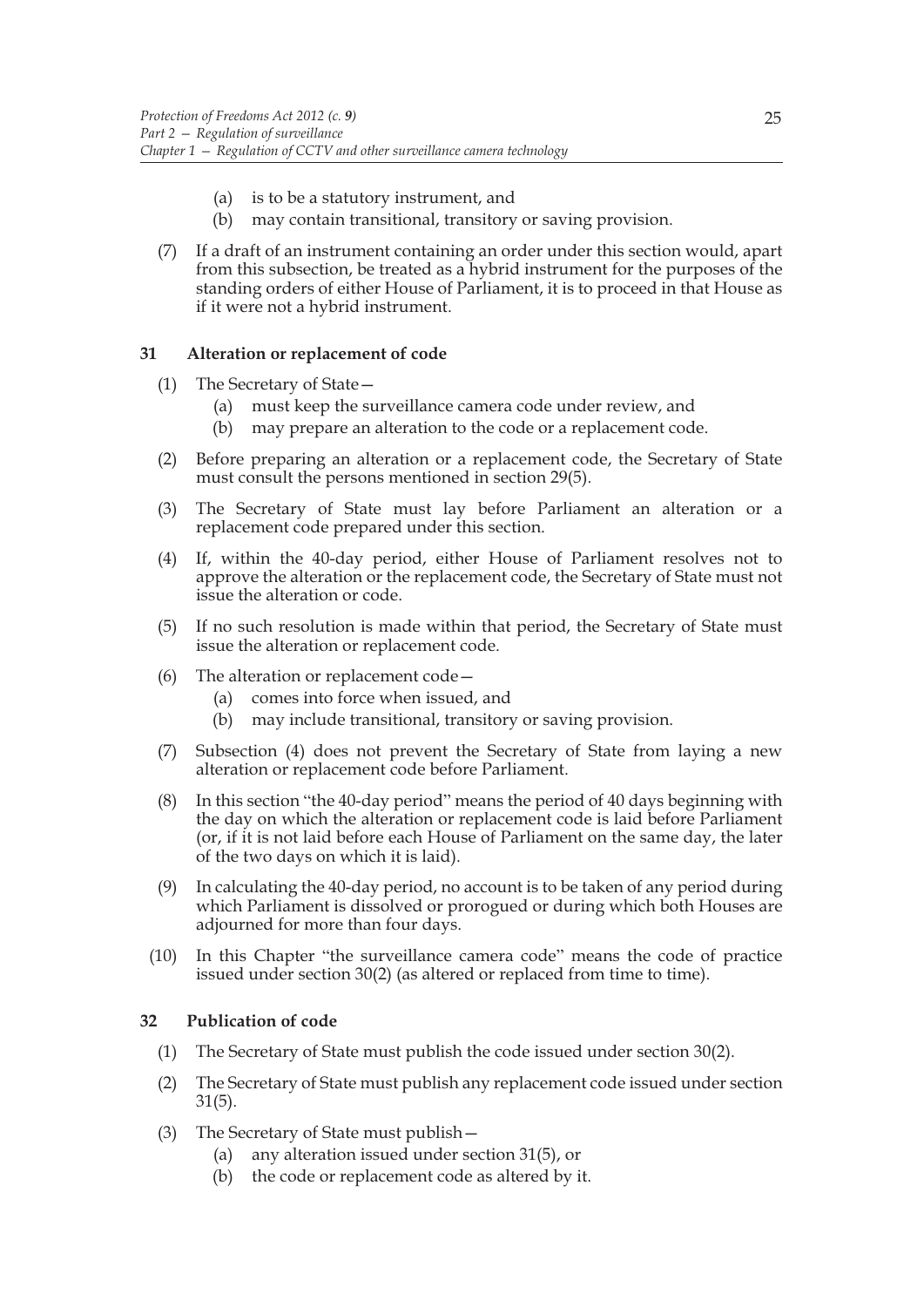(a) is to be a statutory instrument, and
(b) may contain transitional, transitory or saving provision.

(7) If a draft of an instrument containing an order under this section would, apart from this subsection, be treated as a hybrid instrument for the purposes of the standing orders of either House of Parliament, it is to proceed in that House as if it were not a hybrid instrument.

### 31 Alteration or replacement of code

(1) The Secretary of State—
  (a) must keep the surveillance camera code under review, and
  (b) may prepare an alteration to the code or a replacement code.

(2) Before preparing an alteration or a replacement code, the Secretary of State must consult the persons mentioned in section 29(5).

(3) The Secretary of State must lay before Parliament an alteration or a replacement code prepared under this section.

(4) If, within the 40-day period, either House of Parliament resolves not to approve the alteration or the replacement code, the Secretary of State must not issue the alteration or code.

(5) If no such resolution is made within that period, the Secretary of State must issue the alteration or replacement code.

(6) The alteration or replacement code—
  (a) comes into force when issued, and
  (b) may include transitional, transitory or saving provision.

(7) Subsection (4) does not prevent the Secretary of State from laying a new alteration or replacement code before Parliament.

(8) In this section "the 40-day period" means the period of 40 days beginning with the day on which the alteration or replacement code is laid before Parliament (or, if it is not laid before each House of Parliament on the same day, the later of the two days on which it is laid).

(9) In calculating the 40-day period, no account is to be taken of any period during which Parliament is dissolved or prorogued or during which both Houses are adjourned for more than four days.

(10) In this Chapter "the surveillance camera code" means the code of practice issued under section 30(2) (as altered or replaced from time to time).

### 32 Publication of code

(1) The Secretary of State must publish the code issued under section 30(2).

(2) The Secretary of State must publish any replacement code issued under section 31(5).

(3) The Secretary of State must publish—
  (a) any alteration issued under section 31(5), or
  (b) the code or replacement code as altered by it.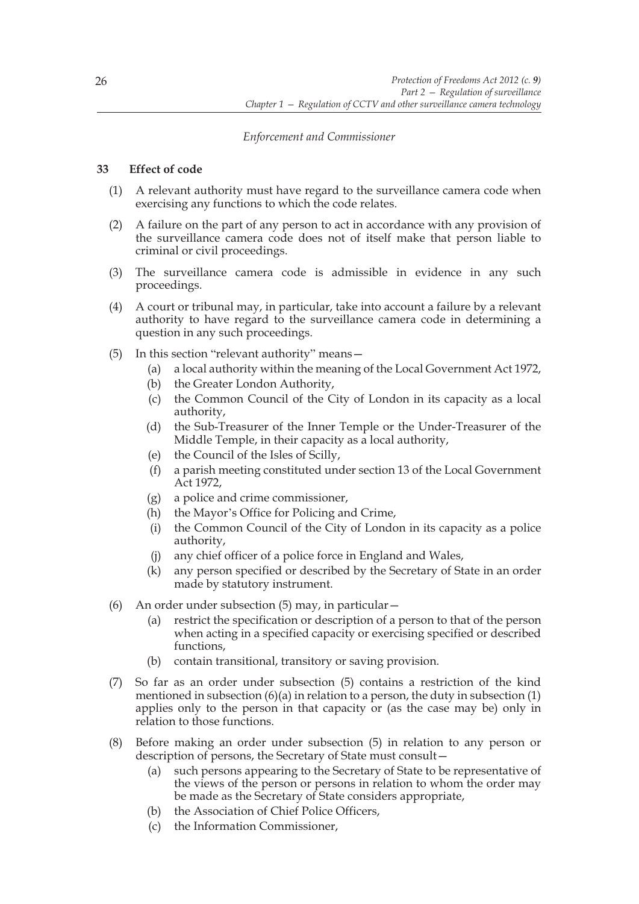*Enforcement and Commissioner*

**33 Effect of code**

(1) A relevant authority must have regard to the surveillance camera code when exercising any functions to which the code relates.

(2) A failure on the part of any person to act in accordance with any provision of the surveillance camera code does not of itself make that person liable to criminal or civil proceedings.

(3) The surveillance camera code is admissible in evidence in any such proceedings.

(4) A court or tribunal may, in particular, take into account a failure by a relevant authority to have regard to the surveillance camera code in determining a question in any such proceedings.

(5) In this section "relevant authority" means—

- (a) a local authority within the meaning of the Local Government Act 1972,
- (b) the Greater London Authority,
- (c) the Common Council of the City of London in its capacity as a local authority,
- (d) the Sub-Treasurer of the Inner Temple or the Under-Treasurer of the Middle Temple, in their capacity as a local authority,
- (e) the Council of the Isles of Scilly,
- (f) a parish meeting constituted under section 13 of the Local Government Act 1972,
- (g) a police and crime commissioner,
- (h) the Mayor's Office for Policing and Crime,
- (i) the Common Council of the City of London in its capacity as a police authority,
- (j) any chief officer of a police force in England and Wales,
- (k) any person specified or described by the Secretary of State in an order made by statutory instrument.

(6) An order under subsection (5) may, in particular—

- (a) restrict the specification or description of a person to that of the person when acting in a specified capacity or exercising specified or described functions,
- (b) contain transitional, transitory or saving provision.

(7) So far as an order under subsection (5) contains a restriction of the kind mentioned in subsection (6)(a) in relation to a person, the duty in subsection (1) applies only to the person in that capacity or (as the case may be) only in relation to those functions.

(8) Before making an order under subsection (5) in relation to any person or description of persons, the Secretary of State must consult—

- (a) such persons appearing to the Secretary of State to be representative of the views of the person or persons in relation to whom the order may be made as the Secretary of State considers appropriate,
- (b) the Association of Chief Police Officers,
- (c) the Information Commissioner,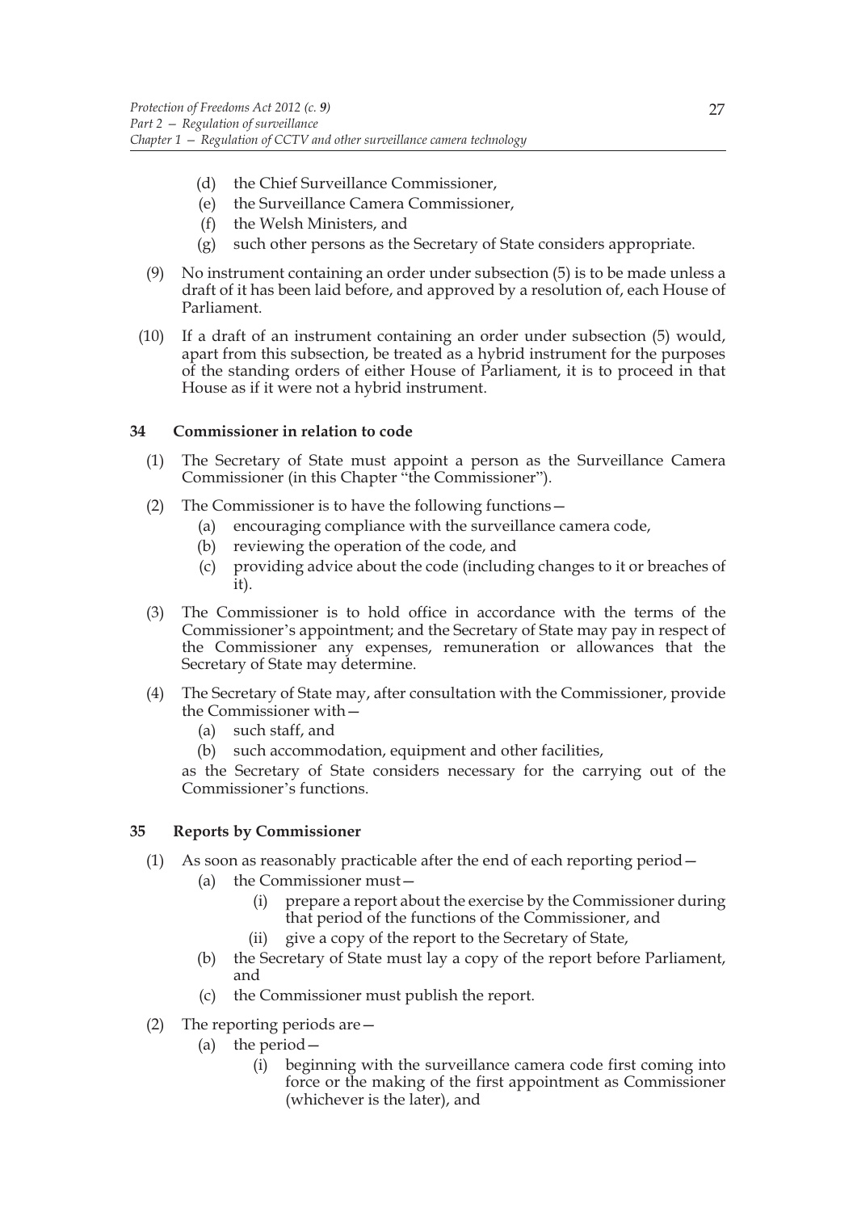(d) the Chief Surveillance Commissioner,

(e) the Surveillance Camera Commissioner,

(f) the Welsh Ministers, and

(g) such other persons as the Secretary of State considers appropriate.

(9) No instrument containing an order under subsection (5) is to be made unless a draft of it has been laid before, and approved by a resolution of, each House of Parliament.

(10) If a draft of an instrument containing an order under subsection (5) would, apart from this subsection, be treated as a hybrid instrument for the purposes of the standing orders of either House of Parliament, it is to proceed in that House as if it were not a hybrid instrument.

**34 Commissioner in relation to code**

(1) The Secretary of State must appoint a person as the Surveillance Camera Commissioner (in this Chapter "the Commissioner").

(2) The Commissioner is to have the following functions—

(a) encouraging compliance with the surveillance camera code,

(b) reviewing the operation of the code, and

(c) providing advice about the code (including changes to it or breaches of it).

(3) The Commissioner is to hold office in accordance with the terms of the Commissioner's appointment; and the Secretary of State may pay in respect of the Commissioner any expenses, remuneration or allowances that the Secretary of State may determine.

(4) The Secretary of State may, after consultation with the Commissioner, provide the Commissioner with—

(a) such staff, and

(b) such accommodation, equipment and other facilities,

as the Secretary of State considers necessary for the carrying out of the Commissioner's functions.

**35 Reports by Commissioner**

(1) As soon as reasonably practicable after the end of each reporting period—

(a) the Commissioner must—

(i) prepare a report about the exercise by the Commissioner during that period of the functions of the Commissioner, and

(ii) give a copy of the report to the Secretary of State,

(b) the Secretary of State must lay a copy of the report before Parliament, and

(c) the Commissioner must publish the report.

(2) The reporting periods are—

(a) the period—

(i) beginning with the surveillance camera code first coming into force or the making of the first appointment as Commissioner (whichever is the later), and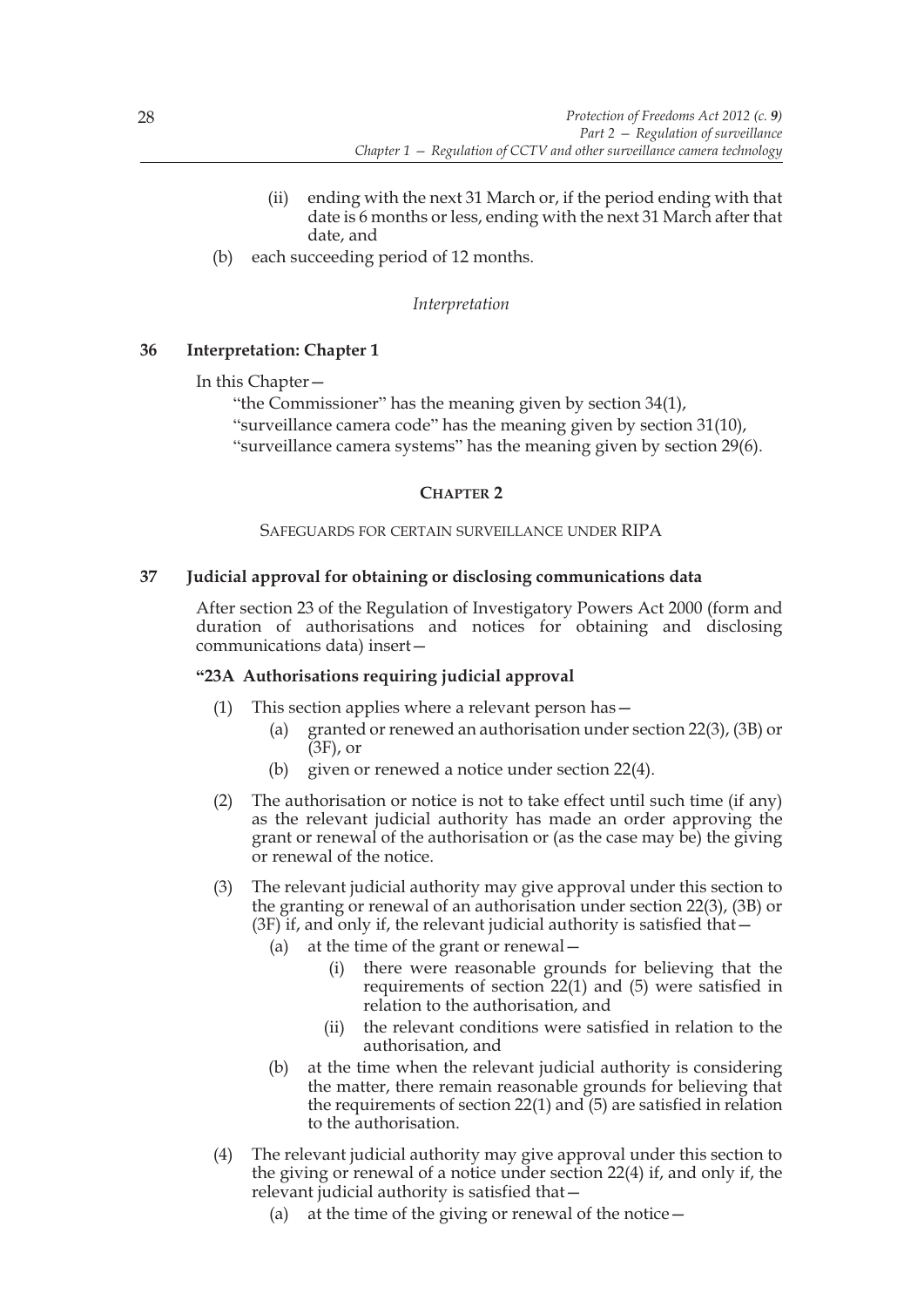(ii) ending with the next 31 March or, if the period ending with that date is 6 months or less, ending with the next 31 March after that date, and

(b) each succeeding period of 12 months.

*Interpretation*

**36 Interpretation: Chapter 1**

In this Chapter—

"the Commissioner" has the meaning given by section 34(1),

"surveillance camera code" has the meaning given by section 31(10),

"surveillance camera systems" has the meaning given by section 29(6).

## CHAPTER 2

SAFEGUARDS FOR CERTAIN SURVEILLANCE UNDER RIPA

**37 Judicial approval for obtaining or disclosing communications data**

After section 23 of the Regulation of Investigatory Powers Act 2000 (form and duration of authorisations and notices for obtaining and disclosing communications data) insert—

**"23A Authorisations requiring judicial approval**

(1) This section applies where a relevant person has—

(a) granted or renewed an authorisation under section 22(3), (3B) or (3F), or

(b) given or renewed a notice under section 22(4).

(2) The authorisation or notice is not to take effect until such time (if any) as the relevant judicial authority has made an order approving the grant or renewal of the authorisation or (as the case may be) the giving or renewal of the notice.

(3) The relevant judicial authority may give approval under this section to the granting or renewal of an authorisation under section 22(3), (3B) or (3F) if, and only if, the relevant judicial authority is satisfied that—

(a) at the time of the grant or renewal—

(i) there were reasonable grounds for believing that the requirements of section 22(1) and (5) were satisfied in relation to the authorisation, and

(ii) the relevant conditions were satisfied in relation to the authorisation, and

(b) at the time when the relevant judicial authority is considering the matter, there remain reasonable grounds for believing that the requirements of section 22(1) and (5) are satisfied in relation to the authorisation.

(4) The relevant judicial authority may give approval under this section to the giving or renewal of a notice under section 22(4) if, and only if, the relevant judicial authority is satisfied that—

(a) at the time of the giving or renewal of the notice—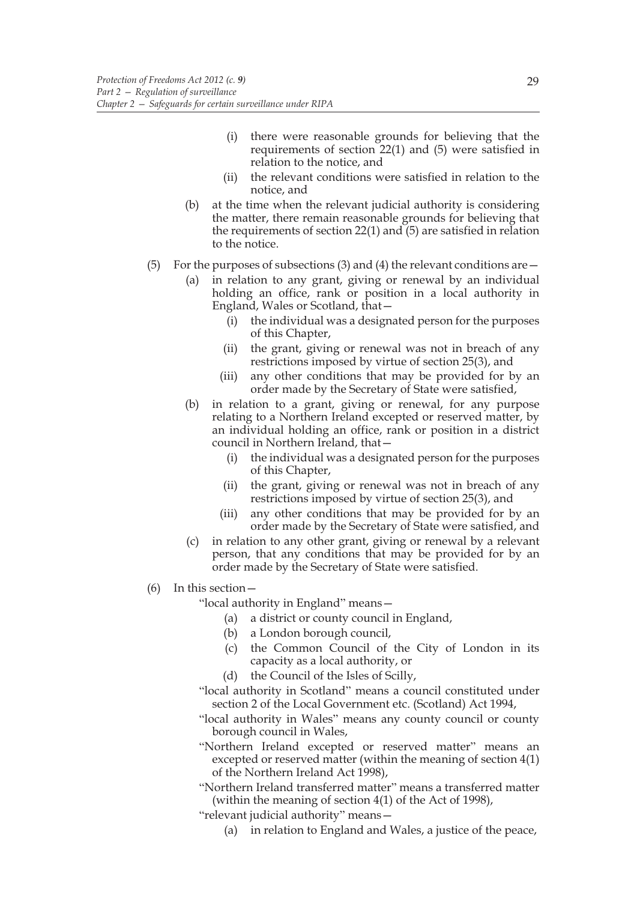(i) there were reasonable grounds for believing that the requirements of section 22(1) and (5) were satisfied in relation to the notice, and

(ii) the relevant conditions were satisfied in relation to the notice, and

(b) at the time when the relevant judicial authority is considering the matter, there remain reasonable grounds for believing that the requirements of section 22(1) and (5) are satisfied in relation to the notice.

(5) For the purposes of subsections (3) and (4) the relevant conditions are—

(a) in relation to any grant, giving or renewal by an individual holding an office, rank or position in a local authority in England, Wales or Scotland, that—

(i) the individual was a designated person for the purposes of this Chapter,

(ii) the grant, giving or renewal was not in breach of any restrictions imposed by virtue of section 25(3), and

(iii) any other conditions that may be provided for by an order made by the Secretary of State were satisfied,

(b) in relation to a grant, giving or renewal, for any purpose relating to a Northern Ireland excepted or reserved matter, by an individual holding an office, rank or position in a district council in Northern Ireland, that—

(i) the individual was a designated person for the purposes of this Chapter,

(ii) the grant, giving or renewal was not in breach of any restrictions imposed by virtue of section 25(3), and

(iii) any other conditions that may be provided for by an order made by the Secretary of State were satisfied, and

(c) in relation to any other grant, giving or renewal by a relevant person, that any conditions that may be provided for by an order made by the Secretary of State were satisfied.

(6) In this section—

"local authority in England" means—

(a) a district or county council in England,

(b) a London borough council,

(c) the Common Council of the City of London in its capacity as a local authority, or

(d) the Council of the Isles of Scilly,

"local authority in Scotland" means a council constituted under section 2 of the Local Government etc. (Scotland) Act 1994,

"local authority in Wales" means any county council or county borough council in Wales,

"Northern Ireland excepted or reserved matter" means an excepted or reserved matter (within the meaning of section 4(1) of the Northern Ireland Act 1998),

"Northern Ireland transferred matter" means a transferred matter (within the meaning of section 4(1) of the Act of 1998),

"relevant judicial authority" means—

(a) in relation to England and Wales, a justice of the peace,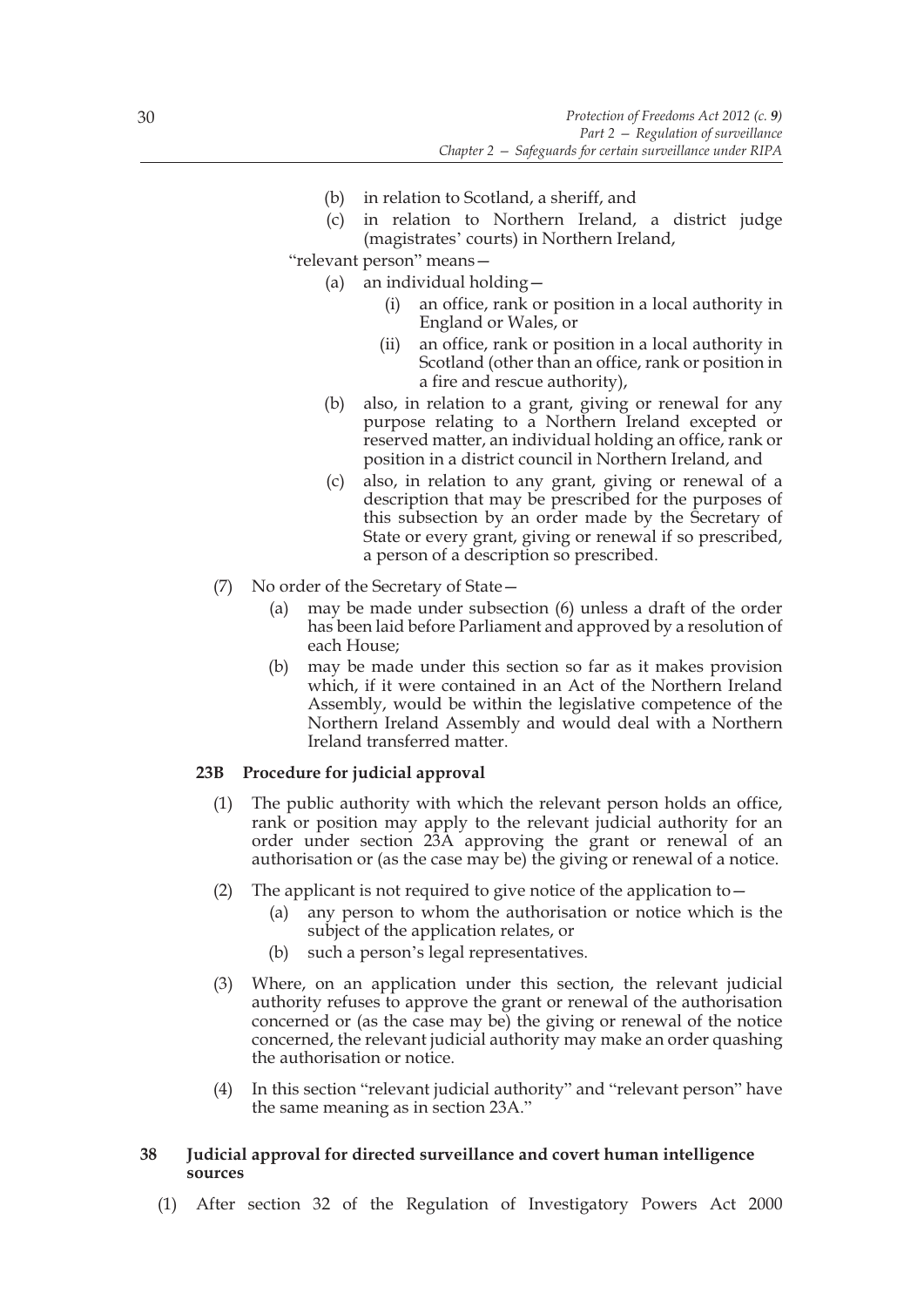(b) in relation to Scotland, a sheriff, and

(c) in relation to Northern Ireland, a district judge (magistrates' courts) in Northern Ireland,

"relevant person" means—

(a) an individual holding—

(i) an office, rank or position in a local authority in England or Wales, or

(ii) an office, rank or position in a local authority in Scotland (other than an office, rank or position in a fire and rescue authority),

(b) also, in relation to a grant, giving or renewal for any purpose relating to a Northern Ireland excepted or reserved matter, an individual holding an office, rank or position in a district council in Northern Ireland, and

(c) also, in relation to any grant, giving or renewal of a description that may be prescribed for the purposes of this subsection by an order made by the Secretary of State or every grant, giving or renewal if so prescribed, a person of a description so prescribed.

(7) No order of the Secretary of State—

(a) may be made under subsection (6) unless a draft of the order has been laid before Parliament and approved by a resolution of each House;

(b) may be made under this section so far as it makes provision which, if it were contained in an Act of the Northern Ireland Assembly, would be within the legislative competence of the Northern Ireland Assembly and would deal with a Northern Ireland transferred matter.

**23B Procedure for judicial approval**

(1) The public authority with which the relevant person holds an office, rank or position may apply to the relevant judicial authority for an order under section 23A approving the grant or renewal of an authorisation or (as the case may be) the giving or renewal of a notice.

(2) The applicant is not required to give notice of the application to—

(a) any person to whom the authorisation or notice which is the subject of the application relates, or

(b) such a person's legal representatives.

(3) Where, on an application under this section, the relevant judicial authority refuses to approve the grant or renewal of the authorisation concerned or (as the case may be) the giving or renewal of the notice concerned, the relevant judicial authority may make an order quashing the authorisation or notice.

(4) In this section "relevant judicial authority" and "relevant person" have the same meaning as in section 23A."

**38 Judicial approval for directed surveillance and covert human intelligence sources**

(1) After section 32 of the Regulation of Investigatory Powers Act 2000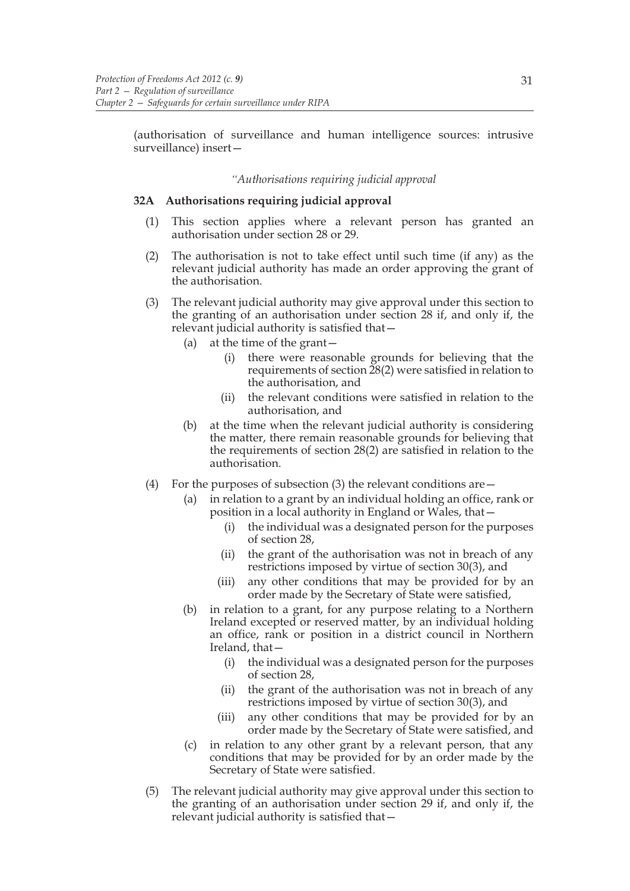(authorisation of surveillance and human intelligence sources: intrusive surveillance) insert—

*"Authorisations requiring judicial approval*

**32A Authorisations requiring judicial approval**

(1) This section applies where a relevant person has granted an authorisation under section 28 or 29.

(2) The authorisation is not to take effect until such time (if any) as the relevant judicial authority has made an order approving the grant of the authorisation.

(3) The relevant judicial authority may give approval under this section to the granting of an authorisation under section 28 if, and only if, the relevant judicial authority is satisfied that—

  (a) at the time of the grant—

    (i) there were reasonable grounds for believing that the requirements of section 28(2) were satisfied in relation to the authorisation, and

    (ii) the relevant conditions were satisfied in relation to the authorisation, and

  (b) at the time when the relevant judicial authority is considering the matter, there remain reasonable grounds for believing that the requirements of section 28(2) are satisfied in relation to the authorisation.

(4) For the purposes of subsection (3) the relevant conditions are—

  (a) in relation to a grant by an individual holding an office, rank or position in a local authority in England or Wales, that—

    (i) the individual was a designated person for the purposes of section 28,

    (ii) the grant of the authorisation was not in breach of any restrictions imposed by virtue of section 30(3), and

    (iii) any other conditions that may be provided for by an order made by the Secretary of State were satisfied,

  (b) in relation to a grant, for any purpose relating to a Northern Ireland excepted or reserved matter, by an individual holding an office, rank or position in a district council in Northern Ireland, that—

    (i) the individual was a designated person for the purposes of section 28,

    (ii) the grant of the authorisation was not in breach of any restrictions imposed by virtue of section 30(3), and

    (iii) any other conditions that may be provided for by an order made by the Secretary of State were satisfied, and

  (c) in relation to any other grant by a relevant person, that any conditions that may be provided for by an order made by the Secretary of State were satisfied.

(5) The relevant judicial authority may give approval under this section to the granting of an authorisation under section 29 if, and only if, the relevant judicial authority is satisfied that—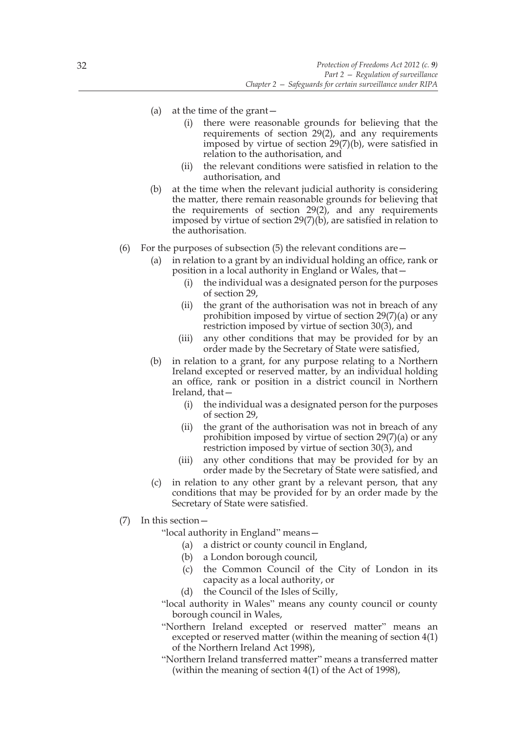(a) at the time of the grant—

   (i) there were reasonable grounds for believing that the requirements of section 29(2), and any requirements imposed by virtue of section 29(7)(b), were satisfied in relation to the authorisation, and

   (ii) the relevant conditions were satisfied in relation to the authorisation, and

(b) at the time when the relevant judicial authority is considering the matter, there remain reasonable grounds for believing that the requirements of section 29(2), and any requirements imposed by virtue of section 29(7)(b), are satisfied in relation to the authorisation.

(6) For the purposes of subsection (5) the relevant conditions are—

   (a) in relation to a grant by an individual holding an office, rank or position in a local authority in England or Wales, that—

      (i) the individual was a designated person for the purposes of section 29,

      (ii) the grant of the authorisation was not in breach of any prohibition imposed by virtue of section 29(7)(a) or any restriction imposed by virtue of section 30(3), and

      (iii) any other conditions that may be provided for by an order made by the Secretary of State were satisfied,

   (b) in relation to a grant, for any purpose relating to a Northern Ireland excepted or reserved matter, by an individual holding an office, rank or position in a district council in Northern Ireland, that—

      (i) the individual was a designated person for the purposes of section 29,

      (ii) the grant of the authorisation was not in breach of any prohibition imposed by virtue of section 29(7)(a) or any restriction imposed by virtue of section 30(3), and

      (iii) any other conditions that may be provided for by an order made by the Secretary of State were satisfied, and

   (c) in relation to any other grant by a relevant person, that any conditions that may be provided for by an order made by the Secretary of State were satisfied.

(7) In this section—

"local authority in England" means—

   (a) a district or county council in England,

   (b) a London borough council,

   (c) the Common Council of the City of London in its capacity as a local authority, or

   (d) the Council of the Isles of Scilly,

"local authority in Wales" means any county council or county borough council in Wales,

"Northern Ireland excepted or reserved matter" means an excepted or reserved matter (within the meaning of section 4(1) of the Northern Ireland Act 1998),

"Northern Ireland transferred matter" means a transferred matter (within the meaning of section 4(1) of the Act of 1998),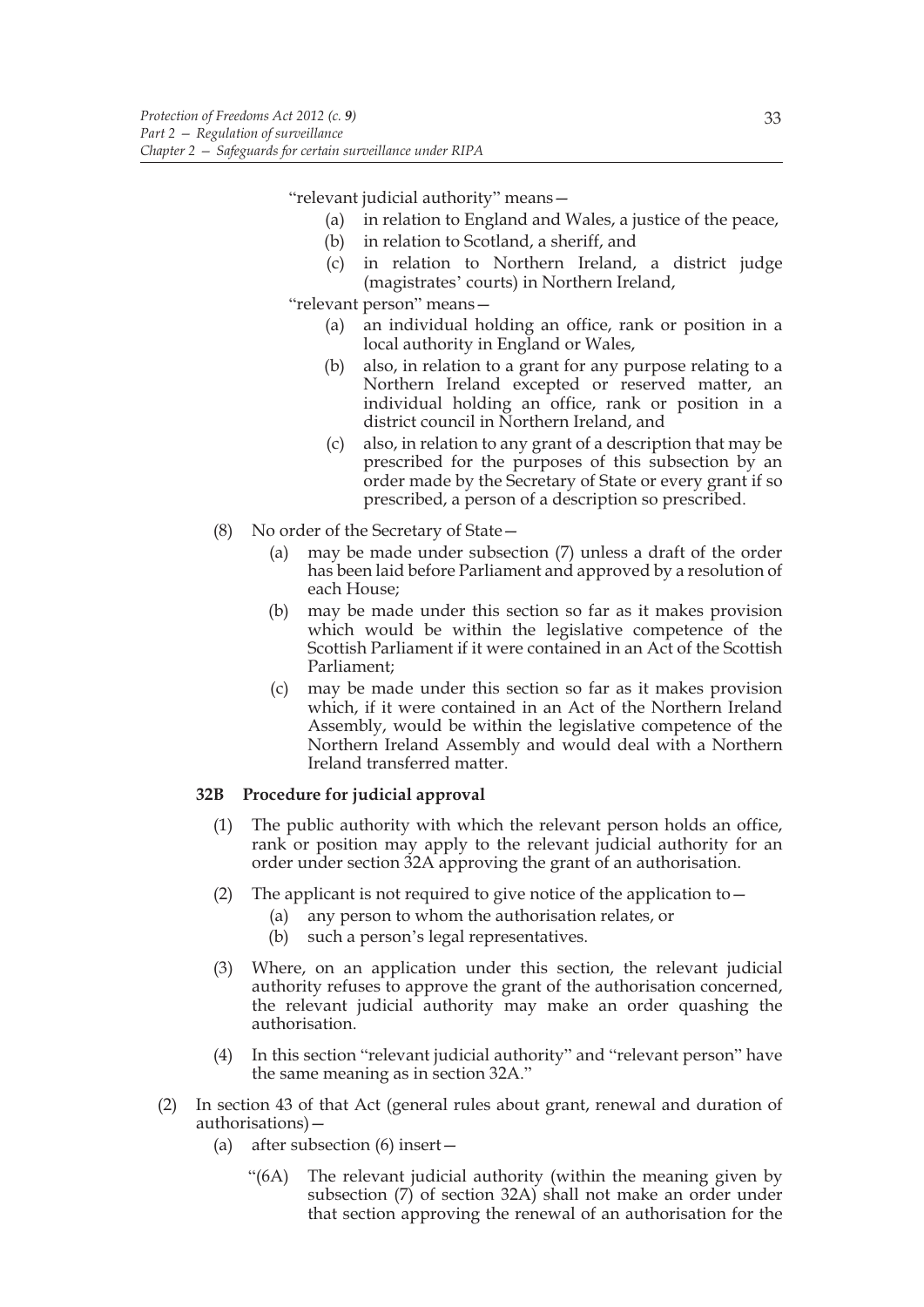"relevant judicial authority" means—

- (a) in relation to England and Wales, a justice of the peace,
- (b) in relation to Scotland, a sheriff, and
- (c) in relation to Northern Ireland, a district judge (magistrates' courts) in Northern Ireland,

"relevant person" means—

- (a) an individual holding an office, rank or position in a local authority in England or Wales,
- (b) also, in relation to a grant for any purpose relating to a Northern Ireland excepted or reserved matter, an individual holding an office, rank or position in a district council in Northern Ireland, and
- (c) also, in relation to any grant of a description that may be prescribed for the purposes of this subsection by an order made by the Secretary of State or every grant if so prescribed, a person of a description so prescribed.

(8) No order of the Secretary of State—

- (a) may be made under subsection (7) unless a draft of the order has been laid before Parliament and approved by a resolution of each House;
- (b) may be made under this section so far as it makes provision which would be within the legislative competence of the Scottish Parliament if it were contained in an Act of the Scottish Parliament;
- (c) may be made under this section so far as it makes provision which, if it were contained in an Act of the Northern Ireland Assembly, would be within the legislative competence of the Northern Ireland Assembly and would deal with a Northern Ireland transferred matter.

**32B Procedure for judicial approval**

(1) The public authority with which the relevant person holds an office, rank or position may apply to the relevant judicial authority for an order under section 32A approving the grant of an authorisation.

(2) The applicant is not required to give notice of the application to—

- (a) any person to whom the authorisation relates, or
- (b) such a person's legal representatives.

(3) Where, on an application under this section, the relevant judicial authority refuses to approve the grant of the authorisation concerned, the relevant judicial authority may make an order quashing the authorisation.

(4) In this section "relevant judicial authority" and "relevant person" have the same meaning as in section 32A."

(2) In section 43 of that Act (general rules about grant, renewal and duration of authorisations)—

- (a) after subsection (6) insert—

"(6A) The relevant judicial authority (within the meaning given by subsection (7) of section 32A) shall not make an order under that section approving the renewal of an authorisation for the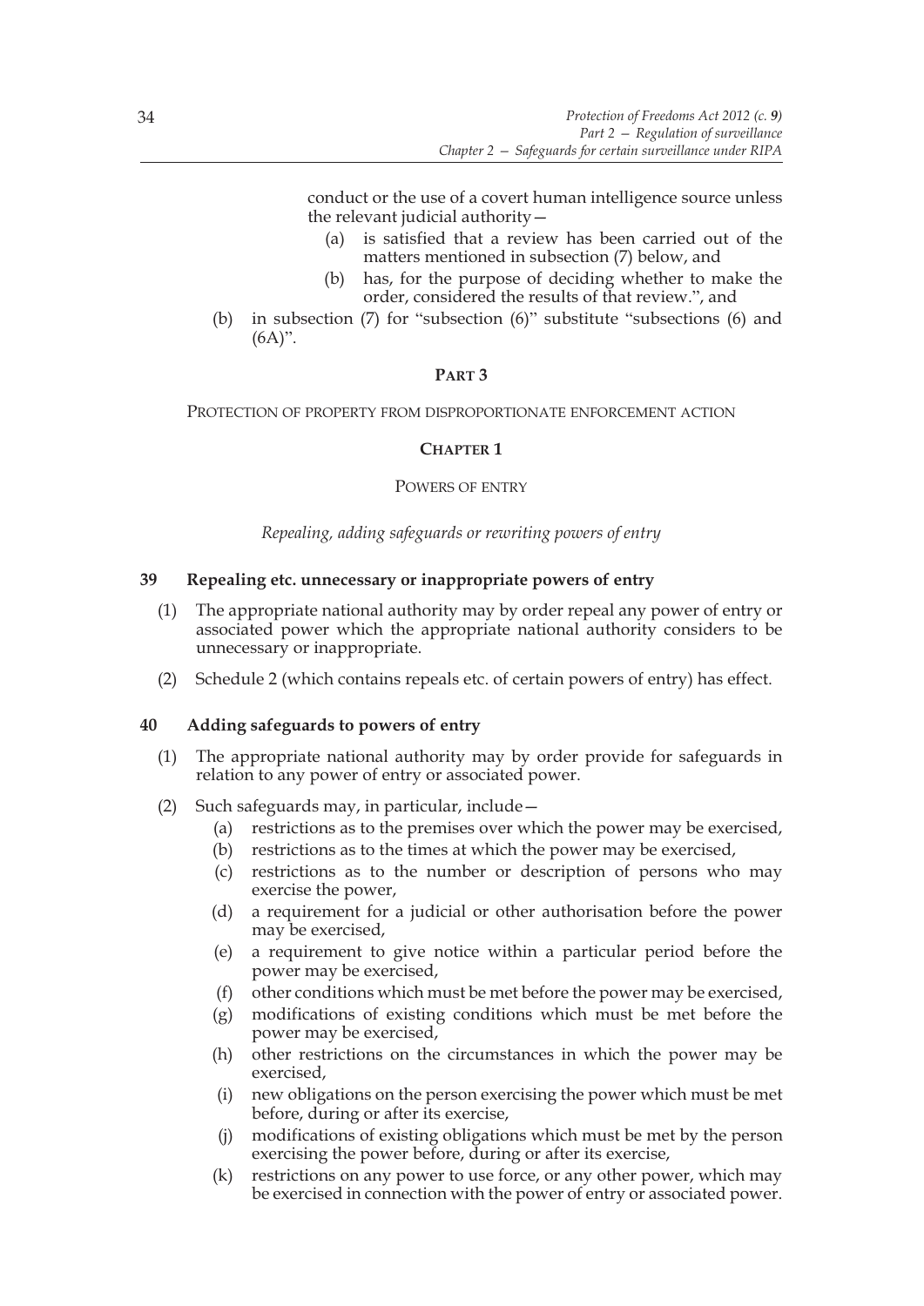conduct or the use of a covert human intelligence source unless the relevant judicial authority—

(a) is satisfied that a review has been carried out of the matters mentioned in subsection (7) below, and

(b) has, for the purpose of deciding whether to make the order, considered the results of that review.", and

(b) in subsection (7) for "subsection (6)" substitute "subsections (6) and (6A)".

# PART 3

## PROTECTION OF PROPERTY FROM DISPROPORTIONATE ENFORCEMENT ACTION

## CHAPTER 1

### POWERS OF ENTRY

*Repealing, adding safeguards or rewriting powers of entry*

#### 39 Repealing etc. unnecessary or inappropriate powers of entry

(1) The appropriate national authority may by order repeal any power of entry or associated power which the appropriate national authority considers to be unnecessary or inappropriate.

(2) Schedule 2 (which contains repeals etc. of certain powers of entry) has effect.

#### 40 Adding safeguards to powers of entry

(1) The appropriate national authority may by order provide for safeguards in relation to any power of entry or associated power.

(2) Such safeguards may, in particular, include—

(a) restrictions as to the premises over which the power may be exercised,

(b) restrictions as to the times at which the power may be exercised,

(c) restrictions as to the number or description of persons who may exercise the power,

(d) a requirement for a judicial or other authorisation before the power may be exercised,

(e) a requirement to give notice within a particular period before the power may be exercised,

(f) other conditions which must be met before the power may be exercised,

(g) modifications of existing conditions which must be met before the power may be exercised,

(h) other restrictions on the circumstances in which the power may be exercised,

(i) new obligations on the person exercising the power which must be met before, during or after its exercise,

(j) modifications of existing obligations which must be met by the person exercising the power before, during or after its exercise,

(k) restrictions on any power to use force, or any other power, which may be exercised in connection with the power of entry or associated power.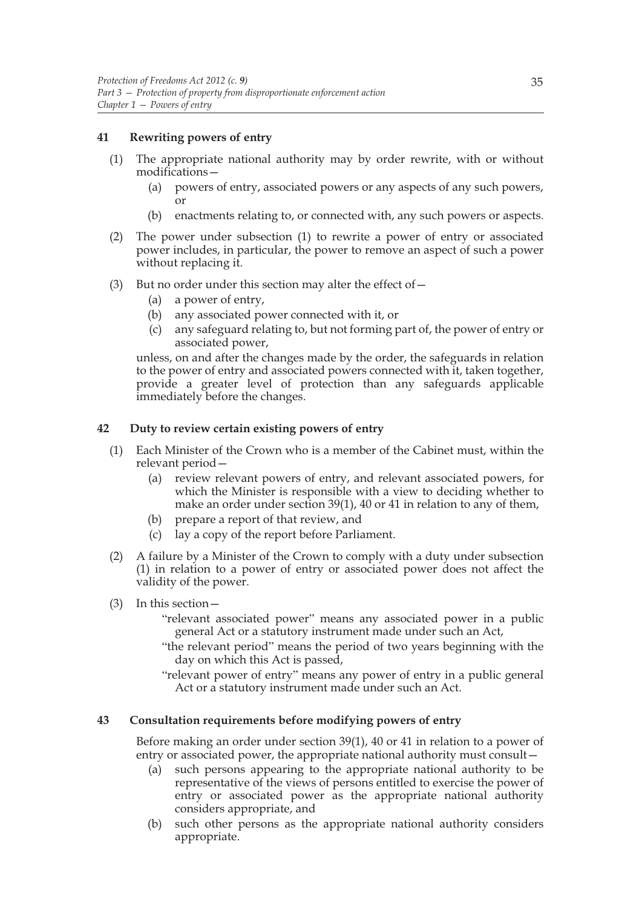### 41 Rewriting powers of entry

(1) The appropriate national authority may by order rewrite, with or without modifications—

  (a) powers of entry, associated powers or any aspects of any such powers, or

  (b) enactments relating to, or connected with, any such powers or aspects.

(2) The power under subsection (1) to rewrite a power of entry or associated power includes, in particular, the power to remove an aspect of such a power without replacing it.

(3) But no order under this section may alter the effect of—

  (a) a power of entry,

  (b) any associated power connected with it, or

  (c) any safeguard relating to, but not forming part of, the power of entry or associated power,

unless, on and after the changes made by the order, the safeguards in relation to the power of entry and associated powers connected with it, taken together, provide a greater level of protection than any safeguards applicable immediately before the changes.

### 42 Duty to review certain existing powers of entry

(1) Each Minister of the Crown who is a member of the Cabinet must, within the relevant period—

  (a) review relevant powers of entry, and relevant associated powers, for which the Minister is responsible with a view to deciding whether to make an order under section 39(1), 40 or 41 in relation to any of them,

  (b) prepare a report of that review, and

  (c) lay a copy of the report before Parliament.

(2) A failure by a Minister of the Crown to comply with a duty under subsection (1) in relation to a power of entry or associated power does not affect the validity of the power.

(3) In this section—

  "relevant associated power" means any associated power in a public general Act or a statutory instrument made under such an Act,

  "the relevant period" means the period of two years beginning with the day on which this Act is passed,

  "relevant power of entry" means any power of entry in a public general Act or a statutory instrument made under such an Act.

### 43 Consultation requirements before modifying powers of entry

Before making an order under section 39(1), 40 or 41 in relation to a power of entry or associated power, the appropriate national authority must consult—

  (a) such persons appearing to the appropriate national authority to be representative of the views of persons entitled to exercise the power of entry or associated power as the appropriate national authority considers appropriate, and

  (b) such other persons as the appropriate national authority considers appropriate.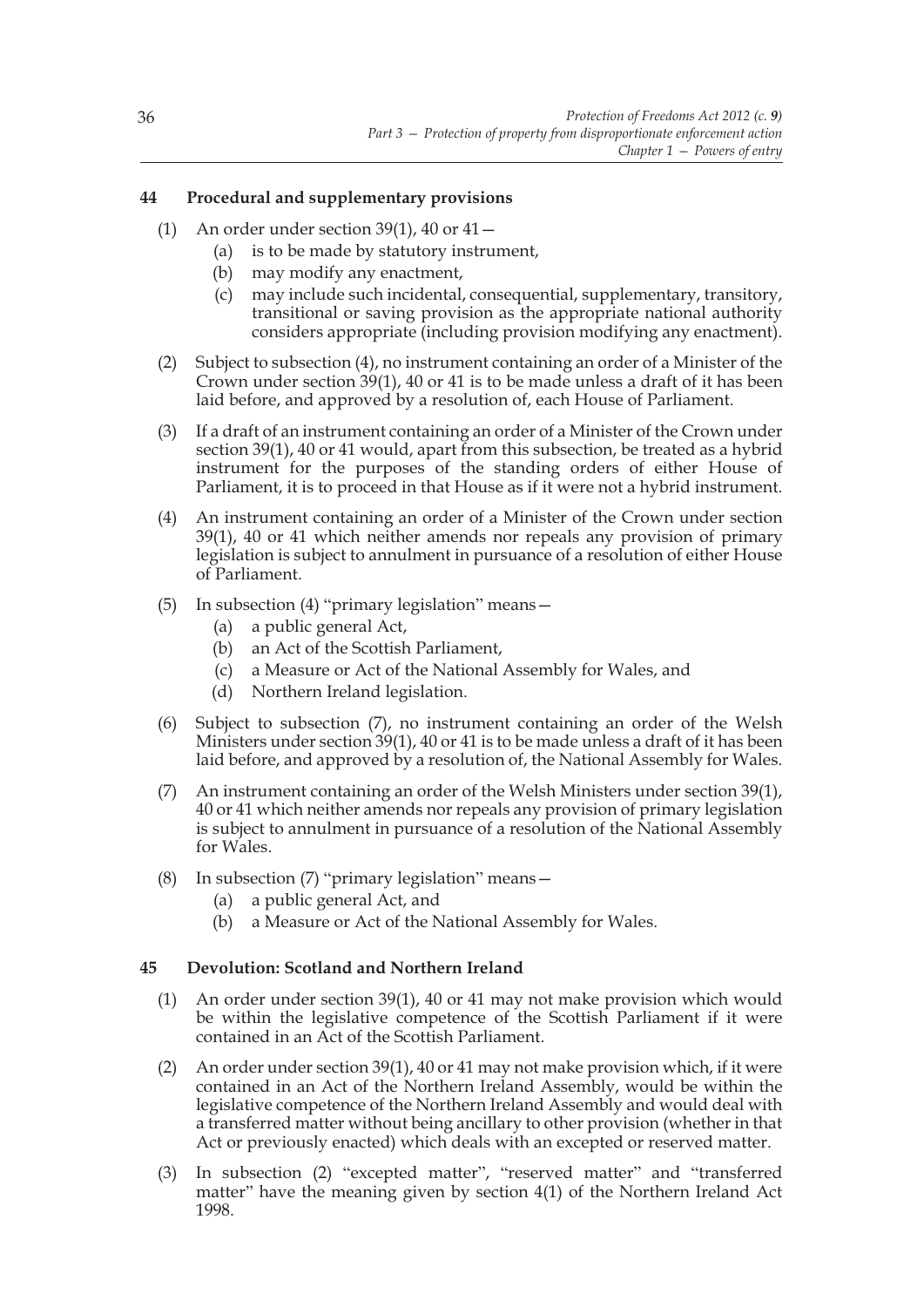### 44 Procedural and supplementary provisions

(1) An order under section 39(1), 40 or 41—

- (a) is to be made by statutory instrument,
- (b) may modify any enactment,
- (c) may include such incidental, consequential, supplementary, transitory, transitional or saving provision as the appropriate national authority considers appropriate (including provision modifying any enactment).

(2) Subject to subsection (4), no instrument containing an order of a Minister of the Crown under section 39(1), 40 or 41 is to be made unless a draft of it has been laid before, and approved by a resolution of, each House of Parliament.

(3) If a draft of an instrument containing an order of a Minister of the Crown under section 39(1), 40 or 41 would, apart from this subsection, be treated as a hybrid instrument for the purposes of the standing orders of either House of Parliament, it is to proceed in that House as if it were not a hybrid instrument.

(4) An instrument containing an order of a Minister of the Crown under section 39(1), 40 or 41 which neither amends nor repeals any provision of primary legislation is subject to annulment in pursuance of a resolution of either House of Parliament.

(5) In subsection (4) "primary legislation" means—

- (a) a public general Act,
- (b) an Act of the Scottish Parliament,
- (c) a Measure or Act of the National Assembly for Wales, and
- (d) Northern Ireland legislation.

(6) Subject to subsection (7), no instrument containing an order of the Welsh Ministers under section 39(1), 40 or 41 is to be made unless a draft of it has been laid before, and approved by a resolution of, the National Assembly for Wales.

(7) An instrument containing an order of the Welsh Ministers under section 39(1), 40 or 41 which neither amends nor repeals any provision of primary legislation is subject to annulment in pursuance of a resolution of the National Assembly for Wales.

(8) In subsection (7) "primary legislation" means—

- (a) a public general Act, and
- (b) a Measure or Act of the National Assembly for Wales.

### 45 Devolution: Scotland and Northern Ireland

(1) An order under section 39(1), 40 or 41 may not make provision which would be within the legislative competence of the Scottish Parliament if it were contained in an Act of the Scottish Parliament.

(2) An order under section 39(1), 40 or 41 may not make provision which, if it were contained in an Act of the Northern Ireland Assembly, would be within the legislative competence of the Northern Ireland Assembly and would deal with a transferred matter without being ancillary to other provision (whether in that Act or previously enacted) which deals with an excepted or reserved matter.

(3) In subsection (2) "excepted matter", "reserved matter" and "transferred matter" have the meaning given by section 4(1) of the Northern Ireland Act 1998.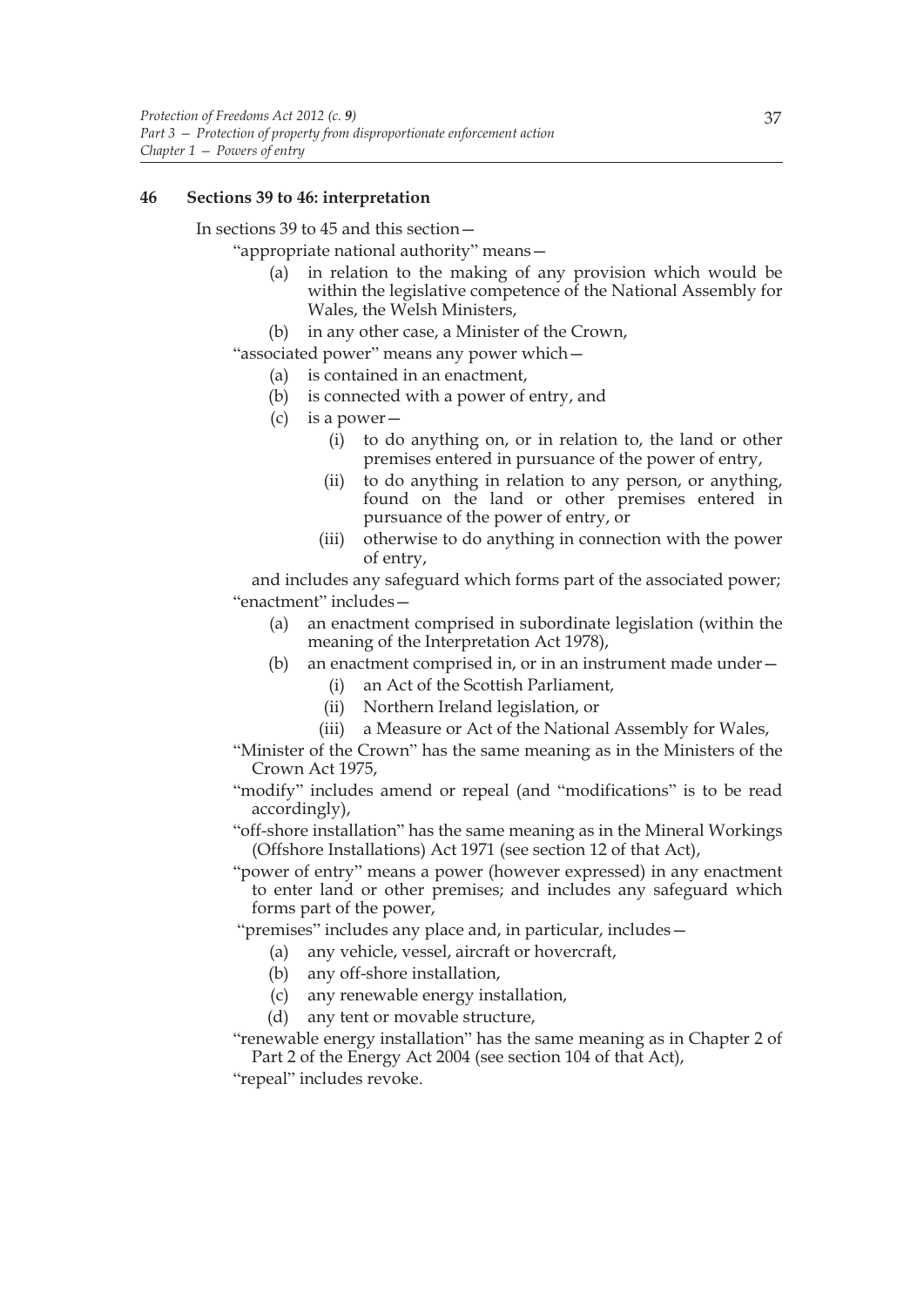**46 Sections 39 to 46: interpretation**

In sections 39 to 45 and this section—

"appropriate national authority" means—

- (a) in relation to the making of any provision which would be within the legislative competence of the National Assembly for Wales, the Welsh Ministers,
- (b) in any other case, a Minister of the Crown,

"associated power" means any power which—

- (a) is contained in an enactment,
- (b) is connected with a power of entry, and
- (c) is a power—
  - (i) to do anything on, or in relation to, the land or other premises entered in pursuance of the power of entry,
  - (ii) to do anything in relation to any person, or anything, found on the land or other premises entered in pursuance of the power of entry, or
  - (iii) otherwise to do anything in connection with the power of entry,

and includes any safeguard which forms part of the associated power;

"enactment" includes—

- (a) an enactment comprised in subordinate legislation (within the meaning of the Interpretation Act 1978),
- (b) an enactment comprised in, or in an instrument made under—
  - (i) an Act of the Scottish Parliament,
  - (ii) Northern Ireland legislation, or
  - (iii) a Measure or Act of the National Assembly for Wales,

"Minister of the Crown" has the same meaning as in the Ministers of the Crown Act 1975,

"modify" includes amend or repeal (and "modifications" is to be read accordingly),

"off-shore installation" has the same meaning as in the Mineral Workings (Offshore Installations) Act 1971 (see section 12 of that Act),

"power of entry" means a power (however expressed) in any enactment to enter land or other premises; and includes any safeguard which forms part of the power,

"premises" includes any place and, in particular, includes—

- (a) any vehicle, vessel, aircraft or hovercraft,
- (b) any off-shore installation,
- (c) any renewable energy installation,
- (d) any tent or movable structure,

"renewable energy installation" has the same meaning as in Chapter 2 of Part 2 of the Energy Act 2004 (see section 104 of that Act),

"repeal" includes revoke.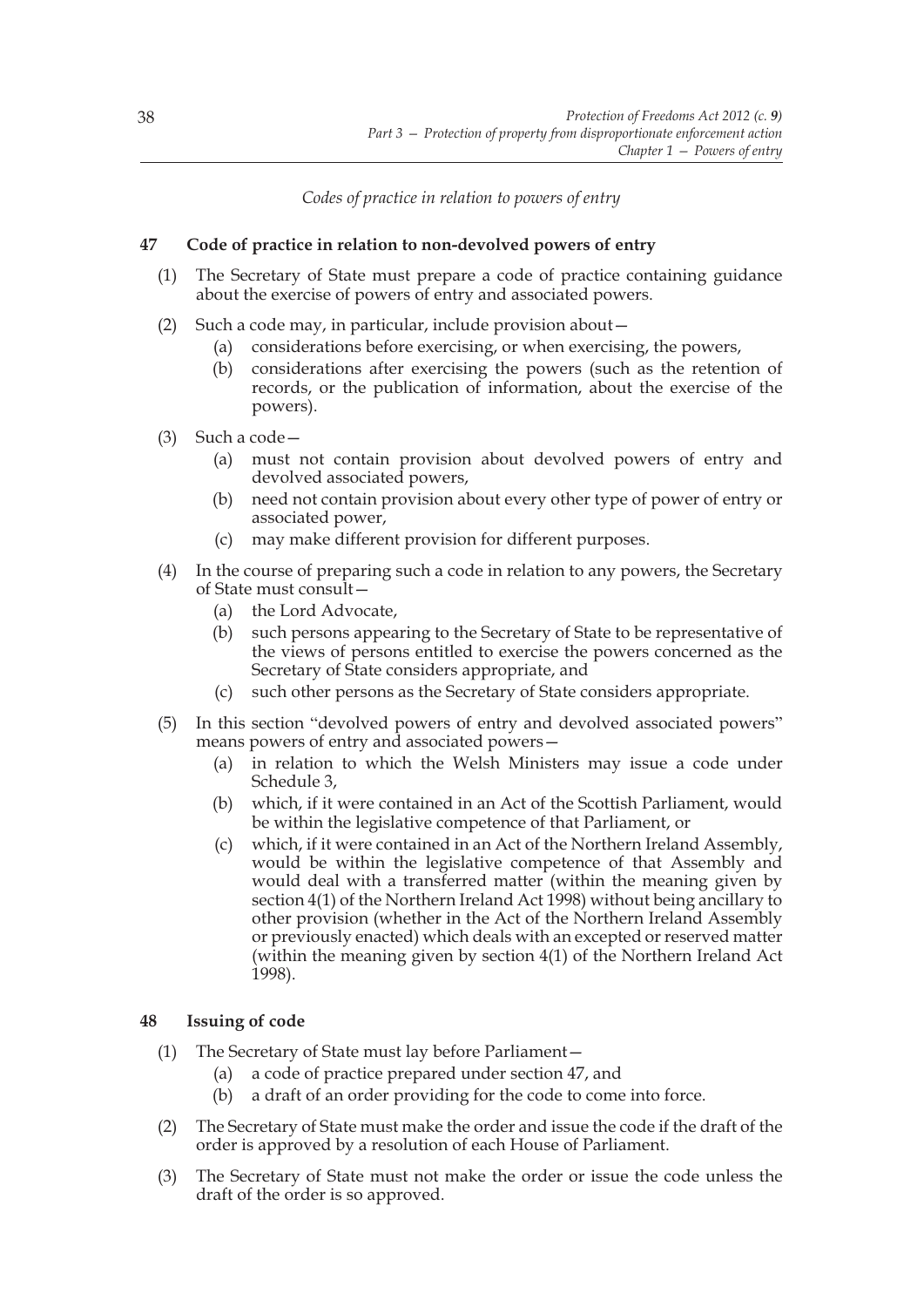*Codes of practice in relation to powers of entry*

## 47 Code of practice in relation to non-devolved powers of entry

(1) The Secretary of State must prepare a code of practice containing guidance about the exercise of powers of entry and associated powers.

(2) Such a code may, in particular, include provision about—

  (a) considerations before exercising, or when exercising, the powers,

  (b) considerations after exercising the powers (such as the retention of records, or the publication of information, about the exercise of the powers).

(3) Such a code—

  (a) must not contain provision about devolved powers of entry and devolved associated powers,

  (b) need not contain provision about every other type of power of entry or associated power,

  (c) may make different provision for different purposes.

(4) In the course of preparing such a code in relation to any powers, the Secretary of State must consult—

  (a) the Lord Advocate,

  (b) such persons appearing to the Secretary of State to be representative of the views of persons entitled to exercise the powers concerned as the Secretary of State considers appropriate, and

  (c) such other persons as the Secretary of State considers appropriate.

(5) In this section "devolved powers of entry and devolved associated powers" means powers of entry and associated powers—

  (a) in relation to which the Welsh Ministers may issue a code under Schedule 3,

  (b) which, if it were contained in an Act of the Scottish Parliament, would be within the legislative competence of that Parliament, or

  (c) which, if it were contained in an Act of the Northern Ireland Assembly, would be within the legislative competence of that Assembly and would deal with a transferred matter (within the meaning given by section 4(1) of the Northern Ireland Act 1998) without being ancillary to other provision (whether in the Act of the Northern Ireland Assembly or previously enacted) which deals with an excepted or reserved matter (within the meaning given by section 4(1) of the Northern Ireland Act 1998).

## 48 Issuing of code

(1) The Secretary of State must lay before Parliament—

  (a) a code of practice prepared under section 47, and

  (b) a draft of an order providing for the code to come into force.

(2) The Secretary of State must make the order and issue the code if the draft of the order is approved by a resolution of each House of Parliament.

(3) The Secretary of State must not make the order or issue the code unless the draft of the order is so approved.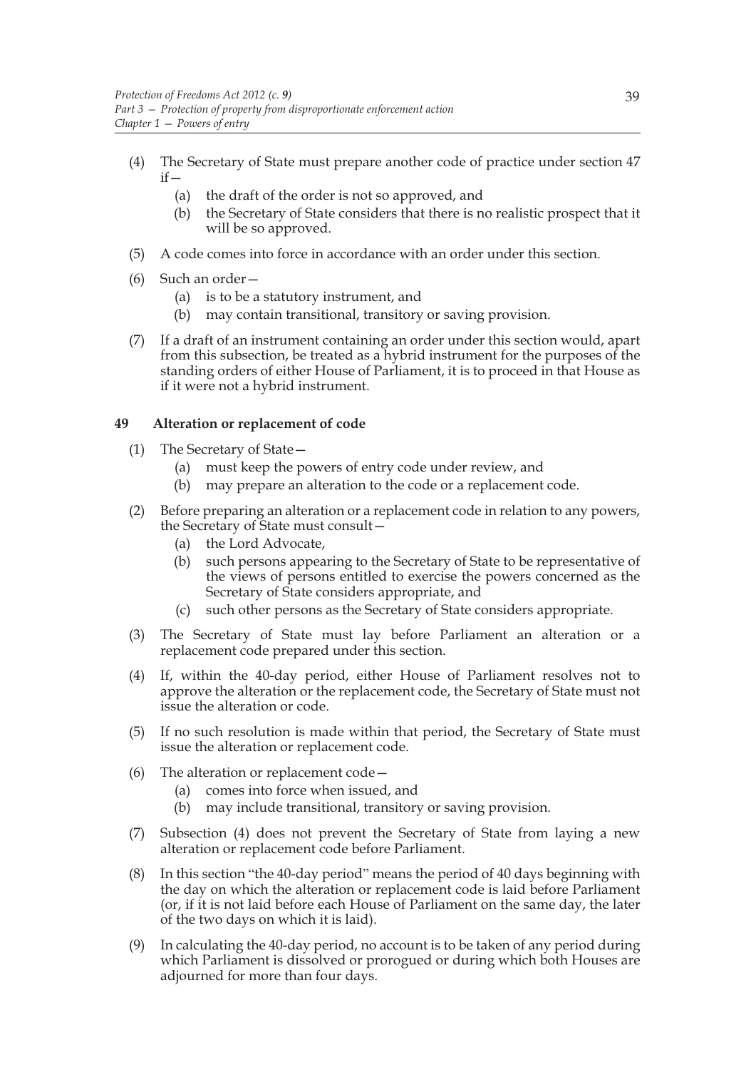(4) The Secretary of State must prepare another code of practice under section 47 if—

   (a) the draft of the order is not so approved, and

   (b) the Secretary of State considers that there is no realistic prospect that it will be so approved.

(5) A code comes into force in accordance with an order under this section.

(6) Such an order—

   (a) is to be a statutory instrument, and

   (b) may contain transitional, transitory or saving provision.

(7) If a draft of an instrument containing an order under this section would, apart from this subsection, be treated as a hybrid instrument for the purposes of the standing orders of either House of Parliament, it is to proceed in that House as if it were not a hybrid instrument.

### 49 Alteration or replacement of code

(1) The Secretary of State—

   (a) must keep the powers of entry code under review, and

   (b) may prepare an alteration to the code or a replacement code.

(2) Before preparing an alteration or a replacement code in relation to any powers, the Secretary of State must consult—

   (a) the Lord Advocate,

   (b) such persons appearing to the Secretary of State to be representative of the views of persons entitled to exercise the powers concerned as the Secretary of State considers appropriate, and

   (c) such other persons as the Secretary of State considers appropriate.

(3) The Secretary of State must lay before Parliament an alteration or a replacement code prepared under this section.

(4) If, within the 40-day period, either House of Parliament resolves not to approve the alteration or the replacement code, the Secretary of State must not issue the alteration or code.

(5) If no such resolution is made within that period, the Secretary of State must issue the alteration or replacement code.

(6) The alteration or replacement code—

   (a) comes into force when issued, and

   (b) may include transitional, transitory or saving provision.

(7) Subsection (4) does not prevent the Secretary of State from laying a new alteration or replacement code before Parliament.

(8) In this section "the 40-day period" means the period of 40 days beginning with the day on which the alteration or replacement code is laid before Parliament (or, if it is not laid before each House of Parliament on the same day, the later of the two days on which it is laid).

(9) In calculating the 40-day period, no account is to be taken of any period during which Parliament is dissolved or prorogued or during which both Houses are adjourned for more than four days.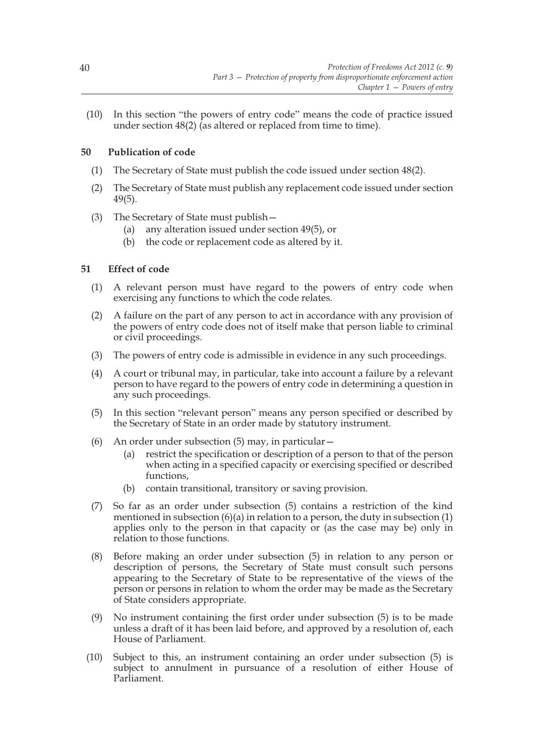(10) In this section "the powers of entry code" means the code of practice issued under section 48(2) (as altered or replaced from time to time).

### 50 Publication of code

(1) The Secretary of State must publish the code issued under section 48(2).

(2) The Secretary of State must publish any replacement code issued under section 49(5).

(3) The Secretary of State must publish—

  (a) any alteration issued under section 49(5), or

  (b) the code or replacement code as altered by it.

### 51 Effect of code

(1) A relevant person must have regard to the powers of entry code when exercising any functions to which the code relates.

(2) A failure on the part of any person to act in accordance with any provision of the powers of entry code does not of itself make that person liable to criminal or civil proceedings.

(3) The powers of entry code is admissible in evidence in any such proceedings.

(4) A court or tribunal may, in particular, take into account a failure by a relevant person to have regard to the powers of entry code in determining a question in any such proceedings.

(5) In this section "relevant person" means any person specified or described by the Secretary of State in an order made by statutory instrument.

(6) An order under subsection (5) may, in particular—

  (a) restrict the specification or description of a person to that of the person when acting in a specified capacity or exercising specified or described functions,

  (b) contain transitional, transitory or saving provision.

(7) So far as an order under subsection (5) contains a restriction of the kind mentioned in subsection (6)(a) in relation to a person, the duty in subsection (1) applies only to the person in that capacity or (as the case may be) only in relation to those functions.

(8) Before making an order under subsection (5) in relation to any person or description of persons, the Secretary of State must consult such persons appearing to the Secretary of State to be representative of the views of the person or persons in relation to whom the order may be made as the Secretary of State considers appropriate.

(9) No instrument containing the first order under subsection (5) is to be made unless a draft of it has been laid before, and approved by a resolution of, each House of Parliament.

(10) Subject to this, an instrument containing an order under subsection (5) is subject to annulment in pursuance of a resolution of either House of Parliament.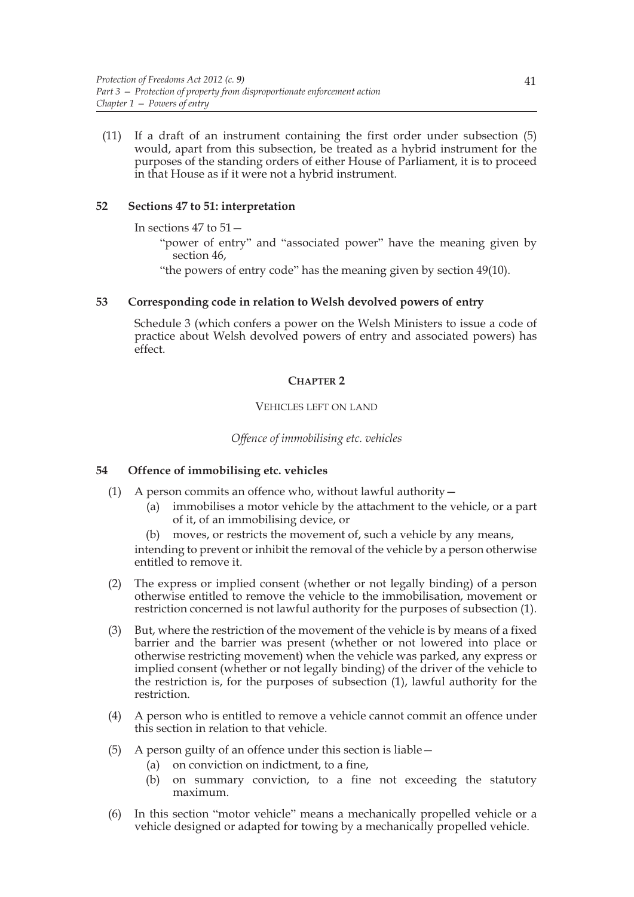(11) If a draft of an instrument containing the first order under subsection (5) would, apart from this subsection, be treated as a hybrid instrument for the purposes of the standing orders of either House of Parliament, it is to proceed in that House as if it were not a hybrid instrument.

### 52 Sections 47 to 51: interpretation

In sections 47 to 51—

"power of entry" and "associated power" have the meaning given by section 46,

"the powers of entry code" has the meaning given by section 49(10).

### 53 Corresponding code in relation to Welsh devolved powers of entry

Schedule 3 (which confers a power on the Welsh Ministers to issue a code of practice about Welsh devolved powers of entry and associated powers) has effect.

## CHAPTER 2

## VEHICLES LEFT ON LAND

*Offence of immobilising etc. vehicles*

### 54 Offence of immobilising etc. vehicles

(1) A person commits an offence who, without lawful authority—

(a) immobilises a motor vehicle by the attachment to the vehicle, or a part of it, of an immobilising device, or

(b) moves, or restricts the movement of, such a vehicle by any means,

intending to prevent or inhibit the removal of the vehicle by a person otherwise entitled to remove it.

(2) The express or implied consent (whether or not legally binding) of a person otherwise entitled to remove the vehicle to the immobilisation, movement or restriction concerned is not lawful authority for the purposes of subsection (1).

(3) But, where the restriction of the movement of the vehicle is by means of a fixed barrier and the barrier was present (whether or not lowered into place or otherwise restricting movement) when the vehicle was parked, any express or implied consent (whether or not legally binding) of the driver of the vehicle to the restriction is, for the purposes of subsection (1), lawful authority for the restriction.

(4) A person who is entitled to remove a vehicle cannot commit an offence under this section in relation to that vehicle.

(5) A person guilty of an offence under this section is liable—

(a) on conviction on indictment, to a fine,

(b) on summary conviction, to a fine not exceeding the statutory maximum.

(6) In this section "motor vehicle" means a mechanically propelled vehicle or a vehicle designed or adapted for towing by a mechanically propelled vehicle.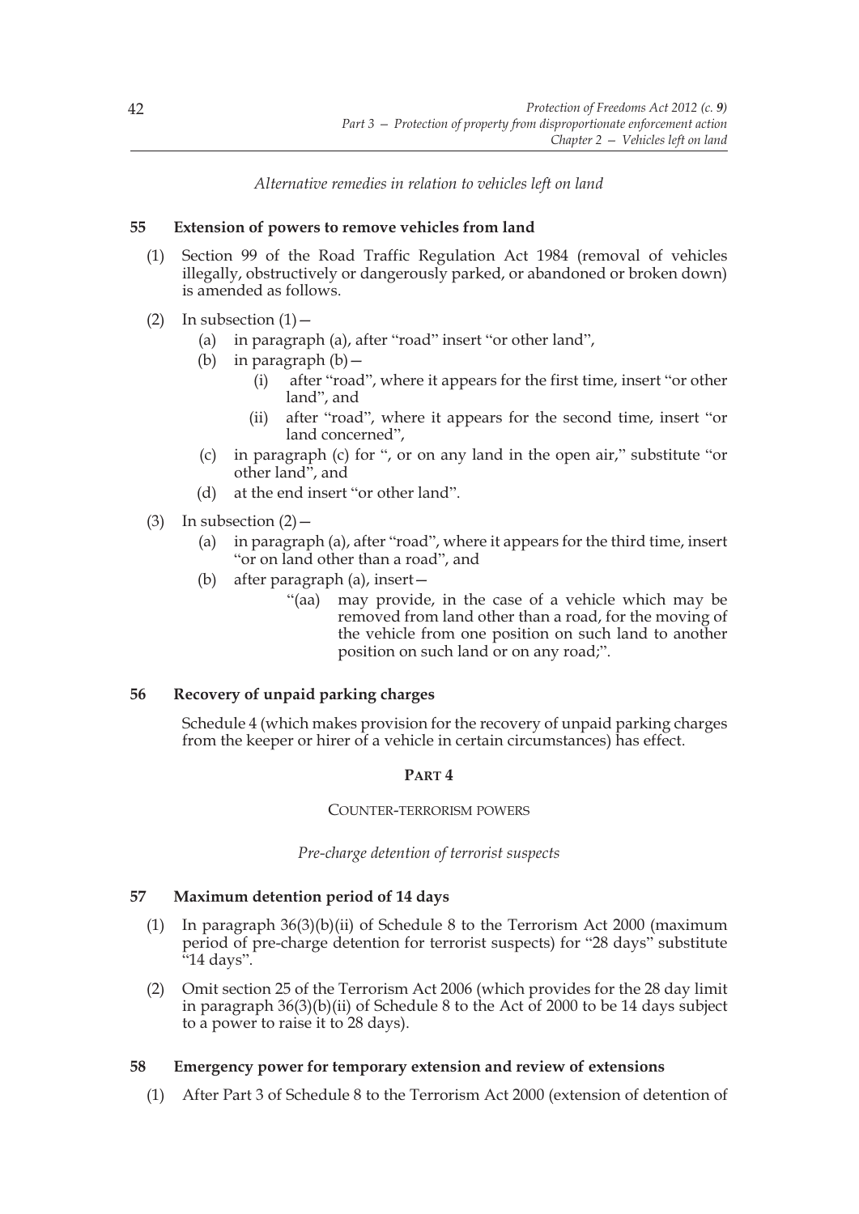*Alternative remedies in relation to vehicles left on land*

### 55 Extension of powers to remove vehicles from land

(1) Section 99 of the Road Traffic Regulation Act 1984 (removal of vehicles illegally, obstructively or dangerously parked, or abandoned or broken down) is amended as follows.

(2) In subsection (1)—
  - (a) in paragraph (a), after "road" insert "or other land",
  - (b) in paragraph (b)—
    - (i) after "road", where it appears for the first time, insert "or other land", and
    - (ii) after "road", where it appears for the second time, insert "or land concerned",
  - (c) in paragraph (c) for ", or on any land in the open air," substitute "or other land", and
  - (d) at the end insert "or other land".

(3) In subsection (2)—
  - (a) in paragraph (a), after "road", where it appears for the third time, insert "or on land other than a road", and
  - (b) after paragraph (a), insert—
    - "(aa) may provide, in the case of a vehicle which may be removed from land other than a road, for the moving of the vehicle from one position on such land to another position on such land or on any road;".

### 56 Recovery of unpaid parking charges

Schedule 4 (which makes provision for the recovery of unpaid parking charges from the keeper or hirer of a vehicle in certain circumstances) has effect.

## PART 4

## COUNTER-TERRORISM POWERS

*Pre-charge detention of terrorist suspects*

### 57 Maximum detention period of 14 days

(1) In paragraph 36(3)(b)(ii) of Schedule 8 to the Terrorism Act 2000 (maximum period of pre-charge detention for terrorist suspects) for "28 days" substitute "14 days".

(2) Omit section 25 of the Terrorism Act 2006 (which provides for the 28 day limit in paragraph 36(3)(b)(ii) of Schedule 8 to the Act of 2000 to be 14 days subject to a power to raise it to 28 days).

### 58 Emergency power for temporary extension and review of extensions

(1) After Part 3 of Schedule 8 to the Terrorism Act 2000 (extension of detention of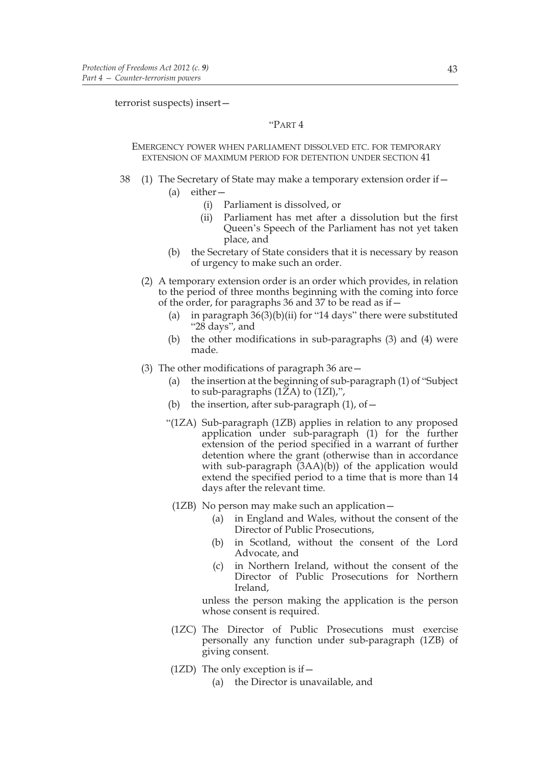terrorist suspects) insert—

“PART 4

EMERGENCY POWER WHEN PARLIAMENT DISSOLVED ETC. FOR TEMPORARY EXTENSION OF MAXIMUM PERIOD FOR DETENTION UNDER SECTION 41

38 (1) The Secretary of State may make a temporary extension order if—

(a) either—

(i) Parliament is dissolved, or

(ii) Parliament has met after a dissolution but the first Queen’s Speech of the Parliament has not yet taken place, and

(b) the Secretary of State considers that it is necessary by reason of urgency to make such an order.

(2) A temporary extension order is an order which provides, in relation to the period of three months beginning with the coming into force of the order, for paragraphs 36 and 37 to be read as if—

(a) in paragraph 36(3)(b)(ii) for “14 days” there were substituted “28 days”, and

(b) the other modifications in sub-paragraphs (3) and (4) were made.

(3) The other modifications of paragraph 36 are—

(a) the insertion at the beginning of sub-paragraph (1) of “Subject to sub-paragraphs (1ZA) to (1ZI),”,

(b) the insertion, after sub-paragraph (1), of—

“(1ZA) Sub-paragraph (1ZB) applies in relation to any proposed application under sub-paragraph (1) for the further extension of the period specified in a warrant of further detention where the grant (otherwise than in accordance with sub-paragraph (3AA)(b)) of the application would extend the specified period to a time that is more than 14 days after the relevant time.

(1ZB) No person may make such an application—

(a) in England and Wales, without the consent of the Director of Public Prosecutions,

(b) in Scotland, without the consent of the Lord Advocate, and

(c) in Northern Ireland, without the consent of the Director of Public Prosecutions for Northern Ireland,

unless the person making the application is the person whose consent is required.

(1ZC) The Director of Public Prosecutions must exercise personally any function under sub-paragraph (1ZB) of giving consent.

(1ZD) The only exception is if—

(a) the Director is unavailable, and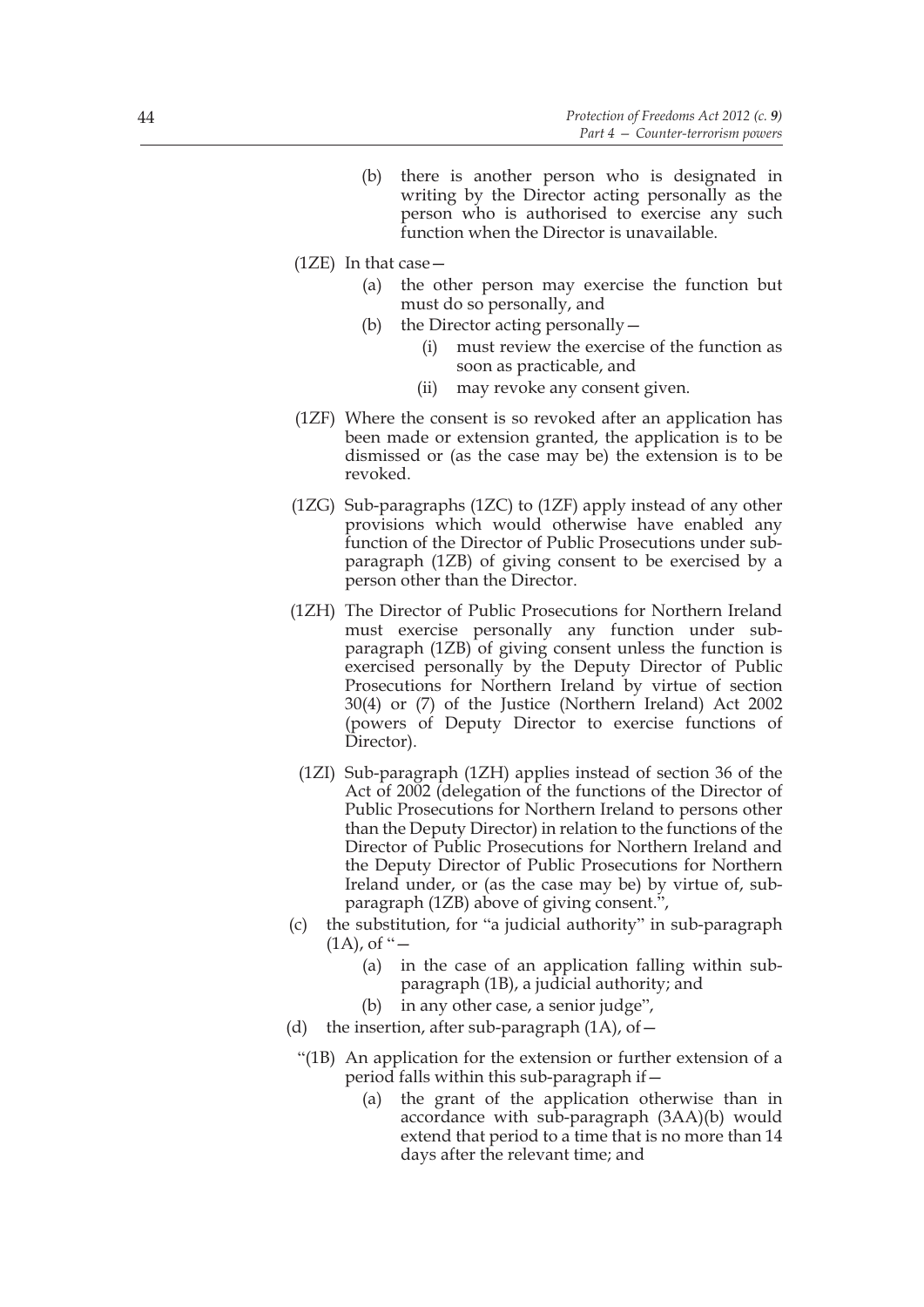(b) there is another person who is designated in writing by the Director acting personally as the person who is authorised to exercise any such function when the Director is unavailable.

(1ZE) In that case—

(a) the other person may exercise the function but must do so personally, and

(b) the Director acting personally—

(i) must review the exercise of the function as soon as practicable, and

(ii) may revoke any consent given.

(1ZF) Where the consent is so revoked after an application has been made or extension granted, the application is to be dismissed or (as the case may be) the extension is to be revoked.

(1ZG) Sub-paragraphs (1ZC) to (1ZF) apply instead of any other provisions which would otherwise have enabled any function of the Director of Public Prosecutions under sub-paragraph (1ZB) of giving consent to be exercised by a person other than the Director.

(1ZH) The Director of Public Prosecutions for Northern Ireland must exercise personally any function under sub-paragraph (1ZB) of giving consent unless the function is exercised personally by the Deputy Director of Public Prosecutions for Northern Ireland by virtue of section 30(4) or (7) of the Justice (Northern Ireland) Act 2002 (powers of Deputy Director to exercise functions of Director).

(1ZI) Sub-paragraph (1ZH) applies instead of section 36 of the Act of 2002 (delegation of the functions of the Director of Public Prosecutions for Northern Ireland to persons other than the Deputy Director) in relation to the functions of the Director of Public Prosecutions for Northern Ireland and the Deputy Director of Public Prosecutions for Northern Ireland under, or (as the case may be) by virtue of, sub-paragraph (1ZB) above of giving consent.",

(c) the substitution, for "a judicial authority" in sub-paragraph (1A), of "—

(a) in the case of an application falling within sub-paragraph (1B), a judicial authority; and

(b) in any other case, a senior judge",

(d) the insertion, after sub-paragraph (1A), of—

"(1B) An application for the extension or further extension of a period falls within this sub-paragraph if—

(a) the grant of the application otherwise than in accordance with sub-paragraph (3AA)(b) would extend that period to a time that is no more than 14 days after the relevant time; and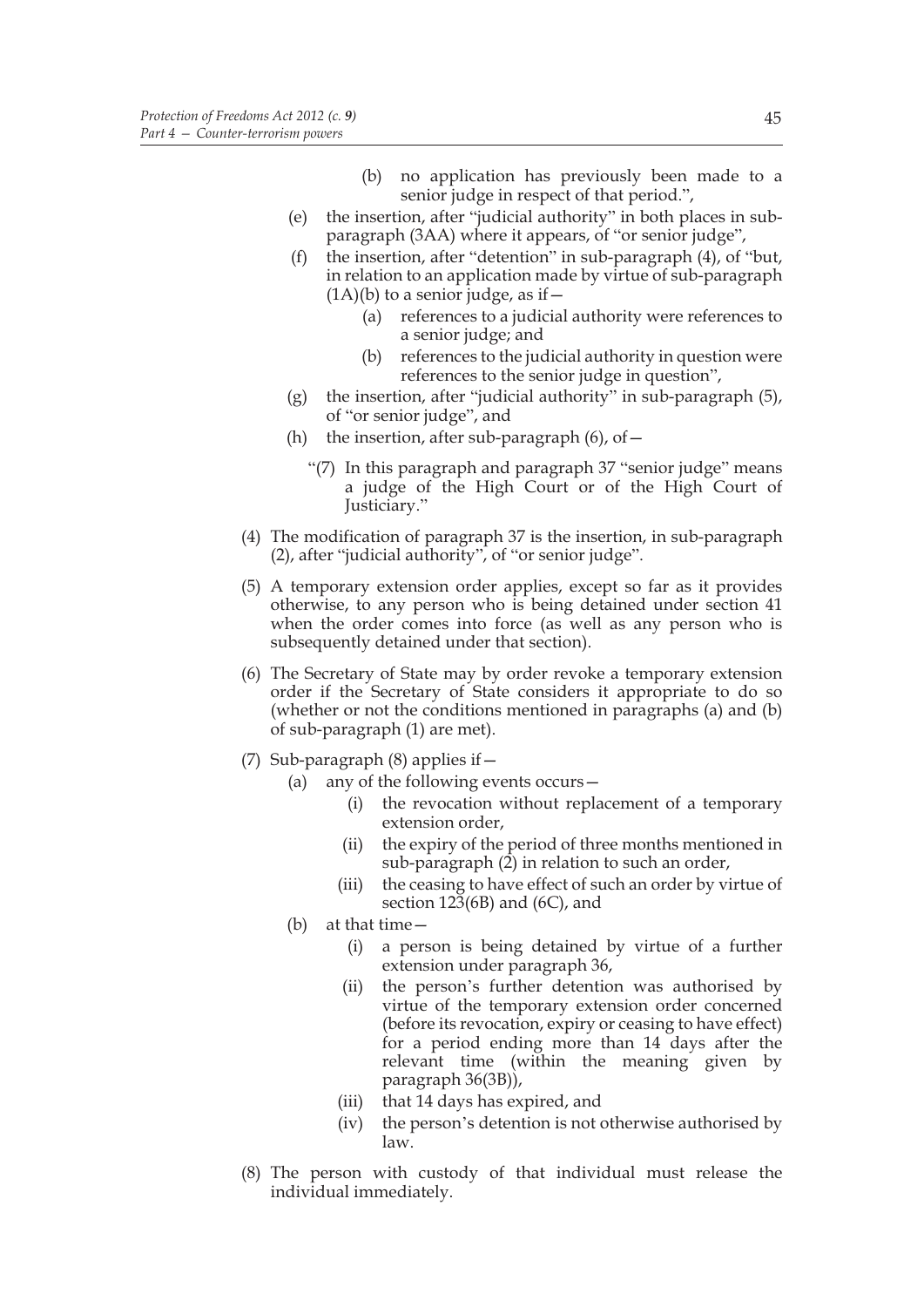(b) no application has previously been made to a senior judge in respect of that period.",

(e) the insertion, after "judicial authority" in both places in sub-paragraph (3AA) where it appears, of "or senior judge",

(f) the insertion, after "detention" in sub-paragraph (4), of "but, in relation to an application made by virtue of sub-paragraph (1A)(b) to a senior judge, as if—

 (a) references to a judicial authority were references to a senior judge; and

 (b) references to the judicial authority in question were references to the senior judge in question",

(g) the insertion, after "judicial authority" in sub-paragraph (5), of "or senior judge", and

(h) the insertion, after sub-paragraph (6), of—

 "(7) In this paragraph and paragraph 37 "senior judge" means a judge of the High Court or of the High Court of Justiciary."

(4) The modification of paragraph 37 is the insertion, in sub-paragraph (2), after "judicial authority", of "or senior judge".

(5) A temporary extension order applies, except so far as it provides otherwise, to any person who is being detained under section 41 when the order comes into force (as well as any person who is subsequently detained under that section).

(6) The Secretary of State may by order revoke a temporary extension order if the Secretary of State considers it appropriate to do so (whether or not the conditions mentioned in paragraphs (a) and (b) of sub-paragraph (1) are met).

(7) Sub-paragraph (8) applies if—

 (a) any of the following events occurs—

  (i) the revocation without replacement of a temporary extension order,

  (ii) the expiry of the period of three months mentioned in sub-paragraph (2) in relation to such an order,

  (iii) the ceasing to have effect of such an order by virtue of section 123(6B) and (6C), and

 (b) at that time—

  (i) a person is being detained by virtue of a further extension under paragraph 36,

  (ii) the person's further detention was authorised by virtue of the temporary extension order concerned (before its revocation, expiry or ceasing to have effect) for a period ending more than 14 days after the relevant time (within the meaning given by paragraph 36(3B)),

  (iii) that 14 days has expired, and

  (iv) the person's detention is not otherwise authorised by law.

(8) The person with custody of that individual must release the individual immediately.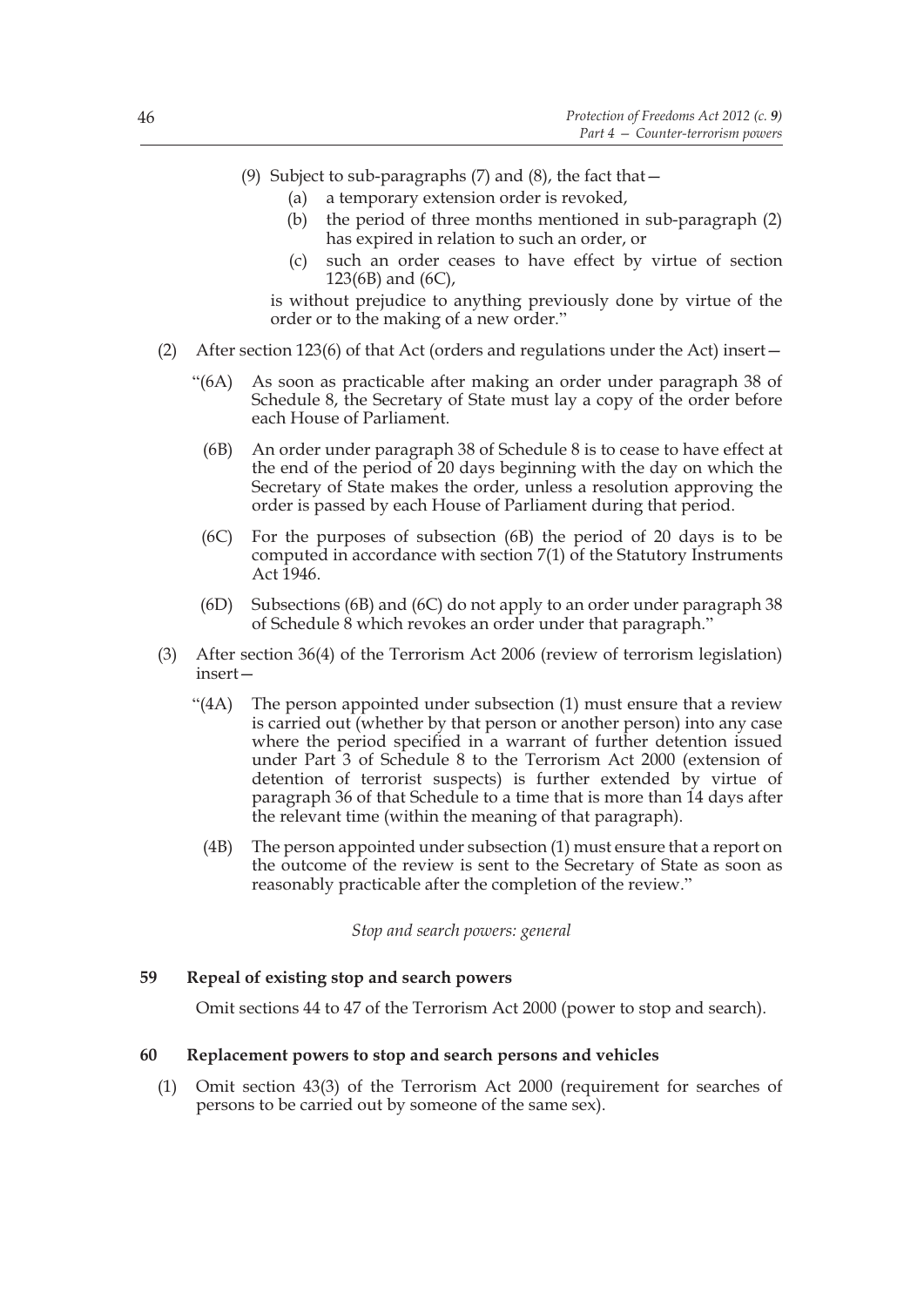(9) Subject to sub-paragraphs (7) and (8), the fact that—

  (a) a temporary extension order is revoked,

  (b) the period of three months mentioned in sub-paragraph (2) has expired in relation to such an order, or

  (c) such an order ceases to have effect by virtue of section 123(6B) and (6C),

is without prejudice to anything previously done by virtue of the order or to the making of a new order."

(2) After section 123(6) of that Act (orders and regulations under the Act) insert—

"(6A) As soon as practicable after making an order under paragraph 38 of Schedule 8, the Secretary of State must lay a copy of the order before each House of Parliament.

(6B) An order under paragraph 38 of Schedule 8 is to cease to have effect at the end of the period of 20 days beginning with the day on which the Secretary of State makes the order, unless a resolution approving the order is passed by each House of Parliament during that period.

(6C) For the purposes of subsection (6B) the period of 20 days is to be computed in accordance with section 7(1) of the Statutory Instruments Act 1946.

(6D) Subsections (6B) and (6C) do not apply to an order under paragraph 38 of Schedule 8 which revokes an order under that paragraph."

(3) After section 36(4) of the Terrorism Act 2006 (review of terrorism legislation) insert—

"(4A) The person appointed under subsection (1) must ensure that a review is carried out (whether by that person or another person) into any case where the period specified in a warrant of further detention issued under Part 3 of Schedule 8 to the Terrorism Act 2000 (extension of detention of terrorist suspects) is further extended by virtue of paragraph 36 of that Schedule to a time that is more than 14 days after the relevant time (within the meaning of that paragraph).

(4B) The person appointed under subsection (1) must ensure that a report on the outcome of the review is sent to the Secretary of State as soon as reasonably practicable after the completion of the review."

*Stop and search powers: general*

**59 Repeal of existing stop and search powers**

Omit sections 44 to 47 of the Terrorism Act 2000 (power to stop and search).

**60 Replacement powers to stop and search persons and vehicles**

(1) Omit section 43(3) of the Terrorism Act 2000 (requirement for searches of persons to be carried out by someone of the same sex).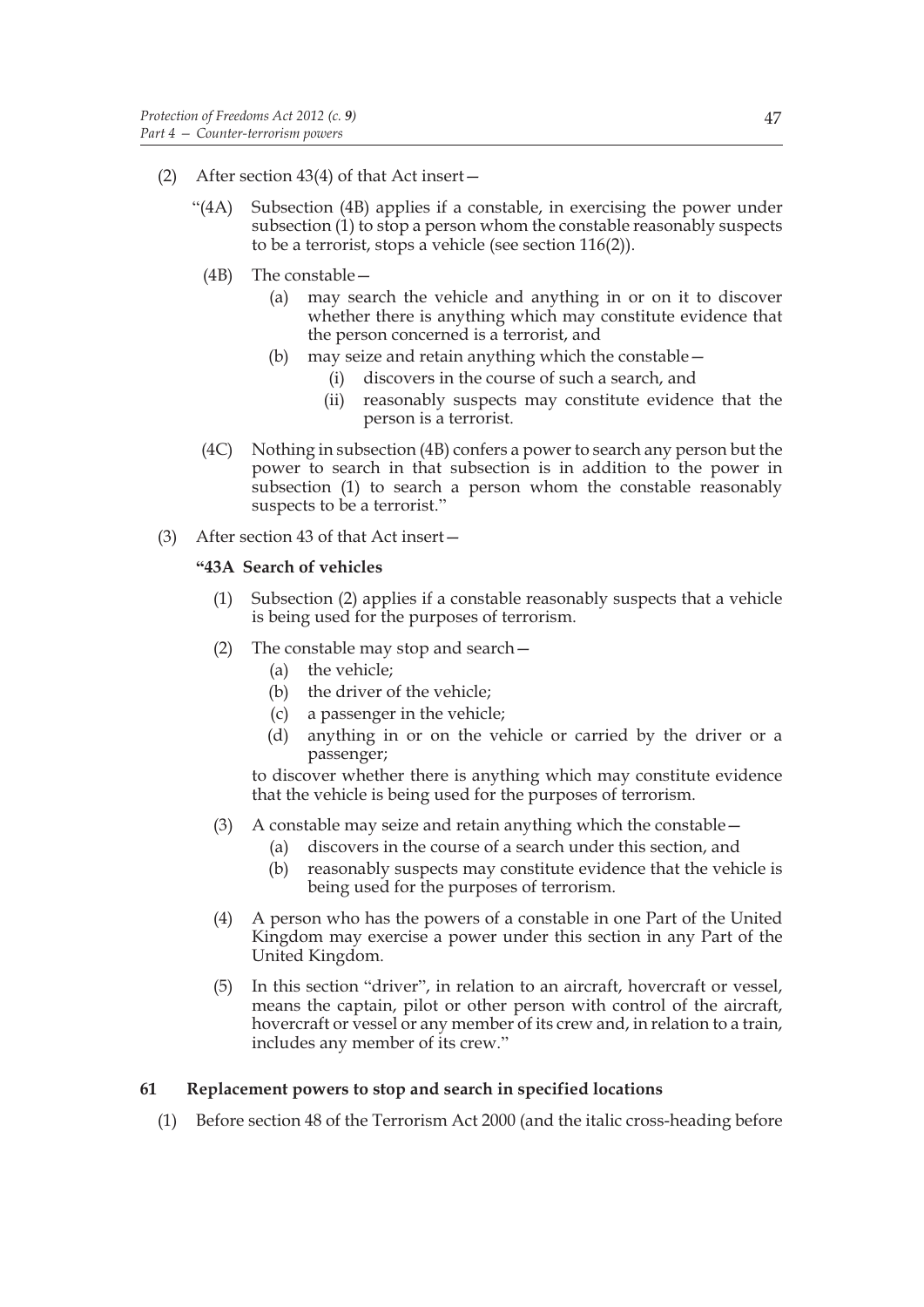(2) After section 43(4) of that Act insert—

"(4A) Subsection (4B) applies if a constable, in exercising the power under subsection (1) to stop a person whom the constable reasonably suspects to be a terrorist, stops a vehicle (see section 116(2)).

(4B) The constable—

(a) may search the vehicle and anything in or on it to discover whether there is anything which may constitute evidence that the person concerned is a terrorist, and

(b) may seize and retain anything which the constable—

(i) discovers in the course of such a search, and

(ii) reasonably suspects may constitute evidence that the person is a terrorist.

(4C) Nothing in subsection (4B) confers a power to search any person but the power to search in that subsection is in addition to the power in subsection (1) to search a person whom the constable reasonably suspects to be a terrorist."

(3) After section 43 of that Act insert—

**"43A Search of vehicles**

(1) Subsection (2) applies if a constable reasonably suspects that a vehicle is being used for the purposes of terrorism.

(2) The constable may stop and search—

(a) the vehicle;

(b) the driver of the vehicle;

(c) a passenger in the vehicle;

(d) anything in or on the vehicle or carried by the driver or a passenger;

to discover whether there is anything which may constitute evidence that the vehicle is being used for the purposes of terrorism.

(3) A constable may seize and retain anything which the constable—

(a) discovers in the course of a search under this section, and

(b) reasonably suspects may constitute evidence that the vehicle is being used for the purposes of terrorism.

(4) A person who has the powers of a constable in one Part of the United Kingdom may exercise a power under this section in any Part of the United Kingdom.

(5) In this section "driver", in relation to an aircraft, hovercraft or vessel, means the captain, pilot or other person with control of the aircraft, hovercraft or vessel or any member of its crew and, in relation to a train, includes any member of its crew."

## 61 Replacement powers to stop and search in specified locations

(1) Before section 48 of the Terrorism Act 2000 (and the italic cross-heading before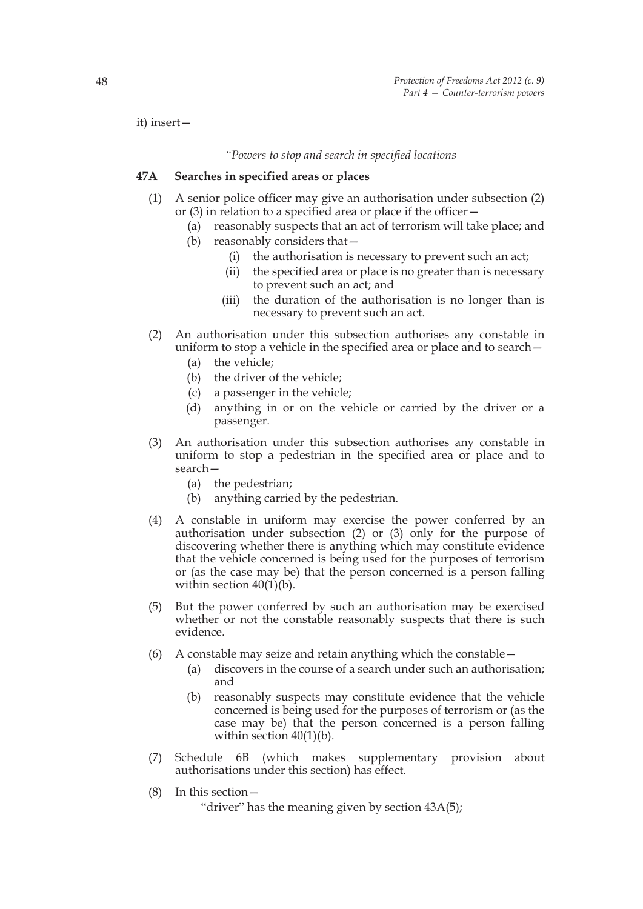it) insert—

*"Powers to stop and search in specified locations*

**47A Searches in specified areas or places**

(1) A senior police officer may give an authorisation under subsection (2) or (3) in relation to a specified area or place if the officer—

   (a) reasonably suspects that an act of terrorism will take place; and

   (b) reasonably considers that—

      (i) the authorisation is necessary to prevent such an act;

      (ii) the specified area or place is no greater than is necessary to prevent such an act; and

      (iii) the duration of the authorisation is no longer than is necessary to prevent such an act.

(2) An authorisation under this subsection authorises any constable in uniform to stop a vehicle in the specified area or place and to search—

   (a) the vehicle;

   (b) the driver of the vehicle;

   (c) a passenger in the vehicle;

   (d) anything in or on the vehicle or carried by the driver or a passenger.

(3) An authorisation under this subsection authorises any constable in uniform to stop a pedestrian in the specified area or place and to search—

   (a) the pedestrian;

   (b) anything carried by the pedestrian.

(4) A constable in uniform may exercise the power conferred by an authorisation under subsection (2) or (3) only for the purpose of discovering whether there is anything which may constitute evidence that the vehicle concerned is being used for the purposes of terrorism or (as the case may be) that the person concerned is a person falling within section 40(1)(b).

(5) But the power conferred by such an authorisation may be exercised whether or not the constable reasonably suspects that there is such evidence.

(6) A constable may seize and retain anything which the constable—

   (a) discovers in the course of a search under such an authorisation; and

   (b) reasonably suspects may constitute evidence that the vehicle concerned is being used for the purposes of terrorism or (as the case may be) that the person concerned is a person falling within section 40(1)(b).

(7) Schedule 6B (which makes supplementary provision about authorisations under this section) has effect.

(8) In this section—

   "driver" has the meaning given by section 43A(5);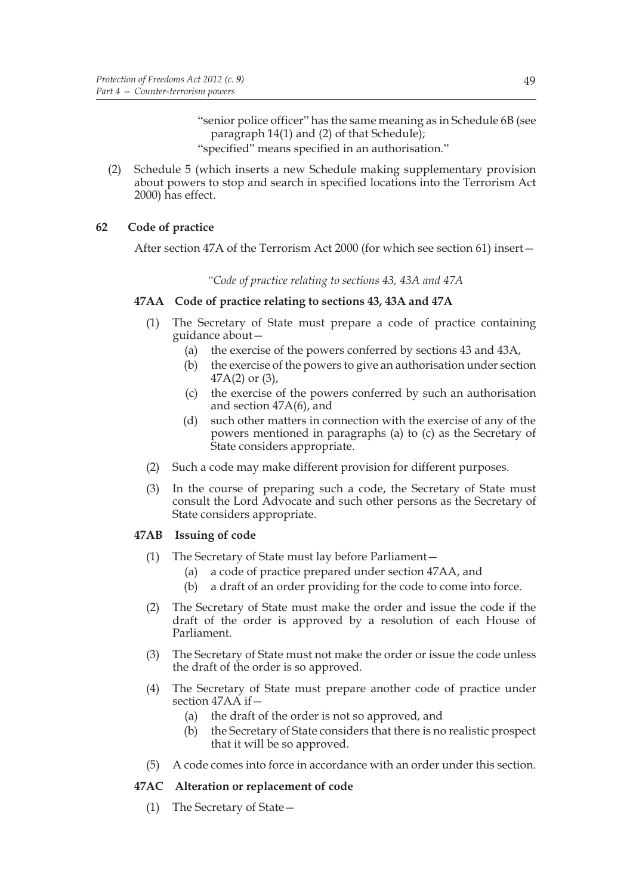"senior police officer" has the same meaning as in Schedule 6B (see paragraph 14(1) and (2) of that Schedule);

"specified" means specified in an authorisation."

(2) Schedule 5 (which inserts a new Schedule making supplementary provision about powers to stop and search in specified locations into the Terrorism Act 2000) has effect.

## 62 Code of practice

After section 47A of the Terrorism Act 2000 (for which see section 61) insert—

*"Code of practice relating to sections 43, 43A and 47A*

### 47AA Code of practice relating to sections 43, 43A and 47A

(1) The Secretary of State must prepare a code of practice containing guidance about—

- (a) the exercise of the powers conferred by sections 43 and 43A,
- (b) the exercise of the powers to give an authorisation under section 47A(2) or (3),
- (c) the exercise of the powers conferred by such an authorisation and section 47A(6), and
- (d) such other matters in connection with the exercise of any of the powers mentioned in paragraphs (a) to (c) as the Secretary of State considers appropriate.

(2) Such a code may make different provision for different purposes.

(3) In the course of preparing such a code, the Secretary of State must consult the Lord Advocate and such other persons as the Secretary of State considers appropriate.

### 47AB Issuing of code

(1) The Secretary of State must lay before Parliament—

- (a) a code of practice prepared under section 47AA, and
- (b) a draft of an order providing for the code to come into force.

(2) The Secretary of State must make the order and issue the code if the draft of the order is approved by a resolution of each House of Parliament.

(3) The Secretary of State must not make the order or issue the code unless the draft of the order is so approved.

(4) The Secretary of State must prepare another code of practice under section 47AA if—

- (a) the draft of the order is not so approved, and
- (b) the Secretary of State considers that there is no realistic prospect that it will be so approved.

(5) A code comes into force in accordance with an order under this section.

### 47AC Alteration or replacement of code

(1) The Secretary of State—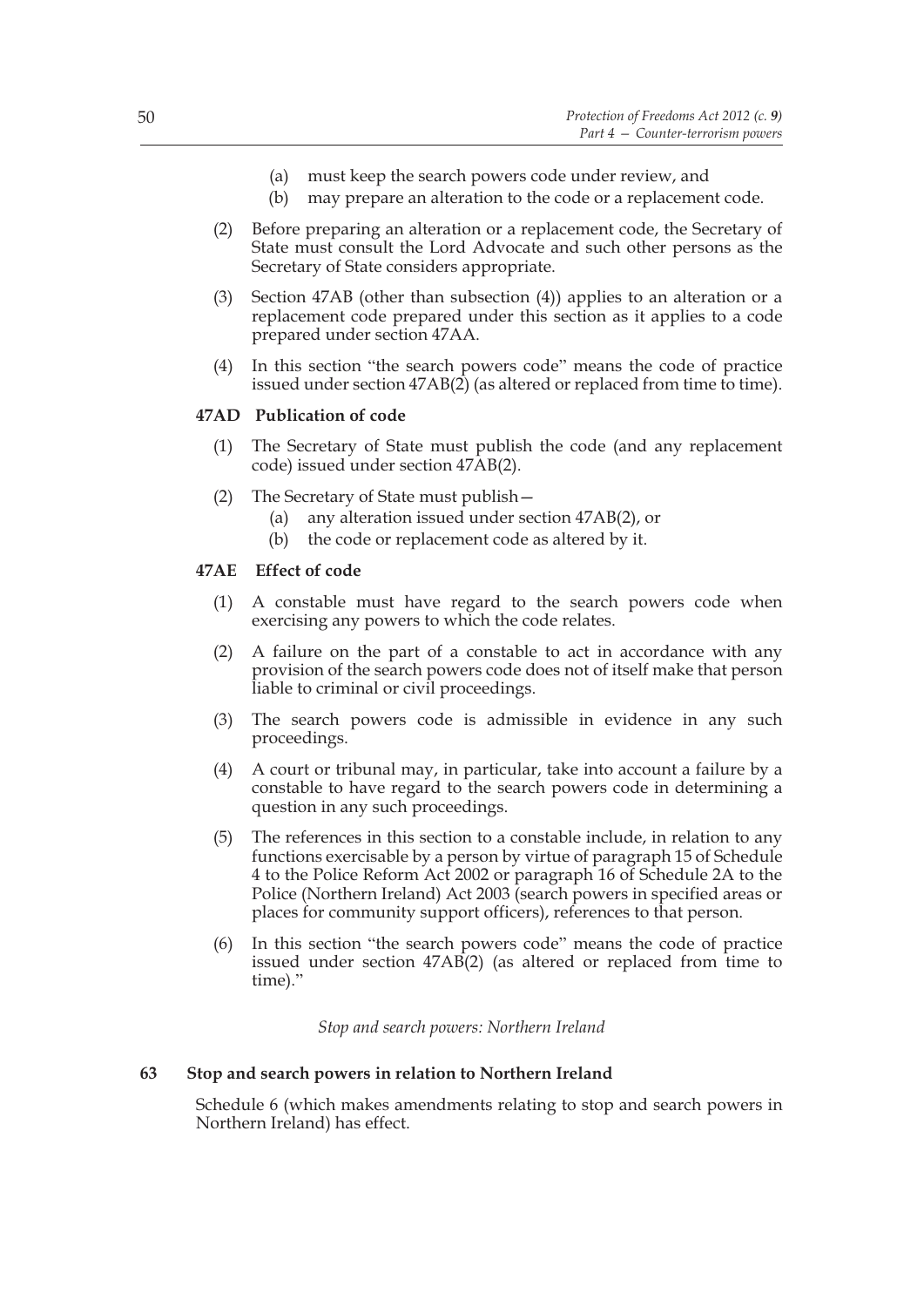(a) must keep the search powers code under review, and
(b) may prepare an alteration to the code or a replacement code.

(2) Before preparing an alteration or a replacement code, the Secretary of State must consult the Lord Advocate and such other persons as the Secretary of State considers appropriate.

(3) Section 47AB (other than subsection (4)) applies to an alteration or a replacement code prepared under this section as it applies to a code prepared under section 47AA.

(4) In this section "the search powers code" means the code of practice issued under section 47AB(2) (as altered or replaced from time to time).

**47AD Publication of code**

(1) The Secretary of State must publish the code (and any replacement code) issued under section 47AB(2).

(2) The Secretary of State must publish—
(a) any alteration issued under section 47AB(2), or
(b) the code or replacement code as altered by it.

**47AE Effect of code**

(1) A constable must have regard to the search powers code when exercising any powers to which the code relates.

(2) A failure on the part of a constable to act in accordance with any provision of the search powers code does not of itself make that person liable to criminal or civil proceedings.

(3) The search powers code is admissible in evidence in any such proceedings.

(4) A court or tribunal may, in particular, take into account a failure by a constable to have regard to the search powers code in determining a question in any such proceedings.

(5) The references in this section to a constable include, in relation to any functions exercisable by a person by virtue of paragraph 15 of Schedule 4 to the Police Reform Act 2002 or paragraph 16 of Schedule 2A to the Police (Northern Ireland) Act 2003 (search powers in specified areas or places for community support officers), references to that person.

(6) In this section "the search powers code" means the code of practice issued under section 47AB(2) (as altered or replaced from time to time)."

*Stop and search powers: Northern Ireland*

**63 Stop and search powers in relation to Northern Ireland**

Schedule 6 (which makes amendments relating to stop and search powers in Northern Ireland) has effect.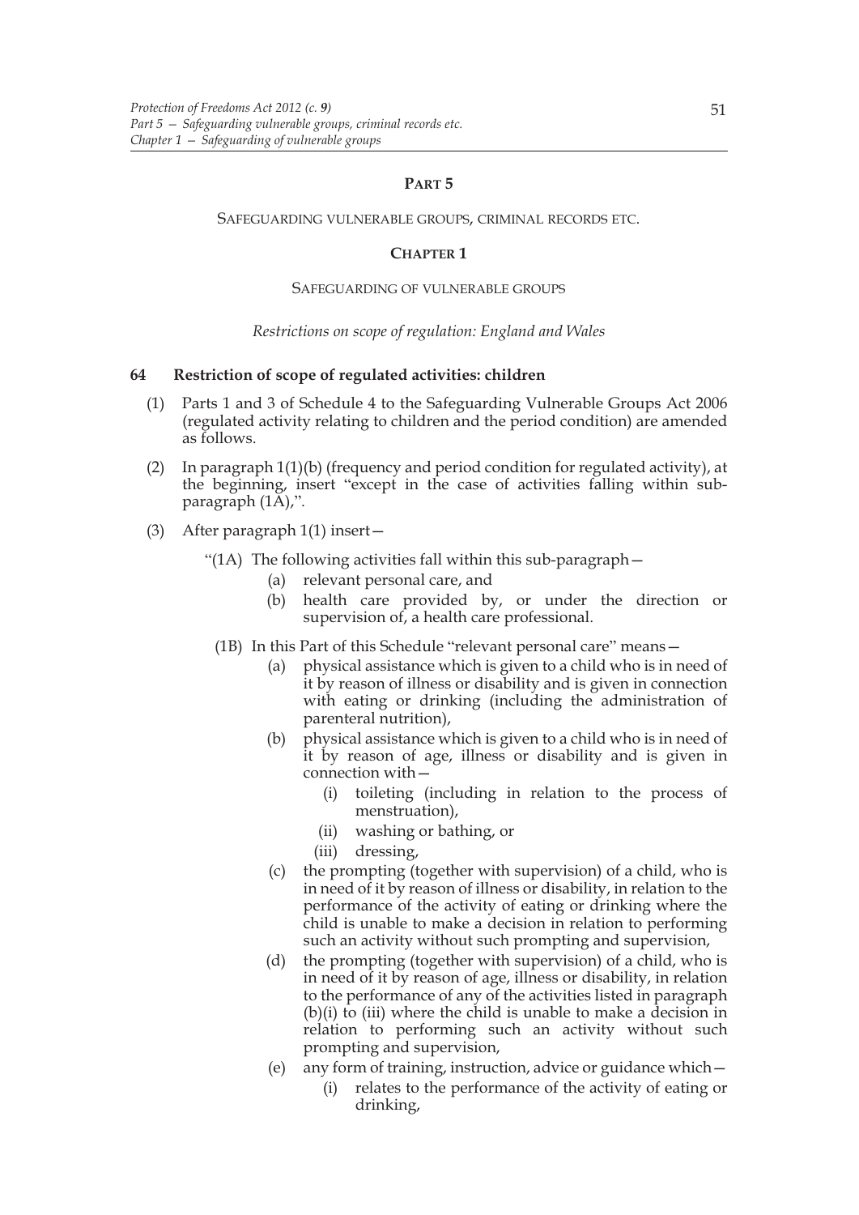## PART 5

SAFEGUARDING VULNERABLE GROUPS, CRIMINAL RECORDS ETC.

### CHAPTER 1

SAFEGUARDING OF VULNERABLE GROUPS

*Restrictions on scope of regulation: England and Wales*

#### 64 Restriction of scope of regulated activities: children

(1) Parts 1 and 3 of Schedule 4 to the Safeguarding Vulnerable Groups Act 2006 (regulated activity relating to children and the period condition) are amended as follows.

(2) In paragraph 1(1)(b) (frequency and period condition for regulated activity), at the beginning, insert "except in the case of activities falling within sub-paragraph (1A),".

(3) After paragraph 1(1) insert—

"(1A) The following activities fall within this sub-paragraph—

(a) relevant personal care, and

(b) health care provided by, or under the direction or supervision of, a health care professional.

(1B) In this Part of this Schedule "relevant personal care" means—

(a) physical assistance which is given to a child who is in need of it by reason of illness or disability and is given in connection with eating or drinking (including the administration of parenteral nutrition),

(b) physical assistance which is given to a child who is in need of it by reason of age, illness or disability and is given in connection with—

(i) toileting (including in relation to the process of menstruation),

(ii) washing or bathing, or

(iii) dressing,

(c) the prompting (together with supervision) of a child, who is in need of it by reason of illness or disability, in relation to the performance of the activity of eating or drinking where the child is unable to make a decision in relation to performing such an activity without such prompting and supervision,

(d) the prompting (together with supervision) of a child, who is in need of it by reason of age, illness or disability, in relation to the performance of any of the activities listed in paragraph (b)(i) to (iii) where the child is unable to make a decision in relation to performing such an activity without such prompting and supervision,

(e) any form of training, instruction, advice or guidance which—

(i) relates to the performance of the activity of eating or drinking,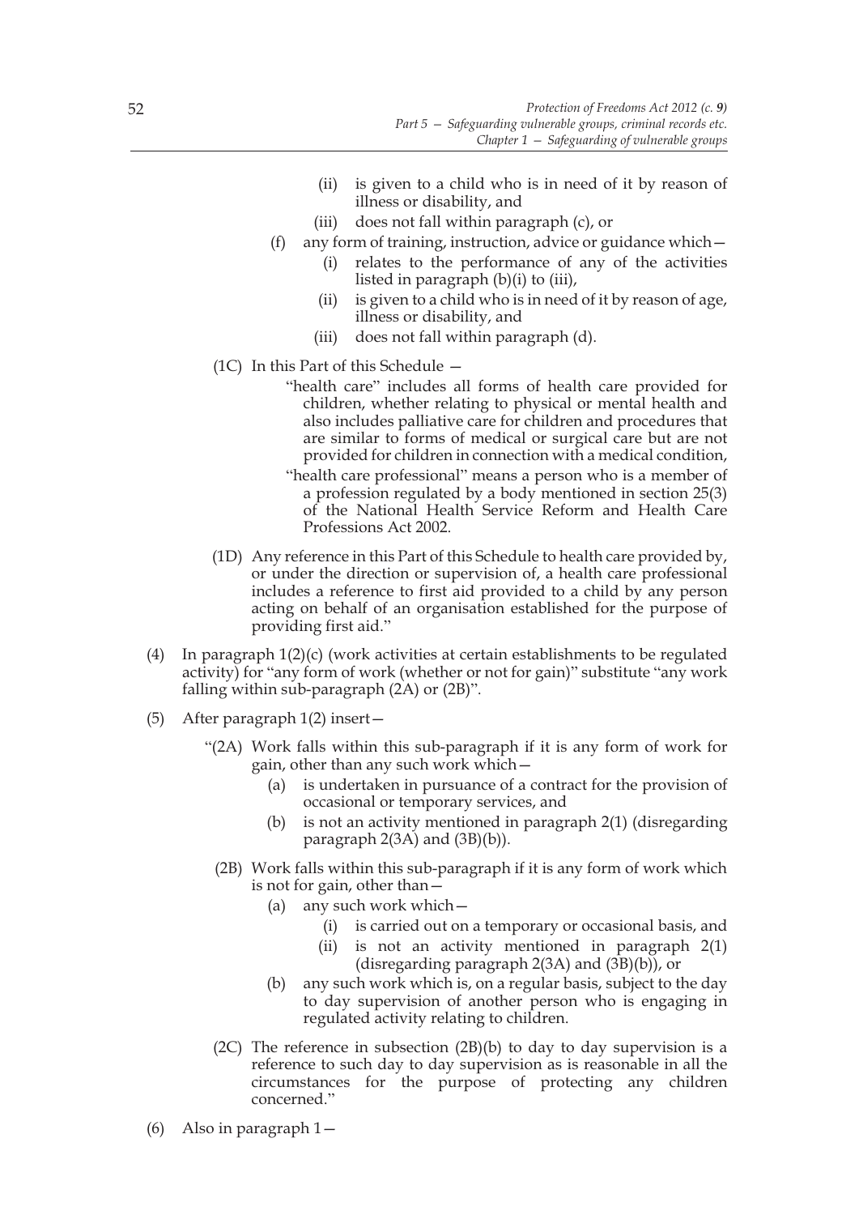(ii) is given to a child who is in need of it by reason of illness or disability, and

(iii) does not fall within paragraph (c), or

(f) any form of training, instruction, advice or guidance which—

(i) relates to the performance of any of the activities listed in paragraph (b)(i) to (iii),

(ii) is given to a child who is in need of it by reason of age, illness or disability, and

(iii) does not fall within paragraph (d).

(1C) In this Part of this Schedule —

"health care" includes all forms of health care provided for children, whether relating to physical or mental health and also includes palliative care for children and procedures that are similar to forms of medical or surgical care but are not provided for children in connection with a medical condition,

"health care professional" means a person who is a member of a profession regulated by a body mentioned in section 25(3) of the National Health Service Reform and Health Care Professions Act 2002.

(1D) Any reference in this Part of this Schedule to health care provided by, or under the direction or supervision of, a health care professional includes a reference to first aid provided to a child by any person acting on behalf of an organisation established for the purpose of providing first aid."

(4) In paragraph 1(2)(c) (work activities at certain establishments to be regulated activity) for "any form of work (whether or not for gain)" substitute "any work falling within sub-paragraph (2A) or (2B)".

(5) After paragraph 1(2) insert—

"(2A) Work falls within this sub-paragraph if it is any form of work for gain, other than any such work which—

(a) is undertaken in pursuance of a contract for the provision of occasional or temporary services, and

(b) is not an activity mentioned in paragraph 2(1) (disregarding paragraph 2(3A) and (3B)(b)).

(2B) Work falls within this sub-paragraph if it is any form of work which is not for gain, other than—

(a) any such work which—

(i) is carried out on a temporary or occasional basis, and

(ii) is not an activity mentioned in paragraph 2(1) (disregarding paragraph 2(3A) and (3B)(b)), or

(b) any such work which is, on a regular basis, subject to the day to day supervision of another person who is engaging in regulated activity relating to children.

(2C) The reference in subsection (2B)(b) to day to day supervision is a reference to such day to day supervision as is reasonable in all the circumstances for the purpose of protecting any children concerned."

(6) Also in paragraph 1—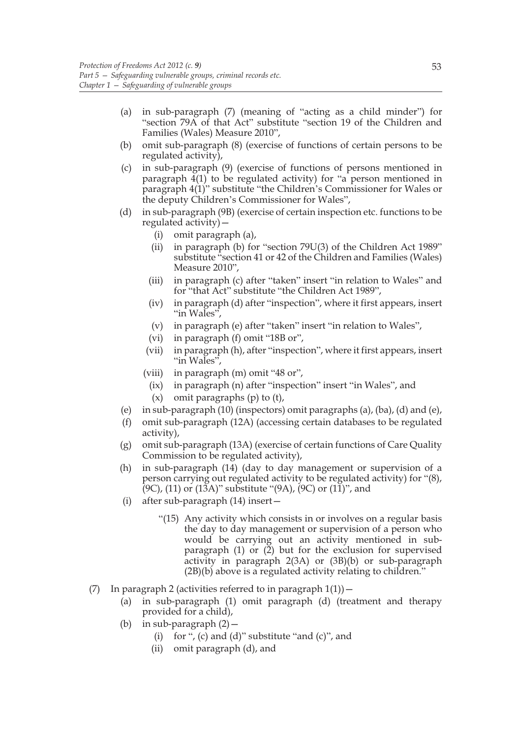(a) in sub-paragraph (7) (meaning of "acting as a child minder") for "section 79A of that Act" substitute "section 19 of the Children and Families (Wales) Measure 2010",

(b) omit sub-paragraph (8) (exercise of functions of certain persons to be regulated activity),

(c) in sub-paragraph (9) (exercise of functions of persons mentioned in paragraph 4(1) to be regulated activity) for "a person mentioned in paragraph 4(1)" substitute "the Children's Commissioner for Wales or the deputy Children's Commissioner for Wales",

(d) in sub-paragraph (9B) (exercise of certain inspection etc. functions to be regulated activity)—

  (i) omit paragraph (a),

  (ii) in paragraph (b) for "section 79U(3) of the Children Act 1989" substitute "section 41 or 42 of the Children and Families (Wales) Measure 2010",

  (iii) in paragraph (c) after "taken" insert "in relation to Wales" and for "that Act" substitute "the Children Act 1989",

  (iv) in paragraph (d) after "inspection", where it first appears, insert "in Wales",

  (v) in paragraph (e) after "taken" insert "in relation to Wales",

  (vi) in paragraph (f) omit "18B or",

  (vii) in paragraph (h), after "inspection", where it first appears, insert "in Wales",

  (viii) in paragraph (m) omit "48 or",

  (ix) in paragraph (n) after "inspection" insert "in Wales", and

  (x) omit paragraphs (p) to (t),

(e) in sub-paragraph (10) (inspectors) omit paragraphs (a), (ba), (d) and (e),

(f) omit sub-paragraph (12A) (accessing certain databases to be regulated activity),

(g) omit sub-paragraph (13A) (exercise of certain functions of Care Quality Commission to be regulated activity),

(h) in sub-paragraph (14) (day to day management or supervision of a person carrying out regulated activity to be regulated activity) for "(8), (9C), (11) or (13A)" substitute "(9A), (9C) or (11)", and

(i) after sub-paragraph (14) insert—

> "(15) Any activity which consists in or involves on a regular basis the day to day management or supervision of a person who would be carrying out an activity mentioned in sub-paragraph (1) or (2) but for the exclusion for supervised activity in paragraph 2(3A) or (3B)(b) or sub-paragraph (2B)(b) above is a regulated activity relating to children."

(7) In paragraph 2 (activities referred to in paragraph 1(1))—

(a) in sub-paragraph (1) omit paragraph (d) (treatment and therapy provided for a child),

(b) in sub-paragraph (2)—

  (i) for ", (c) and (d)" substitute "and (c)", and

  (ii) omit paragraph (d), and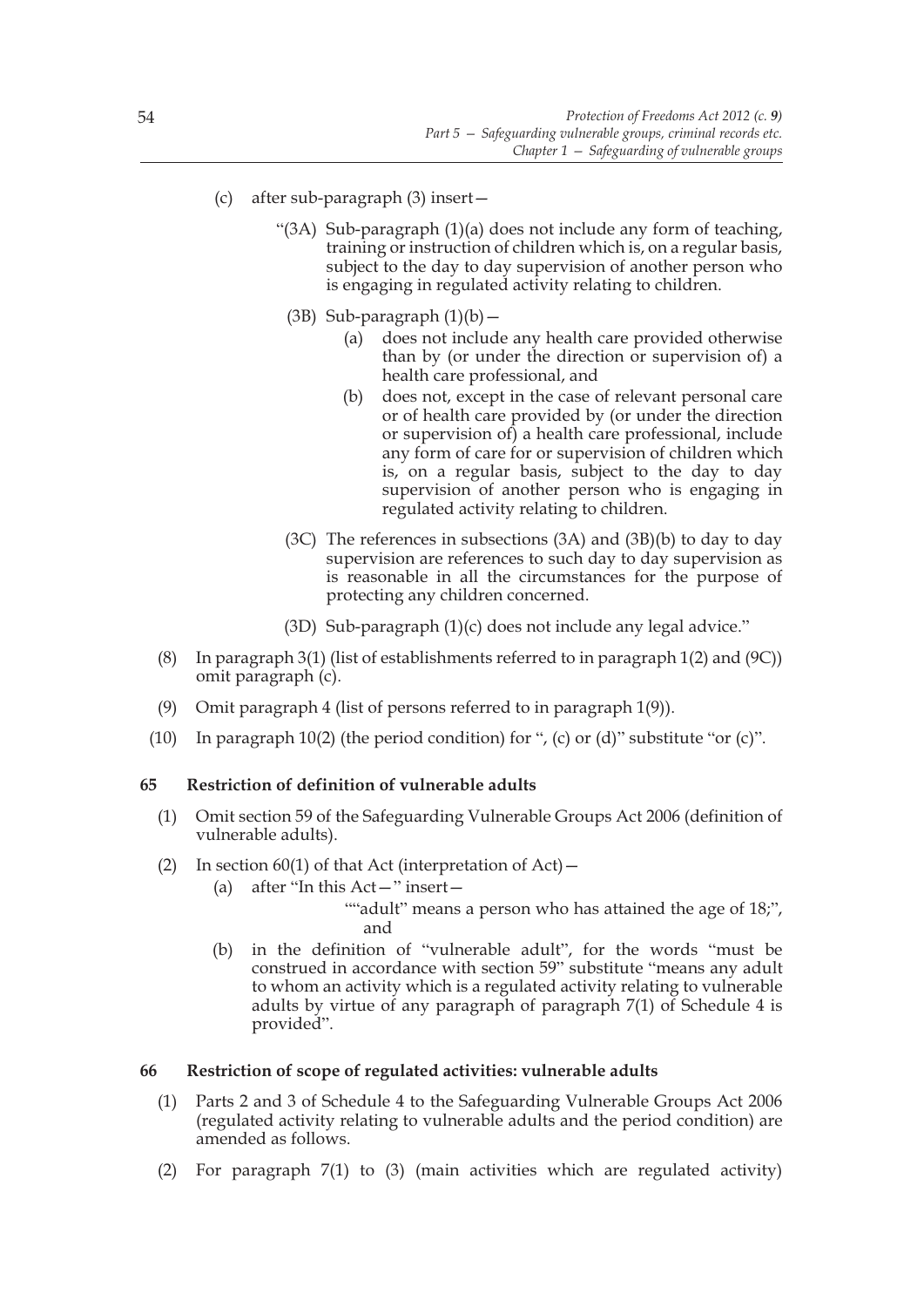(c) after sub-paragraph (3) insert—

"(3A) Sub-paragraph (1)(a) does not include any form of teaching, training or instruction of children which is, on a regular basis, subject to the day to day supervision of another person who is engaging in regulated activity relating to children.

(3B) Sub-paragraph (1)(b)—

(a) does not include any health care provided otherwise than by (or under the direction or supervision of) a health care professional, and

(b) does not, except in the case of relevant personal care or of health care provided by (or under the direction or supervision of) a health care professional, include any form of care for or supervision of children which is, on a regular basis, subject to the day to day supervision of another person who is engaging in regulated activity relating to children.

(3C) The references in subsections (3A) and (3B)(b) to day to day supervision are references to such day to day supervision as is reasonable in all the circumstances for the purpose of protecting any children concerned.

(3D) Sub-paragraph (1)(c) does not include any legal advice."

(8) In paragraph 3(1) (list of establishments referred to in paragraph 1(2) and (9C)) omit paragraph (c).

(9) Omit paragraph 4 (list of persons referred to in paragraph 1(9)).

(10) In paragraph 10(2) (the period condition) for ", (c) or (d)" substitute "or (c)".

**65 Restriction of definition of vulnerable adults**

(1) Omit section 59 of the Safeguarding Vulnerable Groups Act 2006 (definition of vulnerable adults).

(2) In section 60(1) of that Act (interpretation of Act)—

(a) after "In this Act—" insert—

""adult" means a person who has attained the age of 18;", and

(b) in the definition of "vulnerable adult", for the words "must be construed in accordance with section 59" substitute "means any adult to whom an activity which is a regulated activity relating to vulnerable adults by virtue of any paragraph of paragraph 7(1) of Schedule 4 is provided".

**66 Restriction of scope of regulated activities: vulnerable adults**

(1) Parts 2 and 3 of Schedule 4 to the Safeguarding Vulnerable Groups Act 2006 (regulated activity relating to vulnerable adults and the period condition) are amended as follows.

(2) For paragraph 7(1) to (3) (main activities which are regulated activity)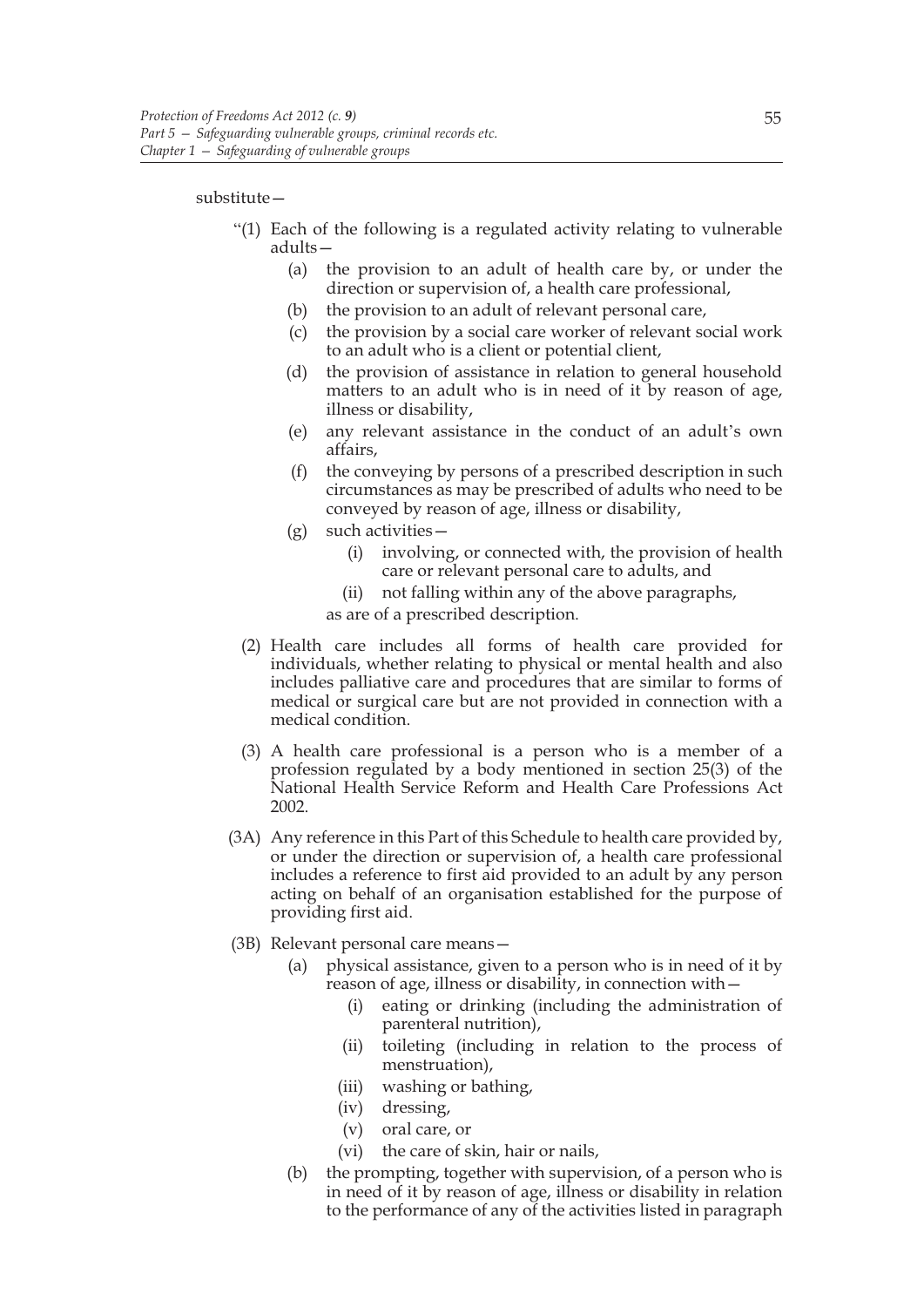substitute—

"(1) Each of the following is a regulated activity relating to vulnerable adults—

(a) the provision to an adult of health care by, or under the direction or supervision of, a health care professional,

(b) the provision to an adult of relevant personal care,

(c) the provision by a social care worker of relevant social work to an adult who is a client or potential client,

(d) the provision of assistance in relation to general household matters to an adult who is in need of it by reason of age, illness or disability,

(e) any relevant assistance in the conduct of an adult's own affairs,

(f) the conveying by persons of a prescribed description in such circumstances as may be prescribed of adults who need to be conveyed by reason of age, illness or disability,

(g) such activities—

(i) involving, or connected with, the provision of health care or relevant personal care to adults, and

(ii) not falling within any of the above paragraphs,

as are of a prescribed description.

(2) Health care includes all forms of health care provided for individuals, whether relating to physical or mental health and also includes palliative care and procedures that are similar to forms of medical or surgical care but are not provided in connection with a medical condition.

(3) A health care professional is a person who is a member of a profession regulated by a body mentioned in section 25(3) of the National Health Service Reform and Health Care Professions Act 2002.

(3A) Any reference in this Part of this Schedule to health care provided by, or under the direction or supervision of, a health care professional includes a reference to first aid provided to an adult by any person acting on behalf of an organisation established for the purpose of providing first aid.

(3B) Relevant personal care means—

(a) physical assistance, given to a person who is in need of it by reason of age, illness or disability, in connection with—

(i) eating or drinking (including the administration of parenteral nutrition),

(ii) toileting (including in relation to the process of menstruation),

(iii) washing or bathing,

(iv) dressing,

(v) oral care, or

(vi) the care of skin, hair or nails,

(b) the prompting, together with supervision, of a person who is in need of it by reason of age, illness or disability in relation to the performance of any of the activities listed in paragraph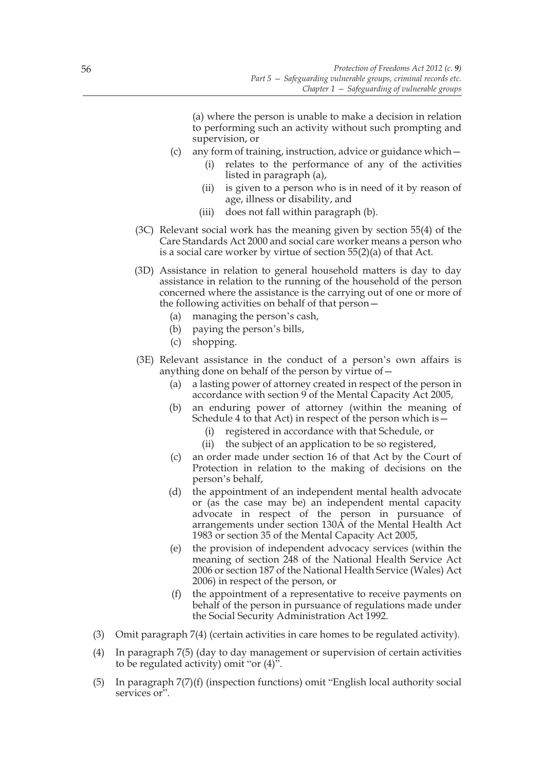(a) where the person is unable to make a decision in relation to performing such an activity without such prompting and supervision, or

(c) any form of training, instruction, advice or guidance which—

  (i) relates to the performance of any of the activities listed in paragraph (a),

  (ii) is given to a person who is in need of it by reason of age, illness or disability, and

  (iii) does not fall within paragraph (b).

(3C) Relevant social work has the meaning given by section 55(4) of the Care Standards Act 2000 and social care worker means a person who is a social care worker by virtue of section 55(2)(a) of that Act.

(3D) Assistance in relation to general household matters is day to day assistance in relation to the running of the household of the person concerned where the assistance is the carrying out of one or more of the following activities on behalf of that person—

  (a) managing the person's cash,

  (b) paying the person's bills,

  (c) shopping.

(3E) Relevant assistance in the conduct of a person's own affairs is anything done on behalf of the person by virtue of—

  (a) a lasting power of attorney created in respect of the person in accordance with section 9 of the Mental Capacity Act 2005,

  (b) an enduring power of attorney (within the meaning of Schedule 4 to that Act) in respect of the person which is—

    (i) registered in accordance with that Schedule, or

    (ii) the subject of an application to be so registered,

  (c) an order made under section 16 of that Act by the Court of Protection in relation to the making of decisions on the person's behalf,

  (d) the appointment of an independent mental health advocate or (as the case may be) an independent mental capacity advocate in respect of the person in pursuance of arrangements under section 130A of the Mental Health Act 1983 or section 35 of the Mental Capacity Act 2005,

  (e) the provision of independent advocacy services (within the meaning of section 248 of the National Health Service Act 2006 or section 187 of the National Health Service (Wales) Act 2006) in respect of the person, or

  (f) the appointment of a representative to receive payments on behalf of the person in pursuance of regulations made under the Social Security Administration Act 1992.

(3) Omit paragraph 7(4) (certain activities in care homes to be regulated activity).

(4) In paragraph 7(5) (day to day management or supervision of certain activities to be regulated activity) omit "or (4)".

(5) In paragraph 7(7)(f) (inspection functions) omit "English local authority social services or".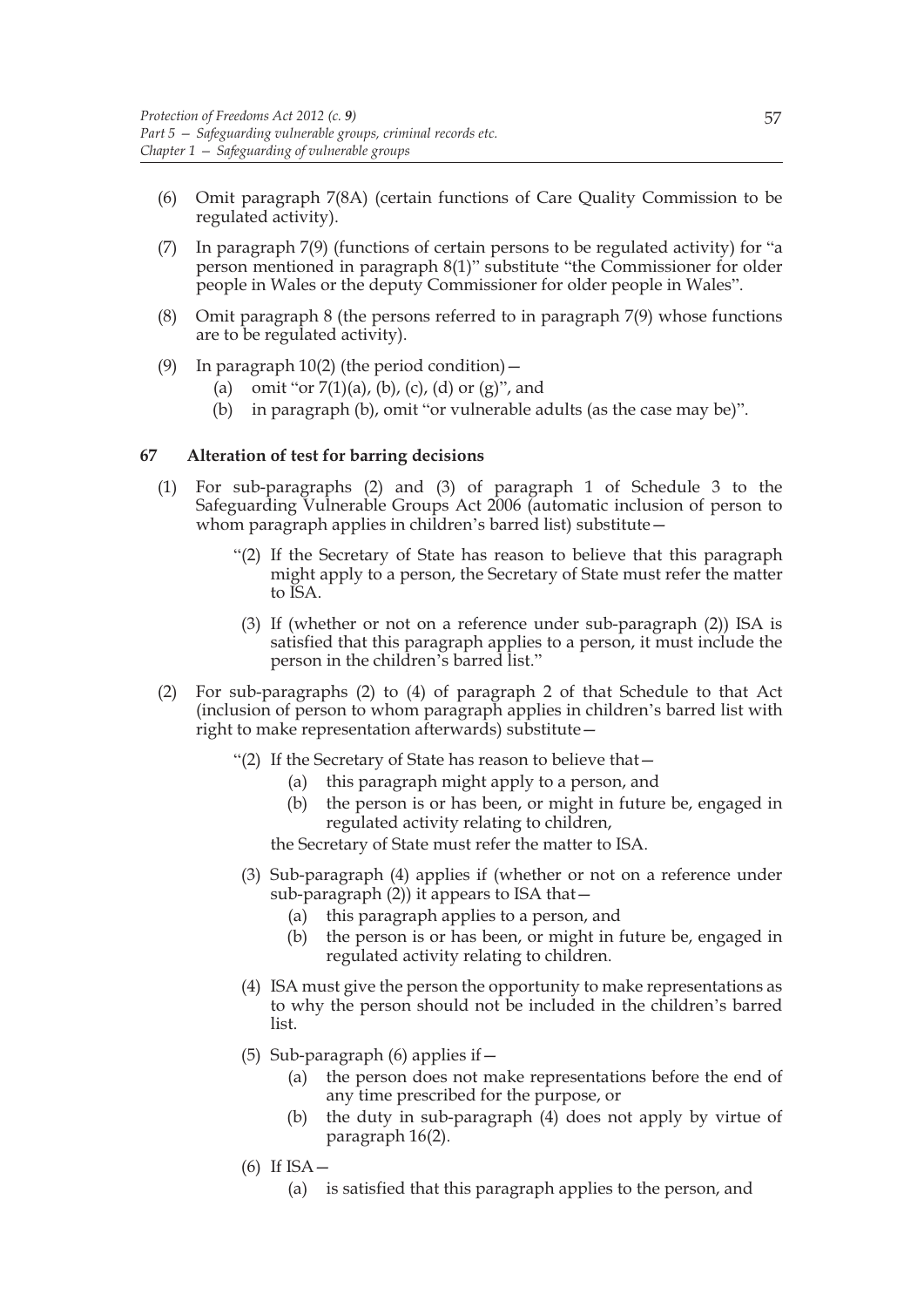(6) Omit paragraph 7(8A) (certain functions of Care Quality Commission to be regulated activity).

(7) In paragraph 7(9) (functions of certain persons to be regulated activity) for "a person mentioned in paragraph 8(1)" substitute "the Commissioner for older people in Wales or the deputy Commissioner for older people in Wales".

(8) Omit paragraph 8 (the persons referred to in paragraph 7(9) whose functions are to be regulated activity).

(9) In paragraph 10(2) (the period condition)—

  (a) omit "or 7(1)(a), (b), (c), (d) or (g)", and

  (b) in paragraph (b), omit "or vulnerable adults (as the case may be)".

**67 Alteration of test for barring decisions**

(1) For sub-paragraphs (2) and (3) of paragraph 1 of Schedule 3 to the Safeguarding Vulnerable Groups Act 2006 (automatic inclusion of person to whom paragraph applies in children's barred list) substitute—

> "(2) If the Secretary of State has reason to believe that this paragraph might apply to a person, the Secretary of State must refer the matter to ISA.
>
> (3) If (whether or not on a reference under sub-paragraph (2)) ISA is satisfied that this paragraph applies to a person, it must include the person in the children's barred list."

(2) For sub-paragraphs (2) to (4) of paragraph 2 of that Schedule to that Act (inclusion of person to whom paragraph applies in children's barred list with right to make representation afterwards) substitute—

> "(2) If the Secretary of State has reason to believe that—
>
>   (a) this paragraph might apply to a person, and
>
>   (b) the person is or has been, or might in future be, engaged in regulated activity relating to children,
>
> the Secretary of State must refer the matter to ISA.
>
> (3) Sub-paragraph (4) applies if (whether or not on a reference under sub-paragraph (2)) it appears to ISA that—
>
>   (a) this paragraph applies to a person, and
>
>   (b) the person is or has been, or might in future be, engaged in regulated activity relating to children.
>
> (4) ISA must give the person the opportunity to make representations as to why the person should not be included in the children's barred list.
>
> (5) Sub-paragraph (6) applies if—
>
>   (a) the person does not make representations before the end of any time prescribed for the purpose, or
>
>   (b) the duty in sub-paragraph (4) does not apply by virtue of paragraph 16(2).
>
> (6) If ISA—
>
>   (a) is satisfied that this paragraph applies to the person, and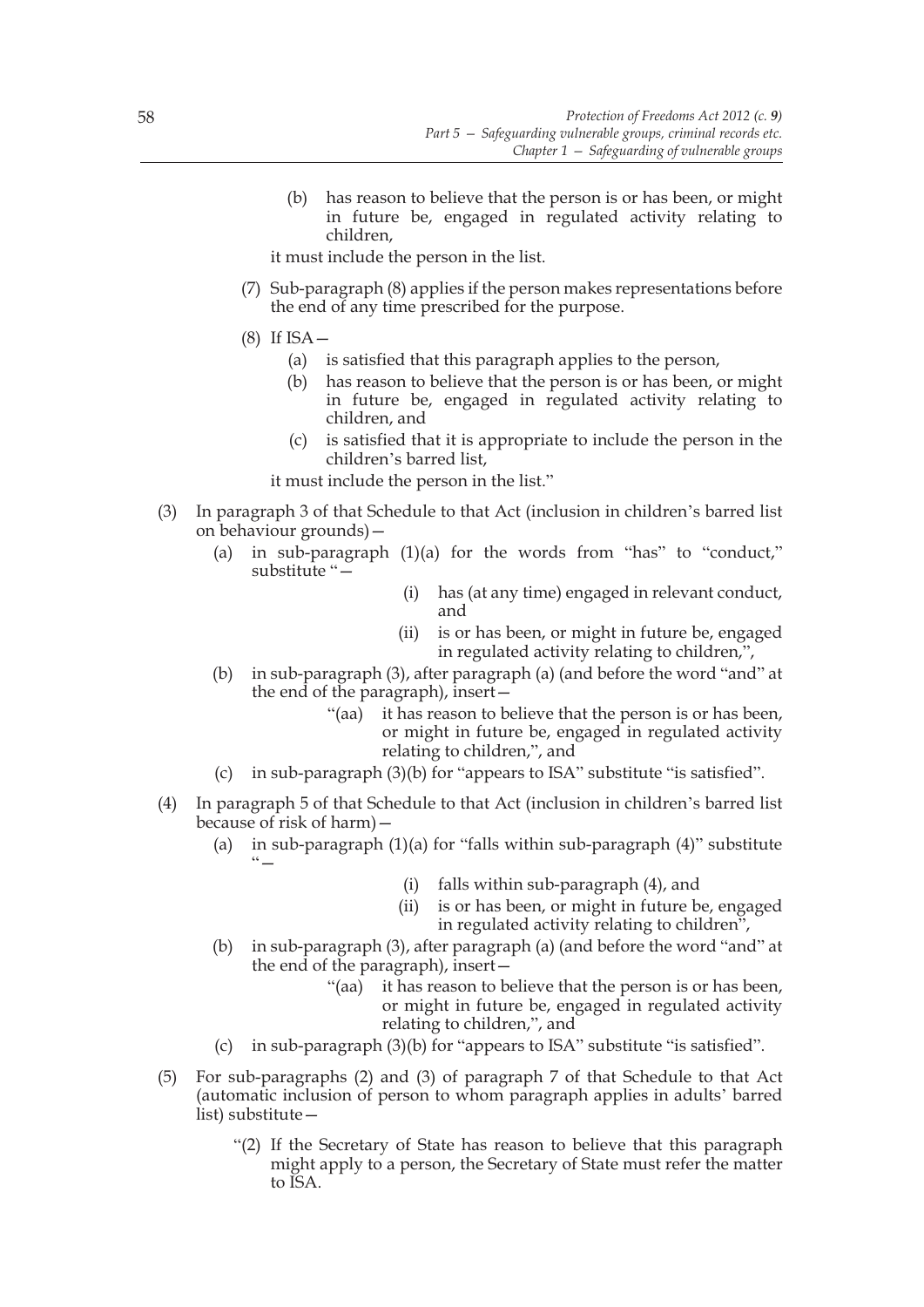(b) has reason to believe that the person is or has been, or might in future be, engaged in regulated activity relating to children,

it must include the person in the list.

(7) Sub-paragraph (8) applies if the person makes representations before the end of any time prescribed for the purpose.

(8) If ISA—

(a) is satisfied that this paragraph applies to the person,

(b) has reason to believe that the person is or has been, or might in future be, engaged in regulated activity relating to children, and

(c) is satisfied that it is appropriate to include the person in the children's barred list,

it must include the person in the list."

(3) In paragraph 3 of that Schedule to that Act (inclusion in children's barred list on behaviour grounds)—

(a) in sub-paragraph (1)(a) for the words from "has" to "conduct," substitute "—

(i) has (at any time) engaged in relevant conduct, and

(ii) is or has been, or might in future be, engaged in regulated activity relating to children,",

(b) in sub-paragraph (3), after paragraph (a) (and before the word "and" at the end of the paragraph), insert—

"(aa) it has reason to believe that the person is or has been, or might in future be, engaged in regulated activity relating to children,", and

(c) in sub-paragraph (3)(b) for "appears to ISA" substitute "is satisfied".

(4) In paragraph 5 of that Schedule to that Act (inclusion in children's barred list because of risk of harm)—

(a) in sub-paragraph (1)(a) for "falls within sub-paragraph (4)" substitute "—

(i) falls within sub-paragraph (4), and

(ii) is or has been, or might in future be, engaged in regulated activity relating to children",

(b) in sub-paragraph (3), after paragraph (a) (and before the word "and" at the end of the paragraph), insert—

"(aa) it has reason to believe that the person is or has been, or might in future be, engaged in regulated activity relating to children,", and

(c) in sub-paragraph (3)(b) for "appears to ISA" substitute "is satisfied".

(5) For sub-paragraphs (2) and (3) of paragraph 7 of that Schedule to that Act (automatic inclusion of person to whom paragraph applies in adults' barred list) substitute—

"(2) If the Secretary of State has reason to believe that this paragraph might apply to a person, the Secretary of State must refer the matter to ISA.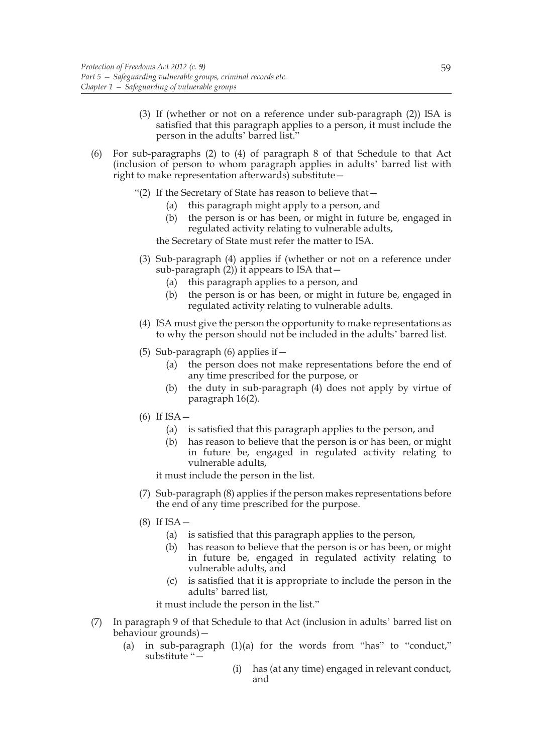(3) If (whether or not on a reference under sub-paragraph (2)) ISA is satisfied that this paragraph applies to a person, it must include the person in the adults' barred list."

(6) For sub-paragraphs (2) to (4) of paragraph 8 of that Schedule to that Act (inclusion of person to whom paragraph applies in adults' barred list with right to make representation afterwards) substitute—

"(2) If the Secretary of State has reason to believe that—

(a) this paragraph might apply to a person, and

(b) the person is or has been, or might in future be, engaged in regulated activity relating to vulnerable adults,

the Secretary of State must refer the matter to ISA.

(3) Sub-paragraph (4) applies if (whether or not on a reference under sub-paragraph (2)) it appears to ISA that—

(a) this paragraph applies to a person, and

(b) the person is or has been, or might in future be, engaged in regulated activity relating to vulnerable adults.

(4) ISA must give the person the opportunity to make representations as to why the person should not be included in the adults' barred list.

(5) Sub-paragraph (6) applies if—

(a) the person does not make representations before the end of any time prescribed for the purpose, or

(b) the duty in sub-paragraph (4) does not apply by virtue of paragraph 16(2).

(6) If ISA—

(a) is satisfied that this paragraph applies to the person, and

(b) has reason to believe that the person is or has been, or might in future be, engaged in regulated activity relating to vulnerable adults,

it must include the person in the list.

(7) Sub-paragraph (8) applies if the person makes representations before the end of any time prescribed for the purpose.

(8) If ISA—

(a) is satisfied that this paragraph applies to the person,

(b) has reason to believe that the person is or has been, or might in future be, engaged in regulated activity relating to vulnerable adults, and

(c) is satisfied that it is appropriate to include the person in the adults' barred list,

it must include the person in the list."

(7) In paragraph 9 of that Schedule to that Act (inclusion in adults' barred list on behaviour grounds)—

(a) in sub-paragraph (1)(a) for the words from "has" to "conduct," substitute "—

(i) has (at any time) engaged in relevant conduct, and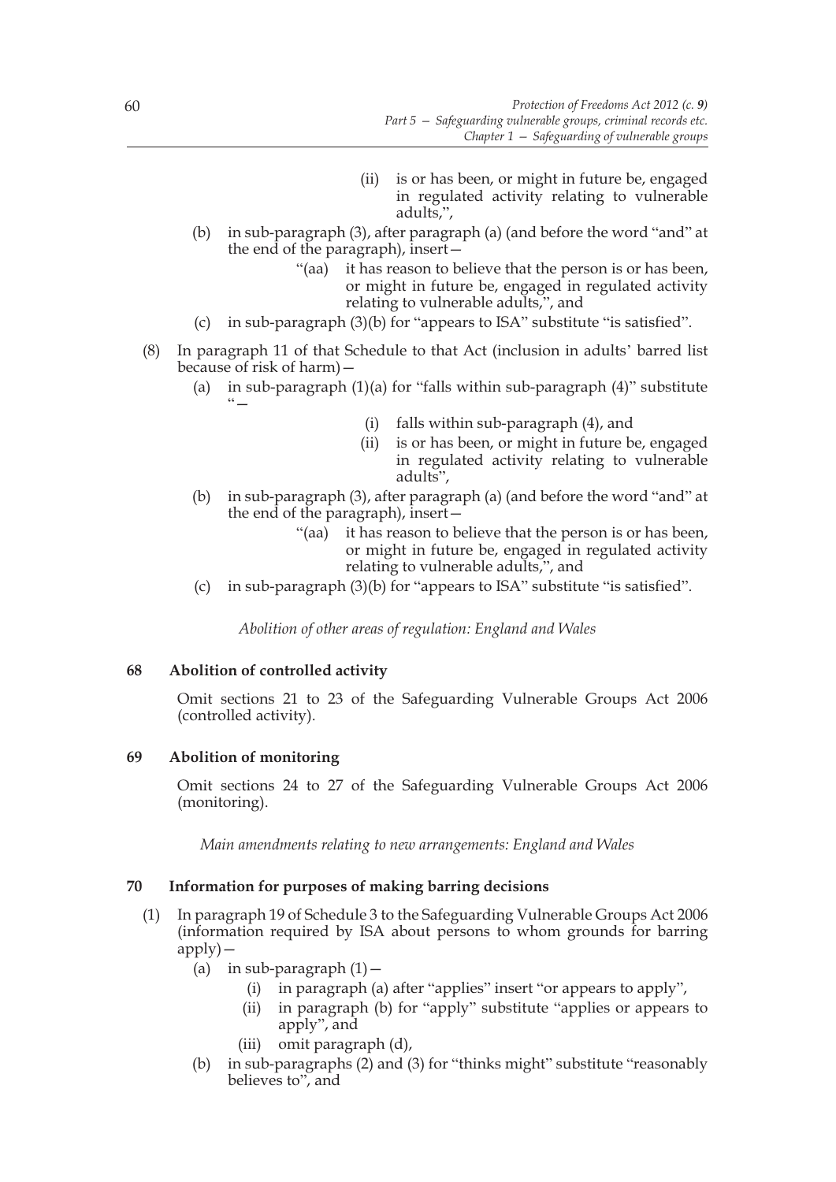(ii) is or has been, or might in future be, engaged in regulated activity relating to vulnerable adults,",

(b) in sub-paragraph (3), after paragraph (a) (and before the word "and" at the end of the paragraph), insert—

"(aa) it has reason to believe that the person is or has been, or might in future be, engaged in regulated activity relating to vulnerable adults,", and

(c) in sub-paragraph (3)(b) for "appears to ISA" substitute "is satisfied".

(8) In paragraph 11 of that Schedule to that Act (inclusion in adults' barred list because of risk of harm)—

(a) in sub-paragraph (1)(a) for "falls within sub-paragraph (4)" substitute "—

(i) falls within sub-paragraph (4), and

(ii) is or has been, or might in future be, engaged in regulated activity relating to vulnerable adults",

(b) in sub-paragraph (3), after paragraph (a) (and before the word "and" at the end of the paragraph), insert—

"(aa) it has reason to believe that the person is or has been, or might in future be, engaged in regulated activity relating to vulnerable adults,", and

(c) in sub-paragraph (3)(b) for "appears to ISA" substitute "is satisfied".

*Abolition of other areas of regulation: England and Wales*

### 68 Abolition of controlled activity

Omit sections 21 to 23 of the Safeguarding Vulnerable Groups Act 2006 (controlled activity).

### 69 Abolition of monitoring

Omit sections 24 to 27 of the Safeguarding Vulnerable Groups Act 2006 (monitoring).

*Main amendments relating to new arrangements: England and Wales*

### 70 Information for purposes of making barring decisions

(1) In paragraph 19 of Schedule 3 to the Safeguarding Vulnerable Groups Act 2006 (information required by ISA about persons to whom grounds for barring apply)—

(a) in sub-paragraph (1)—

(i) in paragraph (a) after "applies" insert "or appears to apply",

(ii) in paragraph (b) for "apply" substitute "applies or appears to apply", and

(iii) omit paragraph (d),

(b) in sub-paragraphs (2) and (3) for "thinks might" substitute "reasonably believes to", and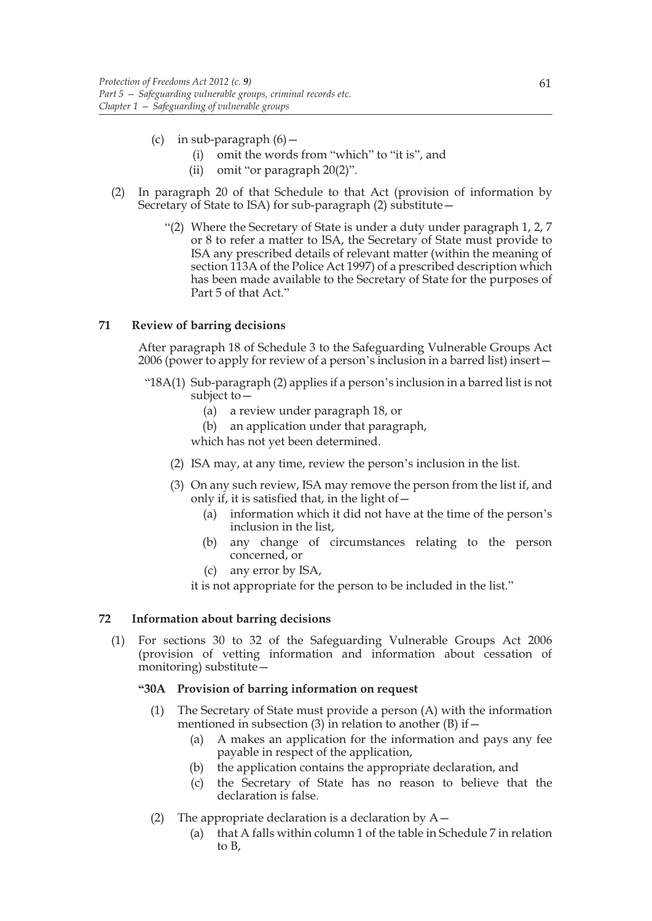(c) in sub-paragraph (6)—
   (i) omit the words from "which" to "it is", and
   (ii) omit "or paragraph 20(2)".

(2) In paragraph 20 of that Schedule to that Act (provision of information by Secretary of State to ISA) for sub-paragraph (2) substitute—

"(2) Where the Secretary of State is under a duty under paragraph 1, 2, 7 or 8 to refer a matter to ISA, the Secretary of State must provide to ISA any prescribed details of relevant matter (within the meaning of section 113A of the Police Act 1997) of a prescribed description which has been made available to the Secretary of State for the purposes of Part 5 of that Act."

**71 Review of barring decisions**

After paragraph 18 of Schedule 3 to the Safeguarding Vulnerable Groups Act 2006 (power to apply for review of a person's inclusion in a barred list) insert—

"18A(1) Sub-paragraph (2) applies if a person's inclusion in a barred list is not subject to—
   (a) a review under paragraph 18, or
   (b) an application under that paragraph,

which has not yet been determined.

(2) ISA may, at any time, review the person's inclusion in the list.

(3) On any such review, ISA may remove the person from the list if, and only if, it is satisfied that, in the light of—
   (a) information which it did not have at the time of the person's inclusion in the list,
   (b) any change of circumstances relating to the person concerned, or
   (c) any error by ISA,

it is not appropriate for the person to be included in the list."

**72 Information about barring decisions**

(1) For sections 30 to 32 of the Safeguarding Vulnerable Groups Act 2006 (provision of vetting information and information about cessation of monitoring) substitute—

**"30A Provision of barring information on request**

(1) The Secretary of State must provide a person (A) with the information mentioned in subsection (3) in relation to another (B) if—
   (a) A makes an application for the information and pays any fee payable in respect of the application,
   (b) the application contains the appropriate declaration, and
   (c) the Secretary of State has no reason to believe that the declaration is false.

(2) The appropriate declaration is a declaration by A—
   (a) that A falls within column 1 of the table in Schedule 7 in relation to B,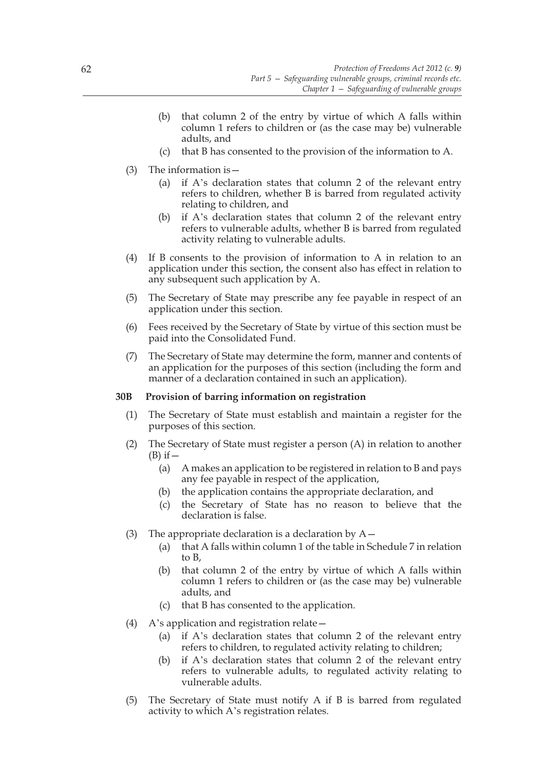(b) that column 2 of the entry by virtue of which A falls within column 1 refers to children or (as the case may be) vulnerable adults, and

(c) that B has consented to the provision of the information to A.

(3) The information is—

(a) if A's declaration states that column 2 of the relevant entry refers to children, whether B is barred from regulated activity relating to children, and

(b) if A's declaration states that column 2 of the relevant entry refers to vulnerable adults, whether B is barred from regulated activity relating to vulnerable adults.

(4) If B consents to the provision of information to A in relation to an application under this section, the consent also has effect in relation to any subsequent such application by A.

(5) The Secretary of State may prescribe any fee payable in respect of an application under this section.

(6) Fees received by the Secretary of State by virtue of this section must be paid into the Consolidated Fund.

(7) The Secretary of State may determine the form, manner and contents of an application for the purposes of this section (including the form and manner of a declaration contained in such an application).

**30B Provision of barring information on registration**

(1) The Secretary of State must establish and maintain a register for the purposes of this section.

(2) The Secretary of State must register a person (A) in relation to another (B) if—

(a) A makes an application to be registered in relation to B and pays any fee payable in respect of the application,

(b) the application contains the appropriate declaration, and

(c) the Secretary of State has no reason to believe that the declaration is false.

(3) The appropriate declaration is a declaration by A—

(a) that A falls within column 1 of the table in Schedule 7 in relation to B,

(b) that column 2 of the entry by virtue of which A falls within column 1 refers to children or (as the case may be) vulnerable adults, and

(c) that B has consented to the application.

(4) A's application and registration relate—

(a) if A's declaration states that column 2 of the relevant entry refers to children, to regulated activity relating to children;

(b) if A's declaration states that column 2 of the relevant entry refers to vulnerable adults, to regulated activity relating to vulnerable adults.

(5) The Secretary of State must notify A if B is barred from regulated activity to which A's registration relates.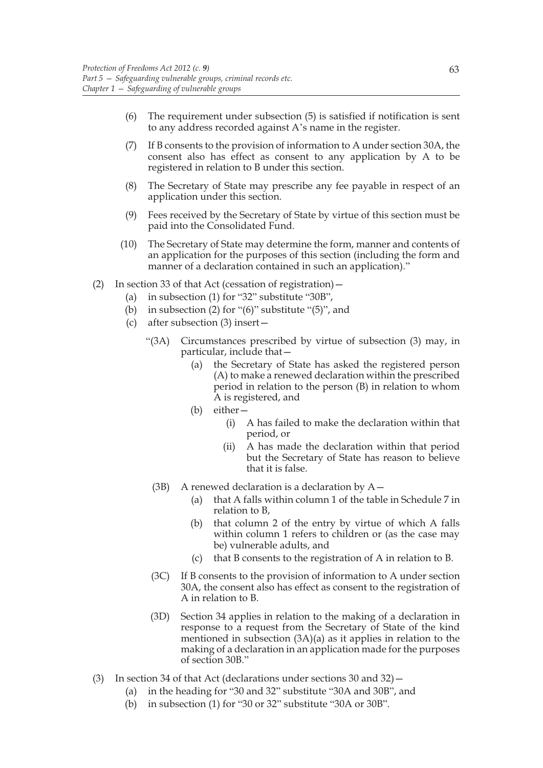(6) The requirement under subsection (5) is satisfied if notification is sent to any address recorded against A's name in the register.

(7) If B consents to the provision of information to A under section 30A, the consent also has effect as consent to any application by A to be registered in relation to B under this section.

(8) The Secretary of State may prescribe any fee payable in respect of an application under this section.

(9) Fees received by the Secretary of State by virtue of this section must be paid into the Consolidated Fund.

(10) The Secretary of State may determine the form, manner and contents of an application for the purposes of this section (including the form and manner of a declaration contained in such an application)."

(2) In section 33 of that Act (cessation of registration)—

(a) in subsection (1) for "32" substitute "30B",

(b) in subsection (2) for "(6)" substitute "(5)", and

(c) after subsection (3) insert—

"(3A) Circumstances prescribed by virtue of subsection (3) may, in particular, include that—

(a) the Secretary of State has asked the registered person (A) to make a renewed declaration within the prescribed period in relation to the person (B) in relation to whom A is registered, and

(b) either—

(i) A has failed to make the declaration within that period, or

(ii) A has made the declaration within that period but the Secretary of State has reason to believe that it is false.

(3B) A renewed declaration is a declaration by A—

(a) that A falls within column 1 of the table in Schedule 7 in relation to B,

(b) that column 2 of the entry by virtue of which A falls within column 1 refers to children or (as the case may be) vulnerable adults, and

(c) that B consents to the registration of A in relation to B.

(3C) If B consents to the provision of information to A under section 30A, the consent also has effect as consent to the registration of A in relation to B.

(3D) Section 34 applies in relation to the making of a declaration in response to a request from the Secretary of State of the kind mentioned in subsection (3A)(a) as it applies in relation to the making of a declaration in an application made for the purposes of section 30B."

(3) In section 34 of that Act (declarations under sections 30 and 32)—

(a) in the heading for "30 and 32" substitute "30A and 30B", and

(b) in subsection (1) for "30 or 32" substitute "30A or 30B".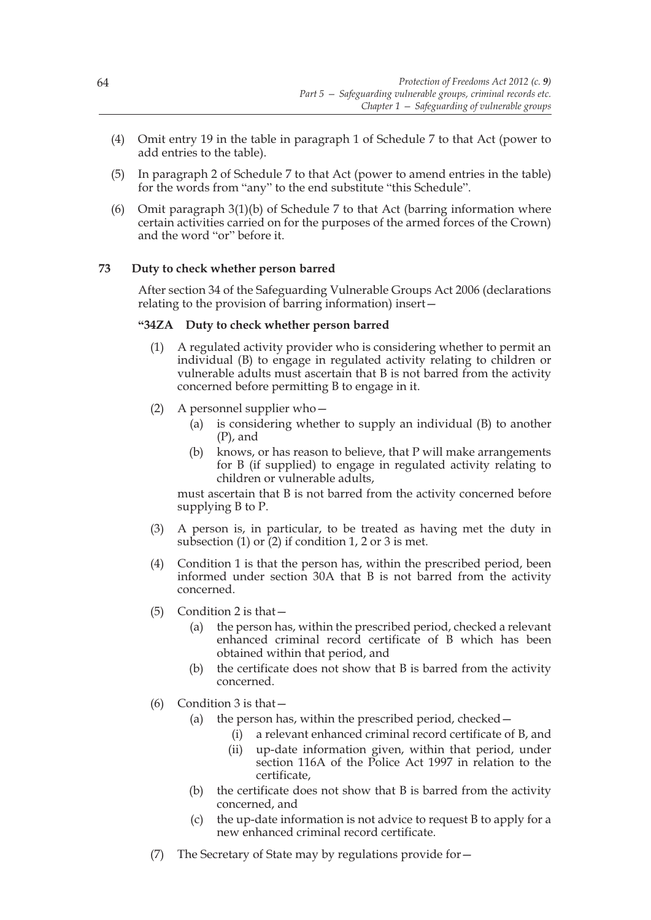(4) Omit entry 19 in the table in paragraph 1 of Schedule 7 to that Act (power to add entries to the table).

(5) In paragraph 2 of Schedule 7 to that Act (power to amend entries in the table) for the words from "any" to the end substitute "this Schedule".

(6) Omit paragraph 3(1)(b) of Schedule 7 to that Act (barring information where certain activities carried on for the purposes of the armed forces of the Crown) and the word "or" before it.

**73 Duty to check whether person barred**

After section 34 of the Safeguarding Vulnerable Groups Act 2006 (declarations relating to the provision of barring information) insert—

**"34ZA Duty to check whether person barred**

(1) A regulated activity provider who is considering whether to permit an individual (B) to engage in regulated activity relating to children or vulnerable adults must ascertain that B is not barred from the activity concerned before permitting B to engage in it.

(2) A personnel supplier who—

(a) is considering whether to supply an individual (B) to another (P), and

(b) knows, or has reason to believe, that P will make arrangements for B (if supplied) to engage in regulated activity relating to children or vulnerable adults,

must ascertain that B is not barred from the activity concerned before supplying B to P.

(3) A person is, in particular, to be treated as having met the duty in subsection (1) or (2) if condition 1, 2 or 3 is met.

(4) Condition 1 is that the person has, within the prescribed period, been informed under section 30A that B is not barred from the activity concerned.

(5) Condition 2 is that—

(a) the person has, within the prescribed period, checked a relevant enhanced criminal record certificate of B which has been obtained within that period, and

(b) the certificate does not show that B is barred from the activity concerned.

(6) Condition 3 is that—

(a) the person has, within the prescribed period, checked—

(i) a relevant enhanced criminal record certificate of B, and

(ii) up-date information given, within that period, under section 116A of the Police Act 1997 in relation to the certificate,

(b) the certificate does not show that B is barred from the activity concerned, and

(c) the up-date information is not advice to request B to apply for a new enhanced criminal record certificate.

(7) The Secretary of State may by regulations provide for—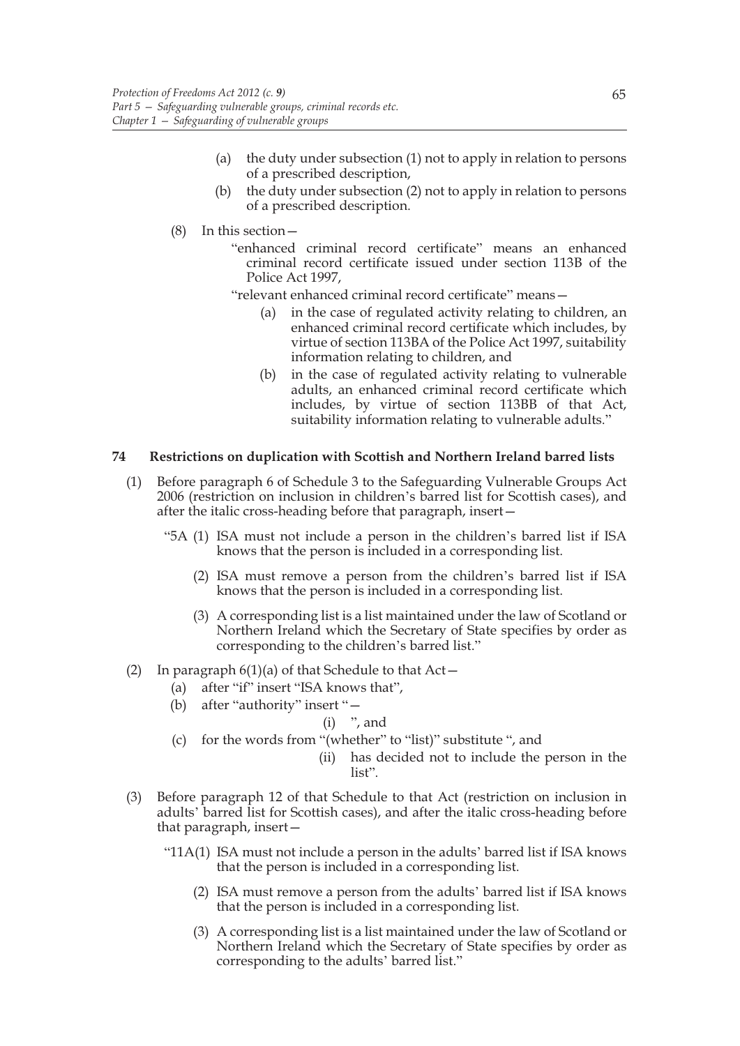(a) the duty under subsection (1) not to apply in relation to persons of a prescribed description,

(b) the duty under subsection (2) not to apply in relation to persons of a prescribed description.

(8) In this section—

"enhanced criminal record certificate" means an enhanced criminal record certificate issued under section 113B of the Police Act 1997,

"relevant enhanced criminal record certificate" means—

(a) in the case of regulated activity relating to children, an enhanced criminal record certificate which includes, by virtue of section 113BA of the Police Act 1997, suitability information relating to children, and

(b) in the case of regulated activity relating to vulnerable adults, an enhanced criminal record certificate which includes, by virtue of section 113BB of that Act, suitability information relating to vulnerable adults."

## 74 Restrictions on duplication with Scottish and Northern Ireland barred lists

(1) Before paragraph 6 of Schedule 3 to the Safeguarding Vulnerable Groups Act 2006 (restriction on inclusion in children's barred list for Scottish cases), and after the italic cross-heading before that paragraph, insert—

"5A (1) ISA must not include a person in the children's barred list if ISA knows that the person is included in a corresponding list.

(2) ISA must remove a person from the children's barred list if ISA knows that the person is included in a corresponding list.

(3) A corresponding list is a list maintained under the law of Scotland or Northern Ireland which the Secretary of State specifies by order as corresponding to the children's barred list."

(2) In paragraph 6(1)(a) of that Schedule to that Act—

(a) after "if" insert "ISA knows that",

(b) after "authority" insert "—

(i) ", and

(c) for the words from "(whether" to "list)" substitute ", and

(ii) has decided not to include the person in the list".

(3) Before paragraph 12 of that Schedule to that Act (restriction on inclusion in adults' barred list for Scottish cases), and after the italic cross-heading before that paragraph, insert—

"11A(1) ISA must not include a person in the adults' barred list if ISA knows that the person is included in a corresponding list.

(2) ISA must remove a person from the adults' barred list if ISA knows that the person is included in a corresponding list.

(3) A corresponding list is a list maintained under the law of Scotland or Northern Ireland which the Secretary of State specifies by order as corresponding to the adults' barred list."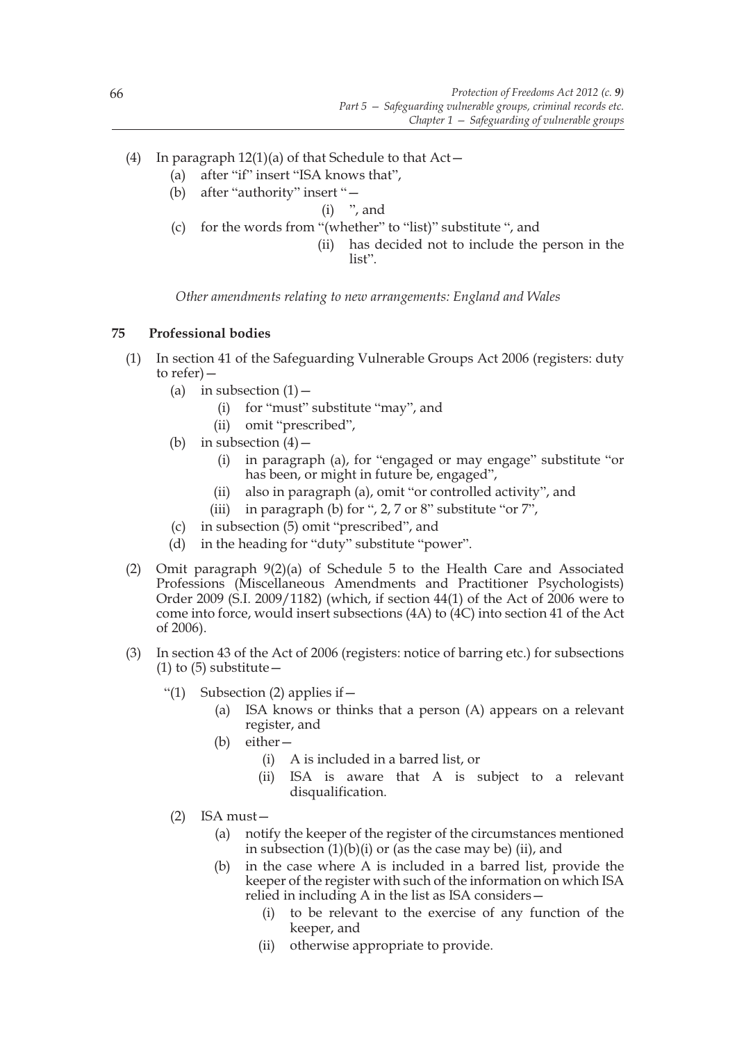(4) In paragraph 12(1)(a) of that Schedule to that Act—
   (a) after "if" insert "ISA knows that",
   (b) after "authority" insert "—
      (i) ", and
   (c) for the words from "(whether" to "list)" substitute ", and
      (ii) has decided not to include the person in the list".

*Other amendments relating to new arrangements: England and Wales*

**75 Professional bodies**

(1) In section 41 of the Safeguarding Vulnerable Groups Act 2006 (registers: duty to refer)—
   (a) in subsection (1)—
      (i) for "must" substitute "may", and
      (ii) omit "prescribed",
   (b) in subsection (4)—
      (i) in paragraph (a), for "engaged or may engage" substitute "or has been, or might in future be, engaged",
      (ii) also in paragraph (a), omit "or controlled activity", and
      (iii) in paragraph (b) for ", 2, 7 or 8" substitute "or 7",
   (c) in subsection (5) omit "prescribed", and
   (d) in the heading for "duty" substitute "power".

(2) Omit paragraph 9(2)(a) of Schedule 5 to the Health Care and Associated Professions (Miscellaneous Amendments and Practitioner Psychologists) Order 2009 (S.I. 2009/1182) (which, if section 44(1) of the Act of 2006 were to come into force, would insert subsections (4A) to (4C) into section 41 of the Act of 2006).

(3) In section 43 of the Act of 2006 (registers: notice of barring etc.) for subsections (1) to (5) substitute—

"(1) Subsection (2) applies if—
   (a) ISA knows or thinks that a person (A) appears on a relevant register, and
   (b) either—
      (i) A is included in a barred list, or
      (ii) ISA is aware that A is subject to a relevant disqualification.

(2) ISA must—
   (a) notify the keeper of the register of the circumstances mentioned in subsection (1)(b)(i) or (as the case may be) (ii), and
   (b) in the case where A is included in a barred list, provide the keeper of the register with such of the information on which ISA relied in including A in the list as ISA considers—
      (i) to be relevant to the exercise of any function of the keeper, and
      (ii) otherwise appropriate to provide.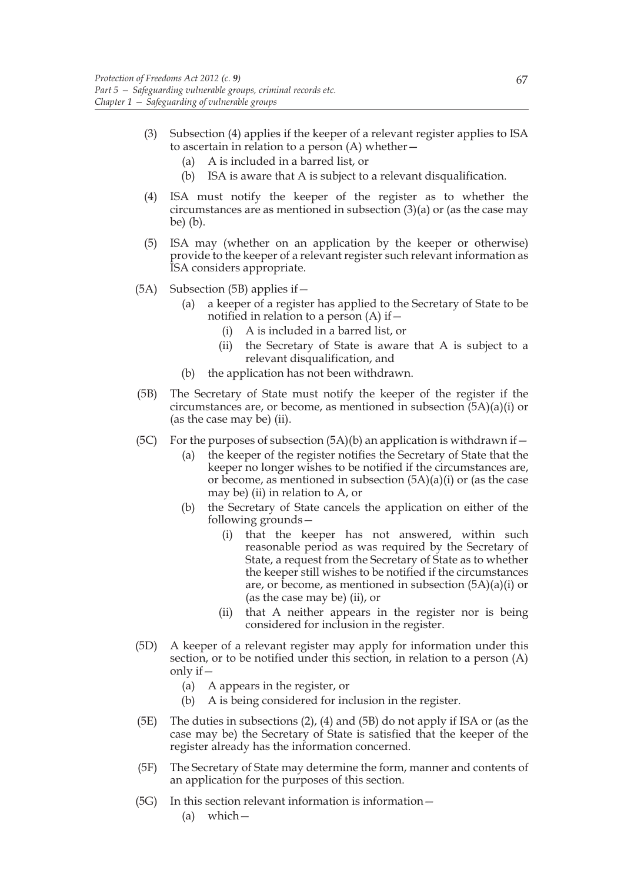(3) Subsection (4) applies if the keeper of a relevant register applies to ISA to ascertain in relation to a person (A) whether—

   (a) A is included in a barred list, or

   (b) ISA is aware that A is subject to a relevant disqualification.

(4) ISA must notify the keeper of the register as to whether the circumstances are as mentioned in subsection (3)(a) or (as the case may be) (b).

(5) ISA may (whether on an application by the keeper or otherwise) provide to the keeper of a relevant register such relevant information as ISA considers appropriate.

(5A) Subsection (5B) applies if—

   (a) a keeper of a register has applied to the Secretary of State to be notified in relation to a person (A) if—

      (i) A is included in a barred list, or

      (ii) the Secretary of State is aware that A is subject to a relevant disqualification, and

   (b) the application has not been withdrawn.

(5B) The Secretary of State must notify the keeper of the register if the circumstances are, or become, as mentioned in subsection (5A)(a)(i) or (as the case may be) (ii).

(5C) For the purposes of subsection (5A)(b) an application is withdrawn if—

   (a) the keeper of the register notifies the Secretary of State that the keeper no longer wishes to be notified if the circumstances are, or become, as mentioned in subsection (5A)(a)(i) or (as the case may be) (ii) in relation to A, or

   (b) the Secretary of State cancels the application on either of the following grounds—

      (i) that the keeper has not answered, within such reasonable period as was required by the Secretary of State, a request from the Secretary of State as to whether the keeper still wishes to be notified if the circumstances are, or become, as mentioned in subsection (5A)(a)(i) or (as the case may be) (ii), or

      (ii) that A neither appears in the register nor is being considered for inclusion in the register.

(5D) A keeper of a relevant register may apply for information under this section, or to be notified under this section, in relation to a person (A) only if—

   (a) A appears in the register, or

   (b) A is being considered for inclusion in the register.

(5E) The duties in subsections (2), (4) and (5B) do not apply if ISA or (as the case may be) the Secretary of State is satisfied that the keeper of the register already has the information concerned.

(5F) The Secretary of State may determine the form, manner and contents of an application for the purposes of this section.

(5G) In this section relevant information is information—

   (a) which—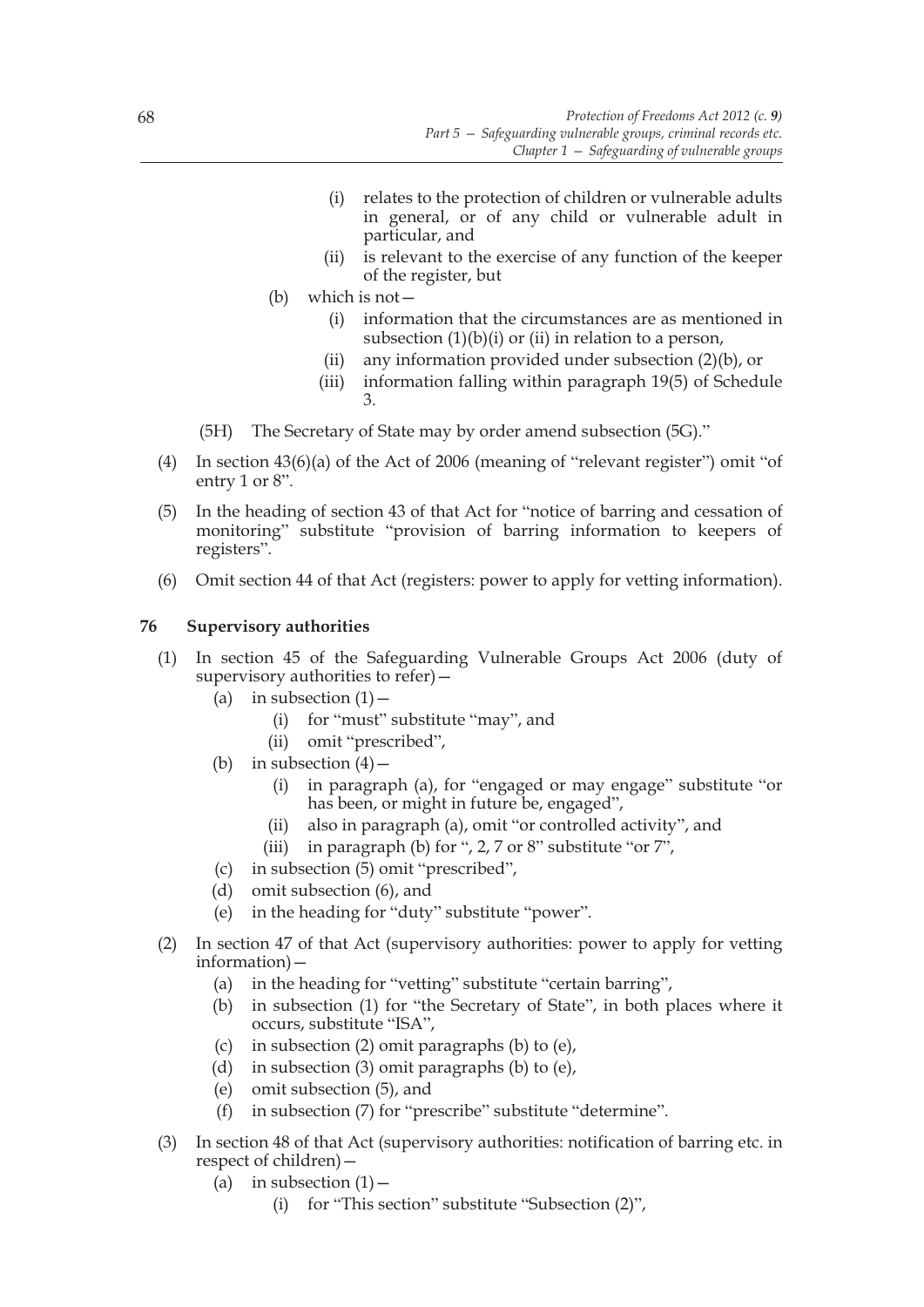(i) relates to the protection of children or vulnerable adults in general, or of any child or vulnerable adult in particular, and

(ii) is relevant to the exercise of any function of the keeper of the register, but

(b) which is not—

(i) information that the circumstances are as mentioned in subsection (1)(b)(i) or (ii) in relation to a person,

(ii) any information provided under subsection (2)(b), or

(iii) information falling within paragraph 19(5) of Schedule 3.

(5H) The Secretary of State may by order amend subsection (5G)."

(4) In section 43(6)(a) of the Act of 2006 (meaning of "relevant register") omit "of entry 1 or 8".

(5) In the heading of section 43 of that Act for "notice of barring and cessation of monitoring" substitute "provision of barring information to keepers of registers".

(6) Omit section 44 of that Act (registers: power to apply for vetting information).

**76 Supervisory authorities**

(1) In section 45 of the Safeguarding Vulnerable Groups Act 2006 (duty of supervisory authorities to refer)—

(a) in subsection (1)—

(i) for "must" substitute "may", and

(ii) omit "prescribed",

(b) in subsection (4)—

(i) in paragraph (a), for "engaged or may engage" substitute "or has been, or might in future be, engaged",

(ii) also in paragraph (a), omit "or controlled activity", and

(iii) in paragraph (b) for ", 2, 7 or 8" substitute "or 7",

(c) in subsection (5) omit "prescribed",

(d) omit subsection (6), and

(e) in the heading for "duty" substitute "power".

(2) In section 47 of that Act (supervisory authorities: power to apply for vetting information)—

(a) in the heading for "vetting" substitute "certain barring",

(b) in subsection (1) for "the Secretary of State", in both places where it occurs, substitute "ISA",

(c) in subsection (2) omit paragraphs (b) to (e),

(d) in subsection (3) omit paragraphs (b) to (e),

(e) omit subsection (5), and

(f) in subsection (7) for "prescribe" substitute "determine".

(3) In section 48 of that Act (supervisory authorities: notification of barring etc. in respect of children)—

(a) in subsection (1)—

(i) for "This section" substitute "Subsection (2)",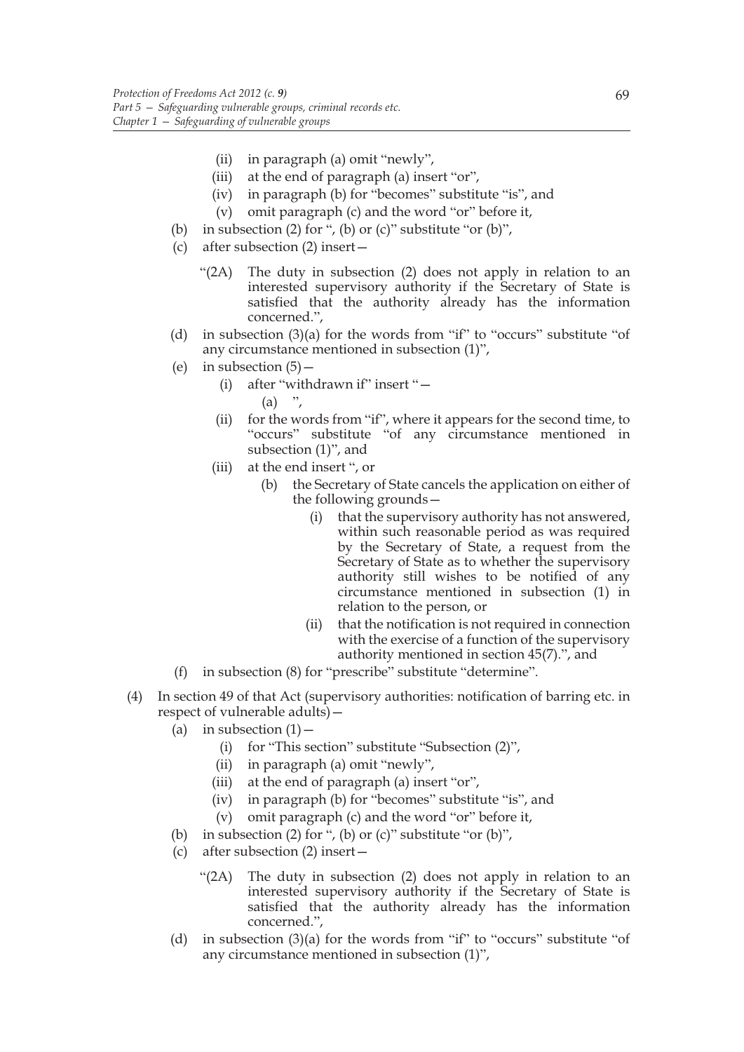(ii) in paragraph (a) omit "newly",

(iii) at the end of paragraph (a) insert "or",

(iv) in paragraph (b) for "becomes" substitute "is", and

(v) omit paragraph (c) and the word "or" before it,

(b) in subsection (2) for ", (b) or (c)" substitute "or (b)",

(c) after subsection (2) insert—

"(2A) The duty in subsection (2) does not apply in relation to an interested supervisory authority if the Secretary of State is satisfied that the authority already has the information concerned.",

(d) in subsection (3)(a) for the words from "if" to "occurs" substitute "of any circumstance mentioned in subsection (1)",

(e) in subsection (5)—

(i) after "withdrawn if" insert "—

(a) ",

(ii) for the words from "if", where it appears for the second time, to "occurs" substitute "of any circumstance mentioned in subsection (1)", and

(iii) at the end insert ", or

(b) the Secretary of State cancels the application on either of the following grounds—

(i) that the supervisory authority has not answered, within such reasonable period as was required by the Secretary of State, a request from the Secretary of State as to whether the supervisory authority still wishes to be notified of any circumstance mentioned in subsection (1) in relation to the person, or

(ii) that the notification is not required in connection with the exercise of a function of the supervisory authority mentioned in section 45(7).", and

(f) in subsection (8) for "prescribe" substitute "determine".

(4) In section 49 of that Act (supervisory authorities: notification of barring etc. in respect of vulnerable adults)—

(a) in subsection (1)—

(i) for "This section" substitute "Subsection (2)",

(ii) in paragraph (a) omit "newly",

(iii) at the end of paragraph (a) insert "or",

(iv) in paragraph (b) for "becomes" substitute "is", and

(v) omit paragraph (c) and the word "or" before it,

(b) in subsection (2) for ", (b) or (c)" substitute "or (b)",

(c) after subsection (2) insert—

"(2A) The duty in subsection (2) does not apply in relation to an interested supervisory authority if the Secretary of State is satisfied that the authority already has the information concerned.",

(d) in subsection (3)(a) for the words from "if" to "occurs" substitute "of any circumstance mentioned in subsection (1)",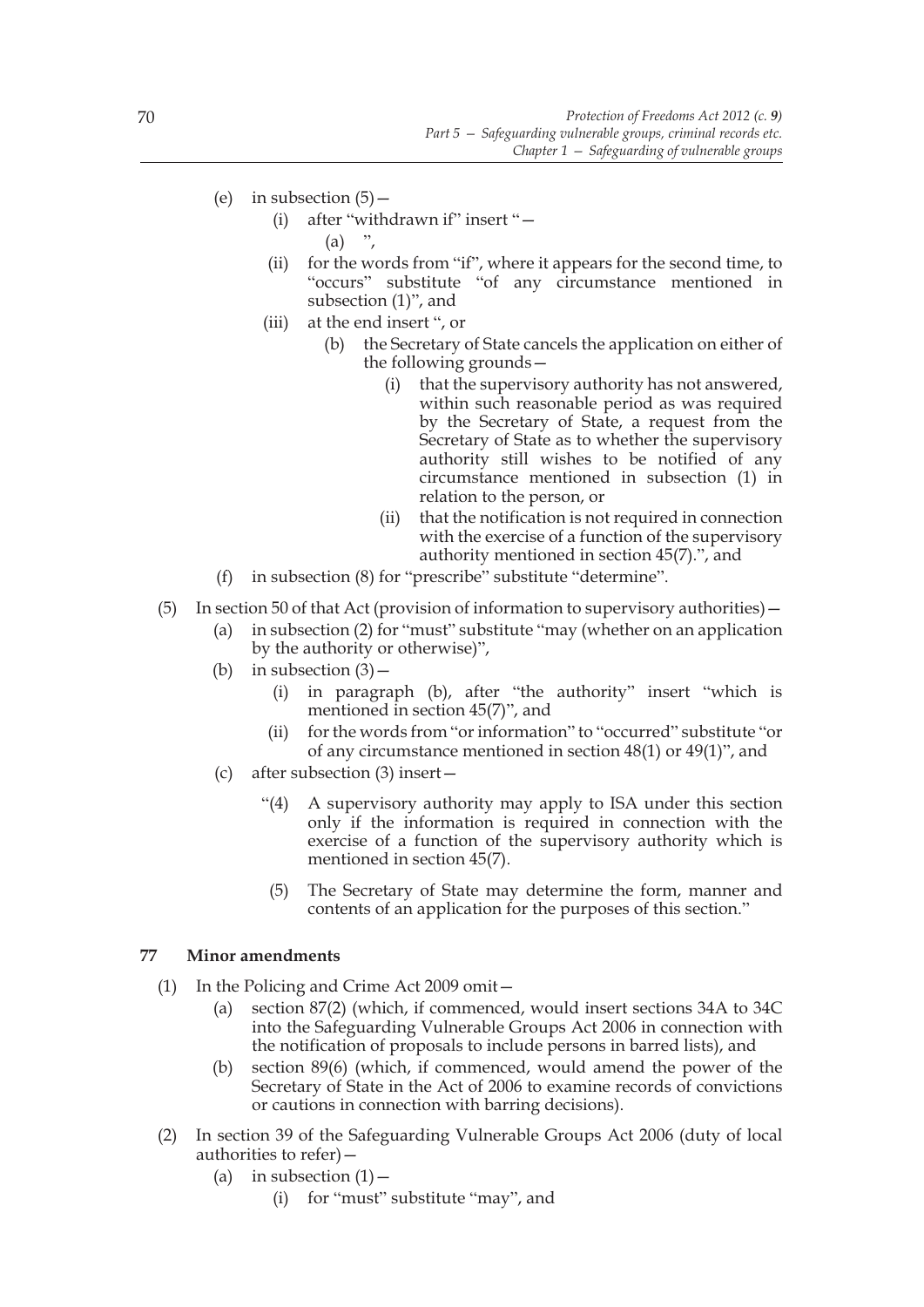(e) in subsection (5)—

  (i) after "withdrawn if" insert "—

    (a) ",

  (ii) for the words from "if", where it appears for the second time, to "occurs" substitute "of any circumstance mentioned in subsection (1)", and

  (iii) at the end insert ", or

    (b) the Secretary of State cancels the application on either of the following grounds—

      (i) that the supervisory authority has not answered, within such reasonable period as was required by the Secretary of State, a request from the Secretary of State as to whether the supervisory authority still wishes to be notified of any circumstance mentioned in subsection (1) in relation to the person, or

      (ii) that the notification is not required in connection with the exercise of a function of the supervisory authority mentioned in section 45(7).", and

(f) in subsection (8) for "prescribe" substitute "determine".

(5) In section 50 of that Act (provision of information to supervisory authorities)—

  (a) in subsection (2) for "must" substitute "may (whether on an application by the authority or otherwise)",

  (b) in subsection (3)—

    (i) in paragraph (b), after "the authority" insert "which is mentioned in section 45(7)", and

    (ii) for the words from "or information" to "occurred" substitute "or of any circumstance mentioned in section 48(1) or 49(1)", and

  (c) after subsection (3) insert—

    "(4) A supervisory authority may apply to ISA under this section only if the information is required in connection with the exercise of a function of the supervisory authority which is mentioned in section 45(7).

    (5) The Secretary of State may determine the form, manner and contents of an application for the purposes of this section."

## 77 Minor amendments

(1) In the Policing and Crime Act 2009 omit—

  (a) section 87(2) (which, if commenced, would insert sections 34A to 34C into the Safeguarding Vulnerable Groups Act 2006 in connection with the notification of proposals to include persons in barred lists), and

  (b) section 89(6) (which, if commenced, would amend the power of the Secretary of State in the Act of 2006 to examine records of convictions or cautions in connection with barring decisions).

(2) In section 39 of the Safeguarding Vulnerable Groups Act 2006 (duty of local authorities to refer)—

  (a) in subsection (1)—

    (i) for "must" substitute "may", and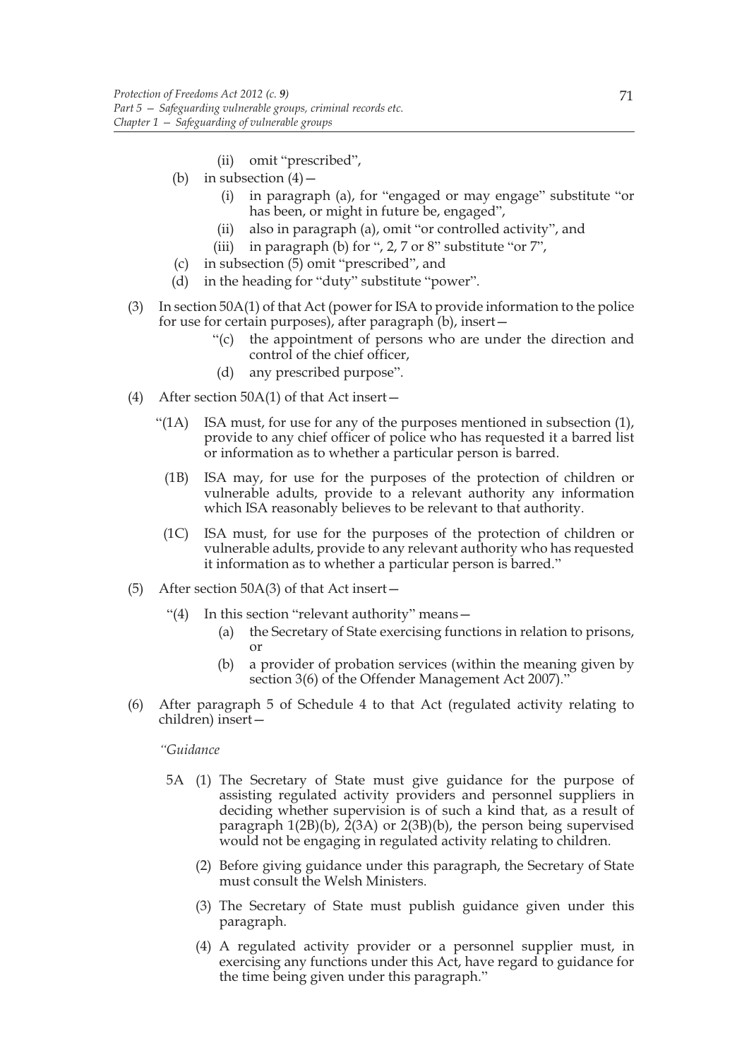(ii) omit "prescribed",

(b) in subsection (4)—

(i) in paragraph (a), for "engaged or may engage" substitute "or has been, or might in future be, engaged",

(ii) also in paragraph (a), omit "or controlled activity", and

(iii) in paragraph (b) for ", 2, 7 or 8" substitute "or 7",

(c) in subsection (5) omit "prescribed", and

(d) in the heading for "duty" substitute "power".

(3) In section 50A(1) of that Act (power for ISA to provide information to the police for use for certain purposes), after paragraph (b), insert—

"(c) the appointment of persons who are under the direction and control of the chief officer,

(d) any prescribed purpose".

(4) After section 50A(1) of that Act insert—

"(1A) ISA must, for use for any of the purposes mentioned in subsection (1), provide to any chief officer of police who has requested it a barred list or information as to whether a particular person is barred.

(1B) ISA may, for use for the purposes of the protection of children or vulnerable adults, provide to a relevant authority any information which ISA reasonably believes to be relevant to that authority.

(1C) ISA must, for use for the purposes of the protection of children or vulnerable adults, provide to any relevant authority who has requested it information as to whether a particular person is barred."

(5) After section 50A(3) of that Act insert—

"(4) In this section "relevant authority" means—

(a) the Secretary of State exercising functions in relation to prisons, or

(b) a provider of probation services (within the meaning given by section 3(6) of the Offender Management Act 2007)."

(6) After paragraph 5 of Schedule 4 to that Act (regulated activity relating to children) insert—

*"Guidance*

5A (1) The Secretary of State must give guidance for the purpose of assisting regulated activity providers and personnel suppliers in deciding whether supervision is of such a kind that, as a result of paragraph 1(2B)(b), 2(3A) or 2(3B)(b), the person being supervised would not be engaging in regulated activity relating to children.

(2) Before giving guidance under this paragraph, the Secretary of State must consult the Welsh Ministers.

(3) The Secretary of State must publish guidance given under this paragraph.

(4) A regulated activity provider or a personnel supplier must, in exercising any functions under this Act, have regard to guidance for the time being given under this paragraph."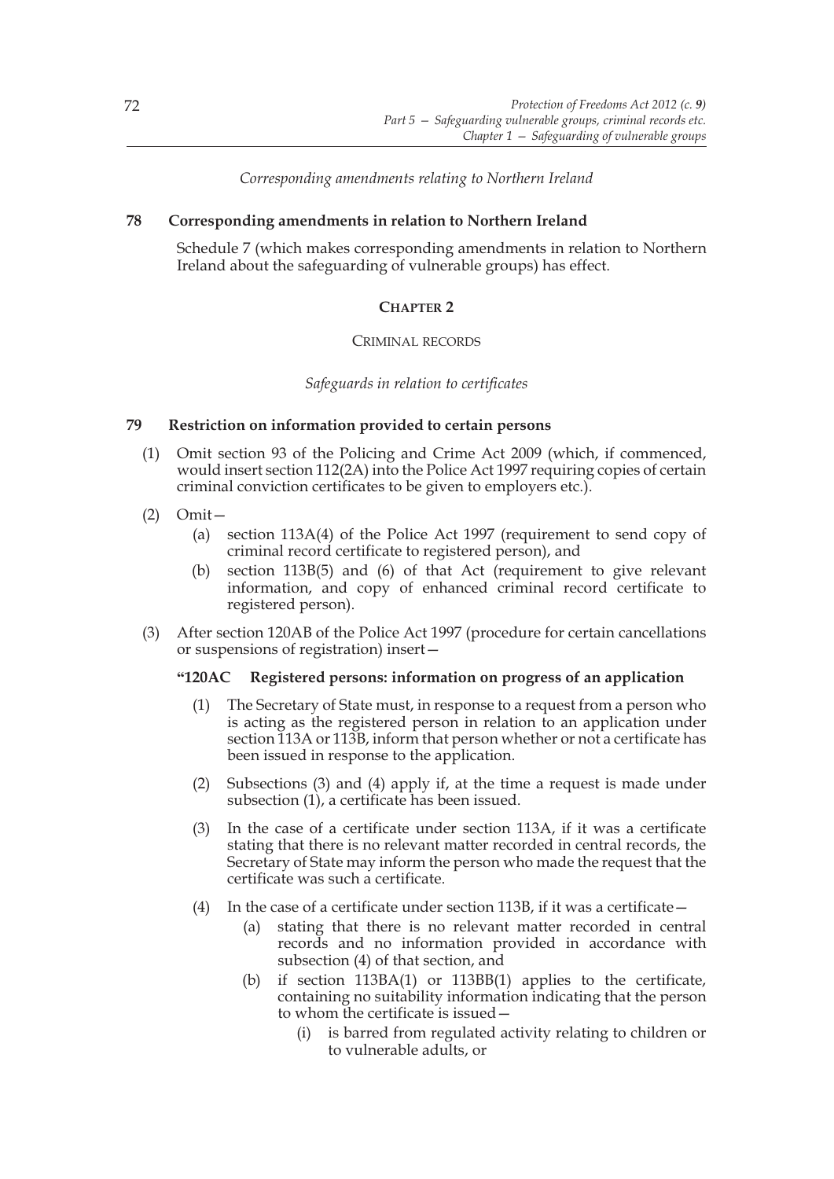*Corresponding amendments relating to Northern Ireland*

**78 Corresponding amendments in relation to Northern Ireland**

Schedule 7 (which makes corresponding amendments in relation to Northern Ireland about the safeguarding of vulnerable groups) has effect.

## CHAPTER 2

### CRIMINAL RECORDS

*Safeguards in relation to certificates*

**79 Restriction on information provided to certain persons**

(1) Omit section 93 of the Policing and Crime Act 2009 (which, if commenced, would insert section 112(2A) into the Police Act 1997 requiring copies of certain criminal conviction certificates to be given to employers etc.).

(2) Omit—

(a) section 113A(4) of the Police Act 1997 (requirement to send copy of criminal record certificate to registered person), and

(b) section 113B(5) and (6) of that Act (requirement to give relevant information, and copy of enhanced criminal record certificate to registered person).

(3) After section 120AB of the Police Act 1997 (procedure for certain cancellations or suspensions of registration) insert—

**"120AC Registered persons: information on progress of an application**

(1) The Secretary of State must, in response to a request from a person who is acting as the registered person in relation to an application under section 113A or 113B, inform that person whether or not a certificate has been issued in response to the application.

(2) Subsections (3) and (4) apply if, at the time a request is made under subsection (1), a certificate has been issued.

(3) In the case of a certificate under section 113A, if it was a certificate stating that there is no relevant matter recorded in central records, the Secretary of State may inform the person who made the request that the certificate was such a certificate.

(4) In the case of a certificate under section 113B, if it was a certificate—

(a) stating that there is no relevant matter recorded in central records and no information provided in accordance with subsection (4) of that section, and

(b) if section 113BA(1) or 113BB(1) applies to the certificate, containing no suitability information indicating that the person to whom the certificate is issued—

(i) is barred from regulated activity relating to children or to vulnerable adults, or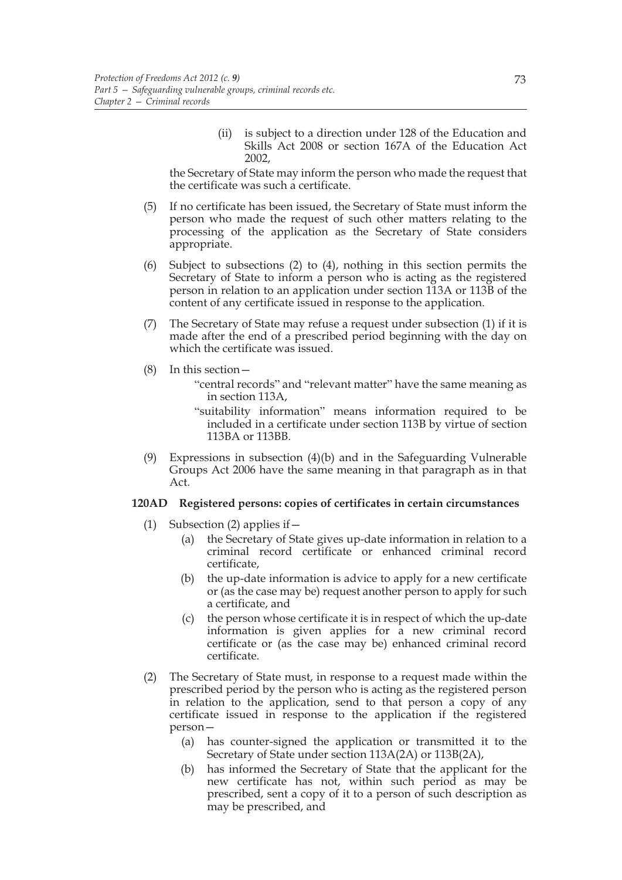(ii) is subject to a direction under 128 of the Education and Skills Act 2008 or section 167A of the Education Act 2002,

the Secretary of State may inform the person who made the request that the certificate was such a certificate.

(5) If no certificate has been issued, the Secretary of State must inform the person who made the request of such other matters relating to the processing of the application as the Secretary of State considers appropriate.

(6) Subject to subsections (2) to (4), nothing in this section permits the Secretary of State to inform a person who is acting as the registered person in relation to an application under section 113A or 113B of the content of any certificate issued in response to the application.

(7) The Secretary of State may refuse a request under subsection (1) if it is made after the end of a prescribed period beginning with the day on which the certificate was issued.

(8) In this section—

"central records" and "relevant matter" have the same meaning as in section 113A,

"suitability information" means information required to be included in a certificate under section 113B by virtue of section 113BA or 113BB.

(9) Expressions in subsection (4)(b) and in the Safeguarding Vulnerable Groups Act 2006 have the same meaning in that paragraph as in that Act.

**120AD Registered persons: copies of certificates in certain circumstances**

(1) Subsection (2) applies if—

(a) the Secretary of State gives up-date information in relation to a criminal record certificate or enhanced criminal record certificate,

(b) the up-date information is advice to apply for a new certificate or (as the case may be) request another person to apply for such a certificate, and

(c) the person whose certificate it is in respect of which the up-date information is given applies for a new criminal record certificate or (as the case may be) enhanced criminal record certificate.

(2) The Secretary of State must, in response to a request made within the prescribed period by the person who is acting as the registered person in relation to the application, send to that person a copy of any certificate issued in response to the application if the registered person—

(a) has counter-signed the application or transmitted it to the Secretary of State under section 113A(2A) or 113B(2A),

(b) has informed the Secretary of State that the applicant for the new certificate has not, within such period as may be prescribed, sent a copy of it to a person of such description as may be prescribed, and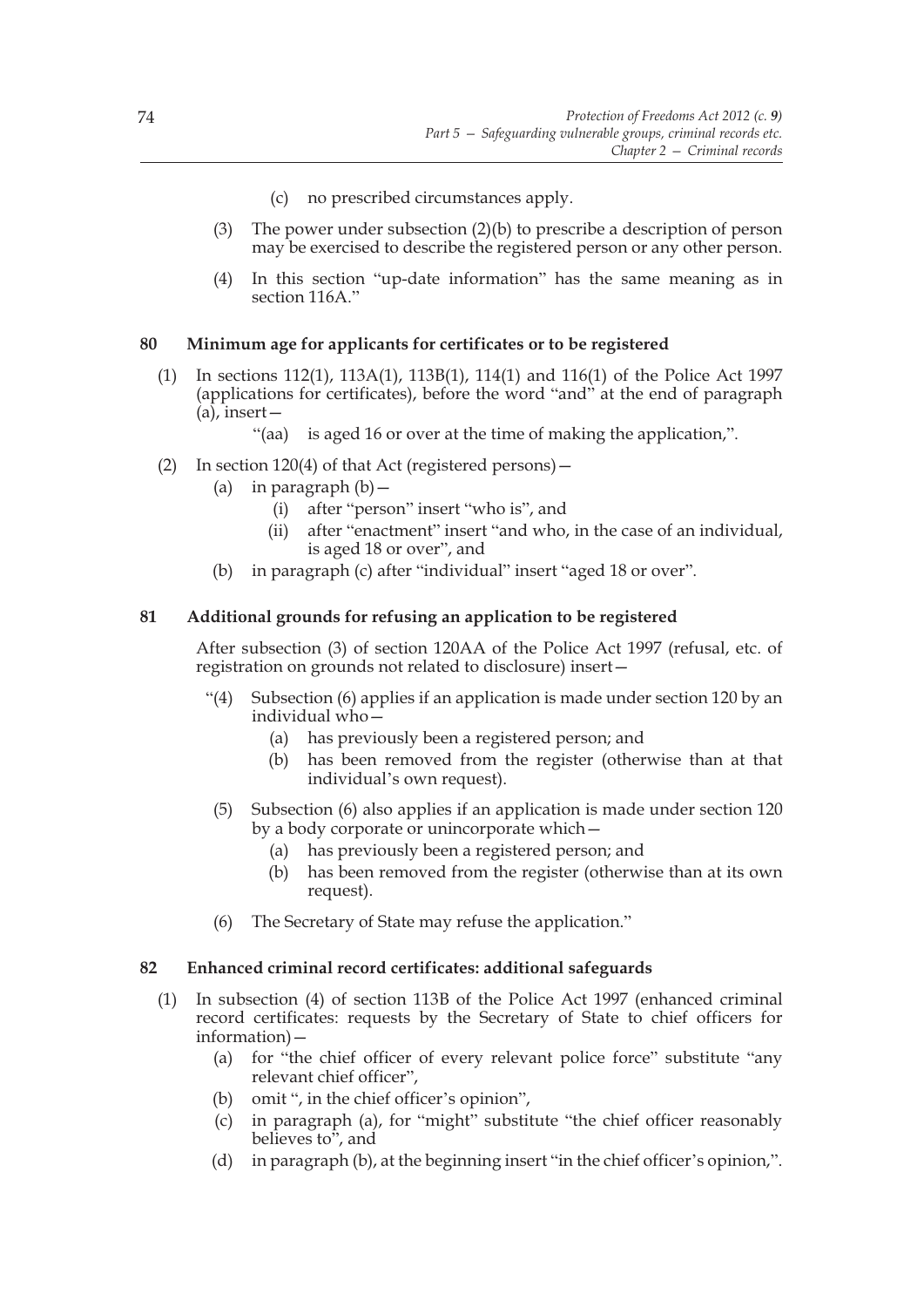(c) no prescribed circumstances apply.

(3) The power under subsection (2)(b) to prescribe a description of person may be exercised to describe the registered person or any other person.

(4) In this section "up-date information" has the same meaning as in section 116A."

**80 Minimum age for applicants for certificates or to be registered**

(1) In sections 112(1), 113A(1), 113B(1), 114(1) and 116(1) of the Police Act 1997 (applications for certificates), before the word "and" at the end of paragraph (a), insert—

"(aa) is aged 16 or over at the time of making the application,".

(2) In section 120(4) of that Act (registered persons)—

(a) in paragraph (b)—

(i) after "person" insert "who is", and

(ii) after "enactment" insert "and who, in the case of an individual, is aged 18 or over", and

(b) in paragraph (c) after "individual" insert "aged 18 or over".

**81 Additional grounds for refusing an application to be registered**

After subsection (3) of section 120AA of the Police Act 1997 (refusal, etc. of registration on grounds not related to disclosure) insert—

"(4) Subsection (6) applies if an application is made under section 120 by an individual who—

(a) has previously been a registered person; and

(b) has been removed from the register (otherwise than at that individual's own request).

(5) Subsection (6) also applies if an application is made under section 120 by a body corporate or unincorporate which—

(a) has previously been a registered person; and

(b) has been removed from the register (otherwise than at its own request).

(6) The Secretary of State may refuse the application."

**82 Enhanced criminal record certificates: additional safeguards**

(1) In subsection (4) of section 113B of the Police Act 1997 (enhanced criminal record certificates: requests by the Secretary of State to chief officers for information)—

(a) for "the chief officer of every relevant police force" substitute "any relevant chief officer",

(b) omit ", in the chief officer's opinion",

(c) in paragraph (a), for "might" substitute "the chief officer reasonably believes to", and

(d) in paragraph (b), at the beginning insert "in the chief officer's opinion,".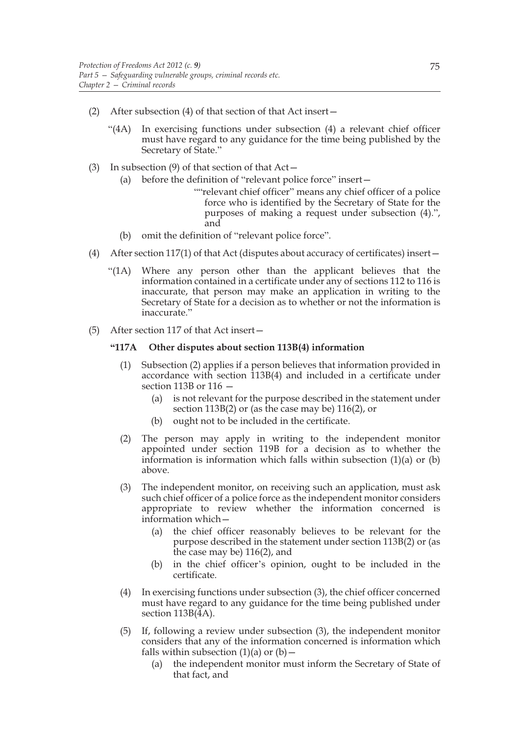(2) After subsection (4) of that section of that Act insert—

"(4A) In exercising functions under subsection (4) a relevant chief officer must have regard to any guidance for the time being published by the Secretary of State."

(3) In subsection (9) of that section of that Act—

(a) before the definition of "relevant police force" insert—

""relevant chief officer" means any chief officer of a police force who is identified by the Secretary of State for the purposes of making a request under subsection (4).", and

(b) omit the definition of "relevant police force".

(4) After section 117(1) of that Act (disputes about accuracy of certificates) insert—

"(1A) Where any person other than the applicant believes that the information contained in a certificate under any of sections 112 to 116 is inaccurate, that person may make an application in writing to the Secretary of State for a decision as to whether or not the information is inaccurate."

(5) After section 117 of that Act insert—

**"117A Other disputes about section 113B(4) information**

(1) Subsection (2) applies if a person believes that information provided in accordance with section 113B(4) and included in a certificate under section 113B or 116 —

(a) is not relevant for the purpose described in the statement under section 113B(2) or (as the case may be) 116(2), or

(b) ought not to be included in the certificate.

(2) The person may apply in writing to the independent monitor appointed under section 119B for a decision as to whether the information is information which falls within subsection (1)(a) or (b) above.

(3) The independent monitor, on receiving such an application, must ask such chief officer of a police force as the independent monitor considers appropriate to review whether the information concerned is information which—

(a) the chief officer reasonably believes to be relevant for the purpose described in the statement under section 113B(2) or (as the case may be) 116(2), and

(b) in the chief officer's opinion, ought to be included in the certificate.

(4) In exercising functions under subsection (3), the chief officer concerned must have regard to any guidance for the time being published under section 113B(4A).

(5) If, following a review under subsection (3), the independent monitor considers that any of the information concerned is information which falls within subsection (1)(a) or (b)—

(a) the independent monitor must inform the Secretary of State of that fact, and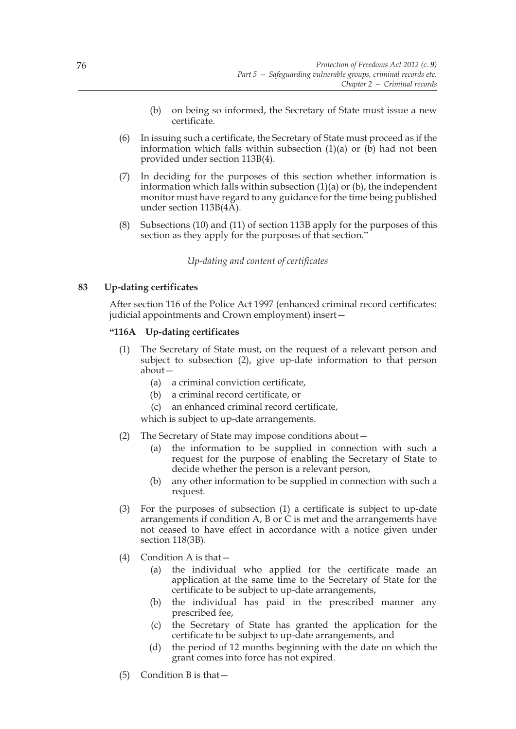(b) on being so informed, the Secretary of State must issue a new certificate.

(6) In issuing such a certificate, the Secretary of State must proceed as if the information which falls within subsection (1)(a) or (b) had not been provided under section 113B(4).

(7) In deciding for the purposes of this section whether information is information which falls within subsection (1)(a) or (b), the independent monitor must have regard to any guidance for the time being published under section 113B(4A).

(8) Subsections (10) and (11) of section 113B apply for the purposes of this section as they apply for the purposes of that section."

*Up-dating and content of certificates*

### 83 Up-dating certificates

After section 116 of the Police Act 1997 (enhanced criminal record certificates: judicial appointments and Crown employment) insert—

#### "116A Up-dating certificates

(1) The Secretary of State must, on the request of a relevant person and subject to subsection (2), give up-date information to that person about—

(a) a criminal conviction certificate,

(b) a criminal record certificate, or

(c) an enhanced criminal record certificate,

which is subject to up-date arrangements.

(2) The Secretary of State may impose conditions about—

(a) the information to be supplied in connection with such a request for the purpose of enabling the Secretary of State to decide whether the person is a relevant person,

(b) any other information to be supplied in connection with such a request.

(3) For the purposes of subsection (1) a certificate is subject to up-date arrangements if condition A, B or C is met and the arrangements have not ceased to have effect in accordance with a notice given under section 118(3B).

(4) Condition A is that—

(a) the individual who applied for the certificate made an application at the same time to the Secretary of State for the certificate to be subject to up-date arrangements,

(b) the individual has paid in the prescribed manner any prescribed fee,

(c) the Secretary of State has granted the application for the certificate to be subject to up-date arrangements, and

(d) the period of 12 months beginning with the date on which the grant comes into force has not expired.

(5) Condition B is that—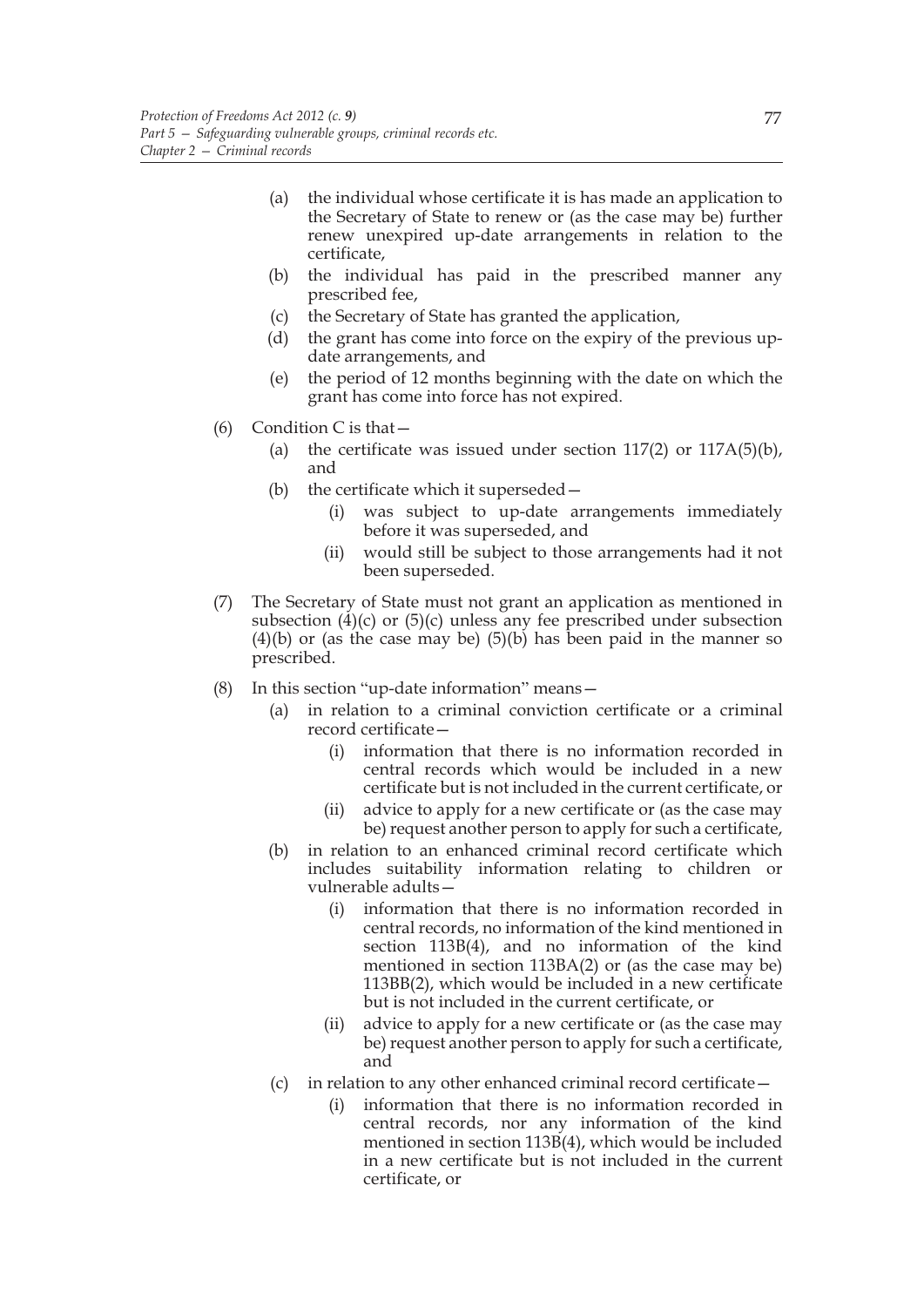(a) the individual whose certificate it is has made an application to the Secretary of State to renew or (as the case may be) further renew unexpired up-date arrangements in relation to the certificate,

(b) the individual has paid in the prescribed manner any prescribed fee,

(c) the Secretary of State has granted the application,

(d) the grant has come into force on the expiry of the previous up-date arrangements, and

(e) the period of 12 months beginning with the date on which the grant has come into force has not expired.

(6) Condition C is that—

(a) the certificate was issued under section 117(2) or 117A(5)(b), and

(b) the certificate which it superseded—

(i) was subject to up-date arrangements immediately before it was superseded, and

(ii) would still be subject to those arrangements had it not been superseded.

(7) The Secretary of State must not grant an application as mentioned in subsection (4)(c) or (5)(c) unless any fee prescribed under subsection (4)(b) or (as the case may be) (5)(b) has been paid in the manner so prescribed.

(8) In this section "up-date information" means—

(a) in relation to a criminal conviction certificate or a criminal record certificate—

(i) information that there is no information recorded in central records which would be included in a new certificate but is not included in the current certificate, or

(ii) advice to apply for a new certificate or (as the case may be) request another person to apply for such a certificate,

(b) in relation to an enhanced criminal record certificate which includes suitability information relating to children or vulnerable adults—

(i) information that there is no information recorded in central records, no information of the kind mentioned in section 113B(4), and no information of the kind mentioned in section 113BA(2) or (as the case may be) 113BB(2), which would be included in a new certificate but is not included in the current certificate, or

(ii) advice to apply for a new certificate or (as the case may be) request another person to apply for such a certificate, and

(c) in relation to any other enhanced criminal record certificate—

(i) information that there is no information recorded in central records, nor any information of the kind mentioned in section 113B(4), which would be included in a new certificate but is not included in the current certificate, or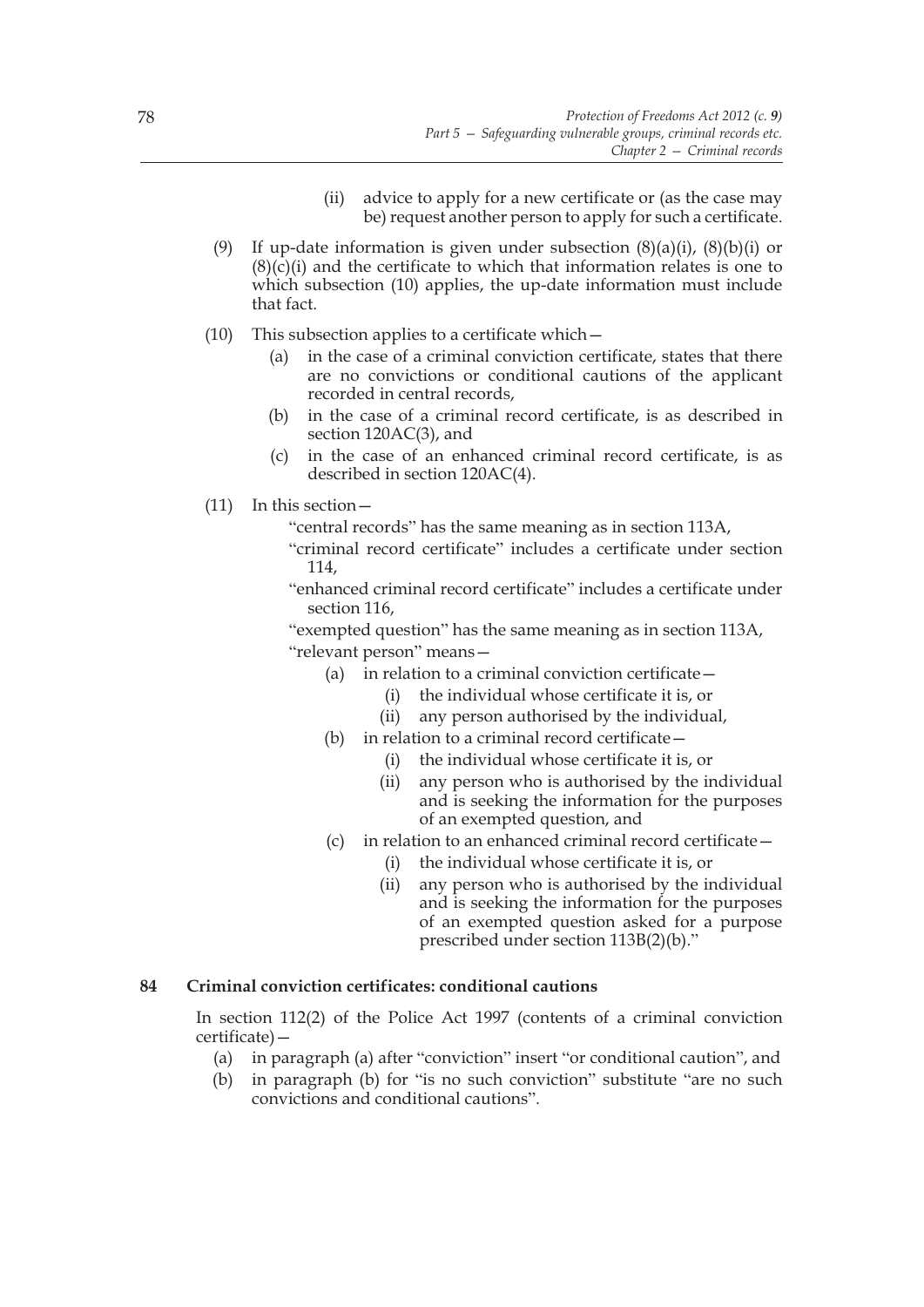(ii) advice to apply for a new certificate or (as the case may be) request another person to apply for such a certificate.

(9) If up-date information is given under subsection (8)(a)(i), (8)(b)(i) or (8)(c)(i) and the certificate to which that information relates is one to which subsection (10) applies, the up-date information must include that fact.

(10) This subsection applies to a certificate which—

(a) in the case of a criminal conviction certificate, states that there are no convictions or conditional cautions of the applicant recorded in central records,

(b) in the case of a criminal record certificate, is as described in section 120AC(3), and

(c) in the case of an enhanced criminal record certificate, is as described in section 120AC(4).

(11) In this section—

"central records" has the same meaning as in section 113A,

"criminal record certificate" includes a certificate under section 114,

"enhanced criminal record certificate" includes a certificate under section 116,

"exempted question" has the same meaning as in section 113A,

"relevant person" means—

(a) in relation to a criminal conviction certificate—

(i) the individual whose certificate it is, or

(ii) any person authorised by the individual,

(b) in relation to a criminal record certificate—

(i) the individual whose certificate it is, or

(ii) any person who is authorised by the individual and is seeking the information for the purposes of an exempted question, and

(c) in relation to an enhanced criminal record certificate—

(i) the individual whose certificate it is, or

(ii) any person who is authorised by the individual and is seeking the information for the purposes of an exempted question asked for a purpose prescribed under section 113B(2)(b)."

**84 Criminal conviction certificates: conditional cautions**

In section 112(2) of the Police Act 1997 (contents of a criminal conviction certificate)—

(a) in paragraph (a) after "conviction" insert "or conditional caution", and

(b) in paragraph (b) for "is no such conviction" substitute "are no such convictions and conditional cautions".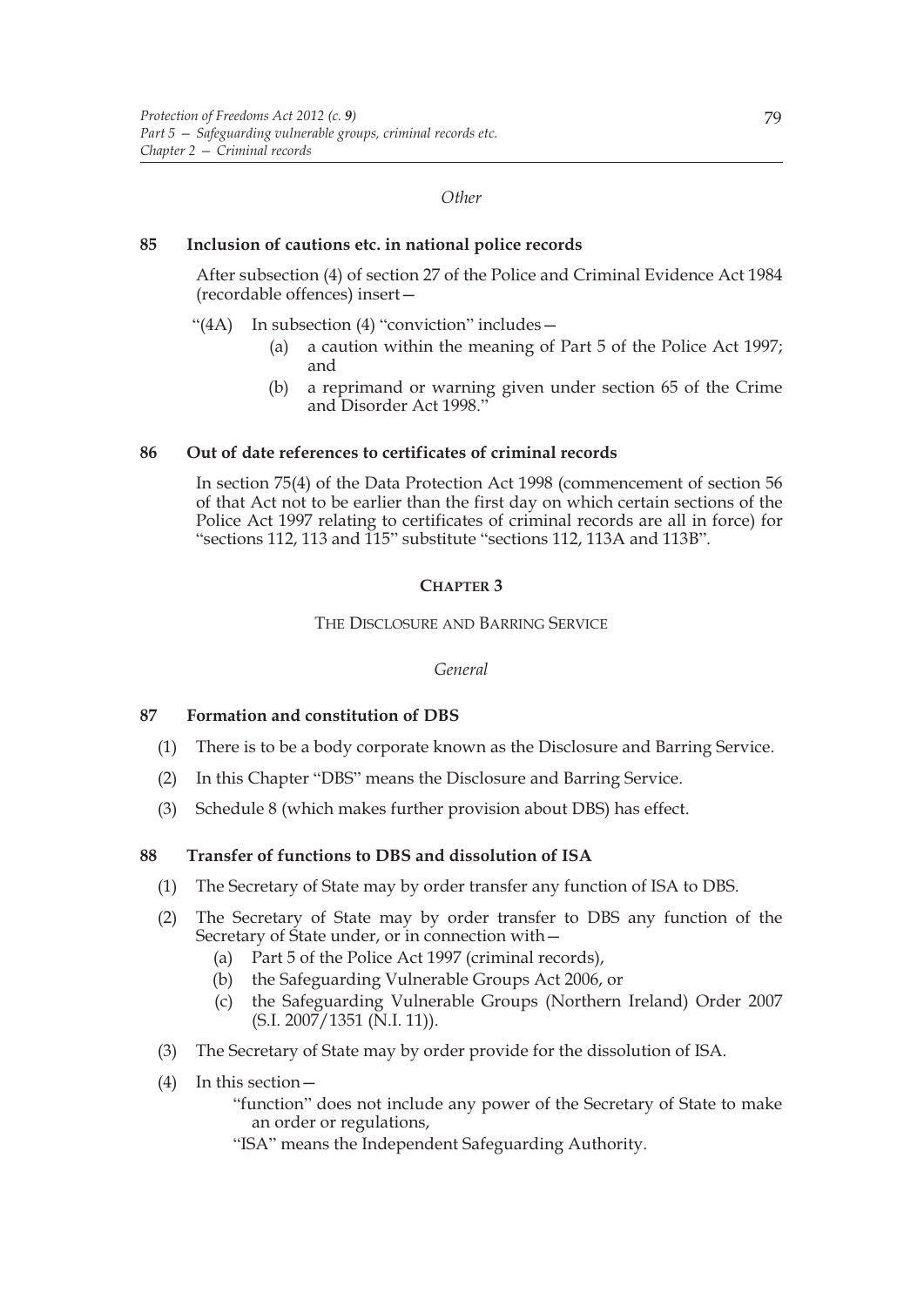*Other*

### 85 Inclusion of cautions etc. in national police records

After subsection (4) of section 27 of the Police and Criminal Evidence Act 1984 (recordable offences) insert—

"(4A) In subsection (4) "conviction" includes—

(a) a caution within the meaning of Part 5 of the Police Act 1997; and

(b) a reprimand or warning given under section 65 of the Crime and Disorder Act 1998."

### 86 Out of date references to certificates of criminal records

In section 75(4) of the Data Protection Act 1998 (commencement of section 56 of that Act not to be earlier than the first day on which certain sections of the Police Act 1997 relating to certificates of criminal records are all in force) for "sections 112, 113 and 115" substitute "sections 112, 113A and 113B".

## CHAPTER 3

## THE DISCLOSURE AND BARRING SERVICE

*General*

### 87 Formation and constitution of DBS

(1) There is to be a body corporate known as the Disclosure and Barring Service.

(2) In this Chapter "DBS" means the Disclosure and Barring Service.

(3) Schedule 8 (which makes further provision about DBS) has effect.

### 88 Transfer of functions to DBS and dissolution of ISA

(1) The Secretary of State may by order transfer any function of ISA to DBS.

(2) The Secretary of State may by order transfer to DBS any function of the Secretary of State under, or in connection with—

(a) Part 5 of the Police Act 1997 (criminal records),

(b) the Safeguarding Vulnerable Groups Act 2006, or

(c) the Safeguarding Vulnerable Groups (Northern Ireland) Order 2007 (S.I. 2007/1351 (N.I. 11)).

(3) The Secretary of State may by order provide for the dissolution of ISA.

(4) In this section—

"function" does not include any power of the Secretary of State to make an order or regulations,

"ISA" means the Independent Safeguarding Authority.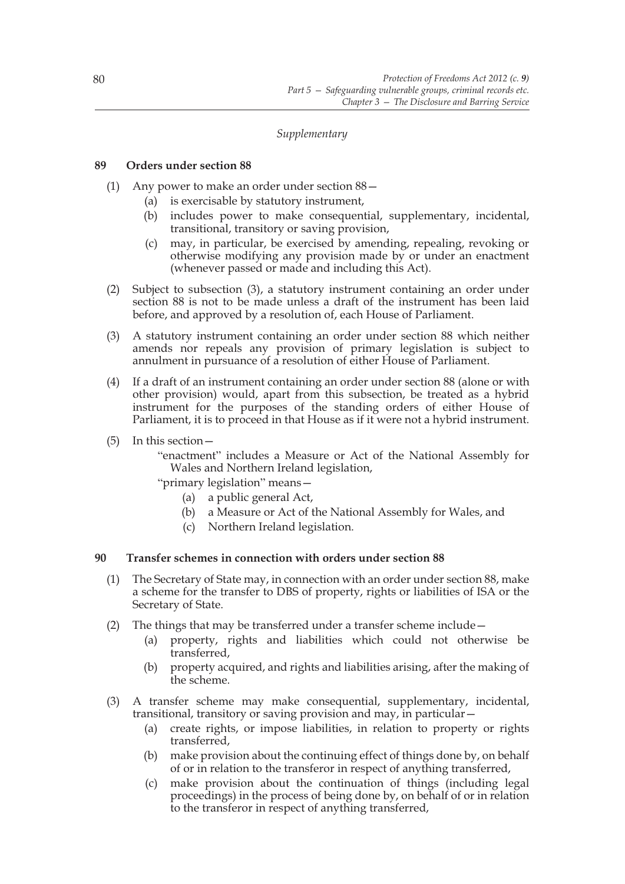*Supplementary*

**89 Orders under section 88**

(1) Any power to make an order under section 88—

(a) is exercisable by statutory instrument,

(b) includes power to make consequential, supplementary, incidental, transitional, transitory or saving provision,

(c) may, in particular, be exercised by amending, repealing, revoking or otherwise modifying any provision made by or under an enactment (whenever passed or made and including this Act).

(2) Subject to subsection (3), a statutory instrument containing an order under section 88 is not to be made unless a draft of the instrument has been laid before, and approved by a resolution of, each House of Parliament.

(3) A statutory instrument containing an order under section 88 which neither amends nor repeals any provision of primary legislation is subject to annulment in pursuance of a resolution of either House of Parliament.

(4) If a draft of an instrument containing an order under section 88 (alone or with other provision) would, apart from this subsection, be treated as a hybrid instrument for the purposes of the standing orders of either House of Parliament, it is to proceed in that House as if it were not a hybrid instrument.

(5) In this section—

"enactment" includes a Measure or Act of the National Assembly for Wales and Northern Ireland legislation,

"primary legislation" means—

(a) a public general Act,

(b) a Measure or Act of the National Assembly for Wales, and

(c) Northern Ireland legislation.

**90 Transfer schemes in connection with orders under section 88**

(1) The Secretary of State may, in connection with an order under section 88, make a scheme for the transfer to DBS of property, rights or liabilities of ISA or the Secretary of State.

(2) The things that may be transferred under a transfer scheme include—

(a) property, rights and liabilities which could not otherwise be transferred,

(b) property acquired, and rights and liabilities arising, after the making of the scheme.

(3) A transfer scheme may make consequential, supplementary, incidental, transitional, transitory or saving provision and may, in particular—

(a) create rights, or impose liabilities, in relation to property or rights transferred,

(b) make provision about the continuing effect of things done by, on behalf of or in relation to the transferor in respect of anything transferred,

(c) make provision about the continuation of things (including legal proceedings) in the process of being done by, on behalf of or in relation to the transferor in respect of anything transferred,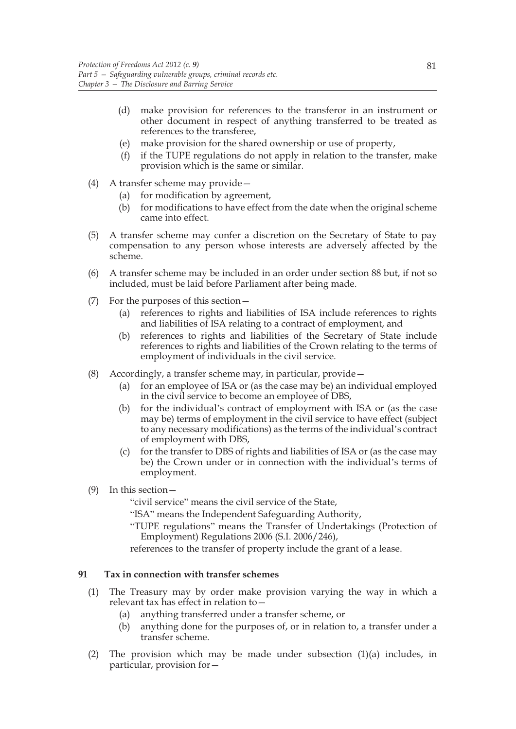(d) make provision for references to the transferor in an instrument or other document in respect of anything transferred to be treated as references to the transferee,

(e) make provision for the shared ownership or use of property,

(f) if the TUPE regulations do not apply in relation to the transfer, make provision which is the same or similar.

(4) A transfer scheme may provide—

(a) for modification by agreement,

(b) for modifications to have effect from the date when the original scheme came into effect.

(5) A transfer scheme may confer a discretion on the Secretary of State to pay compensation to any person whose interests are adversely affected by the scheme.

(6) A transfer scheme may be included in an order under section 88 but, if not so included, must be laid before Parliament after being made.

(7) For the purposes of this section—

(a) references to rights and liabilities of ISA include references to rights and liabilities of ISA relating to a contract of employment, and

(b) references to rights and liabilities of the Secretary of State include references to rights and liabilities of the Crown relating to the terms of employment of individuals in the civil service.

(8) Accordingly, a transfer scheme may, in particular, provide—

(a) for an employee of ISA or (as the case may be) an individual employed in the civil service to become an employee of DBS,

(b) for the individual's contract of employment with ISA or (as the case may be) terms of employment in the civil service to have effect (subject to any necessary modifications) as the terms of the individual's contract of employment with DBS,

(c) for the transfer to DBS of rights and liabilities of ISA or (as the case may be) the Crown under or in connection with the individual's terms of employment.

(9) In this section—

"civil service" means the civil service of the State,

"ISA" means the Independent Safeguarding Authority,

"TUPE regulations" means the Transfer of Undertakings (Protection of Employment) Regulations 2006 (S.I. 2006/246),

references to the transfer of property include the grant of a lease.

### 91 Tax in connection with transfer schemes

(1) The Treasury may by order make provision varying the way in which a relevant tax has effect in relation to—

(a) anything transferred under a transfer scheme, or

(b) anything done for the purposes of, or in relation to, a transfer under a transfer scheme.

(2) The provision which may be made under subsection (1)(a) includes, in particular, provision for—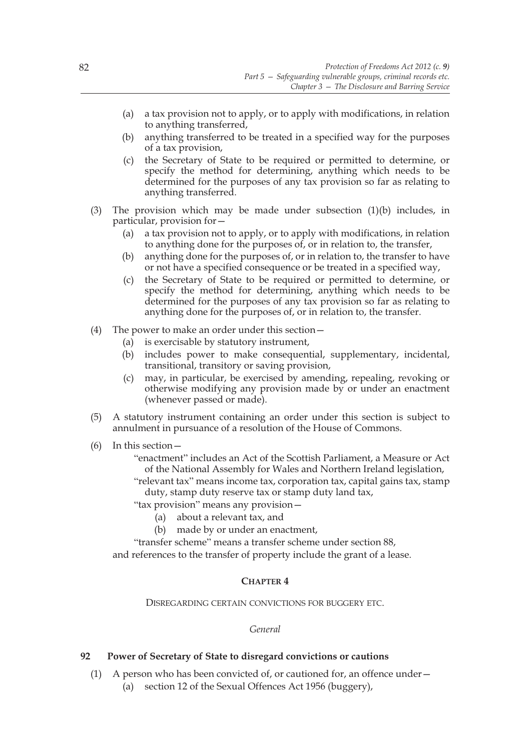(a) a tax provision not to apply, or to apply with modifications, in relation to anything transferred,

(b) anything transferred to be treated in a specified way for the purposes of a tax provision,

(c) the Secretary of State to be required or permitted to determine, or specify the method for determining, anything which needs to be determined for the purposes of any tax provision so far as relating to anything transferred.

(3) The provision which may be made under subsection (1)(b) includes, in particular, provision for—

(a) a tax provision not to apply, or to apply with modifications, in relation to anything done for the purposes of, or in relation to, the transfer,

(b) anything done for the purposes of, or in relation to, the transfer to have or not have a specified consequence or be treated in a specified way,

(c) the Secretary of State to be required or permitted to determine, or specify the method for determining, anything which needs to be determined for the purposes of any tax provision so far as relating to anything done for the purposes of, or in relation to, the transfer.

(4) The power to make an order under this section—

(a) is exercisable by statutory instrument,

(b) includes power to make consequential, supplementary, incidental, transitional, transitory or saving provision,

(c) may, in particular, be exercised by amending, repealing, revoking or otherwise modifying any provision made by or under an enactment (whenever passed or made).

(5) A statutory instrument containing an order under this section is subject to annulment in pursuance of a resolution of the House of Commons.

(6) In this section—

"enactment" includes an Act of the Scottish Parliament, a Measure or Act of the National Assembly for Wales and Northern Ireland legislation,

"relevant tax" means income tax, corporation tax, capital gains tax, stamp duty, stamp duty reserve tax or stamp duty land tax,

"tax provision" means any provision—

(a) about a relevant tax, and

(b) made by or under an enactment,

"transfer scheme" means a transfer scheme under section 88,

and references to the transfer of property include the grant of a lease.

## CHAPTER 4

DISREGARDING CERTAIN CONVICTIONS FOR BUGGERY ETC.

*General*

### 92 Power of Secretary of State to disregard convictions or cautions

(1) A person who has been convicted of, or cautioned for, an offence under—

(a) section 12 of the Sexual Offences Act 1956 (buggery),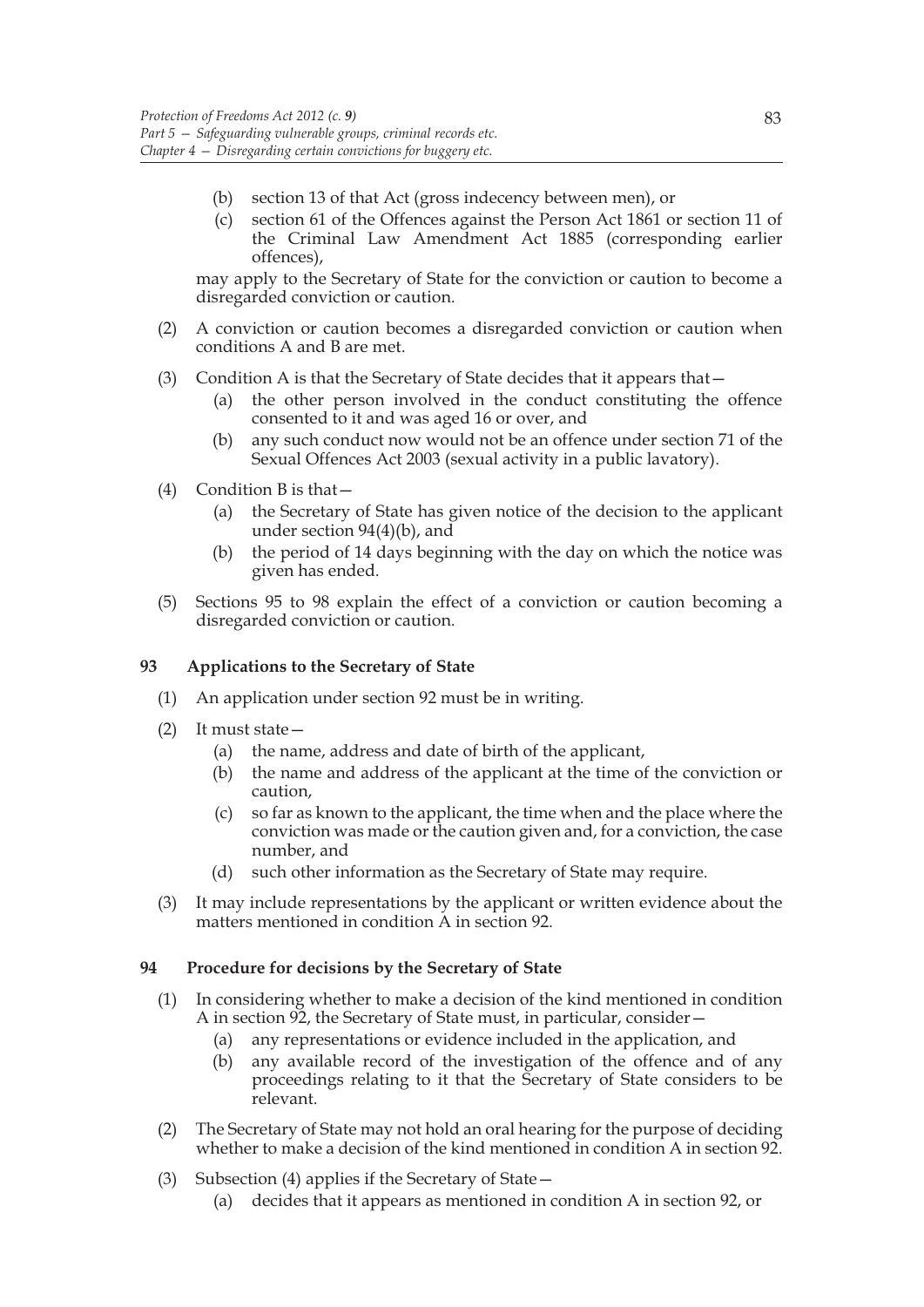(b) section 13 of that Act (gross indecency between men), or

(c) section 61 of the Offences against the Person Act 1861 or section 11 of the Criminal Law Amendment Act 1885 (corresponding earlier offences),

may apply to the Secretary of State for the conviction or caution to become a disregarded conviction or caution.

(2) A conviction or caution becomes a disregarded conviction or caution when conditions A and B are met.

(3) Condition A is that the Secretary of State decides that it appears that—

(a) the other person involved in the conduct constituting the offence consented to it and was aged 16 or over, and

(b) any such conduct now would not be an offence under section 71 of the Sexual Offences Act 2003 (sexual activity in a public lavatory).

(4) Condition B is that—

(a) the Secretary of State has given notice of the decision to the applicant under section 94(4)(b), and

(b) the period of 14 days beginning with the day on which the notice was given has ended.

(5) Sections 95 to 98 explain the effect of a conviction or caution becoming a disregarded conviction or caution.

## 93 Applications to the Secretary of State

(1) An application under section 92 must be in writing.

(2) It must state—

(a) the name, address and date of birth of the applicant,

(b) the name and address of the applicant at the time of the conviction or caution,

(c) so far as known to the applicant, the time when and the place where the conviction was made or the caution given and, for a conviction, the case number, and

(d) such other information as the Secretary of State may require.

(3) It may include representations by the applicant or written evidence about the matters mentioned in condition A in section 92.

## 94 Procedure for decisions by the Secretary of State

(1) In considering whether to make a decision of the kind mentioned in condition A in section 92, the Secretary of State must, in particular, consider—

(a) any representations or evidence included in the application, and

(b) any available record of the investigation of the offence and of any proceedings relating to it that the Secretary of State considers to be relevant.

(2) The Secretary of State may not hold an oral hearing for the purpose of deciding whether to make a decision of the kind mentioned in condition A in section 92.

(3) Subsection (4) applies if the Secretary of State—

(a) decides that it appears as mentioned in condition A in section 92, or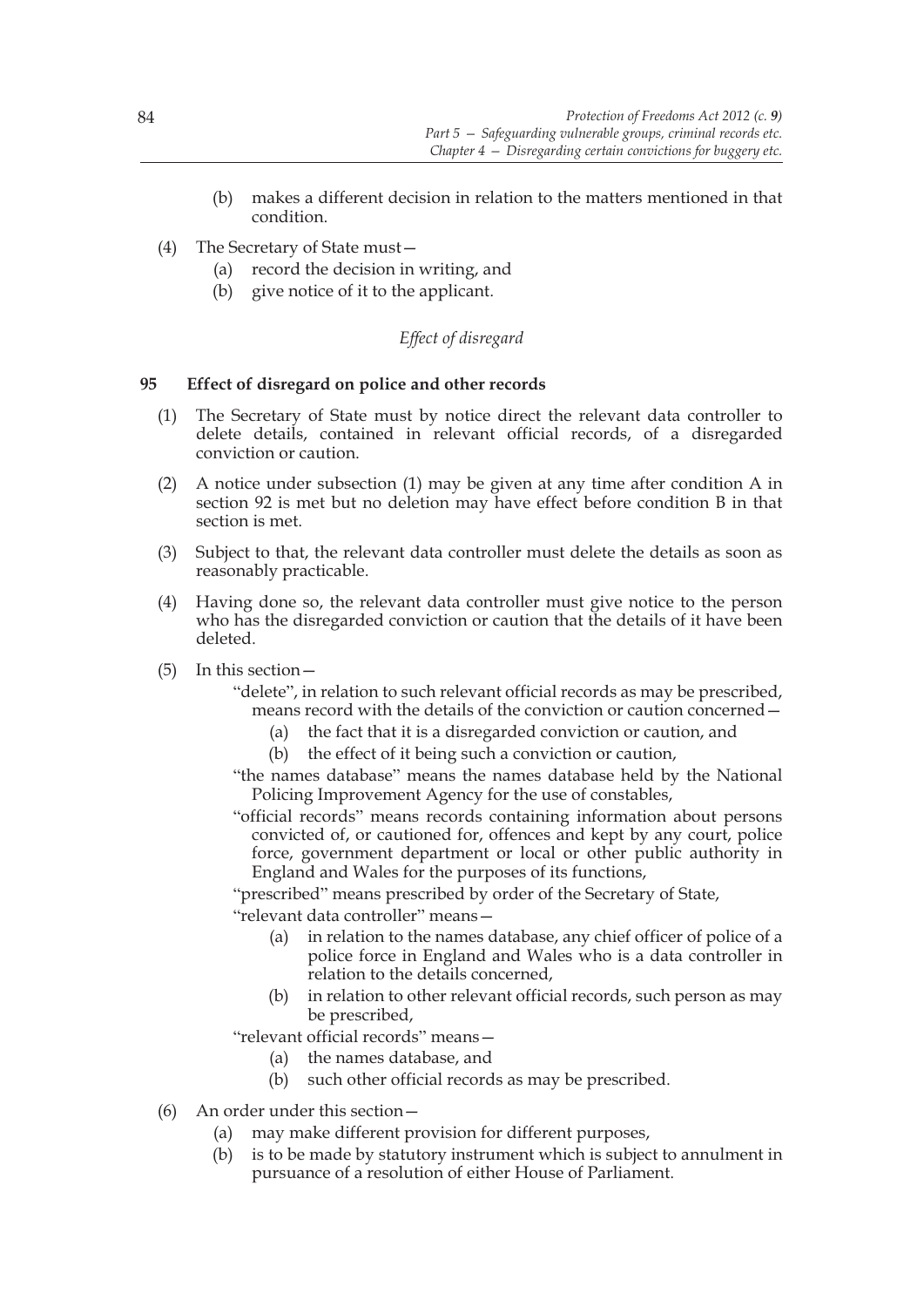(b) makes a different decision in relation to the matters mentioned in that condition.

(4) The Secretary of State must—

(a) record the decision in writing, and

(b) give notice of it to the applicant.

*Effect of disregard*

### 95 Effect of disregard on police and other records

(1) The Secretary of State must by notice direct the relevant data controller to delete details, contained in relevant official records, of a disregarded conviction or caution.

(2) A notice under subsection (1) may be given at any time after condition A in section 92 is met but no deletion may have effect before condition B in that section is met.

(3) Subject to that, the relevant data controller must delete the details as soon as reasonably practicable.

(4) Having done so, the relevant data controller must give notice to the person who has the disregarded conviction or caution that the details of it have been deleted.

(5) In this section—

"delete", in relation to such relevant official records as may be prescribed, means record with the details of the conviction or caution concerned—

(a) the fact that it is a disregarded conviction or caution, and

(b) the effect of it being such a conviction or caution,

"the names database" means the names database held by the National Policing Improvement Agency for the use of constables,

"official records" means records containing information about persons convicted of, or cautioned for, offences and kept by any court, police force, government department or local or other public authority in England and Wales for the purposes of its functions,

"prescribed" means prescribed by order of the Secretary of State,

"relevant data controller" means—

(a) in relation to the names database, any chief officer of police of a police force in England and Wales who is a data controller in relation to the details concerned,

(b) in relation to other relevant official records, such person as may be prescribed,

"relevant official records" means—

(a) the names database, and

(b) such other official records as may be prescribed.

(6) An order under this section—

(a) may make different provision for different purposes,

(b) is to be made by statutory instrument which is subject to annulment in pursuance of a resolution of either House of Parliament.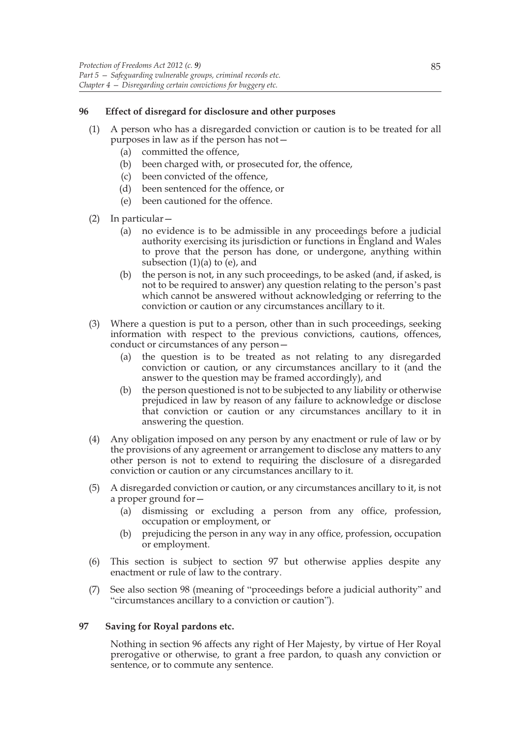**96 Effect of disregard for disclosure and other purposes**

(1) A person who has a disregarded conviction or caution is to be treated for all purposes in law as if the person has not—

(a) committed the offence,

(b) been charged with, or prosecuted for, the offence,

(c) been convicted of the offence,

(d) been sentenced for the offence, or

(e) been cautioned for the offence.

(2) In particular—

(a) no evidence is to be admissible in any proceedings before a judicial authority exercising its jurisdiction or functions in England and Wales to prove that the person has done, or undergone, anything within subsection (1)(a) to (e), and

(b) the person is not, in any such proceedings, to be asked (and, if asked, is not to be required to answer) any question relating to the person's past which cannot be answered without acknowledging or referring to the conviction or caution or any circumstances ancillary to it.

(3) Where a question is put to a person, other than in such proceedings, seeking information with respect to the previous convictions, cautions, offences, conduct or circumstances of any person—

(a) the question is to be treated as not relating to any disregarded conviction or caution, or any circumstances ancillary to it (and the answer to the question may be framed accordingly), and

(b) the person questioned is not to be subjected to any liability or otherwise prejudiced in law by reason of any failure to acknowledge or disclose that conviction or caution or any circumstances ancillary to it in answering the question.

(4) Any obligation imposed on any person by any enactment or rule of law or by the provisions of any agreement or arrangement to disclose any matters to any other person is not to extend to requiring the disclosure of a disregarded conviction or caution or any circumstances ancillary to it.

(5) A disregarded conviction or caution, or any circumstances ancillary to it, is not a proper ground for—

(a) dismissing or excluding a person from any office, profession, occupation or employment, or

(b) prejudicing the person in any way in any office, profession, occupation or employment.

(6) This section is subject to section 97 but otherwise applies despite any enactment or rule of law to the contrary.

(7) See also section 98 (meaning of "proceedings before a judicial authority" and "circumstances ancillary to a conviction or caution").

**97 Saving for Royal pardons etc.**

Nothing in section 96 affects any right of Her Majesty, by virtue of Her Royal prerogative or otherwise, to grant a free pardon, to quash any conviction or sentence, or to commute any sentence.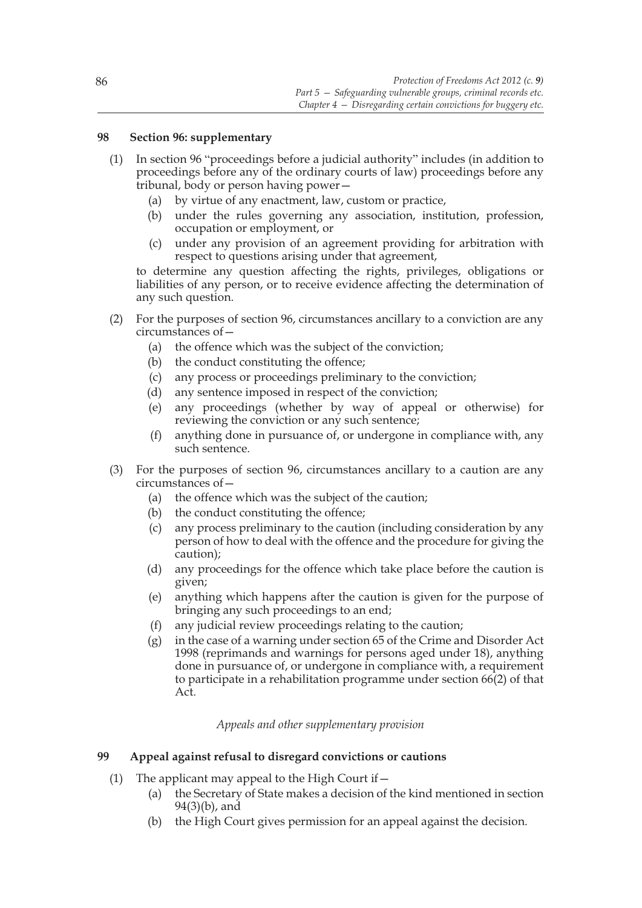### 98 Section 96: supplementary

(1) In section 96 "proceedings before a judicial authority" includes (in addition to proceedings before any of the ordinary courts of law) proceedings before any tribunal, body or person having power—

- (a) by virtue of any enactment, law, custom or practice,
- (b) under the rules governing any association, institution, profession, occupation or employment, or
- (c) under any provision of an agreement providing for arbitration with respect to questions arising under that agreement,

to determine any question affecting the rights, privileges, obligations or liabilities of any person, or to receive evidence affecting the determination of any such question.

(2) For the purposes of section 96, circumstances ancillary to a conviction are any circumstances of—

- (a) the offence which was the subject of the conviction;
- (b) the conduct constituting the offence;
- (c) any process or proceedings preliminary to the conviction;
- (d) any sentence imposed in respect of the conviction;
- (e) any proceedings (whether by way of appeal or otherwise) for reviewing the conviction or any such sentence;
- (f) anything done in pursuance of, or undergone in compliance with, any such sentence.

(3) For the purposes of section 96, circumstances ancillary to a caution are any circumstances of—

- (a) the offence which was the subject of the caution;
- (b) the conduct constituting the offence;
- (c) any process preliminary to the caution (including consideration by any person of how to deal with the offence and the procedure for giving the caution);
- (d) any proceedings for the offence which take place before the caution is given;
- (e) anything which happens after the caution is given for the purpose of bringing any such proceedings to an end;
- (f) any judicial review proceedings relating to the caution;
- (g) in the case of a warning under section 65 of the Crime and Disorder Act 1998 (reprimands and warnings for persons aged under 18), anything done in pursuance of, or undergone in compliance with, a requirement to participate in a rehabilitation programme under section 66(2) of that Act.

*Appeals and other supplementary provision*

### 99 Appeal against refusal to disregard convictions or cautions

(1) The applicant may appeal to the High Court if—

- (a) the Secretary of State makes a decision of the kind mentioned in section 94(3)(b), and
- (b) the High Court gives permission for an appeal against the decision.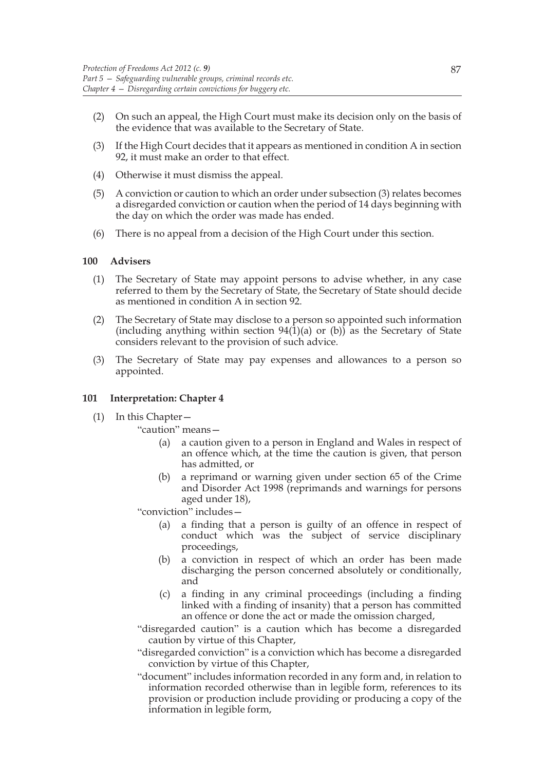(2) On such an appeal, the High Court must make its decision only on the basis of the evidence that was available to the Secretary of State.

(3) If the High Court decides that it appears as mentioned in condition A in section 92, it must make an order to that effect.

(4) Otherwise it must dismiss the appeal.

(5) A conviction or caution to which an order under subsection (3) relates becomes a disregarded conviction or caution when the period of 14 days beginning with the day on which the order was made has ended.

(6) There is no appeal from a decision of the High Court under this section.

### 100 Advisers

(1) The Secretary of State may appoint persons to advise whether, in any case referred to them by the Secretary of State, the Secretary of State should decide as mentioned in condition A in section 92.

(2) The Secretary of State may disclose to a person so appointed such information (including anything within section 94(1)(a) or (b)) as the Secretary of State considers relevant to the provision of such advice.

(3) The Secretary of State may pay expenses and allowances to a person so appointed.

### 101 Interpretation: Chapter 4

(1) In this Chapter—

"caution" means—

(a) a caution given to a person in England and Wales in respect of an offence which, at the time the caution is given, that person has admitted, or

(b) a reprimand or warning given under section 65 of the Crime and Disorder Act 1998 (reprimands and warnings for persons aged under 18),

"conviction" includes—

(a) a finding that a person is guilty of an offence in respect of conduct which was the subject of service disciplinary proceedings,

(b) a conviction in respect of which an order has been made discharging the person concerned absolutely or conditionally, and

(c) a finding in any criminal proceedings (including a finding linked with a finding of insanity) that a person has committed an offence or done the act or made the omission charged,

"disregarded caution" is a caution which has become a disregarded caution by virtue of this Chapter,

"disregarded conviction" is a conviction which has become a disregarded conviction by virtue of this Chapter,

"document" includes information recorded in any form and, in relation to information recorded otherwise than in legible form, references to its provision or production include providing or producing a copy of the information in legible form,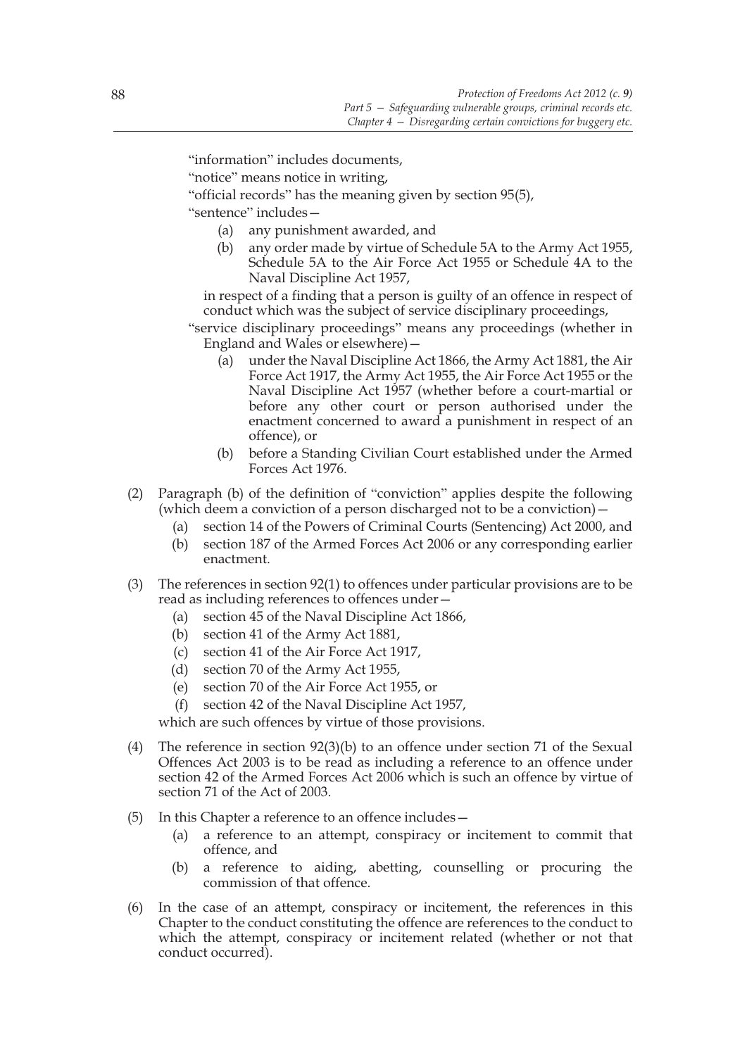"information" includes documents,

"notice" means notice in writing,

"official records" has the meaning given by section 95(5),

"sentence" includes—

- (a) any punishment awarded, and
- (b) any order made by virtue of Schedule 5A to the Army Act 1955, Schedule 5A to the Air Force Act 1955 or Schedule 4A to the Naval Discipline Act 1957,

in respect of a finding that a person is guilty of an offence in respect of conduct which was the subject of service disciplinary proceedings,

"service disciplinary proceedings" means any proceedings (whether in England and Wales or elsewhere)—

- (a) under the Naval Discipline Act 1866, the Army Act 1881, the Air Force Act 1917, the Army Act 1955, the Air Force Act 1955 or the Naval Discipline Act 1957 (whether before a court-martial or before any other court or person authorised under the enactment concerned to award a punishment in respect of an offence), or
- (b) before a Standing Civilian Court established under the Armed Forces Act 1976.

(2) Paragraph (b) of the definition of "conviction" applies despite the following (which deem a conviction of a person discharged not to be a conviction)—

- (a) section 14 of the Powers of Criminal Courts (Sentencing) Act 2000, and
- (b) section 187 of the Armed Forces Act 2006 or any corresponding earlier enactment.

(3) The references in section 92(1) to offences under particular provisions are to be read as including references to offences under—

- (a) section 45 of the Naval Discipline Act 1866,
- (b) section 41 of the Army Act 1881,
- (c) section 41 of the Air Force Act 1917,
- (d) section 70 of the Army Act 1955,
- (e) section 70 of the Air Force Act 1955, or
- (f) section 42 of the Naval Discipline Act 1957,

which are such offences by virtue of those provisions.

(4) The reference in section 92(3)(b) to an offence under section 71 of the Sexual Offences Act 2003 is to be read as including a reference to an offence under section 42 of the Armed Forces Act 2006 which is such an offence by virtue of section 71 of the Act of 2003.

(5) In this Chapter a reference to an offence includes—

- (a) a reference to an attempt, conspiracy or incitement to commit that offence, and
- (b) a reference to aiding, abetting, counselling or procuring the commission of that offence.

(6) In the case of an attempt, conspiracy or incitement, the references in this Chapter to the conduct constituting the offence are references to the conduct to which the attempt, conspiracy or incitement related (whether or not that conduct occurred).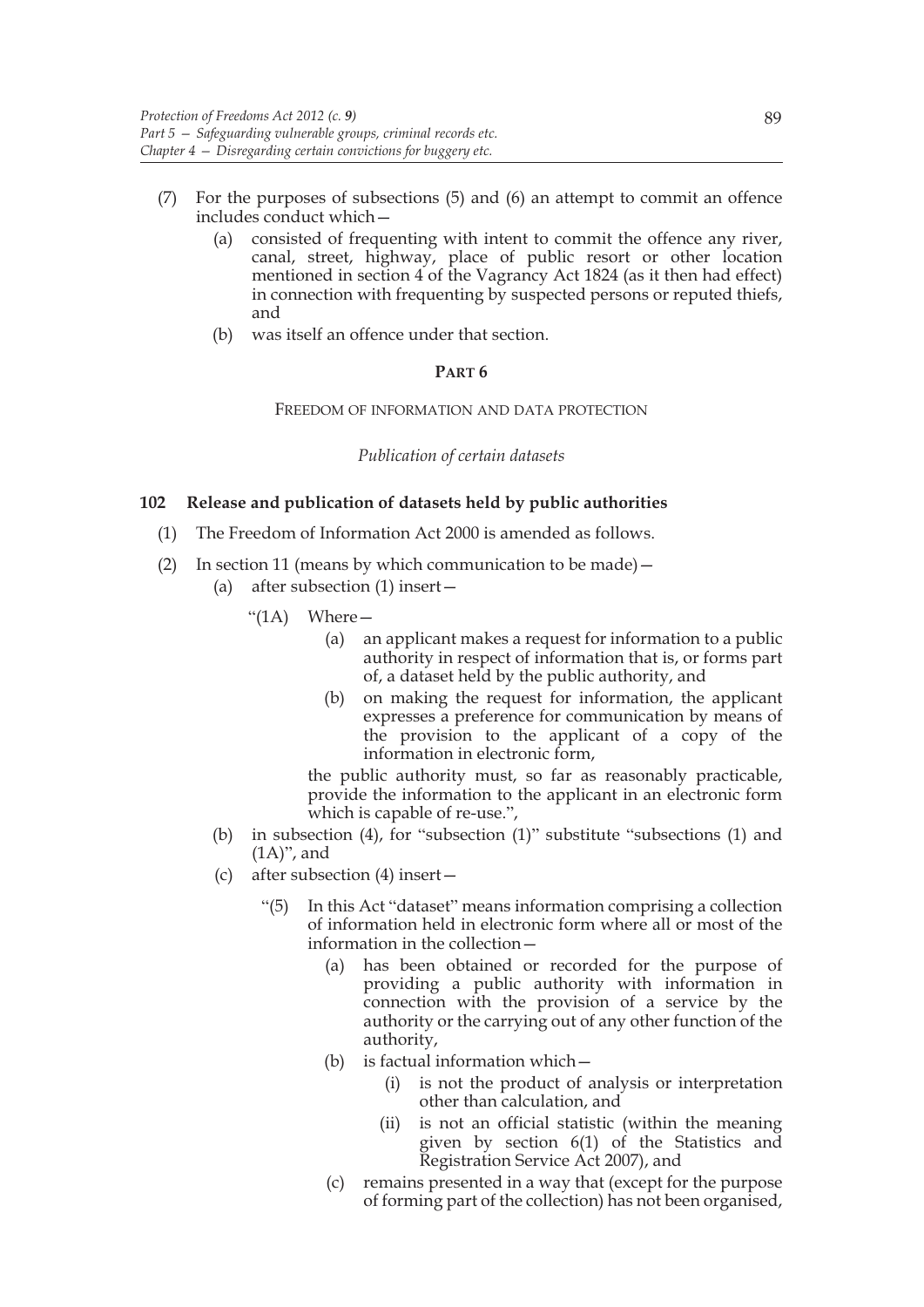(7) For the purposes of subsections (5) and (6) an attempt to commit an offence includes conduct which—

(a) consisted of frequenting with intent to commit the offence any river, canal, street, highway, place of public resort or other location mentioned in section 4 of the Vagrancy Act 1824 (as it then had effect) in connection with frequenting by suspected persons or reputed thiefs, and

(b) was itself an offence under that section.

## PART 6

### FREEDOM OF INFORMATION AND DATA PROTECTION

*Publication of certain datasets*

### 102 Release and publication of datasets held by public authorities

(1) The Freedom of Information Act 2000 is amended as follows.

(2) In section 11 (means by which communication to be made)—

(a) after subsection (1) insert—

"(1A) Where—

(a) an applicant makes a request for information to a public authority in respect of information that is, or forms part of, a dataset held by the public authority, and

(b) on making the request for information, the applicant expresses a preference for communication by means of the provision to the applicant of a copy of the information in electronic form,

the public authority must, so far as reasonably practicable, provide the information to the applicant in an electronic form which is capable of re-use.",

(b) in subsection (4), for "subsection (1)" substitute "subsections (1) and (1A)", and

(c) after subsection (4) insert—

"(5) In this Act "dataset" means information comprising a collection of information held in electronic form where all or most of the information in the collection—

(a) has been obtained or recorded for the purpose of providing a public authority with information in connection with the provision of a service by the authority or the carrying out of any other function of the authority,

(b) is factual information which—

(i) is not the product of analysis or interpretation other than calculation, and

(ii) is not an official statistic (within the meaning given by section 6(1) of the Statistics and Registration Service Act 2007), and

(c) remains presented in a way that (except for the purpose of forming part of the collection) has not been organised,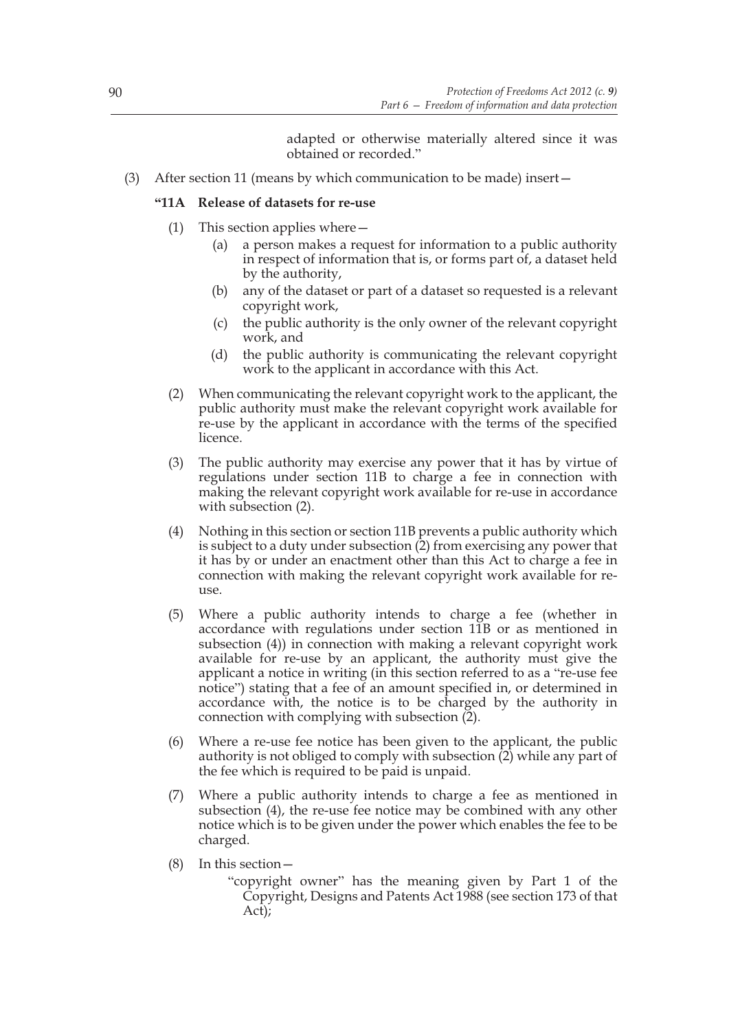adapted or otherwise materially altered since it was obtained or recorded."

(3) After section 11 (means by which communication to be made) insert—

**"11A Release of datasets for re-use**

(1) This section applies where—

(a) a person makes a request for information to a public authority in respect of information that is, or forms part of, a dataset held by the authority,

(b) any of the dataset or part of a dataset so requested is a relevant copyright work,

(c) the public authority is the only owner of the relevant copyright work, and

(d) the public authority is communicating the relevant copyright work to the applicant in accordance with this Act.

(2) When communicating the relevant copyright work to the applicant, the public authority must make the relevant copyright work available for re-use by the applicant in accordance with the terms of the specified licence.

(3) The public authority may exercise any power that it has by virtue of regulations under section 11B to charge a fee in connection with making the relevant copyright work available for re-use in accordance with subsection (2).

(4) Nothing in this section or section 11B prevents a public authority which is subject to a duty under subsection (2) from exercising any power that it has by or under an enactment other than this Act to charge a fee in connection with making the relevant copyright work available for re-use.

(5) Where a public authority intends to charge a fee (whether in accordance with regulations under section 11B or as mentioned in subsection (4)) in connection with making a relevant copyright work available for re-use by an applicant, the authority must give the applicant a notice in writing (in this section referred to as a "re-use fee notice") stating that a fee of an amount specified in, or determined in accordance with, the notice is to be charged by the authority in connection with complying with subsection (2).

(6) Where a re-use fee notice has been given to the applicant, the public authority is not obliged to comply with subsection (2) while any part of the fee which is required to be paid is unpaid.

(7) Where a public authority intends to charge a fee as mentioned in subsection (4), the re-use fee notice may be combined with any other notice which is to be given under the power which enables the fee to be charged.

(8) In this section—

"copyright owner" has the meaning given by Part 1 of the Copyright, Designs and Patents Act 1988 (see section 173 of that Act);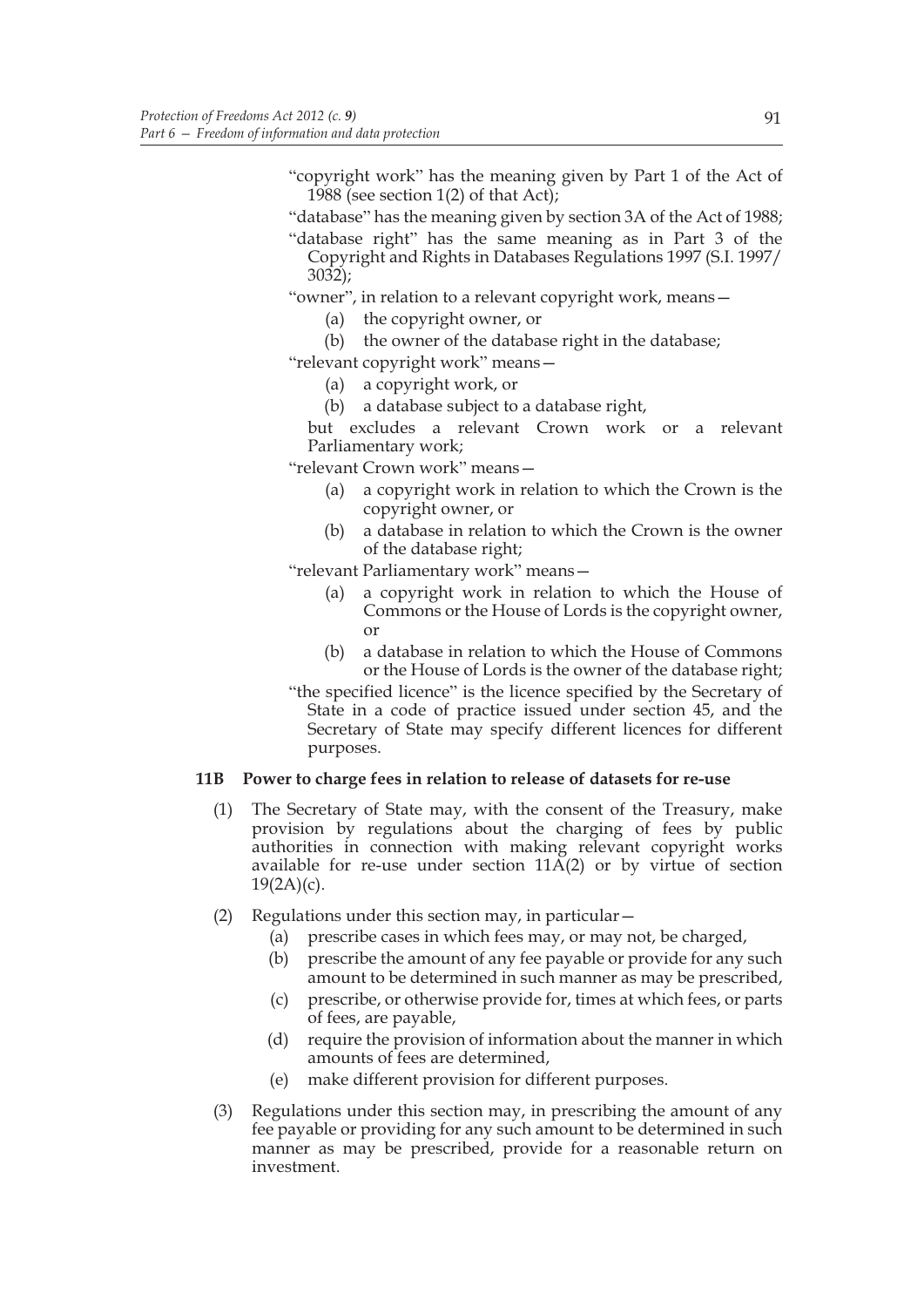"copyright work" has the meaning given by Part 1 of the Act of 1988 (see section 1(2) of that Act);

"database" has the meaning given by section 3A of the Act of 1988;

"database right" has the same meaning as in Part 3 of the Copyright and Rights in Databases Regulations 1997 (S.I. 1997/3032);

"owner", in relation to a relevant copyright work, means—

- (a) the copyright owner, or
- (b) the owner of the database right in the database;

"relevant copyright work" means—

- (a) a copyright work, or
- (b) a database subject to a database right,

but excludes a relevant Crown work or a relevant Parliamentary work;

"relevant Crown work" means—

- (a) a copyright work in relation to which the Crown is the copyright owner, or
- (b) a database in relation to which the Crown is the owner of the database right;

"relevant Parliamentary work" means—

- (a) a copyright work in relation to which the House of Commons or the House of Lords is the copyright owner, or
- (b) a database in relation to which the House of Commons or the House of Lords is the owner of the database right;

"the specified licence" is the licence specified by the Secretary of State in a code of practice issued under section 45, and the Secretary of State may specify different licences for different purposes.

**11B Power to charge fees in relation to release of datasets for re-use**

(1) The Secretary of State may, with the consent of the Treasury, make provision by regulations about the charging of fees by public authorities in connection with making relevant copyright works available for re-use under section 11A(2) or by virtue of section 19(2A)(c).

(2) Regulations under this section may, in particular—

- (a) prescribe cases in which fees may, or may not, be charged,
- (b) prescribe the amount of any fee payable or provide for any such amount to be determined in such manner as may be prescribed,
- (c) prescribe, or otherwise provide for, times at which fees, or parts of fees, are payable,
- (d) require the provision of information about the manner in which amounts of fees are determined,
- (e) make different provision for different purposes.

(3) Regulations under this section may, in prescribing the amount of any fee payable or providing for any such amount to be determined in such manner as may be prescribed, provide for a reasonable return on investment.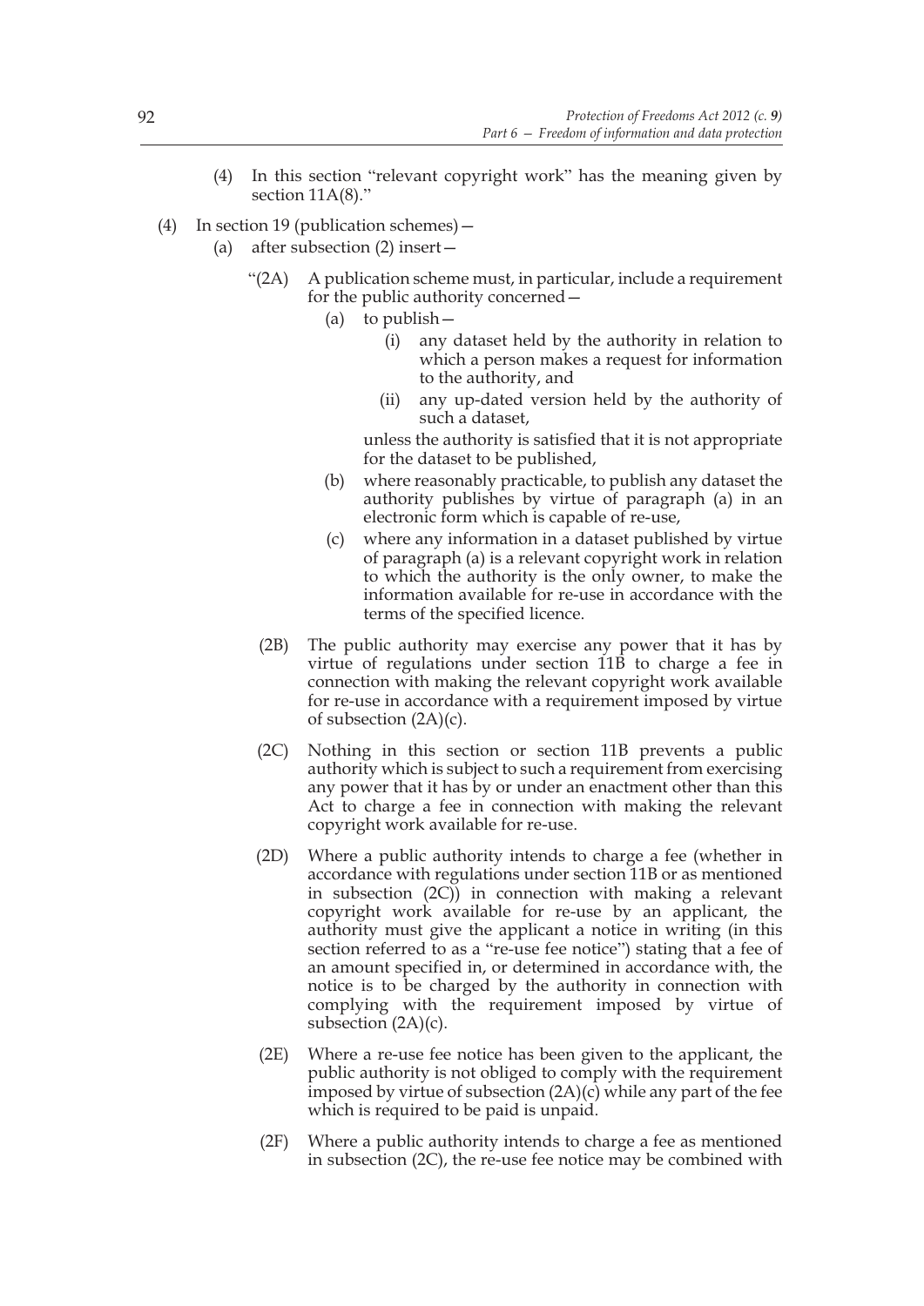(4) In this section "relevant copyright work" has the meaning given by section 11A(8)."

(4) In section 19 (publication schemes)—

(a) after subsection (2) insert—

"(2A) A publication scheme must, in particular, include a requirement for the public authority concerned—

(a) to publish—

(i) any dataset held by the authority in relation to which a person makes a request for information to the authority, and

(ii) any up-dated version held by the authority of such a dataset,

unless the authority is satisfied that it is not appropriate for the dataset to be published,

(b) where reasonably practicable, to publish any dataset the authority publishes by virtue of paragraph (a) in an electronic form which is capable of re-use,

(c) where any information in a dataset published by virtue of paragraph (a) is a relevant copyright work in relation to which the authority is the only owner, to make the information available for re-use in accordance with the terms of the specified licence.

(2B) The public authority may exercise any power that it has by virtue of regulations under section 11B to charge a fee in connection with making the relevant copyright work available for re-use in accordance with a requirement imposed by virtue of subsection (2A)(c).

(2C) Nothing in this section or section 11B prevents a public authority which is subject to such a requirement from exercising any power that it has by or under an enactment other than this Act to charge a fee in connection with making the relevant copyright work available for re-use.

(2D) Where a public authority intends to charge a fee (whether in accordance with regulations under section 11B or as mentioned in subsection (2C)) in connection with making a relevant copyright work available for re-use by an applicant, the authority must give the applicant a notice in writing (in this section referred to as a "re-use fee notice") stating that a fee of an amount specified in, or determined in accordance with, the notice is to be charged by the authority in connection with complying with the requirement imposed by virtue of subsection (2A)(c).

(2E) Where a re-use fee notice has been given to the applicant, the public authority is not obliged to comply with the requirement imposed by virtue of subsection (2A)(c) while any part of the fee which is required to be paid is unpaid.

(2F) Where a public authority intends to charge a fee as mentioned in subsection (2C), the re-use fee notice may be combined with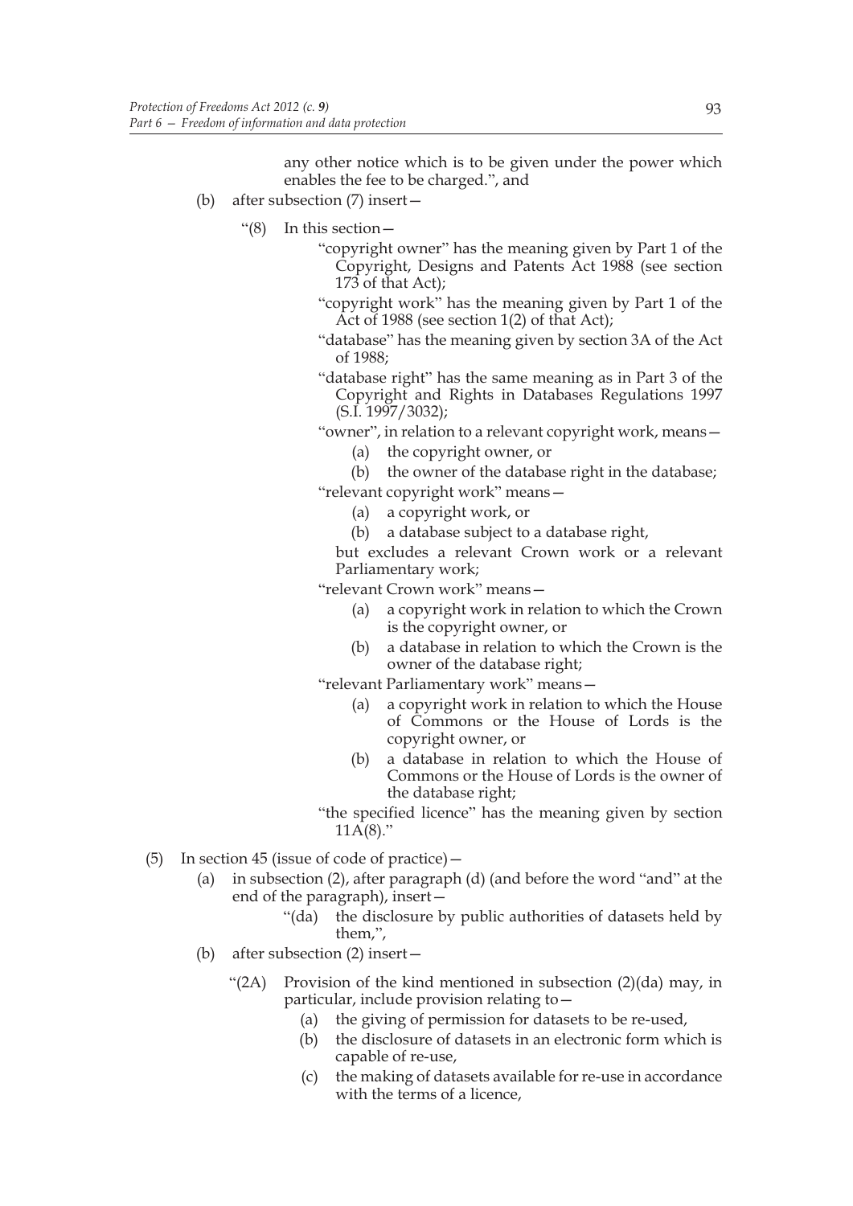any other notice which is to be given under the power which enables the fee to be charged.", and

(b) after subsection (7) insert—

"(8) In this section—

"copyright owner" has the meaning given by Part 1 of the Copyright, Designs and Patents Act 1988 (see section 173 of that Act);

"copyright work" has the meaning given by Part 1 of the Act of 1988 (see section 1(2) of that Act);

"database" has the meaning given by section 3A of the Act of 1988;

"database right" has the same meaning as in Part 3 of the Copyright and Rights in Databases Regulations 1997 (S.I. 1997/3032);

"owner", in relation to a relevant copyright work, means—

(a) the copyright owner, or

(b) the owner of the database right in the database;

"relevant copyright work" means—

(a) a copyright work, or

(b) a database subject to a database right,

but excludes a relevant Crown work or a relevant Parliamentary work;

"relevant Crown work" means—

(a) a copyright work in relation to which the Crown is the copyright owner, or

(b) a database in relation to which the Crown is the owner of the database right;

"relevant Parliamentary work" means—

(a) a copyright work in relation to which the House of Commons or the House of Lords is the copyright owner, or

(b) a database in relation to which the House of Commons or the House of Lords is the owner of the database right;

"the specified licence" has the meaning given by section 11A(8)."

(5) In section 45 (issue of code of practice)—

(a) in subsection (2), after paragraph (d) (and before the word "and" at the end of the paragraph), insert—

"(da) the disclosure by public authorities of datasets held by them,",

(b) after subsection (2) insert—

"(2A) Provision of the kind mentioned in subsection (2)(da) may, in particular, include provision relating to—

(a) the giving of permission for datasets to be re-used,

(b) the disclosure of datasets in an electronic form which is capable of re-use,

(c) the making of datasets available for re-use in accordance with the terms of a licence,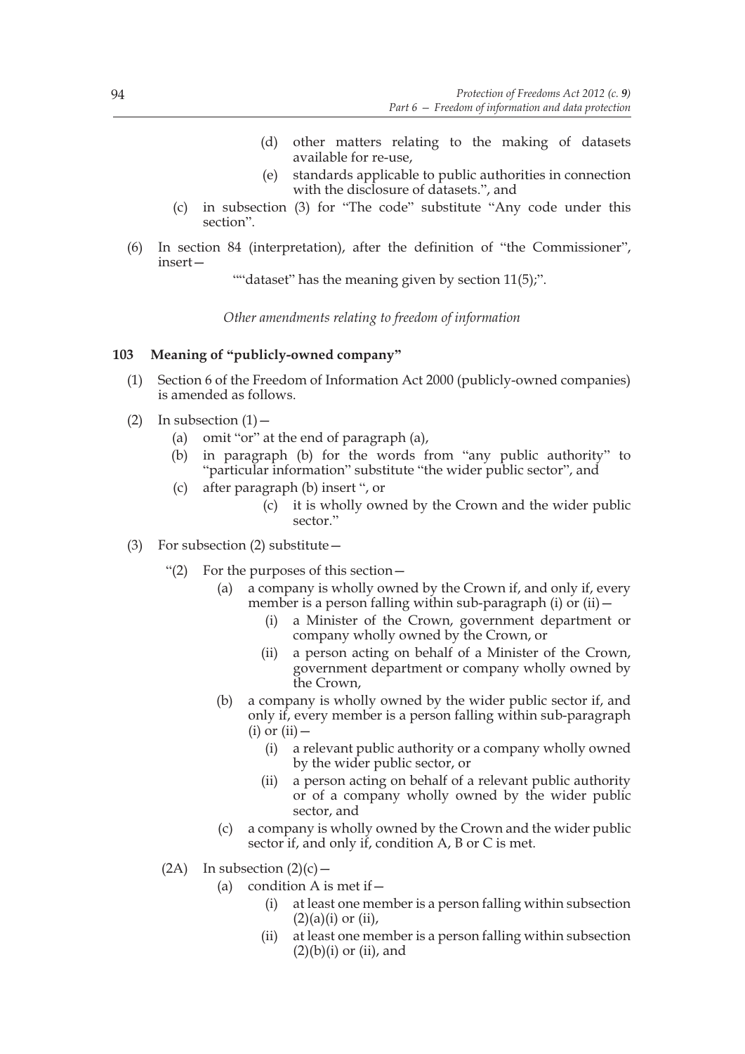(d) other matters relating to the making of datasets available for re-use,

(e) standards applicable to public authorities in connection with the disclosure of datasets.", and

(c) in subsection (3) for "The code" substitute "Any code under this section".

(6) In section 84 (interpretation), after the definition of "the Commissioner", insert—

""dataset" has the meaning given by section 11(5);".

*Other amendments relating to freedom of information*

### 103 Meaning of "publicly-owned company"

(1) Section 6 of the Freedom of Information Act 2000 (publicly-owned companies) is amended as follows.

(2) In subsection (1)—

(a) omit "or" at the end of paragraph (a),

(b) in paragraph (b) for the words from "any public authority" to "particular information" substitute "the wider public sector", and

(c) after paragraph (b) insert ", or

(c) it is wholly owned by the Crown and the wider public sector."

(3) For subsection (2) substitute—

"(2) For the purposes of this section—

(a) a company is wholly owned by the Crown if, and only if, every member is a person falling within sub-paragraph (i) or (ii)—

(i) a Minister of the Crown, government department or company wholly owned by the Crown, or

(ii) a person acting on behalf of a Minister of the Crown, government department or company wholly owned by the Crown,

(b) a company is wholly owned by the wider public sector if, and only if, every member is a person falling within sub-paragraph (i) or (ii)—

(i) a relevant public authority or a company wholly owned by the wider public sector, or

(ii) a person acting on behalf of a relevant public authority or of a company wholly owned by the wider public sector, and

(c) a company is wholly owned by the Crown and the wider public sector if, and only if, condition A, B or C is met.

(2A) In subsection (2)(c)—

(a) condition A is met if—

(i) at least one member is a person falling within subsection (2)(a)(i) or (ii),

(ii) at least one member is a person falling within subsection (2)(b)(i) or (ii), and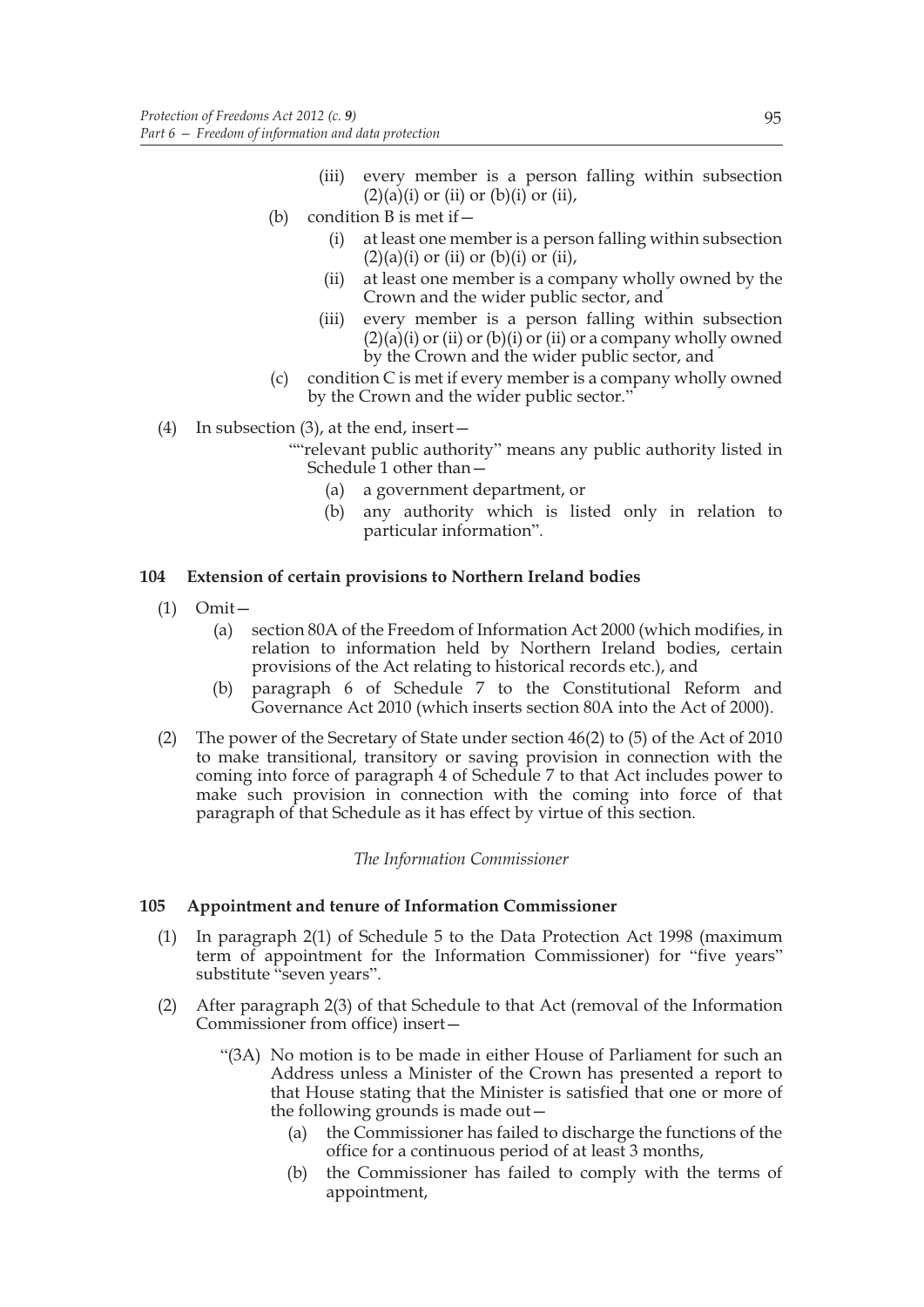(iii) every member is a person falling within subsection (2)(a)(i) or (ii) or (b)(i) or (ii),

(b) condition B is met if—

(i) at least one member is a person falling within subsection (2)(a)(i) or (ii) or (b)(i) or (ii),

(ii) at least one member is a company wholly owned by the Crown and the wider public sector, and

(iii) every member is a person falling within subsection (2)(a)(i) or (ii) or (b)(i) or (ii) or a company wholly owned by the Crown and the wider public sector, and

(c) condition C is met if every member is a company wholly owned by the Crown and the wider public sector."

(4) In subsection (3), at the end, insert—

""relevant public authority" means any public authority listed in Schedule 1 other than—

(a) a government department, or

(b) any authority which is listed only in relation to particular information".

**104 Extension of certain provisions to Northern Ireland bodies**

(1) Omit—

(a) section 80A of the Freedom of Information Act 2000 (which modifies, in relation to information held by Northern Ireland bodies, certain provisions of the Act relating to historical records etc.), and

(b) paragraph 6 of Schedule 7 to the Constitutional Reform and Governance Act 2010 (which inserts section 80A into the Act of 2000).

(2) The power of the Secretary of State under section 46(2) to (5) of the Act of 2010 to make transitional, transitory or saving provision in connection with the coming into force of paragraph 4 of Schedule 7 to that Act includes power to make such provision in connection with the coming into force of that paragraph of that Schedule as it has effect by virtue of this section.

*The Information Commissioner*

**105 Appointment and tenure of Information Commissioner**

(1) In paragraph 2(1) of Schedule 5 to the Data Protection Act 1998 (maximum term of appointment for the Information Commissioner) for "five years" substitute "seven years".

(2) After paragraph 2(3) of that Schedule to that Act (removal of the Information Commissioner from office) insert—

"(3A) No motion is to be made in either House of Parliament for such an Address unless a Minister of the Crown has presented a report to that House stating that the Minister is satisfied that one or more of the following grounds is made out—

(a) the Commissioner has failed to discharge the functions of the office for a continuous period of at least 3 months,

(b) the Commissioner has failed to comply with the terms of appointment,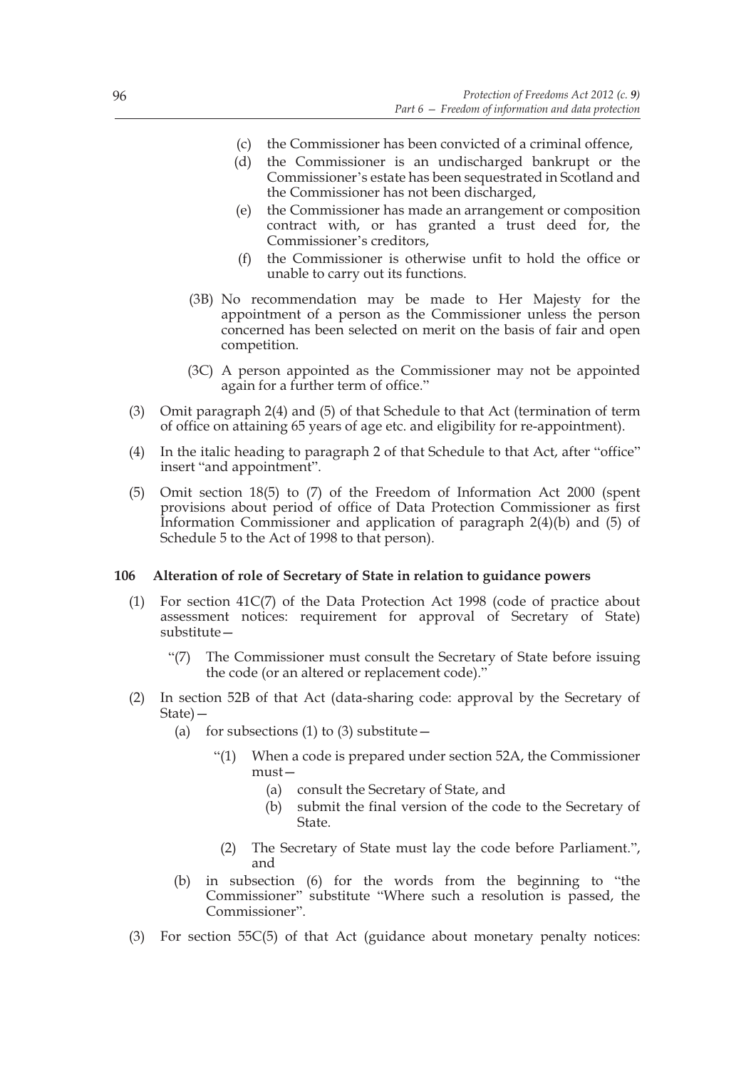(c) the Commissioner has been convicted of a criminal offence,

(d) the Commissioner is an undischarged bankrupt or the Commissioner's estate has been sequestrated in Scotland and the Commissioner has not been discharged,

(e) the Commissioner has made an arrangement or composition contract with, or has granted a trust deed for, the Commissioner's creditors,

(f) the Commissioner is otherwise unfit to hold the office or unable to carry out its functions.

(3B) No recommendation may be made to Her Majesty for the appointment of a person as the Commissioner unless the person concerned has been selected on merit on the basis of fair and open competition.

(3C) A person appointed as the Commissioner may not be appointed again for a further term of office."

(3) Omit paragraph 2(4) and (5) of that Schedule to that Act (termination of term of office on attaining 65 years of age etc. and eligibility for re-appointment).

(4) In the italic heading to paragraph 2 of that Schedule to that Act, after "office" insert "and appointment".

(5) Omit section 18(5) to (7) of the Freedom of Information Act 2000 (spent provisions about period of office of Data Protection Commissioner as first Information Commissioner and application of paragraph 2(4)(b) and (5) of Schedule 5 to the Act of 1998 to that person).

**106 Alteration of role of Secretary of State in relation to guidance powers**

(1) For section 41C(7) of the Data Protection Act 1998 (code of practice about assessment notices: requirement for approval of Secretary of State) substitute—

"(7) The Commissioner must consult the Secretary of State before issuing the code (or an altered or replacement code)."

(2) In section 52B of that Act (data-sharing code: approval by the Secretary of State)—

(a) for subsections (1) to (3) substitute—

"(1) When a code is prepared under section 52A, the Commissioner must—

(a) consult the Secretary of State, and

(b) submit the final version of the code to the Secretary of State.

(2) The Secretary of State must lay the code before Parliament.", and

(b) in subsection (6) for the words from the beginning to "the Commissioner" substitute "Where such a resolution is passed, the Commissioner".

(3) For section 55C(5) of that Act (guidance about monetary penalty notices: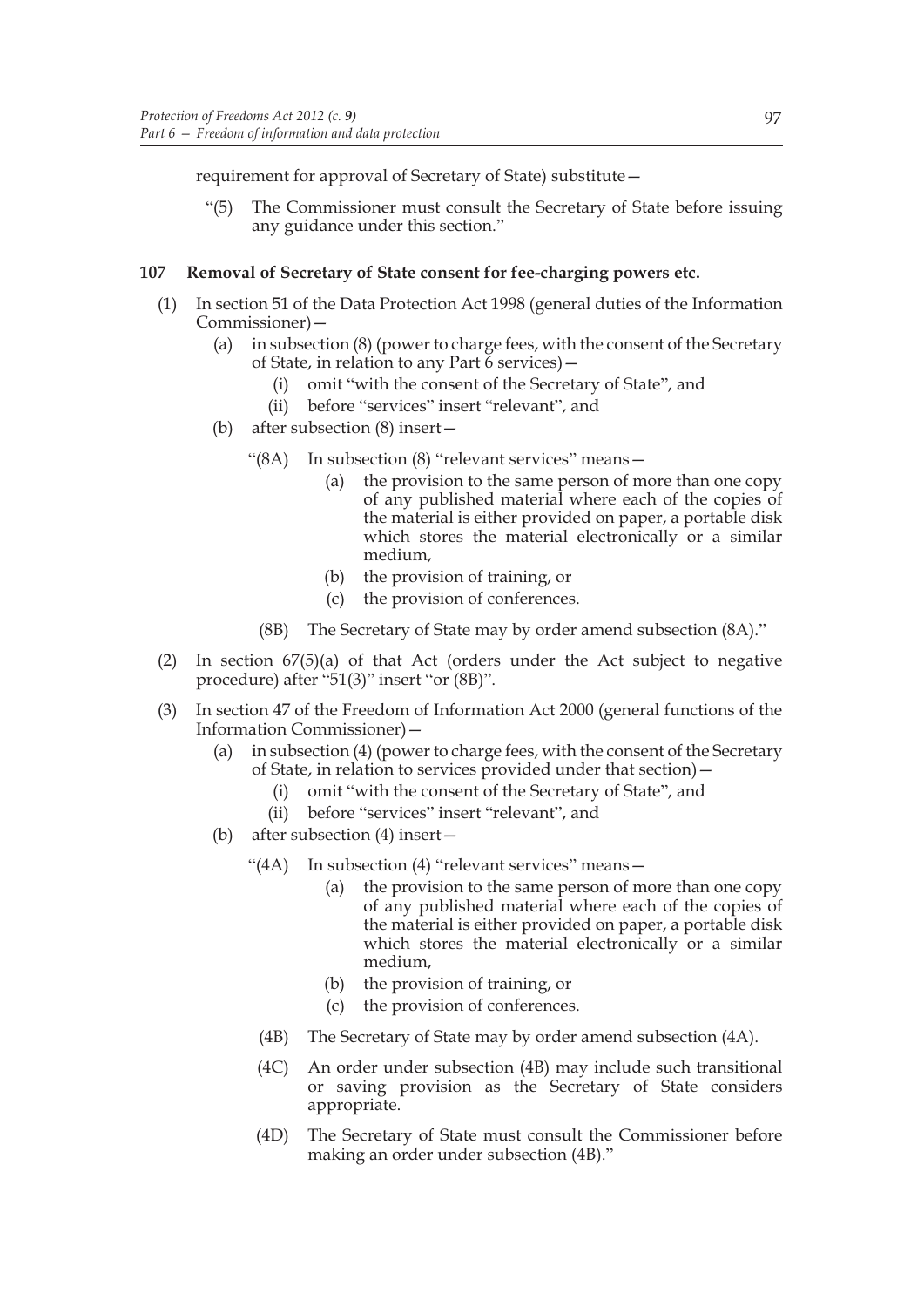requirement for approval of Secretary of State) substitute—

"(5) The Commissioner must consult the Secretary of State before issuing any guidance under this section."

### 107 Removal of Secretary of State consent for fee-charging powers etc.

(1) In section 51 of the Data Protection Act 1998 (general duties of the Information Commissioner)—

(a) in subsection (8) (power to charge fees, with the consent of the Secretary of State, in relation to any Part 6 services)—

(i) omit "with the consent of the Secretary of State", and

(ii) before "services" insert "relevant", and

(b) after subsection (8) insert—

"(8A) In subsection (8) "relevant services" means—

(a) the provision to the same person of more than one copy of any published material where each of the copies of the material is either provided on paper, a portable disk which stores the material electronically or a similar medium,

(b) the provision of training, or

(c) the provision of conferences.

(8B) The Secretary of State may by order amend subsection (8A)."

(2) In section 67(5)(a) of that Act (orders under the Act subject to negative procedure) after "51(3)" insert "or (8B)".

(3) In section 47 of the Freedom of Information Act 2000 (general functions of the Information Commissioner)—

(a) in subsection (4) (power to charge fees, with the consent of the Secretary of State, in relation to services provided under that section)—

(i) omit "with the consent of the Secretary of State", and

(ii) before "services" insert "relevant", and

(b) after subsection (4) insert—

"(4A) In subsection (4) "relevant services" means—

(a) the provision to the same person of more than one copy of any published material where each of the copies of the material is either provided on paper, a portable disk which stores the material electronically or a similar medium,

(b) the provision of training, or

(c) the provision of conferences.

(4B) The Secretary of State may by order amend subsection (4A).

(4C) An order under subsection (4B) may include such transitional or saving provision as the Secretary of State considers appropriate.

(4D) The Secretary of State must consult the Commissioner before making an order under subsection (4B)."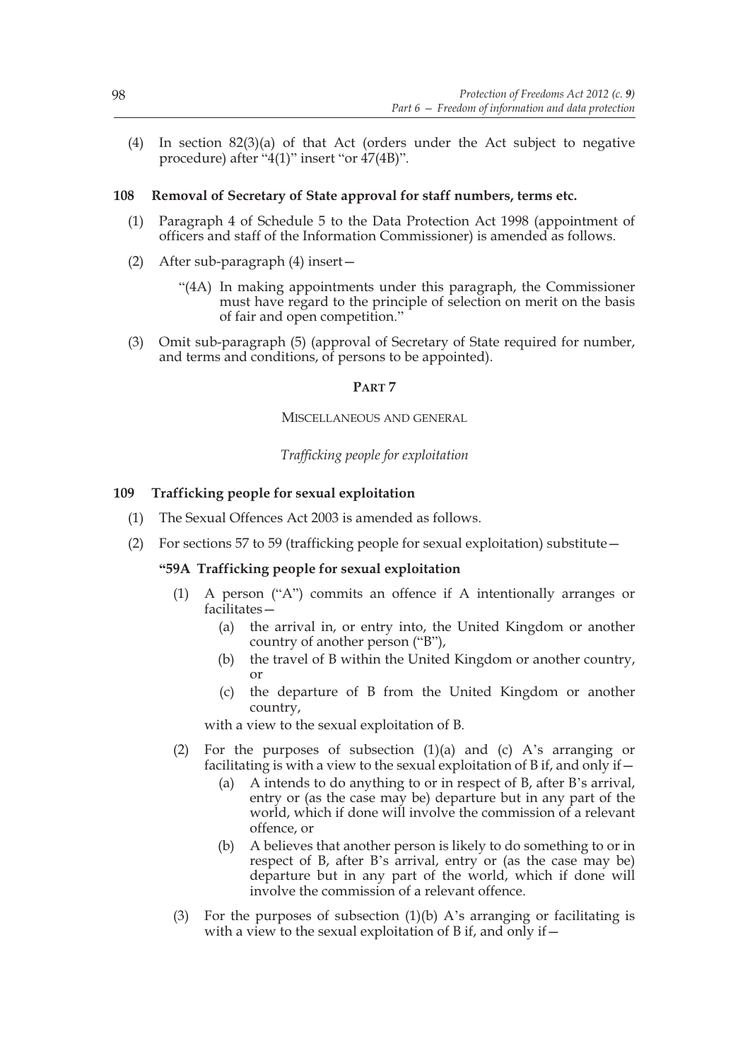(4) In section 82(3)(a) of that Act (orders under the Act subject to negative procedure) after "4(1)" insert "or 47(4B)".

**108 Removal of Secretary of State approval for staff numbers, terms etc.**

(1) Paragraph 4 of Schedule 5 to the Data Protection Act 1998 (appointment of officers and staff of the Information Commissioner) is amended as follows.

(2) After sub-paragraph (4) insert—

"(4A) In making appointments under this paragraph, the Commissioner must have regard to the principle of selection on merit on the basis of fair and open competition."

(3) Omit sub-paragraph (5) (approval of Secretary of State required for number, and terms and conditions, of persons to be appointed).

## PART 7

### MISCELLANEOUS AND GENERAL

*Trafficking people for exploitation*

**109 Trafficking people for sexual exploitation**

(1) The Sexual Offences Act 2003 is amended as follows.

(2) For sections 57 to 59 (trafficking people for sexual exploitation) substitute—

**"59A Trafficking people for sexual exploitation**

(1) A person ("A") commits an offence if A intentionally arranges or facilitates—

(a) the arrival in, or entry into, the United Kingdom or another country of another person ("B"),

(b) the travel of B within the United Kingdom or another country, or

(c) the departure of B from the United Kingdom or another country,

with a view to the sexual exploitation of B.

(2) For the purposes of subsection (1)(a) and (c) A's arranging or facilitating is with a view to the sexual exploitation of B if, and only if—

(a) A intends to do anything to or in respect of B, after B's arrival, entry or (as the case may be) departure but in any part of the world, which if done will involve the commission of a relevant offence, or

(b) A believes that another person is likely to do something to or in respect of B, after B's arrival, entry or (as the case may be) departure but in any part of the world, which if done will involve the commission of a relevant offence.

(3) For the purposes of subsection (1)(b) A's arranging or facilitating is with a view to the sexual exploitation of B if, and only if—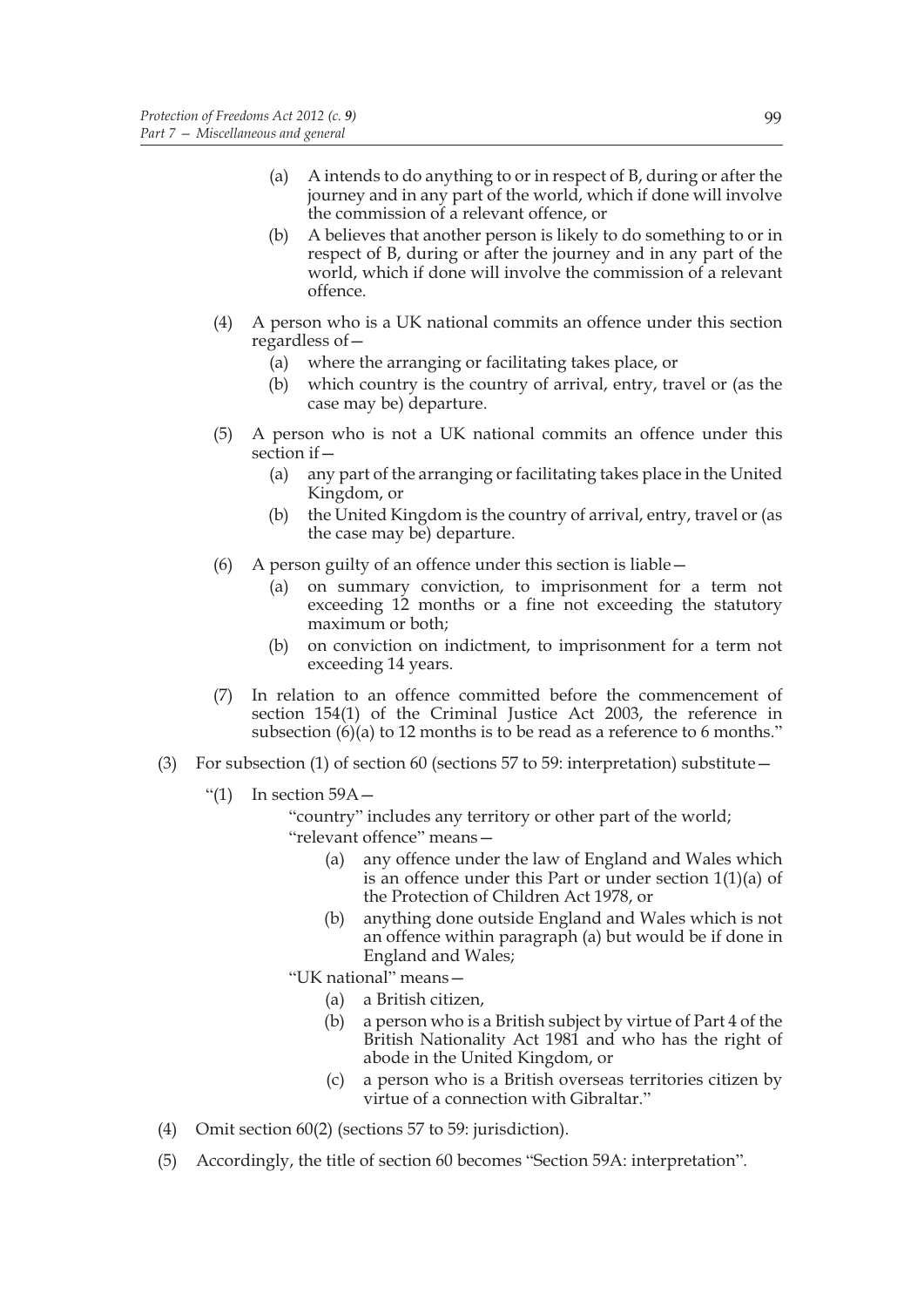(a) A intends to do anything to or in respect of B, during or after the journey and in any part of the world, which if done will involve the commission of a relevant offence, or

(b) A believes that another person is likely to do something to or in respect of B, during or after the journey and in any part of the world, which if done will involve the commission of a relevant offence.

(4) A person who is a UK national commits an offence under this section regardless of—

(a) where the arranging or facilitating takes place, or

(b) which country is the country of arrival, entry, travel or (as the case may be) departure.

(5) A person who is not a UK national commits an offence under this section if—

(a) any part of the arranging or facilitating takes place in the United Kingdom, or

(b) the United Kingdom is the country of arrival, entry, travel or (as the case may be) departure.

(6) A person guilty of an offence under this section is liable—

(a) on summary conviction, to imprisonment for a term not exceeding 12 months or a fine not exceeding the statutory maximum or both;

(b) on conviction on indictment, to imprisonment for a term not exceeding 14 years.

(7) In relation to an offence committed before the commencement of section 154(1) of the Criminal Justice Act 2003, the reference in subsection (6)(a) to 12 months is to be read as a reference to 6 months."

(3) For subsection (1) of section 60 (sections 57 to 59: interpretation) substitute—

"(1) In section 59A—

"country" includes any territory or other part of the world;

"relevant offence" means—

(a) any offence under the law of England and Wales which is an offence under this Part or under section 1(1)(a) of the Protection of Children Act 1978, or

(b) anything done outside England and Wales which is not an offence within paragraph (a) but would be if done in England and Wales;

"UK national" means—

(a) a British citizen,

(b) a person who is a British subject by virtue of Part 4 of the British Nationality Act 1981 and who has the right of abode in the United Kingdom, or

(c) a person who is a British overseas territories citizen by virtue of a connection with Gibraltar."

(4) Omit section 60(2) (sections 57 to 59: jurisdiction).

(5) Accordingly, the title of section 60 becomes "Section 59A: interpretation".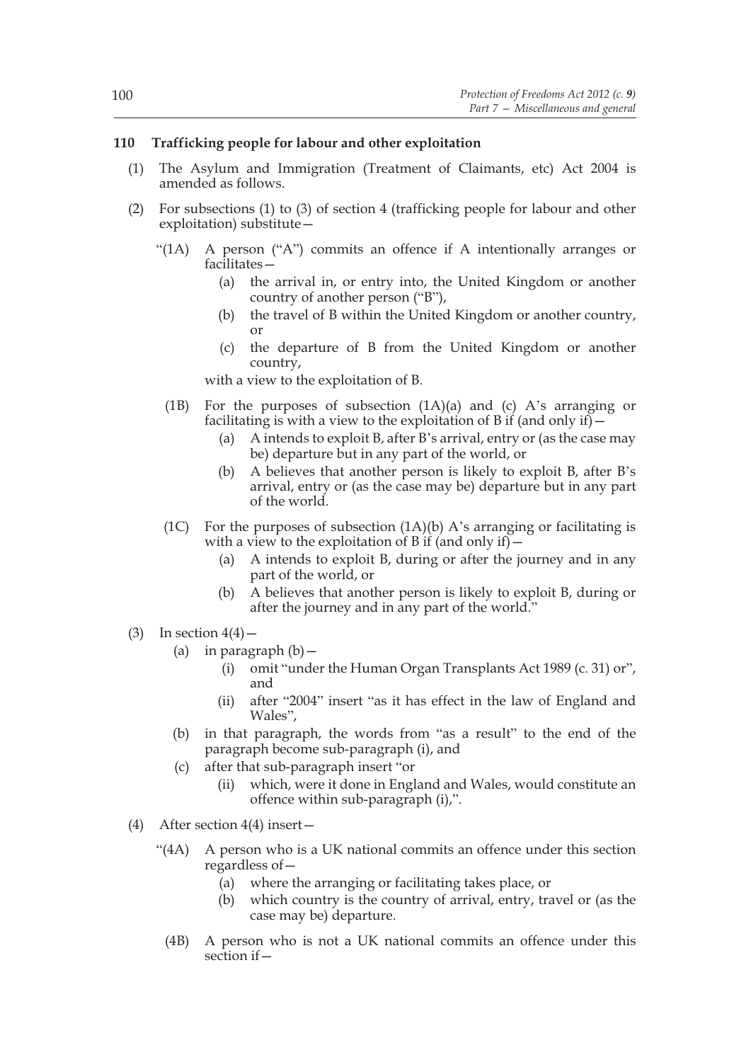## 110 Trafficking people for labour and other exploitation

(1) The Asylum and Immigration (Treatment of Claimants, etc) Act 2004 is amended as follows.

(2) For subsections (1) to (3) of section 4 (trafficking people for labour and other exploitation) substitute—

"(1A) A person ("A") commits an offence if A intentionally arranges or facilitates—

(a) the arrival in, or entry into, the United Kingdom or another country of another person ("B"),

(b) the travel of B within the United Kingdom or another country, or

(c) the departure of B from the United Kingdom or another country,

with a view to the exploitation of B.

(1B) For the purposes of subsection (1A)(a) and (c) A's arranging or facilitating is with a view to the exploitation of B if (and only if)—

(a) A intends to exploit B, after B's arrival, entry or (as the case may be) departure but in any part of the world, or

(b) A believes that another person is likely to exploit B, after B's arrival, entry or (as the case may be) departure but in any part of the world.

(1C) For the purposes of subsection (1A)(b) A's arranging or facilitating is with a view to the exploitation of B if (and only if)—

(a) A intends to exploit B, during or after the journey and in any part of the world, or

(b) A believes that another person is likely to exploit B, during or after the journey and in any part of the world."

(3) In section 4(4)—

(a) in paragraph (b)—

(i) omit "under the Human Organ Transplants Act 1989 (c. 31) or", and

(ii) after "2004" insert "as it has effect in the law of England and Wales",

(b) in that paragraph, the words from "as a result" to the end of the paragraph become sub-paragraph (i), and

(c) after that sub-paragraph insert "or

(ii) which, were it done in England and Wales, would constitute an offence within sub-paragraph (i),".

(4) After section 4(4) insert—

"(4A) A person who is a UK national commits an offence under this section regardless of—

(a) where the arranging or facilitating takes place, or

(b) which country is the country of arrival, entry, travel or (as the case may be) departure.

(4B) A person who is not a UK national commits an offence under this section if—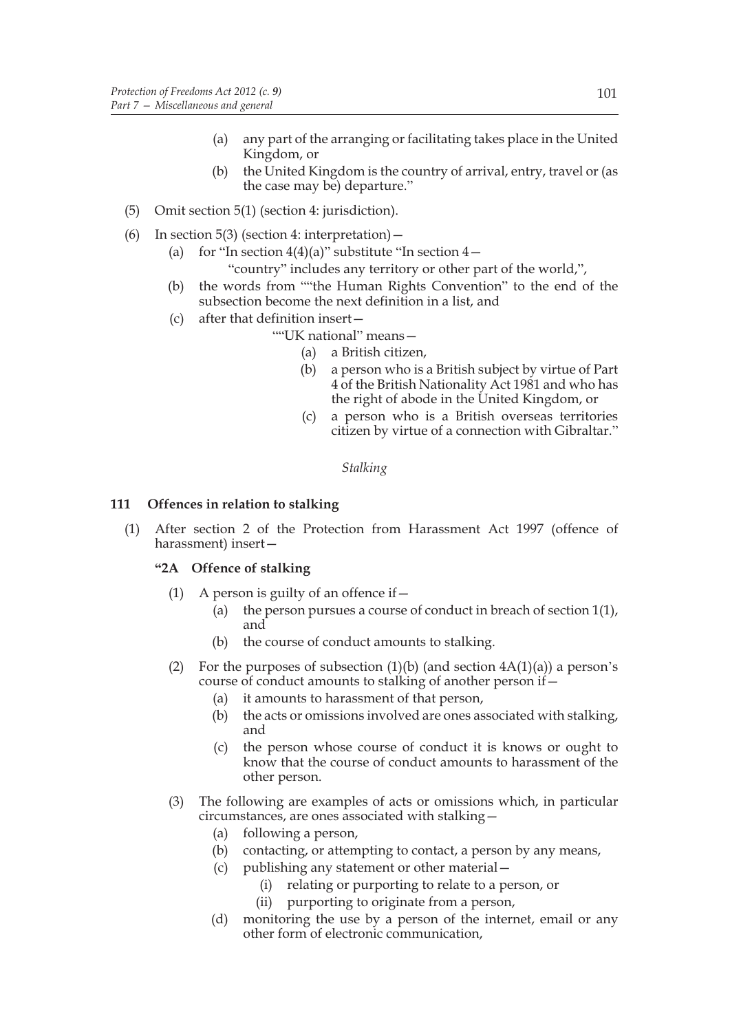(a) any part of the arranging or facilitating takes place in the United Kingdom, or

(b) the United Kingdom is the country of arrival, entry, travel or (as the case may be) departure."

(5) Omit section 5(1) (section 4: jurisdiction).

(6) In section 5(3) (section 4: interpretation)—

(a) for "In section 4(4)(a)" substitute "In section 4—

"country" includes any territory or other part of the world,",

(b) the words from ""the Human Rights Convention" to the end of the subsection become the next definition in a list, and

(c) after that definition insert—

""UK national" means—

(a) a British citizen,

(b) a person who is a British subject by virtue of Part 4 of the British Nationality Act 1981 and who has the right of abode in the United Kingdom, or

(c) a person who is a British overseas territories citizen by virtue of a connection with Gibraltar."

*Stalking*

**111 Offences in relation to stalking**

(1) After section 2 of the Protection from Harassment Act 1997 (offence of harassment) insert—

**"2A Offence of stalking**

(1) A person is guilty of an offence if—

(a) the person pursues a course of conduct in breach of section 1(1), and

(b) the course of conduct amounts to stalking.

(2) For the purposes of subsection (1)(b) (and section 4A(1)(a)) a person's course of conduct amounts to stalking of another person if—

(a) it amounts to harassment of that person,

(b) the acts or omissions involved are ones associated with stalking, and

(c) the person whose course of conduct it is knows or ought to know that the course of conduct amounts to harassment of the other person.

(3) The following are examples of acts or omissions which, in particular circumstances, are ones associated with stalking—

(a) following a person,

(b) contacting, or attempting to contact, a person by any means,

(c) publishing any statement or other material—

(i) relating or purporting to relate to a person, or

(ii) purporting to originate from a person,

(d) monitoring the use by a person of the internet, email or any other form of electronic communication,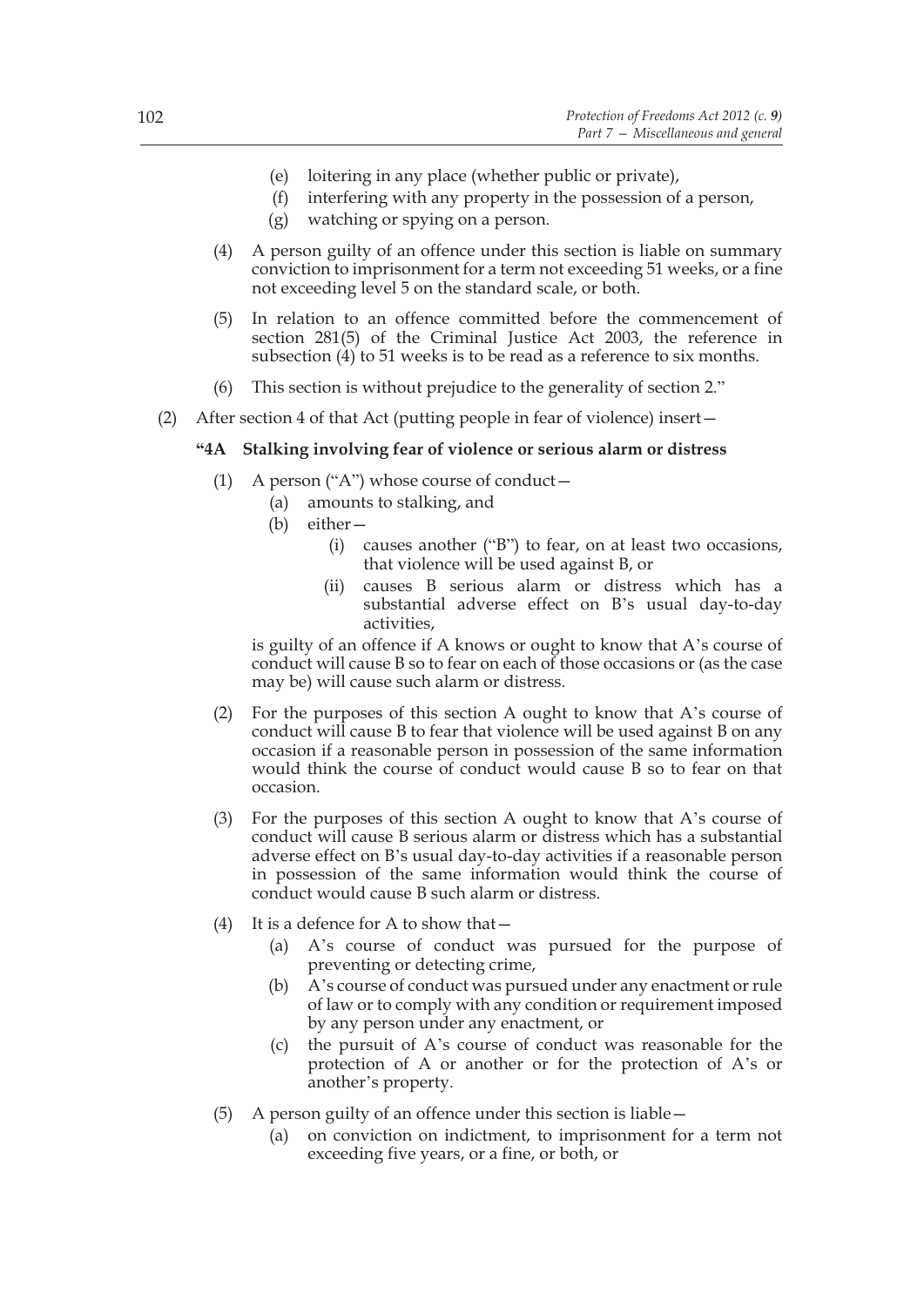(e) loitering in any place (whether public or private),

(f) interfering with any property in the possession of a person,

(g) watching or spying on a person.

(4) A person guilty of an offence under this section is liable on summary conviction to imprisonment for a term not exceeding 51 weeks, or a fine not exceeding level 5 on the standard scale, or both.

(5) In relation to an offence committed before the commencement of section 281(5) of the Criminal Justice Act 2003, the reference in subsection (4) to 51 weeks is to be read as a reference to six months.

(6) This section is without prejudice to the generality of section 2."

(2) After section 4 of that Act (putting people in fear of violence) insert—

**"4A Stalking involving fear of violence or serious alarm or distress**

(1) A person ("A") whose course of conduct—

(a) amounts to stalking, and

(b) either—

(i) causes another ("B") to fear, on at least two occasions, that violence will be used against B, or

(ii) causes B serious alarm or distress which has a substantial adverse effect on B's usual day-to-day activities,

is guilty of an offence if A knows or ought to know that A's course of conduct will cause B so to fear on each of those occasions or (as the case may be) will cause such alarm or distress.

(2) For the purposes of this section A ought to know that A's course of conduct will cause B to fear that violence will be used against B on any occasion if a reasonable person in possession of the same information would think the course of conduct would cause B so to fear on that occasion.

(3) For the purposes of this section A ought to know that A's course of conduct will cause B serious alarm or distress which has a substantial adverse effect on B's usual day-to-day activities if a reasonable person in possession of the same information would think the course of conduct would cause B such alarm or distress.

(4) It is a defence for A to show that—

(a) A's course of conduct was pursued for the purpose of preventing or detecting crime,

(b) A's course of conduct was pursued under any enactment or rule of law or to comply with any condition or requirement imposed by any person under any enactment, or

(c) the pursuit of A's course of conduct was reasonable for the protection of A or another or for the protection of A's or another's property.

(5) A person guilty of an offence under this section is liable—

(a) on conviction on indictment, to imprisonment for a term not exceeding five years, or a fine, or both, or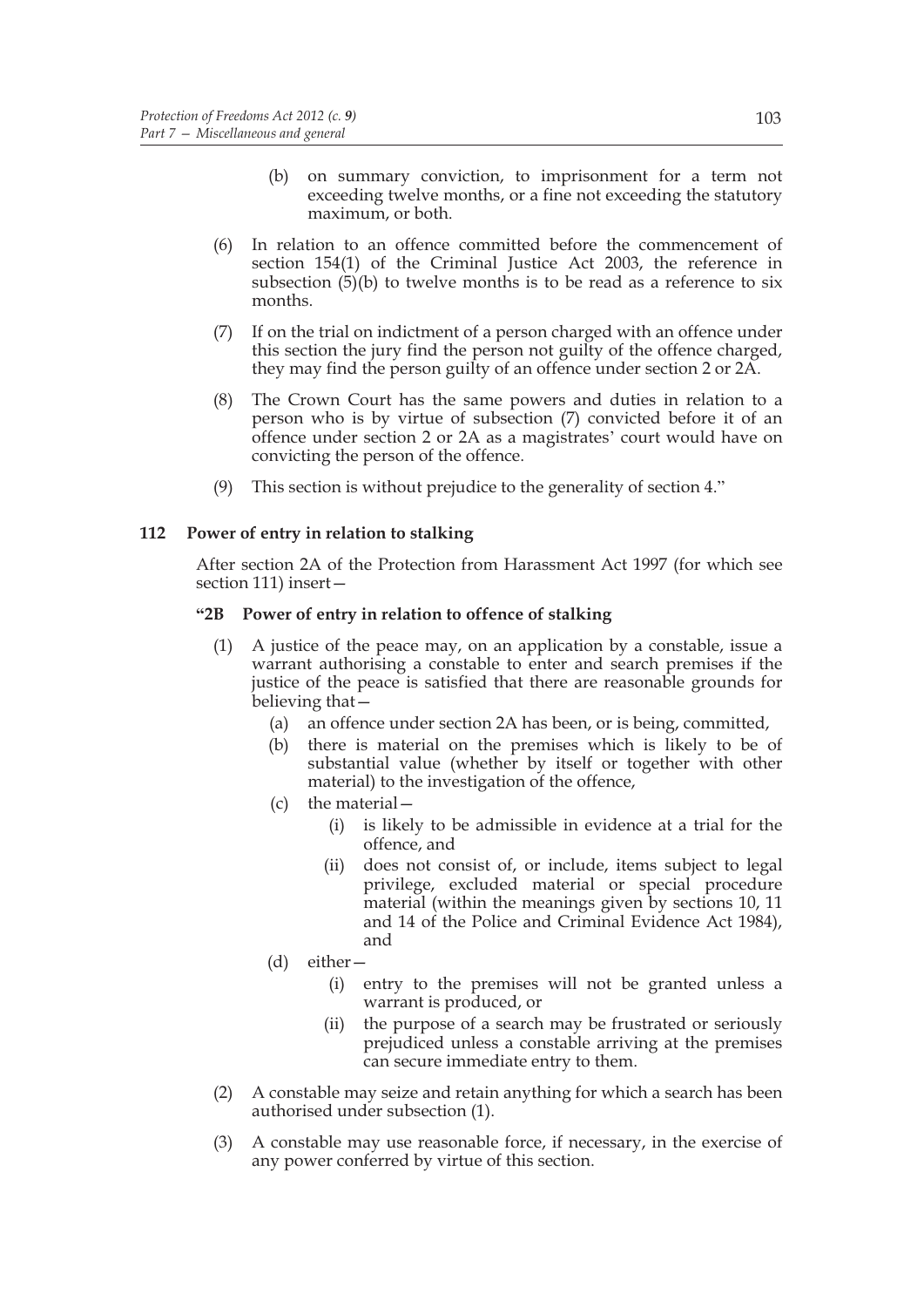(b) on summary conviction, to imprisonment for a term not exceeding twelve months, or a fine not exceeding the statutory maximum, or both.

(6) In relation to an offence committed before the commencement of section 154(1) of the Criminal Justice Act 2003, the reference in subsection (5)(b) to twelve months is to be read as a reference to six months.

(7) If on the trial on indictment of a person charged with an offence under this section the jury find the person not guilty of the offence charged, they may find the person guilty of an offence under section 2 or 2A.

(8) The Crown Court has the same powers and duties in relation to a person who is by virtue of subsection (7) convicted before it of an offence under section 2 or 2A as a magistrates' court would have on convicting the person of the offence.

(9) This section is without prejudice to the generality of section 4."

### 112 Power of entry in relation to stalking

After section 2A of the Protection from Harassment Act 1997 (for which see section 111) insert—

#### "2B Power of entry in relation to offence of stalking

(1) A justice of the peace may, on an application by a constable, issue a warrant authorising a constable to enter and search premises if the justice of the peace is satisfied that there are reasonable grounds for believing that—

(a) an offence under section 2A has been, or is being, committed,

(b) there is material on the premises which is likely to be of substantial value (whether by itself or together with other material) to the investigation of the offence,

(c) the material—

(i) is likely to be admissible in evidence at a trial for the offence, and

(ii) does not consist of, or include, items subject to legal privilege, excluded material or special procedure material (within the meanings given by sections 10, 11 and 14 of the Police and Criminal Evidence Act 1984), and

(d) either—

(i) entry to the premises will not be granted unless a warrant is produced, or

(ii) the purpose of a search may be frustrated or seriously prejudiced unless a constable arriving at the premises can secure immediate entry to them.

(2) A constable may seize and retain anything for which a search has been authorised under subsection (1).

(3) A constable may use reasonable force, if necessary, in the exercise of any power conferred by virtue of this section.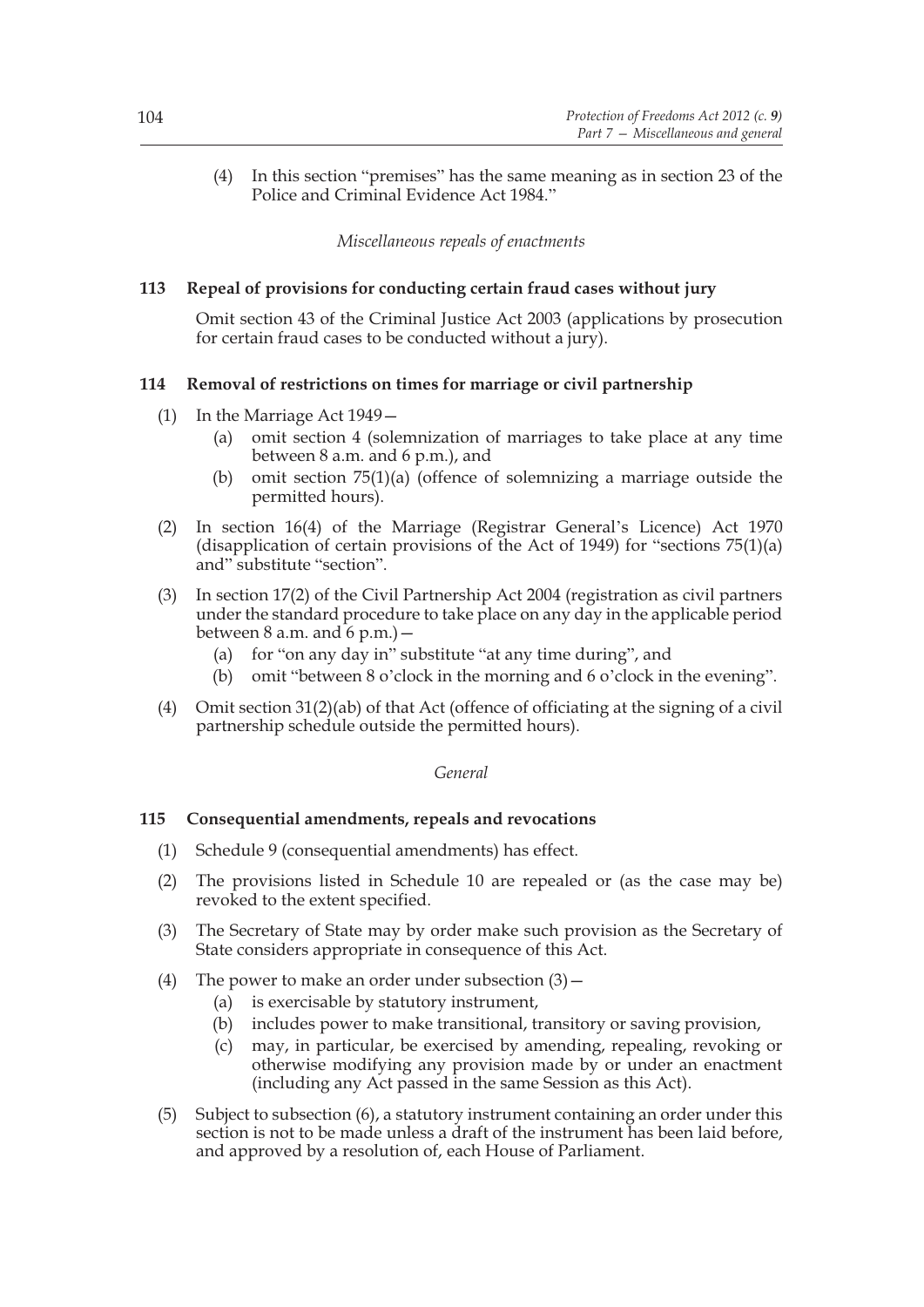(4) In this section "premises" has the same meaning as in section 23 of the Police and Criminal Evidence Act 1984."

*Miscellaneous repeals of enactments*

### 113 Repeal of provisions for conducting certain fraud cases without jury

Omit section 43 of the Criminal Justice Act 2003 (applications by prosecution for certain fraud cases to be conducted without a jury).

### 114 Removal of restrictions on times for marriage or civil partnership

(1) In the Marriage Act 1949—

- (a) omit section 4 (solemnization of marriages to take place at any time between 8 a.m. and 6 p.m.), and
- (b) omit section 75(1)(a) (offence of solemnizing a marriage outside the permitted hours).

(2) In section 16(4) of the Marriage (Registrar General's Licence) Act 1970 (disapplication of certain provisions of the Act of 1949) for "sections 75(1)(a) and" substitute "section".

(3) In section 17(2) of the Civil Partnership Act 2004 (registration as civil partners under the standard procedure to take place on any day in the applicable period between 8 a.m. and 6 p.m.)—

- (a) for "on any day in" substitute "at any time during", and
- (b) omit "between 8 o'clock in the morning and 6 o'clock in the evening".

(4) Omit section 31(2)(ab) of that Act (offence of officiating at the signing of a civil partnership schedule outside the permitted hours).

*General*

### 115 Consequential amendments, repeals and revocations

(1) Schedule 9 (consequential amendments) has effect.

(2) The provisions listed in Schedule 10 are repealed or (as the case may be) revoked to the extent specified.

(3) The Secretary of State may by order make such provision as the Secretary of State considers appropriate in consequence of this Act.

(4) The power to make an order under subsection (3)—

- (a) is exercisable by statutory instrument,
- (b) includes power to make transitional, transitory or saving provision,
- (c) may, in particular, be exercised by amending, repealing, revoking or otherwise modifying any provision made by or under an enactment (including any Act passed in the same Session as this Act).

(5) Subject to subsection (6), a statutory instrument containing an order under this section is not to be made unless a draft of the instrument has been laid before, and approved by a resolution of, each House of Parliament.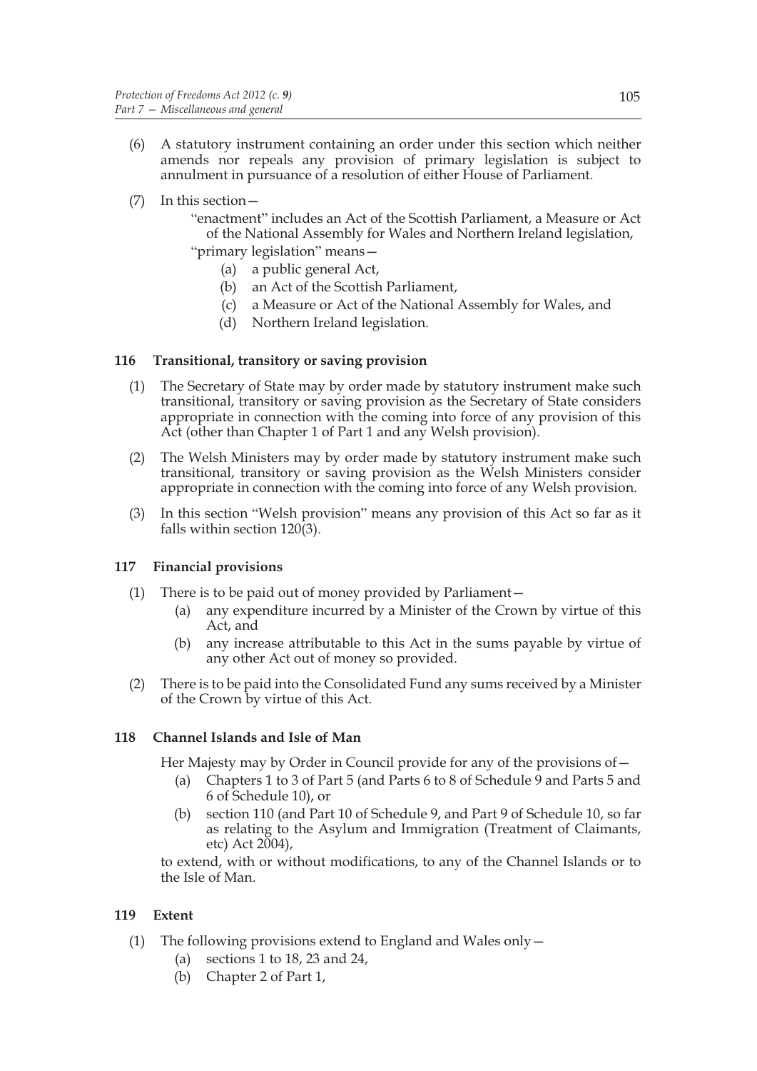(6) A statutory instrument containing an order under this section which neither amends nor repeals any provision of primary legislation is subject to annulment in pursuance of a resolution of either House of Parliament.

(7) In this section—

"enactment" includes an Act of the Scottish Parliament, a Measure or Act of the National Assembly for Wales and Northern Ireland legislation,

"primary legislation" means—

(a) a public general Act,

(b) an Act of the Scottish Parliament,

(c) a Measure or Act of the National Assembly for Wales, and

(d) Northern Ireland legislation.

### 116 Transitional, transitory or saving provision

(1) The Secretary of State may by order made by statutory instrument make such transitional, transitory or saving provision as the Secretary of State considers appropriate in connection with the coming into force of any provision of this Act (other than Chapter 1 of Part 1 and any Welsh provision).

(2) The Welsh Ministers may by order made by statutory instrument make such transitional, transitory or saving provision as the Welsh Ministers consider appropriate in connection with the coming into force of any Welsh provision.

(3) In this section "Welsh provision" means any provision of this Act so far as it falls within section 120(3).

### 117 Financial provisions

(1) There is to be paid out of money provided by Parliament—

(a) any expenditure incurred by a Minister of the Crown by virtue of this Act, and

(b) any increase attributable to this Act in the sums payable by virtue of any other Act out of money so provided.

(2) There is to be paid into the Consolidated Fund any sums received by a Minister of the Crown by virtue of this Act.

### 118 Channel Islands and Isle of Man

Her Majesty may by Order in Council provide for any of the provisions of—

(a) Chapters 1 to 3 of Part 5 (and Parts 6 to 8 of Schedule 9 and Parts 5 and 6 of Schedule 10), or

(b) section 110 (and Part 10 of Schedule 9, and Part 9 of Schedule 10, so far as relating to the Asylum and Immigration (Treatment of Claimants, etc) Act 2004),

to extend, with or without modifications, to any of the Channel Islands or to the Isle of Man.

### 119 Extent

(1) The following provisions extend to England and Wales only—

(a) sections 1 to 18, 23 and 24,

(b) Chapter 2 of Part 1,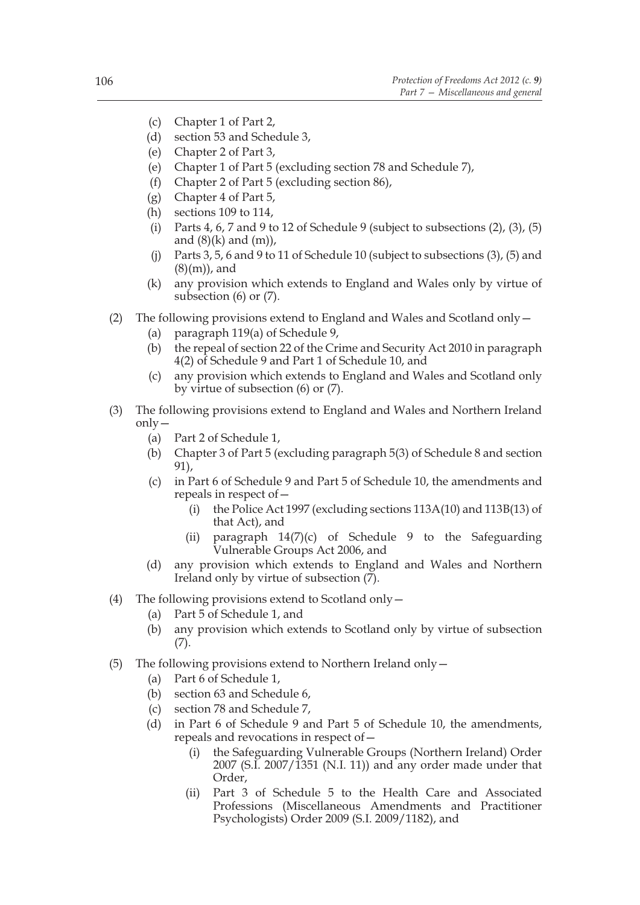(c) Chapter 1 of Part 2,

(d) section 53 and Schedule 3,

(e) Chapter 2 of Part 3,

(e) Chapter 1 of Part 5 (excluding section 78 and Schedule 7),

(f) Chapter 2 of Part 5 (excluding section 86),

(g) Chapter 4 of Part 5,

(h) sections 109 to 114,

(i) Parts 4, 6, 7 and 9 to 12 of Schedule 9 (subject to subsections (2), (3), (5) and (8)(k) and (m)),

(j) Parts 3, 5, 6 and 9 to 11 of Schedule 10 (subject to subsections (3), (5) and (8)(m)), and

(k) any provision which extends to England and Wales only by virtue of subsection (6) or (7).

(2) The following provisions extend to England and Wales and Scotland only—

(a) paragraph 119(a) of Schedule 9,

(b) the repeal of section 22 of the Crime and Security Act 2010 in paragraph 4(2) of Schedule 9 and Part 1 of Schedule 10, and

(c) any provision which extends to England and Wales and Scotland only by virtue of subsection (6) or (7).

(3) The following provisions extend to England and Wales and Northern Ireland only—

(a) Part 2 of Schedule 1,

(b) Chapter 3 of Part 5 (excluding paragraph 5(3) of Schedule 8 and section 91),

(c) in Part 6 of Schedule 9 and Part 5 of Schedule 10, the amendments and repeals in respect of—

(i) the Police Act 1997 (excluding sections 113A(10) and 113B(13) of that Act), and

(ii) paragraph 14(7)(c) of Schedule 9 to the Safeguarding Vulnerable Groups Act 2006, and

(d) any provision which extends to England and Wales and Northern Ireland only by virtue of subsection (7).

(4) The following provisions extend to Scotland only—

(a) Part 5 of Schedule 1, and

(b) any provision which extends to Scotland only by virtue of subsection (7).

(5) The following provisions extend to Northern Ireland only—

(a) Part 6 of Schedule 1,

(b) section 63 and Schedule 6,

(c) section 78 and Schedule 7,

(d) in Part 6 of Schedule 9 and Part 5 of Schedule 10, the amendments, repeals and revocations in respect of—

(i) the Safeguarding Vulnerable Groups (Northern Ireland) Order 2007 (S.I. 2007/1351 (N.I. 11)) and any order made under that Order,

(ii) Part 3 of Schedule 5 to the Health Care and Associated Professions (Miscellaneous Amendments and Practitioner Psychologists) Order 2009 (S.I. 2009/1182), and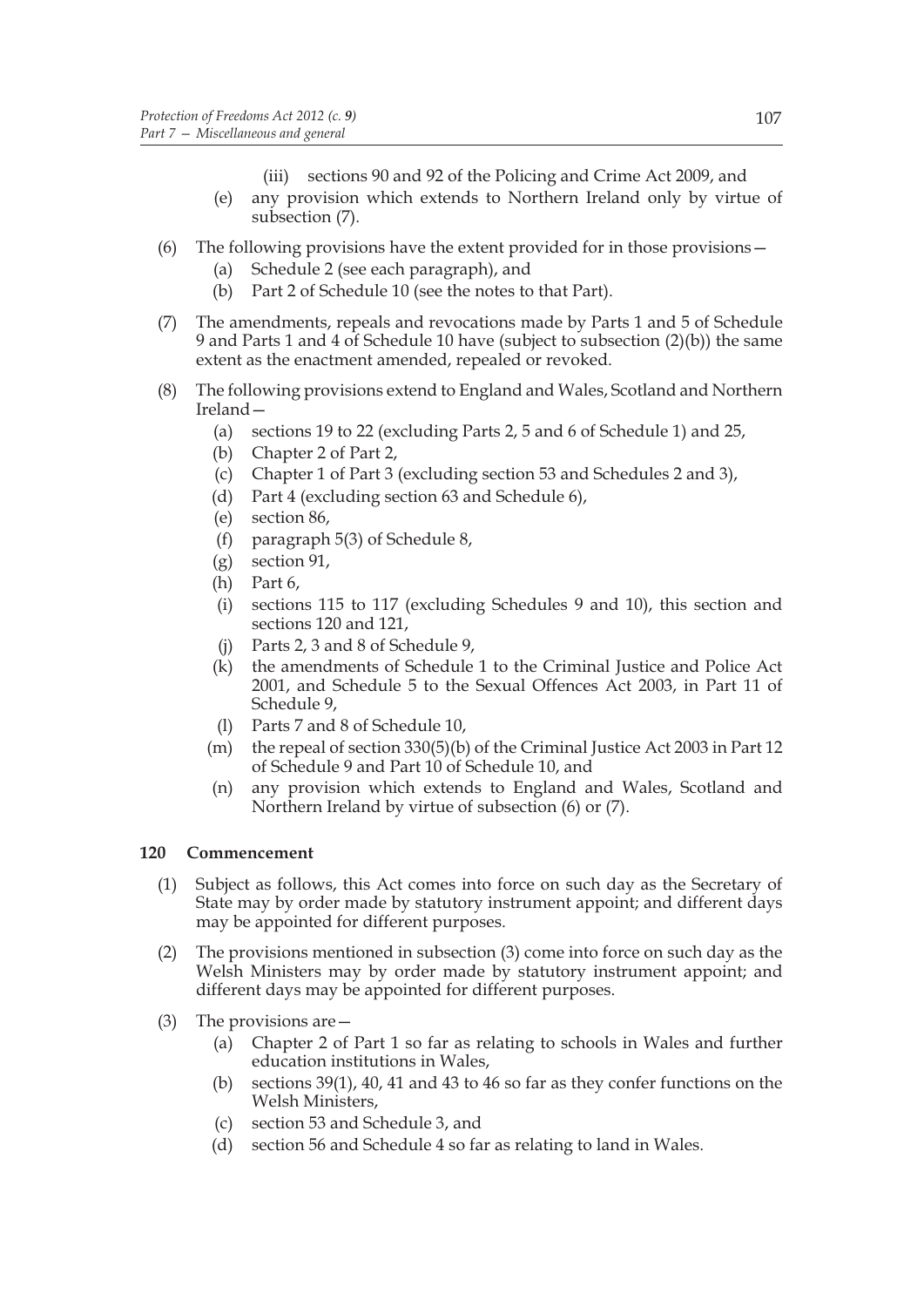(iii) sections 90 and 92 of the Policing and Crime Act 2009, and

(e) any provision which extends to Northern Ireland only by virtue of subsection (7).

(6) The following provisions have the extent provided for in those provisions—

(a) Schedule 2 (see each paragraph), and

(b) Part 2 of Schedule 10 (see the notes to that Part).

(7) The amendments, repeals and revocations made by Parts 1 and 5 of Schedule 9 and Parts 1 and 4 of Schedule 10 have (subject to subsection (2)(b)) the same extent as the enactment amended, repealed or revoked.

(8) The following provisions extend to England and Wales, Scotland and Northern Ireland—

(a) sections 19 to 22 (excluding Parts 2, 5 and 6 of Schedule 1) and 25,

(b) Chapter 2 of Part 2,

(c) Chapter 1 of Part 3 (excluding section 53 and Schedules 2 and 3),

(d) Part 4 (excluding section 63 and Schedule 6),

(e) section 86,

(f) paragraph 5(3) of Schedule 8,

(g) section 91,

(h) Part 6,

(i) sections 115 to 117 (excluding Schedules 9 and 10), this section and sections 120 and 121,

(j) Parts 2, 3 and 8 of Schedule 9,

(k) the amendments of Schedule 1 to the Criminal Justice and Police Act 2001, and Schedule 5 to the Sexual Offences Act 2003, in Part 11 of Schedule 9,

(l) Parts 7 and 8 of Schedule 10,

(m) the repeal of section 330(5)(b) of the Criminal Justice Act 2003 in Part 12 of Schedule 9 and Part 10 of Schedule 10, and

(n) any provision which extends to England and Wales, Scotland and Northern Ireland by virtue of subsection (6) or (7).

**120 Commencement**

(1) Subject as follows, this Act comes into force on such day as the Secretary of State may by order made by statutory instrument appoint; and different days may be appointed for different purposes.

(2) The provisions mentioned in subsection (3) come into force on such day as the Welsh Ministers may by order made by statutory instrument appoint; and different days may be appointed for different purposes.

(3) The provisions are—

(a) Chapter 2 of Part 1 so far as relating to schools in Wales and further education institutions in Wales,

(b) sections 39(1), 40, 41 and 43 to 46 so far as they confer functions on the Welsh Ministers,

(c) section 53 and Schedule 3, and

(d) section 56 and Schedule 4 so far as relating to land in Wales.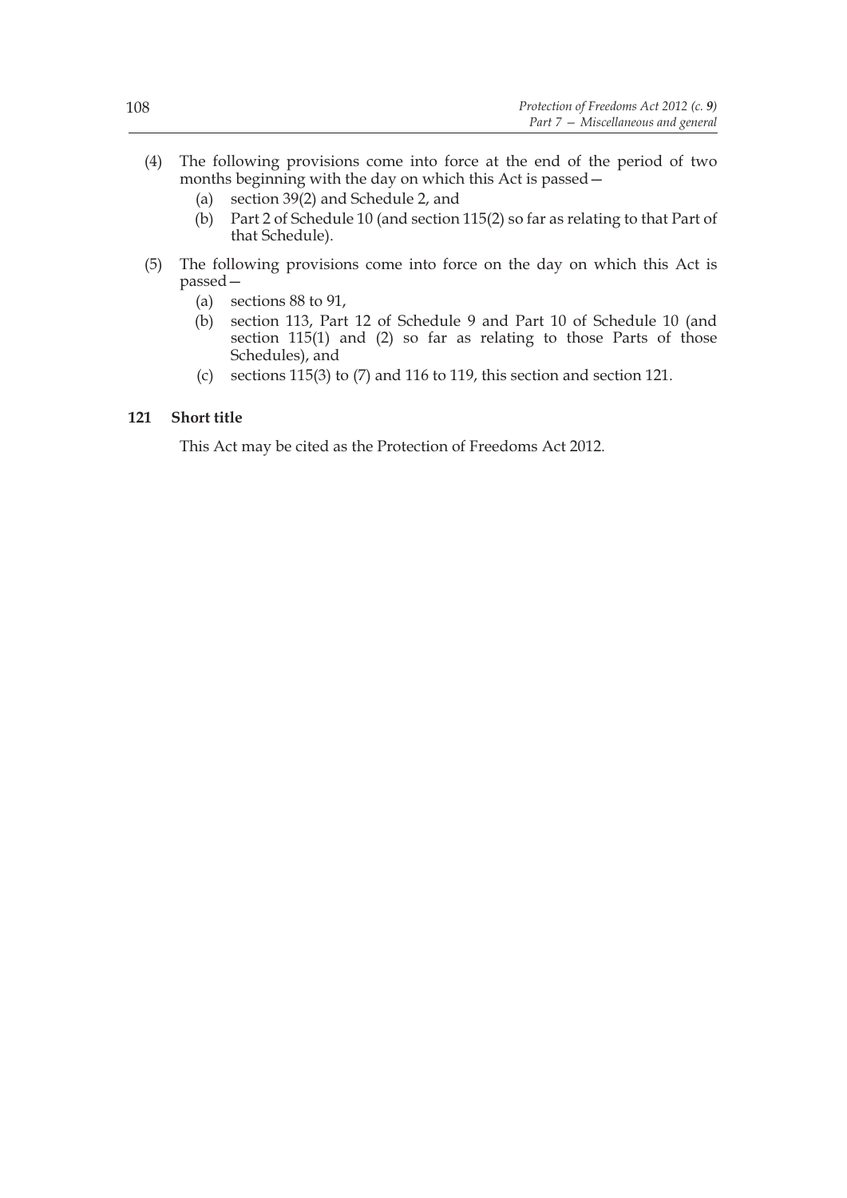(4) The following provisions come into force at the end of the period of two months beginning with the day on which this Act is passed—

   (a) section 39(2) and Schedule 2, and

   (b) Part 2 of Schedule 10 (and section 115(2) so far as relating to that Part of that Schedule).

(5) The following provisions come into force on the day on which this Act is passed—

   (a) sections 88 to 91,

   (b) section 113, Part 12 of Schedule 9 and Part 10 of Schedule 10 (and section 115(1) and (2) so far as relating to those Parts of those Schedules), and

   (c) sections 115(3) to (7) and 116 to 119, this section and section 121.

### 121 Short title

This Act may be cited as the Protection of Freedoms Act 2012.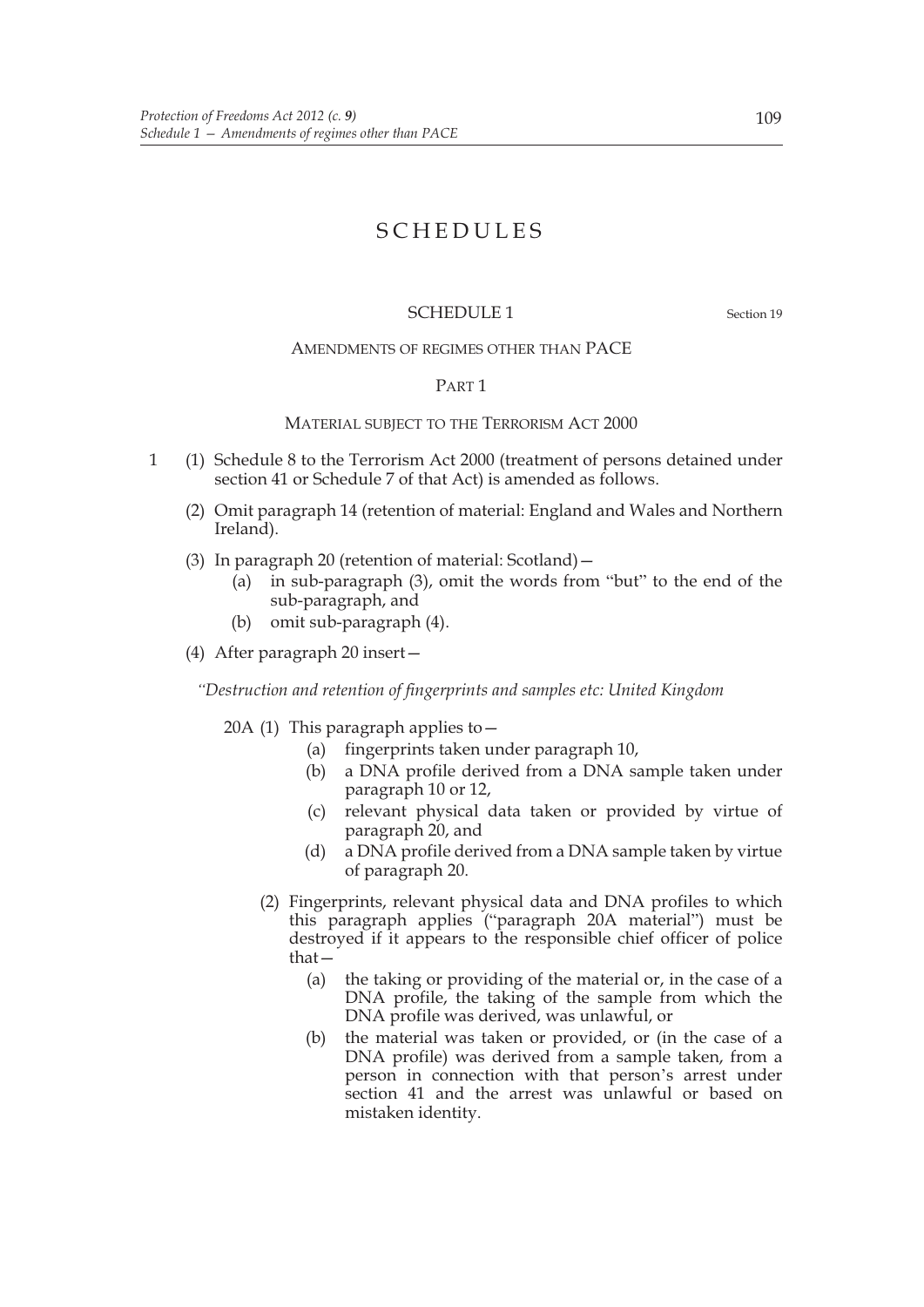# SCHEDULES

## SCHEDULE 1

Section 19

### AMENDMENTS OF REGIMES OTHER THAN PACE

#### PART 1

#### MATERIAL SUBJECT TO THE TERRORISM ACT 2000

1 (1) Schedule 8 to the Terrorism Act 2000 (treatment of persons detained under section 41 or Schedule 7 of that Act) is amended as follows.

(2) Omit paragraph 14 (retention of material: England and Wales and Northern Ireland).

(3) In paragraph 20 (retention of material: Scotland)—

(a) in sub-paragraph (3), omit the words from "but" to the end of the sub-paragraph, and

(b) omit sub-paragraph (4).

(4) After paragraph 20 insert—

*"Destruction and retention of fingerprints and samples etc: United Kingdom*

20A (1) This paragraph applies to—

(a) fingerprints taken under paragraph 10,

(b) a DNA profile derived from a DNA sample taken under paragraph 10 or 12,

(c) relevant physical data taken or provided by virtue of paragraph 20, and

(d) a DNA profile derived from a DNA sample taken by virtue of paragraph 20.

(2) Fingerprints, relevant physical data and DNA profiles to which this paragraph applies ("paragraph 20A material") must be destroyed if it appears to the responsible chief officer of police that—

(a) the taking or providing of the material or, in the case of a DNA profile, the taking of the sample from which the DNA profile was derived, was unlawful, or

(b) the material was taken or provided, or (in the case of a DNA profile) was derived from a sample taken, from a person in connection with that person's arrest under section 41 and the arrest was unlawful or based on mistaken identity.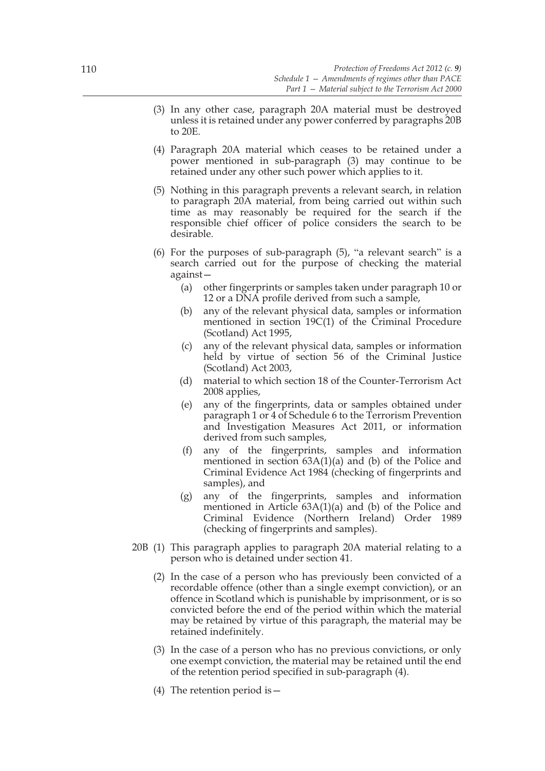(3) In any other case, paragraph 20A material must be destroyed unless it is retained under any power conferred by paragraphs 20B to 20E.

(4) Paragraph 20A material which ceases to be retained under a power mentioned in sub-paragraph (3) may continue to be retained under any other such power which applies to it.

(5) Nothing in this paragraph prevents a relevant search, in relation to paragraph 20A material, from being carried out within such time as may reasonably be required for the search if the responsible chief officer of police considers the search to be desirable.

(6) For the purposes of sub-paragraph (5), "a relevant search" is a search carried out for the purpose of checking the material against—

(a) other fingerprints or samples taken under paragraph 10 or 12 or a DNA profile derived from such a sample,

(b) any of the relevant physical data, samples or information mentioned in section 19C(1) of the Criminal Procedure (Scotland) Act 1995,

(c) any of the relevant physical data, samples or information held by virtue of section 56 of the Criminal Justice (Scotland) Act 2003,

(d) material to which section 18 of the Counter-Terrorism Act 2008 applies,

(e) any of the fingerprints, data or samples obtained under paragraph 1 or 4 of Schedule 6 to the Terrorism Prevention and Investigation Measures Act 2011, or information derived from such samples,

(f) any of the fingerprints, samples and information mentioned in section 63A(1)(a) and (b) of the Police and Criminal Evidence Act 1984 (checking of fingerprints and samples), and

(g) any of the fingerprints, samples and information mentioned in Article 63A(1)(a) and (b) of the Police and Criminal Evidence (Northern Ireland) Order 1989 (checking of fingerprints and samples).

20B (1) This paragraph applies to paragraph 20A material relating to a person who is detained under section 41.

(2) In the case of a person who has previously been convicted of a recordable offence (other than a single exempt conviction), or an offence in Scotland which is punishable by imprisonment, or is so convicted before the end of the period within which the material may be retained by virtue of this paragraph, the material may be retained indefinitely.

(3) In the case of a person who has no previous convictions, or only one exempt conviction, the material may be retained until the end of the retention period specified in sub-paragraph (4).

(4) The retention period is—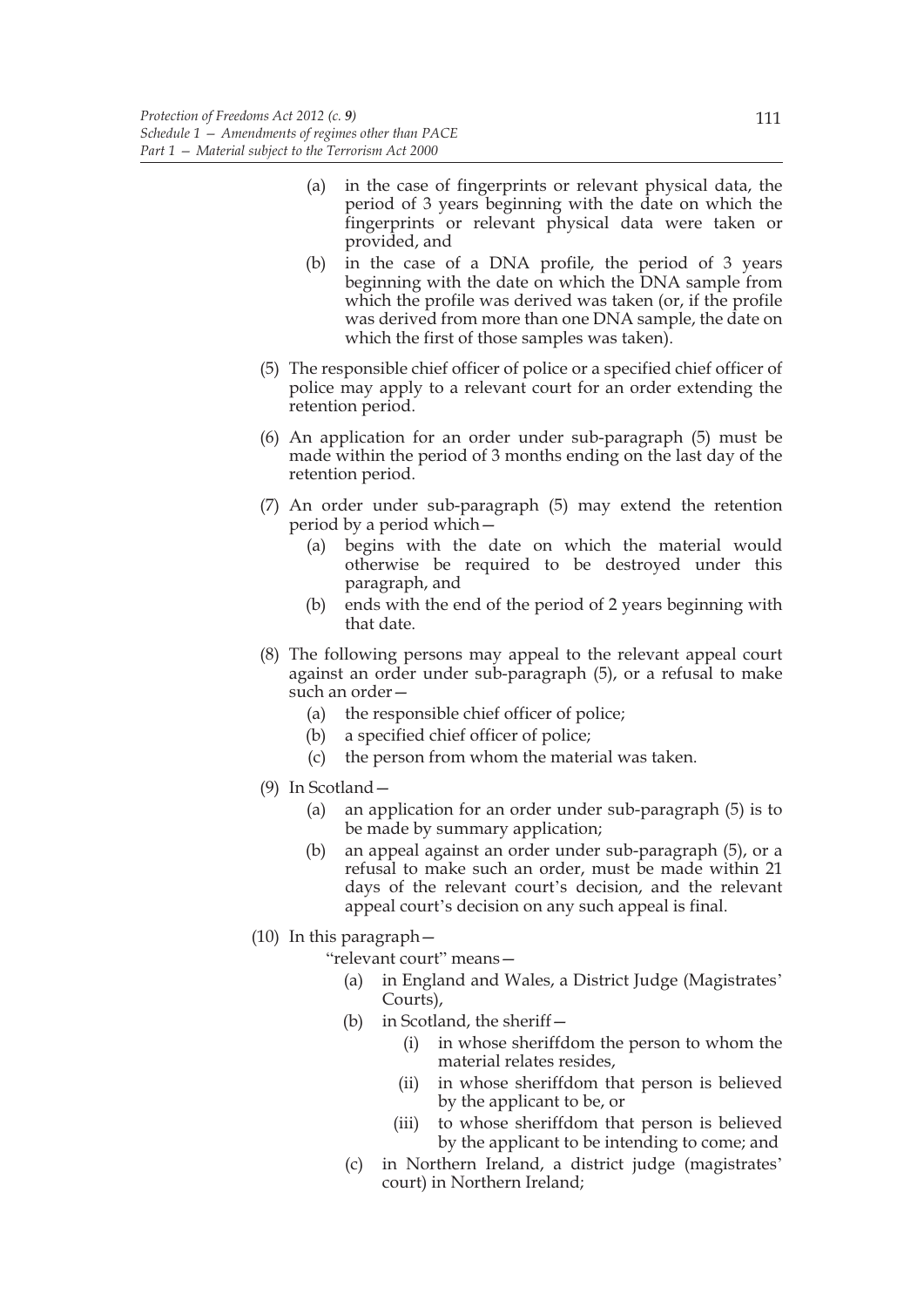(a) in the case of fingerprints or relevant physical data, the period of 3 years beginning with the date on which the fingerprints or relevant physical data were taken or provided, and

(b) in the case of a DNA profile, the period of 3 years beginning with the date on which the DNA sample from which the profile was derived was taken (or, if the profile was derived from more than one DNA sample, the date on which the first of those samples was taken).

(5) The responsible chief officer of police or a specified chief officer of police may apply to a relevant court for an order extending the retention period.

(6) An application for an order under sub-paragraph (5) must be made within the period of 3 months ending on the last day of the retention period.

(7) An order under sub-paragraph (5) may extend the retention period by a period which—

(a) begins with the date on which the material would otherwise be required to be destroyed under this paragraph, and

(b) ends with the end of the period of 2 years beginning with that date.

(8) The following persons may appeal to the relevant appeal court against an order under sub-paragraph (5), or a refusal to make such an order—

(a) the responsible chief officer of police;

(b) a specified chief officer of police;

(c) the person from whom the material was taken.

(9) In Scotland—

(a) an application for an order under sub-paragraph (5) is to be made by summary application;

(b) an appeal against an order under sub-paragraph (5), or a refusal to make such an order, must be made within 21 days of the relevant court's decision, and the relevant appeal court's decision on any such appeal is final.

(10) In this paragraph—

"relevant court" means—

(a) in England and Wales, a District Judge (Magistrates' Courts),

(b) in Scotland, the sheriff—

(i) in whose sheriffdom the person to whom the material relates resides,

(ii) in whose sheriffdom that person is believed by the applicant to be, or

(iii) to whose sheriffdom that person is believed by the applicant to be intending to come; and

(c) in Northern Ireland, a district judge (magistrates' court) in Northern Ireland;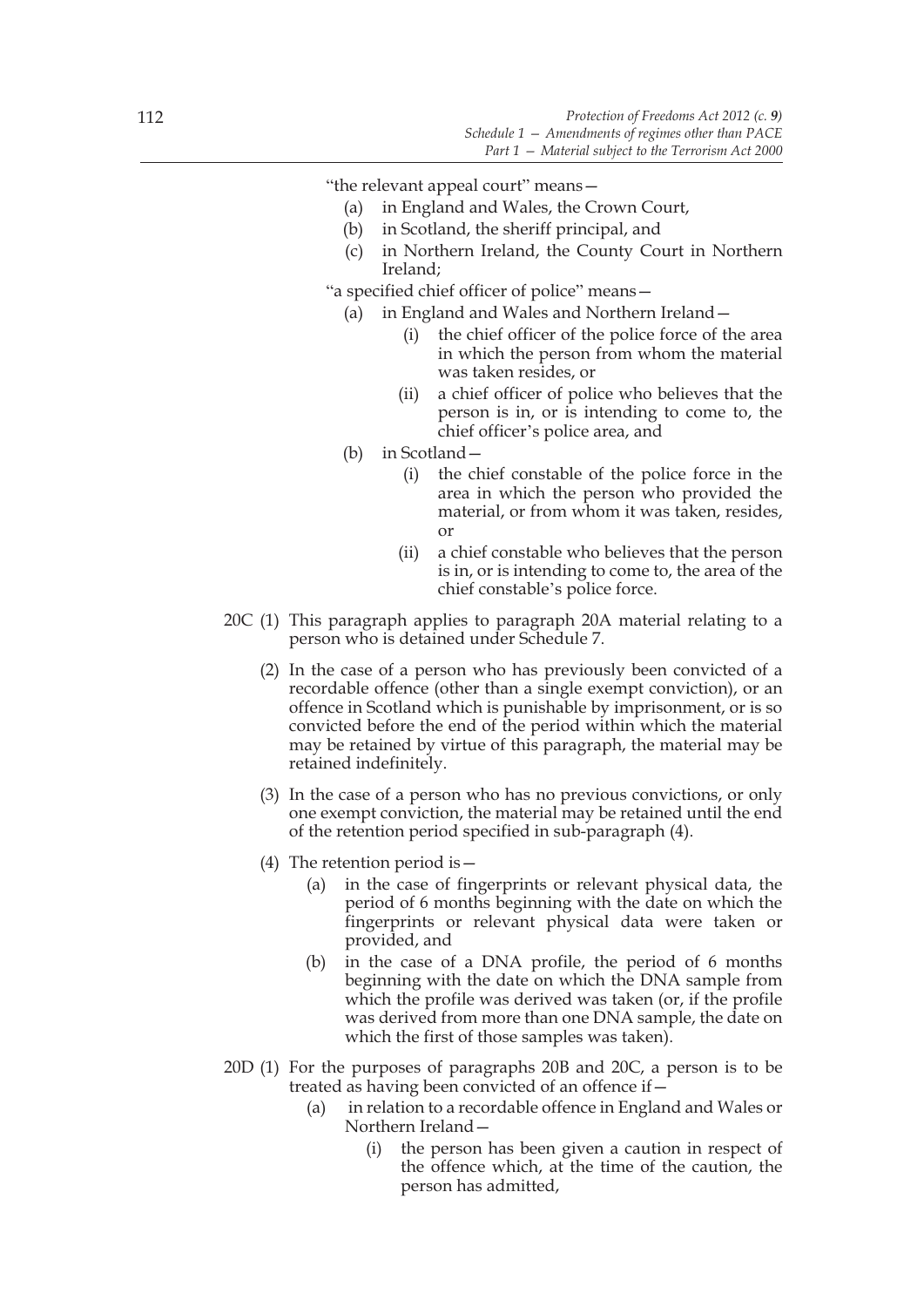"the relevant appeal court" means—

(a) in England and Wales, the Crown Court,

(b) in Scotland, the sheriff principal, and

(c) in Northern Ireland, the County Court in Northern Ireland;

"a specified chief officer of police" means—

(a) in England and Wales and Northern Ireland—

(i) the chief officer of the police force of the area in which the person from whom the material was taken resides, or

(ii) a chief officer of police who believes that the person is in, or is intending to come to, the chief officer's police area, and

(b) in Scotland—

(i) the chief constable of the police force in the area in which the person who provided the material, or from whom it was taken, resides, or

(ii) a chief constable who believes that the person is in, or is intending to come to, the area of the chief constable's police force.

20C (1) This paragraph applies to paragraph 20A material relating to a person who is detained under Schedule 7.

(2) In the case of a person who has previously been convicted of a recordable offence (other than a single exempt conviction), or an offence in Scotland which is punishable by imprisonment, or is so convicted before the end of the period within which the material may be retained by virtue of this paragraph, the material may be retained indefinitely.

(3) In the case of a person who has no previous convictions, or only one exempt conviction, the material may be retained until the end of the retention period specified in sub-paragraph (4).

(4) The retention period is—

(a) in the case of fingerprints or relevant physical data, the period of 6 months beginning with the date on which the fingerprints or relevant physical data were taken or provided, and

(b) in the case of a DNA profile, the period of 6 months beginning with the date on which the DNA sample from which the profile was derived was taken (or, if the profile was derived from more than one DNA sample, the date on which the first of those samples was taken).

20D (1) For the purposes of paragraphs 20B and 20C, a person is to be treated as having been convicted of an offence if—

(a) in relation to a recordable offence in England and Wales or Northern Ireland—

(i) the person has been given a caution in respect of the offence which, at the time of the caution, the person has admitted,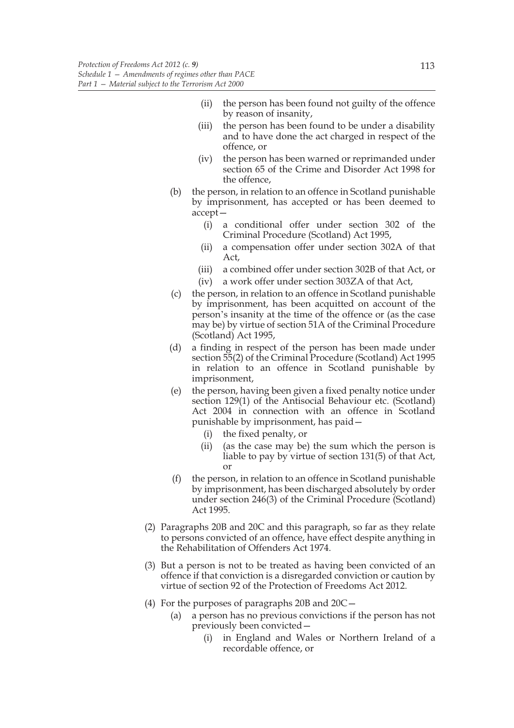(ii) the person has been found not guilty of the offence by reason of insanity,

(iii) the person has been found to be under a disability and to have done the act charged in respect of the offence, or

(iv) the person has been warned or reprimanded under section 65 of the Crime and Disorder Act 1998 for the offence,

(b) the person, in relation to an offence in Scotland punishable by imprisonment, has accepted or has been deemed to accept—

(i) a conditional offer under section 302 of the Criminal Procedure (Scotland) Act 1995,

(ii) a compensation offer under section 302A of that Act,

(iii) a combined offer under section 302B of that Act, or

(iv) a work offer under section 303ZA of that Act,

(c) the person, in relation to an offence in Scotland punishable by imprisonment, has been acquitted on account of the person's insanity at the time of the offence or (as the case may be) by virtue of section 51A of the Criminal Procedure (Scotland) Act 1995,

(d) a finding in respect of the person has been made under section 55(2) of the Criminal Procedure (Scotland) Act 1995 in relation to an offence in Scotland punishable by imprisonment,

(e) the person, having been given a fixed penalty notice under section 129(1) of the Antisocial Behaviour etc. (Scotland) Act 2004 in connection with an offence in Scotland punishable by imprisonment, has paid—

(i) the fixed penalty, or

(ii) (as the case may be) the sum which the person is liable to pay by virtue of section 131(5) of that Act, or

(f) the person, in relation to an offence in Scotland punishable by imprisonment, has been discharged absolutely by order under section 246(3) of the Criminal Procedure (Scotland) Act 1995.

(2) Paragraphs 20B and 20C and this paragraph, so far as they relate to persons convicted of an offence, have effect despite anything in the Rehabilitation of Offenders Act 1974.

(3) But a person is not to be treated as having been convicted of an offence if that conviction is a disregarded conviction or caution by virtue of section 92 of the Protection of Freedoms Act 2012.

(4) For the purposes of paragraphs 20B and 20C—

(a) a person has no previous convictions if the person has not previously been convicted—

(i) in England and Wales or Northern Ireland of a recordable offence, or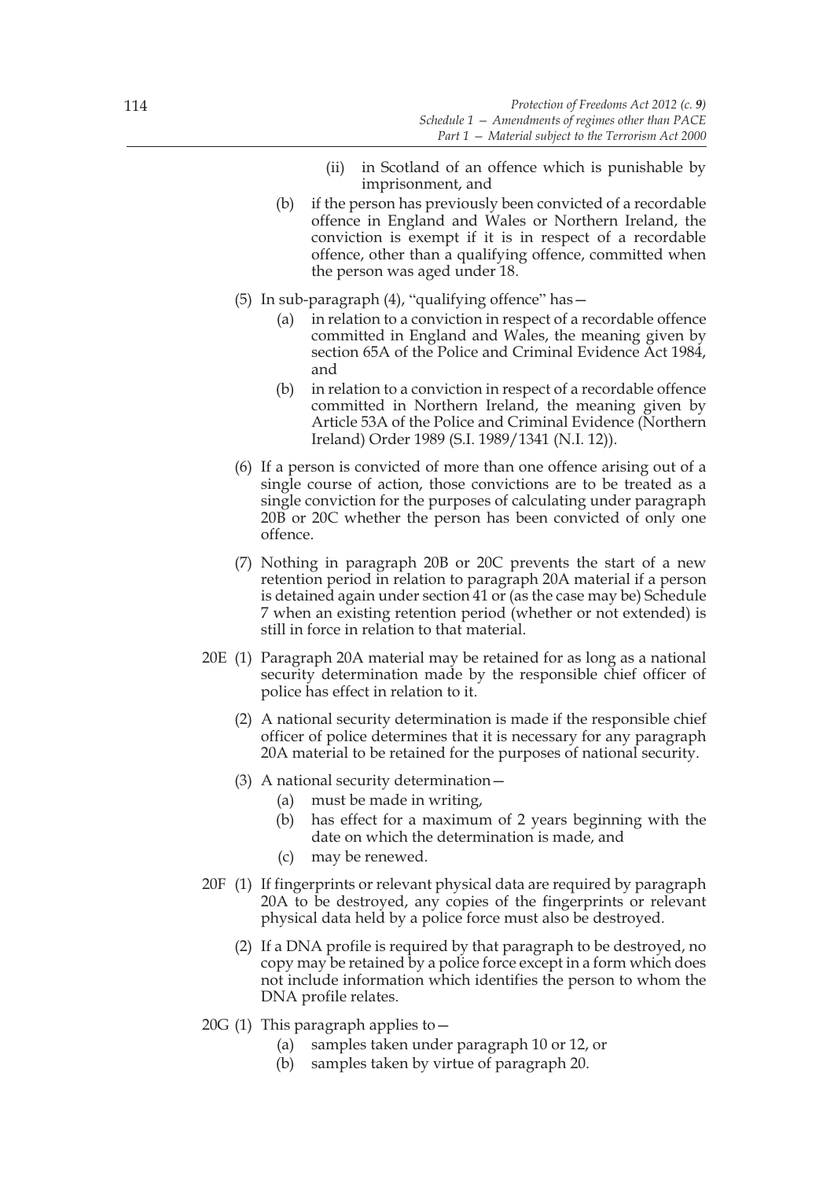(ii) in Scotland of an offence which is punishable by imprisonment, and

(b) if the person has previously been convicted of a recordable offence in England and Wales or Northern Ireland, the conviction is exempt if it is in respect of a recordable offence, other than a qualifying offence, committed when the person was aged under 18.

(5) In sub-paragraph (4), "qualifying offence" has—

(a) in relation to a conviction in respect of a recordable offence committed in England and Wales, the meaning given by section 65A of the Police and Criminal Evidence Act 1984, and

(b) in relation to a conviction in respect of a recordable offence committed in Northern Ireland, the meaning given by Article 53A of the Police and Criminal Evidence (Northern Ireland) Order 1989 (S.I. 1989/1341 (N.I. 12)).

(6) If a person is convicted of more than one offence arising out of a single course of action, those convictions are to be treated as a single conviction for the purposes of calculating under paragraph 20B or 20C whether the person has been convicted of only one offence.

(7) Nothing in paragraph 20B or 20C prevents the start of a new retention period in relation to paragraph 20A material if a person is detained again under section 41 or (as the case may be) Schedule 7 when an existing retention period (whether or not extended) is still in force in relation to that material.

20E (1) Paragraph 20A material may be retained for as long as a national security determination made by the responsible chief officer of police has effect in relation to it.

(2) A national security determination is made if the responsible chief officer of police determines that it is necessary for any paragraph 20A material to be retained for the purposes of national security.

(3) A national security determination—

(a) must be made in writing,

(b) has effect for a maximum of 2 years beginning with the date on which the determination is made, and

(c) may be renewed.

20F (1) If fingerprints or relevant physical data are required by paragraph 20A to be destroyed, any copies of the fingerprints or relevant physical data held by a police force must also be destroyed.

(2) If a DNA profile is required by that paragraph to be destroyed, no copy may be retained by a police force except in a form which does not include information which identifies the person to whom the DNA profile relates.

20G (1) This paragraph applies to—

(a) samples taken under paragraph 10 or 12, or

(b) samples taken by virtue of paragraph 20.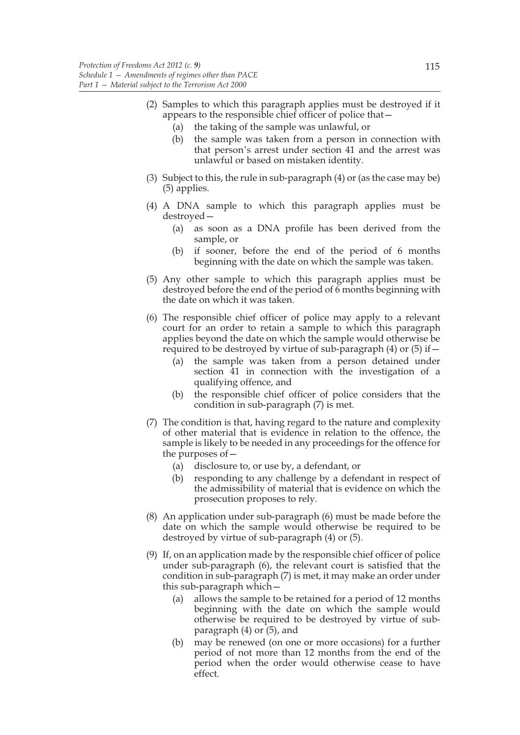(2) Samples to which this paragraph applies must be destroyed if it appears to the responsible chief officer of police that—

   (a) the taking of the sample was unlawful, or

   (b) the sample was taken from a person in connection with that person's arrest under section 41 and the arrest was unlawful or based on mistaken identity.

(3) Subject to this, the rule in sub-paragraph (4) or (as the case may be) (5) applies.

(4) A DNA sample to which this paragraph applies must be destroyed—

   (a) as soon as a DNA profile has been derived from the sample, or

   (b) if sooner, before the end of the period of 6 months beginning with the date on which the sample was taken.

(5) Any other sample to which this paragraph applies must be destroyed before the end of the period of 6 months beginning with the date on which it was taken.

(6) The responsible chief officer of police may apply to a relevant court for an order to retain a sample to which this paragraph applies beyond the date on which the sample would otherwise be required to be destroyed by virtue of sub-paragraph (4) or (5) if—

   (a) the sample was taken from a person detained under section 41 in connection with the investigation of a qualifying offence, and

   (b) the responsible chief officer of police considers that the condition in sub-paragraph (7) is met.

(7) The condition is that, having regard to the nature and complexity of other material that is evidence in relation to the offence, the sample is likely to be needed in any proceedings for the offence for the purposes of—

   (a) disclosure to, or use by, a defendant, or

   (b) responding to any challenge by a defendant in respect of the admissibility of material that is evidence on which the prosecution proposes to rely.

(8) An application under sub-paragraph (6) must be made before the date on which the sample would otherwise be required to be destroyed by virtue of sub-paragraph (4) or (5).

(9) If, on an application made by the responsible chief officer of police under sub-paragraph (6), the relevant court is satisfied that the condition in sub-paragraph (7) is met, it may make an order under this sub-paragraph which—

   (a) allows the sample to be retained for a period of 12 months beginning with the date on which the sample would otherwise be required to be destroyed by virtue of sub-paragraph (4) or (5), and

   (b) may be renewed (on one or more occasions) for a further period of not more than 12 months from the end of the period when the order would otherwise cease to have effect.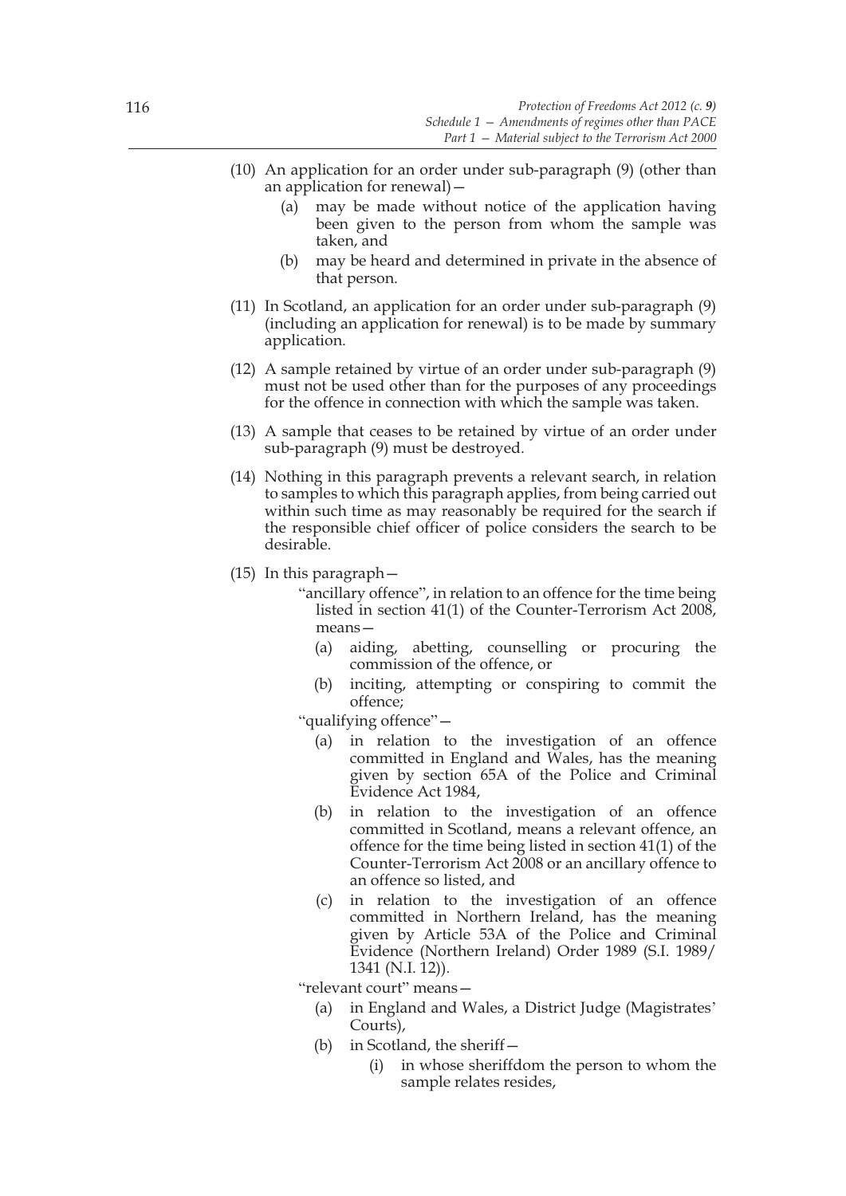(10) An application for an order under sub-paragraph (9) (other than an application for renewal)—

   (a) may be made without notice of the application having been given to the person from whom the sample was taken, and

   (b) may be heard and determined in private in the absence of that person.

(11) In Scotland, an application for an order under sub-paragraph (9) (including an application for renewal) is to be made by summary application.

(12) A sample retained by virtue of an order under sub-paragraph (9) must not be used other than for the purposes of any proceedings for the offence in connection with which the sample was taken.

(13) A sample that ceases to be retained by virtue of an order under sub-paragraph (9) must be destroyed.

(14) Nothing in this paragraph prevents a relevant search, in relation to samples to which this paragraph applies, from being carried out within such time as may reasonably be required for the search if the responsible chief officer of police considers the search to be desirable.

(15) In this paragraph—

   "ancillary offence", in relation to an offence for the time being listed in section 41(1) of the Counter-Terrorism Act 2008, means—

   (a) aiding, abetting, counselling or procuring the commission of the offence, or

   (b) inciting, attempting or conspiring to commit the offence;

   "qualifying offence"—

   (a) in relation to the investigation of an offence committed in England and Wales, has the meaning given by section 65A of the Police and Criminal Evidence Act 1984,

   (b) in relation to the investigation of an offence committed in Scotland, means a relevant offence, an offence for the time being listed in section 41(1) of the Counter-Terrorism Act 2008 or an ancillary offence to an offence so listed, and

   (c) in relation to the investigation of an offence committed in Northern Ireland, has the meaning given by Article 53A of the Police and Criminal Evidence (Northern Ireland) Order 1989 (S.I. 1989/1341 (N.I. 12)).

   "relevant court" means—

   (a) in England and Wales, a District Judge (Magistrates' Courts),

   (b) in Scotland, the sheriff—

      (i) in whose sheriffdom the person to whom the sample relates resides,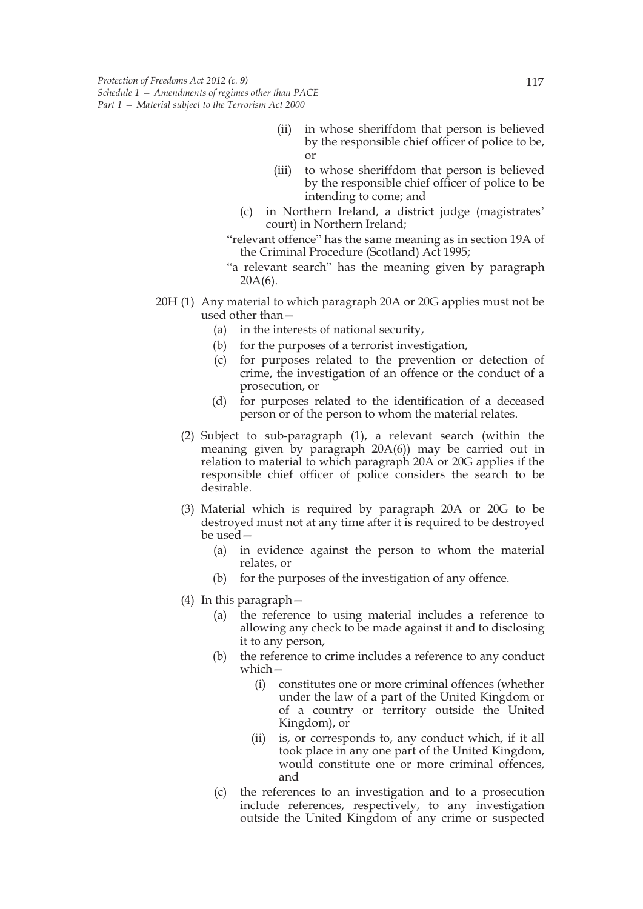(ii) in whose sheriffdom that person is believed by the responsible chief officer of police to be, or

(iii) to whose sheriffdom that person is believed by the responsible chief officer of police to be intending to come; and

(c) in Northern Ireland, a district judge (magistrates' court) in Northern Ireland;

"relevant offence" has the same meaning as in section 19A of the Criminal Procedure (Scotland) Act 1995;

"a relevant search" has the meaning given by paragraph 20A(6).

20H (1) Any material to which paragraph 20A or 20G applies must not be used other than—

(a) in the interests of national security,

(b) for the purposes of a terrorist investigation,

(c) for purposes related to the prevention or detection of crime, the investigation of an offence or the conduct of a prosecution, or

(d) for purposes related to the identification of a deceased person or of the person to whom the material relates.

(2) Subject to sub-paragraph (1), a relevant search (within the meaning given by paragraph 20A(6)) may be carried out in relation to material to which paragraph 20A or 20G applies if the responsible chief officer of police considers the search to be desirable.

(3) Material which is required by paragraph 20A or 20G to be destroyed must not at any time after it is required to be destroyed be used—

(a) in evidence against the person to whom the material relates, or

(b) for the purposes of the investigation of any offence.

(4) In this paragraph—

(a) the reference to using material includes a reference to allowing any check to be made against it and to disclosing it to any person,

(b) the reference to crime includes a reference to any conduct which—

(i) constitutes one or more criminal offences (whether under the law of a part of the United Kingdom or of a country or territory outside the United Kingdom), or

(ii) is, or corresponds to, any conduct which, if it all took place in any one part of the United Kingdom, would constitute one or more criminal offences, and

(c) the references to an investigation and to a prosecution include references, respectively, to any investigation outside the United Kingdom of any crime or suspected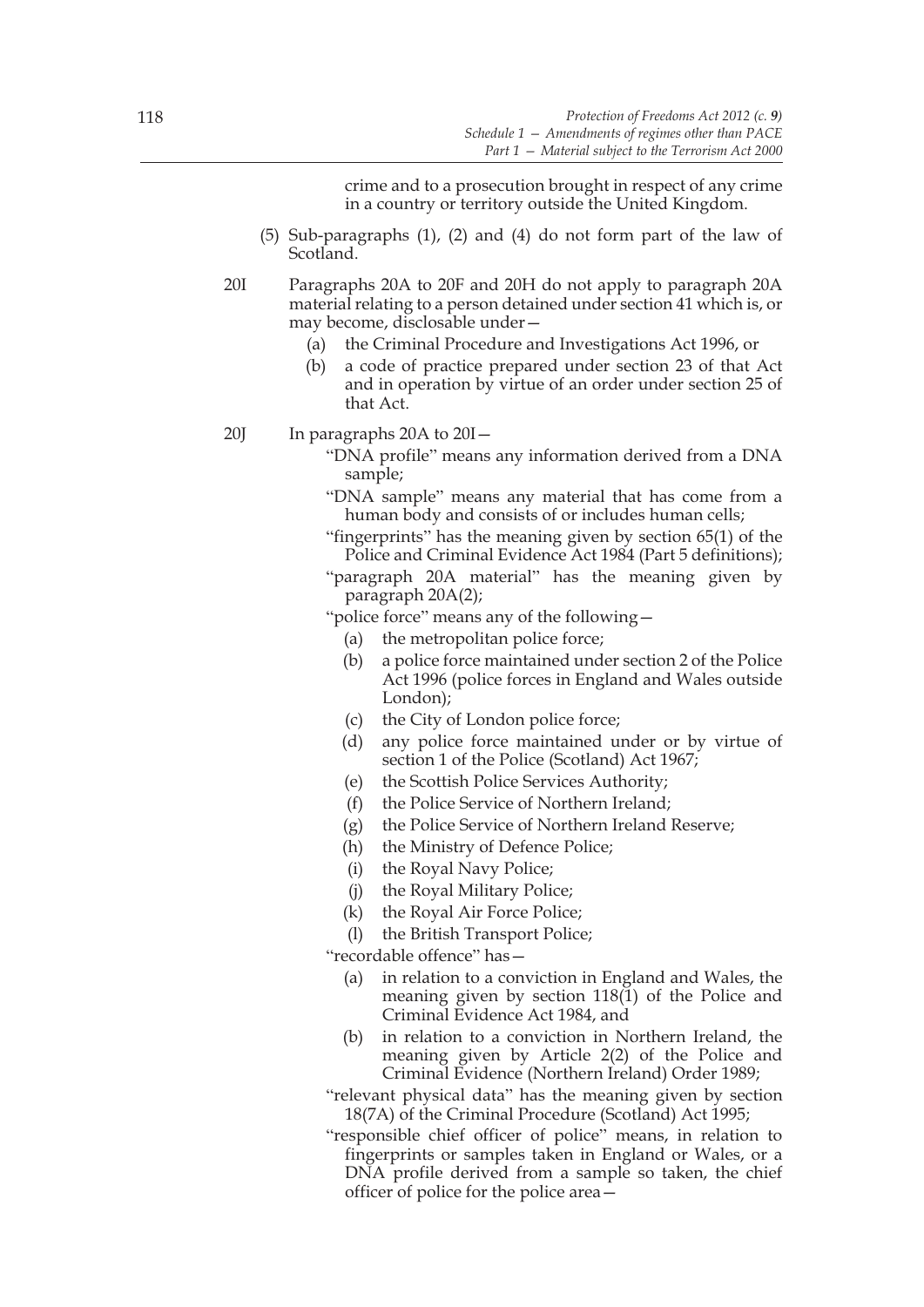crime and to a prosecution brought in respect of any crime in a country or territory outside the United Kingdom.

(5) Sub-paragraphs (1), (2) and (4) do not form part of the law of Scotland.

20I Paragraphs 20A to 20F and 20H do not apply to paragraph 20A material relating to a person detained under section 41 which is, or may become, disclosable under—

(a) the Criminal Procedure and Investigations Act 1996, or

(b) a code of practice prepared under section 23 of that Act and in operation by virtue of an order under section 25 of that Act.

20J In paragraphs 20A to 20I—

"DNA profile" means any information derived from a DNA sample;

"DNA sample" means any material that has come from a human body and consists of or includes human cells;

"fingerprints" has the meaning given by section 65(1) of the Police and Criminal Evidence Act 1984 (Part 5 definitions);

"paragraph 20A material" has the meaning given by paragraph 20A(2);

"police force" means any of the following—

(a) the metropolitan police force;

(b) a police force maintained under section 2 of the Police Act 1996 (police forces in England and Wales outside London);

(c) the City of London police force;

(d) any police force maintained under or by virtue of section 1 of the Police (Scotland) Act 1967;

(e) the Scottish Police Services Authority;

(f) the Police Service of Northern Ireland;

(g) the Police Service of Northern Ireland Reserve;

(h) the Ministry of Defence Police;

(i) the Royal Navy Police;

(j) the Royal Military Police;

(k) the Royal Air Force Police;

(l) the British Transport Police;

"recordable offence" has—

(a) in relation to a conviction in England and Wales, the meaning given by section 118(1) of the Police and Criminal Evidence Act 1984, and

(b) in relation to a conviction in Northern Ireland, the meaning given by Article 2(2) of the Police and Criminal Evidence (Northern Ireland) Order 1989;

"relevant physical data" has the meaning given by section 18(7A) of the Criminal Procedure (Scotland) Act 1995;

"responsible chief officer of police" means, in relation to fingerprints or samples taken in England or Wales, or a DNA profile derived from a sample so taken, the chief officer of police for the police area—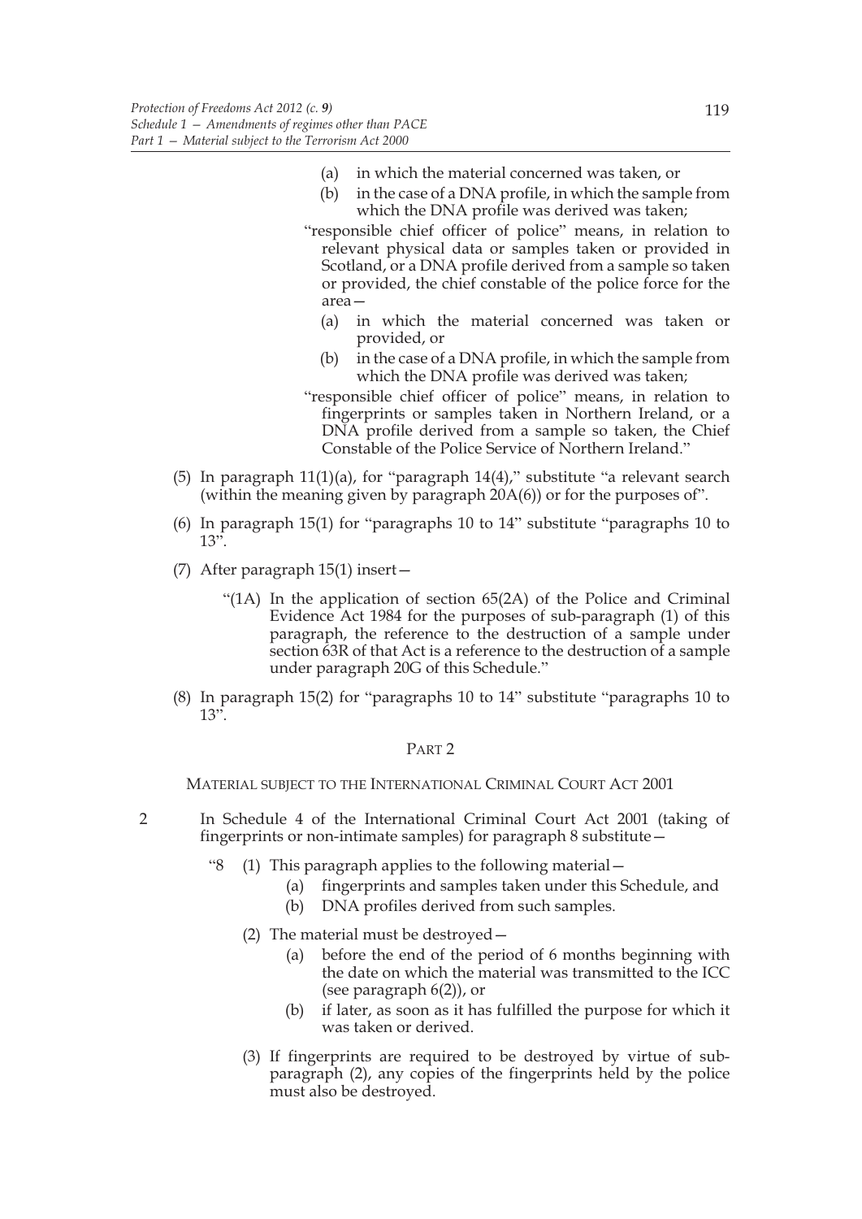(a) in which the material concerned was taken, or

(b) in the case of a DNA profile, in which the sample from which the DNA profile was derived was taken;

"responsible chief officer of police" means, in relation to relevant physical data or samples taken or provided in Scotland, or a DNA profile derived from a sample so taken or provided, the chief constable of the police force for the area—

(a) in which the material concerned was taken or provided, or

(b) in the case of a DNA profile, in which the sample from which the DNA profile was derived was taken;

"responsible chief officer of police" means, in relation to fingerprints or samples taken in Northern Ireland, or a DNA profile derived from a sample so taken, the Chief Constable of the Police Service of Northern Ireland."

(5) In paragraph 11(1)(a), for "paragraph 14(4)," substitute "a relevant search (within the meaning given by paragraph 20A(6)) or for the purposes of".

(6) In paragraph 15(1) for "paragraphs 10 to 14" substitute "paragraphs 10 to 13".

(7) After paragraph 15(1) insert—

"(1A) In the application of section 65(2A) of the Police and Criminal Evidence Act 1984 for the purposes of sub-paragraph (1) of this paragraph, the reference to the destruction of a sample under section 63R of that Act is a reference to the destruction of a sample under paragraph 20G of this Schedule."

(8) In paragraph 15(2) for "paragraphs 10 to 14" substitute "paragraphs 10 to 13".

## PART 2

### MATERIAL SUBJECT TO THE INTERNATIONAL CRIMINAL COURT ACT 2001

2 In Schedule 4 of the International Criminal Court Act 2001 (taking of fingerprints or non-intimate samples) for paragraph 8 substitute—

"8 (1) This paragraph applies to the following material—

(a) fingerprints and samples taken under this Schedule, and

(b) DNA profiles derived from such samples.

(2) The material must be destroyed—

(a) before the end of the period of 6 months beginning with the date on which the material was transmitted to the ICC (see paragraph 6(2)), or

(b) if later, as soon as it has fulfilled the purpose for which it was taken or derived.

(3) If fingerprints are required to be destroyed by virtue of sub-paragraph (2), any copies of the fingerprints held by the police must also be destroyed.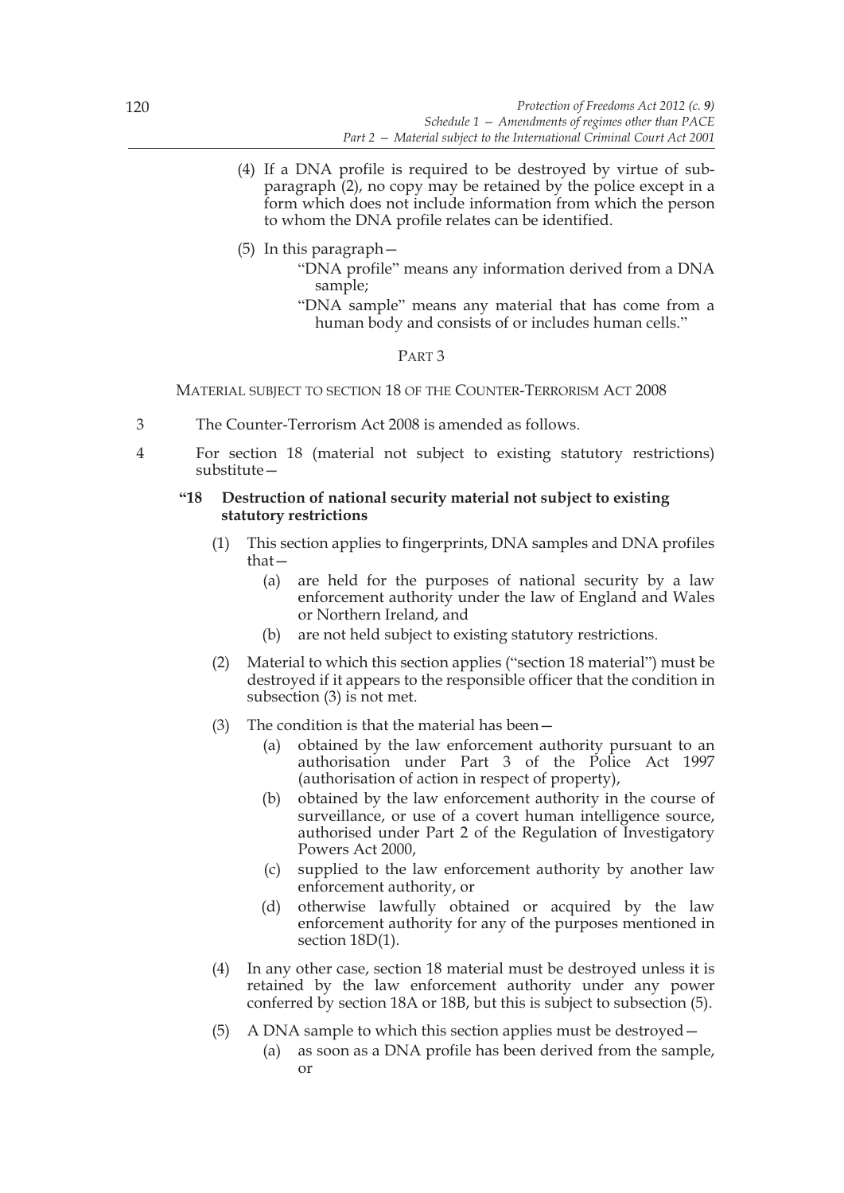(4) If a DNA profile is required to be destroyed by virtue of sub-paragraph (2), no copy may be retained by the police except in a form which does not include information from which the person to whom the DNA profile relates can be identified.

(5) In this paragraph—

"DNA profile" means any information derived from a DNA sample;

"DNA sample" means any material that has come from a human body and consists of or includes human cells."

## PART 3

### MATERIAL SUBJECT TO SECTION 18 OF THE COUNTER-TERRORISM ACT 2008

3 The Counter-Terrorism Act 2008 is amended as follows.

4 For section 18 (material not subject to existing statutory restrictions) substitute—

**"18 Destruction of national security material not subject to existing statutory restrictions**

(1) This section applies to fingerprints, DNA samples and DNA profiles that—

(a) are held for the purposes of national security by a law enforcement authority under the law of England and Wales or Northern Ireland, and

(b) are not held subject to existing statutory restrictions.

(2) Material to which this section applies ("section 18 material") must be destroyed if it appears to the responsible officer that the condition in subsection (3) is not met.

(3) The condition is that the material has been—

(a) obtained by the law enforcement authority pursuant to an authorisation under Part 3 of the Police Act 1997 (authorisation of action in respect of property),

(b) obtained by the law enforcement authority in the course of surveillance, or use of a covert human intelligence source, authorised under Part 2 of the Regulation of Investigatory Powers Act 2000,

(c) supplied to the law enforcement authority by another law enforcement authority, or

(d) otherwise lawfully obtained or acquired by the law enforcement authority for any of the purposes mentioned in section 18D(1).

(4) In any other case, section 18 material must be destroyed unless it is retained by the law enforcement authority under any power conferred by section 18A or 18B, but this is subject to subsection (5).

(5) A DNA sample to which this section applies must be destroyed—

(a) as soon as a DNA profile has been derived from the sample, or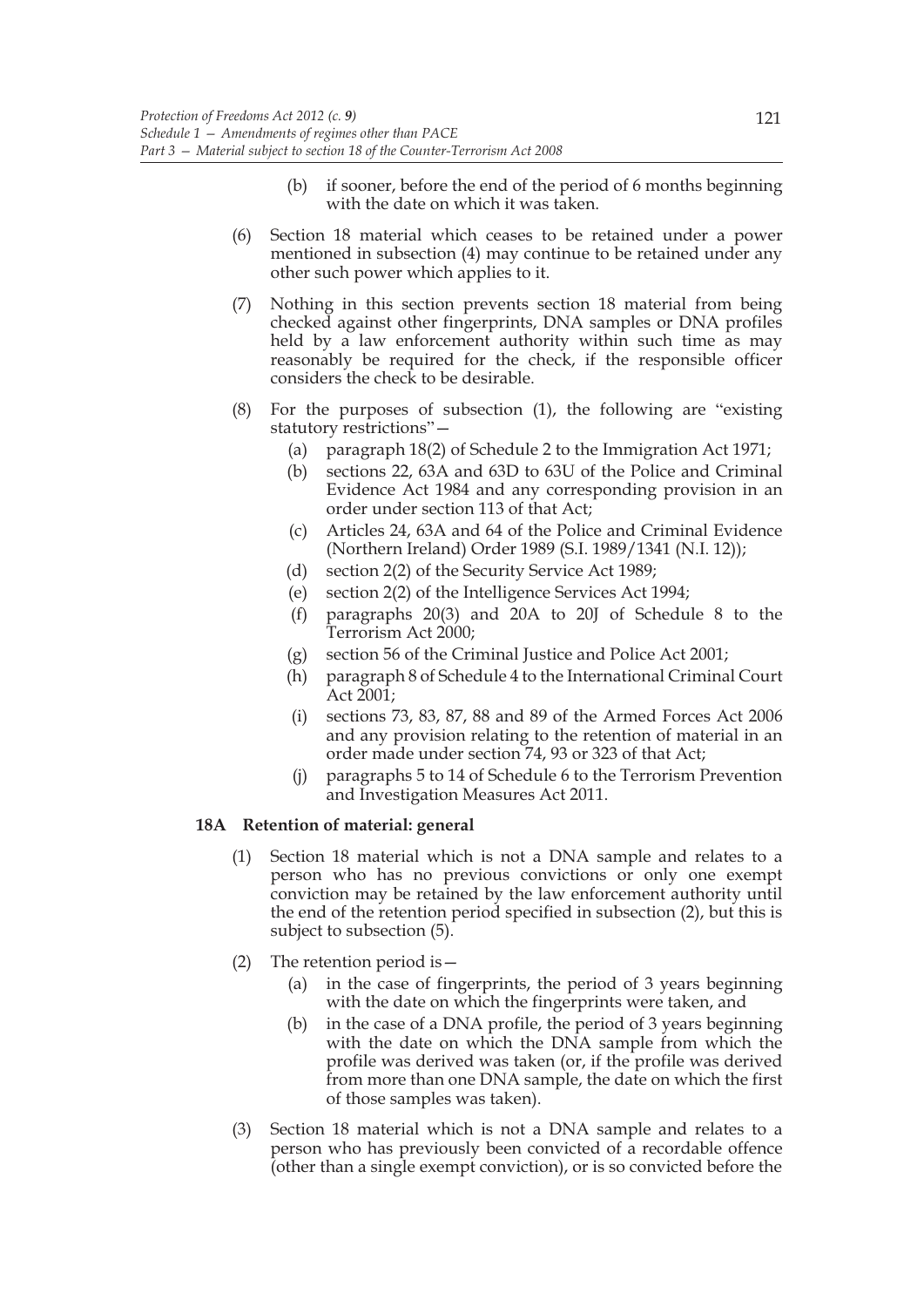(b) if sooner, before the end of the period of 6 months beginning with the date on which it was taken.

(6) Section 18 material which ceases to be retained under a power mentioned in subsection (4) may continue to be retained under any other such power which applies to it.

(7) Nothing in this section prevents section 18 material from being checked against other fingerprints, DNA samples or DNA profiles held by a law enforcement authority within such time as may reasonably be required for the check, if the responsible officer considers the check to be desirable.

(8) For the purposes of subsection (1), the following are "existing statutory restrictions"—

(a) paragraph 18(2) of Schedule 2 to the Immigration Act 1971;

(b) sections 22, 63A and 63D to 63U of the Police and Criminal Evidence Act 1984 and any corresponding provision in an order under section 113 of that Act;

(c) Articles 24, 63A and 64 of the Police and Criminal Evidence (Northern Ireland) Order 1989 (S.I. 1989/1341 (N.I. 12));

(d) section 2(2) of the Security Service Act 1989;

(e) section 2(2) of the Intelligence Services Act 1994;

(f) paragraphs 20(3) and 20A to 20J of Schedule 8 to the Terrorism Act 2000;

(g) section 56 of the Criminal Justice and Police Act 2001;

(h) paragraph 8 of Schedule 4 to the International Criminal Court Act 2001;

(i) sections 73, 83, 87, 88 and 89 of the Armed Forces Act 2006 and any provision relating to the retention of material in an order made under section 74, 93 or 323 of that Act;

(j) paragraphs 5 to 14 of Schedule 6 to the Terrorism Prevention and Investigation Measures Act 2011.

**18A Retention of material: general**

(1) Section 18 material which is not a DNA sample and relates to a person who has no previous convictions or only one exempt conviction may be retained by the law enforcement authority until the end of the retention period specified in subsection (2), but this is subject to subsection (5).

(2) The retention period is—

(a) in the case of fingerprints, the period of 3 years beginning with the date on which the fingerprints were taken, and

(b) in the case of a DNA profile, the period of 3 years beginning with the date on which the DNA sample from which the profile was derived was taken (or, if the profile was derived from more than one DNA sample, the date on which the first of those samples was taken).

(3) Section 18 material which is not a DNA sample and relates to a person who has previously been convicted of a recordable offence (other than a single exempt conviction), or is so convicted before the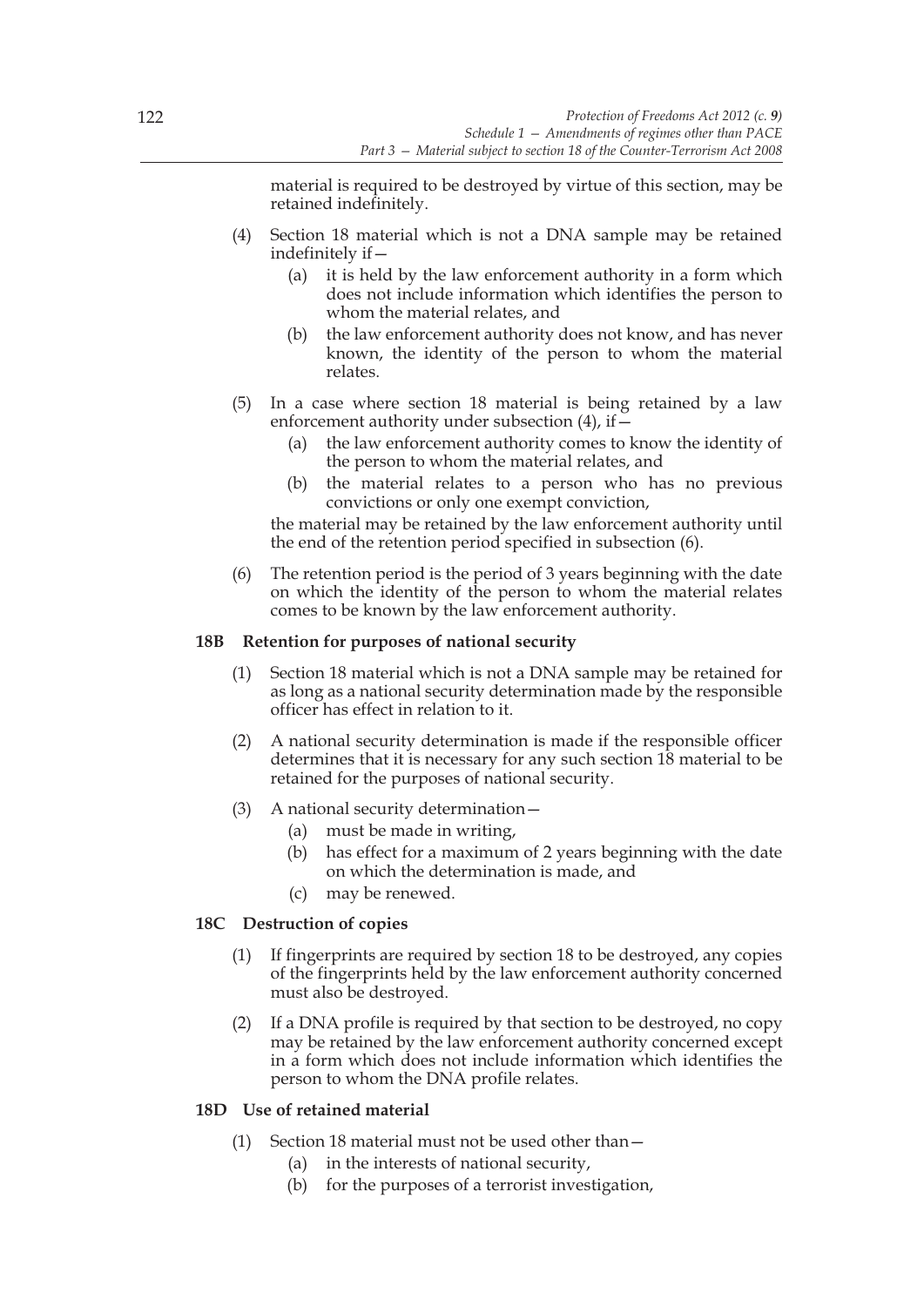material is required to be destroyed by virtue of this section, may be retained indefinitely.

(4) Section 18 material which is not a DNA sample may be retained indefinitely if—

(a) it is held by the law enforcement authority in a form which does not include information which identifies the person to whom the material relates, and

(b) the law enforcement authority does not know, and has never known, the identity of the person to whom the material relates.

(5) In a case where section 18 material is being retained by a law enforcement authority under subsection (4), if—

(a) the law enforcement authority comes to know the identity of the person to whom the material relates, and

(b) the material relates to a person who has no previous convictions or only one exempt conviction,

the material may be retained by the law enforcement authority until the end of the retention period specified in subsection (6).

(6) The retention period is the period of 3 years beginning with the date on which the identity of the person to whom the material relates comes to be known by the law enforcement authority.

**18B Retention for purposes of national security**

(1) Section 18 material which is not a DNA sample may be retained for as long as a national security determination made by the responsible officer has effect in relation to it.

(2) A national security determination is made if the responsible officer determines that it is necessary for any such section 18 material to be retained for the purposes of national security.

(3) A national security determination—

(a) must be made in writing,

(b) has effect for a maximum of 2 years beginning with the date on which the determination is made, and

(c) may be renewed.

**18C Destruction of copies**

(1) If fingerprints are required by section 18 to be destroyed, any copies of the fingerprints held by the law enforcement authority concerned must also be destroyed.

(2) If a DNA profile is required by that section to be destroyed, no copy may be retained by the law enforcement authority concerned except in a form which does not include information which identifies the person to whom the DNA profile relates.

**18D Use of retained material**

(1) Section 18 material must not be used other than—

(a) in the interests of national security,

(b) for the purposes of a terrorist investigation,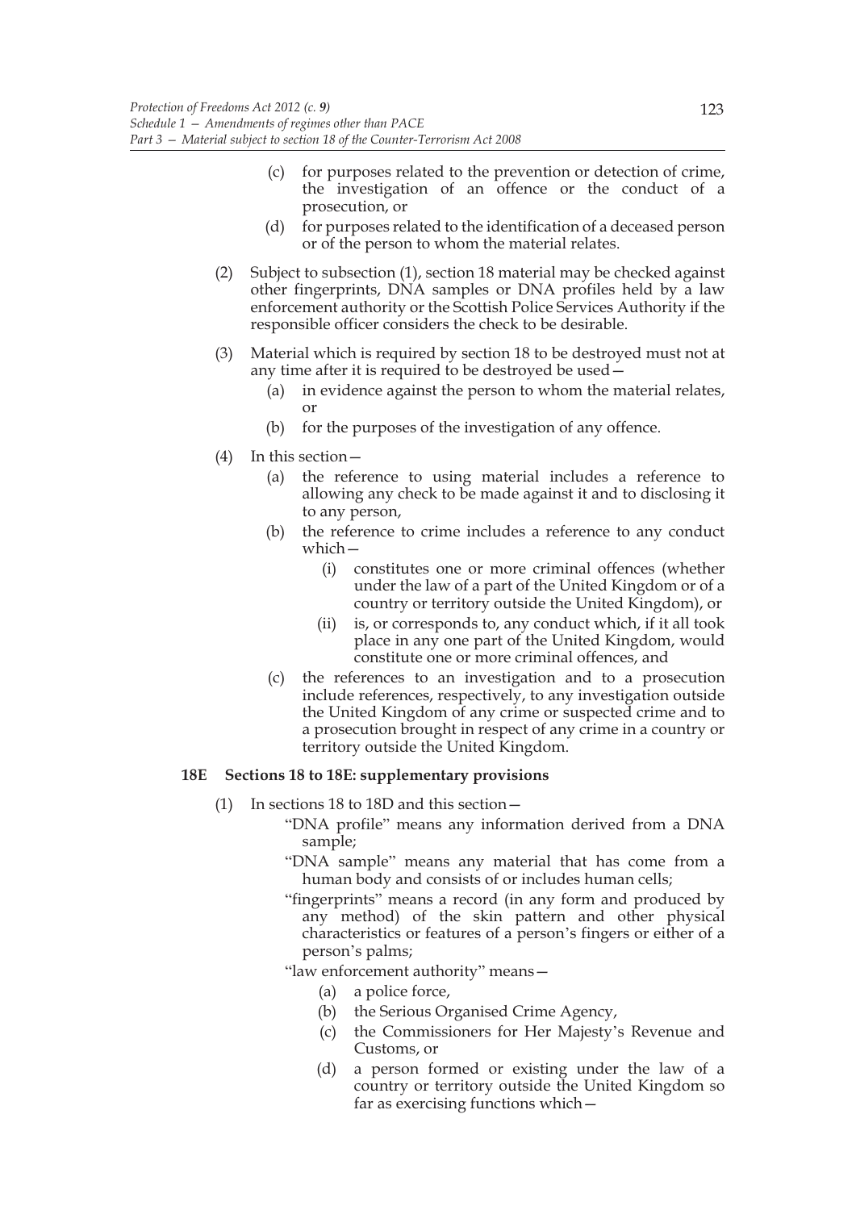(c) for purposes related to the prevention or detection of crime, the investigation of an offence or the conduct of a prosecution, or

(d) for purposes related to the identification of a deceased person or of the person to whom the material relates.

(2) Subject to subsection (1), section 18 material may be checked against other fingerprints, DNA samples or DNA profiles held by a law enforcement authority or the Scottish Police Services Authority if the responsible officer considers the check to be desirable.

(3) Material which is required by section 18 to be destroyed must not at any time after it is required to be destroyed be used—

(a) in evidence against the person to whom the material relates, or

(b) for the purposes of the investigation of any offence.

(4) In this section—

(a) the reference to using material includes a reference to allowing any check to be made against it and to disclosing it to any person,

(b) the reference to crime includes a reference to any conduct which—

(i) constitutes one or more criminal offences (whether under the law of a part of the United Kingdom or of a country or territory outside the United Kingdom), or

(ii) is, or corresponds to, any conduct which, if it all took place in any one part of the United Kingdom, would constitute one or more criminal offences, and

(c) the references to an investigation and to a prosecution include references, respectively, to any investigation outside the United Kingdom of any crime or suspected crime and to a prosecution brought in respect of any crime in a country or territory outside the United Kingdom.

**18E Sections 18 to 18E: supplementary provisions**

(1) In sections 18 to 18D and this section—

"DNA profile" means any information derived from a DNA sample;

"DNA sample" means any material that has come from a human body and consists of or includes human cells;

"fingerprints" means a record (in any form and produced by any method) of the skin pattern and other physical characteristics or features of a person's fingers or either of a person's palms;

"law enforcement authority" means—

(a) a police force,

(b) the Serious Organised Crime Agency,

(c) the Commissioners for Her Majesty's Revenue and Customs, or

(d) a person formed or existing under the law of a country or territory outside the United Kingdom so far as exercising functions which—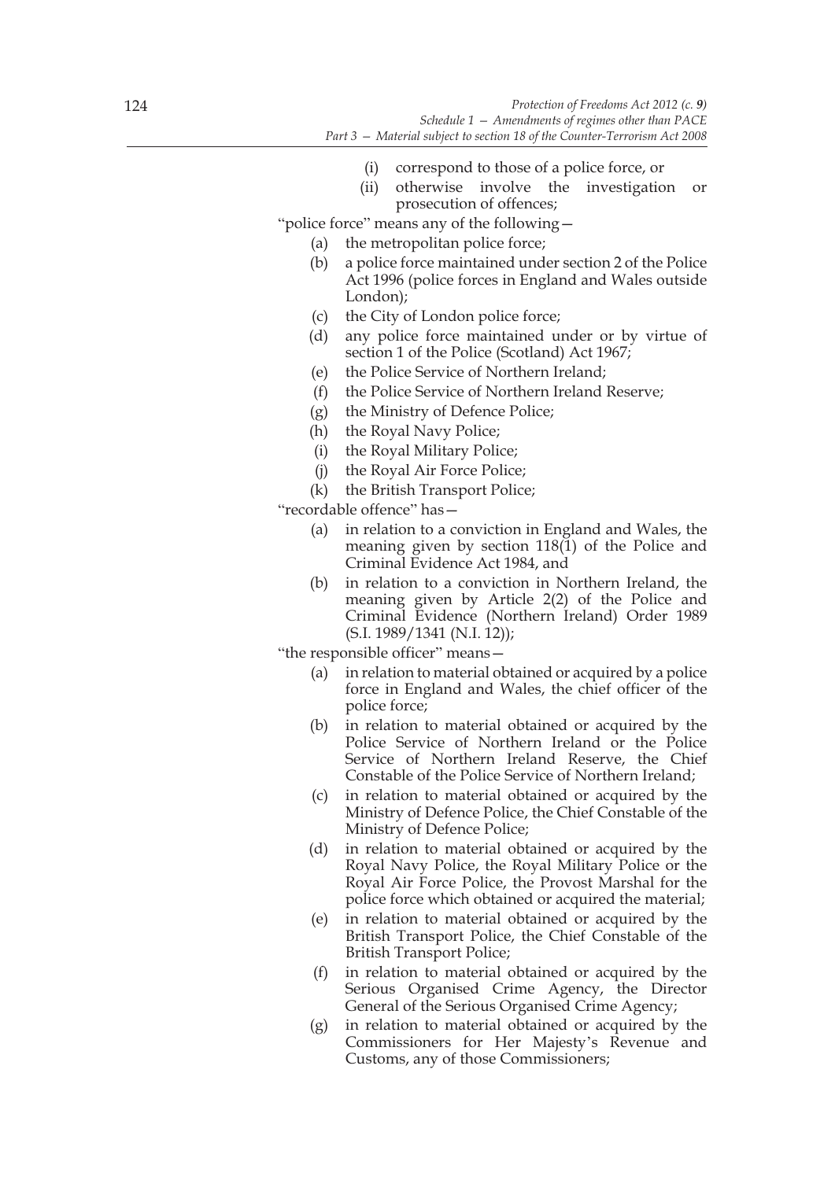(i) correspond to those of a police force, or

(ii) otherwise involve the investigation or prosecution of offences;

"police force" means any of the following—

(a) the metropolitan police force;

(b) a police force maintained under section 2 of the Police Act 1996 (police forces in England and Wales outside London);

(c) the City of London police force;

(d) any police force maintained under or by virtue of section 1 of the Police (Scotland) Act 1967;

(e) the Police Service of Northern Ireland;

(f) the Police Service of Northern Ireland Reserve;

(g) the Ministry of Defence Police;

(h) the Royal Navy Police;

(i) the Royal Military Police;

(j) the Royal Air Force Police;

(k) the British Transport Police;

"recordable offence" has—

(a) in relation to a conviction in England and Wales, the meaning given by section 118(1) of the Police and Criminal Evidence Act 1984, and

(b) in relation to a conviction in Northern Ireland, the meaning given by Article 2(2) of the Police and Criminal Evidence (Northern Ireland) Order 1989 (S.I. 1989/1341 (N.I. 12));

"the responsible officer" means—

(a) in relation to material obtained or acquired by a police force in England and Wales, the chief officer of the police force;

(b) in relation to material obtained or acquired by the Police Service of Northern Ireland or the Police Service of Northern Ireland Reserve, the Chief Constable of the Police Service of Northern Ireland;

(c) in relation to material obtained or acquired by the Ministry of Defence Police, the Chief Constable of the Ministry of Defence Police;

(d) in relation to material obtained or acquired by the Royal Navy Police, the Royal Military Police or the Royal Air Force Police, the Provost Marshal for the police force which obtained or acquired the material;

(e) in relation to material obtained or acquired by the British Transport Police, the Chief Constable of the British Transport Police;

(f) in relation to material obtained or acquired by the Serious Organised Crime Agency, the Director General of the Serious Organised Crime Agency;

(g) in relation to material obtained or acquired by the Commissioners for Her Majesty's Revenue and Customs, any of those Commissioners;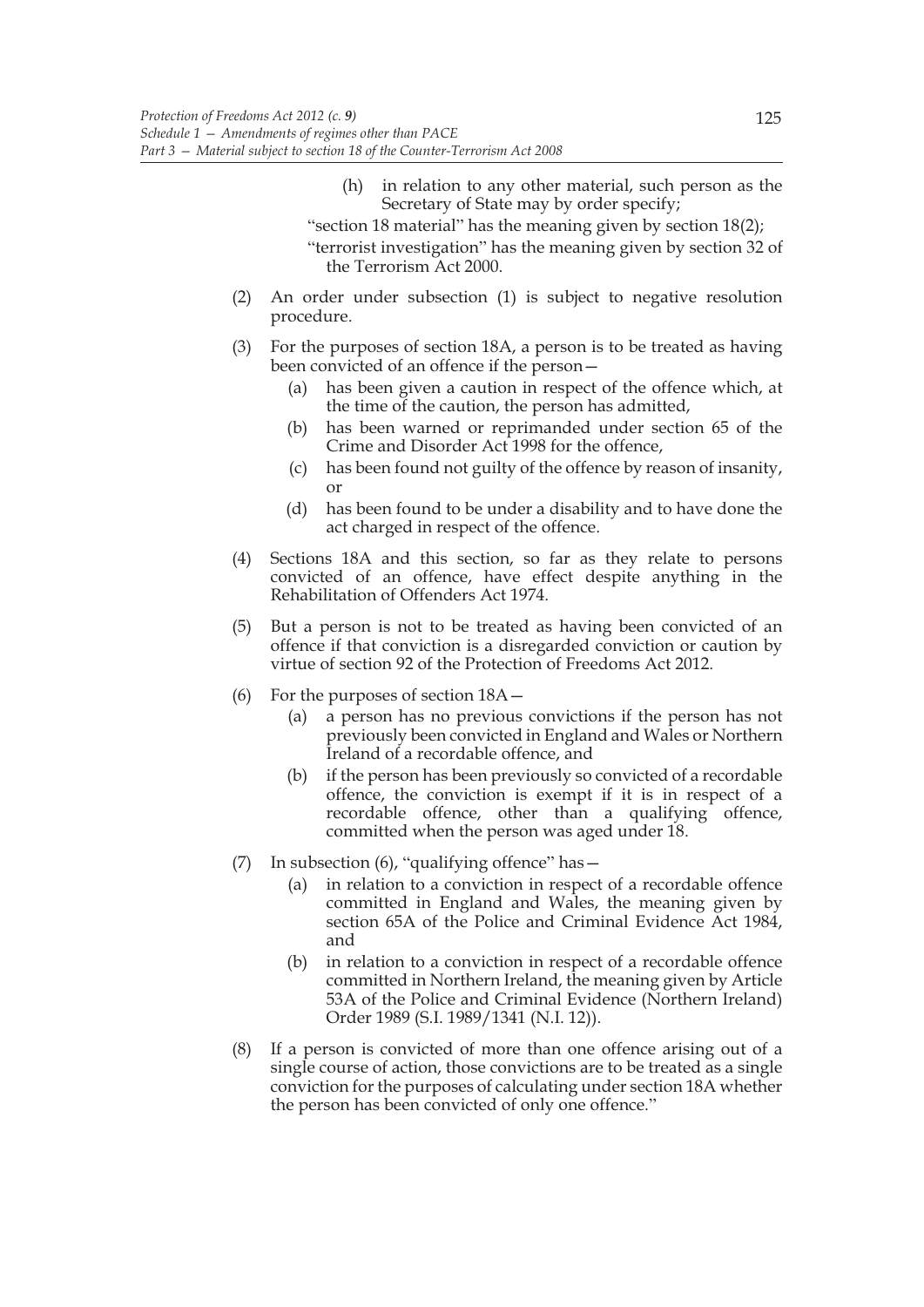(h) in relation to any other material, such person as the Secretary of State may by order specify;

"section 18 material" has the meaning given by section 18(2);

"terrorist investigation" has the meaning given by section 32 of the Terrorism Act 2000.

(2) An order under subsection (1) is subject to negative resolution procedure.

(3) For the purposes of section 18A, a person is to be treated as having been convicted of an offence if the person—

(a) has been given a caution in respect of the offence which, at the time of the caution, the person has admitted,

(b) has been warned or reprimanded under section 65 of the Crime and Disorder Act 1998 for the offence,

(c) has been found not guilty of the offence by reason of insanity, or

(d) has been found to be under a disability and to have done the act charged in respect of the offence.

(4) Sections 18A and this section, so far as they relate to persons convicted of an offence, have effect despite anything in the Rehabilitation of Offenders Act 1974.

(5) But a person is not to be treated as having been convicted of an offence if that conviction is a disregarded conviction or caution by virtue of section 92 of the Protection of Freedoms Act 2012.

(6) For the purposes of section 18A—

(a) a person has no previous convictions if the person has not previously been convicted in England and Wales or Northern Ireland of a recordable offence, and

(b) if the person has been previously so convicted of a recordable offence, the conviction is exempt if it is in respect of a recordable offence, other than a qualifying offence, committed when the person was aged under 18.

(7) In subsection (6), "qualifying offence" has—

(a) in relation to a conviction in respect of a recordable offence committed in England and Wales, the meaning given by section 65A of the Police and Criminal Evidence Act 1984, and

(b) in relation to a conviction in respect of a recordable offence committed in Northern Ireland, the meaning given by Article 53A of the Police and Criminal Evidence (Northern Ireland) Order 1989 (S.I. 1989/1341 (N.I. 12)).

(8) If a person is convicted of more than one offence arising out of a single course of action, those convictions are to be treated as a single conviction for the purposes of calculating under section 18A whether the person has been convicted of only one offence."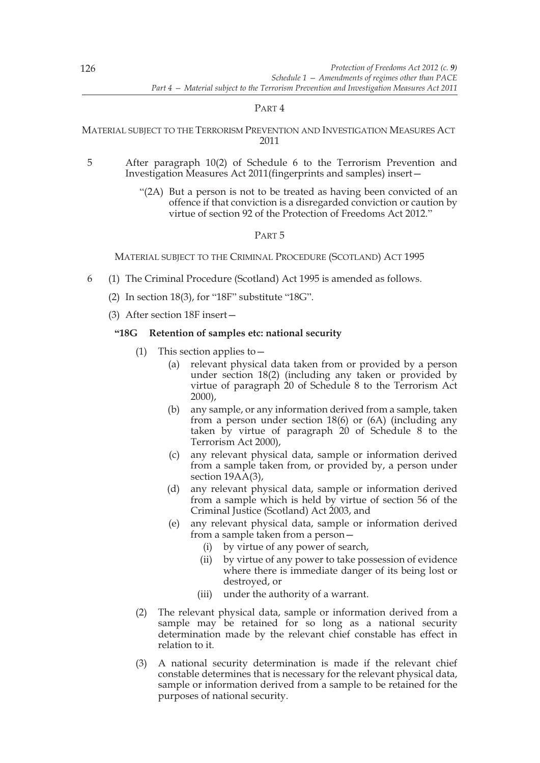## PART 4

### MATERIAL SUBJECT TO THE TERRORISM PREVENTION AND INVESTIGATION MEASURES ACT 2011

5 After paragraph 10(2) of Schedule 6 to the Terrorism Prevention and Investigation Measures Act 2011(fingerprints and samples) insert—

"(2A) But a person is not to be treated as having been convicted of an offence if that conviction is a disregarded conviction or caution by virtue of section 92 of the Protection of Freedoms Act 2012."

## PART 5

### MATERIAL SUBJECT TO THE CRIMINAL PROCEDURE (SCOTLAND) ACT 1995

6 (1) The Criminal Procedure (Scotland) Act 1995 is amended as follows.

(2) In section 18(3), for "18F" substitute "18G".

(3) After section 18F insert—

**"18G Retention of samples etc: national security**

(1) This section applies to—

(a) relevant physical data taken from or provided by a person under section 18(2) (including any taken or provided by virtue of paragraph 20 of Schedule 8 to the Terrorism Act 2000),

(b) any sample, or any information derived from a sample, taken from a person under section 18(6) or (6A) (including any taken by virtue of paragraph 20 of Schedule 8 to the Terrorism Act 2000),

(c) any relevant physical data, sample or information derived from a sample taken from, or provided by, a person under section 19AA(3),

(d) any relevant physical data, sample or information derived from a sample which is held by virtue of section 56 of the Criminal Justice (Scotland) Act 2003, and

(e) any relevant physical data, sample or information derived from a sample taken from a person—

(i) by virtue of any power of search,

(ii) by virtue of any power to take possession of evidence where there is immediate danger of its being lost or destroyed, or

(iii) under the authority of a warrant.

(2) The relevant physical data, sample or information derived from a sample may be retained for so long as a national security determination made by the relevant chief constable has effect in relation to it.

(3) A national security determination is made if the relevant chief constable determines that is necessary for the relevant physical data, sample or information derived from a sample to be retained for the purposes of national security.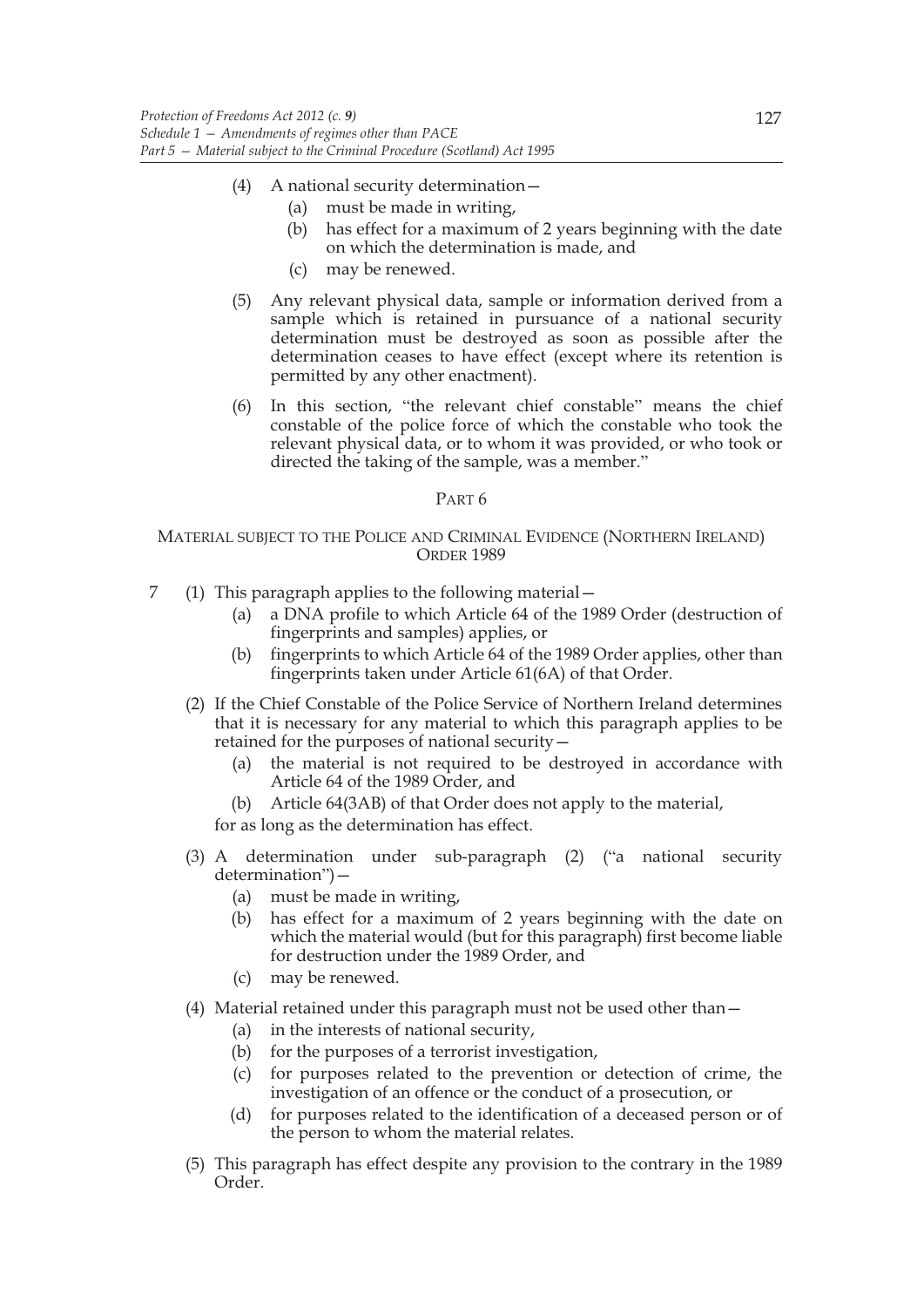(4) A national security determination—

(a) must be made in writing,

(b) has effect for a maximum of 2 years beginning with the date on which the determination is made, and

(c) may be renewed.

(5) Any relevant physical data, sample or information derived from a sample which is retained in pursuance of a national security determination must be destroyed as soon as possible after the determination ceases to have effect (except where its retention is permitted by any other enactment).

(6) In this section, "the relevant chief constable" means the chief constable of the police force of which the constable who took the relevant physical data, or to whom it was provided, or who took or directed the taking of the sample, was a member."

## PART 6

### MATERIAL SUBJECT TO THE POLICE AND CRIMINAL EVIDENCE (NORTHERN IRELAND) ORDER 1989

7 (1) This paragraph applies to the following material—

(a) a DNA profile to which Article 64 of the 1989 Order (destruction of fingerprints and samples) applies, or

(b) fingerprints to which Article 64 of the 1989 Order applies, other than fingerprints taken under Article 61(6A) of that Order.

(2) If the Chief Constable of the Police Service of Northern Ireland determines that it is necessary for any material to which this paragraph applies to be retained for the purposes of national security—

(a) the material is not required to be destroyed in accordance with Article 64 of the 1989 Order, and

(b) Article 64(3AB) of that Order does not apply to the material,

for as long as the determination has effect.

(3) A determination under sub-paragraph (2) ("a national security determination")—

(a) must be made in writing,

(b) has effect for a maximum of 2 years beginning with the date on which the material would (but for this paragraph) first become liable for destruction under the 1989 Order, and

(c) may be renewed.

(4) Material retained under this paragraph must not be used other than—

(a) in the interests of national security,

(b) for the purposes of a terrorist investigation,

(c) for purposes related to the prevention or detection of crime, the investigation of an offence or the conduct of a prosecution, or

(d) for purposes related to the identification of a deceased person or of the person to whom the material relates.

(5) This paragraph has effect despite any provision to the contrary in the 1989 Order.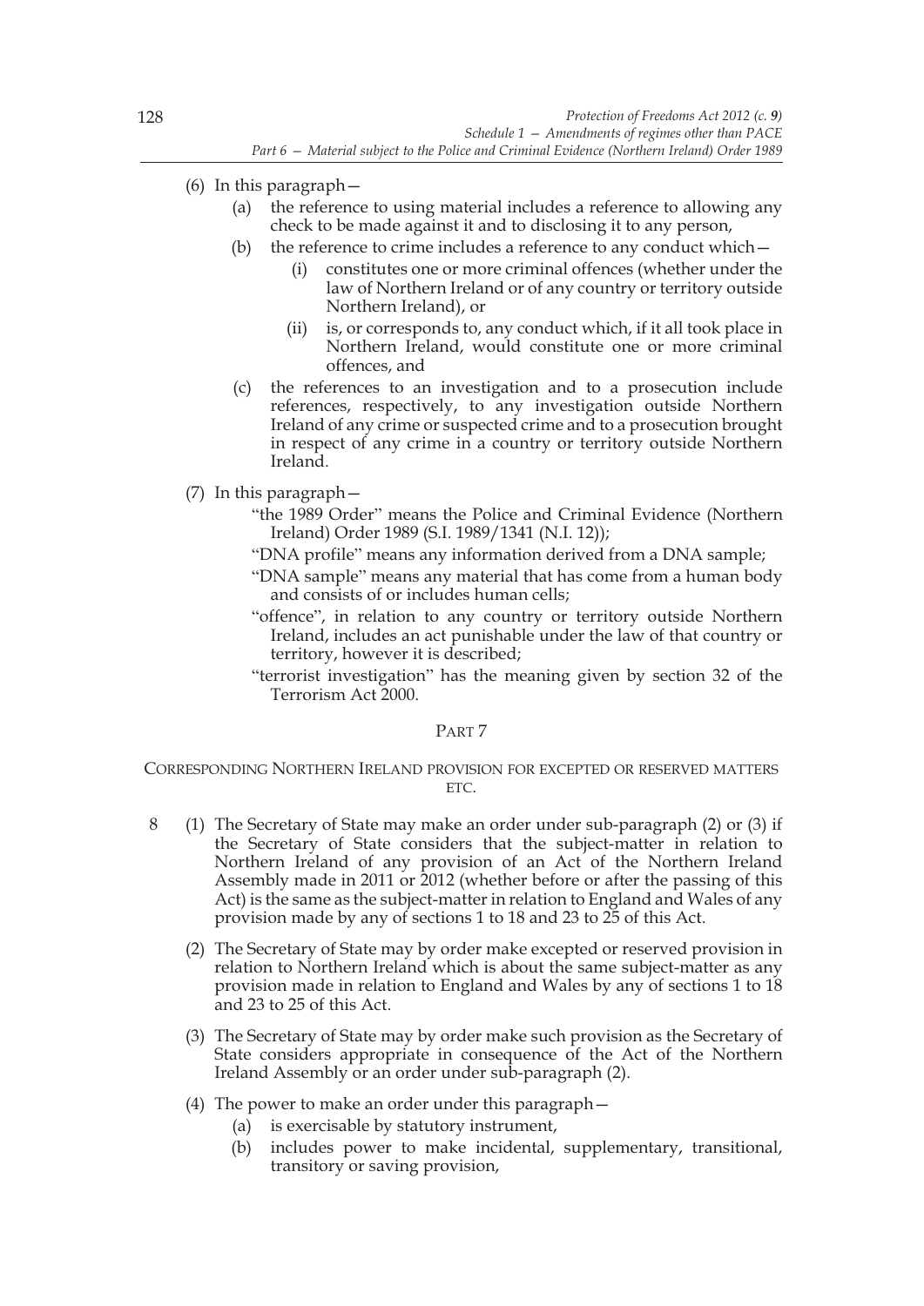(6) In this paragraph—

   (a) the reference to using material includes a reference to allowing any check to be made against it and to disclosing it to any person,

   (b) the reference to crime includes a reference to any conduct which—

      (i) constitutes one or more criminal offences (whether under the law of Northern Ireland or of any country or territory outside Northern Ireland), or

      (ii) is, or corresponds to, any conduct which, if it all took place in Northern Ireland, would constitute one or more criminal offences, and

   (c) the references to an investigation and to a prosecution include references, respectively, to any investigation outside Northern Ireland of any crime or suspected crime and to a prosecution brought in respect of any crime in a country or territory outside Northern Ireland.

(7) In this paragraph—

"the 1989 Order" means the Police and Criminal Evidence (Northern Ireland) Order 1989 (S.I. 1989/1341 (N.I. 12));

"DNA profile" means any information derived from a DNA sample;

"DNA sample" means any material that has come from a human body and consists of or includes human cells;

"offence", in relation to any country or territory outside Northern Ireland, includes an act punishable under the law of that country or territory, however it is described;

"terrorist investigation" has the meaning given by section 32 of the Terrorism Act 2000.

## PART 7

### CORRESPONDING NORTHERN IRELAND PROVISION FOR EXCEPTED OR RESERVED MATTERS ETC.

8 (1) The Secretary of State may make an order under sub-paragraph (2) or (3) if the Secretary of State considers that the subject-matter in relation to Northern Ireland of any provision of an Act of the Northern Ireland Assembly made in 2011 or 2012 (whether before or after the passing of this Act) is the same as the subject-matter in relation to England and Wales of any provision made by any of sections 1 to 18 and 23 to 25 of this Act.

(2) The Secretary of State may by order make excepted or reserved provision in relation to Northern Ireland which is about the same subject-matter as any provision made in relation to England and Wales by any of sections 1 to 18 and 23 to 25 of this Act.

(3) The Secretary of State may by order make such provision as the Secretary of State considers appropriate in consequence of the Act of the Northern Ireland Assembly or an order under sub-paragraph (2).

(4) The power to make an order under this paragraph—

   (a) is exercisable by statutory instrument,

   (b) includes power to make incidental, supplementary, transitional, transitory or saving provision,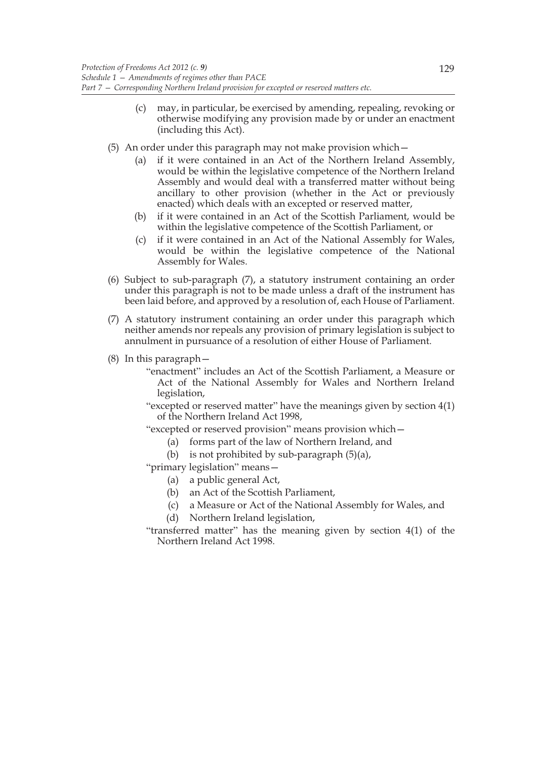(c) may, in particular, be exercised by amending, repealing, revoking or otherwise modifying any provision made by or under an enactment (including this Act).

(5) An order under this paragraph may not make provision which—

(a) if it were contained in an Act of the Northern Ireland Assembly, would be within the legislative competence of the Northern Ireland Assembly and would deal with a transferred matter without being ancillary to other provision (whether in the Act or previously enacted) which deals with an excepted or reserved matter,

(b) if it were contained in an Act of the Scottish Parliament, would be within the legislative competence of the Scottish Parliament, or

(c) if it were contained in an Act of the National Assembly for Wales, would be within the legislative competence of the National Assembly for Wales.

(6) Subject to sub-paragraph (7), a statutory instrument containing an order under this paragraph is not to be made unless a draft of the instrument has been laid before, and approved by a resolution of, each House of Parliament.

(7) A statutory instrument containing an order under this paragraph which neither amends nor repeals any provision of primary legislation is subject to annulment in pursuance of a resolution of either House of Parliament.

(8) In this paragraph—

"enactment" includes an Act of the Scottish Parliament, a Measure or Act of the National Assembly for Wales and Northern Ireland legislation,

"excepted or reserved matter" have the meanings given by section 4(1) of the Northern Ireland Act 1998,

"excepted or reserved provision" means provision which—

(a) forms part of the law of Northern Ireland, and

(b) is not prohibited by sub-paragraph (5)(a),

"primary legislation" means—

(a) a public general Act,

(b) an Act of the Scottish Parliament,

(c) a Measure or Act of the National Assembly for Wales, and

(d) Northern Ireland legislation,

"transferred matter" has the meaning given by section 4(1) of the Northern Ireland Act 1998.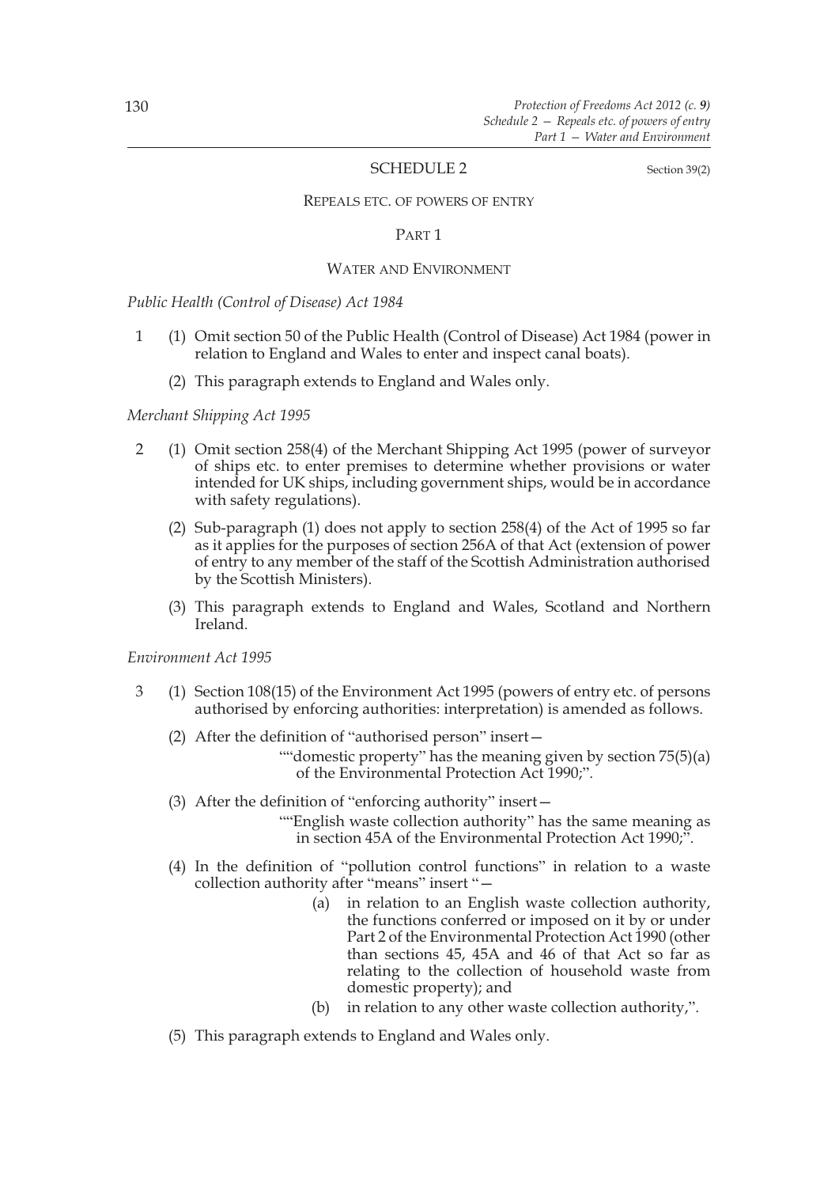## SCHEDULE 2

Section 39(2)

### REPEALS ETC. OF POWERS OF ENTRY

#### PART 1

#### WATER AND ENVIRONMENT

*Public Health (Control of Disease) Act 1984*

1 (1) Omit section 50 of the Public Health (Control of Disease) Act 1984 (power in relation to England and Wales to enter and inspect canal boats).

(2) This paragraph extends to England and Wales only.

*Merchant Shipping Act 1995*

2 (1) Omit section 258(4) of the Merchant Shipping Act 1995 (power of surveyor of ships etc. to enter premises to determine whether provisions or water intended for UK ships, including government ships, would be in accordance with safety regulations).

(2) Sub-paragraph (1) does not apply to section 258(4) of the Act of 1995 so far as it applies for the purposes of section 256A of that Act (extension of power of entry to any member of the staff of the Scottish Administration authorised by the Scottish Ministers).

(3) This paragraph extends to England and Wales, Scotland and Northern Ireland.

*Environment Act 1995*

3 (1) Section 108(15) of the Environment Act 1995 (powers of entry etc. of persons authorised by enforcing authorities: interpretation) is amended as follows.

(2) After the definition of "authorised person" insert—

""domestic property" has the meaning given by section 75(5)(a) of the Environmental Protection Act 1990;".

(3) After the definition of "enforcing authority" insert—

""English waste collection authority" has the same meaning as in section 45A of the Environmental Protection Act 1990;".

(4) In the definition of "pollution control functions" in relation to a waste collection authority after "means" insert "—

(a) in relation to an English waste collection authority, the functions conferred or imposed on it by or under Part 2 of the Environmental Protection Act 1990 (other than sections 45, 45A and 46 of that Act so far as relating to the collection of household waste from domestic property); and

(b) in relation to any other waste collection authority,".

(5) This paragraph extends to England and Wales only.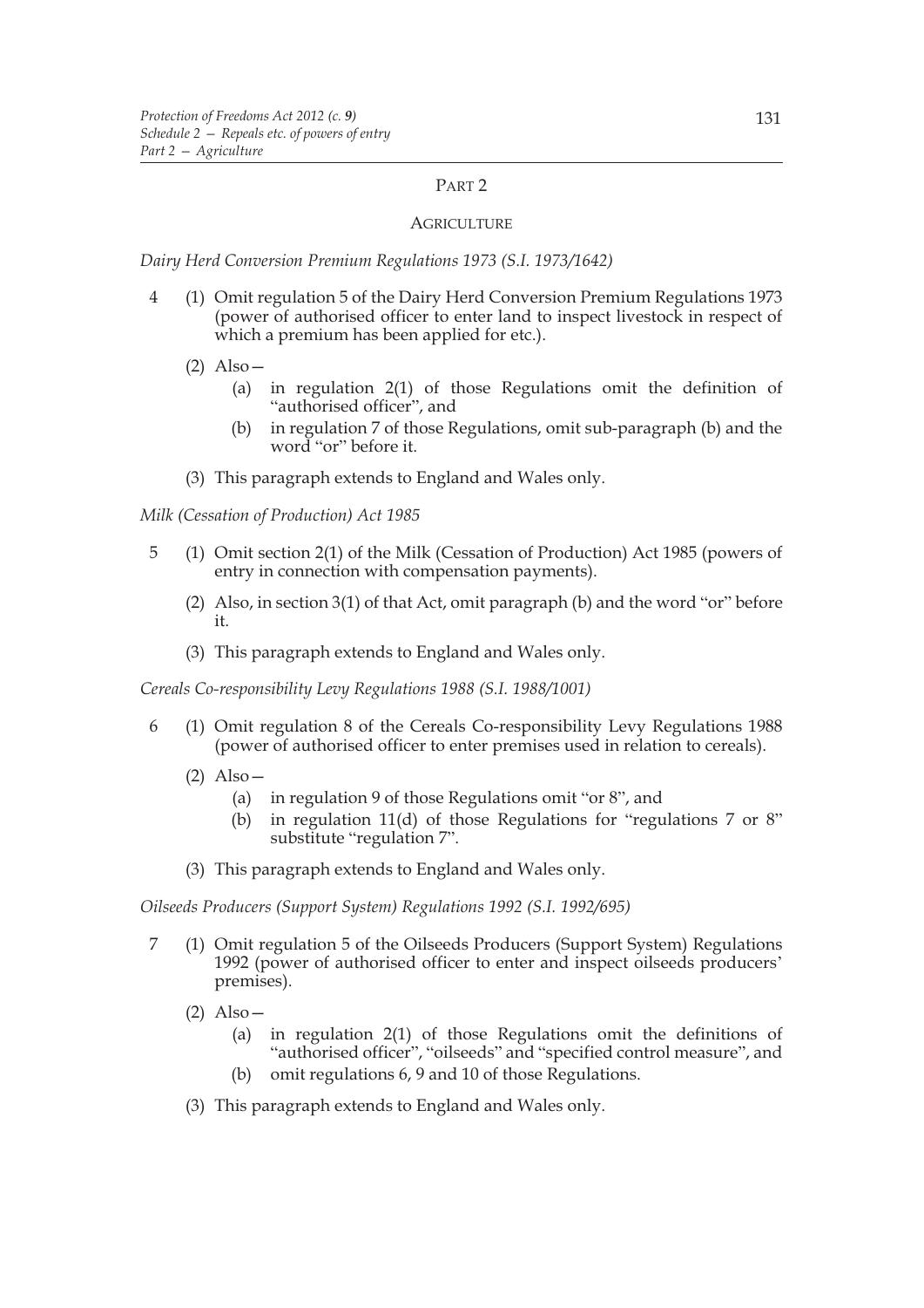## PART 2

### AGRICULTURE

*Dairy Herd Conversion Premium Regulations 1973 (S.I. 1973/1642)*

4 (1) Omit regulation 5 of the Dairy Herd Conversion Premium Regulations 1973 (power of authorised officer to enter land to inspect livestock in respect of which a premium has been applied for etc.).

(2) Also—

(a) in regulation 2(1) of those Regulations omit the definition of "authorised officer", and

(b) in regulation 7 of those Regulations, omit sub-paragraph (b) and the word "or" before it.

(3) This paragraph extends to England and Wales only.

*Milk (Cessation of Production) Act 1985*

5 (1) Omit section 2(1) of the Milk (Cessation of Production) Act 1985 (powers of entry in connection with compensation payments).

(2) Also, in section 3(1) of that Act, omit paragraph (b) and the word "or" before it.

(3) This paragraph extends to England and Wales only.

*Cereals Co-responsibility Levy Regulations 1988 (S.I. 1988/1001)*

6 (1) Omit regulation 8 of the Cereals Co-responsibility Levy Regulations 1988 (power of authorised officer to enter premises used in relation to cereals).

(2) Also—

(a) in regulation 9 of those Regulations omit "or 8", and

(b) in regulation 11(d) of those Regulations for "regulations 7 or 8" substitute "regulation 7".

(3) This paragraph extends to England and Wales only.

*Oilseeds Producers (Support System) Regulations 1992 (S.I. 1992/695)*

7 (1) Omit regulation 5 of the Oilseeds Producers (Support System) Regulations 1992 (power of authorised officer to enter and inspect oilseeds producers' premises).

(2) Also—

(a) in regulation 2(1) of those Regulations omit the definitions of "authorised officer", "oilseeds" and "specified control measure", and

(b) omit regulations 6, 9 and 10 of those Regulations.

(3) This paragraph extends to England and Wales only.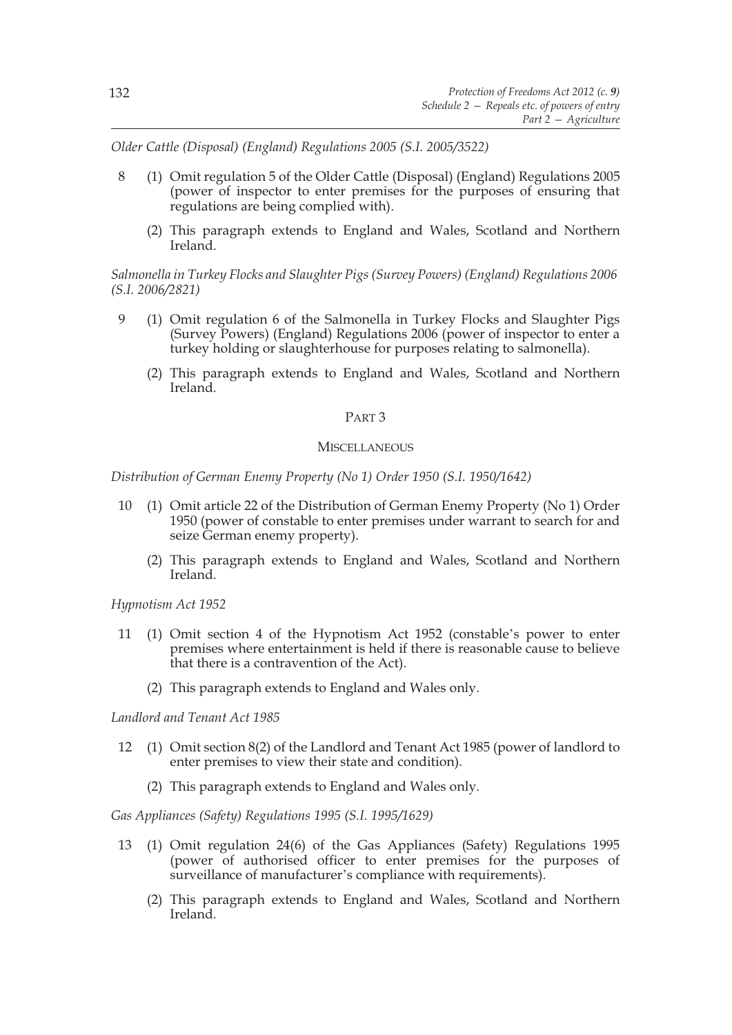*Older Cattle (Disposal) (England) Regulations 2005 (S.I. 2005/3522)*

8 (1) Omit regulation 5 of the Older Cattle (Disposal) (England) Regulations 2005 (power of inspector to enter premises for the purposes of ensuring that regulations are being complied with).

(2) This paragraph extends to England and Wales, Scotland and Northern Ireland.

*Salmonella in Turkey Flocks and Slaughter Pigs (Survey Powers) (England) Regulations 2006 (S.I. 2006/2821)*

9 (1) Omit regulation 6 of the Salmonella in Turkey Flocks and Slaughter Pigs (Survey Powers) (England) Regulations 2006 (power of inspector to enter a turkey holding or slaughterhouse for purposes relating to salmonella).

(2) This paragraph extends to England and Wales, Scotland and Northern Ireland.

## PART 3

## MISCELLANEOUS

*Distribution of German Enemy Property (No 1) Order 1950 (S.I. 1950/1642)*

10 (1) Omit article 22 of the Distribution of German Enemy Property (No 1) Order 1950 (power of constable to enter premises under warrant to search for and seize German enemy property).

(2) This paragraph extends to England and Wales, Scotland and Northern Ireland.

*Hypnotism Act 1952*

11 (1) Omit section 4 of the Hypnotism Act 1952 (constable's power to enter premises where entertainment is held if there is reasonable cause to believe that there is a contravention of the Act).

(2) This paragraph extends to England and Wales only.

*Landlord and Tenant Act 1985*

12 (1) Omit section 8(2) of the Landlord and Tenant Act 1985 (power of landlord to enter premises to view their state and condition).

(2) This paragraph extends to England and Wales only.

*Gas Appliances (Safety) Regulations 1995 (S.I. 1995/1629)*

13 (1) Omit regulation 24(6) of the Gas Appliances (Safety) Regulations 1995 (power of authorised officer to enter premises for the purposes of surveillance of manufacturer's compliance with requirements).

(2) This paragraph extends to England and Wales, Scotland and Northern Ireland.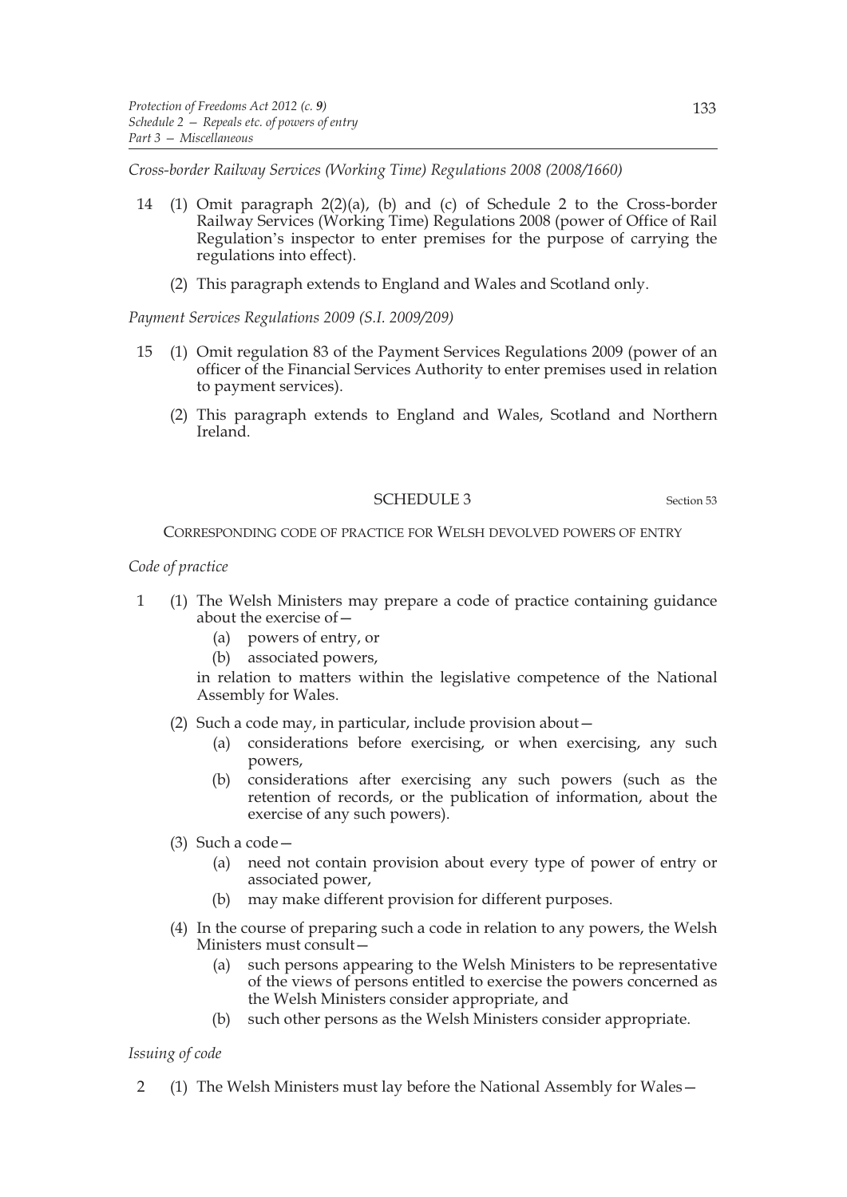*Cross-border Railway Services (Working Time) Regulations 2008 (2008/1660)*

14 (1) Omit paragraph 2(2)(a), (b) and (c) of Schedule 2 to the Cross-border Railway Services (Working Time) Regulations 2008 (power of Office of Rail Regulation's inspector to enter premises for the purpose of carrying the regulations into effect).

(2) This paragraph extends to England and Wales and Scotland only.

*Payment Services Regulations 2009 (S.I. 2009/209)*

15 (1) Omit regulation 83 of the Payment Services Regulations 2009 (power of an officer of the Financial Services Authority to enter premises used in relation to payment services).

(2) This paragraph extends to England and Wales, Scotland and Northern Ireland.

## SCHEDULE 3

Section 53

CORRESPONDING CODE OF PRACTICE FOR WELSH DEVOLVED POWERS OF ENTRY

*Code of practice*

1 (1) The Welsh Ministers may prepare a code of practice containing guidance about the exercise of—

(a) powers of entry, or

(b) associated powers,

in relation to matters within the legislative competence of the National Assembly for Wales.

(2) Such a code may, in particular, include provision about—

(a) considerations before exercising, or when exercising, any such powers,

(b) considerations after exercising any such powers (such as the retention of records, or the publication of information, about the exercise of any such powers).

(3) Such a code—

(a) need not contain provision about every type of power of entry or associated power,

(b) may make different provision for different purposes.

(4) In the course of preparing such a code in relation to any powers, the Welsh Ministers must consult—

(a) such persons appearing to the Welsh Ministers to be representative of the views of persons entitled to exercise the powers concerned as the Welsh Ministers consider appropriate, and

(b) such other persons as the Welsh Ministers consider appropriate.

*Issuing of code*

2 (1) The Welsh Ministers must lay before the National Assembly for Wales—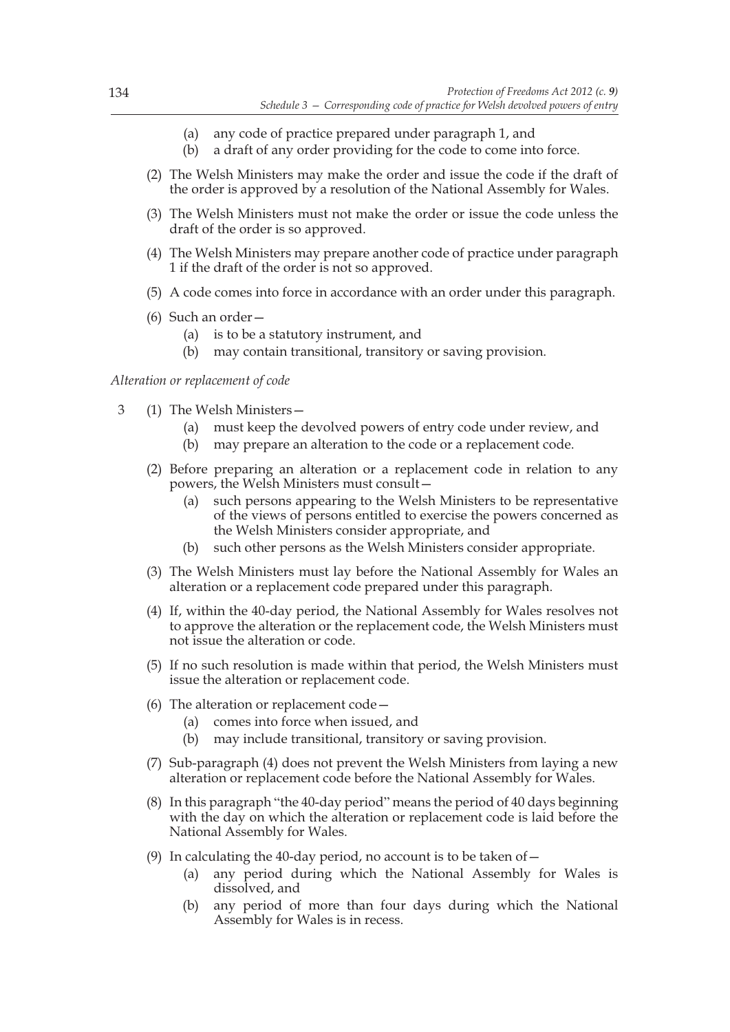(a) any code of practice prepared under paragraph 1, and
(b) a draft of any order providing for the code to come into force.

(2) The Welsh Ministers may make the order and issue the code if the draft of the order is approved by a resolution of the National Assembly for Wales.

(3) The Welsh Ministers must not make the order or issue the code unless the draft of the order is so approved.

(4) The Welsh Ministers may prepare another code of practice under paragraph 1 if the draft of the order is not so approved.

(5) A code comes into force in accordance with an order under this paragraph.

(6) Such an order—
(a) is to be a statutory instrument, and
(b) may contain transitional, transitory or saving provision.

*Alteration or replacement of code*

3 (1) The Welsh Ministers—
(a) must keep the devolved powers of entry code under review, and
(b) may prepare an alteration to the code or a replacement code.

(2) Before preparing an alteration or a replacement code in relation to any powers, the Welsh Ministers must consult—
(a) such persons appearing to the Welsh Ministers to be representative of the views of persons entitled to exercise the powers concerned as the Welsh Ministers consider appropriate, and
(b) such other persons as the Welsh Ministers consider appropriate.

(3) The Welsh Ministers must lay before the National Assembly for Wales an alteration or a replacement code prepared under this paragraph.

(4) If, within the 40-day period, the National Assembly for Wales resolves not to approve the alteration or the replacement code, the Welsh Ministers must not issue the alteration or code.

(5) If no such resolution is made within that period, the Welsh Ministers must issue the alteration or replacement code.

(6) The alteration or replacement code—
(a) comes into force when issued, and
(b) may include transitional, transitory or saving provision.

(7) Sub-paragraph (4) does not prevent the Welsh Ministers from laying a new alteration or replacement code before the National Assembly for Wales.

(8) In this paragraph "the 40-day period" means the period of 40 days beginning with the day on which the alteration or replacement code is laid before the National Assembly for Wales.

(9) In calculating the 40-day period, no account is to be taken of—
(a) any period during which the National Assembly for Wales is dissolved, and
(b) any period of more than four days during which the National Assembly for Wales is in recess.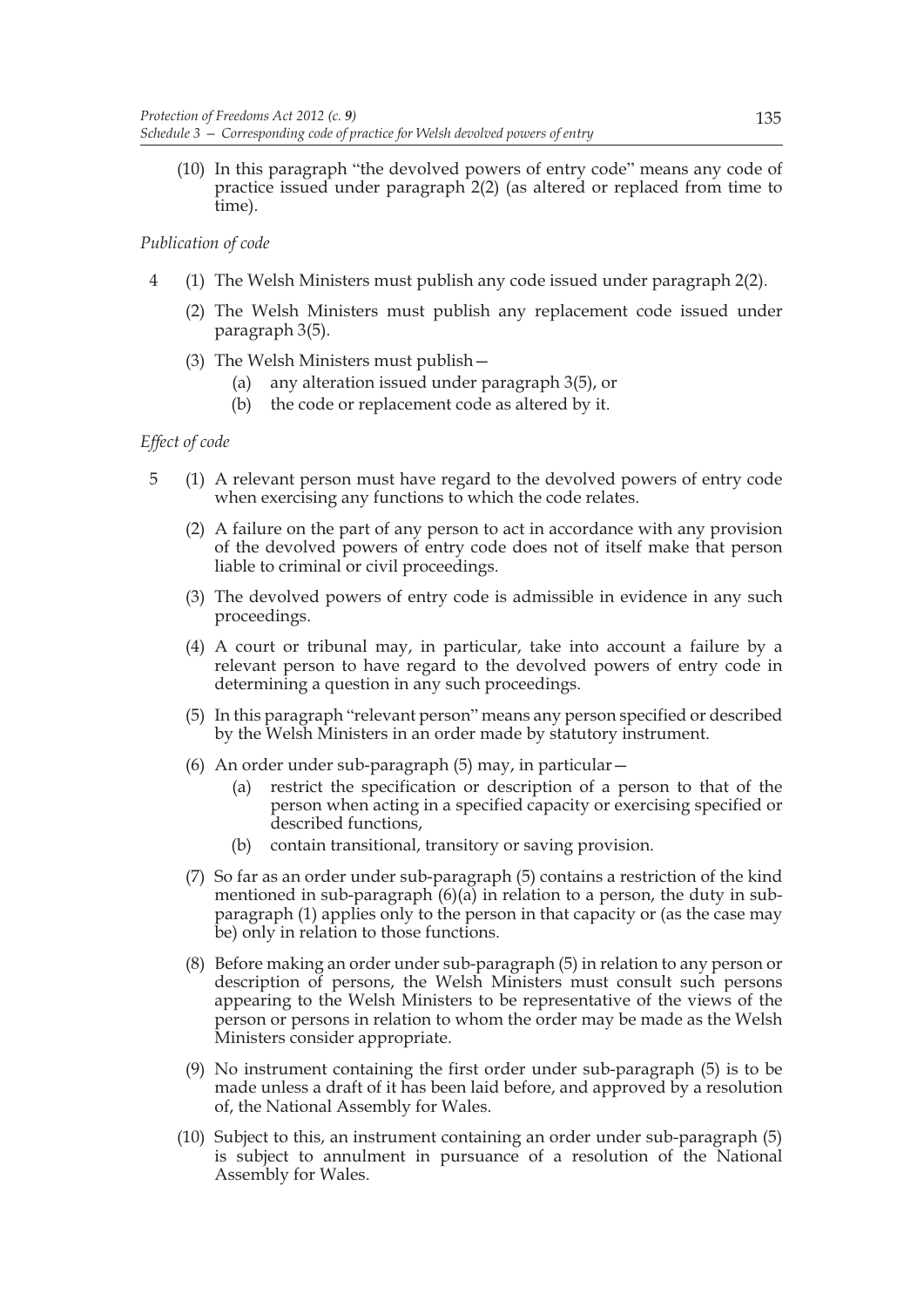(10) In this paragraph "the devolved powers of entry code" means any code of practice issued under paragraph 2(2) (as altered or replaced from time to time).

*Publication of code*

4 (1) The Welsh Ministers must publish any code issued under paragraph 2(2).

(2) The Welsh Ministers must publish any replacement code issued under paragraph 3(5).

(3) The Welsh Ministers must publish—

(a) any alteration issued under paragraph 3(5), or

(b) the code or replacement code as altered by it.

*Effect of code*

5 (1) A relevant person must have regard to the devolved powers of entry code when exercising any functions to which the code relates.

(2) A failure on the part of any person to act in accordance with any provision of the devolved powers of entry code does not of itself make that person liable to criminal or civil proceedings.

(3) The devolved powers of entry code is admissible in evidence in any such proceedings.

(4) A court or tribunal may, in particular, take into account a failure by a relevant person to have regard to the devolved powers of entry code in determining a question in any such proceedings.

(5) In this paragraph "relevant person" means any person specified or described by the Welsh Ministers in an order made by statutory instrument.

(6) An order under sub-paragraph (5) may, in particular—

(a) restrict the specification or description of a person to that of the person when acting in a specified capacity or exercising specified or described functions,

(b) contain transitional, transitory or saving provision.

(7) So far as an order under sub-paragraph (5) contains a restriction of the kind mentioned in sub-paragraph (6)(a) in relation to a person, the duty in sub-paragraph (1) applies only to the person in that capacity or (as the case may be) only in relation to those functions.

(8) Before making an order under sub-paragraph (5) in relation to any person or description of persons, the Welsh Ministers must consult such persons appearing to the Welsh Ministers to be representative of the views of the person or persons in relation to whom the order may be made as the Welsh Ministers consider appropriate.

(9) No instrument containing the first order under sub-paragraph (5) is to be made unless a draft of it has been laid before, and approved by a resolution of, the National Assembly for Wales.

(10) Subject to this, an instrument containing an order under sub-paragraph (5) is subject to annulment in pursuance of a resolution of the National Assembly for Wales.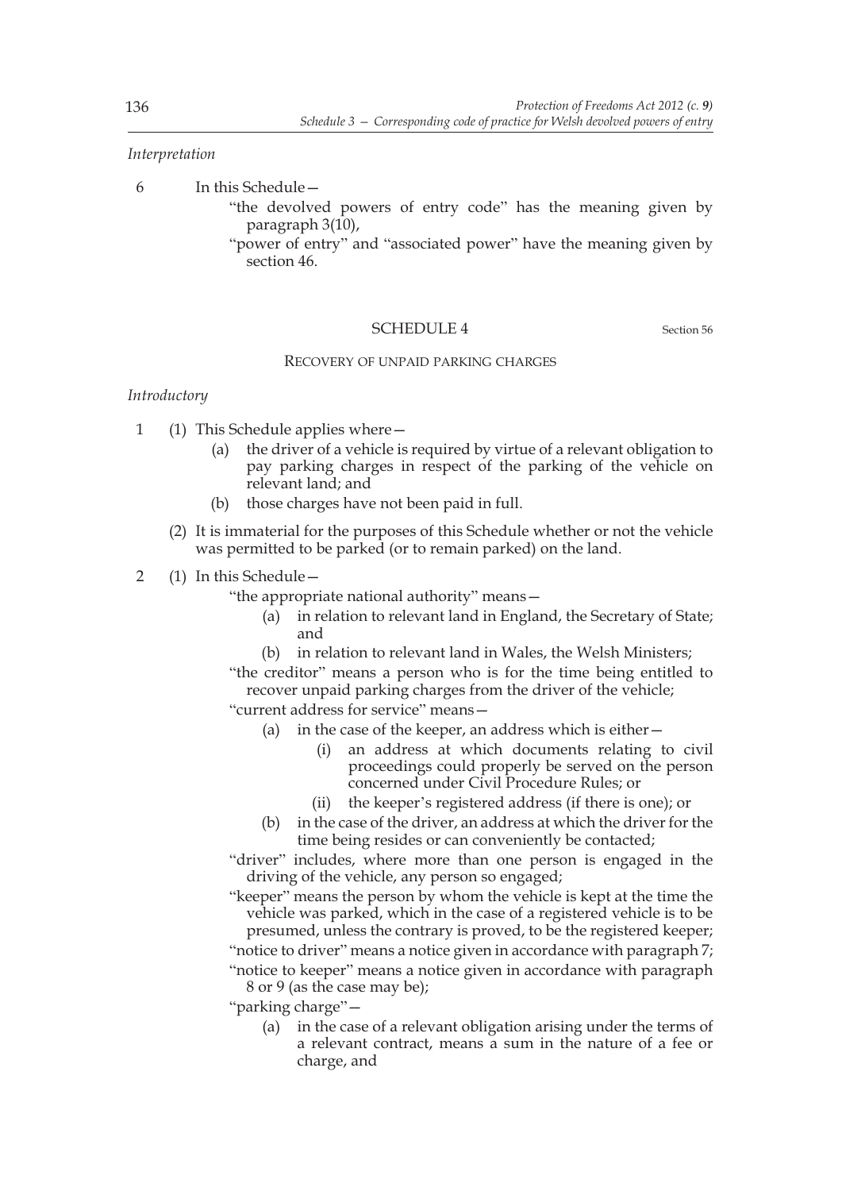*Interpretation*

6 In this Schedule—

"the devolved powers of entry code" has the meaning given by paragraph 3(10),

"power of entry" and "associated power" have the meaning given by section 46.

## SCHEDULE 4

Section 56

### RECOVERY OF UNPAID PARKING CHARGES

*Introductory*

1 (1) This Schedule applies where—

(a) the driver of a vehicle is required by virtue of a relevant obligation to pay parking charges in respect of the parking of the vehicle on relevant land; and

(b) those charges have not been paid in full.

(2) It is immaterial for the purposes of this Schedule whether or not the vehicle was permitted to be parked (or to remain parked) on the land.

2 (1) In this Schedule—

"the appropriate national authority" means—

(a) in relation to relevant land in England, the Secretary of State; and

(b) in relation to relevant land in Wales, the Welsh Ministers;

"the creditor" means a person who is for the time being entitled to recover unpaid parking charges from the driver of the vehicle;

"current address for service" means—

(a) in the case of the keeper, an address which is either—

(i) an address at which documents relating to civil proceedings could properly be served on the person concerned under Civil Procedure Rules; or

(ii) the keeper's registered address (if there is one); or

(b) in the case of the driver, an address at which the driver for the time being resides or can conveniently be contacted;

"driver" includes, where more than one person is engaged in the driving of the vehicle, any person so engaged;

"keeper" means the person by whom the vehicle is kept at the time the vehicle was parked, which in the case of a registered vehicle is to be presumed, unless the contrary is proved, to be the registered keeper;

"notice to driver" means a notice given in accordance with paragraph 7;

"notice to keeper" means a notice given in accordance with paragraph 8 or 9 (as the case may be);

"parking charge"—

(a) in the case of a relevant obligation arising under the terms of a relevant contract, means a sum in the nature of a fee or charge, and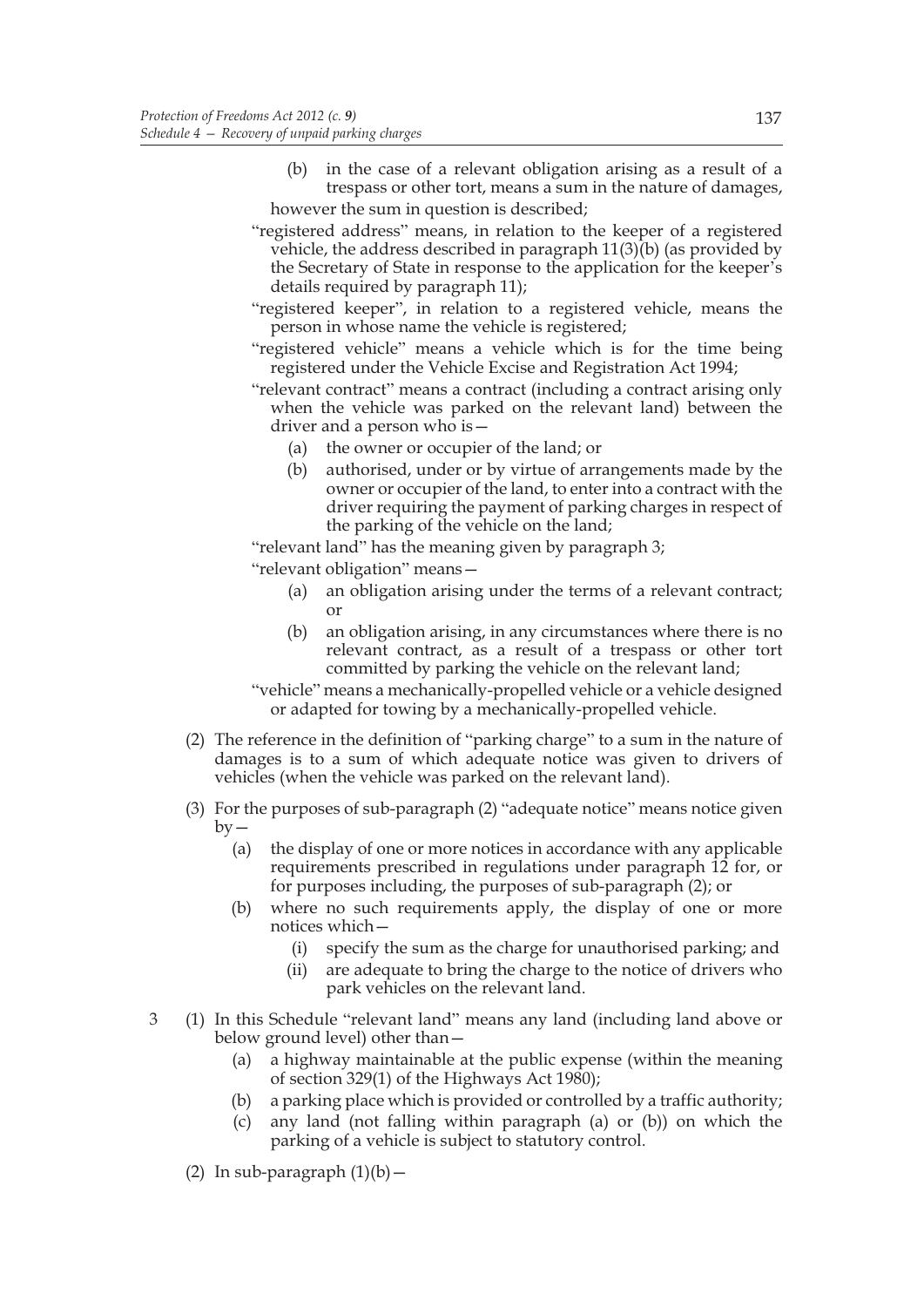(b) in the case of a relevant obligation arising as a result of a trespass or other tort, means a sum in the nature of damages,

however the sum in question is described;

"registered address" means, in relation to the keeper of a registered vehicle, the address described in paragraph 11(3)(b) (as provided by the Secretary of State in response to the application for the keeper's details required by paragraph 11);

"registered keeper", in relation to a registered vehicle, means the person in whose name the vehicle is registered;

"registered vehicle" means a vehicle which is for the time being registered under the Vehicle Excise and Registration Act 1994;

"relevant contract" means a contract (including a contract arising only when the vehicle was parked on the relevant land) between the driver and a person who is—

(a) the owner or occupier of the land; or

(b) authorised, under or by virtue of arrangements made by the owner or occupier of the land, to enter into a contract with the driver requiring the payment of parking charges in respect of the parking of the vehicle on the land;

"relevant land" has the meaning given by paragraph 3;

"relevant obligation" means—

(a) an obligation arising under the terms of a relevant contract; or

(b) an obligation arising, in any circumstances where there is no relevant contract, as a result of a trespass or other tort committed by parking the vehicle on the relevant land;

"vehicle" means a mechanically-propelled vehicle or a vehicle designed or adapted for towing by a mechanically-propelled vehicle.

(2) The reference in the definition of "parking charge" to a sum in the nature of damages is to a sum of which adequate notice was given to drivers of vehicles (when the vehicle was parked on the relevant land).

(3) For the purposes of sub-paragraph (2) "adequate notice" means notice given by—

(a) the display of one or more notices in accordance with any applicable requirements prescribed in regulations under paragraph 12 for, or for purposes including, the purposes of sub-paragraph (2); or

(b) where no such requirements apply, the display of one or more notices which—

(i) specify the sum as the charge for unauthorised parking; and

(ii) are adequate to bring the charge to the notice of drivers who park vehicles on the relevant land.

3 (1) In this Schedule "relevant land" means any land (including land above or below ground level) other than—

(a) a highway maintainable at the public expense (within the meaning of section 329(1) of the Highways Act 1980);

(b) a parking place which is provided or controlled by a traffic authority;

(c) any land (not falling within paragraph (a) or (b)) on which the parking of a vehicle is subject to statutory control.

(2) In sub-paragraph (1)(b)—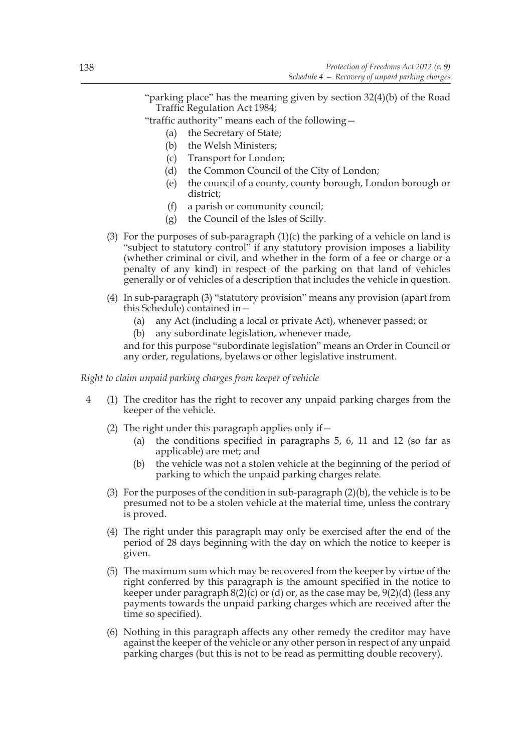"parking place" has the meaning given by section 32(4)(b) of the Road Traffic Regulation Act 1984;

"traffic authority" means each of the following—

- (a) the Secretary of State;
- (b) the Welsh Ministers;
- (c) Transport for London;
- (d) the Common Council of the City of London;
- (e) the council of a county, county borough, London borough or district;
- (f) a parish or community council;
- (g) the Council of the Isles of Scilly.

(3) For the purposes of sub-paragraph (1)(c) the parking of a vehicle on land is "subject to statutory control" if any statutory provision imposes a liability (whether criminal or civil, and whether in the form of a fee or charge or a penalty of any kind) in respect of the parking on that land of vehicles generally or of vehicles of a description that includes the vehicle in question.

(4) In sub-paragraph (3) "statutory provision" means any provision (apart from this Schedule) contained in—

- (a) any Act (including a local or private Act), whenever passed; or
- (b) any subordinate legislation, whenever made,

and for this purpose "subordinate legislation" means an Order in Council or any order, regulations, byelaws or other legislative instrument.

*Right to claim unpaid parking charges from keeper of vehicle*

4 (1) The creditor has the right to recover any unpaid parking charges from the keeper of the vehicle.

(2) The right under this paragraph applies only if—

- (a) the conditions specified in paragraphs 5, 6, 11 and 12 (so far as applicable) are met; and
- (b) the vehicle was not a stolen vehicle at the beginning of the period of parking to which the unpaid parking charges relate.

(3) For the purposes of the condition in sub-paragraph (2)(b), the vehicle is to be presumed not to be a stolen vehicle at the material time, unless the contrary is proved.

(4) The right under this paragraph may only be exercised after the end of the period of 28 days beginning with the day on which the notice to keeper is given.

(5) The maximum sum which may be recovered from the keeper by virtue of the right conferred by this paragraph is the amount specified in the notice to keeper under paragraph 8(2)(c) or (d) or, as the case may be, 9(2)(d) (less any payments towards the unpaid parking charges which are received after the time so specified).

(6) Nothing in this paragraph affects any other remedy the creditor may have against the keeper of the vehicle or any other person in respect of any unpaid parking charges (but this is not to be read as permitting double recovery).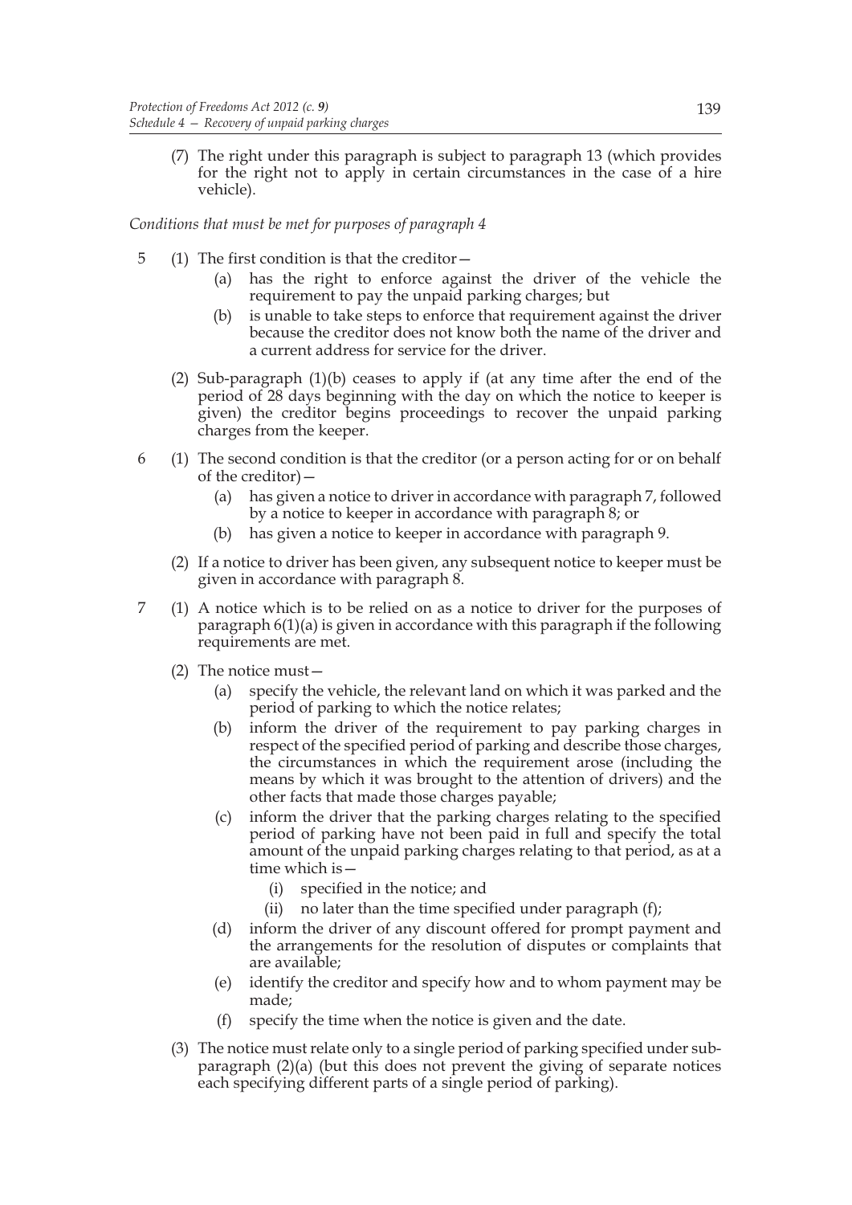(7) The right under this paragraph is subject to paragraph 13 (which provides for the right not to apply in certain circumstances in the case of a hire vehicle).

*Conditions that must be met for purposes of paragraph 4*

5 (1) The first condition is that the creditor—

(a) has the right to enforce against the driver of the vehicle the requirement to pay the unpaid parking charges; but

(b) is unable to take steps to enforce that requirement against the driver because the creditor does not know both the name of the driver and a current address for service for the driver.

(2) Sub-paragraph (1)(b) ceases to apply if (at any time after the end of the period of 28 days beginning with the day on which the notice to keeper is given) the creditor begins proceedings to recover the unpaid parking charges from the keeper.

6 (1) The second condition is that the creditor (or a person acting for or on behalf of the creditor)—

(a) has given a notice to driver in accordance with paragraph 7, followed by a notice to keeper in accordance with paragraph 8; or

(b) has given a notice to keeper in accordance with paragraph 9.

(2) If a notice to driver has been given, any subsequent notice to keeper must be given in accordance with paragraph 8.

7 (1) A notice which is to be relied on as a notice to driver for the purposes of paragraph 6(1)(a) is given in accordance with this paragraph if the following requirements are met.

(2) The notice must—

(a) specify the vehicle, the relevant land on which it was parked and the period of parking to which the notice relates;

(b) inform the driver of the requirement to pay parking charges in respect of the specified period of parking and describe those charges, the circumstances in which the requirement arose (including the means by which it was brought to the attention of drivers) and the other facts that made those charges payable;

(c) inform the driver that the parking charges relating to the specified period of parking have not been paid in full and specify the total amount of the unpaid parking charges relating to that period, as at a time which is—

(i) specified in the notice; and

(ii) no later than the time specified under paragraph (f);

(d) inform the driver of any discount offered for prompt payment and the arrangements for the resolution of disputes or complaints that are available;

(e) identify the creditor and specify how and to whom payment may be made;

(f) specify the time when the notice is given and the date.

(3) The notice must relate only to a single period of parking specified under sub-paragraph (2)(a) (but this does not prevent the giving of separate notices each specifying different parts of a single period of parking).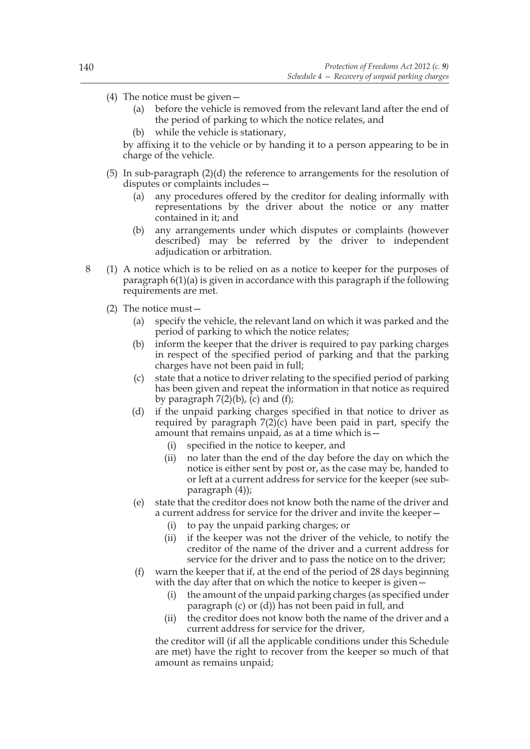(4) The notice must be given—

  (a) before the vehicle is removed from the relevant land after the end of the period of parking to which the notice relates, and

  (b) while the vehicle is stationary,

by affixing it to the vehicle or by handing it to a person appearing to be in charge of the vehicle.

(5) In sub-paragraph (2)(d) the reference to arrangements for the resolution of disputes or complaints includes—

  (a) any procedures offered by the creditor for dealing informally with representations by the driver about the notice or any matter contained in it; and

  (b) any arrangements under which disputes or complaints (however described) may be referred by the driver to independent adjudication or arbitration.

8 (1) A notice which is to be relied on as a notice to keeper for the purposes of paragraph 6(1)(a) is given in accordance with this paragraph if the following requirements are met.

(2) The notice must—

  (a) specify the vehicle, the relevant land on which it was parked and the period of parking to which the notice relates;

  (b) inform the keeper that the driver is required to pay parking charges in respect of the specified period of parking and that the parking charges have not been paid in full;

  (c) state that a notice to driver relating to the specified period of parking has been given and repeat the information in that notice as required by paragraph 7(2)(b), (c) and (f);

  (d) if the unpaid parking charges specified in that notice to driver as required by paragraph 7(2)(c) have been paid in part, specify the amount that remains unpaid, as at a time which is—

    (i) specified in the notice to keeper, and

    (ii) no later than the end of the day before the day on which the notice is either sent by post or, as the case may be, handed to or left at a current address for service for the keeper (see sub-paragraph (4));

  (e) state that the creditor does not know both the name of the driver and a current address for service for the driver and invite the keeper—

    (i) to pay the unpaid parking charges; or

    (ii) if the keeper was not the driver of the vehicle, to notify the creditor of the name of the driver and a current address for service for the driver and to pass the notice on to the driver;

  (f) warn the keeper that if, at the end of the period of 28 days beginning with the day after that on which the notice to keeper is given—

    (i) the amount of the unpaid parking charges (as specified under paragraph (c) or (d)) has not been paid in full, and

    (ii) the creditor does not know both the name of the driver and a current address for service for the driver,

  the creditor will (if all the applicable conditions under this Schedule are met) have the right to recover from the keeper so much of that amount as remains unpaid;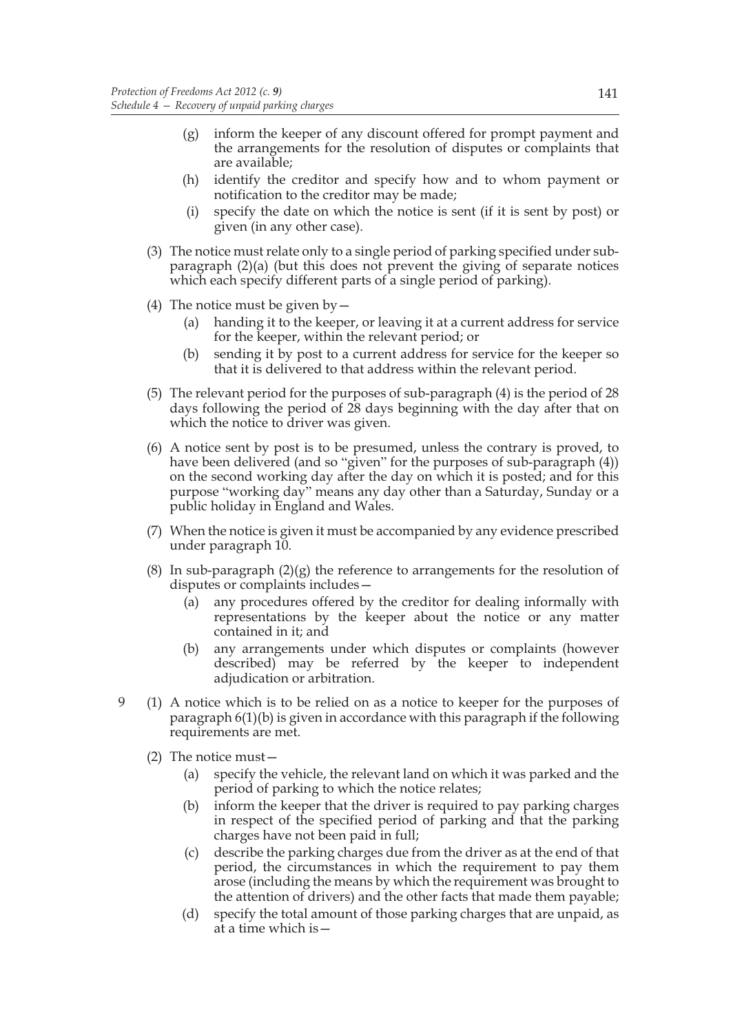(g) inform the keeper of any discount offered for prompt payment and the arrangements for the resolution of disputes or complaints that are available;

(h) identify the creditor and specify how and to whom payment or notification to the creditor may be made;

(i) specify the date on which the notice is sent (if it is sent by post) or given (in any other case).

(3) The notice must relate only to a single period of parking specified under sub-paragraph (2)(a) (but this does not prevent the giving of separate notices which each specify different parts of a single period of parking).

(4) The notice must be given by—

(a) handing it to the keeper, or leaving it at a current address for service for the keeper, within the relevant period; or

(b) sending it by post to a current address for service for the keeper so that it is delivered to that address within the relevant period.

(5) The relevant period for the purposes of sub-paragraph (4) is the period of 28 days following the period of 28 days beginning with the day after that on which the notice to driver was given.

(6) A notice sent by post is to be presumed, unless the contrary is proved, to have been delivered (and so "given" for the purposes of sub-paragraph (4)) on the second working day after the day on which it is posted; and for this purpose "working day" means any day other than a Saturday, Sunday or a public holiday in England and Wales.

(7) When the notice is given it must be accompanied by any evidence prescribed under paragraph 10.

(8) In sub-paragraph (2)(g) the reference to arrangements for the resolution of disputes or complaints includes—

(a) any procedures offered by the creditor for dealing informally with representations by the keeper about the notice or any matter contained in it; and

(b) any arrangements under which disputes or complaints (however described) may be referred by the keeper to independent adjudication or arbitration.

9 (1) A notice which is to be relied on as a notice to keeper for the purposes of paragraph 6(1)(b) is given in accordance with this paragraph if the following requirements are met.

(2) The notice must—

(a) specify the vehicle, the relevant land on which it was parked and the period of parking to which the notice relates;

(b) inform the keeper that the driver is required to pay parking charges in respect of the specified period of parking and that the parking charges have not been paid in full;

(c) describe the parking charges due from the driver as at the end of that period, the circumstances in which the requirement to pay them arose (including the means by which the requirement was brought to the attention of drivers) and the other facts that made them payable;

(d) specify the total amount of those parking charges that are unpaid, as at a time which is—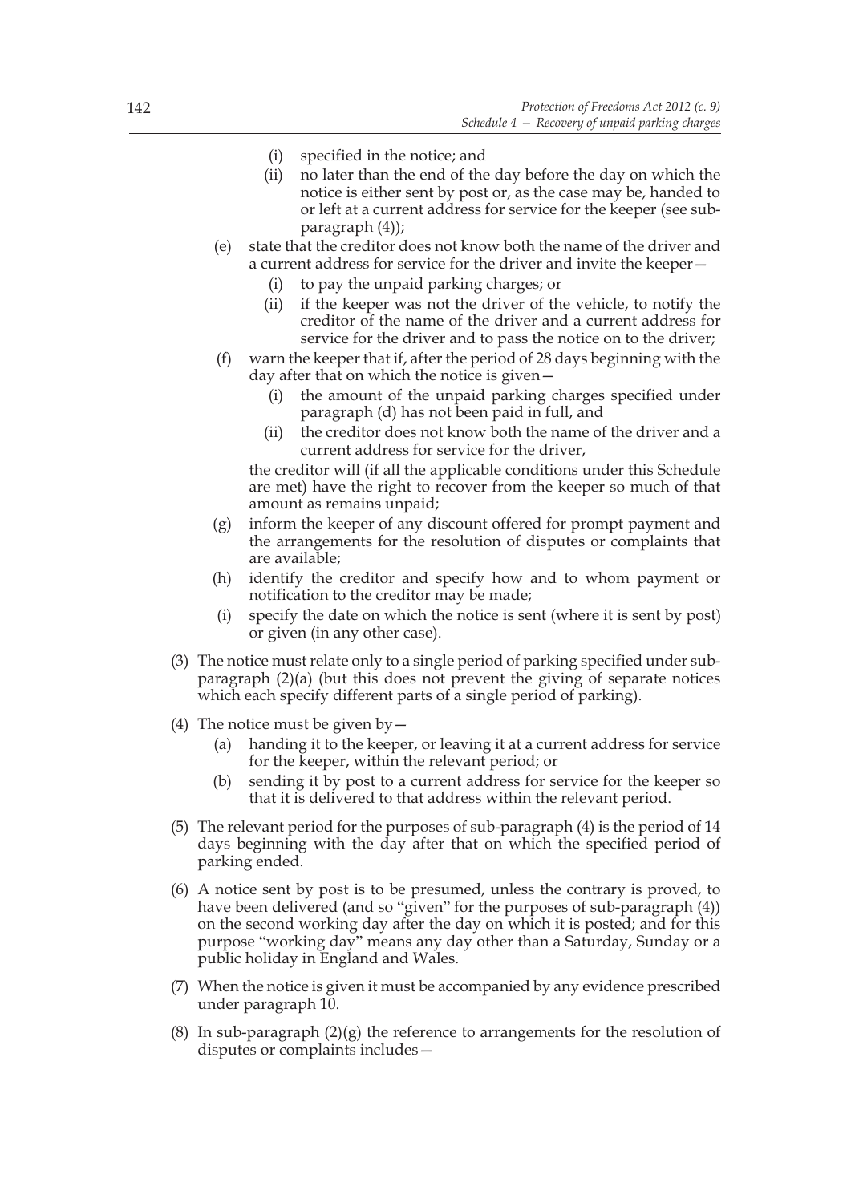(i) specified in the notice; and

(ii) no later than the end of the day before the day on which the notice is either sent by post or, as the case may be, handed to or left at a current address for service for the keeper (see sub-paragraph (4));

(e) state that the creditor does not know both the name of the driver and a current address for service for the driver and invite the keeper—

(i) to pay the unpaid parking charges; or

(ii) if the keeper was not the driver of the vehicle, to notify the creditor of the name of the driver and a current address for service for the driver and to pass the notice on to the driver;

(f) warn the keeper that if, after the period of 28 days beginning with the day after that on which the notice is given—

(i) the amount of the unpaid parking charges specified under paragraph (d) has not been paid in full, and

(ii) the creditor does not know both the name of the driver and a current address for service for the driver,

the creditor will (if all the applicable conditions under this Schedule are met) have the right to recover from the keeper so much of that amount as remains unpaid;

(g) inform the keeper of any discount offered for prompt payment and the arrangements for the resolution of disputes or complaints that are available;

(h) identify the creditor and specify how and to whom payment or notification to the creditor may be made;

(i) specify the date on which the notice is sent (where it is sent by post) or given (in any other case).

(3) The notice must relate only to a single period of parking specified under sub-paragraph (2)(a) (but this does not prevent the giving of separate notices which each specify different parts of a single period of parking).

(4) The notice must be given by—

(a) handing it to the keeper, or leaving it at a current address for service for the keeper, within the relevant period; or

(b) sending it by post to a current address for service for the keeper so that it is delivered to that address within the relevant period.

(5) The relevant period for the purposes of sub-paragraph (4) is the period of 14 days beginning with the day after that on which the specified period of parking ended.

(6) A notice sent by post is to be presumed, unless the contrary is proved, to have been delivered (and so "given" for the purposes of sub-paragraph (4)) on the second working day after the day on which it is posted; and for this purpose "working day" means any day other than a Saturday, Sunday or a public holiday in England and Wales.

(7) When the notice is given it must be accompanied by any evidence prescribed under paragraph 10.

(8) In sub-paragraph (2)(g) the reference to arrangements for the resolution of disputes or complaints includes—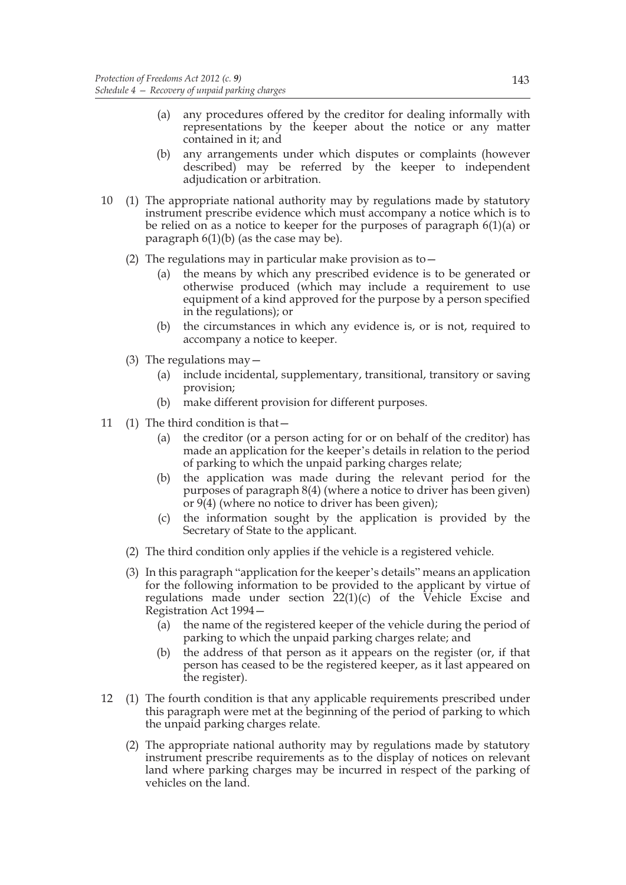(a) any procedures offered by the creditor for dealing informally with representations by the keeper about the notice or any matter contained in it; and

(b) any arrangements under which disputes or complaints (however described) may be referred by the keeper to independent adjudication or arbitration.

10 (1) The appropriate national authority may by regulations made by statutory instrument prescribe evidence which must accompany a notice which is to be relied on as a notice to keeper for the purposes of paragraph 6(1)(a) or paragraph 6(1)(b) (as the case may be).

(2) The regulations may in particular make provision as to—

(a) the means by which any prescribed evidence is to be generated or otherwise produced (which may include a requirement to use equipment of a kind approved for the purpose by a person specified in the regulations); or

(b) the circumstances in which any evidence is, or is not, required to accompany a notice to keeper.

(3) The regulations may—

(a) include incidental, supplementary, transitional, transitory or saving provision;

(b) make different provision for different purposes.

11 (1) The third condition is that—

(a) the creditor (or a person acting for or on behalf of the creditor) has made an application for the keeper's details in relation to the period of parking to which the unpaid parking charges relate;

(b) the application was made during the relevant period for the purposes of paragraph 8(4) (where a notice to driver has been given) or 9(4) (where no notice to driver has been given);

(c) the information sought by the application is provided by the Secretary of State to the applicant.

(2) The third condition only applies if the vehicle is a registered vehicle.

(3) In this paragraph "application for the keeper's details" means an application for the following information to be provided to the applicant by virtue of regulations made under section 22(1)(c) of the Vehicle Excise and Registration Act 1994—

(a) the name of the registered keeper of the vehicle during the period of parking to which the unpaid parking charges relate; and

(b) the address of that person as it appears on the register (or, if that person has ceased to be the registered keeper, as it last appeared on the register).

12 (1) The fourth condition is that any applicable requirements prescribed under this paragraph were met at the beginning of the period of parking to which the unpaid parking charges relate.

(2) The appropriate national authority may by regulations made by statutory instrument prescribe requirements as to the display of notices on relevant land where parking charges may be incurred in respect of the parking of vehicles on the land.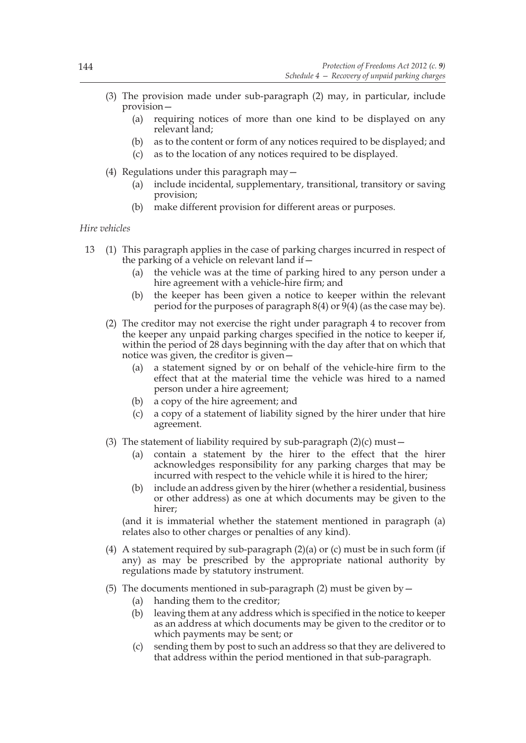(3) The provision made under sub-paragraph (2) may, in particular, include provision—

- (a) requiring notices of more than one kind to be displayed on any relevant land;
- (b) as to the content or form of any notices required to be displayed; and
- (c) as to the location of any notices required to be displayed.

(4) Regulations under this paragraph may—

- (a) include incidental, supplementary, transitional, transitory or saving provision;
- (b) make different provision for different areas or purposes.

*Hire vehicles*

13 (1) This paragraph applies in the case of parking charges incurred in respect of the parking of a vehicle on relevant land if—

- (a) the vehicle was at the time of parking hired to any person under a hire agreement with a vehicle-hire firm; and
- (b) the keeper has been given a notice to keeper within the relevant period for the purposes of paragraph 8(4) or 9(4) (as the case may be).

(2) The creditor may not exercise the right under paragraph 4 to recover from the keeper any unpaid parking charges specified in the notice to keeper if, within the period of 28 days beginning with the day after that on which that notice was given, the creditor is given—

- (a) a statement signed by or on behalf of the vehicle-hire firm to the effect that at the material time the vehicle was hired to a named person under a hire agreement;
- (b) a copy of the hire agreement; and
- (c) a copy of a statement of liability signed by the hirer under that hire agreement.

(3) The statement of liability required by sub-paragraph (2)(c) must—

- (a) contain a statement by the hirer to the effect that the hirer acknowledges responsibility for any parking charges that may be incurred with respect to the vehicle while it is hired to the hirer;
- (b) include an address given by the hirer (whether a residential, business or other address) as one at which documents may be given to the hirer;

(and it is immaterial whether the statement mentioned in paragraph (a) relates also to other charges or penalties of any kind).

(4) A statement required by sub-paragraph (2)(a) or (c) must be in such form (if any) as may be prescribed by the appropriate national authority by regulations made by statutory instrument.

(5) The documents mentioned in sub-paragraph (2) must be given by—

- (a) handing them to the creditor;
- (b) leaving them at any address which is specified in the notice to keeper as an address at which documents may be given to the creditor or to which payments may be sent; or
- (c) sending them by post to such an address so that they are delivered to that address within the period mentioned in that sub-paragraph.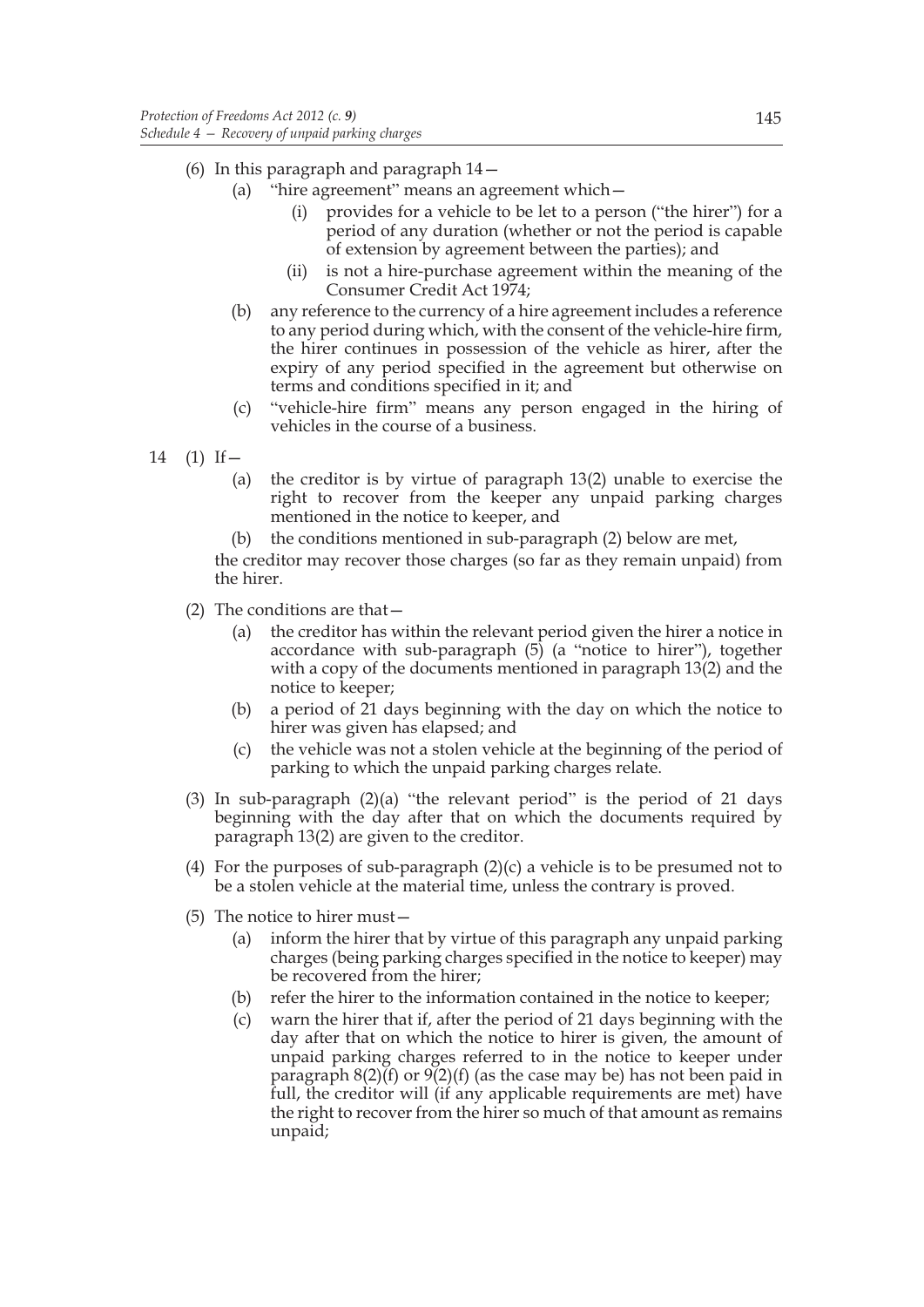(6) In this paragraph and paragraph 14—

(a) "hire agreement" means an agreement which—

(i) provides for a vehicle to be let to a person ("the hirer") for a period of any duration (whether or not the period is capable of extension by agreement between the parties); and

(ii) is not a hire-purchase agreement within the meaning of the Consumer Credit Act 1974;

(b) any reference to the currency of a hire agreement includes a reference to any period during which, with the consent of the vehicle-hire firm, the hirer continues in possession of the vehicle as hirer, after the expiry of any period specified in the agreement but otherwise on terms and conditions specified in it; and

(c) "vehicle-hire firm" means any person engaged in the hiring of vehicles in the course of a business.

14 (1) If—

(a) the creditor is by virtue of paragraph 13(2) unable to exercise the right to recover from the keeper any unpaid parking charges mentioned in the notice to keeper, and

(b) the conditions mentioned in sub-paragraph (2) below are met,

the creditor may recover those charges (so far as they remain unpaid) from the hirer.

(2) The conditions are that—

(a) the creditor has within the relevant period given the hirer a notice in accordance with sub-paragraph (5) (a "notice to hirer"), together with a copy of the documents mentioned in paragraph 13(2) and the notice to keeper;

(b) a period of 21 days beginning with the day on which the notice to hirer was given has elapsed; and

(c) the vehicle was not a stolen vehicle at the beginning of the period of parking to which the unpaid parking charges relate.

(3) In sub-paragraph (2)(a) "the relevant period" is the period of 21 days beginning with the day after that on which the documents required by paragraph 13(2) are given to the creditor.

(4) For the purposes of sub-paragraph (2)(c) a vehicle is to be presumed not to be a stolen vehicle at the material time, unless the contrary is proved.

(5) The notice to hirer must—

(a) inform the hirer that by virtue of this paragraph any unpaid parking charges (being parking charges specified in the notice to keeper) may be recovered from the hirer;

(b) refer the hirer to the information contained in the notice to keeper;

(c) warn the hirer that if, after the period of 21 days beginning with the day after that on which the notice to hirer is given, the amount of unpaid parking charges referred to in the notice to keeper under paragraph 8(2)(f) or 9(2)(f) (as the case may be) has not been paid in full, the creditor will (if any applicable requirements are met) have the right to recover from the hirer so much of that amount as remains unpaid;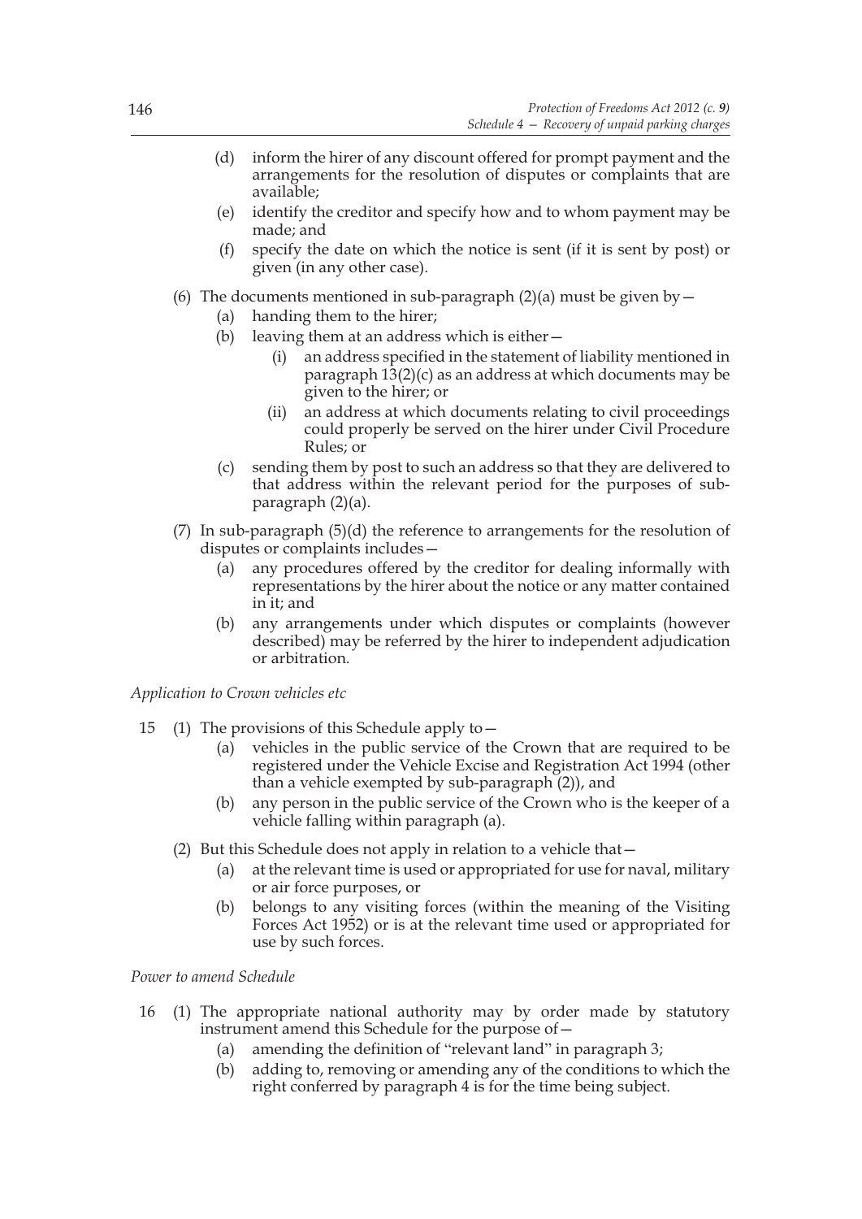(d) inform the hirer of any discount offered for prompt payment and the arrangements for the resolution of disputes or complaints that are available;

(e) identify the creditor and specify how and to whom payment may be made; and

(f) specify the date on which the notice is sent (if it is sent by post) or given (in any other case).

(6) The documents mentioned in sub-paragraph (2)(a) must be given by—

(a) handing them to the hirer;

(b) leaving them at an address which is either—

(i) an address specified in the statement of liability mentioned in paragraph 13(2)(c) as an address at which documents may be given to the hirer; or

(ii) an address at which documents relating to civil proceedings could properly be served on the hirer under Civil Procedure Rules; or

(c) sending them by post to such an address so that they are delivered to that address within the relevant period for the purposes of sub-paragraph (2)(a).

(7) In sub-paragraph (5)(d) the reference to arrangements for the resolution of disputes or complaints includes—

(a) any procedures offered by the creditor for dealing informally with representations by the hirer about the notice or any matter contained in it; and

(b) any arrangements under which disputes or complaints (however described) may be referred by the hirer to independent adjudication or arbitration.

*Application to Crown vehicles etc*

15 (1) The provisions of this Schedule apply to—

(a) vehicles in the public service of the Crown that are required to be registered under the Vehicle Excise and Registration Act 1994 (other than a vehicle exempted by sub-paragraph (2)), and

(b) any person in the public service of the Crown who is the keeper of a vehicle falling within paragraph (a).

(2) But this Schedule does not apply in relation to a vehicle that—

(a) at the relevant time is used or appropriated for use for naval, military or air force purposes, or

(b) belongs to any visiting forces (within the meaning of the Visiting Forces Act 1952) or is at the relevant time used or appropriated for use by such forces.

*Power to amend Schedule*

16 (1) The appropriate national authority may by order made by statutory instrument amend this Schedule for the purpose of—

(a) amending the definition of "relevant land" in paragraph 3;

(b) adding to, removing or amending any of the conditions to which the right conferred by paragraph 4 is for the time being subject.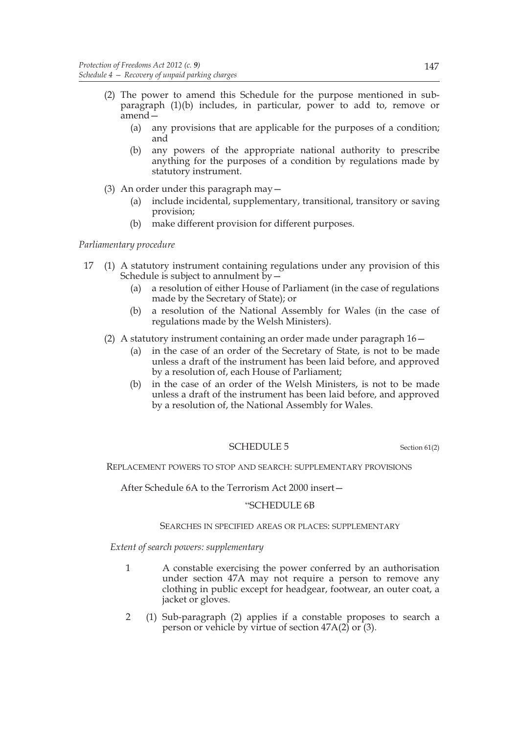(2) The power to amend this Schedule for the purpose mentioned in sub-paragraph (1)(b) includes, in particular, power to add to, remove or amend—

(a) any provisions that are applicable for the purposes of a condition; and

(b) any powers of the appropriate national authority to prescribe anything for the purposes of a condition by regulations made by statutory instrument.

(3) An order under this paragraph may—

(a) include incidental, supplementary, transitional, transitory or saving provision;

(b) make different provision for different purposes.

*Parliamentary procedure*

17 (1) A statutory instrument containing regulations under any provision of this Schedule is subject to annulment by—

(a) a resolution of either House of Parliament (in the case of regulations made by the Secretary of State); or

(b) a resolution of the National Assembly for Wales (in the case of regulations made by the Welsh Ministers).

(2) A statutory instrument containing an order made under paragraph 16—

(a) in the case of an order of the Secretary of State, is not to be made unless a draft of the instrument has been laid before, and approved by a resolution of, each House of Parliament;

(b) in the case of an order of the Welsh Ministers, is not to be made unless a draft of the instrument has been laid before, and approved by a resolution of, the National Assembly for Wales.

## SCHEDULE 5

Section 61(2)

REPLACEMENT POWERS TO STOP AND SEARCH: SUPPLEMENTARY PROVISIONS

After Schedule 6A to the Terrorism Act 2000 insert—

"SCHEDULE 6B

SEARCHES IN SPECIFIED AREAS OR PLACES: SUPPLEMENTARY

*Extent of search powers: supplementary*

1 A constable exercising the power conferred by an authorisation under section 47A may not require a person to remove any clothing in public except for headgear, footwear, an outer coat, a jacket or gloves.

2 (1) Sub-paragraph (2) applies if a constable proposes to search a person or vehicle by virtue of section 47A(2) or (3).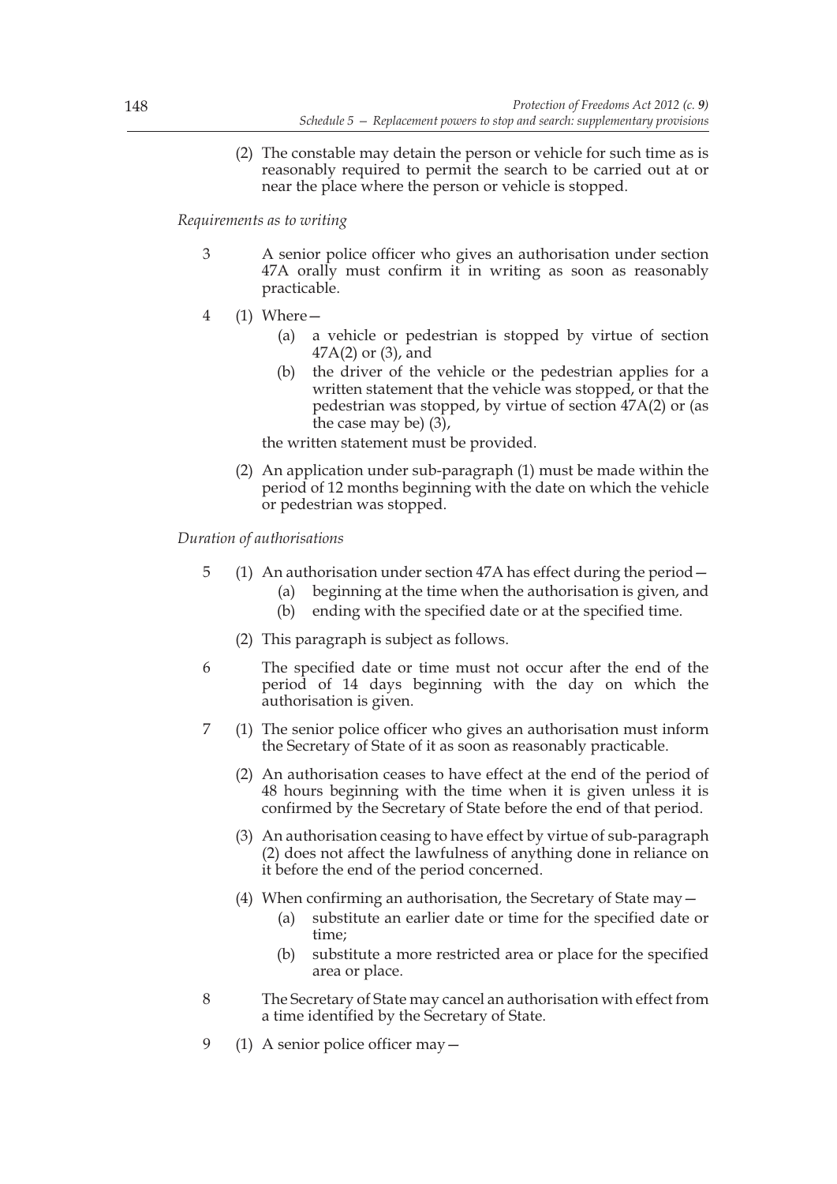(2) The constable may detain the person or vehicle for such time as is reasonably required to permit the search to be carried out at or near the place where the person or vehicle is stopped.

*Requirements as to writing*

3 A senior police officer who gives an authorisation under section 47A orally must confirm it in writing as soon as reasonably practicable.

4 (1) Where—

(a) a vehicle or pedestrian is stopped by virtue of section 47A(2) or (3), and

(b) the driver of the vehicle or the pedestrian applies for a written statement that the vehicle was stopped, or that the pedestrian was stopped, by virtue of section 47A(2) or (as the case may be) (3),

the written statement must be provided.

(2) An application under sub-paragraph (1) must be made within the period of 12 months beginning with the date on which the vehicle or pedestrian was stopped.

*Duration of authorisations*

5 (1) An authorisation under section 47A has effect during the period—

(a) beginning at the time when the authorisation is given, and

(b) ending with the specified date or at the specified time.

(2) This paragraph is subject as follows.

6 The specified date or time must not occur after the end of the period of 14 days beginning with the day on which the authorisation is given.

7 (1) The senior police officer who gives an authorisation must inform the Secretary of State of it as soon as reasonably practicable.

(2) An authorisation ceases to have effect at the end of the period of 48 hours beginning with the time when it is given unless it is confirmed by the Secretary of State before the end of that period.

(3) An authorisation ceasing to have effect by virtue of sub-paragraph (2) does not affect the lawfulness of anything done in reliance on it before the end of the period concerned.

(4) When confirming an authorisation, the Secretary of State may—

(a) substitute an earlier date or time for the specified date or time;

(b) substitute a more restricted area or place for the specified area or place.

8 The Secretary of State may cancel an authorisation with effect from a time identified by the Secretary of State.

9 (1) A senior police officer may—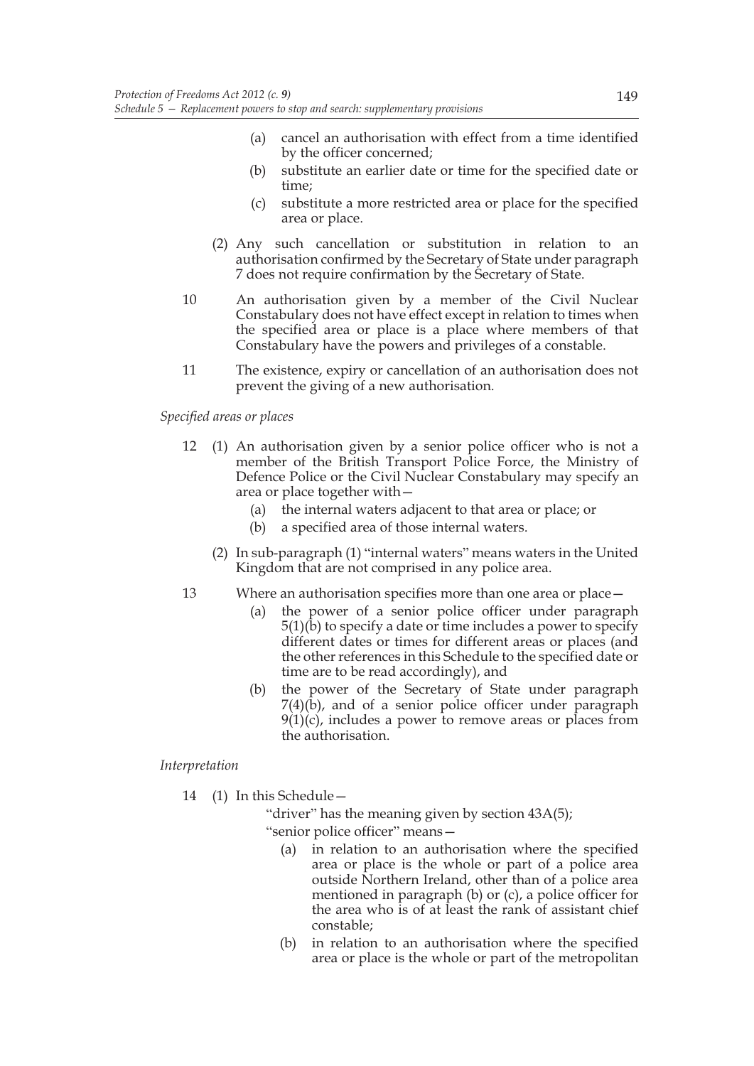(a) cancel an authorisation with effect from a time identified by the officer concerned;

(b) substitute an earlier date or time for the specified date or time;

(c) substitute a more restricted area or place for the specified area or place.

(2) Any such cancellation or substitution in relation to an authorisation confirmed by the Secretary of State under paragraph 7 does not require confirmation by the Secretary of State.

10 An authorisation given by a member of the Civil Nuclear Constabulary does not have effect except in relation to times when the specified area or place is a place where members of that Constabulary have the powers and privileges of a constable.

11 The existence, expiry or cancellation of an authorisation does not prevent the giving of a new authorisation.

*Specified areas or places*

12 (1) An authorisation given by a senior police officer who is not a member of the British Transport Police Force, the Ministry of Defence Police or the Civil Nuclear Constabulary may specify an area or place together with—

(a) the internal waters adjacent to that area or place; or

(b) a specified area of those internal waters.

(2) In sub-paragraph (1) "internal waters" means waters in the United Kingdom that are not comprised in any police area.

13 Where an authorisation specifies more than one area or place—

(a) the power of a senior police officer under paragraph 5(1)(b) to specify a date or time includes a power to specify different dates or times for different areas or places (and the other references in this Schedule to the specified date or time are to be read accordingly), and

(b) the power of the Secretary of State under paragraph 7(4)(b), and of a senior police officer under paragraph 9(1)(c), includes a power to remove areas or places from the authorisation.

*Interpretation*

14 (1) In this Schedule—

"driver" has the meaning given by section 43A(5);

"senior police officer" means—

(a) in relation to an authorisation where the specified area or place is the whole or part of a police area outside Northern Ireland, other than of a police area mentioned in paragraph (b) or (c), a police officer for the area who is of at least the rank of assistant chief constable;

(b) in relation to an authorisation where the specified area or place is the whole or part of the metropolitan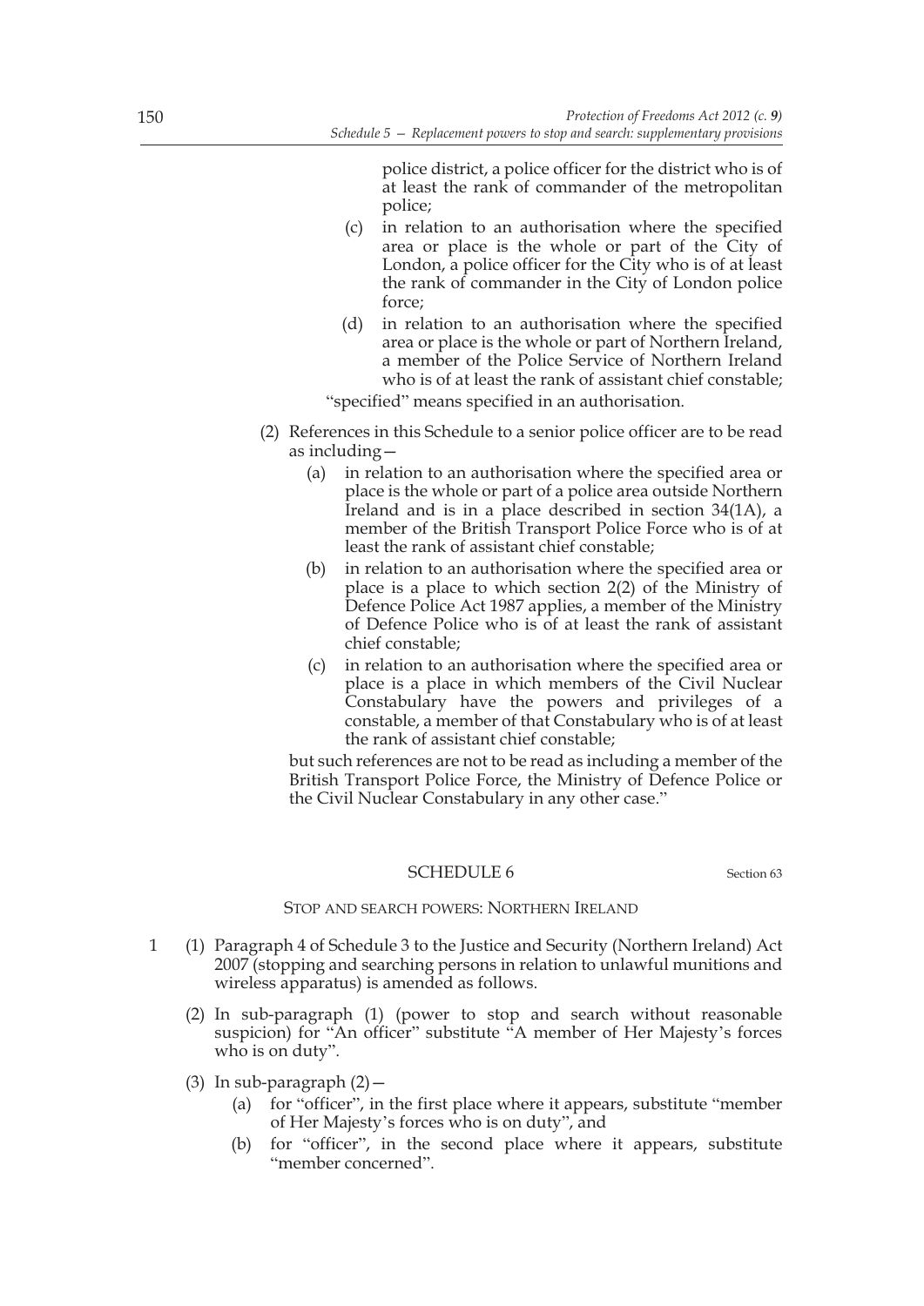police district, a police officer for the district who is of at least the rank of commander of the metropolitan police;

(c) in relation to an authorisation where the specified area or place is the whole or part of the City of London, a police officer for the City who is of at least the rank of commander in the City of London police force;

(d) in relation to an authorisation where the specified area or place is the whole or part of Northern Ireland, a member of the Police Service of Northern Ireland who is of at least the rank of assistant chief constable;

"specified" means specified in an authorisation.

(2) References in this Schedule to a senior police officer are to be read as including—

(a) in relation to an authorisation where the specified area or place is the whole or part of a police area outside Northern Ireland and is in a place described in section 34(1A), a member of the British Transport Police Force who is of at least the rank of assistant chief constable;

(b) in relation to an authorisation where the specified area or place is a place to which section 2(2) of the Ministry of Defence Police Act 1987 applies, a member of the Ministry of Defence Police who is of at least the rank of assistant chief constable;

(c) in relation to an authorisation where the specified area or place is a place in which members of the Civil Nuclear Constabulary have the powers and privileges of a constable, a member of that Constabulary who is of at least the rank of assistant chief constable;

but such references are not to be read as including a member of the British Transport Police Force, the Ministry of Defence Police or the Civil Nuclear Constabulary in any other case."

## SCHEDULE 6

Section 63

### STOP AND SEARCH POWERS: NORTHERN IRELAND

1 (1) Paragraph 4 of Schedule 3 to the Justice and Security (Northern Ireland) Act 2007 (stopping and searching persons in relation to unlawful munitions and wireless apparatus) is amended as follows.

(2) In sub-paragraph (1) (power to stop and search without reasonable suspicion) for "An officer" substitute "A member of Her Majesty's forces who is on duty".

(3) In sub-paragraph (2)—

(a) for "officer", in the first place where it appears, substitute "member of Her Majesty's forces who is on duty", and

(b) for "officer", in the second place where it appears, substitute "member concerned".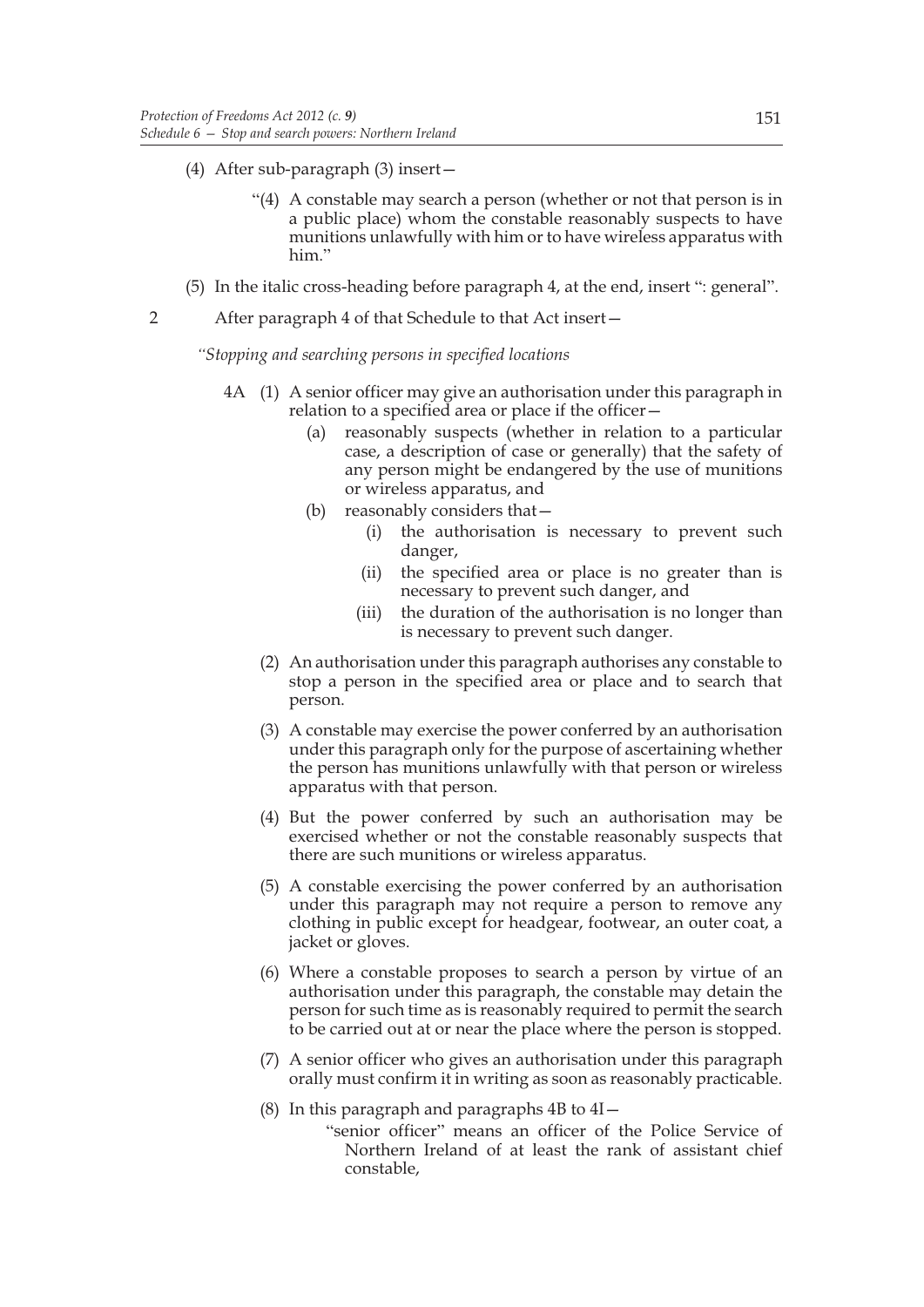(4) After sub-paragraph (3) insert—

"(4) A constable may search a person (whether or not that person is in a public place) whom the constable reasonably suspects to have munitions unlawfully with him or to have wireless apparatus with him."

(5) In the italic cross-heading before paragraph 4, at the end, insert ": general".

2 After paragraph 4 of that Schedule to that Act insert—

*"Stopping and searching persons in specified locations*

4A (1) A senior officer may give an authorisation under this paragraph in relation to a specified area or place if the officer—

(a) reasonably suspects (whether in relation to a particular case, a description of case or generally) that the safety of any person might be endangered by the use of munitions or wireless apparatus, and

(b) reasonably considers that—

(i) the authorisation is necessary to prevent such danger,

(ii) the specified area or place is no greater than is necessary to prevent such danger, and

(iii) the duration of the authorisation is no longer than is necessary to prevent such danger.

(2) An authorisation under this paragraph authorises any constable to stop a person in the specified area or place and to search that person.

(3) A constable may exercise the power conferred by an authorisation under this paragraph only for the purpose of ascertaining whether the person has munitions unlawfully with that person or wireless apparatus with that person.

(4) But the power conferred by such an authorisation may be exercised whether or not the constable reasonably suspects that there are such munitions or wireless apparatus.

(5) A constable exercising the power conferred by an authorisation under this paragraph may not require a person to remove any clothing in public except for headgear, footwear, an outer coat, a jacket or gloves.

(6) Where a constable proposes to search a person by virtue of an authorisation under this paragraph, the constable may detain the person for such time as is reasonably required to permit the search to be carried out at or near the place where the person is stopped.

(7) A senior officer who gives an authorisation under this paragraph orally must confirm it in writing as soon as reasonably practicable.

(8) In this paragraph and paragraphs 4B to 4I—

"senior officer" means an officer of the Police Service of Northern Ireland of at least the rank of assistant chief constable,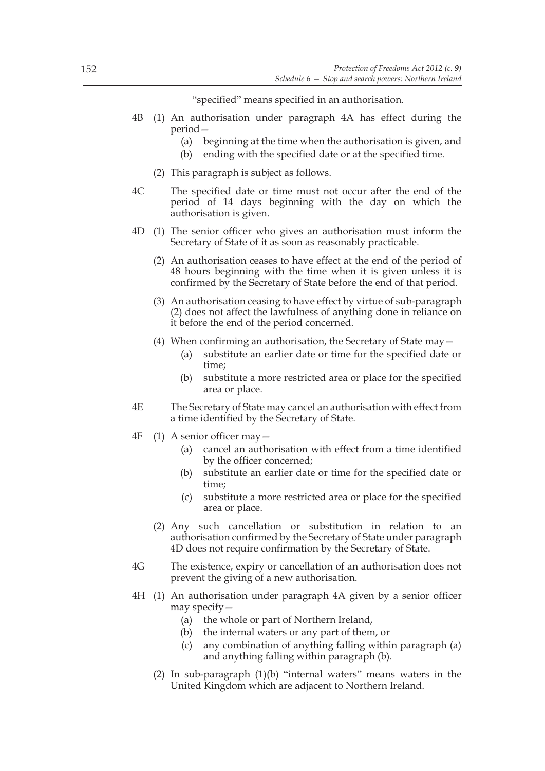"specified" means specified in an authorisation.

4B (1) An authorisation under paragraph 4A has effect during the period—

(a) beginning at the time when the authorisation is given, and

(b) ending with the specified date or at the specified time.

(2) This paragraph is subject as follows.

4C The specified date or time must not occur after the end of the period of 14 days beginning with the day on which the authorisation is given.

4D (1) The senior officer who gives an authorisation must inform the Secretary of State of it as soon as reasonably practicable.

(2) An authorisation ceases to have effect at the end of the period of 48 hours beginning with the time when it is given unless it is confirmed by the Secretary of State before the end of that period.

(3) An authorisation ceasing to have effect by virtue of sub-paragraph (2) does not affect the lawfulness of anything done in reliance on it before the end of the period concerned.

(4) When confirming an authorisation, the Secretary of State may—

(a) substitute an earlier date or time for the specified date or time;

(b) substitute a more restricted area or place for the specified area or place.

4E The Secretary of State may cancel an authorisation with effect from a time identified by the Secretary of State.

4F (1) A senior officer may—

(a) cancel an authorisation with effect from a time identified by the officer concerned;

(b) substitute an earlier date or time for the specified date or time;

(c) substitute a more restricted area or place for the specified area or place.

(2) Any such cancellation or substitution in relation to an authorisation confirmed by the Secretary of State under paragraph 4D does not require confirmation by the Secretary of State.

4G The existence, expiry or cancellation of an authorisation does not prevent the giving of a new authorisation.

4H (1) An authorisation under paragraph 4A given by a senior officer may specify—

(a) the whole or part of Northern Ireland,

(b) the internal waters or any part of them, or

(c) any combination of anything falling within paragraph (a) and anything falling within paragraph (b).

(2) In sub-paragraph (1)(b) "internal waters" means waters in the United Kingdom which are adjacent to Northern Ireland.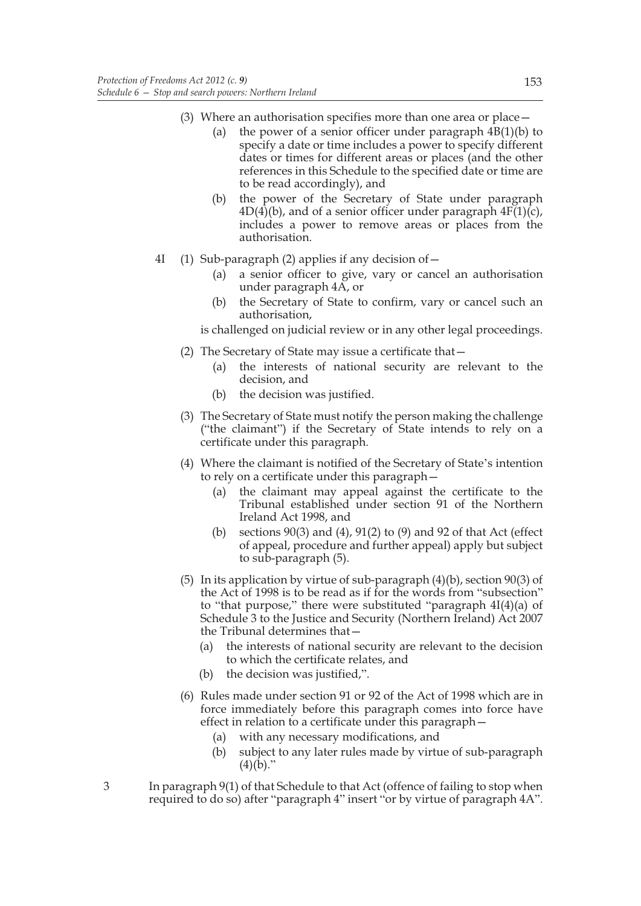(3) Where an authorisation specifies more than one area or place—

(a) the power of a senior officer under paragraph 4B(1)(b) to specify a date or time includes a power to specify different dates or times for different areas or places (and the other references in this Schedule to the specified date or time are to be read accordingly), and

(b) the power of the Secretary of State under paragraph 4D(4)(b), and of a senior officer under paragraph 4F(1)(c), includes a power to remove areas or places from the authorisation.

4I (1) Sub-paragraph (2) applies if any decision of—

(a) a senior officer to give, vary or cancel an authorisation under paragraph 4A, or

(b) the Secretary of State to confirm, vary or cancel such an authorisation,

is challenged on judicial review or in any other legal proceedings.

(2) The Secretary of State may issue a certificate that—

(a) the interests of national security are relevant to the decision, and

(b) the decision was justified.

(3) The Secretary of State must notify the person making the challenge ("the claimant") if the Secretary of State intends to rely on a certificate under this paragraph.

(4) Where the claimant is notified of the Secretary of State's intention to rely on a certificate under this paragraph—

(a) the claimant may appeal against the certificate to the Tribunal established under section 91 of the Northern Ireland Act 1998, and

(b) sections 90(3) and (4), 91(2) to (9) and 92 of that Act (effect of appeal, procedure and further appeal) apply but subject to sub-paragraph (5).

(5) In its application by virtue of sub-paragraph (4)(b), section 90(3) of the Act of 1998 is to be read as if for the words from "subsection" to "that purpose," there were substituted "paragraph 4I(4)(a) of Schedule 3 to the Justice and Security (Northern Ireland) Act 2007 the Tribunal determines that—

(a) the interests of national security are relevant to the decision to which the certificate relates, and

(b) the decision was justified,".

(6) Rules made under section 91 or 92 of the Act of 1998 which are in force immediately before this paragraph comes into force have effect in relation to a certificate under this paragraph—

(a) with any necessary modifications, and

(b) subject to any later rules made by virtue of sub-paragraph (4)(b)."

3 In paragraph 9(1) of that Schedule to that Act (offence of failing to stop when required to do so) after "paragraph 4" insert "or by virtue of paragraph 4A".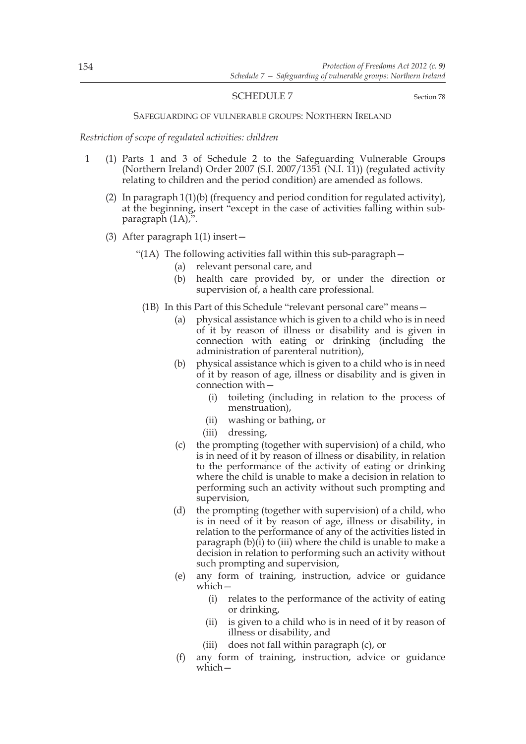## SCHEDULE 7

Section 78

### SAFEGUARDING OF VULNERABLE GROUPS: NORTHERN IRELAND

*Restriction of scope of regulated activities: children*

1 (1) Parts 1 and 3 of Schedule 2 to the Safeguarding Vulnerable Groups (Northern Ireland) Order 2007 (S.I. 2007/1351 (N.I. 11)) (regulated activity relating to children and the period condition) are amended as follows.

(2) In paragraph 1(1)(b) (frequency and period condition for regulated activity), at the beginning, insert "except in the case of activities falling within sub-paragraph (1A),".

(3) After paragraph 1(1) insert—

"(1A) The following activities fall within this sub-paragraph—

(a) relevant personal care, and

(b) health care provided by, or under the direction or supervision of, a health care professional.

(1B) In this Part of this Schedule "relevant personal care" means—

(a) physical assistance which is given to a child who is in need of it by reason of illness or disability and is given in connection with eating or drinking (including the administration of parenteral nutrition),

(b) physical assistance which is given to a child who is in need of it by reason of age, illness or disability and is given in connection with—

(i) toileting (including in relation to the process of menstruation),

(ii) washing or bathing, or

(iii) dressing,

(c) the prompting (together with supervision) of a child, who is in need of it by reason of illness or disability, in relation to the performance of the activity of eating or drinking where the child is unable to make a decision in relation to performing such an activity without such prompting and supervision,

(d) the prompting (together with supervision) of a child, who is in need of it by reason of age, illness or disability, in relation to the performance of any of the activities listed in paragraph (b)(i) to (iii) where the child is unable to make a decision in relation to performing such an activity without such prompting and supervision,

(e) any form of training, instruction, advice or guidance which—

(i) relates to the performance of the activity of eating or drinking,

(ii) is given to a child who is in need of it by reason of illness or disability, and

(iii) does not fall within paragraph (c), or

(f) any form of training, instruction, advice or guidance which—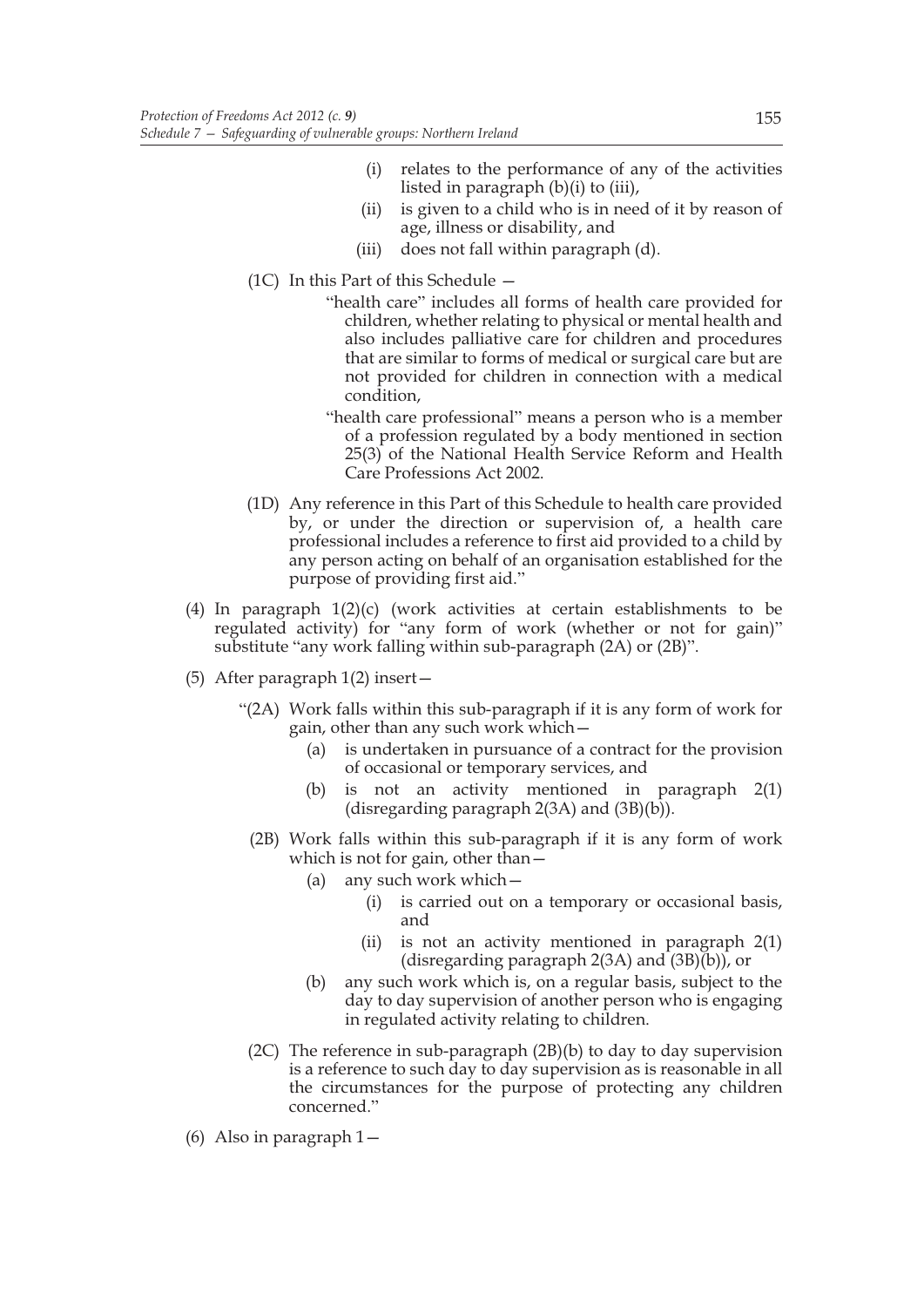(i) relates to the performance of any of the activities listed in paragraph (b)(i) to (iii),

(ii) is given to a child who is in need of it by reason of age, illness or disability, and

(iii) does not fall within paragraph (d).

(1C) In this Part of this Schedule —

"health care" includes all forms of health care provided for children, whether relating to physical or mental health and also includes palliative care for children and procedures that are similar to forms of medical or surgical care but are not provided for children in connection with a medical condition,

"health care professional" means a person who is a member of a profession regulated by a body mentioned in section 25(3) of the National Health Service Reform and Health Care Professions Act 2002.

(1D) Any reference in this Part of this Schedule to health care provided by, or under the direction or supervision of, a health care professional includes a reference to first aid provided to a child by any person acting on behalf of an organisation established for the purpose of providing first aid."

(4) In paragraph 1(2)(c) (work activities at certain establishments to be regulated activity) for "any form of work (whether or not for gain)" substitute "any work falling within sub-paragraph (2A) or (2B)".

(5) After paragraph 1(2) insert—

"(2A) Work falls within this sub-paragraph if it is any form of work for gain, other than any such work which—

(a) is undertaken in pursuance of a contract for the provision of occasional or temporary services, and

(b) is not an activity mentioned in paragraph 2(1) (disregarding paragraph 2(3A) and (3B)(b)).

(2B) Work falls within this sub-paragraph if it is any form of work which is not for gain, other than—

(a) any such work which—

(i) is carried out on a temporary or occasional basis, and

(ii) is not an activity mentioned in paragraph 2(1) (disregarding paragraph 2(3A) and (3B)(b)), or

(b) any such work which is, on a regular basis, subject to the day to day supervision of another person who is engaging in regulated activity relating to children.

(2C) The reference in sub-paragraph (2B)(b) to day to day supervision is a reference to such day to day supervision as is reasonable in all the circumstances for the purpose of protecting any children concerned."

(6) Also in paragraph 1—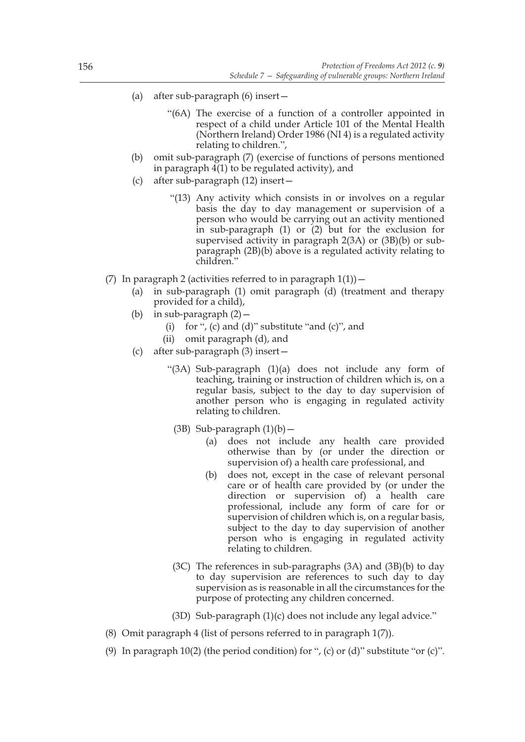(a) after sub-paragraph (6) insert—

“(6A) The exercise of a function of a controller appointed in respect of a child under Article 101 of the Mental Health (Northern Ireland) Order 1986 (NI 4) is a regulated activity relating to children.”,

(b) omit sub-paragraph (7) (exercise of functions of persons mentioned in paragraph 4(1) to be regulated activity), and

(c) after sub-paragraph (12) insert—

“(13) Any activity which consists in or involves on a regular basis the day to day management or supervision of a person who would be carrying out an activity mentioned in sub-paragraph (1) or (2) but for the exclusion for supervised activity in paragraph 2(3A) or (3B)(b) or sub-paragraph (2B)(b) above is a regulated activity relating to children.”

(7) In paragraph 2 (activities referred to in paragraph 1(1))—

(a) in sub-paragraph (1) omit paragraph (d) (treatment and therapy provided for a child),

(b) in sub-paragraph (2)—

(i) for “, (c) and (d)” substitute “and (c)”, and

(ii) omit paragraph (d), and

(c) after sub-paragraph (3) insert—

“(3A) Sub-paragraph (1)(a) does not include any form of teaching, training or instruction of children which is, on a regular basis, subject to the day to day supervision of another person who is engaging in regulated activity relating to children.

(3B) Sub-paragraph (1)(b)—

(a) does not include any health care provided otherwise than by (or under the direction or supervision of) a health care professional, and

(b) does not, except in the case of relevant personal care or of health care provided by (or under the direction or supervision of) a health care professional, include any form of care for or supervision of children which is, on a regular basis, subject to the day to day supervision of another person who is engaging in regulated activity relating to children.

(3C) The references in sub-paragraphs (3A) and (3B)(b) to day to day supervision are references to such day to day supervision as is reasonable in all the circumstances for the purpose of protecting any children concerned.

(3D) Sub-paragraph (1)(c) does not include any legal advice.”

(8) Omit paragraph 4 (list of persons referred to in paragraph 1(7)).

(9) In paragraph 10(2) (the period condition) for “, (c) or (d)” substitute “or (c)”.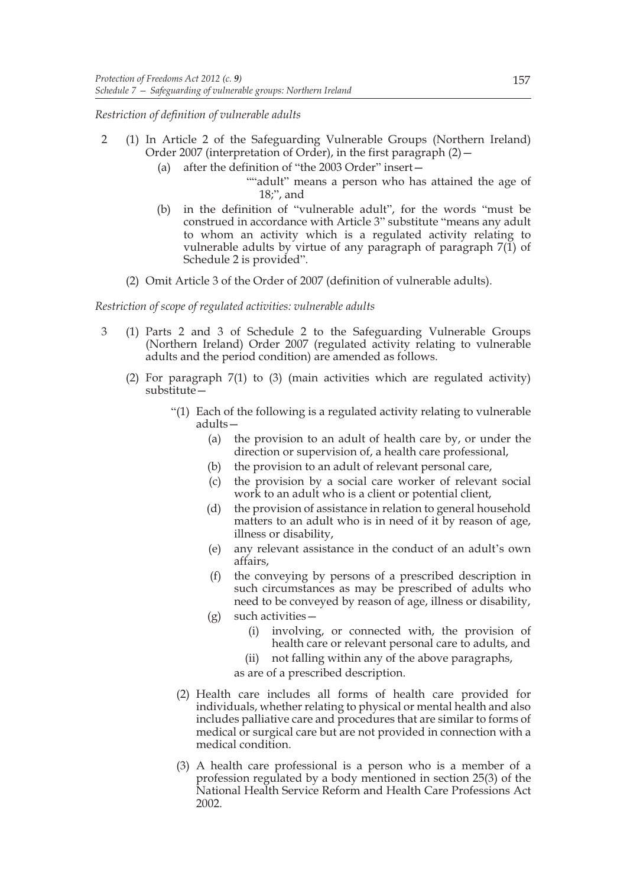*Restriction of definition of vulnerable adults*

2 (1) In Article 2 of the Safeguarding Vulnerable Groups (Northern Ireland) Order 2007 (interpretation of Order), in the first paragraph (2)—

(a) after the definition of "the 2003 Order" insert—

""adult" means a person who has attained the age of 18;", and

(b) in the definition of "vulnerable adult", for the words "must be construed in accordance with Article 3" substitute "means any adult to whom an activity which is a regulated activity relating to vulnerable adults by virtue of any paragraph of paragraph 7(1) of Schedule 2 is provided".

(2) Omit Article 3 of the Order of 2007 (definition of vulnerable adults).

*Restriction of scope of regulated activities: vulnerable adults*

3 (1) Parts 2 and 3 of Schedule 2 to the Safeguarding Vulnerable Groups (Northern Ireland) Order 2007 (regulated activity relating to vulnerable adults and the period condition) are amended as follows.

(2) For paragraph 7(1) to (3) (main activities which are regulated activity) substitute—

"(1) Each of the following is a regulated activity relating to vulnerable adults—

(a) the provision to an adult of health care by, or under the direction or supervision of, a health care professional,

(b) the provision to an adult of relevant personal care,

(c) the provision by a social care worker of relevant social work to an adult who is a client or potential client,

(d) the provision of assistance in relation to general household matters to an adult who is in need of it by reason of age, illness or disability,

(e) any relevant assistance in the conduct of an adult's own affairs,

(f) the conveying by persons of a prescribed description in such circumstances as may be prescribed of adults who need to be conveyed by reason of age, illness or disability,

(g) such activities—

(i) involving, or connected with, the provision of health care or relevant personal care to adults, and

(ii) not falling within any of the above paragraphs,

as are of a prescribed description.

(2) Health care includes all forms of health care provided for individuals, whether relating to physical or mental health and also includes palliative care and procedures that are similar to forms of medical or surgical care but are not provided in connection with a medical condition.

(3) A health care professional is a person who is a member of a profession regulated by a body mentioned in section 25(3) of the National Health Service Reform and Health Care Professions Act 2002.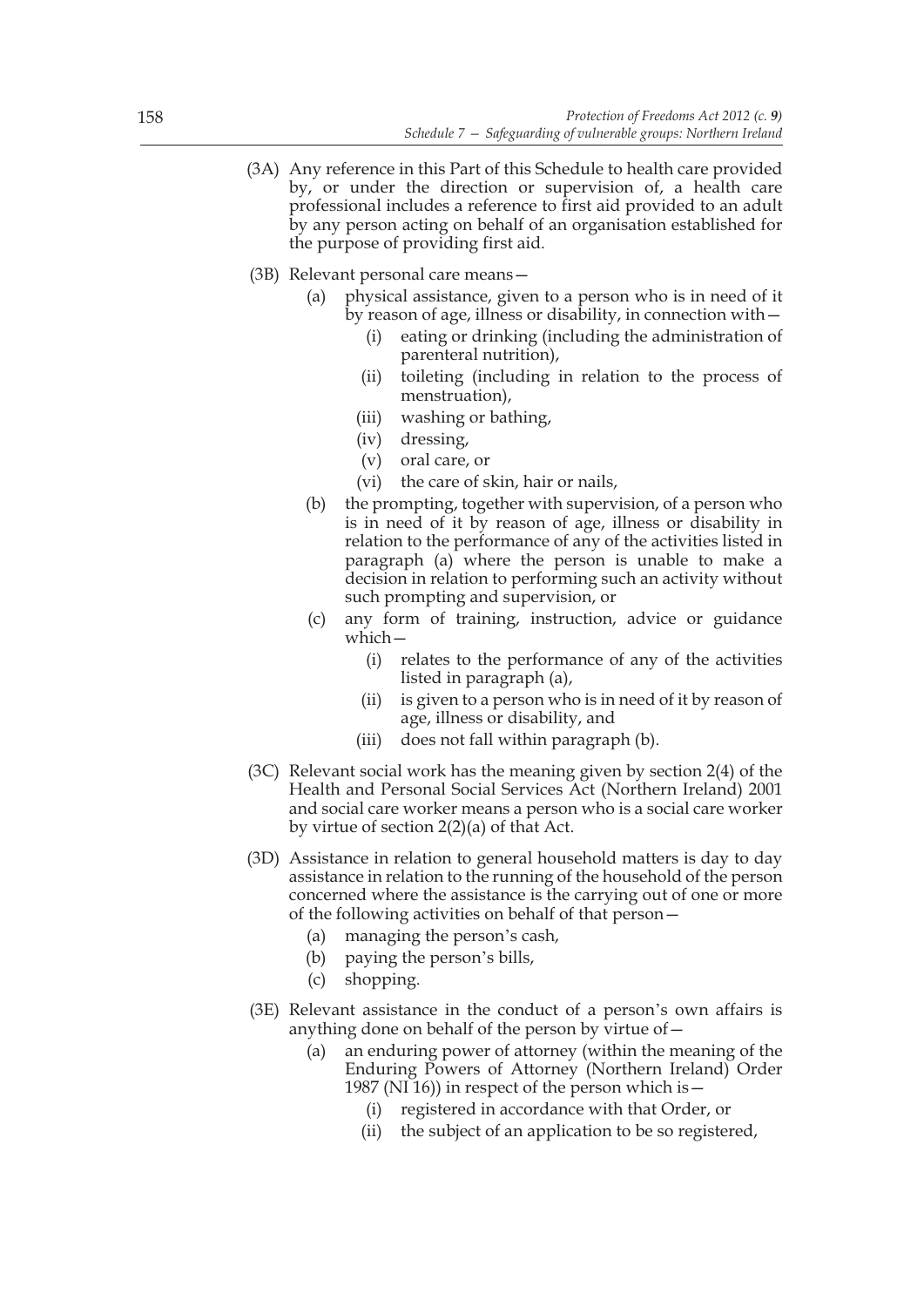(3A) Any reference in this Part of this Schedule to health care provided by, or under the direction or supervision of, a health care professional includes a reference to first aid provided to an adult by any person acting on behalf of an organisation established for the purpose of providing first aid.

(3B) Relevant personal care means—

(a) physical assistance, given to a person who is in need of it by reason of age, illness or disability, in connection with—

(i) eating or drinking (including the administration of parenteral nutrition),

(ii) toileting (including in relation to the process of menstruation),

(iii) washing or bathing,

(iv) dressing,

(v) oral care, or

(vi) the care of skin, hair or nails,

(b) the prompting, together with supervision, of a person who is in need of it by reason of age, illness or disability in relation to the performance of any of the activities listed in paragraph (a) where the person is unable to make a decision in relation to performing such an activity without such prompting and supervision, or

(c) any form of training, instruction, advice or guidance which—

(i) relates to the performance of any of the activities listed in paragraph (a),

(ii) is given to a person who is in need of it by reason of age, illness or disability, and

(iii) does not fall within paragraph (b).

(3C) Relevant social work has the meaning given by section 2(4) of the Health and Personal Social Services Act (Northern Ireland) 2001 and social care worker means a person who is a social care worker by virtue of section 2(2)(a) of that Act.

(3D) Assistance in relation to general household matters is day to day assistance in relation to the running of the household of the person concerned where the assistance is the carrying out of one or more of the following activities on behalf of that person—

(a) managing the person's cash,

(b) paying the person's bills,

(c) shopping.

(3E) Relevant assistance in the conduct of a person's own affairs is anything done on behalf of the person by virtue of—

(a) an enduring power of attorney (within the meaning of the Enduring Powers of Attorney (Northern Ireland) Order 1987 (NI 16)) in respect of the person which is—

(i) registered in accordance with that Order, or

(ii) the subject of an application to be so registered,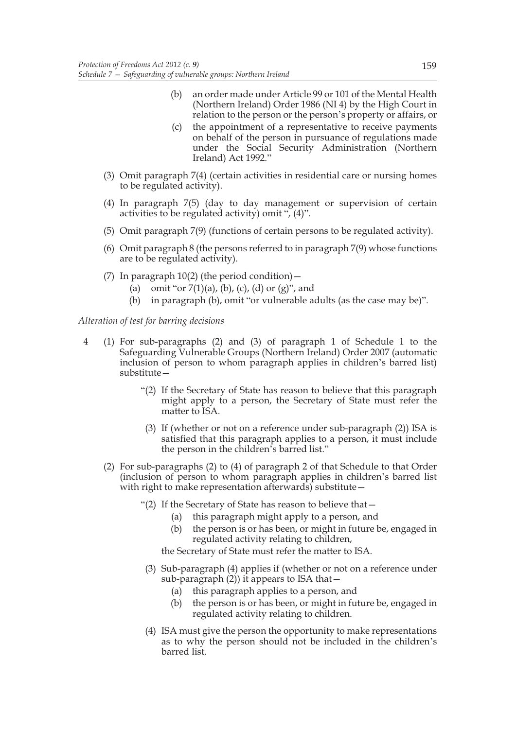(b) an order made under Article 99 or 101 of the Mental Health (Northern Ireland) Order 1986 (NI 4) by the High Court in relation to the person or the person's property or affairs, or

(c) the appointment of a representative to receive payments on behalf of the person in pursuance of regulations made under the Social Security Administration (Northern Ireland) Act 1992."

(3) Omit paragraph 7(4) (certain activities in residential care or nursing homes to be regulated activity).

(4) In paragraph 7(5) (day to day management or supervision of certain activities to be regulated activity) omit ", (4)".

(5) Omit paragraph 7(9) (functions of certain persons to be regulated activity).

(6) Omit paragraph 8 (the persons referred to in paragraph 7(9) whose functions are to be regulated activity).

(7) In paragraph 10(2) (the period condition)—

(a) omit "or 7(1)(a), (b), (c), (d) or (g)", and

(b) in paragraph (b), omit "or vulnerable adults (as the case may be)".

*Alteration of test for barring decisions*

4 (1) For sub-paragraphs (2) and (3) of paragraph 1 of Schedule 1 to the Safeguarding Vulnerable Groups (Northern Ireland) Order 2007 (automatic inclusion of person to whom paragraph applies in children's barred list) substitute—

"(2) If the Secretary of State has reason to believe that this paragraph might apply to a person, the Secretary of State must refer the matter to ISA.

(3) If (whether or not on a reference under sub-paragraph (2)) ISA is satisfied that this paragraph applies to a person, it must include the person in the children's barred list."

(2) For sub-paragraphs (2) to (4) of paragraph 2 of that Schedule to that Order (inclusion of person to whom paragraph applies in children's barred list with right to make representation afterwards) substitute—

"(2) If the Secretary of State has reason to believe that—

(a) this paragraph might apply to a person, and

(b) the person is or has been, or might in future be, engaged in regulated activity relating to children,

the Secretary of State must refer the matter to ISA.

(3) Sub-paragraph (4) applies if (whether or not on a reference under sub-paragraph (2)) it appears to ISA that—

(a) this paragraph applies to a person, and

(b) the person is or has been, or might in future be, engaged in regulated activity relating to children.

(4) ISA must give the person the opportunity to make representations as to why the person should not be included in the children's barred list.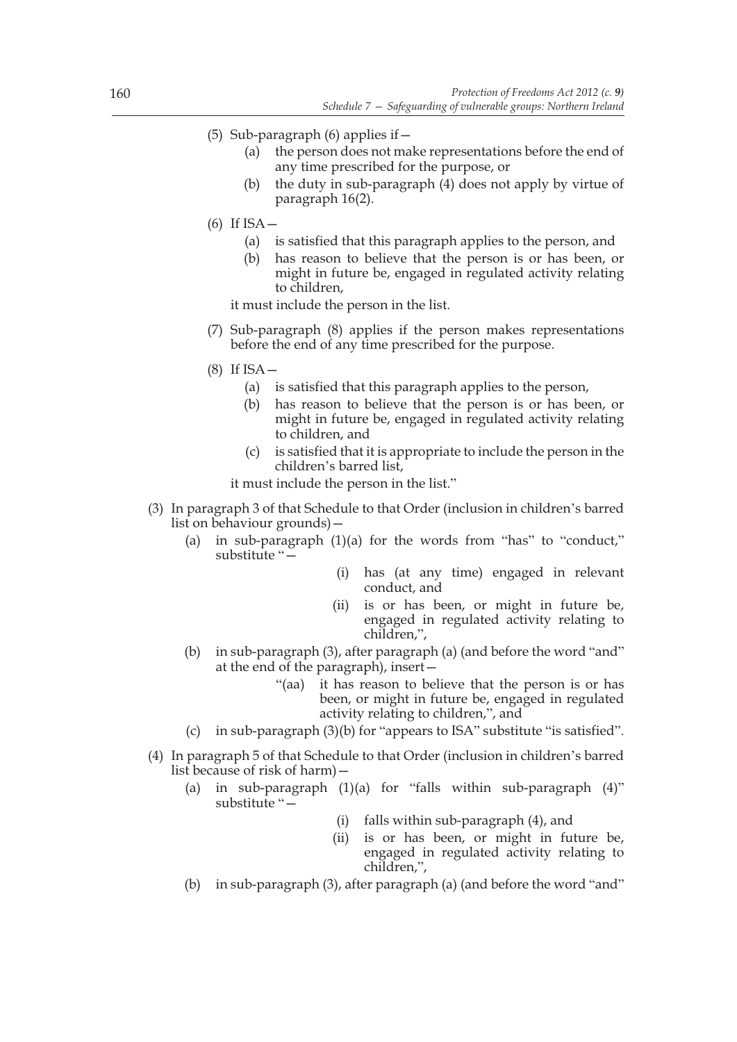(5) Sub-paragraph (6) applies if—

  (a) the person does not make representations before the end of any time prescribed for the purpose, or

  (b) the duty in sub-paragraph (4) does not apply by virtue of paragraph 16(2).

(6) If ISA—

  (a) is satisfied that this paragraph applies to the person, and

  (b) has reason to believe that the person is or has been, or might in future be, engaged in regulated activity relating to children,

  it must include the person in the list.

(7) Sub-paragraph (8) applies if the person makes representations before the end of any time prescribed for the purpose.

(8) If ISA—

  (a) is satisfied that this paragraph applies to the person,

  (b) has reason to believe that the person is or has been, or might in future be, engaged in regulated activity relating to children, and

  (c) is satisfied that it is appropriate to include the person in the children's barred list,

  it must include the person in the list."

(3) In paragraph 3 of that Schedule to that Order (inclusion in children's barred list on behaviour grounds)—

  (a) in sub-paragraph (1)(a) for the words from "has" to "conduct," substitute "—

    (i) has (at any time) engaged in relevant conduct, and

    (ii) is or has been, or might in future be, engaged in regulated activity relating to children,",

  (b) in sub-paragraph (3), after paragraph (a) (and before the word "and" at the end of the paragraph), insert—

    "(aa) it has reason to believe that the person is or has been, or might in future be, engaged in regulated activity relating to children,", and

  (c) in sub-paragraph (3)(b) for "appears to ISA" substitute "is satisfied".

(4) In paragraph 5 of that Schedule to that Order (inclusion in children's barred list because of risk of harm)—

  (a) in sub-paragraph (1)(a) for "falls within sub-paragraph (4)" substitute "—

    (i) falls within sub-paragraph (4), and

    (ii) is or has been, or might in future be, engaged in regulated activity relating to children,",

  (b) in sub-paragraph (3), after paragraph (a) (and before the word "and"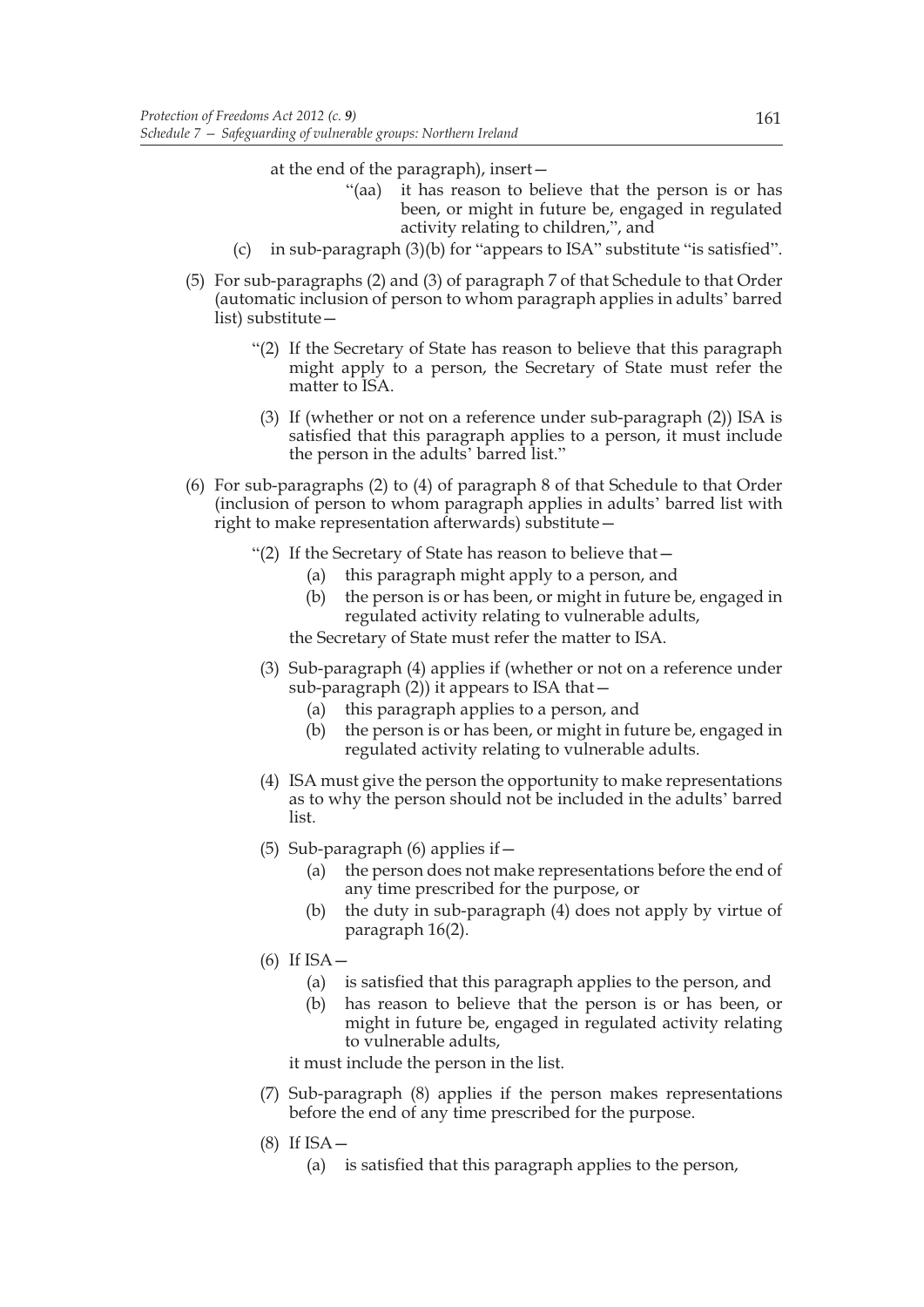at the end of the paragraph), insert—

> "(aa) it has reason to believe that the person is or has been, or might in future be, engaged in regulated activity relating to children,", and

(c) in sub-paragraph (3)(b) for "appears to ISA" substitute "is satisfied".

(5) For sub-paragraphs (2) and (3) of paragraph 7 of that Schedule to that Order (automatic inclusion of person to whom paragraph applies in adults' barred list) substitute—

> "(2) If the Secretary of State has reason to believe that this paragraph might apply to a person, the Secretary of State must refer the matter to ISA.
>
> (3) If (whether or not on a reference under sub-paragraph (2)) ISA is satisfied that this paragraph applies to a person, it must include the person in the adults' barred list."

(6) For sub-paragraphs (2) to (4) of paragraph 8 of that Schedule to that Order (inclusion of person to whom paragraph applies in adults' barred list with right to make representation afterwards) substitute—

> "(2) If the Secretary of State has reason to believe that—
>
> (a) this paragraph might apply to a person, and
>
> (b) the person is or has been, or might in future be, engaged in regulated activity relating to vulnerable adults,
>
> the Secretary of State must refer the matter to ISA.
>
> (3) Sub-paragraph (4) applies if (whether or not on a reference under sub-paragraph (2)) it appears to ISA that—
>
> (a) this paragraph applies to a person, and
>
> (b) the person is or has been, or might in future be, engaged in regulated activity relating to vulnerable adults.
>
> (4) ISA must give the person the opportunity to make representations as to why the person should not be included in the adults' barred list.
>
> (5) Sub-paragraph (6) applies if—
>
> (a) the person does not make representations before the end of any time prescribed for the purpose, or
>
> (b) the duty in sub-paragraph (4) does not apply by virtue of paragraph 16(2).
>
> (6) If ISA—
>
> (a) is satisfied that this paragraph applies to the person, and
>
> (b) has reason to believe that the person is or has been, or might in future be, engaged in regulated activity relating to vulnerable adults,
>
> it must include the person in the list.
>
> (7) Sub-paragraph (8) applies if the person makes representations before the end of any time prescribed for the purpose.
>
> (8) If ISA—
>
> (a) is satisfied that this paragraph applies to the person,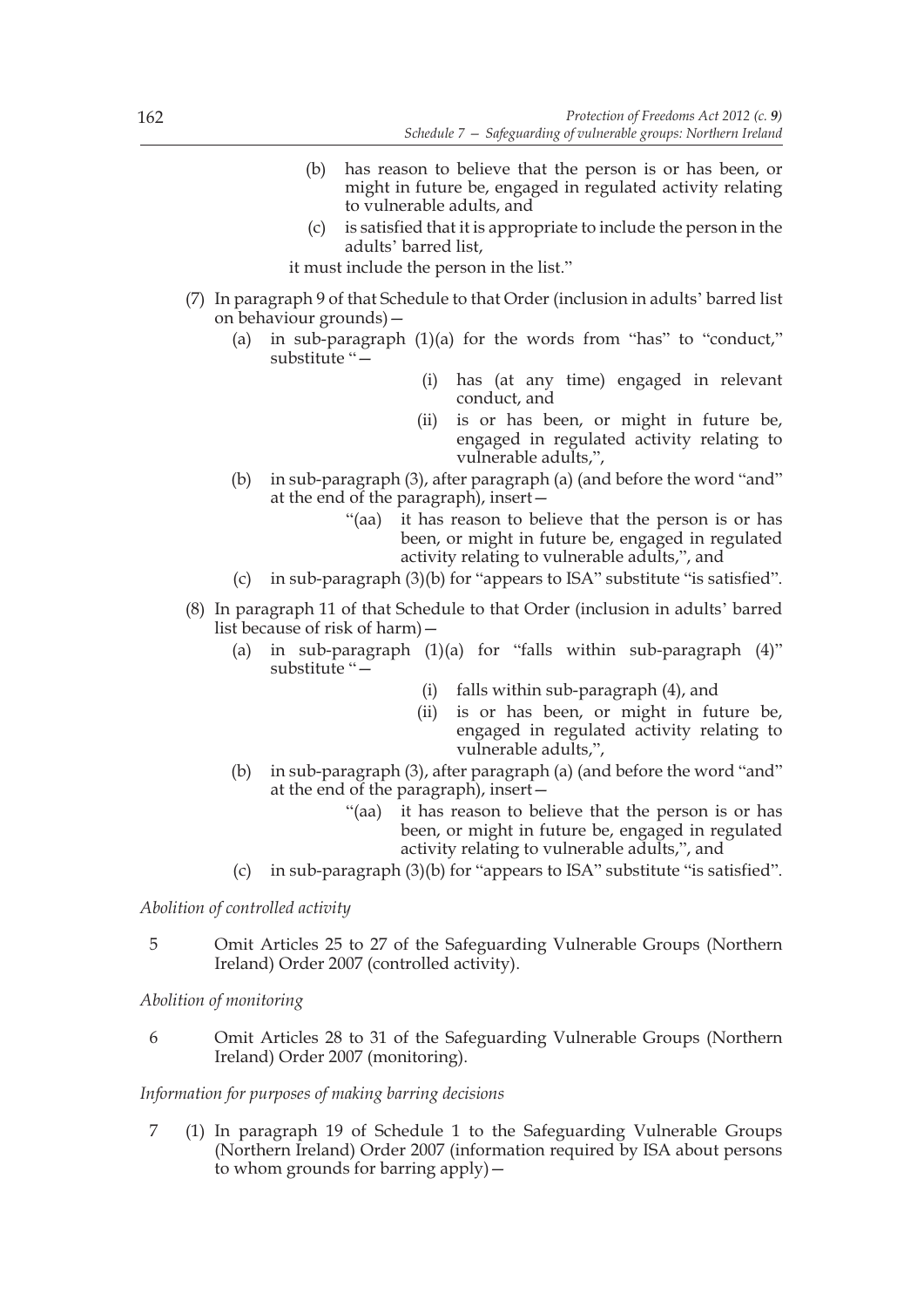(b) has reason to believe that the person is or has been, or might in future be, engaged in regulated activity relating to vulnerable adults, and

(c) is satisfied that it is appropriate to include the person in the adults' barred list,

it must include the person in the list."

(7) In paragraph 9 of that Schedule to that Order (inclusion in adults' barred list on behaviour grounds)—

(a) in sub-paragraph (1)(a) for the words from "has" to "conduct," substitute "—

(i) has (at any time) engaged in relevant conduct, and

(ii) is or has been, or might in future be, engaged in regulated activity relating to vulnerable adults,",

(b) in sub-paragraph (3), after paragraph (a) (and before the word "and" at the end of the paragraph), insert—

"(aa) it has reason to believe that the person is or has been, or might in future be, engaged in regulated activity relating to vulnerable adults,", and

(c) in sub-paragraph (3)(b) for "appears to ISA" substitute "is satisfied".

(8) In paragraph 11 of that Schedule to that Order (inclusion in adults' barred list because of risk of harm)—

(a) in sub-paragraph (1)(a) for "falls within sub-paragraph (4)" substitute "—

(i) falls within sub-paragraph (4), and

(ii) is or has been, or might in future be, engaged in regulated activity relating to vulnerable adults,",

(b) in sub-paragraph (3), after paragraph (a) (and before the word "and" at the end of the paragraph), insert—

"(aa) it has reason to believe that the person is or has been, or might in future be, engaged in regulated activity relating to vulnerable adults,", and

(c) in sub-paragraph (3)(b) for "appears to ISA" substitute "is satisfied".

*Abolition of controlled activity*

5 Omit Articles 25 to 27 of the Safeguarding Vulnerable Groups (Northern Ireland) Order 2007 (controlled activity).

*Abolition of monitoring*

6 Omit Articles 28 to 31 of the Safeguarding Vulnerable Groups (Northern Ireland) Order 2007 (monitoring).

*Information for purposes of making barring decisions*

7 (1) In paragraph 19 of Schedule 1 to the Safeguarding Vulnerable Groups (Northern Ireland) Order 2007 (information required by ISA about persons to whom grounds for barring apply)—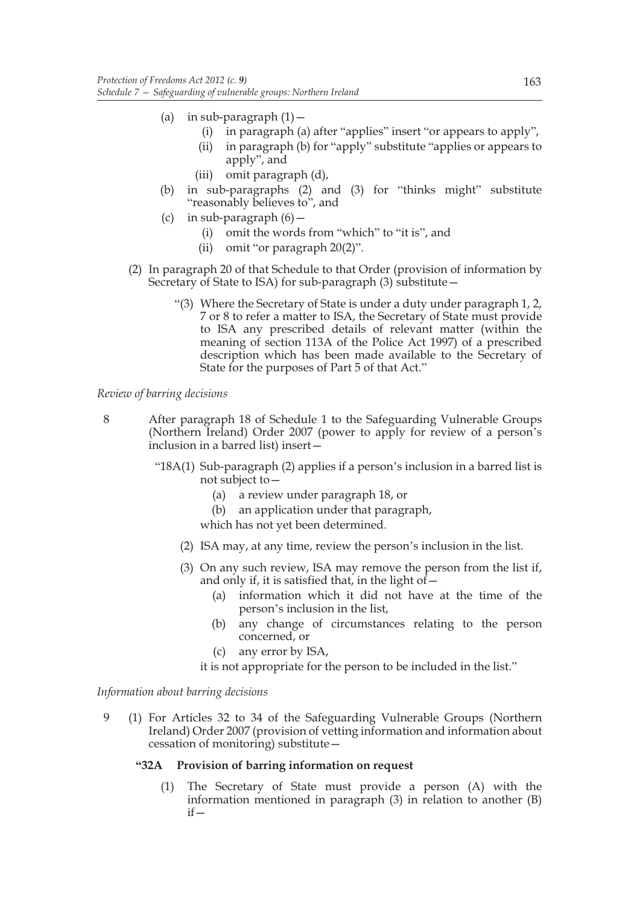(a) in sub-paragraph (1)—

  (i) in paragraph (a) after "applies" insert "or appears to apply",

  (ii) in paragraph (b) for "apply" substitute "applies or appears to apply", and

  (iii) omit paragraph (d),

(b) in sub-paragraphs (2) and (3) for "thinks might" substitute "reasonably believes to", and

(c) in sub-paragraph (6)—

  (i) omit the words from "which" to "it is", and

  (ii) omit "or paragraph 20(2)".

(2) In paragraph 20 of that Schedule to that Order (provision of information by Secretary of State to ISA) for sub-paragraph (3) substitute—

> "(3) Where the Secretary of State is under a duty under paragraph 1, 2, 7 or 8 to refer a matter to ISA, the Secretary of State must provide to ISA any prescribed details of relevant matter (within the meaning of section 113A of the Police Act 1997) of a prescribed description which has been made available to the Secretary of State for the purposes of Part 5 of that Act."

*Review of barring decisions*

8 After paragraph 18 of Schedule 1 to the Safeguarding Vulnerable Groups (Northern Ireland) Order 2007 (power to apply for review of a person's inclusion in a barred list) insert—

> "18A(1) Sub-paragraph (2) applies if a person's inclusion in a barred list is not subject to—
>
> (a) a review under paragraph 18, or
>
> (b) an application under that paragraph,
>
> which has not yet been determined.
>
> (2) ISA may, at any time, review the person's inclusion in the list.
>
> (3) On any such review, ISA may remove the person from the list if, and only if, it is satisfied that, in the light of—
>
> (a) information which it did not have at the time of the person's inclusion in the list,
>
> (b) any change of circumstances relating to the person concerned, or
>
> (c) any error by ISA,
>
> it is not appropriate for the person to be included in the list."

*Information about barring decisions*

9 (1) For Articles 32 to 34 of the Safeguarding Vulnerable Groups (Northern Ireland) Order 2007 (provision of vetting information and information about cessation of monitoring) substitute—

> **"32A Provision of barring information on request**
>
> (1) The Secretary of State must provide a person (A) with the information mentioned in paragraph (3) in relation to another (B) if—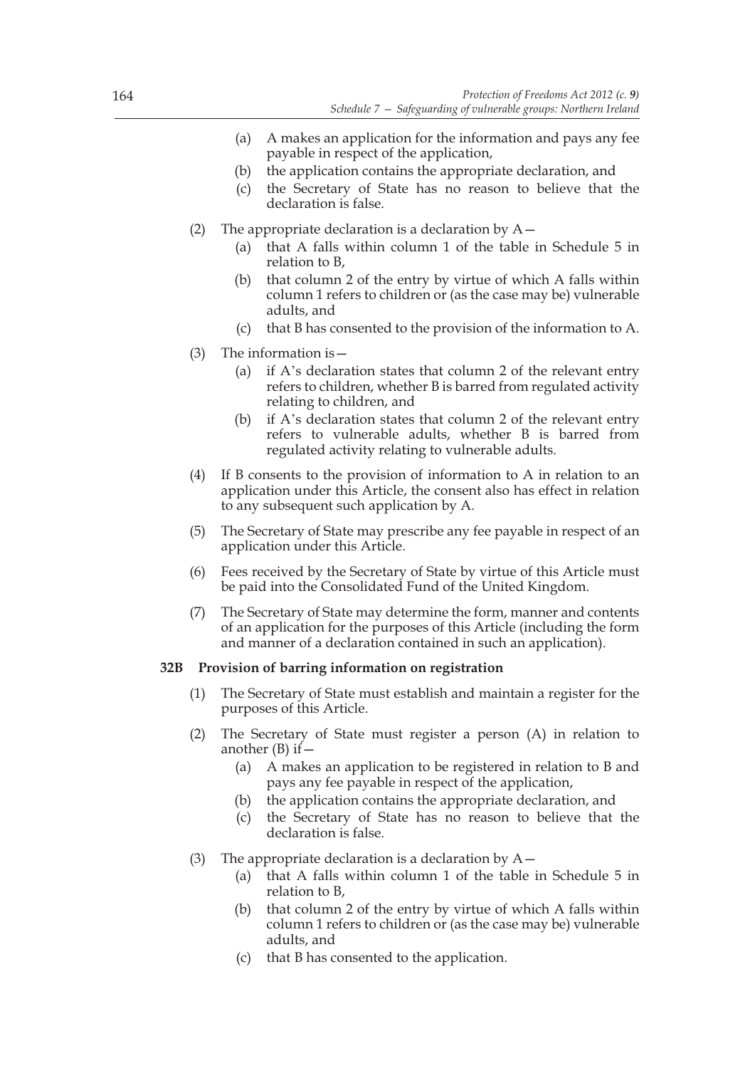(a) A makes an application for the information and pays any fee payable in respect of the application,

(b) the application contains the appropriate declaration, and

(c) the Secretary of State has no reason to believe that the declaration is false.

(2) The appropriate declaration is a declaration by A—

(a) that A falls within column 1 of the table in Schedule 5 in relation to B,

(b) that column 2 of the entry by virtue of which A falls within column 1 refers to children or (as the case may be) vulnerable adults, and

(c) that B has consented to the provision of the information to A.

(3) The information is—

(a) if A's declaration states that column 2 of the relevant entry refers to children, whether B is barred from regulated activity relating to children, and

(b) if A's declaration states that column 2 of the relevant entry refers to vulnerable adults, whether B is barred from regulated activity relating to vulnerable adults.

(4) If B consents to the provision of information to A in relation to an application under this Article, the consent also has effect in relation to any subsequent such application by A.

(5) The Secretary of State may prescribe any fee payable in respect of an application under this Article.

(6) Fees received by the Secretary of State by virtue of this Article must be paid into the Consolidated Fund of the United Kingdom.

(7) The Secretary of State may determine the form, manner and contents of an application for the purposes of this Article (including the form and manner of a declaration contained in such an application).

**32B Provision of barring information on registration**

(1) The Secretary of State must establish and maintain a register for the purposes of this Article.

(2) The Secretary of State must register a person (A) in relation to another (B) if—

(a) A makes an application to be registered in relation to B and pays any fee payable in respect of the application,

(b) the application contains the appropriate declaration, and

(c) the Secretary of State has no reason to believe that the declaration is false.

(3) The appropriate declaration is a declaration by A—

(a) that A falls within column 1 of the table in Schedule 5 in relation to B,

(b) that column 2 of the entry by virtue of which A falls within column 1 refers to children or (as the case may be) vulnerable adults, and

(c) that B has consented to the application.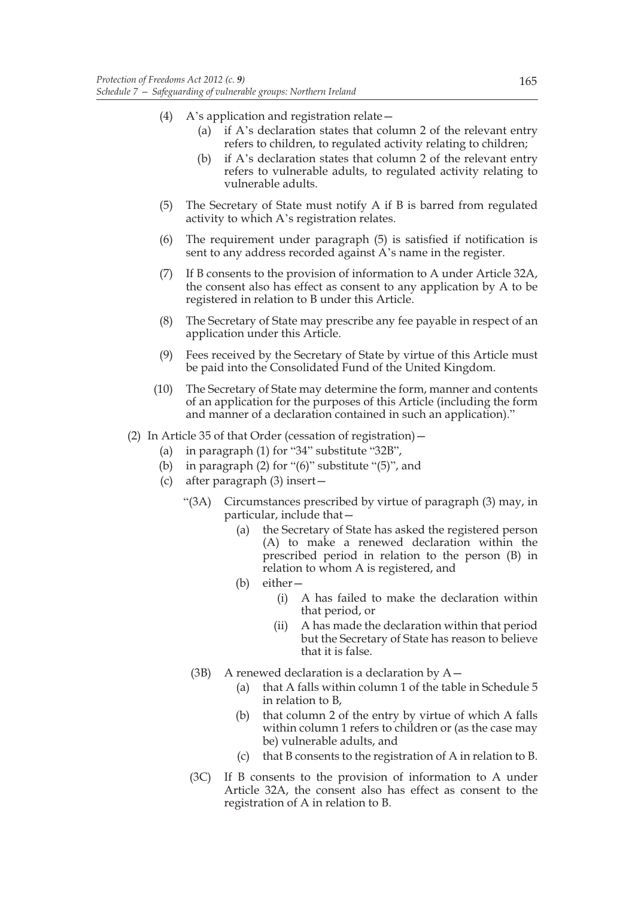(4) A's application and registration relate—

  (a) if A's declaration states that column 2 of the relevant entry refers to children, to regulated activity relating to children;

  (b) if A's declaration states that column 2 of the relevant entry refers to vulnerable adults, to regulated activity relating to vulnerable adults.

(5) The Secretary of State must notify A if B is barred from regulated activity to which A's registration relates.

(6) The requirement under paragraph (5) is satisfied if notification is sent to any address recorded against A's name in the register.

(7) If B consents to the provision of information to A under Article 32A, the consent also has effect as consent to any application by A to be registered in relation to B under this Article.

(8) The Secretary of State may prescribe any fee payable in respect of an application under this Article.

(9) Fees received by the Secretary of State by virtue of this Article must be paid into the Consolidated Fund of the United Kingdom.

(10) The Secretary of State may determine the form, manner and contents of an application for the purposes of this Article (including the form and manner of a declaration contained in such an application)."

(2) In Article 35 of that Order (cessation of registration)—

  (a) in paragraph (1) for "34" substitute "32B",

  (b) in paragraph (2) for "(6)" substitute "(5)", and

  (c) after paragraph (3) insert—

"(3A) Circumstances prescribed by virtue of paragraph (3) may, in particular, include that—

  (a) the Secretary of State has asked the registered person (A) to make a renewed declaration within the prescribed period in relation to the person (B) in relation to whom A is registered, and

  (b) either—

    (i) A has failed to make the declaration within that period, or

    (ii) A has made the declaration within that period but the Secretary of State has reason to believe that it is false.

(3B) A renewed declaration is a declaration by A—

  (a) that A falls within column 1 of the table in Schedule 5 in relation to B,

  (b) that column 2 of the entry by virtue of which A falls within column 1 refers to children or (as the case may be) vulnerable adults, and

  (c) that B consents to the registration of A in relation to B.

(3C) If B consents to the provision of information to A under Article 32A, the consent also has effect as consent to the registration of A in relation to B.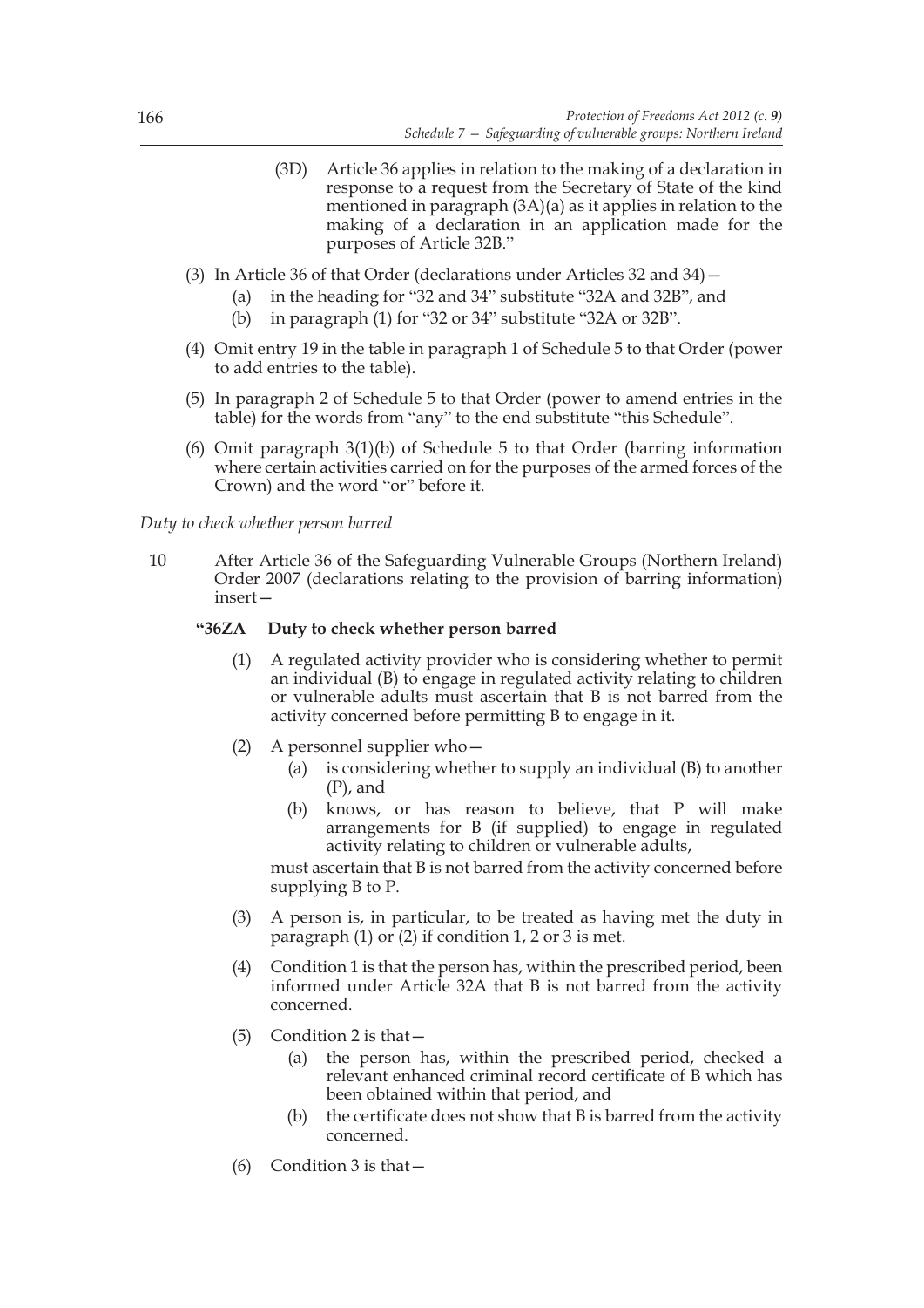(3D) Article 36 applies in relation to the making of a declaration in response to a request from the Secretary of State of the kind mentioned in paragraph (3A)(a) as it applies in relation to the making of a declaration in an application made for the purposes of Article 32B."

(3) In Article 36 of that Order (declarations under Articles 32 and 34)—

(a) in the heading for "32 and 34" substitute "32A and 32B", and

(b) in paragraph (1) for "32 or 34" substitute "32A or 32B".

(4) Omit entry 19 in the table in paragraph 1 of Schedule 5 to that Order (power to add entries to the table).

(5) In paragraph 2 of Schedule 5 to that Order (power to amend entries in the table) for the words from "any" to the end substitute "this Schedule".

(6) Omit paragraph 3(1)(b) of Schedule 5 to that Order (barring information where certain activities carried on for the purposes of the armed forces of the Crown) and the word "or" before it.

*Duty to check whether person barred*

10 After Article 36 of the Safeguarding Vulnerable Groups (Northern Ireland) Order 2007 (declarations relating to the provision of barring information) insert—

**"36ZA Duty to check whether person barred**

(1) A regulated activity provider who is considering whether to permit an individual (B) to engage in regulated activity relating to children or vulnerable adults must ascertain that B is not barred from the activity concerned before permitting B to engage in it.

(2) A personnel supplier who—

(a) is considering whether to supply an individual (B) to another (P), and

(b) knows, or has reason to believe, that P will make arrangements for B (if supplied) to engage in regulated activity relating to children or vulnerable adults,

must ascertain that B is not barred from the activity concerned before supplying B to P.

(3) A person is, in particular, to be treated as having met the duty in paragraph (1) or (2) if condition 1, 2 or 3 is met.

(4) Condition 1 is that the person has, within the prescribed period, been informed under Article 32A that B is not barred from the activity concerned.

(5) Condition 2 is that—

(a) the person has, within the prescribed period, checked a relevant enhanced criminal record certificate of B which has been obtained within that period, and

(b) the certificate does not show that B is barred from the activity concerned.

(6) Condition 3 is that—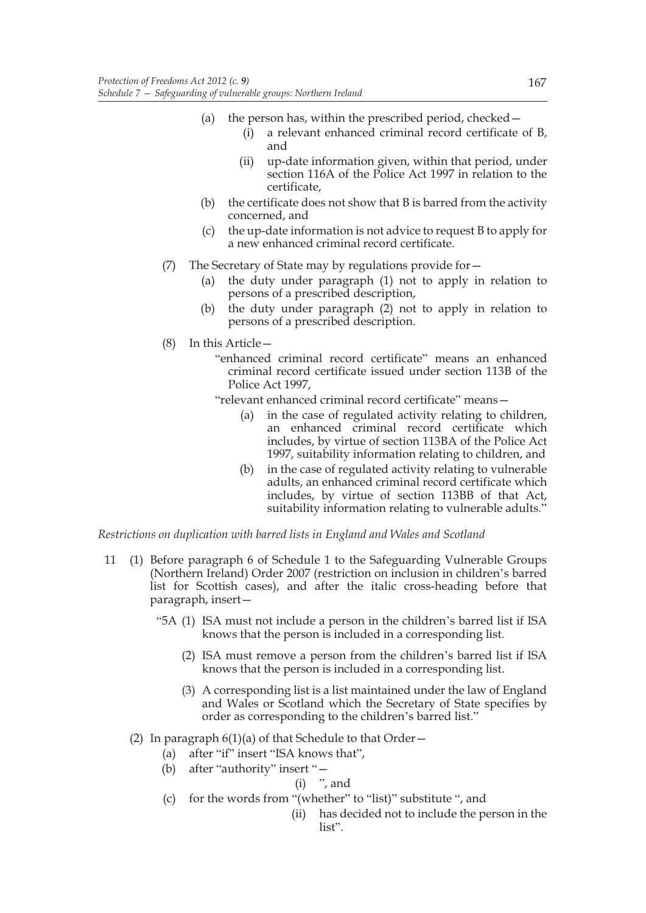(a) the person has, within the prescribed period, checked—

  (i) a relevant enhanced criminal record certificate of B, and

  (ii) up-date information given, within that period, under section 116A of the Police Act 1997 in relation to the certificate,

(b) the certificate does not show that B is barred from the activity concerned, and

(c) the up-date information is not advice to request B to apply for a new enhanced criminal record certificate.

(7) The Secretary of State may by regulations provide for—

  (a) the duty under paragraph (1) not to apply in relation to persons of a prescribed description,

  (b) the duty under paragraph (2) not to apply in relation to persons of a prescribed description.

(8) In this Article—

"enhanced criminal record certificate" means an enhanced criminal record certificate issued under section 113B of the Police Act 1997,

"relevant enhanced criminal record certificate" means—

  (a) in the case of regulated activity relating to children, an enhanced criminal record certificate which includes, by virtue of section 113BA of the Police Act 1997, suitability information relating to children, and

  (b) in the case of regulated activity relating to vulnerable adults, an enhanced criminal record certificate which includes, by virtue of section 113BB of that Act, suitability information relating to vulnerable adults."

*Restrictions on duplication with barred lists in England and Wales and Scotland*

11 (1) Before paragraph 6 of Schedule 1 to the Safeguarding Vulnerable Groups (Northern Ireland) Order 2007 (restriction on inclusion in children's barred list for Scottish cases), and after the italic cross-heading before that paragraph, insert—

"5A (1) ISA must not include a person in the children's barred list if ISA knows that the person is included in a corresponding list.

(2) ISA must remove a person from the children's barred list if ISA knows that the person is included in a corresponding list.

(3) A corresponding list is a list maintained under the law of England and Wales or Scotland which the Secretary of State specifies by order as corresponding to the children's barred list."

(2) In paragraph 6(1)(a) of that Schedule to that Order—

  (a) after "if" insert "ISA knows that",

  (b) after "authority" insert "—

    (i) ", and

  (c) for the words from "(whether" to "list)" substitute ", and

    (ii) has decided not to include the person in the list".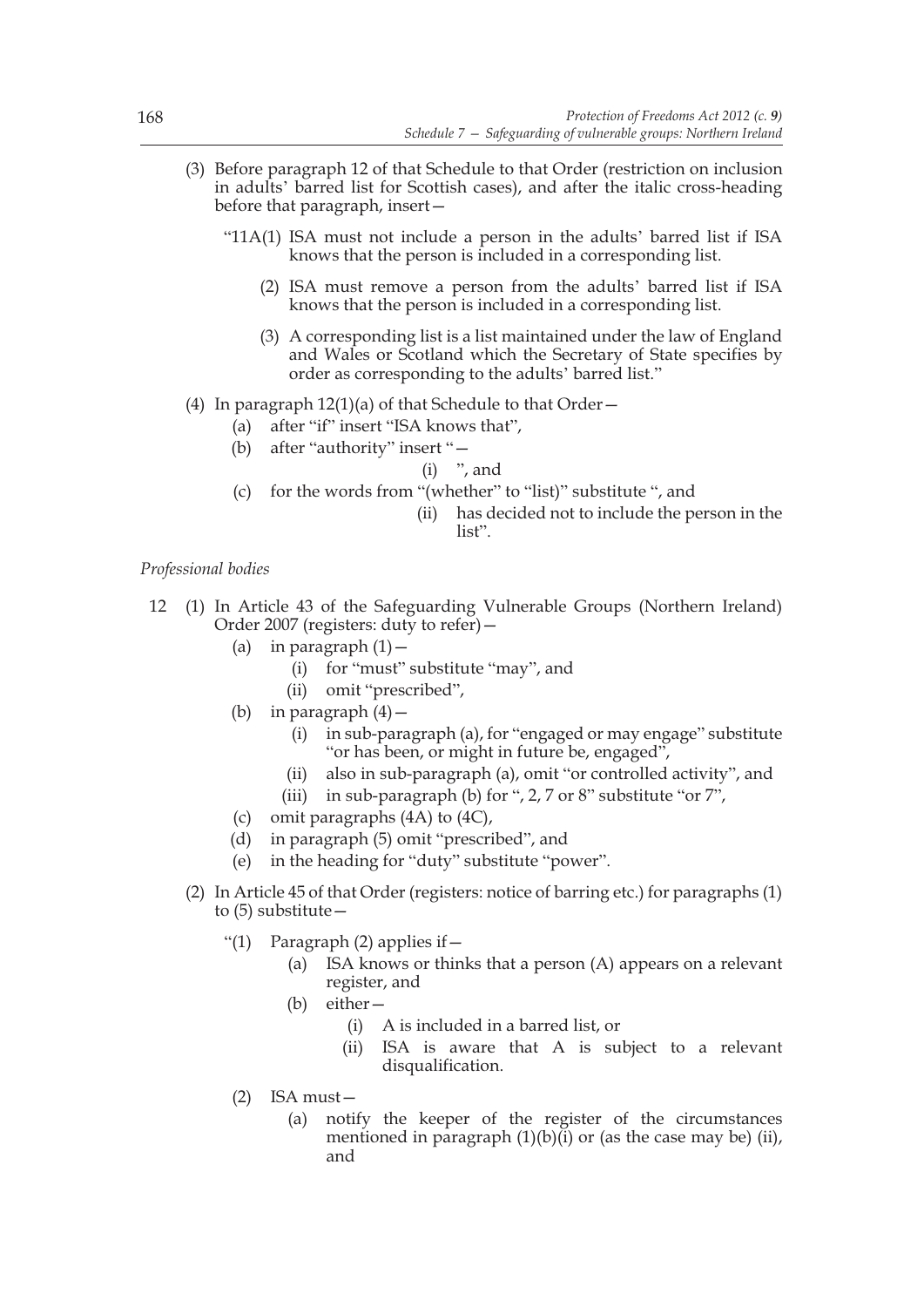(3) Before paragraph 12 of that Schedule to that Order (restriction on inclusion in adults' barred list for Scottish cases), and after the italic cross-heading before that paragraph, insert—

"11A(1) ISA must not include a person in the adults' barred list if ISA knows that the person is included in a corresponding list.

(2) ISA must remove a person from the adults' barred list if ISA knows that the person is included in a corresponding list.

(3) A corresponding list is a list maintained under the law of England and Wales or Scotland which the Secretary of State specifies by order as corresponding to the adults' barred list."

(4) In paragraph 12(1)(a) of that Schedule to that Order—

(a) after "if" insert "ISA knows that",

(b) after "authority" insert "—

(i) ", and

(c) for the words from "(whether" to "list)" substitute ", and

(ii) has decided not to include the person in the list".

*Professional bodies*

12 (1) In Article 43 of the Safeguarding Vulnerable Groups (Northern Ireland) Order 2007 (registers: duty to refer)—

(a) in paragraph (1)—

(i) for "must" substitute "may", and

(ii) omit "prescribed",

(b) in paragraph (4)—

(i) in sub-paragraph (a), for "engaged or may engage" substitute "or has been, or might in future be, engaged",

(ii) also in sub-paragraph (a), omit "or controlled activity", and

(iii) in sub-paragraph (b) for ", 2, 7 or 8" substitute "or 7",

(c) omit paragraphs (4A) to (4C),

(d) in paragraph (5) omit "prescribed", and

(e) in the heading for "duty" substitute "power".

(2) In Article 45 of that Order (registers: notice of barring etc.) for paragraphs (1) to (5) substitute—

"(1) Paragraph (2) applies if—

(a) ISA knows or thinks that a person (A) appears on a relevant register, and

(b) either—

(i) A is included in a barred list, or

(ii) ISA is aware that A is subject to a relevant disqualification.

(2) ISA must—

(a) notify the keeper of the register of the circumstances mentioned in paragraph (1)(b)(i) or (as the case may be) (ii), and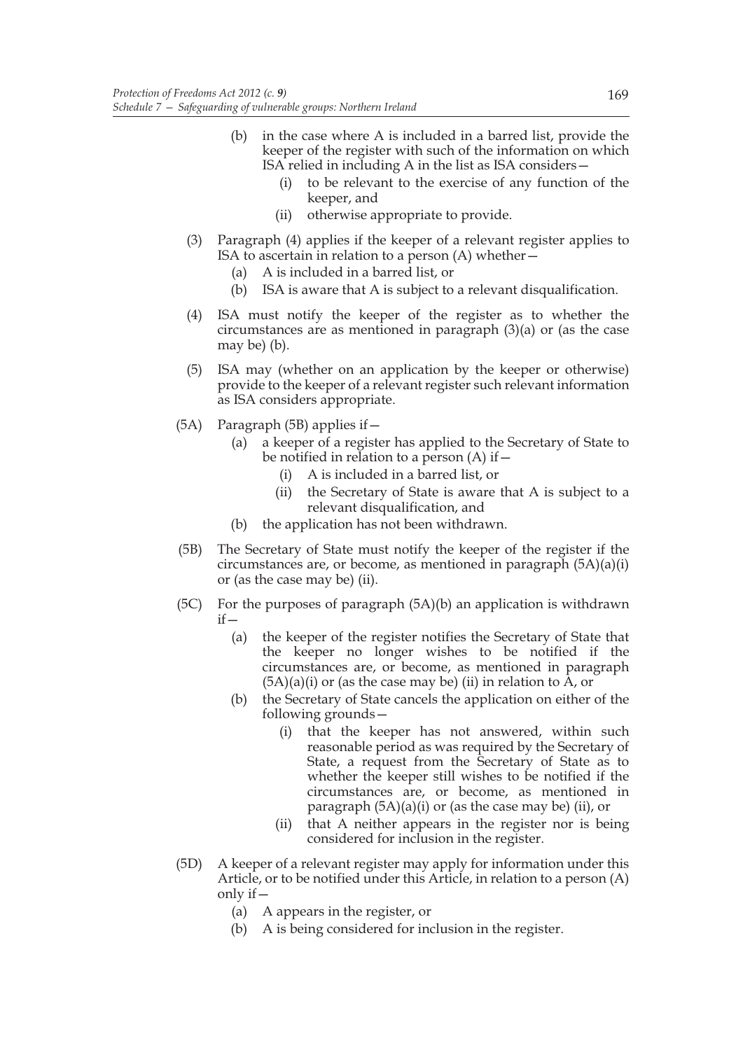(b) in the case where A is included in a barred list, provide the keeper of the register with such of the information on which ISA relied in including A in the list as ISA considers—

  (i) to be relevant to the exercise of any function of the keeper, and

  (ii) otherwise appropriate to provide.

(3) Paragraph (4) applies if the keeper of a relevant register applies to ISA to ascertain in relation to a person (A) whether—

  (a) A is included in a barred list, or

  (b) ISA is aware that A is subject to a relevant disqualification.

(4) ISA must notify the keeper of the register as to whether the circumstances are as mentioned in paragraph (3)(a) or (as the case may be) (b).

(5) ISA may (whether on an application by the keeper or otherwise) provide to the keeper of a relevant register such relevant information as ISA considers appropriate.

(5A) Paragraph (5B) applies if—

  (a) a keeper of a register has applied to the Secretary of State to be notified in relation to a person (A) if—

    (i) A is included in a barred list, or

    (ii) the Secretary of State is aware that A is subject to a relevant disqualification, and

  (b) the application has not been withdrawn.

(5B) The Secretary of State must notify the keeper of the register if the circumstances are, or become, as mentioned in paragraph (5A)(a)(i) or (as the case may be) (ii).

(5C) For the purposes of paragraph (5A)(b) an application is withdrawn if—

  (a) the keeper of the register notifies the Secretary of State that the keeper no longer wishes to be notified if the circumstances are, or become, as mentioned in paragraph (5A)(a)(i) or (as the case may be) (ii) in relation to A, or

  (b) the Secretary of State cancels the application on either of the following grounds—

    (i) that the keeper has not answered, within such reasonable period as was required by the Secretary of State, a request from the Secretary of State as to whether the keeper still wishes to be notified if the circumstances are, or become, as mentioned in paragraph (5A)(a)(i) or (as the case may be) (ii), or

    (ii) that A neither appears in the register nor is being considered for inclusion in the register.

(5D) A keeper of a relevant register may apply for information under this Article, or to be notified under this Article, in relation to a person (A) only if—

  (a) A appears in the register, or

  (b) A is being considered for inclusion in the register.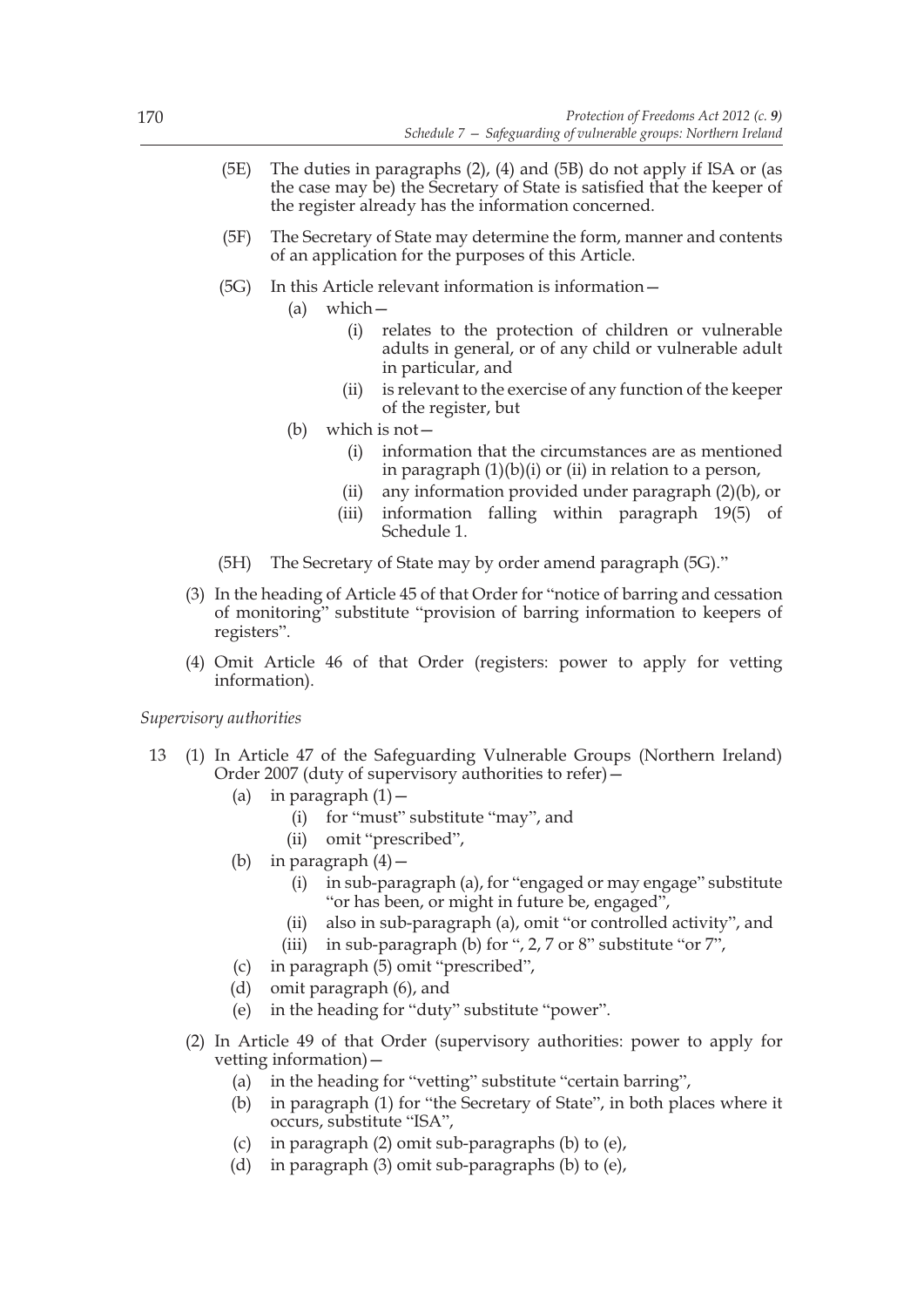(5E) The duties in paragraphs (2), (4) and (5B) do not apply if ISA or (as the case may be) the Secretary of State is satisfied that the keeper of the register already has the information concerned.

(5F) The Secretary of State may determine the form, manner and contents of an application for the purposes of this Article.

(5G) In this Article relevant information is information—

- (a) which—
  - (i) relates to the protection of children or vulnerable adults in general, or of any child or vulnerable adult in particular, and
  - (ii) is relevant to the exercise of any function of the keeper of the register, but
- (b) which is not—
  - (i) information that the circumstances are as mentioned in paragraph (1)(b)(i) or (ii) in relation to a person,
  - (ii) any information provided under paragraph (2)(b), or
  - (iii) information falling within paragraph 19(5) of Schedule 1.

(5H) The Secretary of State may by order amend paragraph (5G)."

(3) In the heading of Article 45 of that Order for "notice of barring and cessation of monitoring" substitute "provision of barring information to keepers of registers".

(4) Omit Article 46 of that Order (registers: power to apply for vetting information).

*Supervisory authorities*

13 (1) In Article 47 of the Safeguarding Vulnerable Groups (Northern Ireland) Order 2007 (duty of supervisory authorities to refer)—

- (a) in paragraph (1)—
  - (i) for "must" substitute "may", and
  - (ii) omit "prescribed",
- (b) in paragraph (4)—
  - (i) in sub-paragraph (a), for "engaged or may engage" substitute "or has been, or might in future be, engaged",
  - (ii) also in sub-paragraph (a), omit "or controlled activity", and
  - (iii) in sub-paragraph (b) for ", 2, 7 or 8" substitute "or 7",
- (c) in paragraph (5) omit "prescribed",
- (d) omit paragraph (6), and
- (e) in the heading for "duty" substitute "power".

(2) In Article 49 of that Order (supervisory authorities: power to apply for vetting information)—

- (a) in the heading for "vetting" substitute "certain barring",
- (b) in paragraph (1) for "the Secretary of State", in both places where it occurs, substitute "ISA",
- (c) in paragraph (2) omit sub-paragraphs (b) to (e),
- (d) in paragraph (3) omit sub-paragraphs (b) to (e),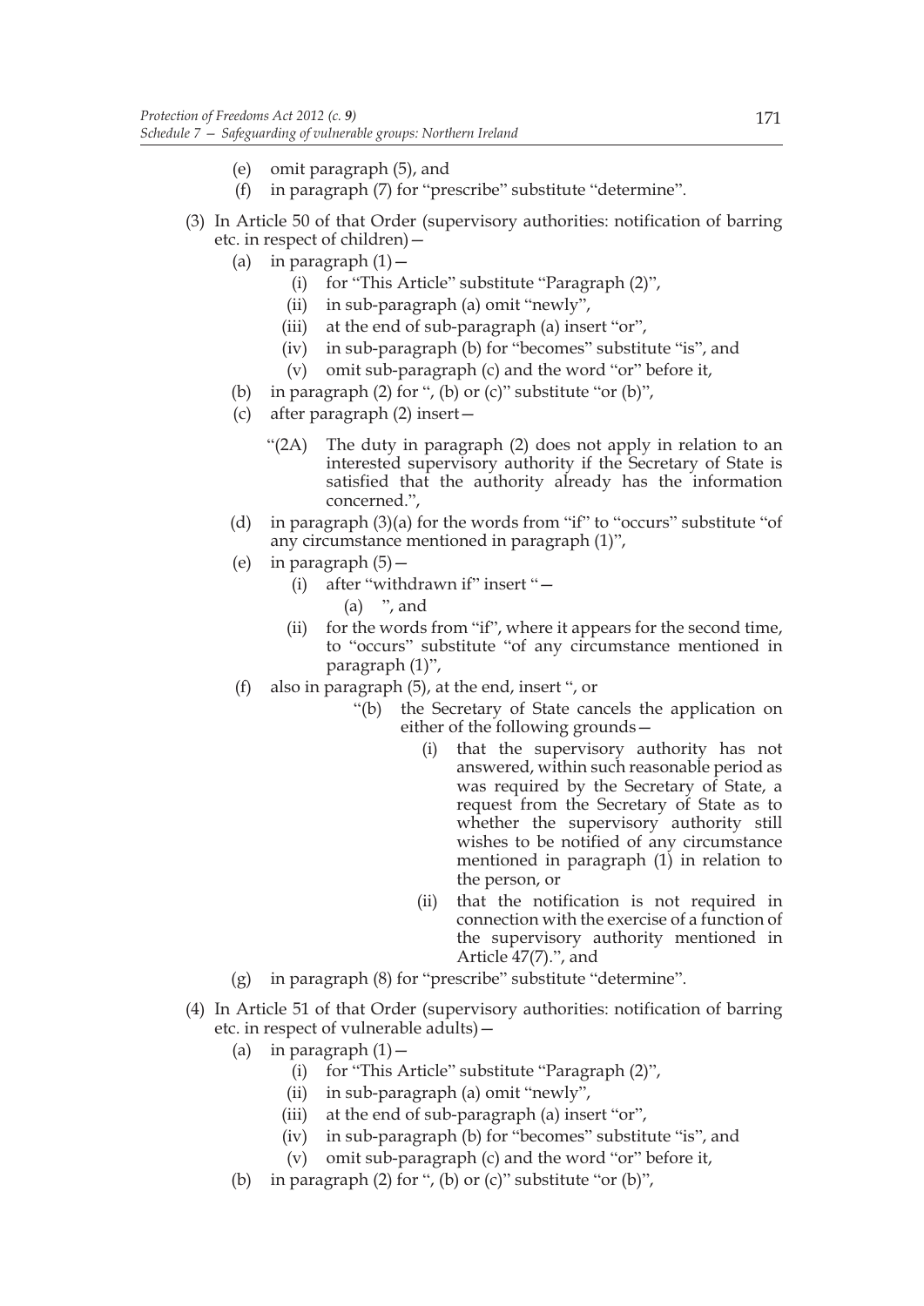(e) omit paragraph (5), and

(f) in paragraph (7) for "prescribe" substitute "determine".

(3) In Article 50 of that Order (supervisory authorities: notification of barring etc. in respect of children)—

(a) in paragraph (1)—

(i) for "This Article" substitute "Paragraph (2)",

(ii) in sub-paragraph (a) omit "newly",

(iii) at the end of sub-paragraph (a) insert "or",

(iv) in sub-paragraph (b) for "becomes" substitute "is", and

(v) omit sub-paragraph (c) and the word "or" before it,

(b) in paragraph (2) for ", (b) or (c)" substitute "or (b)",

(c) after paragraph (2) insert—

"(2A) The duty in paragraph (2) does not apply in relation to an interested supervisory authority if the Secretary of State is satisfied that the authority already has the information concerned.",

(d) in paragraph (3)(a) for the words from "if" to "occurs" substitute "of any circumstance mentioned in paragraph (1)",

(e) in paragraph (5)—

(i) after "withdrawn if" insert "—

(a) ", and

(ii) for the words from "if", where it appears for the second time, to "occurs" substitute "of any circumstance mentioned in paragraph (1)",

(f) also in paragraph (5), at the end, insert ", or

"(b) the Secretary of State cancels the application on either of the following grounds—

(i) that the supervisory authority has not answered, within such reasonable period as was required by the Secretary of State, a request from the Secretary of State as to whether the supervisory authority still wishes to be notified of any circumstance mentioned in paragraph (1) in relation to the person, or

(ii) that the notification is not required in connection with the exercise of a function of the supervisory authority mentioned in Article 47(7).", and

(g) in paragraph (8) for "prescribe" substitute "determine".

(4) In Article 51 of that Order (supervisory authorities: notification of barring etc. in respect of vulnerable adults)—

(a) in paragraph (1)—

(i) for "This Article" substitute "Paragraph (2)",

(ii) in sub-paragraph (a) omit "newly",

(iii) at the end of sub-paragraph (a) insert "or",

(iv) in sub-paragraph (b) for "becomes" substitute "is", and

(v) omit sub-paragraph (c) and the word "or" before it,

(b) in paragraph (2) for ", (b) or (c)" substitute "or (b)",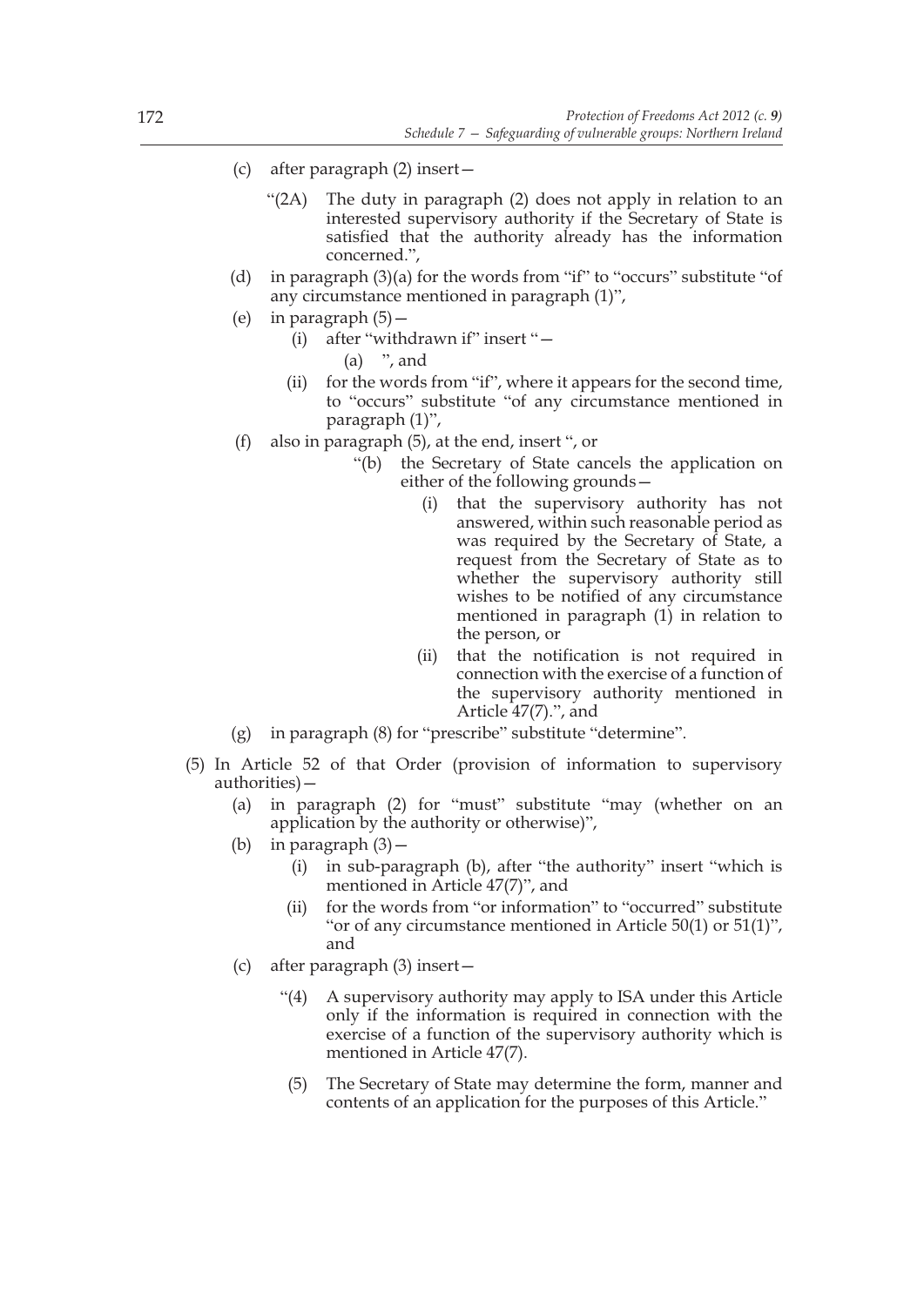(c) after paragraph (2) insert—

"(2A) The duty in paragraph (2) does not apply in relation to an interested supervisory authority if the Secretary of State is satisfied that the authority already has the information concerned.",

(d) in paragraph (3)(a) for the words from "if" to "occurs" substitute "of any circumstance mentioned in paragraph (1)",

(e) in paragraph (5)—

(i) after "withdrawn if" insert "—

(a) ", and

(ii) for the words from "if", where it appears for the second time, to "occurs" substitute "of any circumstance mentioned in paragraph (1)",

(f) also in paragraph (5), at the end, insert ", or

"(b) the Secretary of State cancels the application on either of the following grounds—

(i) that the supervisory authority has not answered, within such reasonable period as was required by the Secretary of State, a request from the Secretary of State as to whether the supervisory authority still wishes to be notified of any circumstance mentioned in paragraph (1) in relation to the person, or

(ii) that the notification is not required in connection with the exercise of a function of the supervisory authority mentioned in Article 47(7).", and

(g) in paragraph (8) for "prescribe" substitute "determine".

(5) In Article 52 of that Order (provision of information to supervisory authorities)—

(a) in paragraph (2) for "must" substitute "may (whether on an application by the authority or otherwise)",

(b) in paragraph (3)—

(i) in sub-paragraph (b), after "the authority" insert "which is mentioned in Article 47(7)", and

(ii) for the words from "or information" to "occurred" substitute "or of any circumstance mentioned in Article 50(1) or 51(1)", and

(c) after paragraph (3) insert—

"(4) A supervisory authority may apply to ISA under this Article only if the information is required in connection with the exercise of a function of the supervisory authority which is mentioned in Article 47(7).

(5) The Secretary of State may determine the form, manner and contents of an application for the purposes of this Article."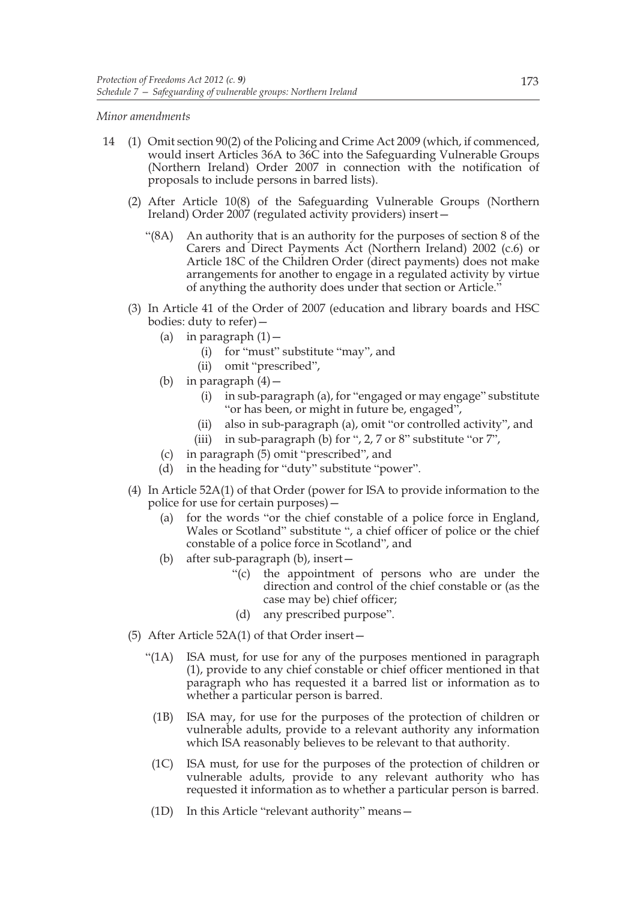*Minor amendments*

14 (1) Omit section 90(2) of the Policing and Crime Act 2009 (which, if commenced, would insert Articles 36A to 36C into the Safeguarding Vulnerable Groups (Northern Ireland) Order 2007 in connection with the notification of proposals to include persons in barred lists).

(2) After Article 10(8) of the Safeguarding Vulnerable Groups (Northern Ireland) Order 2007 (regulated activity providers) insert—

"(8A) An authority that is an authority for the purposes of section 8 of the Carers and Direct Payments Act (Northern Ireland) 2002 (c.6) or Article 18C of the Children Order (direct payments) does not make arrangements for another to engage in a regulated activity by virtue of anything the authority does under that section or Article."

(3) In Article 41 of the Order of 2007 (education and library boards and HSC bodies: duty to refer)—

(a) in paragraph (1)—

(i) for "must" substitute "may", and

(ii) omit "prescribed",

(b) in paragraph (4)—

(i) in sub-paragraph (a), for "engaged or may engage" substitute "or has been, or might in future be, engaged",

(ii) also in sub-paragraph (a), omit "or controlled activity", and

(iii) in sub-paragraph (b) for ", 2, 7 or 8" substitute "or 7",

(c) in paragraph (5) omit "prescribed", and

(d) in the heading for "duty" substitute "power".

(4) In Article 52A(1) of that Order (power for ISA to provide information to the police for use for certain purposes)—

(a) for the words "or the chief constable of a police force in England, Wales or Scotland" substitute ", a chief officer of police or the chief constable of a police force in Scotland", and

(b) after sub-paragraph (b), insert—

"(c) the appointment of persons who are under the direction and control of the chief constable or (as the case may be) chief officer;

(d) any prescribed purpose".

(5) After Article 52A(1) of that Order insert—

"(1A) ISA must, for use for any of the purposes mentioned in paragraph (1), provide to any chief constable or chief officer mentioned in that paragraph who has requested it a barred list or information as to whether a particular person is barred.

(1B) ISA may, for use for the purposes of the protection of children or vulnerable adults, provide to a relevant authority any information which ISA reasonably believes to be relevant to that authority.

(1C) ISA must, for use for the purposes of the protection of children or vulnerable adults, provide to any relevant authority who has requested it information as to whether a particular person is barred.

(1D) In this Article "relevant authority" means—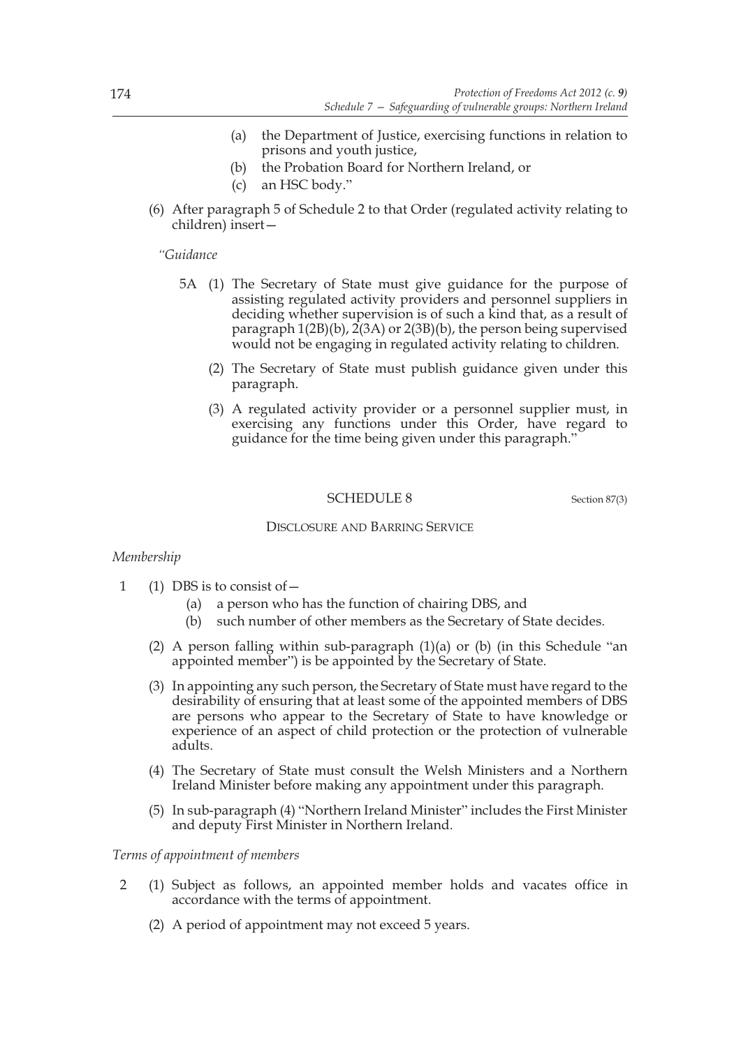(a) the Department of Justice, exercising functions in relation to prisons and youth justice,

(b) the Probation Board for Northern Ireland, or

(c) an HSC body."

(6) After paragraph 5 of Schedule 2 to that Order (regulated activity relating to children) insert—

*"Guidance*

5A (1) The Secretary of State must give guidance for the purpose of assisting regulated activity providers and personnel suppliers in deciding whether supervision is of such a kind that, as a result of paragraph 1(2B)(b), 2(3A) or 2(3B)(b), the person being supervised would not be engaging in regulated activity relating to children.

(2) The Secretary of State must publish guidance given under this paragraph.

(3) A regulated activity provider or a personnel supplier must, in exercising any functions under this Order, have regard to guidance for the time being given under this paragraph."

## SCHEDULE 8

Section 87(3)

### DISCLOSURE AND BARRING SERVICE

*Membership*

1 (1) DBS is to consist of—

(a) a person who has the function of chairing DBS, and

(b) such number of other members as the Secretary of State decides.

(2) A person falling within sub-paragraph (1)(a) or (b) (in this Schedule "an appointed member") is be appointed by the Secretary of State.

(3) In appointing any such person, the Secretary of State must have regard to the desirability of ensuring that at least some of the appointed members of DBS are persons who appear to the Secretary of State to have knowledge or experience of an aspect of child protection or the protection of vulnerable adults.

(4) The Secretary of State must consult the Welsh Ministers and a Northern Ireland Minister before making any appointment under this paragraph.

(5) In sub-paragraph (4) "Northern Ireland Minister" includes the First Minister and deputy First Minister in Northern Ireland.

*Terms of appointment of members*

2 (1) Subject as follows, an appointed member holds and vacates office in accordance with the terms of appointment.

(2) A period of appointment may not exceed 5 years.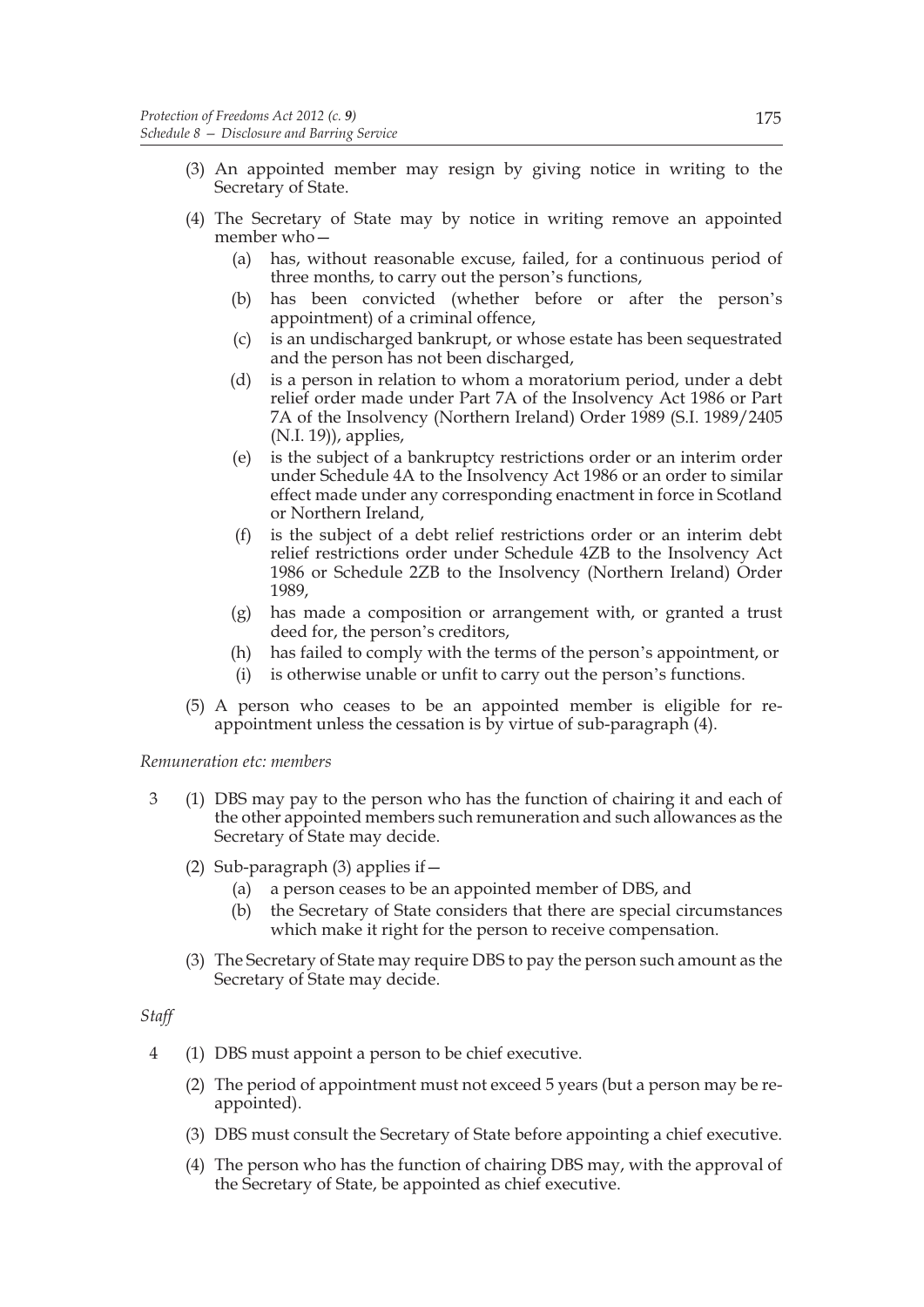(3) An appointed member may resign by giving notice in writing to the Secretary of State.

(4) The Secretary of State may by notice in writing remove an appointed member who—

(a) has, without reasonable excuse, failed, for a continuous period of three months, to carry out the person's functions,

(b) has been convicted (whether before or after the person's appointment) of a criminal offence,

(c) is an undischarged bankrupt, or whose estate has been sequestrated and the person has not been discharged,

(d) is a person in relation to whom a moratorium period, under a debt relief order made under Part 7A of the Insolvency Act 1986 or Part 7A of the Insolvency (Northern Ireland) Order 1989 (S.I. 1989/2405 (N.I. 19)), applies,

(e) is the subject of a bankruptcy restrictions order or an interim order under Schedule 4A to the Insolvency Act 1986 or an order to similar effect made under any corresponding enactment in force in Scotland or Northern Ireland,

(f) is the subject of a debt relief restrictions order or an interim debt relief restrictions order under Schedule 4ZB to the Insolvency Act 1986 or Schedule 2ZB to the Insolvency (Northern Ireland) Order 1989,

(g) has made a composition or arrangement with, or granted a trust deed for, the person's creditors,

(h) has failed to comply with the terms of the person's appointment, or

(i) is otherwise unable or unfit to carry out the person's functions.

(5) A person who ceases to be an appointed member is eligible for re-appointment unless the cessation is by virtue of sub-paragraph (4).

*Remuneration etc: members*

3 (1) DBS may pay to the person who has the function of chairing it and each of the other appointed members such remuneration and such allowances as the Secretary of State may decide.

(2) Sub-paragraph (3) applies if—

(a) a person ceases to be an appointed member of DBS, and

(b) the Secretary of State considers that there are special circumstances which make it right for the person to receive compensation.

(3) The Secretary of State may require DBS to pay the person such amount as the Secretary of State may decide.

*Staff*

4 (1) DBS must appoint a person to be chief executive.

(2) The period of appointment must not exceed 5 years (but a person may be re-appointed).

(3) DBS must consult the Secretary of State before appointing a chief executive.

(4) The person who has the function of chairing DBS may, with the approval of the Secretary of State, be appointed as chief executive.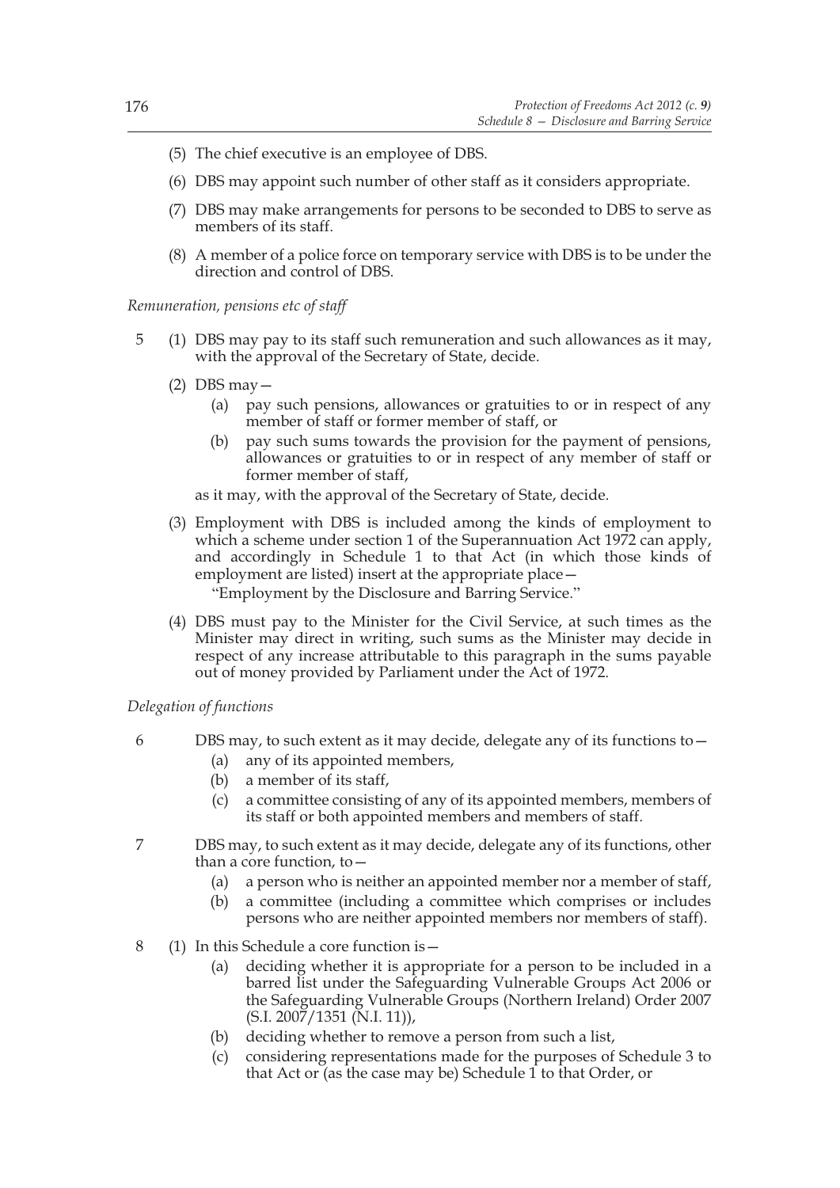(5) The chief executive is an employee of DBS.

(6) DBS may appoint such number of other staff as it considers appropriate.

(7) DBS may make arrangements for persons to be seconded to DBS to serve as members of its staff.

(8) A member of a police force on temporary service with DBS is to be under the direction and control of DBS.

*Remuneration, pensions etc of staff*

5 (1) DBS may pay to its staff such remuneration and such allowances as it may, with the approval of the Secretary of State, decide.

(2) DBS may—

(a) pay such pensions, allowances or gratuities to or in respect of any member of staff or former member of staff, or

(b) pay such sums towards the provision for the payment of pensions, allowances or gratuities to or in respect of any member of staff or former member of staff,

as it may, with the approval of the Secretary of State, decide.

(3) Employment with DBS is included among the kinds of employment to which a scheme under section 1 of the Superannuation Act 1972 can apply, and accordingly in Schedule 1 to that Act (in which those kinds of employment are listed) insert at the appropriate place—

"Employment by the Disclosure and Barring Service."

(4) DBS must pay to the Minister for the Civil Service, at such times as the Minister may direct in writing, such sums as the Minister may decide in respect of any increase attributable to this paragraph in the sums payable out of money provided by Parliament under the Act of 1972.

*Delegation of functions*

6 DBS may, to such extent as it may decide, delegate any of its functions to—

(a) any of its appointed members,

(b) a member of its staff,

(c) a committee consisting of any of its appointed members, members of its staff or both appointed members and members of staff.

7 DBS may, to such extent as it may decide, delegate any of its functions, other than a core function, to—

(a) a person who is neither an appointed member nor a member of staff,

(b) a committee (including a committee which comprises or includes persons who are neither appointed members nor members of staff).

8 (1) In this Schedule a core function is—

(a) deciding whether it is appropriate for a person to be included in a barred list under the Safeguarding Vulnerable Groups Act 2006 or the Safeguarding Vulnerable Groups (Northern Ireland) Order 2007 (S.I. 2007/1351 (N.I. 11)),

(b) deciding whether to remove a person from such a list,

(c) considering representations made for the purposes of Schedule 3 to that Act or (as the case may be) Schedule 1 to that Order, or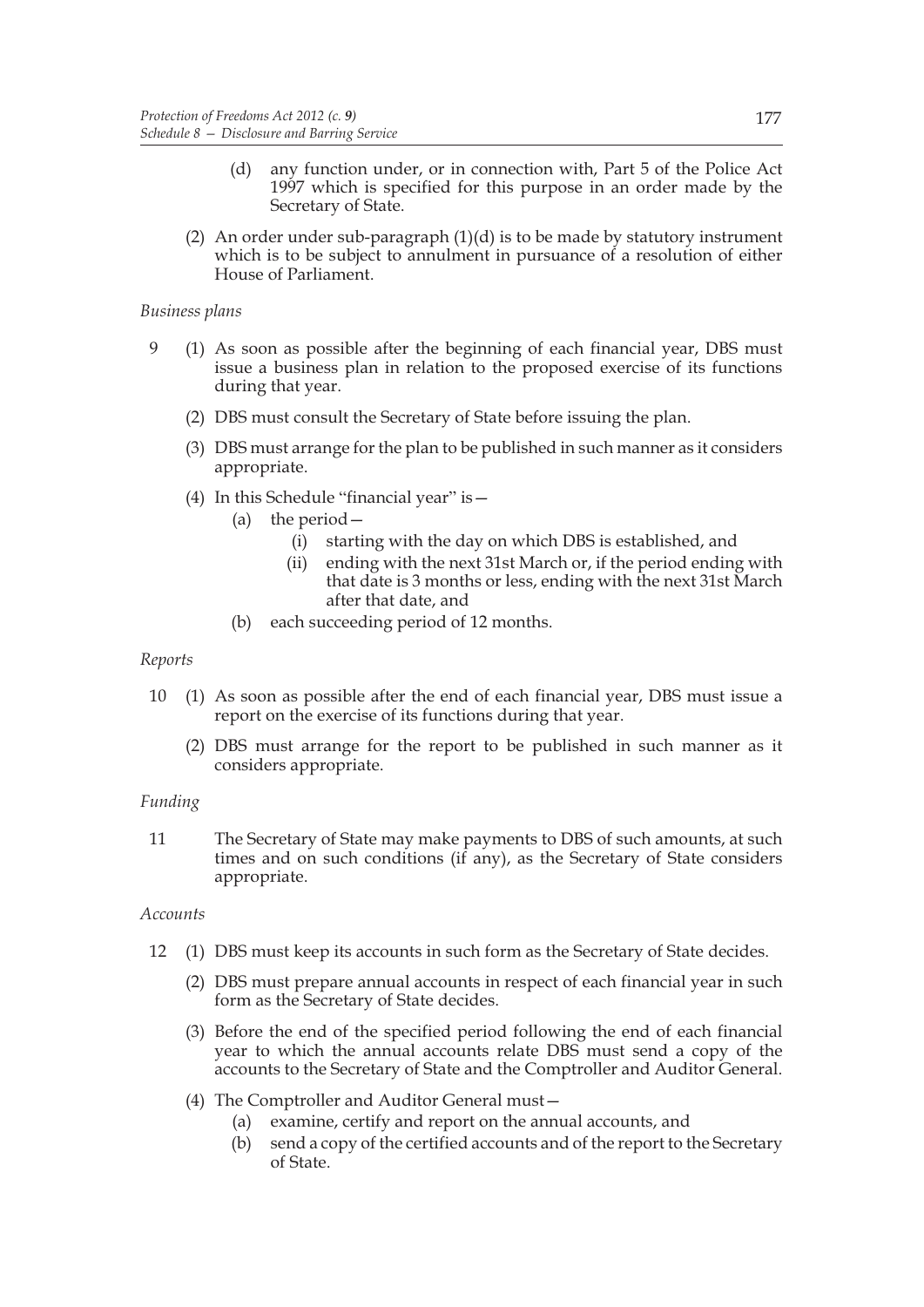(d) any function under, or in connection with, Part 5 of the Police Act 1997 which is specified for this purpose in an order made by the Secretary of State.

(2) An order under sub-paragraph (1)(d) is to be made by statutory instrument which is to be subject to annulment in pursuance of a resolution of either House of Parliament.

*Business plans*

9 (1) As soon as possible after the beginning of each financial year, DBS must issue a business plan in relation to the proposed exercise of its functions during that year.

(2) DBS must consult the Secretary of State before issuing the plan.

(3) DBS must arrange for the plan to be published in such manner as it considers appropriate.

(4) In this Schedule "financial year" is—

(a) the period—

(i) starting with the day on which DBS is established, and

(ii) ending with the next 31st March or, if the period ending with that date is 3 months or less, ending with the next 31st March after that date, and

(b) each succeeding period of 12 months.

*Reports*

10 (1) As soon as possible after the end of each financial year, DBS must issue a report on the exercise of its functions during that year.

(2) DBS must arrange for the report to be published in such manner as it considers appropriate.

*Funding*

11 The Secretary of State may make payments to DBS of such amounts, at such times and on such conditions (if any), as the Secretary of State considers appropriate.

*Accounts*

12 (1) DBS must keep its accounts in such form as the Secretary of State decides.

(2) DBS must prepare annual accounts in respect of each financial year in such form as the Secretary of State decides.

(3) Before the end of the specified period following the end of each financial year to which the annual accounts relate DBS must send a copy of the accounts to the Secretary of State and the Comptroller and Auditor General.

(4) The Comptroller and Auditor General must—

(a) examine, certify and report on the annual accounts, and

(b) send a copy of the certified accounts and of the report to the Secretary of State.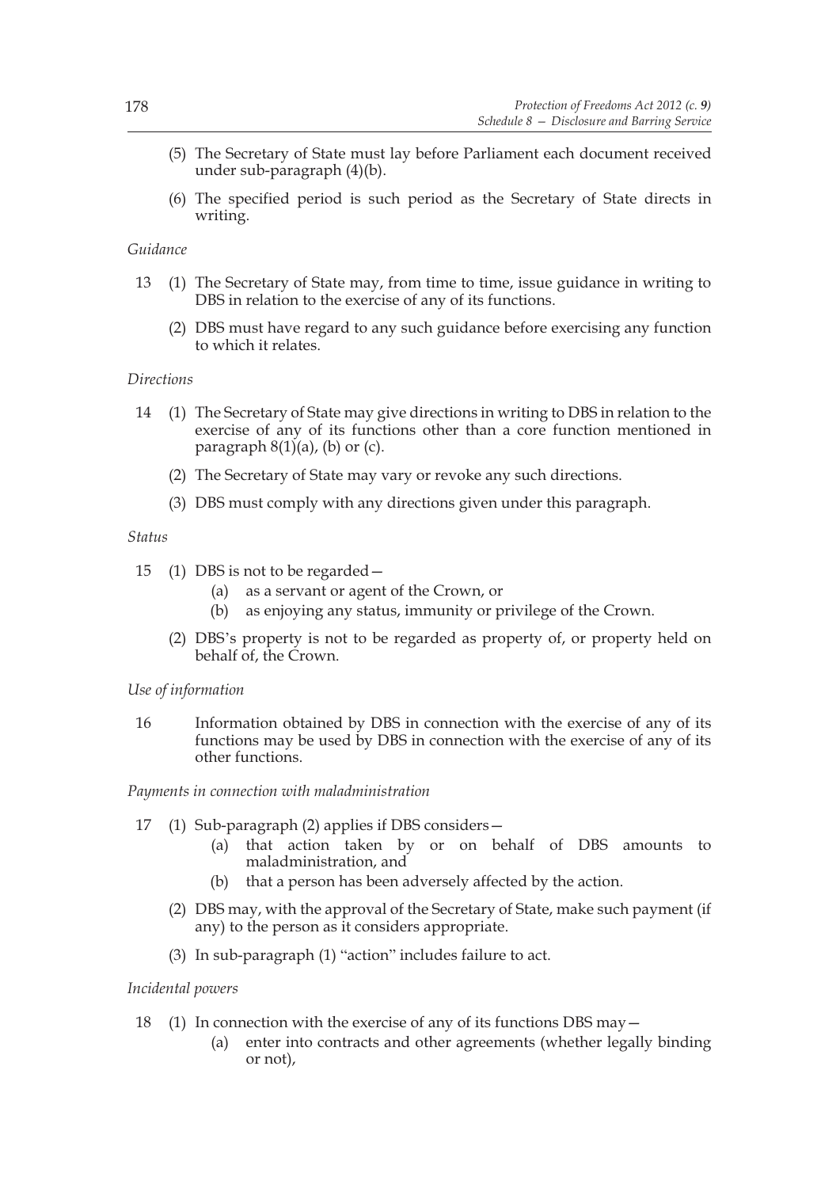(5) The Secretary of State must lay before Parliament each document received under sub-paragraph (4)(b).

(6) The specified period is such period as the Secretary of State directs in writing.

*Guidance*

13 (1) The Secretary of State may, from time to time, issue guidance in writing to DBS in relation to the exercise of any of its functions.

(2) DBS must have regard to any such guidance before exercising any function to which it relates.

*Directions*

14 (1) The Secretary of State may give directions in writing to DBS in relation to the exercise of any of its functions other than a core function mentioned in paragraph 8(1)(a), (b) or (c).

(2) The Secretary of State may vary or revoke any such directions.

(3) DBS must comply with any directions given under this paragraph.

*Status*

15 (1) DBS is not to be regarded—

(a) as a servant or agent of the Crown, or

(b) as enjoying any status, immunity or privilege of the Crown.

(2) DBS's property is not to be regarded as property of, or property held on behalf of, the Crown.

*Use of information*

16 Information obtained by DBS in connection with the exercise of any of its functions may be used by DBS in connection with the exercise of any of its other functions.

*Payments in connection with maladministration*

17 (1) Sub-paragraph (2) applies if DBS considers—

(a) that action taken by or on behalf of DBS amounts to maladministration, and

(b) that a person has been adversely affected by the action.

(2) DBS may, with the approval of the Secretary of State, make such payment (if any) to the person as it considers appropriate.

(3) In sub-paragraph (1) "action" includes failure to act.

*Incidental powers*

18 (1) In connection with the exercise of any of its functions DBS may—

(a) enter into contracts and other agreements (whether legally binding or not),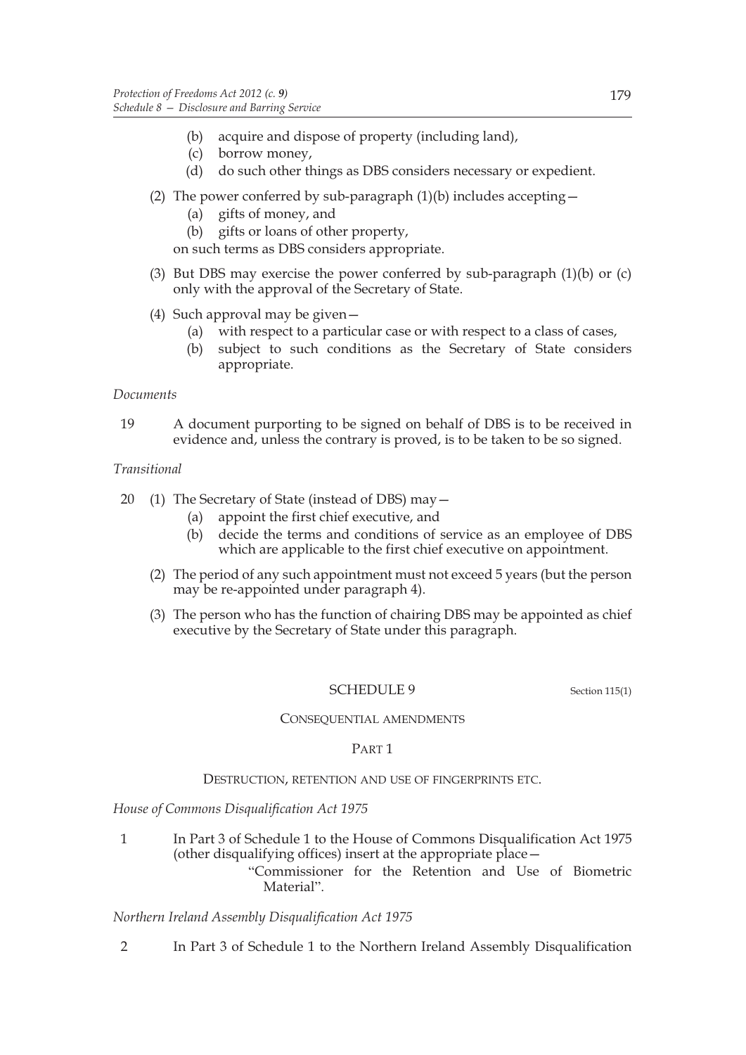(b) acquire and dispose of property (including land),

(c) borrow money,

(d) do such other things as DBS considers necessary or expedient.

(2) The power conferred by sub-paragraph (1)(b) includes accepting—

(a) gifts of money, and

(b) gifts or loans of other property,

on such terms as DBS considers appropriate.

(3) But DBS may exercise the power conferred by sub-paragraph (1)(b) or (c) only with the approval of the Secretary of State.

(4) Such approval may be given—

(a) with respect to a particular case or with respect to a class of cases,

(b) subject to such conditions as the Secretary of State considers appropriate.

*Documents*

19 A document purporting to be signed on behalf of DBS is to be received in evidence and, unless the contrary is proved, is to be taken to be so signed.

*Transitional*

20 (1) The Secretary of State (instead of DBS) may—

(a) appoint the first chief executive, and

(b) decide the terms and conditions of service as an employee of DBS which are applicable to the first chief executive on appointment.

(2) The period of any such appointment must not exceed 5 years (but the person may be re-appointed under paragraph 4).

(3) The person who has the function of chairing DBS may be appointed as chief executive by the Secretary of State under this paragraph.

## SCHEDULE 9

Section 115(1)

### CONSEQUENTIAL AMENDMENTS

### PART 1

### DESTRUCTION, RETENTION AND USE OF FINGERPRINTS ETC.

*House of Commons Disqualification Act 1975*

1 In Part 3 of Schedule 1 to the House of Commons Disqualification Act 1975 (other disqualifying offices) insert at the appropriate place—

"Commissioner for the Retention and Use of Biometric Material".

*Northern Ireland Assembly Disqualification Act 1975*

2 In Part 3 of Schedule 1 to the Northern Ireland Assembly Disqualification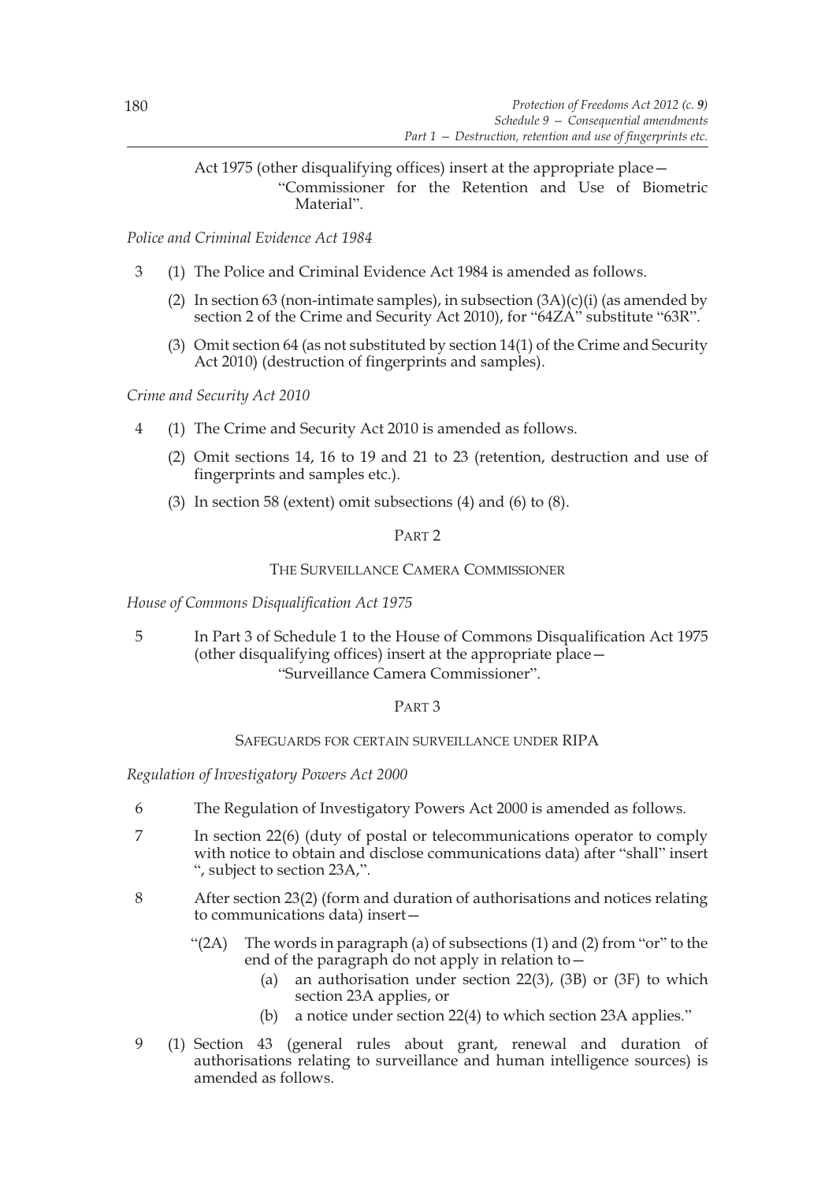Act 1975 (other disqualifying offices) insert at the appropriate place—

"Commissioner for the Retention and Use of Biometric Material".

*Police and Criminal Evidence Act 1984*

3 (1) The Police and Criminal Evidence Act 1984 is amended as follows.

(2) In section 63 (non-intimate samples), in subsection (3A)(c)(i) (as amended by section 2 of the Crime and Security Act 2010), for "64ZA" substitute "63R".

(3) Omit section 64 (as not substituted by section 14(1) of the Crime and Security Act 2010) (destruction of fingerprints and samples).

*Crime and Security Act 2010*

4 (1) The Crime and Security Act 2010 is amended as follows.

(2) Omit sections 14, 16 to 19 and 21 to 23 (retention, destruction and use of fingerprints and samples etc.).

(3) In section 58 (extent) omit subsections (4) and (6) to (8).

## PART 2

### THE SURVEILLANCE CAMERA COMMISSIONER

*House of Commons Disqualification Act 1975*

5 In Part 3 of Schedule 1 to the House of Commons Disqualification Act 1975 (other disqualifying offices) insert at the appropriate place—

"Surveillance Camera Commissioner".

## PART 3

### SAFEGUARDS FOR CERTAIN SURVEILLANCE UNDER RIPA

*Regulation of Investigatory Powers Act 2000*

6 The Regulation of Investigatory Powers Act 2000 is amended as follows.

7 In section 22(6) (duty of postal or telecommunications operator to comply with notice to obtain and disclose communications data) after "shall" insert ", subject to section 23A,".

8 After section 23(2) (form and duration of authorisations and notices relating to communications data) insert—

"(2A) The words in paragraph (a) of subsections (1) and (2) from "or" to the end of the paragraph do not apply in relation to—

(a) an authorisation under section 22(3), (3B) or (3F) to which section 23A applies, or

(b) a notice under section 22(4) to which section 23A applies."

9 (1) Section 43 (general rules about grant, renewal and duration of authorisations relating to surveillance and human intelligence sources) is amended as follows.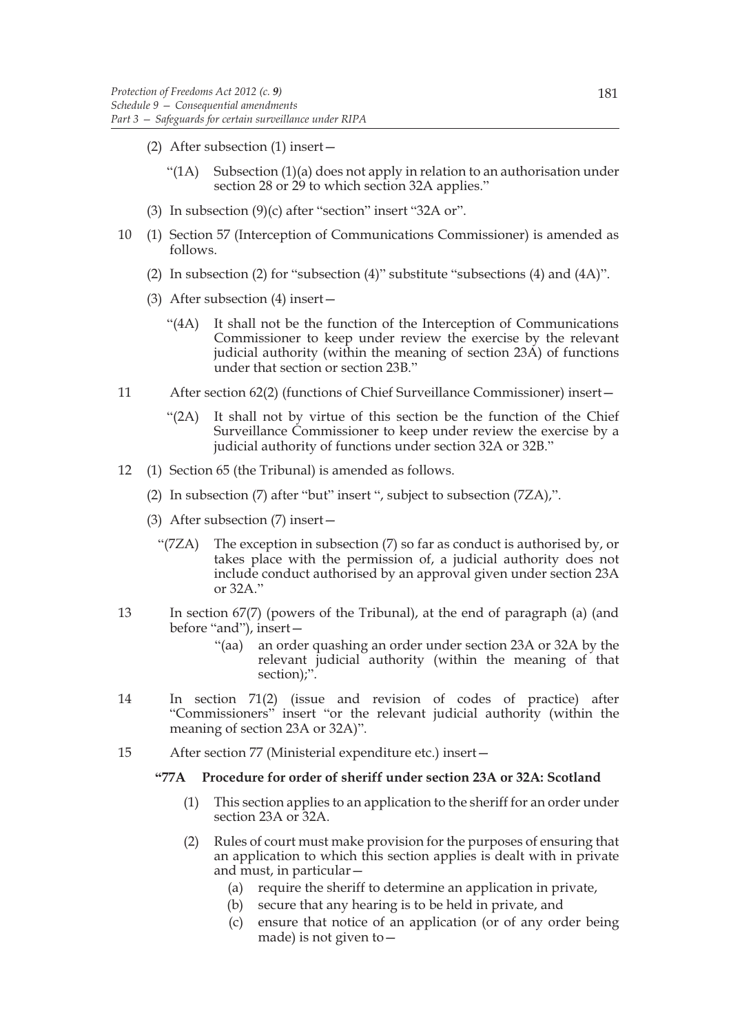(2) After subsection (1) insert—

"(1A) Subsection (1)(a) does not apply in relation to an authorisation under section 28 or 29 to which section 32A applies."

(3) In subsection (9)(c) after "section" insert "32A or".

10 (1) Section 57 (Interception of Communications Commissioner) is amended as follows.

(2) In subsection (2) for "subsection (4)" substitute "subsections (4) and (4A)".

(3) After subsection (4) insert—

"(4A) It shall not be the function of the Interception of Communications Commissioner to keep under review the exercise by the relevant judicial authority (within the meaning of section 23A) of functions under that section or section 23B."

11 After section 62(2) (functions of Chief Surveillance Commissioner) insert—

"(2A) It shall not by virtue of this section be the function of the Chief Surveillance Commissioner to keep under review the exercise by a judicial authority of functions under section 32A or 32B."

12 (1) Section 65 (the Tribunal) is amended as follows.

(2) In subsection (7) after "but" insert ", subject to subsection (7ZA),".

(3) After subsection (7) insert—

"(7ZA) The exception in subsection (7) so far as conduct is authorised by, or takes place with the permission of, a judicial authority does not include conduct authorised by an approval given under section 23A or 32A."

13 In section 67(7) (powers of the Tribunal), at the end of paragraph (a) (and before "and"), insert—

"(aa) an order quashing an order under section 23A or 32A by the relevant judicial authority (within the meaning of that section);".

14 In section 71(2) (issue and revision of codes of practice) after "Commissioners" insert "or the relevant judicial authority (within the meaning of section 23A or 32A)".

15 After section 77 (Ministerial expenditure etc.) insert—

**"77A Procedure for order of sheriff under section 23A or 32A: Scotland**

(1) This section applies to an application to the sheriff for an order under section 23A or 32A.

(2) Rules of court must make provision for the purposes of ensuring that an application to which this section applies is dealt with in private and must, in particular—

(a) require the sheriff to determine an application in private,

(b) secure that any hearing is to be held in private, and

(c) ensure that notice of an application (or of any order being made) is not given to—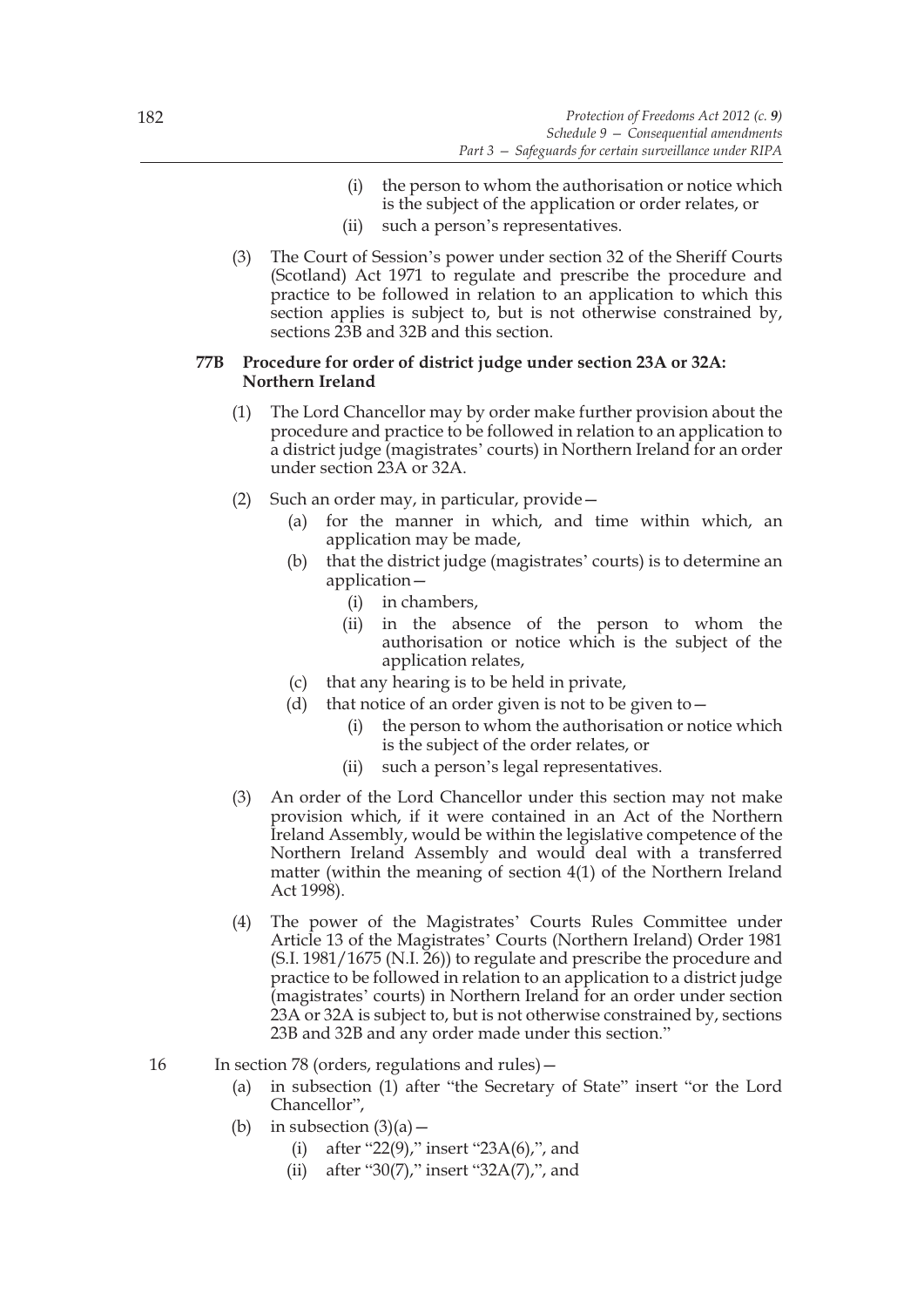(i) the person to whom the authorisation or notice which is the subject of the application or order relates, or

(ii) such a person's representatives.

(3) The Court of Session's power under section 32 of the Sheriff Courts (Scotland) Act 1971 to regulate and prescribe the procedure and practice to be followed in relation to an application to which this section applies is subject to, but is not otherwise constrained by, sections 23B and 32B and this section.

**77B Procedure for order of district judge under section 23A or 32A: Northern Ireland**

(1) The Lord Chancellor may by order make further provision about the procedure and practice to be followed in relation to an application to a district judge (magistrates' courts) in Northern Ireland for an order under section 23A or 32A.

(2) Such an order may, in particular, provide—

(a) for the manner in which, and time within which, an application may be made,

(b) that the district judge (magistrates' courts) is to determine an application—

(i) in chambers,

(ii) in the absence of the person to whom the authorisation or notice which is the subject of the application relates,

(c) that any hearing is to be held in private,

(d) that notice of an order given is not to be given to—

(i) the person to whom the authorisation or notice which is the subject of the order relates, or

(ii) such a person's legal representatives.

(3) An order of the Lord Chancellor under this section may not make provision which, if it were contained in an Act of the Northern Ireland Assembly, would be within the legislative competence of the Northern Ireland Assembly and would deal with a transferred matter (within the meaning of section 4(1) of the Northern Ireland Act 1998).

(4) The power of the Magistrates' Courts Rules Committee under Article 13 of the Magistrates' Courts (Northern Ireland) Order 1981 (S.I. 1981/1675 (N.I. 26)) to regulate and prescribe the procedure and practice to be followed in relation to an application to a district judge (magistrates' courts) in Northern Ireland for an order under section 23A or 32A is subject to, but is not otherwise constrained by, sections 23B and 32B and any order made under this section."

16 In section 78 (orders, regulations and rules)—

(a) in subsection (1) after "the Secretary of State" insert "or the Lord Chancellor",

(b) in subsection (3)(a)—

(i) after "22(9)," insert "23A(6),", and

(ii) after "30(7)," insert "32A(7),", and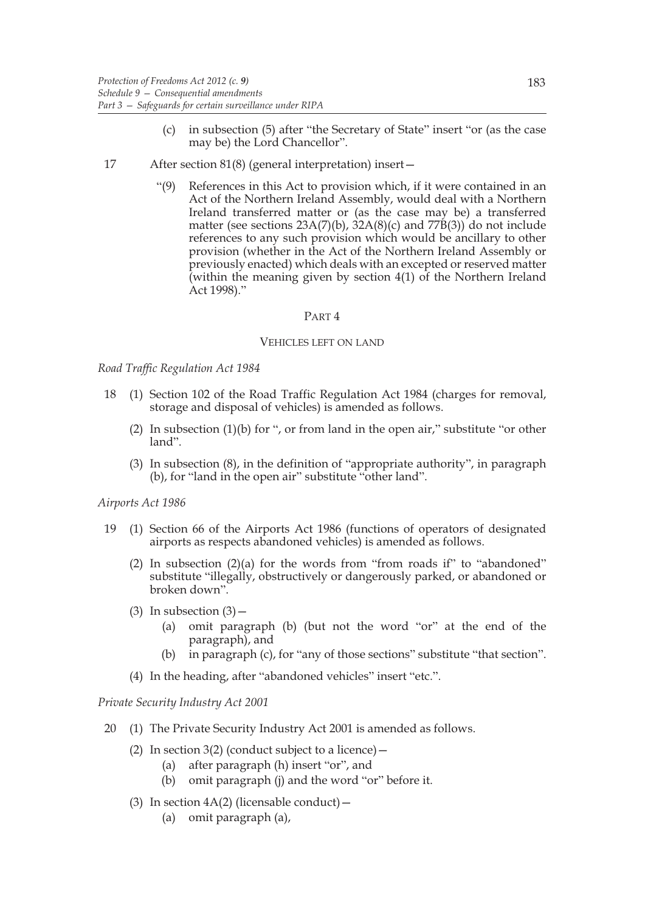(c) in subsection (5) after "the Secretary of State" insert "or (as the case may be) the Lord Chancellor".

17 After section 81(8) (general interpretation) insert—

"(9) References in this Act to provision which, if it were contained in an Act of the Northern Ireland Assembly, would deal with a Northern Ireland transferred matter or (as the case may be) a transferred matter (see sections 23A(7)(b), 32A(8)(c) and 77B(3)) do not include references to any such provision which would be ancillary to other provision (whether in the Act of the Northern Ireland Assembly or previously enacted) which deals with an excepted or reserved matter (within the meaning given by section 4(1) of the Northern Ireland Act 1998)."

## PART 4

### VEHICLES LEFT ON LAND

*Road Traffic Regulation Act 1984*

18 (1) Section 102 of the Road Traffic Regulation Act 1984 (charges for removal, storage and disposal of vehicles) is amended as follows.

(2) In subsection (1)(b) for ", or from land in the open air," substitute "or other land".

(3) In subsection (8), in the definition of "appropriate authority", in paragraph (b), for "land in the open air" substitute "other land".

*Airports Act 1986*

19 (1) Section 66 of the Airports Act 1986 (functions of operators of designated airports as respects abandoned vehicles) is amended as follows.

(2) In subsection (2)(a) for the words from "from roads if" to "abandoned" substitute "illegally, obstructively or dangerously parked, or abandoned or broken down".

(3) In subsection (3)—

(a) omit paragraph (b) (but not the word "or" at the end of the paragraph), and

(b) in paragraph (c), for "any of those sections" substitute "that section".

(4) In the heading, after "abandoned vehicles" insert "etc.".

*Private Security Industry Act 2001*

20 (1) The Private Security Industry Act 2001 is amended as follows.

(2) In section 3(2) (conduct subject to a licence)—

(a) after paragraph (h) insert "or", and

(b) omit paragraph (j) and the word "or" before it.

(3) In section 4A(2) (licensable conduct)—

(a) omit paragraph (a),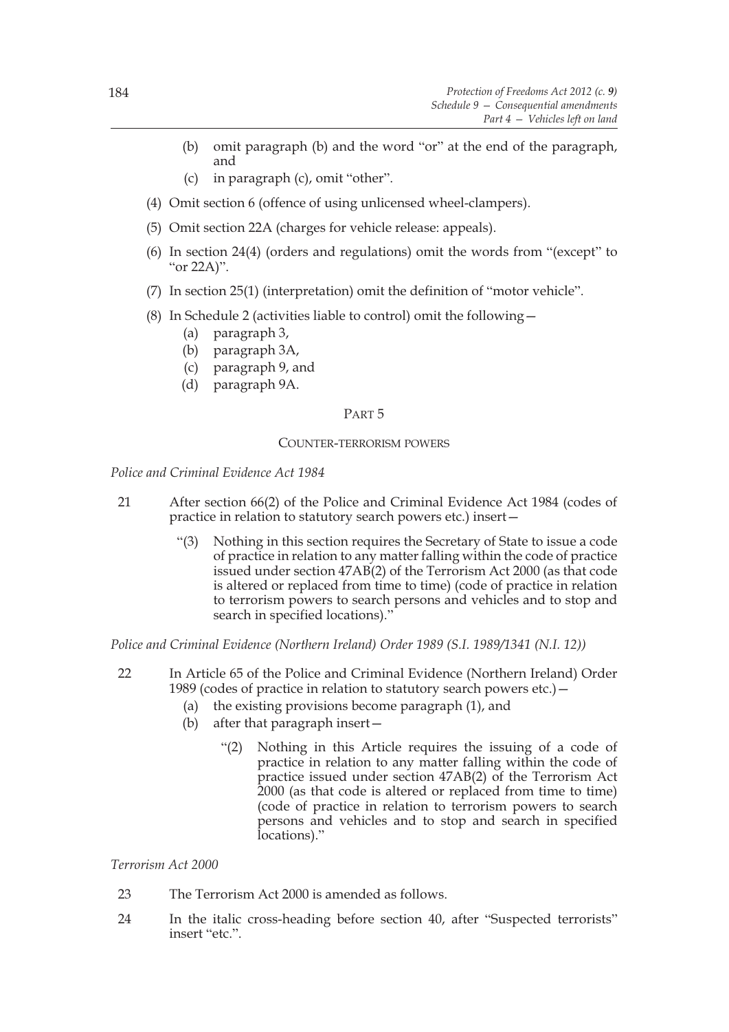(b) omit paragraph (b) and the word "or" at the end of the paragraph, and

(c) in paragraph (c), omit "other".

(4) Omit section 6 (offence of using unlicensed wheel-clampers).

(5) Omit section 22A (charges for vehicle release: appeals).

(6) In section 24(4) (orders and regulations) omit the words from "(except" to "or 22A)".

(7) In section 25(1) (interpretation) omit the definition of "motor vehicle".

(8) In Schedule 2 (activities liable to control) omit the following—

(a) paragraph 3,

(b) paragraph 3A,

(c) paragraph 9, and

(d) paragraph 9A.

## PART 5

### COUNTER-TERRORISM POWERS

*Police and Criminal Evidence Act 1984*

21 After section 66(2) of the Police and Criminal Evidence Act 1984 (codes of practice in relation to statutory search powers etc.) insert—

"(3) Nothing in this section requires the Secretary of State to issue a code of practice in relation to any matter falling within the code of practice issued under section 47AB(2) of the Terrorism Act 2000 (as that code is altered or replaced from time to time) (code of practice in relation to terrorism powers to search persons and vehicles and to stop and search in specified locations)."

*Police and Criminal Evidence (Northern Ireland) Order 1989 (S.I. 1989/1341 (N.I. 12))*

22 In Article 65 of the Police and Criminal Evidence (Northern Ireland) Order 1989 (codes of practice in relation to statutory search powers etc.)—

(a) the existing provisions become paragraph (1), and

(b) after that paragraph insert—

"(2) Nothing in this Article requires the issuing of a code of practice in relation to any matter falling within the code of practice issued under section 47AB(2) of the Terrorism Act 2000 (as that code is altered or replaced from time to time) (code of practice in relation to terrorism powers to search persons and vehicles and to stop and search in specified locations)."

*Terrorism Act 2000*

23 The Terrorism Act 2000 is amended as follows.

24 In the italic cross-heading before section 40, after "Suspected terrorists" insert "etc.".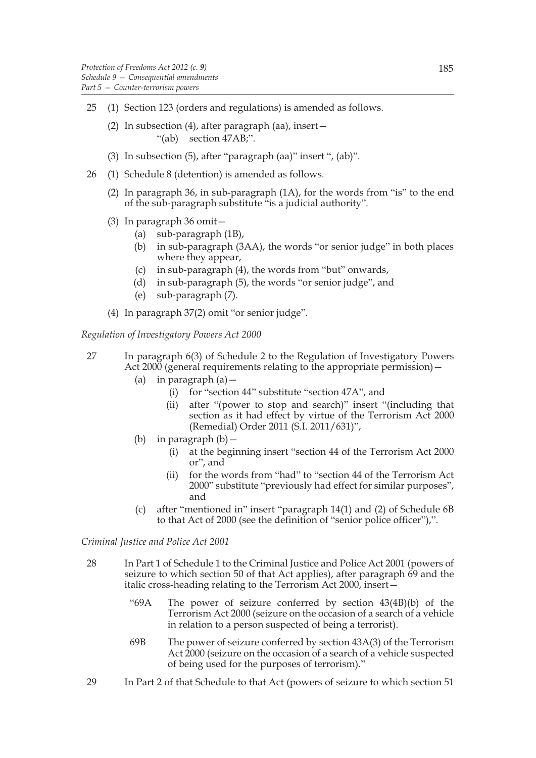25 (1) Section 123 (orders and regulations) is amended as follows.

(2) In subsection (4), after paragraph (aa), insert—

"(ab) section 47AB;".

(3) In subsection (5), after "paragraph (aa)" insert ", (ab)".

26 (1) Schedule 8 (detention) is amended as follows.

(2) In paragraph 36, in sub-paragraph (1A), for the words from "is" to the end of the sub-paragraph substitute "is a judicial authority".

(3) In paragraph 36 omit—

(a) sub-paragraph (1B),

(b) in sub-paragraph (3AA), the words "or senior judge" in both places where they appear,

(c) in sub-paragraph (4), the words from "but" onwards,

(d) in sub-paragraph (5), the words "or senior judge", and

(e) sub-paragraph (7).

(4) In paragraph 37(2) omit "or senior judge".

*Regulation of Investigatory Powers Act 2000*

27 In paragraph 6(3) of Schedule 2 to the Regulation of Investigatory Powers Act 2000 (general requirements relating to the appropriate permission)—

(a) in paragraph (a)—

(i) for "section 44" substitute "section 47A", and

(ii) after "(power to stop and search)" insert "(including that section as it had effect by virtue of the Terrorism Act 2000 (Remedial) Order 2011 (S.I. 2011/631)",

(b) in paragraph (b)—

(i) at the beginning insert "section 44 of the Terrorism Act 2000 or", and

(ii) for the words from "had" to "section 44 of the Terrorism Act 2000" substitute "previously had effect for similar purposes", and

(c) after "mentioned in" insert "paragraph 14(1) and (2) of Schedule 6B to that Act of 2000 (see the definition of "senior police officer"),".

*Criminal Justice and Police Act 2001*

28 In Part 1 of Schedule 1 to the Criminal Justice and Police Act 2001 (powers of seizure to which section 50 of that Act applies), after paragraph 69 and the italic cross-heading relating to the Terrorism Act 2000, insert—

"69A The power of seizure conferred by section 43(4B)(b) of the Terrorism Act 2000 (seizure on the occasion of a search of a vehicle in relation to a person suspected of being a terrorist).

69B The power of seizure conferred by section 43A(3) of the Terrorism Act 2000 (seizure on the occasion of a search of a vehicle suspected of being used for the purposes of terrorism)."

29 In Part 2 of that Schedule to that Act (powers of seizure to which section 51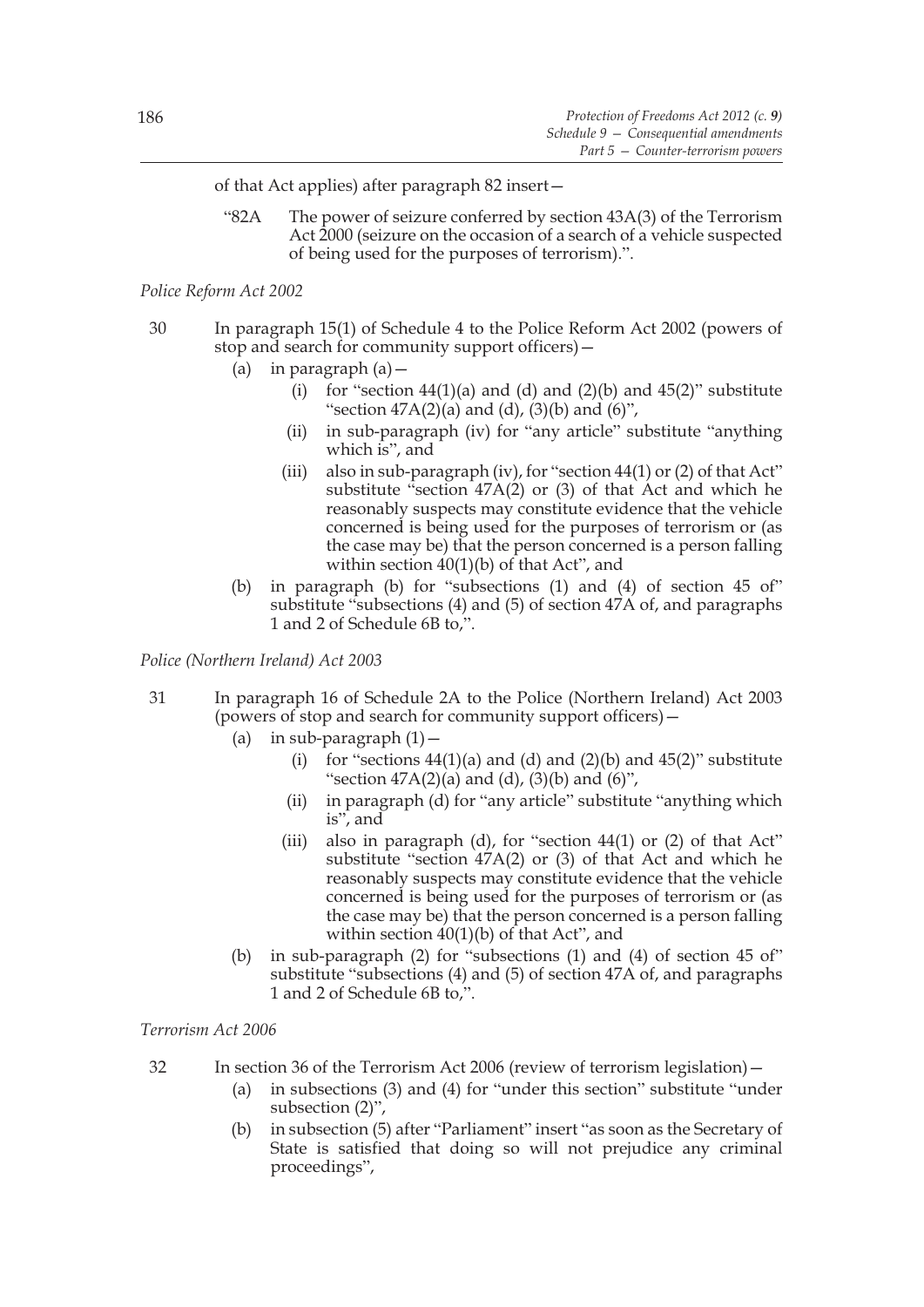of that Act applies) after paragraph 82 insert—

"82A The power of seizure conferred by section 43A(3) of the Terrorism Act 2000 (seizure on the occasion of a search of a vehicle suspected of being used for the purposes of terrorism).".

*Police Reform Act 2002*

30 In paragraph 15(1) of Schedule 4 to the Police Reform Act 2002 (powers of stop and search for community support officers)—

- (a) in paragraph (a)—
  - (i) for "section 44(1)(a) and (d) and (2)(b) and 45(2)" substitute "section 47A(2)(a) and (d), (3)(b) and (6)",
  - (ii) in sub-paragraph (iv) for "any article" substitute "anything which is", and
  - (iii) also in sub-paragraph (iv), for "section 44(1) or (2) of that Act" substitute "section 47A(2) or (3) of that Act and which he reasonably suspects may constitute evidence that the vehicle concerned is being used for the purposes of terrorism or (as the case may be) that the person concerned is a person falling within section 40(1)(b) of that Act", and
- (b) in paragraph (b) for "subsections (1) and (4) of section 45 of" substitute "subsections (4) and (5) of section 47A of, and paragraphs 1 and 2 of Schedule 6B to,".

*Police (Northern Ireland) Act 2003*

31 In paragraph 16 of Schedule 2A to the Police (Northern Ireland) Act 2003 (powers of stop and search for community support officers)—

- (a) in sub-paragraph (1)—
  - (i) for "sections 44(1)(a) and (d) and (2)(b) and 45(2)" substitute "section 47A(2)(a) and (d), (3)(b) and (6)",
  - (ii) in paragraph (d) for "any article" substitute "anything which is", and
  - (iii) also in paragraph (d), for "section 44(1) or (2) of that Act" substitute "section 47A(2) or (3) of that Act and which he reasonably suspects may constitute evidence that the vehicle concerned is being used for the purposes of terrorism or (as the case may be) that the person concerned is a person falling within section 40(1)(b) of that Act", and
- (b) in sub-paragraph (2) for "subsections (1) and (4) of section 45 of" substitute "subsections (4) and (5) of section 47A of, and paragraphs 1 and 2 of Schedule 6B to,".

*Terrorism Act 2006*

32 In section 36 of the Terrorism Act 2006 (review of terrorism legislation)—

- (a) in subsections (3) and (4) for "under this section" substitute "under subsection (2)",
- (b) in subsection (5) after "Parliament" insert "as soon as the Secretary of State is satisfied that doing so will not prejudice any criminal proceedings",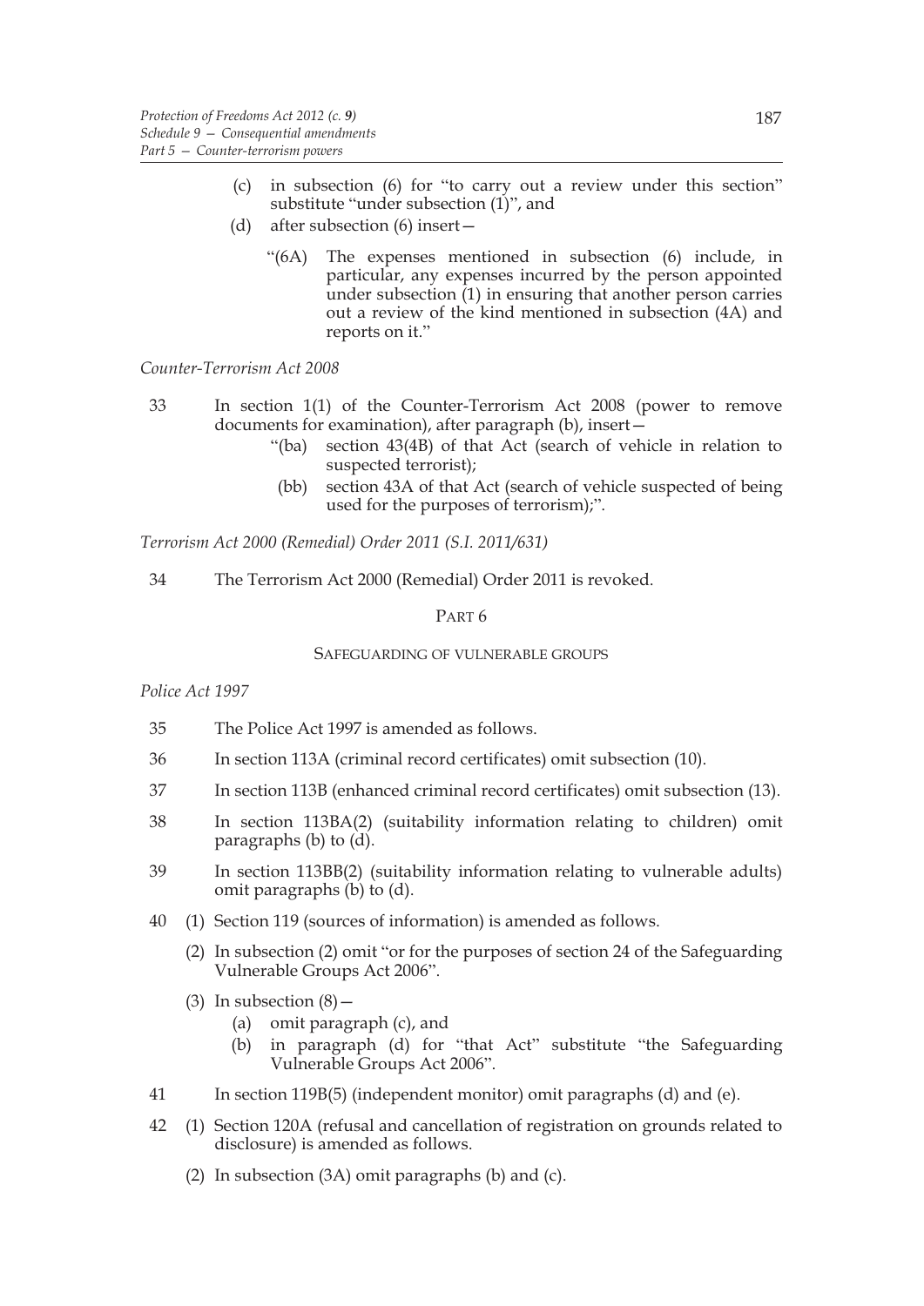(c) in subsection (6) for "to carry out a review under this section" substitute "under subsection (1)", and

(d) after subsection (6) insert—

"(6A) The expenses mentioned in subsection (6) include, in particular, any expenses incurred by the person appointed under subsection (1) in ensuring that another person carries out a review of the kind mentioned in subsection (4A) and reports on it."

*Counter-Terrorism Act 2008*

33 In section 1(1) of the Counter-Terrorism Act 2008 (power to remove documents for examination), after paragraph (b), insert—

"(ba) section 43(4B) of that Act (search of vehicle in relation to suspected terrorist);

(bb) section 43A of that Act (search of vehicle suspected of being used for the purposes of terrorism);".

*Terrorism Act 2000 (Remedial) Order 2011 (S.I. 2011/631)*

34 The Terrorism Act 2000 (Remedial) Order 2011 is revoked.

## PART 6

### SAFEGUARDING OF VULNERABLE GROUPS

*Police Act 1997*

35 The Police Act 1997 is amended as follows.

36 In section 113A (criminal record certificates) omit subsection (10).

37 In section 113B (enhanced criminal record certificates) omit subsection (13).

38 In section 113BA(2) (suitability information relating to children) omit paragraphs (b) to (d).

39 In section 113BB(2) (suitability information relating to vulnerable adults) omit paragraphs (b) to (d).

40 (1) Section 119 (sources of information) is amended as follows.

(2) In subsection (2) omit "or for the purposes of section 24 of the Safeguarding Vulnerable Groups Act 2006".

(3) In subsection (8)—

(a) omit paragraph (c), and

(b) in paragraph (d) for "that Act" substitute "the Safeguarding Vulnerable Groups Act 2006".

41 In section 119B(5) (independent monitor) omit paragraphs (d) and (e).

42 (1) Section 120A (refusal and cancellation of registration on grounds related to disclosure) is amended as follows.

(2) In subsection (3A) omit paragraphs (b) and (c).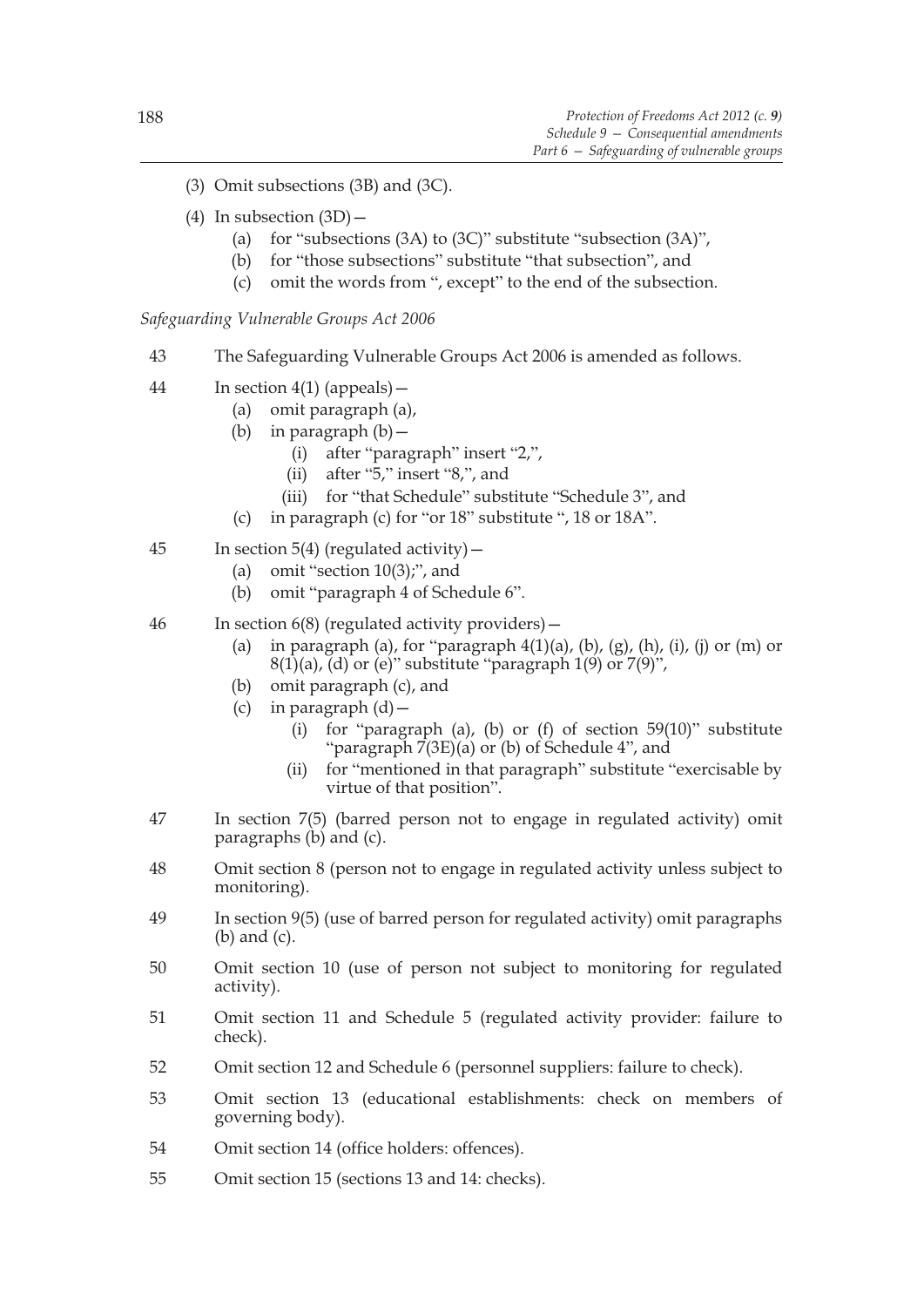(3) Omit subsections (3B) and (3C).

(4) In subsection (3D)—

   (a) for "subsections (3A) to (3C)" substitute "subsection (3A)",

   (b) for "those subsections" substitute "that subsection", and

   (c) omit the words from ", except" to the end of the subsection.

*Safeguarding Vulnerable Groups Act 2006*

43 The Safeguarding Vulnerable Groups Act 2006 is amended as follows.

44 In section 4(1) (appeals)—

   (a) omit paragraph (a),

   (b) in paragraph (b)—

      (i) after "paragraph" insert "2,",

      (ii) after "5," insert "8,", and

      (iii) for "that Schedule" substitute "Schedule 3", and

   (c) in paragraph (c) for "or 18" substitute ", 18 or 18A".

45 In section 5(4) (regulated activity)—

   (a) omit "section 10(3);", and

   (b) omit "paragraph 4 of Schedule 6".

46 In section 6(8) (regulated activity providers)—

   (a) in paragraph (a), for "paragraph 4(1)(a), (b), (g), (h), (i), (j) or (m) or 8(1)(a), (d) or (e)" substitute "paragraph 1(9) or 7(9)",

   (b) omit paragraph (c), and

   (c) in paragraph (d)—

      (i) for "paragraph (a), (b) or (f) of section 59(10)" substitute "paragraph 7(3E)(a) or (b) of Schedule 4", and

      (ii) for "mentioned in that paragraph" substitute "exercisable by virtue of that position".

47 In section 7(5) (barred person not to engage in regulated activity) omit paragraphs (b) and (c).

48 Omit section 8 (person not to engage in regulated activity unless subject to monitoring).

49 In section 9(5) (use of barred person for regulated activity) omit paragraphs (b) and (c).

50 Omit section 10 (use of person not subject to monitoring for regulated activity).

51 Omit section 11 and Schedule 5 (regulated activity provider: failure to check).

52 Omit section 12 and Schedule 6 (personnel suppliers: failure to check).

53 Omit section 13 (educational establishments: check on members of governing body).

54 Omit section 14 (office holders: offences).

55 Omit section 15 (sections 13 and 14: checks).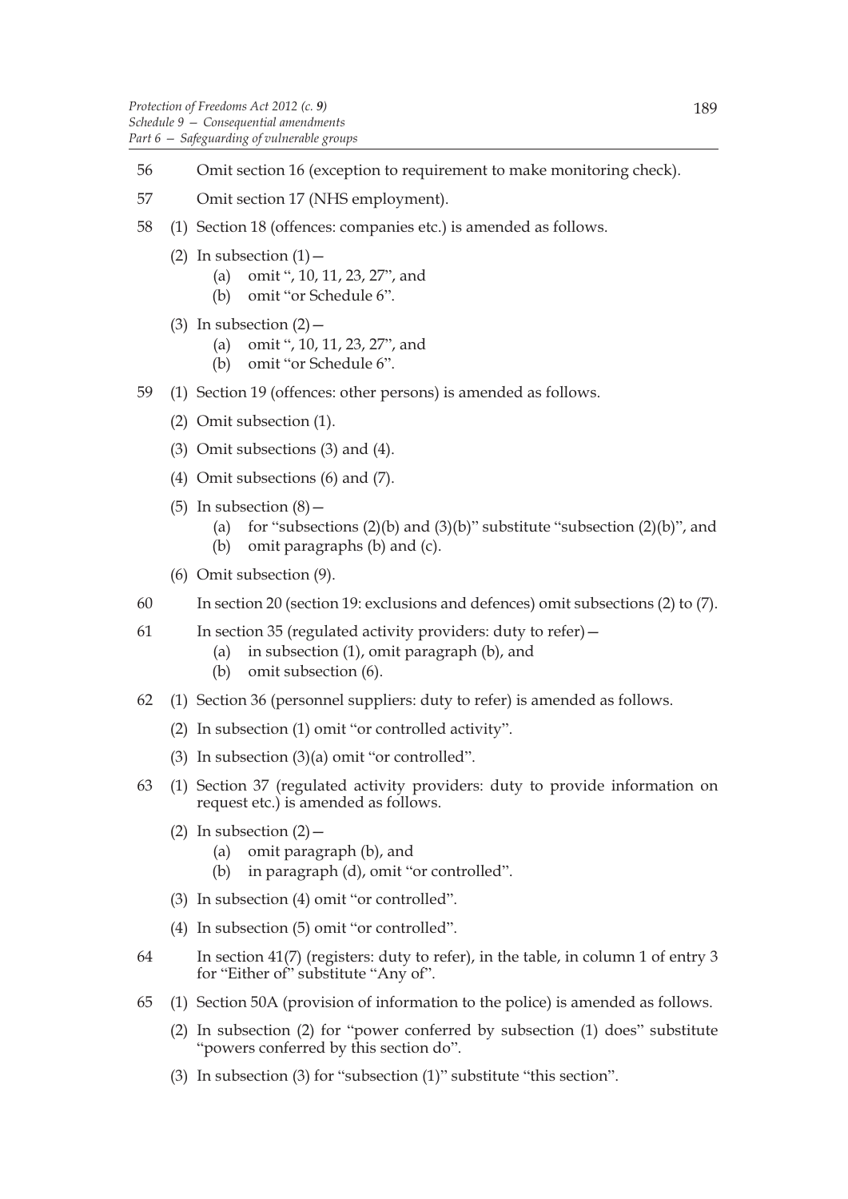56 Omit section 16 (exception to requirement to make monitoring check).

57 Omit section 17 (NHS employment).

58 (1) Section 18 (offences: companies etc.) is amended as follows.

(2) In subsection (1)—

(a) omit ", 10, 11, 23, 27", and

(b) omit "or Schedule 6".

(3) In subsection (2)—

(a) omit ", 10, 11, 23, 27", and

(b) omit "or Schedule 6".

59 (1) Section 19 (offences: other persons) is amended as follows.

(2) Omit subsection (1).

(3) Omit subsections (3) and (4).

(4) Omit subsections (6) and (7).

(5) In subsection (8)—

(a) for "subsections (2)(b) and (3)(b)" substitute "subsection (2)(b)", and

(b) omit paragraphs (b) and (c).

(6) Omit subsection (9).

60 In section 20 (section 19: exclusions and defences) omit subsections (2) to (7).

61 In section 35 (regulated activity providers: duty to refer)—

(a) in subsection (1), omit paragraph (b), and

(b) omit subsection (6).

62 (1) Section 36 (personnel suppliers: duty to refer) is amended as follows.

(2) In subsection (1) omit "or controlled activity".

(3) In subsection (3)(a) omit "or controlled".

63 (1) Section 37 (regulated activity providers: duty to provide information on request etc.) is amended as follows.

(2) In subsection (2)—

(a) omit paragraph (b), and

(b) in paragraph (d), omit "or controlled".

(3) In subsection (4) omit "or controlled".

(4) In subsection (5) omit "or controlled".

64 In section 41(7) (registers: duty to refer), in the table, in column 1 of entry 3 for "Either of" substitute "Any of".

65 (1) Section 50A (provision of information to the police) is amended as follows.

(2) In subsection (2) for "power conferred by subsection (1) does" substitute "powers conferred by this section do".

(3) In subsection (3) for "subsection (1)" substitute "this section".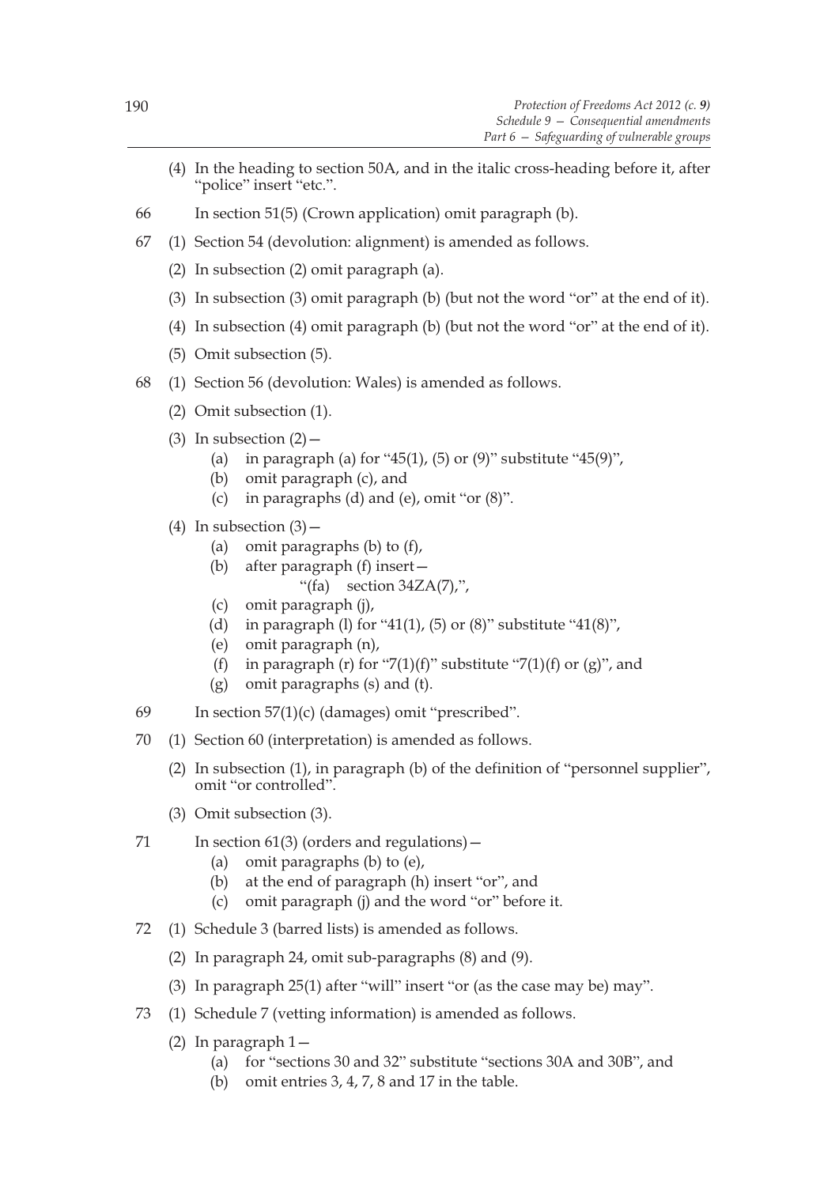(4) In the heading to section 50A, and in the italic cross-heading before it, after "police" insert "etc.".

66 In section 51(5) (Crown application) omit paragraph (b).

67 (1) Section 54 (devolution: alignment) is amended as follows.

(2) In subsection (2) omit paragraph (a).

(3) In subsection (3) omit paragraph (b) (but not the word "or" at the end of it).

(4) In subsection (4) omit paragraph (b) (but not the word "or" at the end of it).

(5) Omit subsection (5).

68 (1) Section 56 (devolution: Wales) is amended as follows.

(2) Omit subsection (1).

(3) In subsection (2)—

(a) in paragraph (a) for "45(1), (5) or (9)" substitute "45(9)",

(b) omit paragraph (c), and

(c) in paragraphs (d) and (e), omit "or (8)".

(4) In subsection (3)—

(a) omit paragraphs (b) to (f),

(b) after paragraph (f) insert—

"(fa) section 34ZA(7),",

(c) omit paragraph (j),

(d) in paragraph (l) for "41(1), (5) or (8)" substitute "41(8)",

(e) omit paragraph (n),

(f) in paragraph (r) for "7(1)(f)" substitute "7(1)(f) or (g)", and

(g) omit paragraphs (s) and (t).

69 In section 57(1)(c) (damages) omit "prescribed".

70 (1) Section 60 (interpretation) is amended as follows.

(2) In subsection (1), in paragraph (b) of the definition of "personnel supplier", omit "or controlled".

(3) Omit subsection (3).

71 In section 61(3) (orders and regulations)—

(a) omit paragraphs (b) to (e),

(b) at the end of paragraph (h) insert "or", and

(c) omit paragraph (j) and the word "or" before it.

72 (1) Schedule 3 (barred lists) is amended as follows.

(2) In paragraph 24, omit sub-paragraphs (8) and (9).

(3) In paragraph 25(1) after "will" insert "or (as the case may be) may".

73 (1) Schedule 7 (vetting information) is amended as follows.

(2) In paragraph 1—

(a) for "sections 30 and 32" substitute "sections 30A and 30B", and

(b) omit entries 3, 4, 7, 8 and 17 in the table.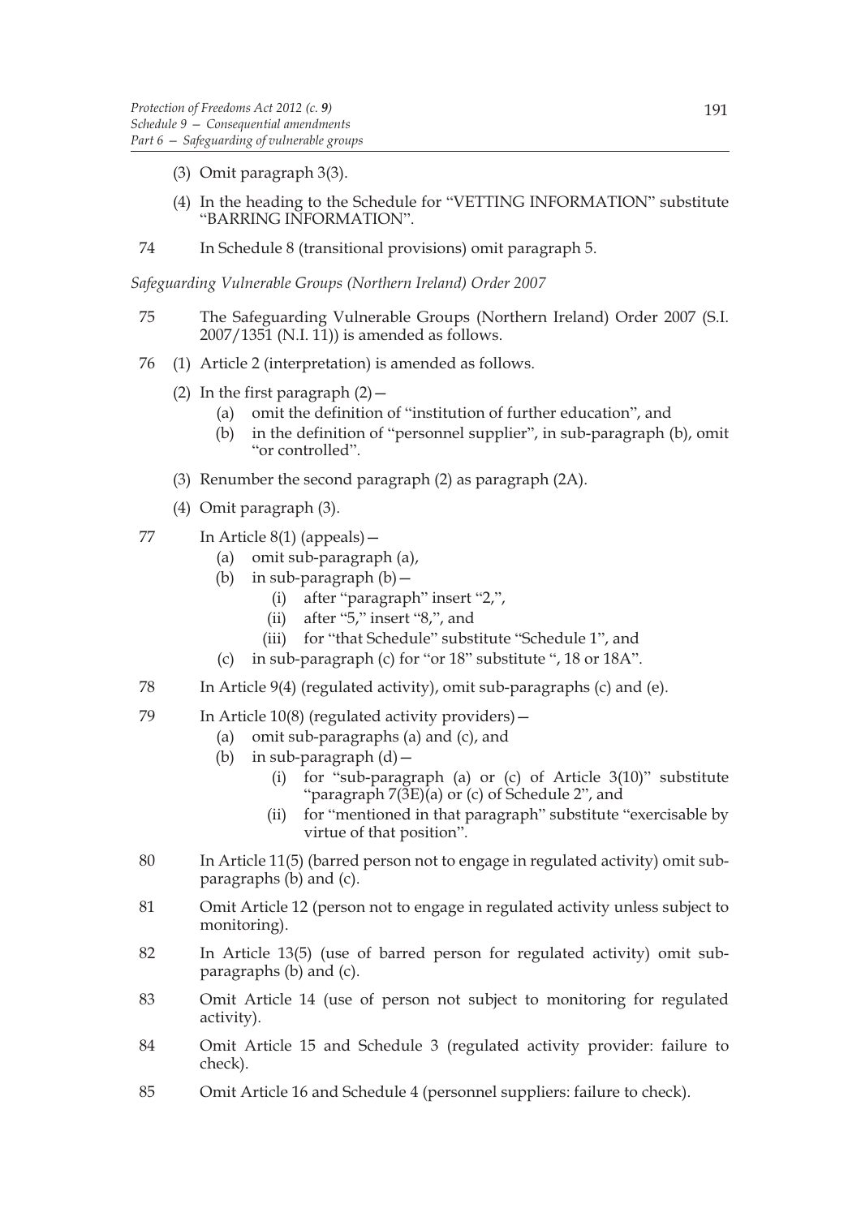(3) Omit paragraph 3(3).

(4) In the heading to the Schedule for "VETTING INFORMATION" substitute "BARRING INFORMATION".

74 In Schedule 8 (transitional provisions) omit paragraph 5.

*Safeguarding Vulnerable Groups (Northern Ireland) Order 2007*

75 The Safeguarding Vulnerable Groups (Northern Ireland) Order 2007 (S.I. 2007/1351 (N.I. 11)) is amended as follows.

76 (1) Article 2 (interpretation) is amended as follows.

(2) In the first paragraph (2)—

(a) omit the definition of "institution of further education", and

(b) in the definition of "personnel supplier", in sub-paragraph (b), omit "or controlled".

(3) Renumber the second paragraph (2) as paragraph (2A).

(4) Omit paragraph (3).

77 In Article 8(1) (appeals)—

(a) omit sub-paragraph (a),

(b) in sub-paragraph (b)—

(i) after "paragraph" insert "2,",

(ii) after "5," insert "8,", and

(iii) for "that Schedule" substitute "Schedule 1", and

(c) in sub-paragraph (c) for "or 18" substitute ", 18 or 18A".

78 In Article 9(4) (regulated activity), omit sub-paragraphs (c) and (e).

79 In Article 10(8) (regulated activity providers)—

(a) omit sub-paragraphs (a) and (c), and

(b) in sub-paragraph (d)—

(i) for "sub-paragraph (a) or (c) of Article 3(10)" substitute "paragraph 7(3E)(a) or (c) of Schedule 2", and

(ii) for "mentioned in that paragraph" substitute "exercisable by virtue of that position".

80 In Article 11(5) (barred person not to engage in regulated activity) omit sub-paragraphs (b) and (c).

81 Omit Article 12 (person not to engage in regulated activity unless subject to monitoring).

82 In Article 13(5) (use of barred person for regulated activity) omit sub-paragraphs (b) and (c).

83 Omit Article 14 (use of person not subject to monitoring for regulated activity).

84 Omit Article 15 and Schedule 3 (regulated activity provider: failure to check).

85 Omit Article 16 and Schedule 4 (personnel suppliers: failure to check).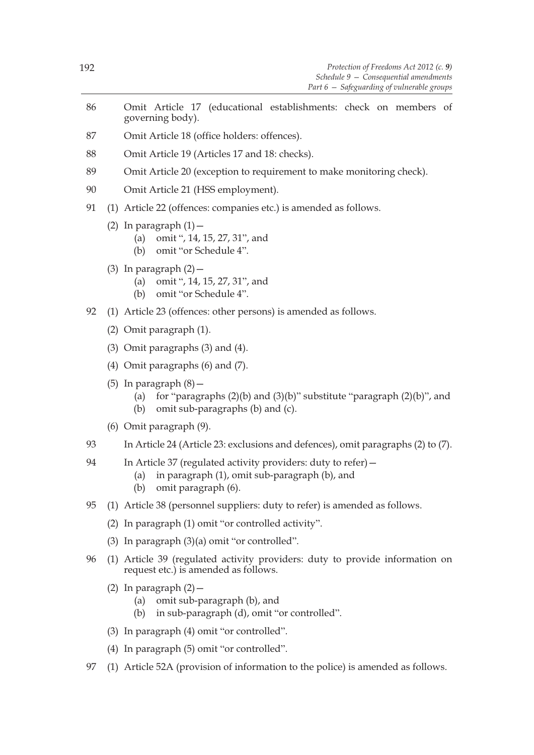86 Omit Article 17 (educational establishments: check on members of governing body).

87 Omit Article 18 (office holders: offences).

88 Omit Article 19 (Articles 17 and 18: checks).

89 Omit Article 20 (exception to requirement to make monitoring check).

90 Omit Article 21 (HSS employment).

91 (1) Article 22 (offences: companies etc.) is amended as follows.

(2) In paragraph (1)—

(a) omit ", 14, 15, 27, 31", and

(b) omit "or Schedule 4".

(3) In paragraph (2)—

(a) omit ", 14, 15, 27, 31", and

(b) omit "or Schedule 4".

92 (1) Article 23 (offences: other persons) is amended as follows.

(2) Omit paragraph (1).

(3) Omit paragraphs (3) and (4).

(4) Omit paragraphs (6) and (7).

(5) In paragraph (8)—

(a) for "paragraphs (2)(b) and (3)(b)" substitute "paragraph (2)(b)", and

(b) omit sub-paragraphs (b) and (c).

(6) Omit paragraph (9).

93 In Article 24 (Article 23: exclusions and defences), omit paragraphs (2) to (7).

94 In Article 37 (regulated activity providers: duty to refer)—

(a) in paragraph (1), omit sub-paragraph (b), and

(b) omit paragraph (6).

95 (1) Article 38 (personnel suppliers: duty to refer) is amended as follows.

(2) In paragraph (1) omit "or controlled activity".

(3) In paragraph (3)(a) omit "or controlled".

96 (1) Article 39 (regulated activity providers: duty to provide information on request etc.) is amended as follows.

(2) In paragraph (2)—

(a) omit sub-paragraph (b), and

(b) in sub-paragraph (d), omit "or controlled".

(3) In paragraph (4) omit "or controlled".

(4) In paragraph (5) omit "or controlled".

97 (1) Article 52A (provision of information to the police) is amended as follows.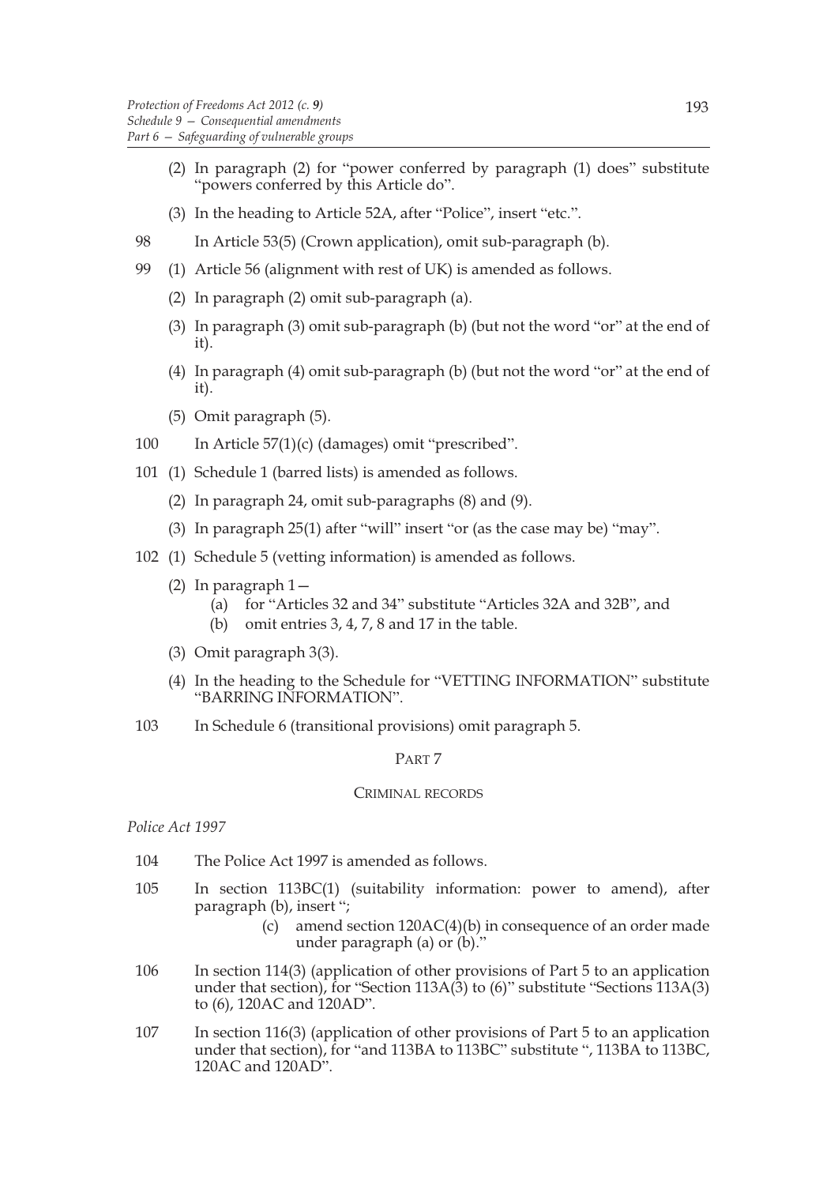(2) In paragraph (2) for "power conferred by paragraph (1) does" substitute "powers conferred by this Article do".

(3) In the heading to Article 52A, after "Police", insert "etc.".

98 In Article 53(5) (Crown application), omit sub-paragraph (b).

99 (1) Article 56 (alignment with rest of UK) is amended as follows.

(2) In paragraph (2) omit sub-paragraph (a).

(3) In paragraph (3) omit sub-paragraph (b) (but not the word "or" at the end of it).

(4) In paragraph (4) omit sub-paragraph (b) (but not the word "or" at the end of it).

(5) Omit paragraph (5).

100 In Article 57(1)(c) (damages) omit "prescribed".

101 (1) Schedule 1 (barred lists) is amended as follows.

(2) In paragraph 24, omit sub-paragraphs (8) and (9).

(3) In paragraph 25(1) after "will" insert "or (as the case may be) "may".

102 (1) Schedule 5 (vetting information) is amended as follows.

(2) In paragraph 1—

(a) for "Articles 32 and 34" substitute "Articles 32A and 32B", and

(b) omit entries 3, 4, 7, 8 and 17 in the table.

(3) Omit paragraph 3(3).

(4) In the heading to the Schedule for "VETTING INFORMATION" substitute "BARRING INFORMATION".

103 In Schedule 6 (transitional provisions) omit paragraph 5.

## PART 7

### CRIMINAL RECORDS

*Police Act 1997*

104 The Police Act 1997 is amended as follows.

105 In section 113BC(1) (suitability information: power to amend), after paragraph (b), insert ";

(c) amend section 120AC(4)(b) in consequence of an order made under paragraph (a) or (b)."

106 In section 114(3) (application of other provisions of Part 5 to an application under that section), for "Section 113A(3) to (6)" substitute "Sections 113A(3) to (6), 120AC and 120AD".

107 In section 116(3) (application of other provisions of Part 5 to an application under that section), for "and 113BA to 113BC" substitute ", 113BA to 113BC, 120AC and 120AD".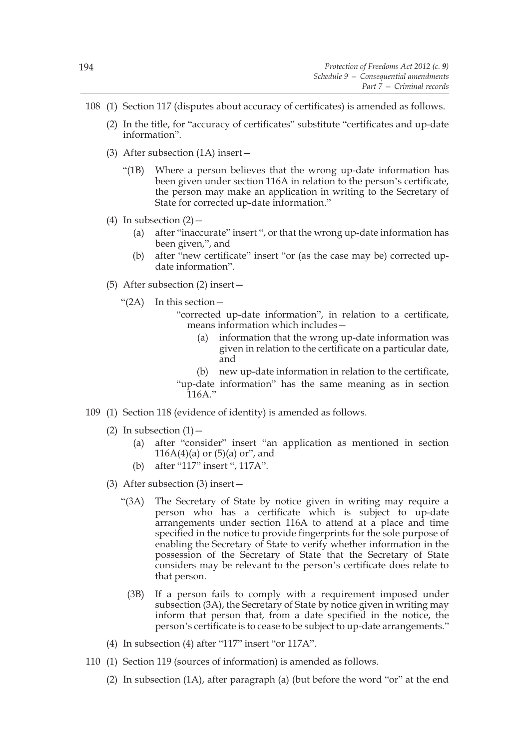108 (1) Section 117 (disputes about accuracy of certificates) is amended as follows.

(2) In the title, for "accuracy of certificates" substitute "certificates and up-date information".

(3) After subsection (1A) insert—

"(1B) Where a person believes that the wrong up-date information has been given under section 116A in relation to the person's certificate, the person may make an application in writing to the Secretary of State for corrected up-date information."

(4) In subsection (2)—

(a) after "inaccurate" insert ", or that the wrong up-date information has been given,", and

(b) after "new certificate" insert "or (as the case may be) corrected up-date information".

(5) After subsection (2) insert—

"(2A) In this section—

"corrected up-date information", in relation to a certificate, means information which includes—

(a) information that the wrong up-date information was given in relation to the certificate on a particular date, and

(b) new up-date information in relation to the certificate,

"up-date information" has the same meaning as in section 116A."

109 (1) Section 118 (evidence of identity) is amended as follows.

(2) In subsection (1)—

(a) after "consider" insert "an application as mentioned in section 116A(4)(a) or (5)(a) or", and

(b) after "117" insert ", 117A".

(3) After subsection (3) insert—

"(3A) The Secretary of State by notice given in writing may require a person who has a certificate which is subject to up-date arrangements under section 116A to attend at a place and time specified in the notice to provide fingerprints for the sole purpose of enabling the Secretary of State to verify whether information in the possession of the Secretary of State that the Secretary of State considers may be relevant to the person's certificate does relate to that person.

(3B) If a person fails to comply with a requirement imposed under subsection (3A), the Secretary of State by notice given in writing may inform that person that, from a date specified in the notice, the person's certificate is to cease to be subject to up-date arrangements."

(4) In subsection (4) after "117" insert "or 117A".

110 (1) Section 119 (sources of information) is amended as follows.

(2) In subsection (1A), after paragraph (a) (but before the word "or" at the end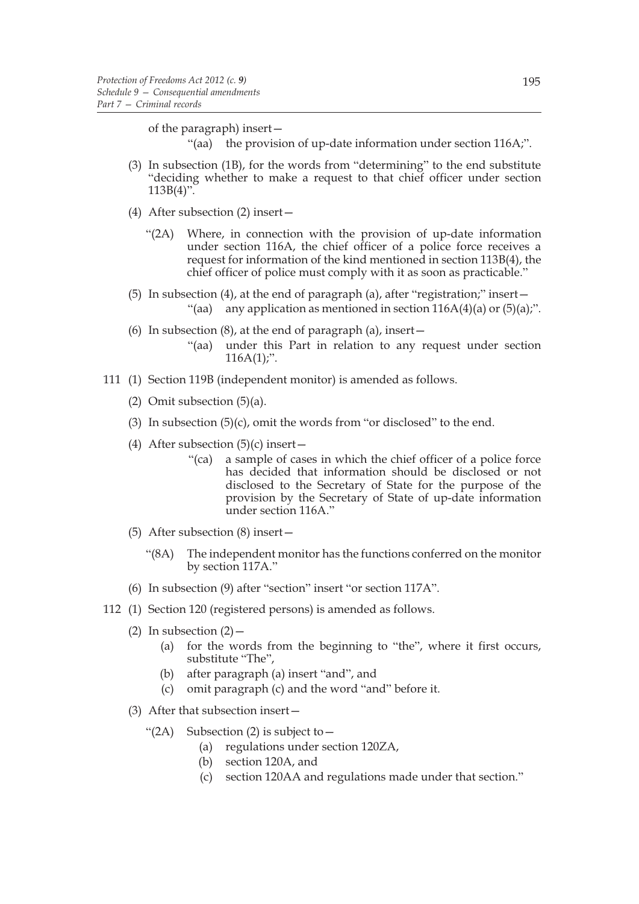of the paragraph) insert—

"(aa) the provision of up-date information under section 116A;".

(3) In subsection (1B), for the words from "determining" to the end substitute "deciding whether to make a request to that chief officer under section 113B(4)".

(4) After subsection (2) insert—

"(2A) Where, in connection with the provision of up-date information under section 116A, the chief officer of a police force receives a request for information of the kind mentioned in section 113B(4), the chief officer of police must comply with it as soon as practicable."

(5) In subsection (4), at the end of paragraph (a), after "registration;" insert—

"(aa) any application as mentioned in section 116A(4)(a) or (5)(a);".

(6) In subsection (8), at the end of paragraph (a), insert—

"(aa) under this Part in relation to any request under section 116A(1);".

111 (1) Section 119B (independent monitor) is amended as follows.

(2) Omit subsection (5)(a).

(3) In subsection (5)(c), omit the words from "or disclosed" to the end.

(4) After subsection (5)(c) insert—

"(ca) a sample of cases in which the chief officer of a police force has decided that information should be disclosed or not disclosed to the Secretary of State for the purpose of the provision by the Secretary of State of up-date information under section 116A."

(5) After subsection (8) insert—

"(8A) The independent monitor has the functions conferred on the monitor by section 117A."

(6) In subsection (9) after "section" insert "or section 117A".

112 (1) Section 120 (registered persons) is amended as follows.

(2) In subsection (2)—

(a) for the words from the beginning to "the", where it first occurs, substitute "The",

(b) after paragraph (a) insert "and", and

(c) omit paragraph (c) and the word "and" before it.

(3) After that subsection insert—

"(2A) Subsection (2) is subject to—

(a) regulations under section 120ZA,

(b) section 120A, and

(c) section 120AA and regulations made under that section."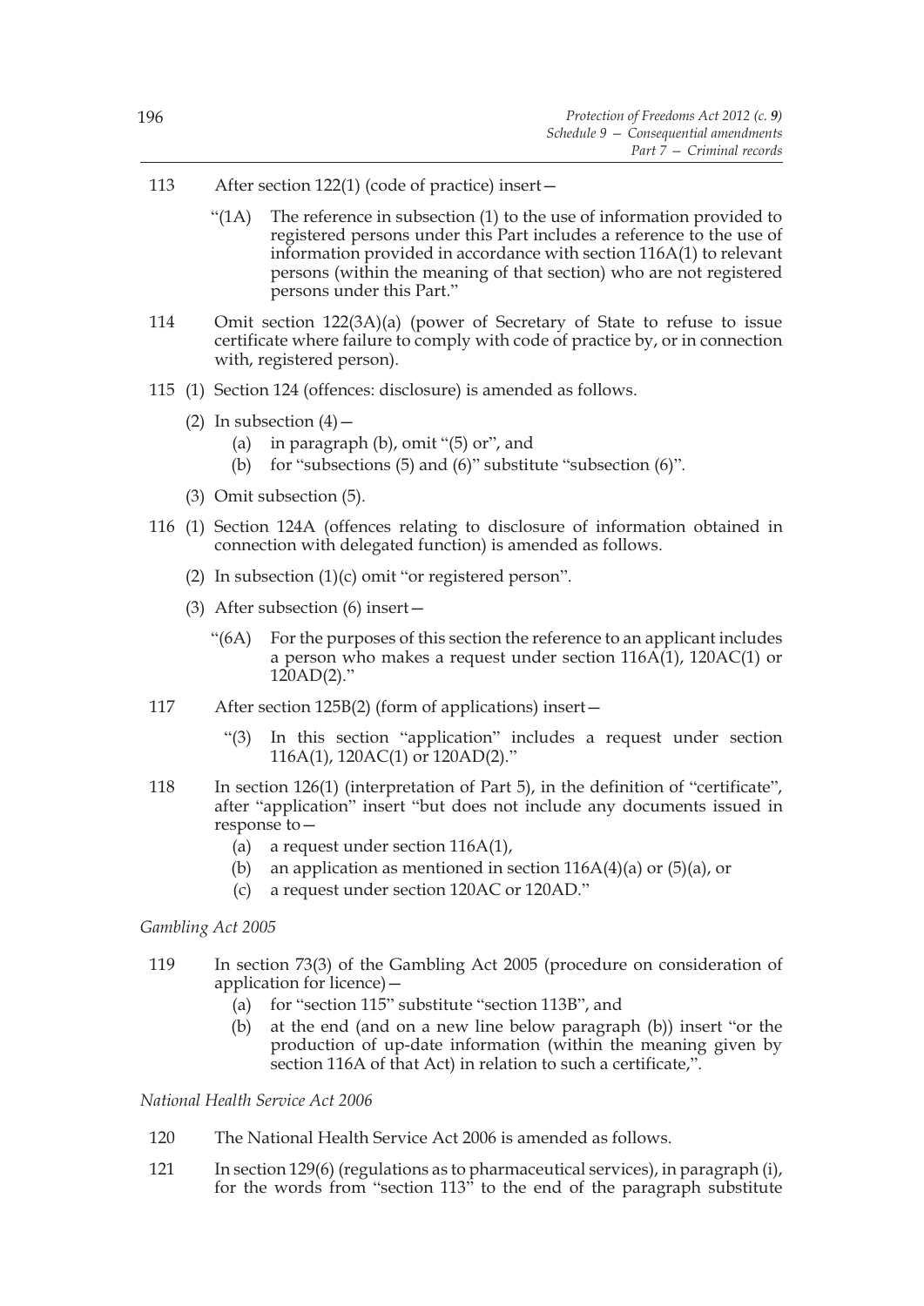113 After section 122(1) (code of practice) insert—

"(1A) The reference in subsection (1) to the use of information provided to registered persons under this Part includes a reference to the use of information provided in accordance with section 116A(1) to relevant persons (within the meaning of that section) who are not registered persons under this Part."

114 Omit section 122(3A)(a) (power of Secretary of State to refuse to issue certificate where failure to comply with code of practice by, or in connection with, registered person).

115 (1) Section 124 (offences: disclosure) is amended as follows.

(2) In subsection (4)—

(a) in paragraph (b), omit "(5) or", and

(b) for "subsections (5) and (6)" substitute "subsection (6)".

(3) Omit subsection (5).

116 (1) Section 124A (offences relating to disclosure of information obtained in connection with delegated function) is amended as follows.

(2) In subsection (1)(c) omit "or registered person".

(3) After subsection (6) insert—

"(6A) For the purposes of this section the reference to an applicant includes a person who makes a request under section 116A(1), 120AC(1) or 120AD(2)."

117 After section 125B(2) (form of applications) insert—

"(3) In this section "application" includes a request under section 116A(1), 120AC(1) or 120AD(2)."

118 In section 126(1) (interpretation of Part 5), in the definition of "certificate", after "application" insert "but does not include any documents issued in response to—

(a) a request under section 116A(1),

(b) an application as mentioned in section 116A(4)(a) or (5)(a), or

(c) a request under section 120AC or 120AD."

*Gambling Act 2005*

119 In section 73(3) of the Gambling Act 2005 (procedure on consideration of application for licence)—

(a) for "section 115" substitute "section 113B", and

(b) at the end (and on a new line below paragraph (b)) insert "or the production of up-date information (within the meaning given by section 116A of that Act) in relation to such a certificate,".

*National Health Service Act 2006*

120 The National Health Service Act 2006 is amended as follows.

121 In section 129(6) (regulations as to pharmaceutical services), in paragraph (i), for the words from "section 113" to the end of the paragraph substitute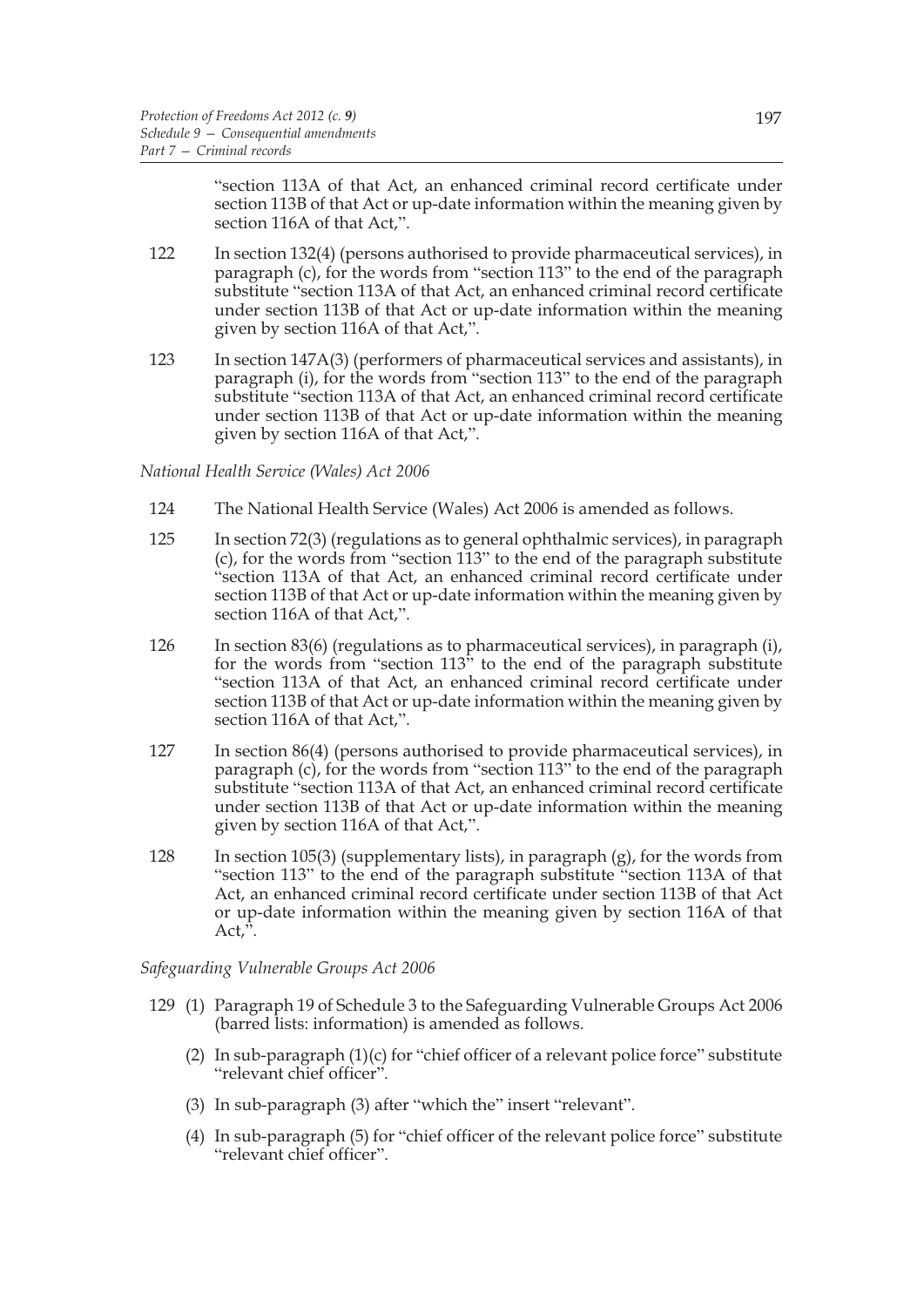"section 113A of that Act, an enhanced criminal record certificate under section 113B of that Act or up-date information within the meaning given by section 116A of that Act,".

122 In section 132(4) (persons authorised to provide pharmaceutical services), in paragraph (c), for the words from "section 113" to the end of the paragraph substitute "section 113A of that Act, an enhanced criminal record certificate under section 113B of that Act or up-date information within the meaning given by section 116A of that Act,".

123 In section 147A(3) (performers of pharmaceutical services and assistants), in paragraph (i), for the words from "section 113" to the end of the paragraph substitute "section 113A of that Act, an enhanced criminal record certificate under section 113B of that Act or up-date information within the meaning given by section 116A of that Act,".

*National Health Service (Wales) Act 2006*

124 The National Health Service (Wales) Act 2006 is amended as follows.

125 In section 72(3) (regulations as to general ophthalmic services), in paragraph (c), for the words from "section 113" to the end of the paragraph substitute "section 113A of that Act, an enhanced criminal record certificate under section 113B of that Act or up-date information within the meaning given by section 116A of that Act,".

126 In section 83(6) (regulations as to pharmaceutical services), in paragraph (i), for the words from "section 113" to the end of the paragraph substitute "section 113A of that Act, an enhanced criminal record certificate under section 113B of that Act or up-date information within the meaning given by section 116A of that Act,".

127 In section 86(4) (persons authorised to provide pharmaceutical services), in paragraph (c), for the words from "section 113" to the end of the paragraph substitute "section 113A of that Act, an enhanced criminal record certificate under section 113B of that Act or up-date information within the meaning given by section 116A of that Act,".

128 In section 105(3) (supplementary lists), in paragraph (g), for the words from "section 113" to the end of the paragraph substitute "section 113A of that Act, an enhanced criminal record certificate under section 113B of that Act or up-date information within the meaning given by section 116A of that Act,".

*Safeguarding Vulnerable Groups Act 2006*

129 (1) Paragraph 19 of Schedule 3 to the Safeguarding Vulnerable Groups Act 2006 (barred lists: information) is amended as follows.

(2) In sub-paragraph (1)(c) for "chief officer of a relevant police force" substitute "relevant chief officer".

(3) In sub-paragraph (3) after "which the" insert "relevant".

(4) In sub-paragraph (5) for "chief officer of the relevant police force" substitute "relevant chief officer".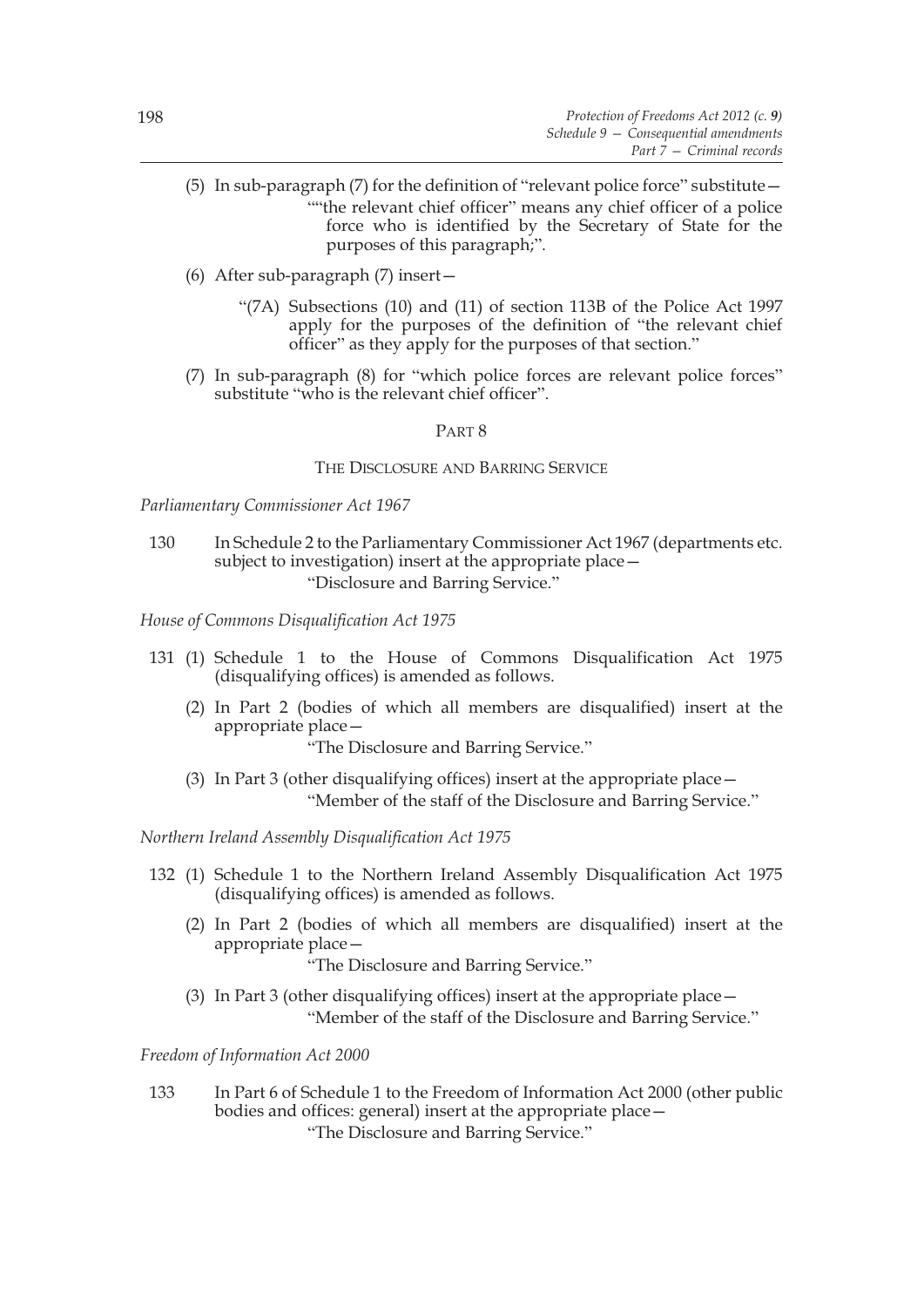(5) In sub-paragraph (7) for the definition of "relevant police force" substitute—

""the relevant chief officer" means any chief officer of a police force who is identified by the Secretary of State for the purposes of this paragraph;".

(6) After sub-paragraph (7) insert—

"(7A) Subsections (10) and (11) of section 113B of the Police Act 1997 apply for the purposes of the definition of "the relevant chief officer" as they apply for the purposes of that section."

(7) In sub-paragraph (8) for "which police forces are relevant police forces" substitute "who is the relevant chief officer".

## PART 8

### THE DISCLOSURE AND BARRING SERVICE

*Parliamentary Commissioner Act 1967*

130 In Schedule 2 to the Parliamentary Commissioner Act 1967 (departments etc. subject to investigation) insert at the appropriate place—

"Disclosure and Barring Service."

*House of Commons Disqualification Act 1975*

131 (1) Schedule 1 to the House of Commons Disqualification Act 1975 (disqualifying offices) is amended as follows.

(2) In Part 2 (bodies of which all members are disqualified) insert at the appropriate place—

"The Disclosure and Barring Service."

(3) In Part 3 (other disqualifying offices) insert at the appropriate place—

"Member of the staff of the Disclosure and Barring Service."

*Northern Ireland Assembly Disqualification Act 1975*

132 (1) Schedule 1 to the Northern Ireland Assembly Disqualification Act 1975 (disqualifying offices) is amended as follows.

(2) In Part 2 (bodies of which all members are disqualified) insert at the appropriate place—

"The Disclosure and Barring Service."

(3) In Part 3 (other disqualifying offices) insert at the appropriate place—

"Member of the staff of the Disclosure and Barring Service."

*Freedom of Information Act 2000*

133 In Part 6 of Schedule 1 to the Freedom of Information Act 2000 (other public bodies and offices: general) insert at the appropriate place—

"The Disclosure and Barring Service."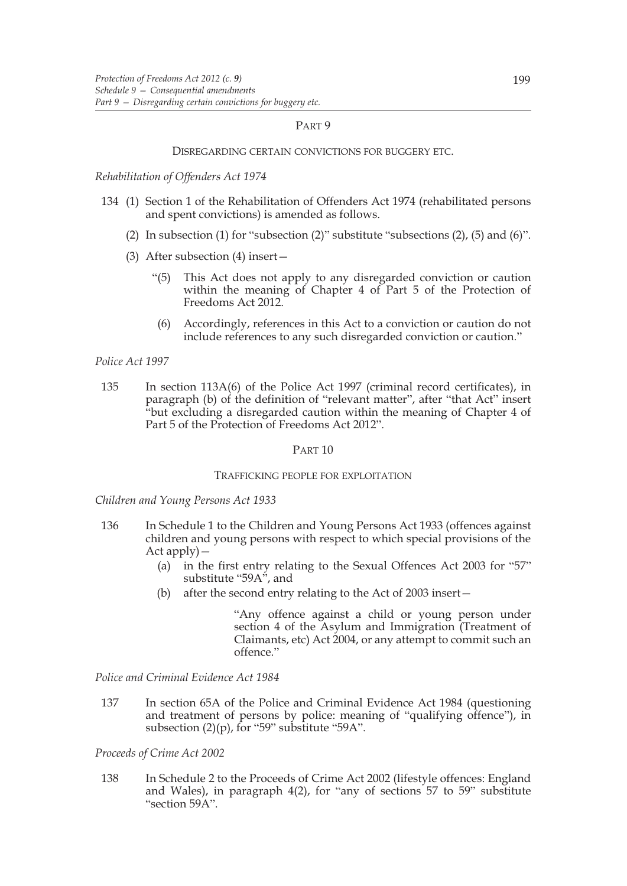## PART 9

### DISREGARDING CERTAIN CONVICTIONS FOR BUGGERY ETC.

*Rehabilitation of Offenders Act 1974*

134 (1) Section 1 of the Rehabilitation of Offenders Act 1974 (rehabilitated persons and spent convictions) is amended as follows.

(2) In subsection (1) for "subsection (2)" substitute "subsections (2), (5) and (6)".

(3) After subsection (4) insert—

"(5) This Act does not apply to any disregarded conviction or caution within the meaning of Chapter 4 of Part 5 of the Protection of Freedoms Act 2012.

(6) Accordingly, references in this Act to a conviction or caution do not include references to any such disregarded conviction or caution."

*Police Act 1997*

135 In section 113A(6) of the Police Act 1997 (criminal record certificates), in paragraph (b) of the definition of "relevant matter", after "that Act" insert "but excluding a disregarded caution within the meaning of Chapter 4 of Part 5 of the Protection of Freedoms Act 2012".

## PART 10

### TRAFFICKING PEOPLE FOR EXPLOITATION

*Children and Young Persons Act 1933*

136 In Schedule 1 to the Children and Young Persons Act 1933 (offences against children and young persons with respect to which special provisions of the Act apply)—

(a) in the first entry relating to the Sexual Offences Act 2003 for "57" substitute "59A", and

(b) after the second entry relating to the Act of 2003 insert—

"Any offence against a child or young person under section 4 of the Asylum and Immigration (Treatment of Claimants, etc) Act 2004, or any attempt to commit such an offence."

*Police and Criminal Evidence Act 1984*

137 In section 65A of the Police and Criminal Evidence Act 1984 (questioning and treatment of persons by police: meaning of "qualifying offence"), in subsection (2)(p), for "59" substitute "59A".

*Proceeds of Crime Act 2002*

138 In Schedule 2 to the Proceeds of Crime Act 2002 (lifestyle offences: England and Wales), in paragraph 4(2), for "any of sections 57 to 59" substitute "section 59A".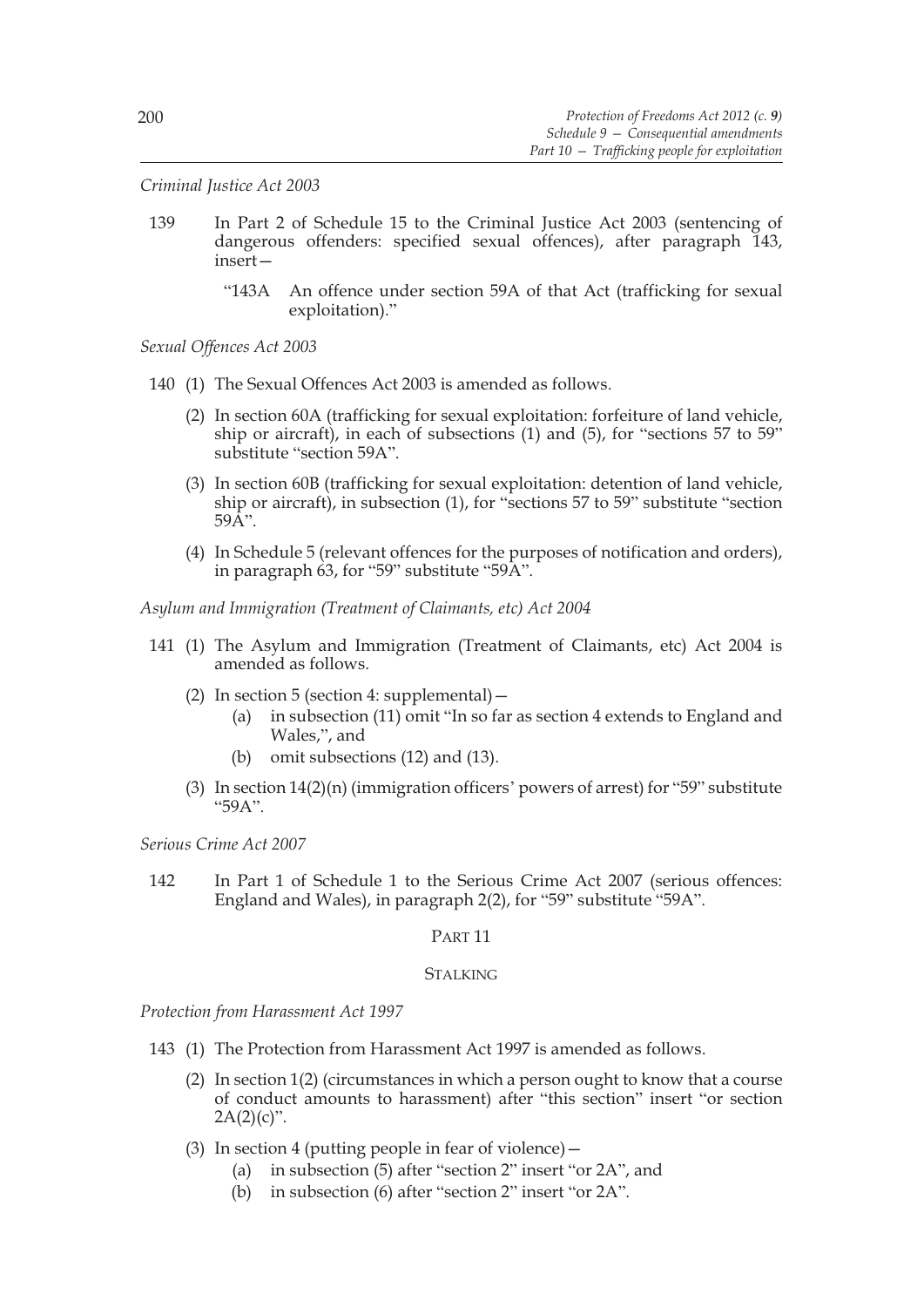*Criminal Justice Act 2003*

139 In Part 2 of Schedule 15 to the Criminal Justice Act 2003 (sentencing of dangerous offenders: specified sexual offences), after paragraph 143, insert—

"143A An offence under section 59A of that Act (trafficking for sexual exploitation)."

*Sexual Offences Act 2003*

140 (1) The Sexual Offences Act 2003 is amended as follows.

(2) In section 60A (trafficking for sexual exploitation: forfeiture of land vehicle, ship or aircraft), in each of subsections (1) and (5), for "sections 57 to 59" substitute "section 59A".

(3) In section 60B (trafficking for sexual exploitation: detention of land vehicle, ship or aircraft), in subsection (1), for "sections 57 to 59" substitute "section 59A".

(4) In Schedule 5 (relevant offences for the purposes of notification and orders), in paragraph 63, for "59" substitute "59A".

*Asylum and Immigration (Treatment of Claimants, etc) Act 2004*

141 (1) The Asylum and Immigration (Treatment of Claimants, etc) Act 2004 is amended as follows.

(2) In section 5 (section 4: supplemental)—

(a) in subsection (11) omit "In so far as section 4 extends to England and Wales,", and

(b) omit subsections (12) and (13).

(3) In section 14(2)(n) (immigration officers' powers of arrest) for "59" substitute "59A".

*Serious Crime Act 2007*

142 In Part 1 of Schedule 1 to the Serious Crime Act 2007 (serious offences: England and Wales), in paragraph 2(2), for "59" substitute "59A".

## PART 11

## STALKING

*Protection from Harassment Act 1997*

143 (1) The Protection from Harassment Act 1997 is amended as follows.

(2) In section 1(2) (circumstances in which a person ought to know that a course of conduct amounts to harassment) after "this section" insert "or section 2A(2)(c)".

(3) In section 4 (putting people in fear of violence)—

(a) in subsection (5) after "section 2" insert "or 2A", and

(b) in subsection (6) after "section 2" insert "or 2A".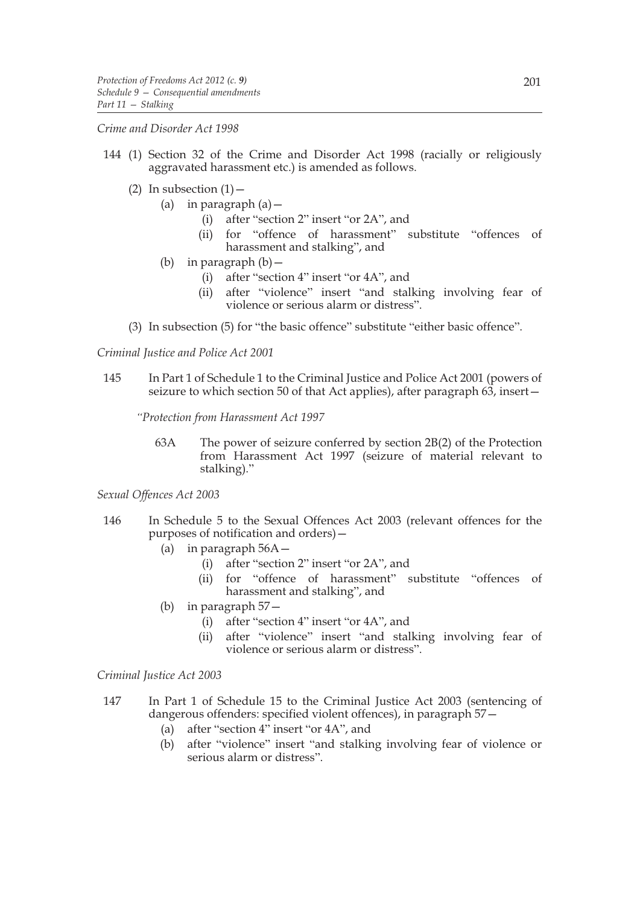*Crime and Disorder Act 1998*

144 (1) Section 32 of the Crime and Disorder Act 1998 (racially or religiously aggravated harassment etc.) is amended as follows.

(2) In subsection (1)—

(a) in paragraph (a)—

(i) after "section 2" insert "or 2A", and

(ii) for "offence of harassment" substitute "offences of harassment and stalking", and

(b) in paragraph (b)—

(i) after "section 4" insert "or 4A", and

(ii) after "violence" insert "and stalking involving fear of violence or serious alarm or distress".

(3) In subsection (5) for "the basic offence" substitute "either basic offence".

*Criminal Justice and Police Act 2001*

145 In Part 1 of Schedule 1 to the Criminal Justice and Police Act 2001 (powers of seizure to which section 50 of that Act applies), after paragraph 63, insert—

*"Protection from Harassment Act 1997*

63A The power of seizure conferred by section 2B(2) of the Protection from Harassment Act 1997 (seizure of material relevant to stalking)."

*Sexual Offences Act 2003*

146 In Schedule 5 to the Sexual Offences Act 2003 (relevant offences for the purposes of notification and orders)—

(a) in paragraph 56A—

(i) after "section 2" insert "or 2A", and

(ii) for "offence of harassment" substitute "offences of harassment and stalking", and

(b) in paragraph 57—

(i) after "section 4" insert "or 4A", and

(ii) after "violence" insert "and stalking involving fear of violence or serious alarm or distress".

*Criminal Justice Act 2003*

147 In Part 1 of Schedule 15 to the Criminal Justice Act 2003 (sentencing of dangerous offenders: specified violent offences), in paragraph 57—

(a) after "section 4" insert "or 4A", and

(b) after "violence" insert "and stalking involving fear of violence or serious alarm or distress".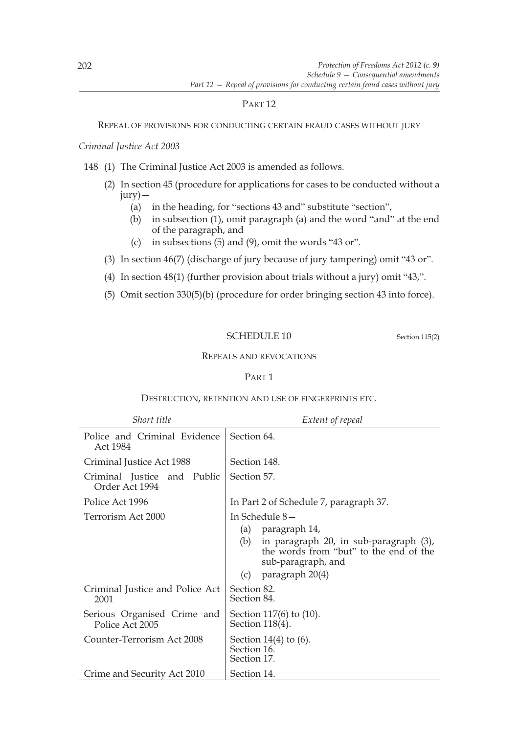## PART 12

### REPEAL OF PROVISIONS FOR CONDUCTING CERTAIN FRAUD CASES WITHOUT JURY

*Criminal Justice Act 2003*

148 (1) The Criminal Justice Act 2003 is amended as follows.

(2) In section 45 (procedure for applications for cases to be conducted without a jury)—

(a) in the heading, for "sections 43 and" substitute "section",

(b) in subsection (1), omit paragraph (a) and the word "and" at the end of the paragraph, and

(c) in subsections (5) and (9), omit the words "43 or".

(3) In section 46(7) (discharge of jury because of jury tampering) omit "43 or".

(4) In section 48(1) (further provision about trials without a jury) omit "43,".

(5) Omit section 330(5)(b) (procedure for order bringing section 43 into force).

## SCHEDULE 10

Section 115(2)

### REPEALS AND REVOCATIONS

## PART 1

### DESTRUCTION, RETENTION AND USE OF FINGERPRINTS ETC.

| *Short title* | *Extent of repeal* |
|---|---|
| Police and Criminal Evidence Act 1984 | Section 64. |
| Criminal Justice Act 1988 | Section 148. |
| Criminal Justice and Public Order Act 1994 | Section 57. |
| Police Act 1996 | In Part 2 of Schedule 7, paragraph 37. |
| Terrorism Act 2000 | In Schedule 8— (a) paragraph 14, (b) in paragraph 20, in sub-paragraph (3), the words from "but" to the end of the sub-paragraph, and (c) paragraph 20(4) |
| Criminal Justice and Police Act 2001 | Section 82. Section 84. |
| Serious Organised Crime and Police Act 2005 | Section 117(6) to (10). Section 118(4). |
| Counter-Terrorism Act 2008 | Section 14(4) to (6). Section 16. Section 17. |
| Crime and Security Act 2010 | Section 14. |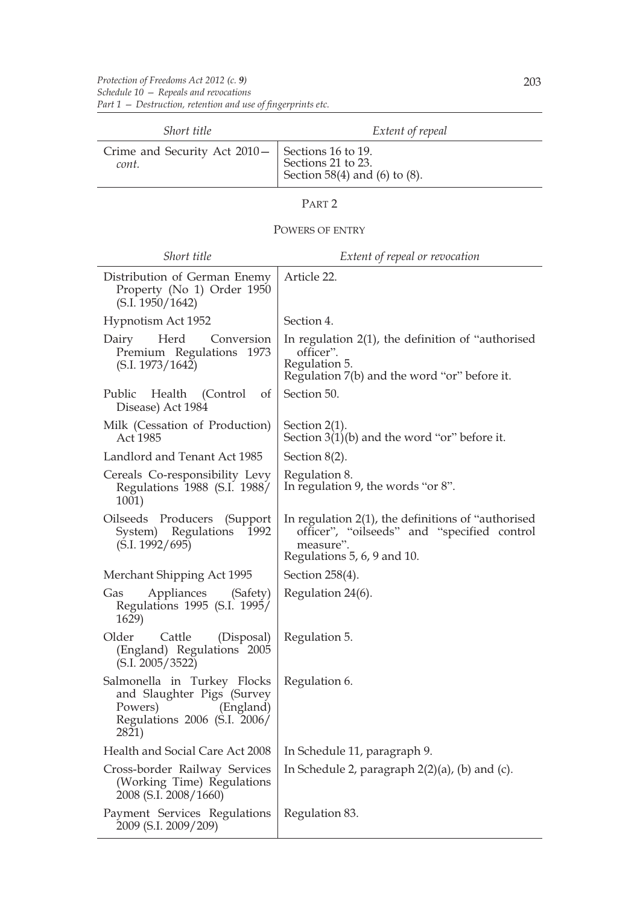| *Short title* | *Extent of repeal* |
| --- | --- |
| Crime and Security Act 2010—*cont.* | Sections 16 to 19.<br>Sections 21 to 23.<br>Section 58(4) and (6) to (8). |

PART 2

POWERS OF ENTRY

| *Short title* | *Extent of repeal or revocation* |
| --- | --- |
| Distribution of German Enemy Property (No 1) Order 1950 (S.I. 1950/1642) | Article 22. |
| Hypnotism Act 1952 | Section 4. |
| Dairy Herd Conversion Premium Regulations 1973 (S.I. 1973/1642) | In regulation 2(1), the definition of "authorised officer".<br>Regulation 5.<br>Regulation 7(b) and the word "or" before it. |
| Public Health (Control of Disease) Act 1984 | Section 50. |
| Milk (Cessation of Production) Act 1985 | Section 2(1).<br>Section 3(1)(b) and the word "or" before it. |
| Landlord and Tenant Act 1985 | Section 8(2). |
| Cereals Co-responsibility Levy Regulations 1988 (S.I. 1988/1001) | Regulation 8.<br>In regulation 9, the words "or 8". |
| Oilseeds Producers (Support System) Regulations 1992 (S.I. 1992/695) | In regulation 2(1), the definitions of "authorised officer", "oilseeds" and "specified control measure".<br>Regulations 5, 6, 9 and 10. |
| Merchant Shipping Act 1995 | Section 258(4). |
| Gas Appliances (Safety) Regulations 1995 (S.I. 1995/1629) | Regulation 24(6). |
| Older Cattle (Disposal) (England) Regulations 2005 (S.I. 2005/3522) | Regulation 5. |
| Salmonella in Turkey Flocks and Slaughter Pigs (Survey Powers) (England) Regulations 2006 (S.I. 2006/2821) | Regulation 6. |
| Health and Social Care Act 2008 | In Schedule 11, paragraph 9. |
| Cross-border Railway Services (Working Time) Regulations 2008 (S.I. 2008/1660) | In Schedule 2, paragraph 2(2)(a), (b) and (c). |
| Payment Services Regulations 2009 (S.I. 2009/209) | Regulation 83. |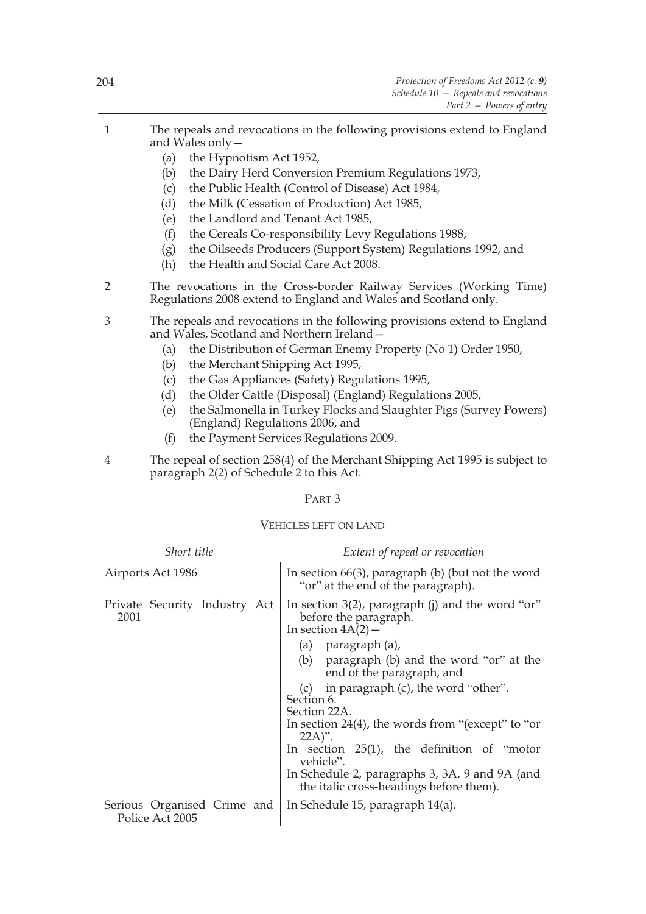1 The repeals and revocations in the following provisions extend to England and Wales only—

   (a) the Hypnotism Act 1952,
   (b) the Dairy Herd Conversion Premium Regulations 1973,
   (c) the Public Health (Control of Disease) Act 1984,
   (d) the Milk (Cessation of Production) Act 1985,
   (e) the Landlord and Tenant Act 1985,
   (f) the Cereals Co-responsibility Levy Regulations 1988,
   (g) the Oilseeds Producers (Support System) Regulations 1992, and
   (h) the Health and Social Care Act 2008.

2 The revocations in the Cross-border Railway Services (Working Time) Regulations 2008 extend to England and Wales and Scotland only.

3 The repeals and revocations in the following provisions extend to England and Wales, Scotland and Northern Ireland—

   (a) the Distribution of German Enemy Property (No 1) Order 1950,
   (b) the Merchant Shipping Act 1995,
   (c) the Gas Appliances (Safety) Regulations 1995,
   (d) the Older Cattle (Disposal) (England) Regulations 2005,
   (e) the Salmonella in Turkey Flocks and Slaughter Pigs (Survey Powers) (England) Regulations 2006, and
   (f) the Payment Services Regulations 2009.

4 The repeal of section 258(4) of the Merchant Shipping Act 1995 is subject to paragraph 2(2) of Schedule 2 to this Act.

## PART 3

### VEHICLES LEFT ON LAND

| *Short title* | *Extent of repeal or revocation* |
|---|---|
| Airports Act 1986 | In section 66(3), paragraph (b) (but not the word "or" at the end of the paragraph). |
| Private Security Industry Act 2001 | In section 3(2), paragraph (j) and the word "or" before the paragraph.<br>In section 4A(2)—<br>(a) paragraph (a),<br>(b) paragraph (b) and the word "or" at the end of the paragraph, and<br>(c) in paragraph (c), the word "other".<br>Section 6.<br>Section 22A.<br>In section 24(4), the words from "(except" to "or 22A)".<br>In section 25(1), the definition of "motor vehicle".<br>In Schedule 2, paragraphs 3, 3A, 9 and 9A (and the italic cross-headings before them). |
| Serious Organised Crime and Police Act 2005 | In Schedule 15, paragraph 14(a). |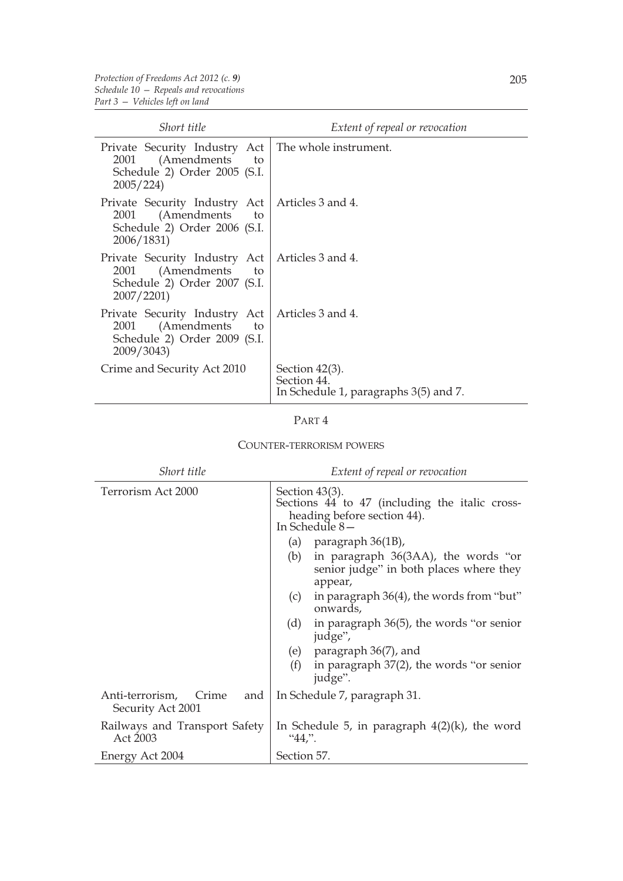| Short title | Extent of repeal or revocation |
| --- | --- |
| Private Security Industry Act 2001 (Amendments to Schedule 2) Order 2005 (S.I. 2005/224) | The whole instrument. |
| Private Security Industry Act 2001 (Amendments to Schedule 2) Order 2006 (S.I. 2006/1831) | Articles 3 and 4. |
| Private Security Industry Act 2001 (Amendments to Schedule 2) Order 2007 (S.I. 2007/2201) | Articles 3 and 4. |
| Private Security Industry Act 2001 (Amendments to Schedule 2) Order 2009 (S.I. 2009/3043) | Articles 3 and 4. |
| Crime and Security Act 2010 | Section 42(3).<br>Section 44.<br>In Schedule 1, paragraphs 3(5) and 7. |

## PART 4

### COUNTER-TERRORISM POWERS

| Short title | Extent of repeal or revocation |
| --- | --- |
| Terrorism Act 2000 | Section 43(3).<br>Sections 44 to 47 (including the italic cross-heading before section 44).<br>In Schedule 8—<br>(a) paragraph 36(1B),<br>(b) in paragraph 36(3AA), the words "or senior judge" in both places where they appear,<br>(c) in paragraph 36(4), the words from "but" onwards,<br>(d) in paragraph 36(5), the words "or senior judge",<br>(e) paragraph 36(7), and<br>(f) in paragraph 37(2), the words "or senior judge". |
| Anti-terrorism, Crime and Security Act 2001 | In Schedule 7, paragraph 31. |
| Railways and Transport Safety Act 2003 | In Schedule 5, in paragraph 4(2)(k), the word "44,". |
| Energy Act 2004 | Section 57. |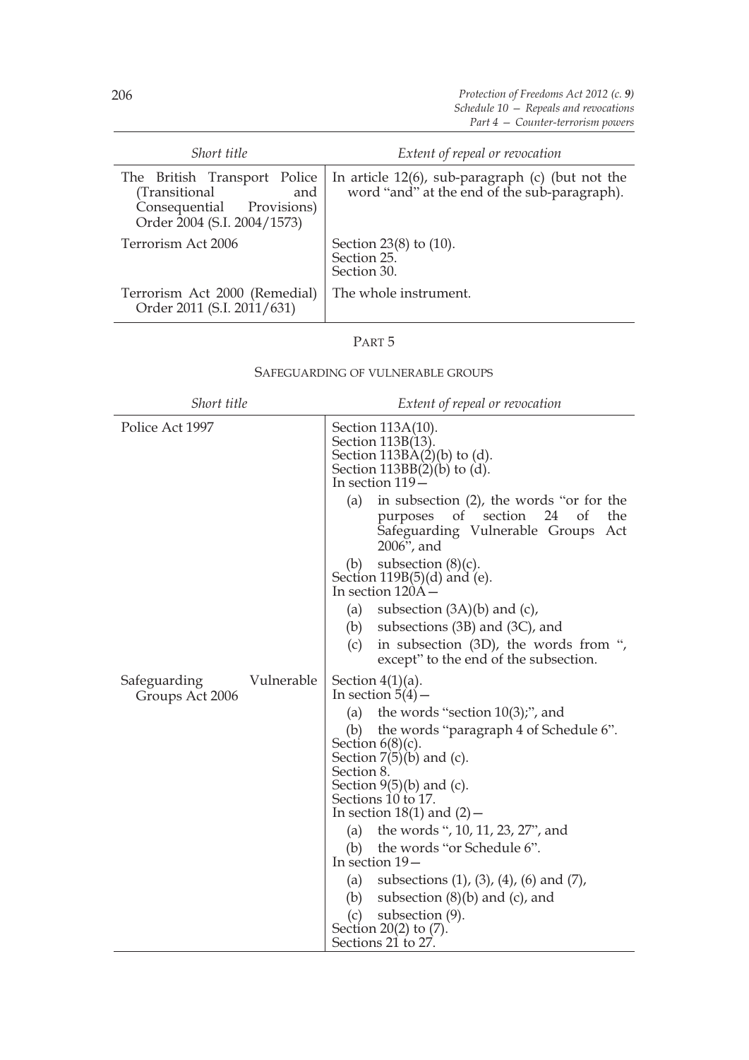| Short title | Extent of repeal or revocation |
|---|---|
| The British Transport Police (Transitional and Consequential Provisions) Order 2004 (S.I. 2004/1573) | In article 12(6), sub-paragraph (c) (but not the word "and" at the end of the sub-paragraph). |
| Terrorism Act 2006 | Section 23(8) to (10).<br>Section 25.<br>Section 30. |
| Terrorism Act 2000 (Remedial) Order 2011 (S.I. 2011/631) | The whole instrument. |

## PART 5

### SAFEGUARDING OF VULNERABLE GROUPS

| Short title | Extent of repeal or revocation |
|---|---|
| Police Act 1997 | Section 113A(10).<br>Section 113B(13).<br>Section 113BA(2)(b) to (d).<br>Section 113BB(2)(b) to (d).<br>In section 119—<br>(a) in subsection (2), the words "or for the purposes of section 24 of the Safeguarding Vulnerable Groups Act 2006", and<br>(b) subsection (8)(c).<br>Section 119B(5)(d) and (e).<br>In section 120A—<br>(a) subsection (3A)(b) and (c),<br>(b) subsections (3B) and (3C), and<br>(c) in subsection (3D), the words from ", except" to the end of the subsection. |
| Safeguarding Vulnerable Groups Act 2006 | Section 4(1)(a).<br>In section 5(4)—<br>(a) the words "section 10(3);", and<br>(b) the words "paragraph 4 of Schedule 6".<br>Section 6(8)(c).<br>Section 7(5)(b) and (c).<br>Section 8.<br>Section 9(5)(b) and (c).<br>Sections 10 to 17.<br>In section 18(1) and (2)—<br>(a) the words ", 10, 11, 23, 27", and<br>(b) the words "or Schedule 6".<br>In section 19—<br>(a) subsections (1), (3), (4), (6) and (7),<br>(b) subsection (8)(b) and (c), and<br>(c) subsection (9).<br>Section 20(2) to (7).<br>Sections 21 to 27. |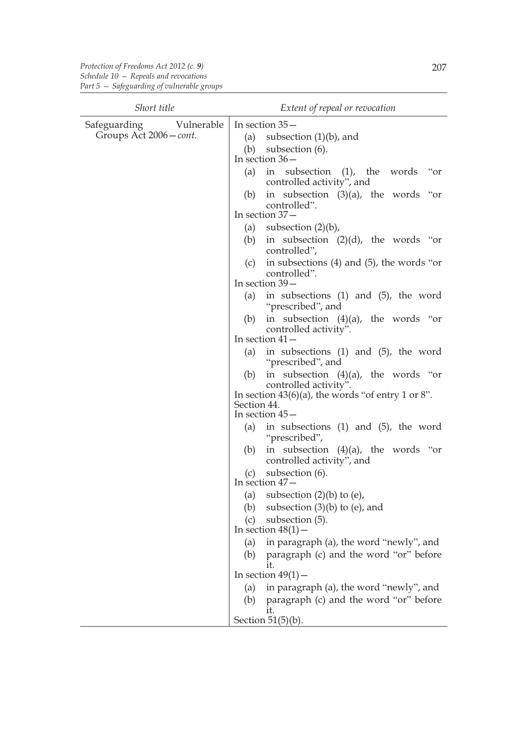| Short title | Extent of repeal or revocation |
|---|---|
| Safeguarding Vulnerable Groups Act 2006—*cont.* | In section 35—<br>(a) subsection (1)(b), and<br>(b) subsection (6).<br>In section 36—<br>(a) in subsection (1), the words "or controlled activity", and<br>(b) in subsection (3)(a), the words "or controlled".<br>In section 37—<br>(a) subsection (2)(b),<br>(b) in subsection (2)(d), the words "or controlled",<br>(c) in subsections (4) and (5), the words "or controlled".<br>In section 39—<br>(a) in subsections (1) and (5), the word "prescribed", and<br>(b) in subsection (4)(a), the words "or controlled activity".<br>In section 41—<br>(a) in subsections (1) and (5), the word "prescribed", and<br>(b) in subsection (4)(a), the words "or controlled activity".<br>In section 43(6)(a), the words "of entry 1 or 8".<br>Section 44.<br>In section 45—<br>(a) in subsections (1) and (5), the word "prescribed",<br>(b) in subsection (4)(a), the words "or controlled activity", and<br>(c) subsection (6).<br>In section 47—<br>(a) subsection (2)(b) to (e),<br>(b) subsection (3)(b) to (e), and<br>(c) subsection (5).<br>In section 48(1)—<br>(a) in paragraph (a), the word "newly", and<br>(b) paragraph (c) and the word "or" before it.<br>In section 49(1)—<br>(a) in paragraph (a), the word "newly", and<br>(b) paragraph (c) and the word "or" before it.<br>Section 51(5)(b). |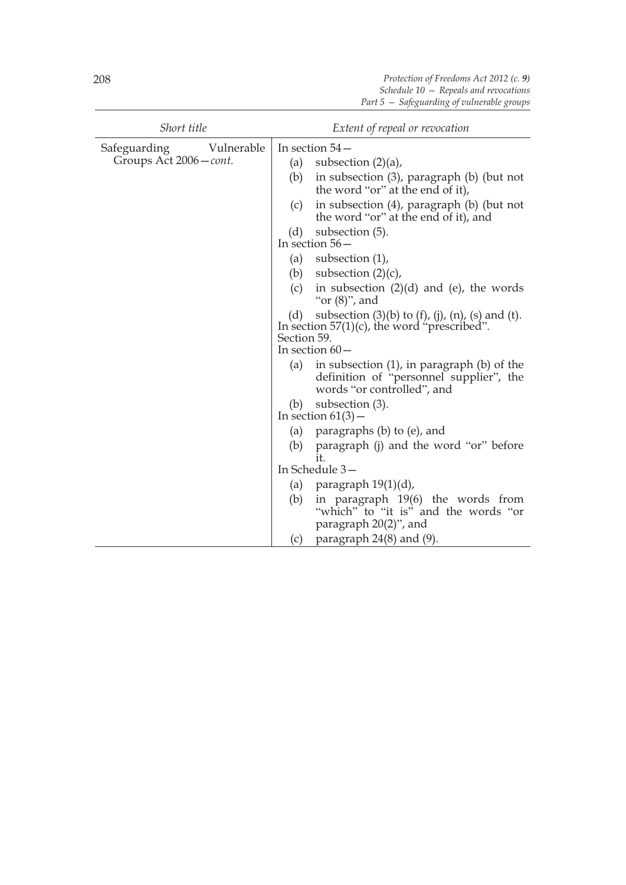| Short title | Extent of repeal or revocation |
|---|---|
| Safeguarding Vulnerable Groups Act 2006—*cont.* | In section 54—<br>(a) subsection (2)(a),<br>(b) in subsection (3), paragraph (b) (but not the word "or" at the end of it),<br>(c) in subsection (4), paragraph (b) (but not the word "or" at the end of it), and<br>(d) subsection (5).<br>In section 56—<br>(a) subsection (1),<br>(b) subsection (2)(c),<br>(c) in subsection (2)(d) and (e), the words "or (8)", and<br>(d) subsection (3)(b) to (f), (j), (n), (s) and (t).<br>In section 57(1)(c), the word "prescribed".<br>Section 59.<br>In section 60—<br>(a) in subsection (1), in paragraph (b) of the definition of "personnel supplier", the words "or controlled", and<br>(b) subsection (3).<br>In section 61(3)—<br>(a) paragraphs (b) to (e), and<br>(b) paragraph (j) and the word "or" before it.<br>In Schedule 3—<br>(a) paragraph 19(1)(d),<br>(b) in paragraph 19(6) the words from "which" to "it is" and the words "or paragraph 20(2)", and<br>(c) paragraph 24(8) and (9). |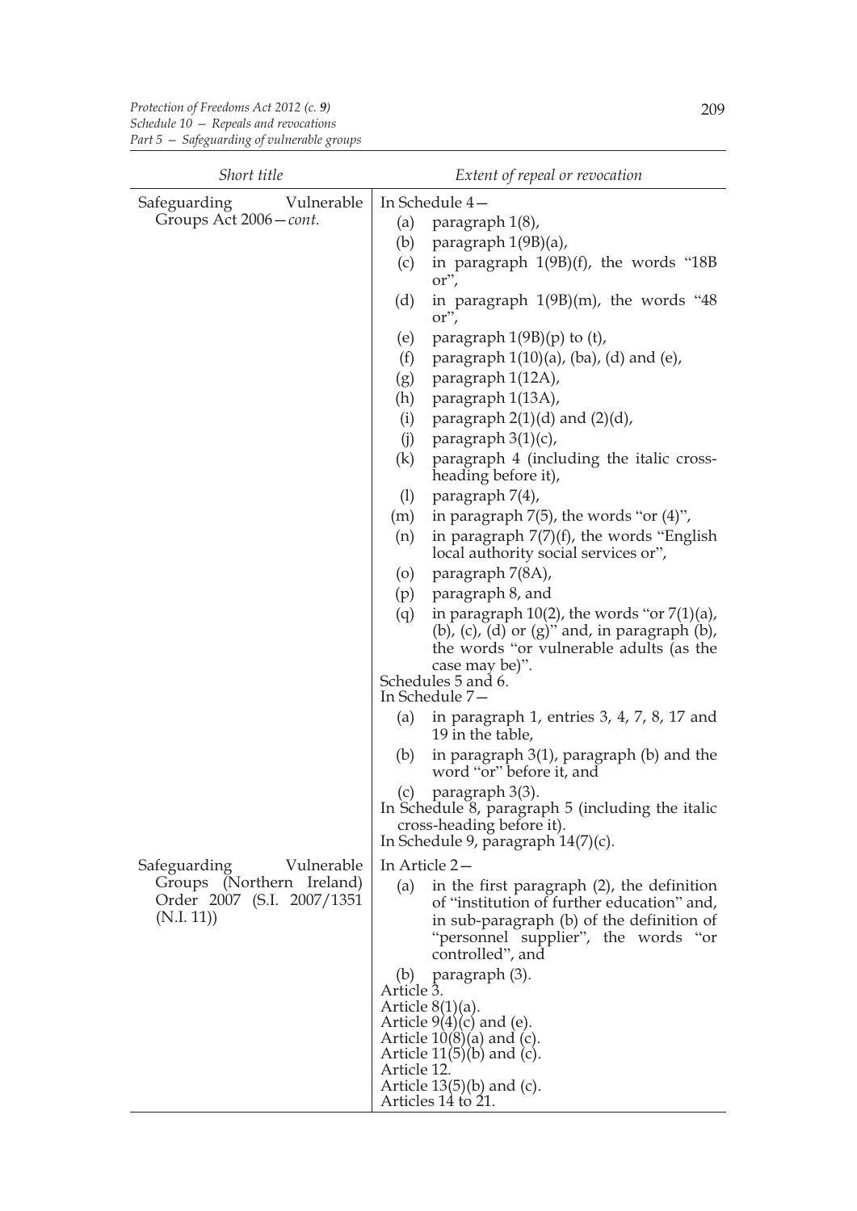| Short title | Extent of repeal or revocation |
|---|---|
| Safeguarding Vulnerable Groups Act 2006—*cont.* | In Schedule 4—<br>(a) paragraph 1(8),<br>(b) paragraph 1(9B)(a),<br>(c) in paragraph 1(9B)(f), the words "18B or",<br>(d) in paragraph 1(9B)(m), the words "48 or",<br>(e) paragraph 1(9B)(p) to (t),<br>(f) paragraph 1(10)(a), (ba), (d) and (e),<br>(g) paragraph 1(12A),<br>(h) paragraph 1(13A),<br>(i) paragraph 2(1)(d) and (2)(d),<br>(j) paragraph 3(1)(c),<br>(k) paragraph 4 (including the italic cross-heading before it),<br>(l) paragraph 7(4),<br>(m) in paragraph 7(5), the words "or (4)",<br>(n) in paragraph 7(7)(f), the words "English local authority social services or",<br>(o) paragraph 7(8A),<br>(p) paragraph 8, and<br>(q) in paragraph 10(2), the words "or 7(1)(a), (b), (c), (d) or (g)" and, in paragraph (b), the words "or vulnerable adults (as the case may be)".<br>Schedules 5 and 6.<br>In Schedule 7—<br>(a) in paragraph 1, entries 3, 4, 7, 8, 17 and 19 in the table,<br>(b) in paragraph 3(1), paragraph (b) and the word "or" before it, and<br>(c) paragraph 3(3).<br>In Schedule 8, paragraph 5 (including the italic cross-heading before it).<br>In Schedule 9, paragraph 14(7)(c). |
| Safeguarding Vulnerable Groups (Northern Ireland) Order 2007 (S.I. 2007/1351 (N.I. 11)) | In Article 2—<br>(a) in the first paragraph (2), the definition of "institution of further education" and, in sub-paragraph (b) of the definition of "personnel supplier", the words "or controlled", and<br>(b) paragraph (3).<br>Article 3.<br>Article 8(1)(a).<br>Article 9(4)(c) and (e).<br>Article 10(8)(a) and (c).<br>Article 11(5)(b) and (c).<br>Article 12.<br>Article 13(5)(b) and (c).<br>Articles 14 to 21. |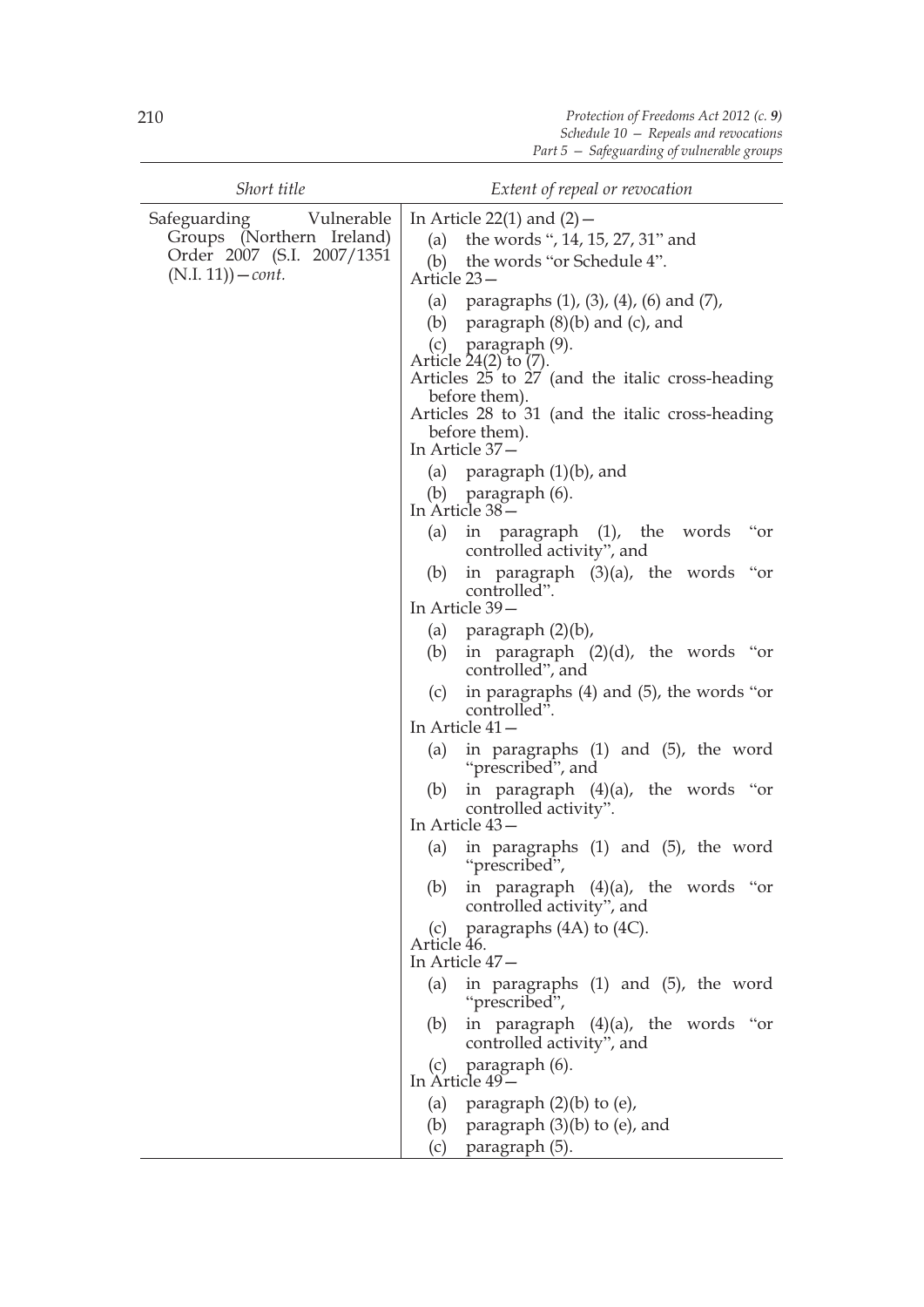| Short title | Extent of repeal or revocation |
|---|---|
| Safeguarding Vulnerable Groups (Northern Ireland) Order 2007 (S.I. 2007/1351 (N.I. 11))—*cont.* | In Article 22(1) and (2)—<br>(a) the words ", 14, 15, 27, 31" and<br>(b) the words "or Schedule 4".<br>Article 23—<br>(a) paragraphs (1), (3), (4), (6) and (7),<br>(b) paragraph (8)(b) and (c), and<br>(c) paragraph (9).<br>Article 24(2) to (7).<br>Articles 25 to 27 (and the italic cross-heading before them).<br>Articles 28 to 31 (and the italic cross-heading before them).<br>In Article 37—<br>(a) paragraph (1)(b), and<br>(b) paragraph (6).<br>In Article 38—<br>(a) in paragraph (1), the words "or controlled activity", and<br>(b) in paragraph (3)(a), the words "or controlled".<br>In Article 39—<br>(a) paragraph (2)(b),<br>(b) in paragraph (2)(d), the words "or controlled", and<br>(c) in paragraphs (4) and (5), the words "or controlled".<br>In Article 41—<br>(a) in paragraphs (1) and (5), the word "prescribed", and<br>(b) in paragraph (4)(a), the words "or controlled activity".<br>In Article 43—<br>(a) in paragraphs (1) and (5), the word "prescribed",<br>(b) in paragraph (4)(a), the words "or controlled activity", and<br>(c) paragraphs (4A) to (4C).<br>Article 46.<br>In Article 47—<br>(a) in paragraphs (1) and (5), the word "prescribed",<br>(b) in paragraph (4)(a), the words "or controlled activity", and<br>(c) paragraph (6).<br>In Article 49—<br>(a) paragraph (2)(b) to (e),<br>(b) paragraph (3)(b) to (e), and<br>(c) paragraph (5). |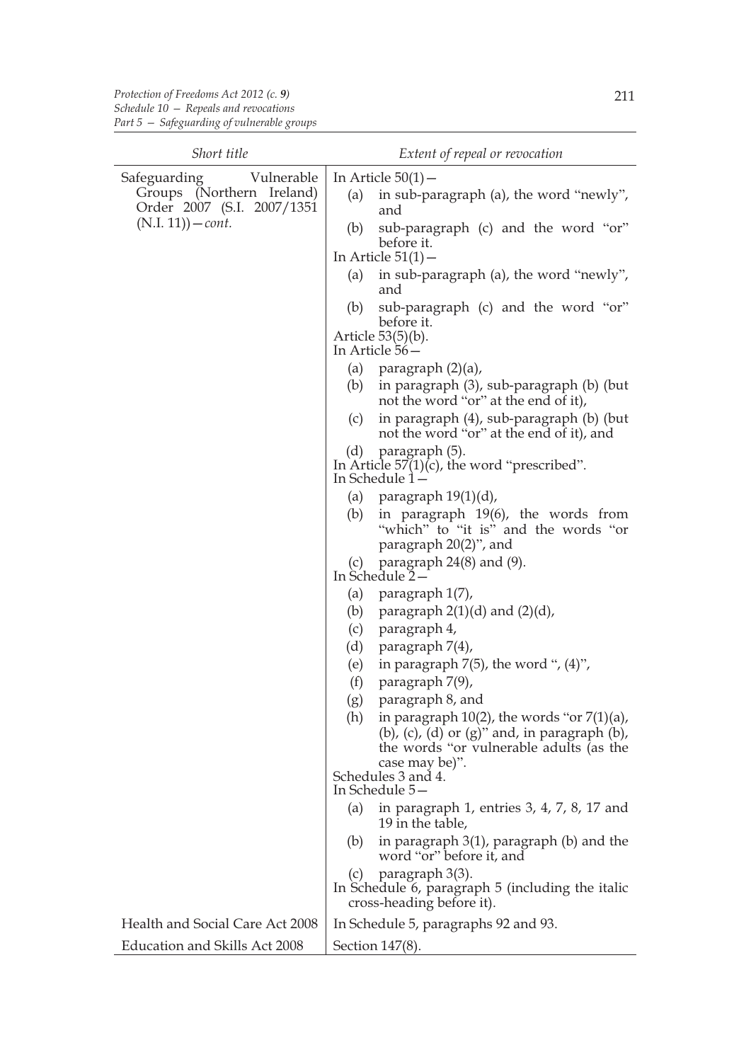| Short title | Extent of repeal or revocation |
| --- | --- |
| Safeguarding Vulnerable Groups (Northern Ireland) Order 2007 (S.I. 2007/1351 (N.I. 11))—*cont.* | In Article 50(1)— (a) in sub-paragraph (a), the word "newly", and (b) sub-paragraph (c) and the word "or" before it. In Article 51(1)— (a) in sub-paragraph (a), the word "newly", and (b) sub-paragraph (c) and the word "or" before it. Article 53(5)(b). In Article 56— (a) paragraph (2)(a), (b) in paragraph (3), sub-paragraph (b) (but not the word "or" at the end of it), (c) in paragraph (4), sub-paragraph (b) (but not the word "or" at the end of it), and (d) paragraph (5). In Article 57(1)(c), the word "prescribed". In Schedule 1— (a) paragraph 19(1)(d), (b) in paragraph 19(6), the words from "which" to "it is" and the words "or paragraph 20(2)", and (c) paragraph 24(8) and (9). In Schedule 2— (a) paragraph 1(7), (b) paragraph 2(1)(d) and (2)(d), (c) paragraph 4, (d) paragraph 7(4), (e) in paragraph 7(5), the word ", (4)", (f) paragraph 7(9), (g) paragraph 8, and (h) in paragraph 10(2), the words "or 7(1)(a), (b), (c), (d) or (g)" and, in paragraph (b), the words "or vulnerable adults (as the case may be)". Schedules 3 and 4. In Schedule 5— (a) in paragraph 1, entries 3, 4, 7, 8, 17 and 19 in the table, (b) in paragraph 3(1), paragraph (b) and the word "or" before it, and (c) paragraph 3(3). In Schedule 6, paragraph 5 (including the italic cross-heading before it). |
| Health and Social Care Act 2008 | In Schedule 5, paragraphs 92 and 93. |
| Education and Skills Act 2008 | Section 147(8). |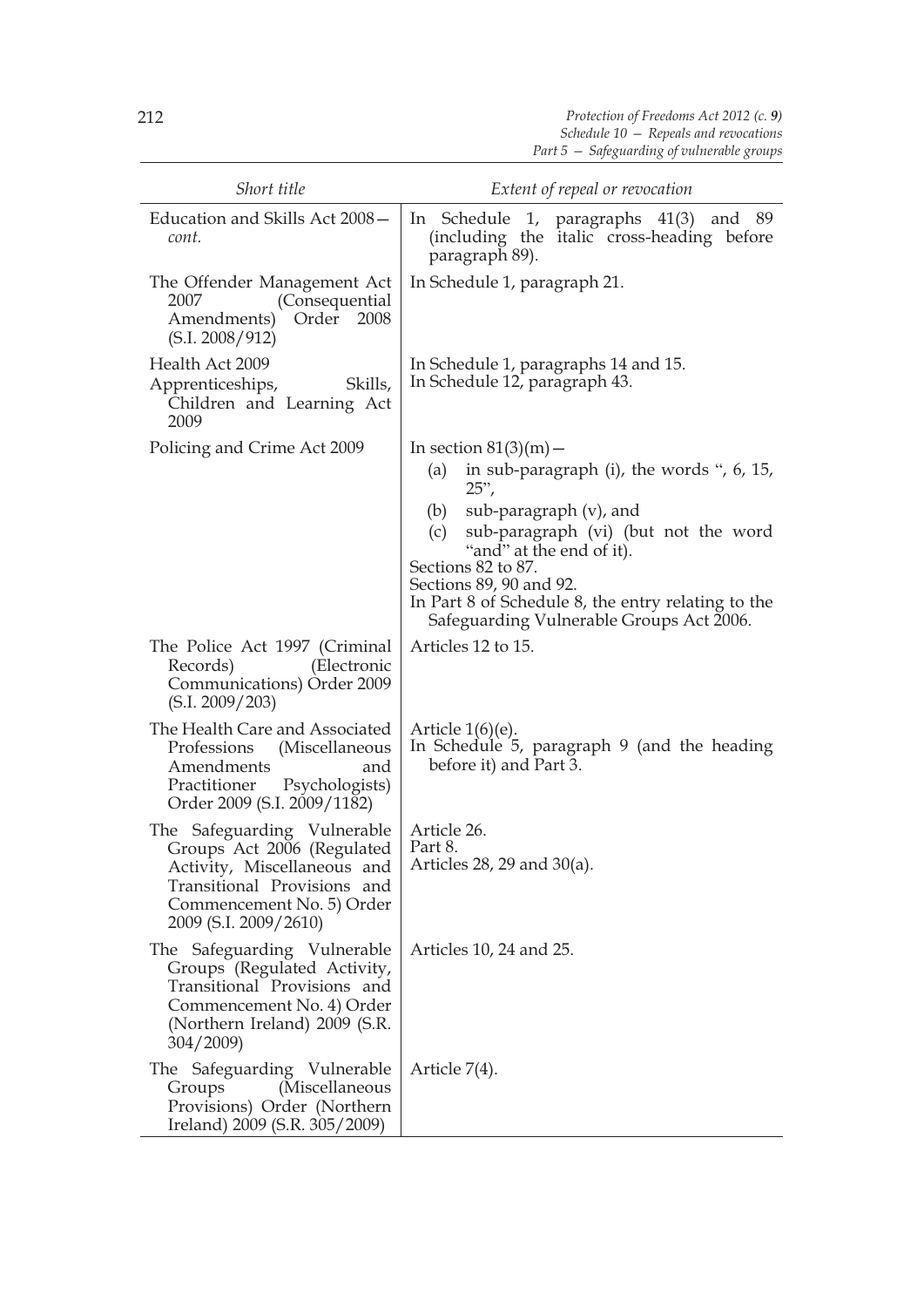| Short title | Extent of repeal or revocation |
|---|---|
| Education and Skills Act 2008—*cont.* | In Schedule 1, paragraphs 41(3) and 89 (including the italic cross-heading before paragraph 89). |
| The Offender Management Act 2007 (Consequential Amendments) Order 2008 (S.I. 2008/912) | In Schedule 1, paragraph 21. |
| Health Act 2009 | In Schedule 1, paragraphs 14 and 15. |
| Apprenticeships, Skills, Children and Learning Act 2009 | In Schedule 12, paragraph 43. |
| Policing and Crime Act 2009 | In section 81(3)(m)—<br>(a) in sub-paragraph (i), the words ", 6, 15, 25",<br>(b) sub-paragraph (v), and<br>(c) sub-paragraph (vi) (but not the word "and" at the end of it).<br>Sections 82 to 87.<br>Sections 89, 90 and 92.<br>In Part 8 of Schedule 8, the entry relating to the Safeguarding Vulnerable Groups Act 2006. |
| The Police Act 1997 (Criminal Records) (Electronic Communications) Order 2009 (S.I. 2009/203) | Articles 12 to 15. |
| The Health Care and Associated Professions (Miscellaneous Amendments and Practitioner Psychologists) Order 2009 (S.I. 2009/1182) | Article 1(6)(e).<br>In Schedule 5, paragraph 9 (and the heading before it) and Part 3. |
| The Safeguarding Vulnerable Groups Act 2006 (Regulated Activity, Miscellaneous and Transitional Provisions and Commencement No. 5) Order 2009 (S.I. 2009/2610) | Article 26.<br>Part 8.<br>Articles 28, 29 and 30(a). |
| The Safeguarding Vulnerable Groups (Regulated Activity, Transitional Provisions and Commencement No. 4) Order (Northern Ireland) 2009 (S.R. 304/2009) | Articles 10, 24 and 25. |
| The Safeguarding Vulnerable Groups (Miscellaneous Provisions) Order (Northern Ireland) 2009 (S.R. 305/2009) | Article 7(4). |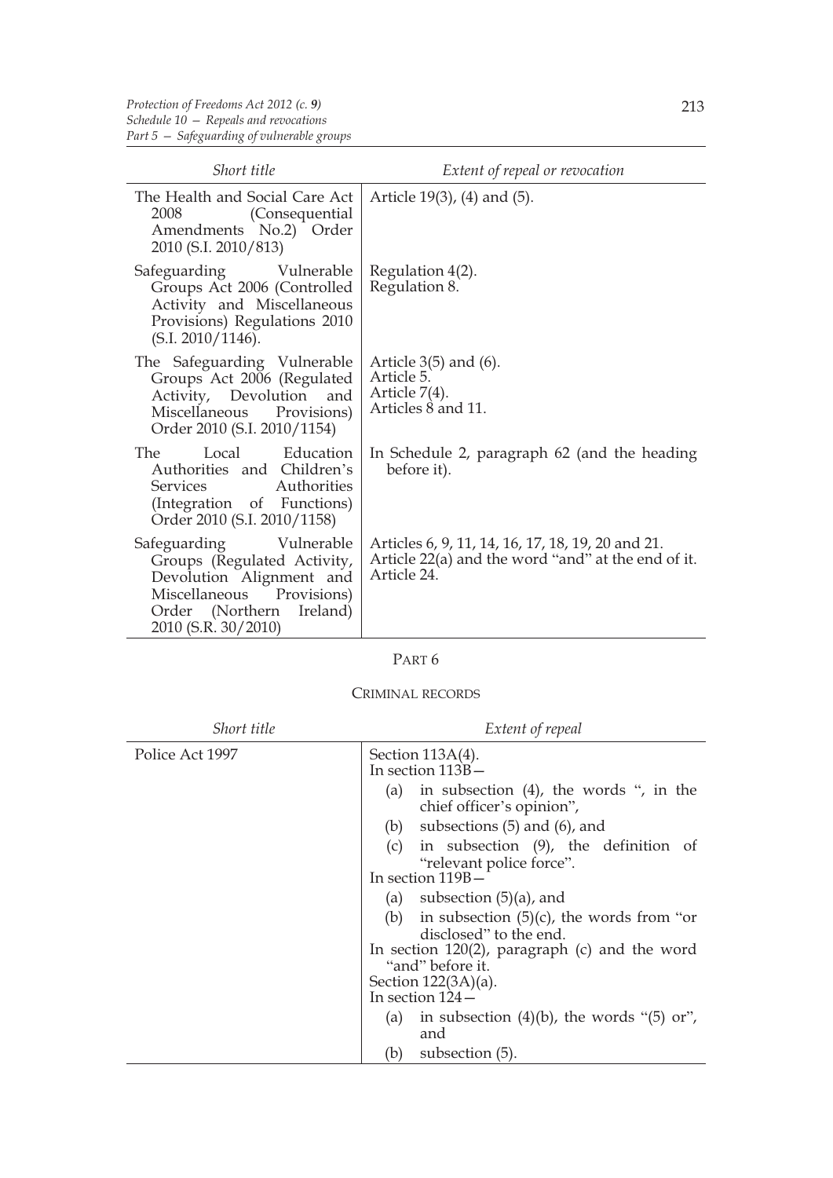| *Short title* | *Extent of repeal or revocation* |
|---|---|
| The Health and Social Care Act 2008 (Consequential Amendments No.2) Order 2010 (S.I. 2010/813) | Article 19(3), (4) and (5). |
| Safeguarding Vulnerable Groups Act 2006 (Controlled Activity and Miscellaneous Provisions) Regulations 2010 (S.I. 2010/1146). | Regulation 4(2).<br>Regulation 8. |
| The Safeguarding Vulnerable Groups Act 2006 (Regulated Activity, Devolution and Miscellaneous Provisions) Order 2010 (S.I. 2010/1154) | Article 3(5) and (6).<br>Article 5.<br>Article 7(4).<br>Articles 8 and 11. |
| The Local Education Authorities and Children's Services Authorities (Integration of Functions) Order 2010 (S.I. 2010/1158) | In Schedule 2, paragraph 62 (and the heading before it). |
| Safeguarding Vulnerable Groups (Regulated Activity, Devolution Alignment and Miscellaneous Provisions) Order (Northern Ireland) 2010 (S.R. 30/2010) | Articles 6, 9, 11, 14, 16, 17, 18, 19, 20 and 21.<br>Article 22(a) and the word "and" at the end of it.<br>Article 24. |

## PART 6

### CRIMINAL RECORDS

| *Short title* | *Extent of repeal* |
|---|---|
| Police Act 1997 | Section 113A(4).<br>In section 113B—<br>(a) in subsection (4), the words ", in the chief officer's opinion",<br>(b) subsections (5) and (6), and<br>(c) in subsection (9), the definition of "relevant police force".<br>In section 119B—<br>(a) subsection (5)(a), and<br>(b) in subsection (5)(c), the words from "or disclosed" to the end.<br>In section 120(2), paragraph (c) and the word "and" before it.<br>Section 122(3A)(a).<br>In section 124—<br>(a) in subsection (4)(b), the words "(5) or", and<br>(b) subsection (5). |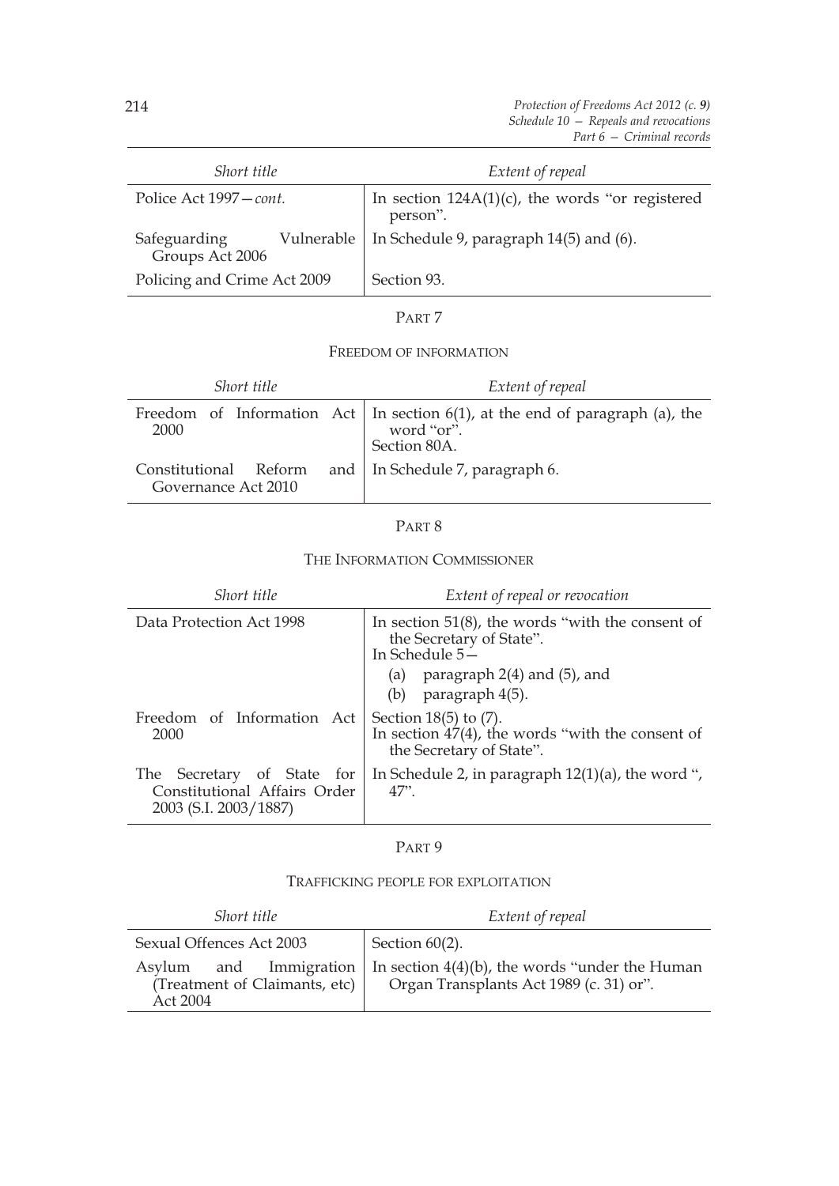| *Short title* | *Extent of repeal* |
|---|---|
| Police Act 1997—*cont.* | In section 124A(1)(c), the words "or registered person". |
| Safeguarding Vulnerable Groups Act 2006 | In Schedule 9, paragraph 14(5) and (6). |
| Policing and Crime Act 2009 | Section 93. |

## PART 7

### FREEDOM OF INFORMATION

| *Short title* | *Extent of repeal* |
|---|---|
| Freedom of Information Act 2000 | In section 6(1), at the end of paragraph (a), the word "or".<br>Section 80A. |
| Constitutional Reform and Governance Act 2010 | In Schedule 7, paragraph 6. |

## PART 8

### THE INFORMATION COMMISSIONER

| *Short title* | *Extent of repeal or revocation* |
|---|---|
| Data Protection Act 1998 | In section 51(8), the words "with the consent of the Secretary of State".<br>In Schedule 5—<br>(a) paragraph 2(4) and (5), and<br>(b) paragraph 4(5). |
| Freedom of Information Act 2000 | Section 18(5) to (7).<br>In section 47(4), the words "with the consent of the Secretary of State". |
| The Secretary of State for Constitutional Affairs Order 2003 (S.I. 2003/1887) | In Schedule 2, in paragraph 12(1)(a), the word ", 47". |

## PART 9

### TRAFFICKING PEOPLE FOR EXPLOITATION

| *Short title* | *Extent of repeal* |
|---|---|
| Sexual Offences Act 2003 | Section 60(2). |
| Asylum and Immigration (Treatment of Claimants, etc) Act 2004 | In section 4(4)(b), the words "under the Human Organ Transplants Act 1989 (c. 31) or". |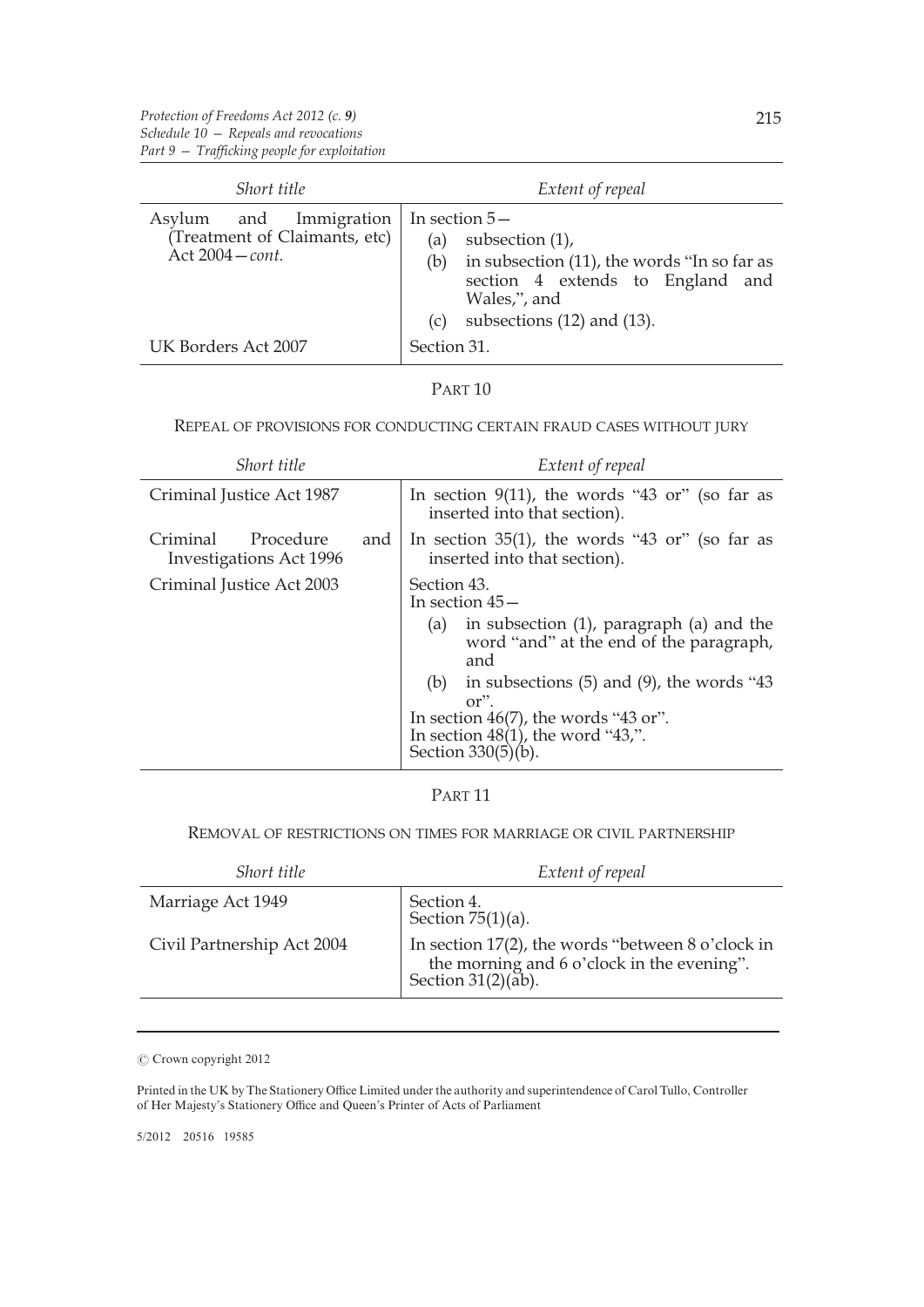| *Short title* | *Extent of repeal* |
|---|---|
| Asylum and Immigration (Treatment of Claimants, etc) Act 2004—*cont.* | In section 5— (a) subsection (1), (b) in subsection (11), the words "In so far as section 4 extends to England and Wales,", and (c) subsections (12) and (13). |
| UK Borders Act 2007 | Section 31. |

## PART 10

### REPEAL OF PROVISIONS FOR CONDUCTING CERTAIN FRAUD CASES WITHOUT JURY

| *Short title* | *Extent of repeal* |
|---|---|
| Criminal Justice Act 1987 | In section 9(11), the words "43 or" (so far as inserted into that section). |
| Criminal Procedure and Investigations Act 1996 | In section 35(1), the words "43 or" (so far as inserted into that section). |
| Criminal Justice Act 2003 | Section 43. In section 45— (a) in subsection (1), paragraph (a) and the word "and" at the end of the paragraph, and (b) in subsections (5) and (9), the words "43 or". In section 46(7), the words "43 or". In section 48(1), the word "43,". Section 330(5)(b). |

## PART 11

### REMOVAL OF RESTRICTIONS ON TIMES FOR MARRIAGE OR CIVIL PARTNERSHIP

| *Short title* | *Extent of repeal* |
|---|---|
| Marriage Act 1949 | Section 4. Section 75(1)(a). |
| Civil Partnership Act 2004 | In section 17(2), the words "between 8 o'clock in the morning and 6 o'clock in the evening". Section 31(2)(ab). |

© Crown copyright 2012

Printed in the UK by The Stationery Office Limited under the authority and superintendence of Carol Tullo, Controller of Her Majesty's Stationery Office and Queen's Printer of Acts of Parliament

5/2012 20516 19585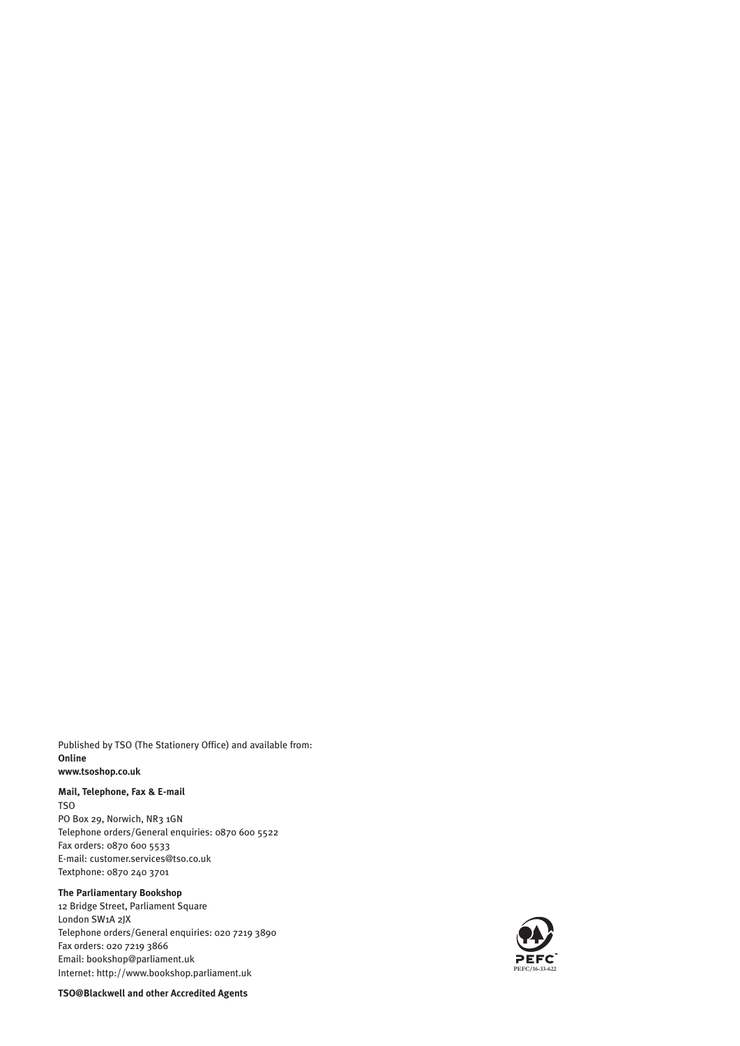Published by TSO (The Stationery Office) and available from:
**Online**
**www.tsoshop.co.uk**

**Mail, Telephone, Fax & E-mail**
TSO
PO Box 29, Norwich, NR3 1GN
Telephone orders/General enquiries: 0870 600 5522
Fax orders: 0870 600 5533
E-mail: customer.services@tso.co.uk
Textphone: 0870 240 3701

**The Parliamentary Bookshop**
12 Bridge Street, Parliament Square
London SW1A 2JX
Telephone orders/General enquiries: 020 7219 3890
Fax orders: 020 7219 3866
Email: bookshop@parliament.uk
Internet: http://www.bookshop.parliament.uk

**TSO@Blackwell and other Accredited Agents**

PEFC
PEFC/16-33-622